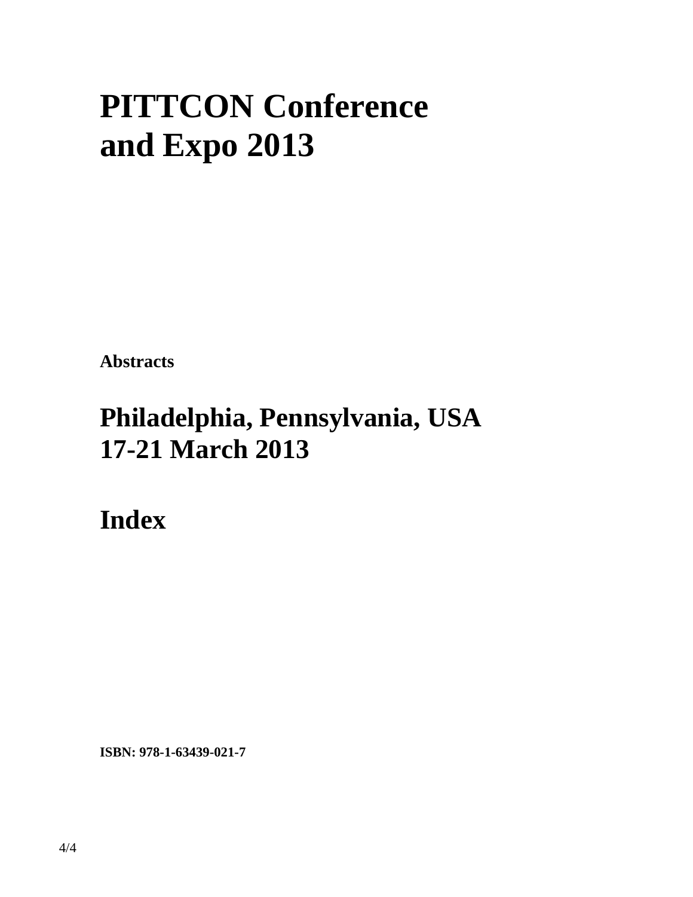# PITTCON Conference and Expo 2013

**Abstracts**

# Philadelphia, Pennsylvania, USA 17-21 March 2013

# Index

**ISBN: 978-1-63439-021-7**

4/4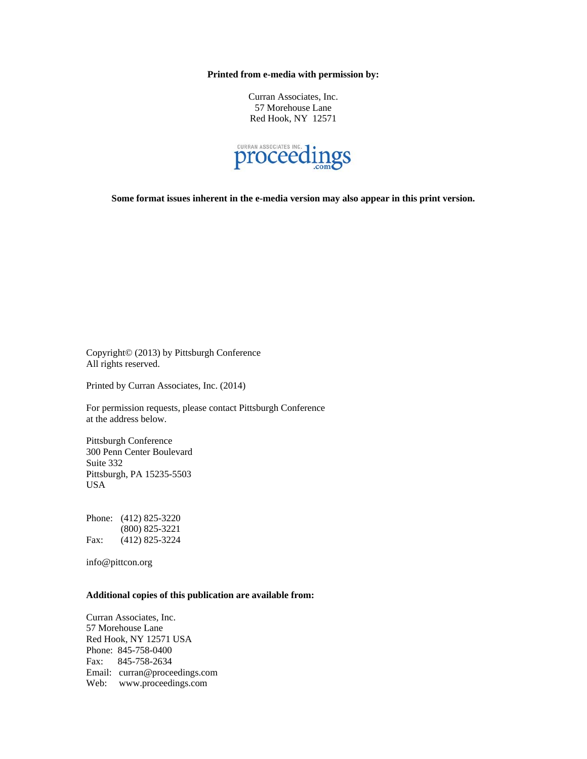**Printed from e-media with permission by:**

Curran Associates, Inc.
57 Morehouse Lane
Red Hook, NY 12571

**Some format issues inherent in the e-media version may also appear in this print version.**

Copyright© (2013) by Pittsburgh Conference
All rights reserved.

Printed by Curran Associates, Inc. (2014)

For permission requests, please contact Pittsburgh Conference at the address below.

Pittsburgh Conference
300 Penn Center Boulevard
Suite 332
Pittsburgh, PA 15235-5503
USA

Phone: (412) 825-3220
(800) 825-3221
Fax: (412) 825-3224

info@pittcon.org

**Additional copies of this publication are available from:**

Curran Associates, Inc.
57 Morehouse Lane
Red Hook, NY 12571 USA
Phone: 845-758-0400
Fax: 845-758-2634
Email: curran@proceedings.com
Web: www.proceedings.com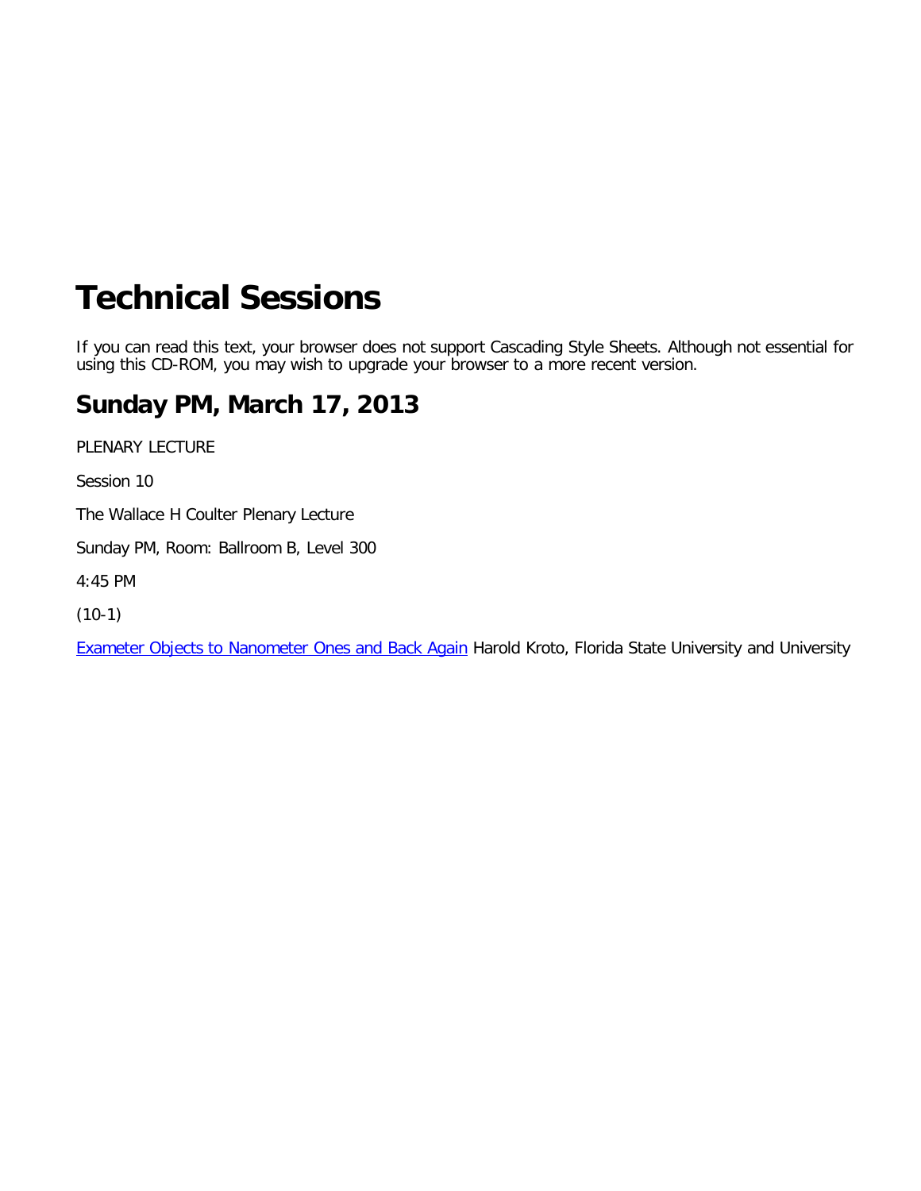# Technical Sessions

If you can read this text, your browser does not support Cascading Style Sheets. Although not essential for using this CD-ROM, you may wish to upgrade your browser to a more recent version.

## Sunday PM, March 17, 2013

PLENARY LECTURE

Session 10

The Wallace H Coulter Plenary Lecture

Sunday PM, Room: Ballroom B, Level 300

4:45 PM

(10-1)

Exameter Objects to Nanometer Ones and Back Again Harold Kroto, Florida State University and University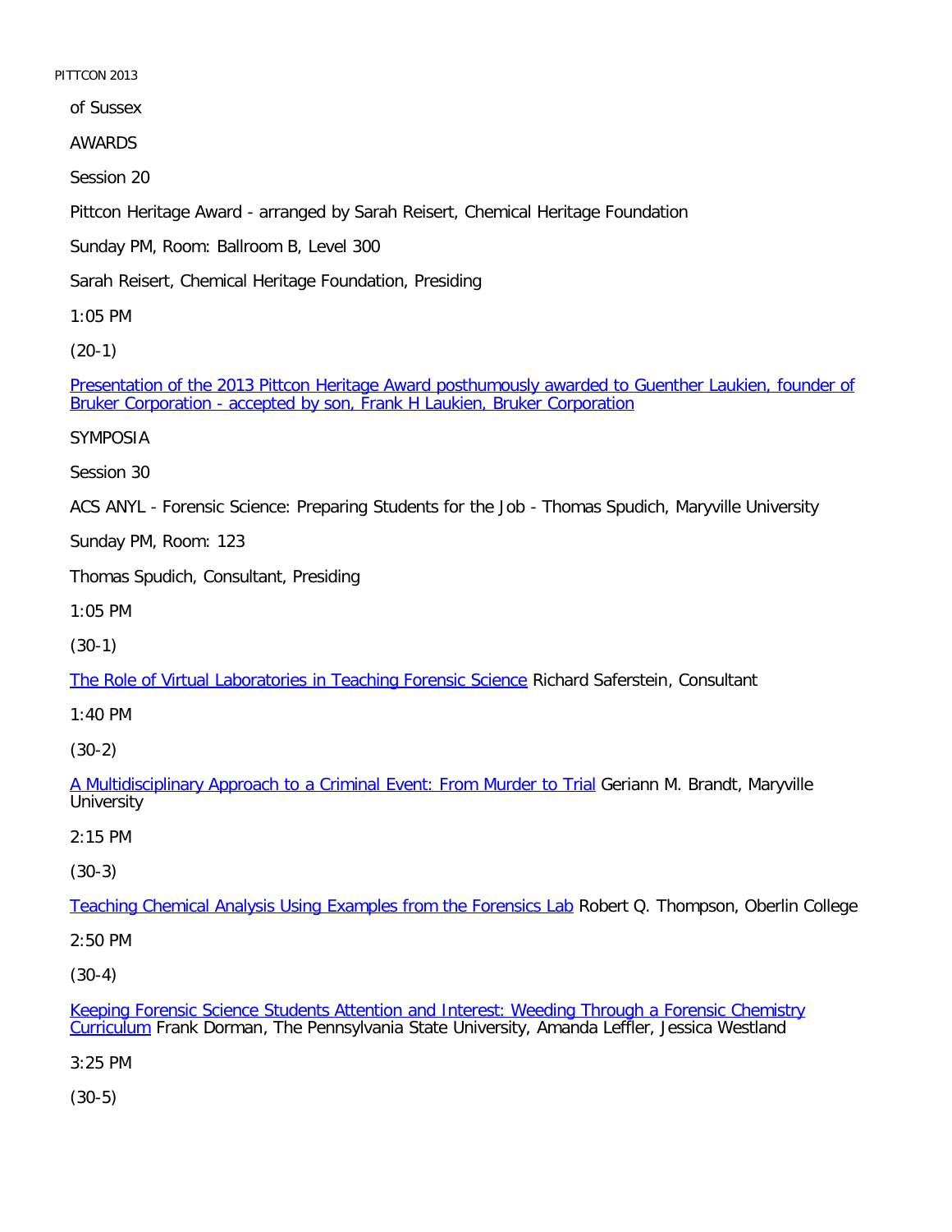of Sussex

AWARDS

Session 20

Pittcon Heritage Award - arranged by Sarah Reisert, Chemical Heritage Foundation

Sunday PM, Room: Ballroom B, Level 300

Sarah Reisert, Chemical Heritage Foundation, Presiding

1:05 PM

(20-1)

Presentation of the 2013 Pittcon Heritage Award posthumously awarded to Guenther Laukien, founder of Bruker Corporation - accepted by son, Frank H Laukien, Bruker Corporation

SYMPOSIA

Session 30

ACS ANYL - Forensic Science: Preparing Students for the Job - Thomas Spudich, Maryville University

Sunday PM, Room: 123

Thomas Spudich, Consultant, Presiding

1:05 PM

(30-1)

The Role of Virtual Laboratories in Teaching Forensic Science Richard Saferstein, Consultant

1:40 PM

(30-2)

A Multidisciplinary Approach to a Criminal Event: From Murder to Trial Geriann M. Brandt, Maryville University

2:15 PM

(30-3)

Teaching Chemical Analysis Using Examples from the Forensics Lab Robert Q. Thompson, Oberlin College

2:50 PM

(30-4)

Keeping Forensic Science Students Attention and Interest: Weeding Through a Forensic Chemistry Curriculum Frank Dorman, The Pennsylvania State University, Amanda Leffler, Jessica Westland

3:25 PM

(30-5)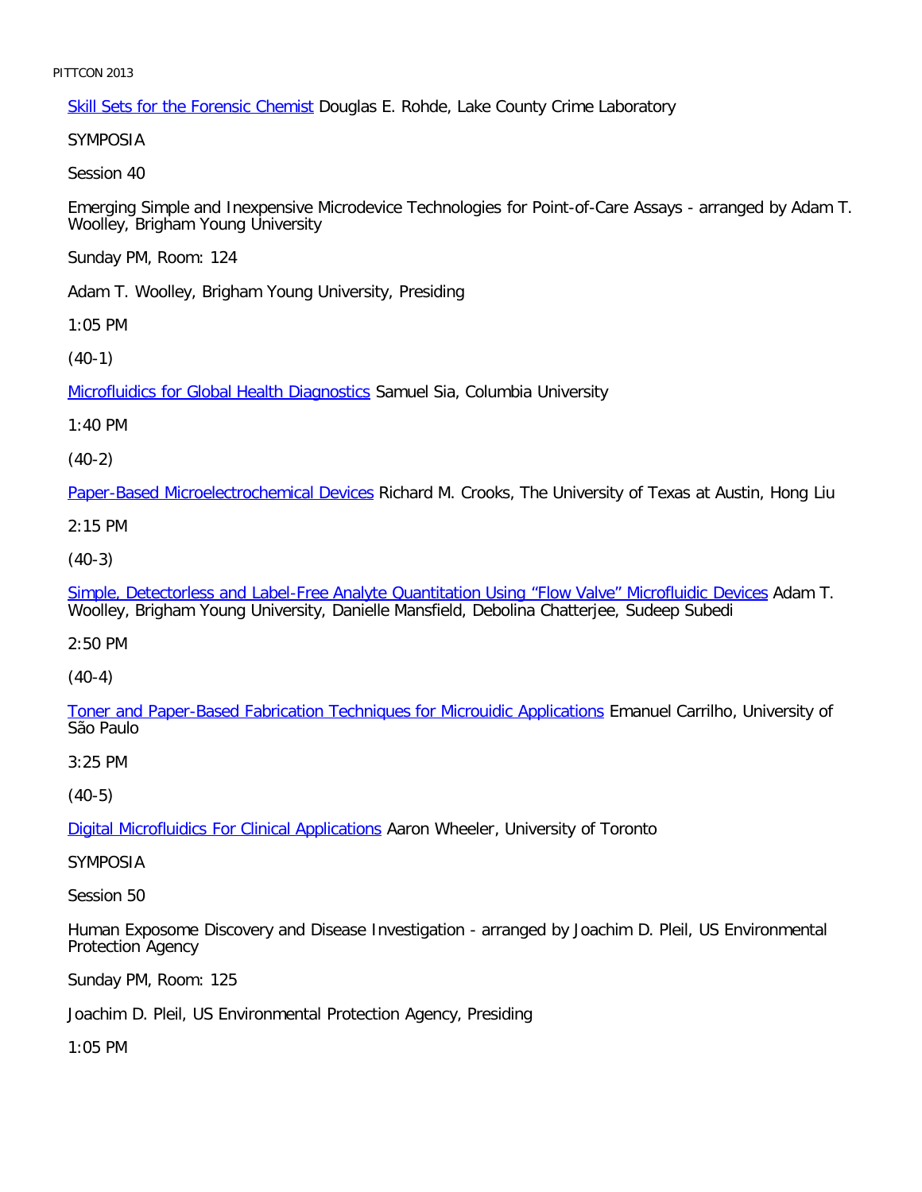Skill Sets for the Forensic Chemist Douglas E. Rohde, Lake County Crime Laboratory

SYMPOSIA

Session 40

Emerging Simple and Inexpensive Microdevice Technologies for Point-of-Care Assays - arranged by Adam T. Woolley, Brigham Young University

Sunday PM, Room: 124

Adam T. Woolley, Brigham Young University, Presiding

1:05 PM

(40-1)

Microfluidics for Global Health Diagnostics Samuel Sia, Columbia University

1:40 PM

(40-2)

Paper-Based Microelectrochemical Devices Richard M. Crooks, The University of Texas at Austin, Hong Liu

2:15 PM

(40-3)

Simple, Detectorless and Label-Free Analyte Quantitation Using "Flow Valve" Microfluidic Devices Adam T. Woolley, Brigham Young University, Danielle Mansfield, Debolina Chatterjee, Sudeep Subedi

2:50 PM

(40-4)

Toner and Paper-Based Fabrication Techniques for Microuidic Applications Emanuel Carrilho, University of São Paulo

3:25 PM

(40-5)

Digital Microfluidics For Clinical Applications Aaron Wheeler, University of Toronto

SYMPOSIA

Session 50

Human Exposome Discovery and Disease Investigation - arranged by Joachim D. Pleil, US Environmental Protection Agency

Sunday PM, Room: 125

Joachim D. Pleil, US Environmental Protection Agency, Presiding

1:05 PM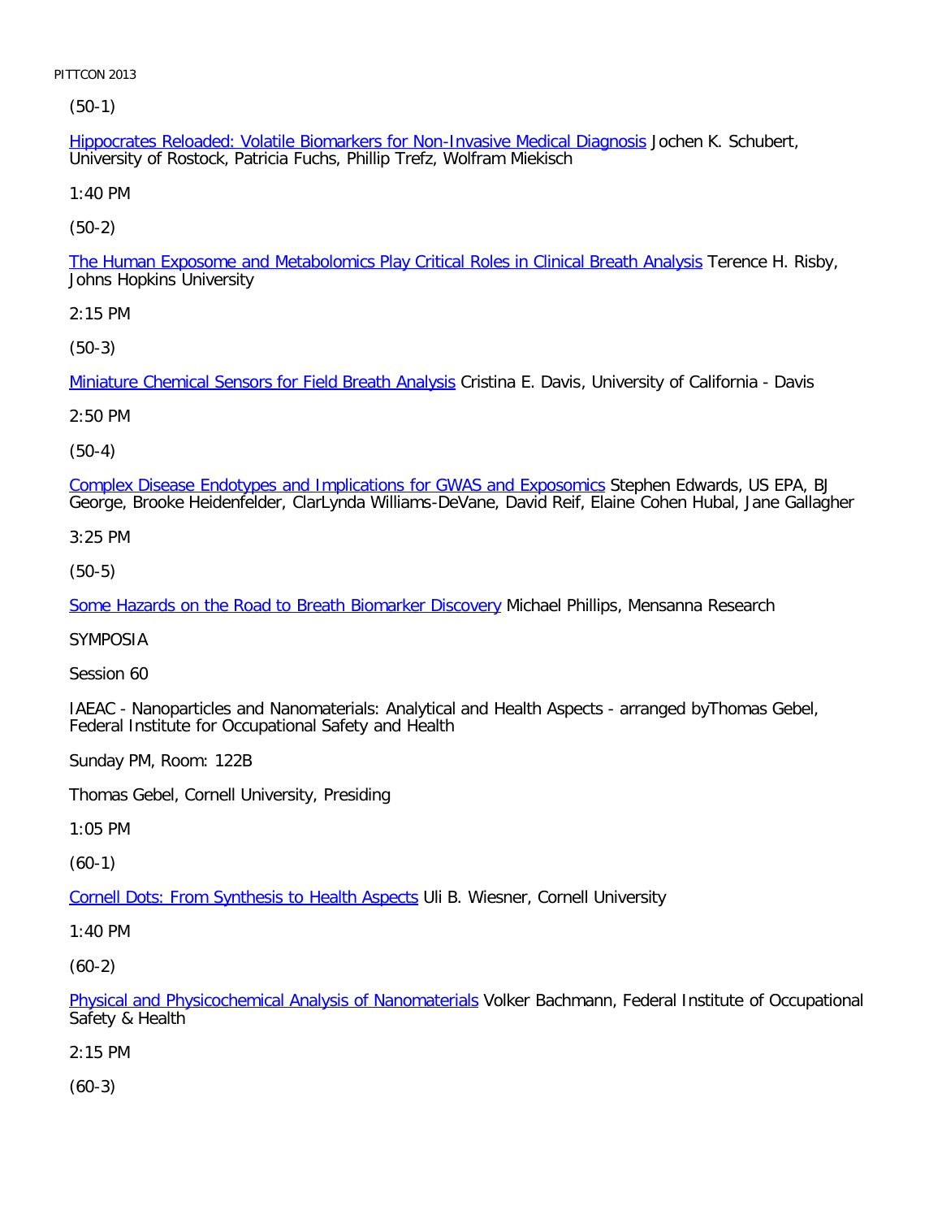(50-1)

Hippocrates Reloaded: Volatile Biomarkers for Non-Invasive Medical Diagnosis Jochen K. Schubert, University of Rostock, Patricia Fuchs, Phillip Trefz, Wolfram Miekisch

1:40 PM

(50-2)

The Human Exposome and Metabolomics Play Critical Roles in Clinical Breath Analysis Terence H. Risby, Johns Hopkins University

2:15 PM

(50-3)

Miniature Chemical Sensors for Field Breath Analysis Cristina E. Davis, University of California - Davis

2:50 PM

(50-4)

Complex Disease Endotypes and Implications for GWAS and Exposomics Stephen Edwards, US EPA, BJ George, Brooke Heidenfelder, ClarLynda Williams-DeVane, David Reif, Elaine Cohen Hubal, Jane Gallagher

3:25 PM

(50-5)

Some Hazards on the Road to Breath Biomarker Discovery Michael Phillips, Mensanna Research

SYMPOSIA

Session 60

IAEAC - Nanoparticles and Nanomaterials: Analytical and Health Aspects - arranged byThomas Gebel, Federal Institute for Occupational Safety and Health

Sunday PM, Room: 122B

Thomas Gebel, Cornell University, Presiding

1:05 PM

(60-1)

Cornell Dots: From Synthesis to Health Aspects Uli B. Wiesner, Cornell University

1:40 PM

(60-2)

Physical and Physicochemical Analysis of Nanomaterials Volker Bachmann, Federal Institute of Occupational Safety & Health

2:15 PM

(60-3)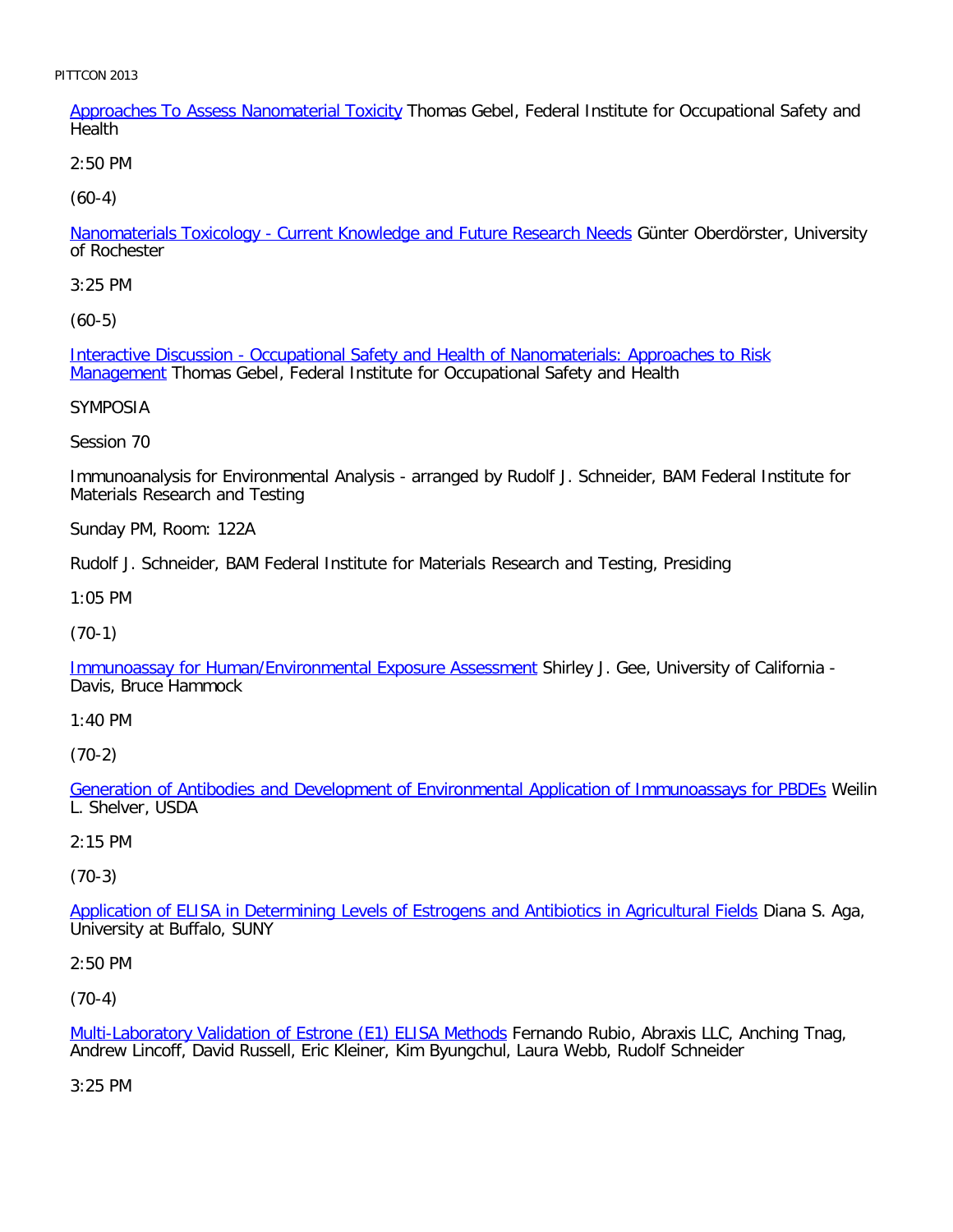Approaches To Assess Nanomaterial Toxicity Thomas Gebel, Federal Institute for Occupational Safety and Health

2:50 PM

(60-4)

Nanomaterials Toxicology - Current Knowledge and Future Research Needs Günter Oberdörster, University of Rochester

3:25 PM

(60-5)

Interactive Discussion - Occupational Safety and Health of Nanomaterials: Approaches to Risk Management Thomas Gebel, Federal Institute for Occupational Safety and Health

SYMPOSIA

Session 70

Immunoanalysis for Environmental Analysis - arranged by Rudolf J. Schneider, BAM Federal Institute for Materials Research and Testing

Sunday PM, Room: 122A

Rudolf J. Schneider, BAM Federal Institute for Materials Research and Testing, Presiding

1:05 PM

(70-1)

Immunoassay for Human/Environmental Exposure Assessment Shirley J. Gee, University of California - Davis, Bruce Hammock

1:40 PM

(70-2)

Generation of Antibodies and Development of Environmental Application of Immunoassays for PBDEs Weilin L. Shelver, USDA

2:15 PM

(70-3)

Application of ELISA in Determining Levels of Estrogens and Antibiotics in Agricultural Fields Diana S. Aga, University at Buffalo, SUNY

2:50 PM

(70-4)

Multi-Laboratory Validation of Estrone (E1) ELISA Methods Fernando Rubio, Abraxis LLC, Anching Tnag, Andrew Lincoff, David Russell, Eric Kleiner, Kim Byungchul, Laura Webb, Rudolf Schneider

3:25 PM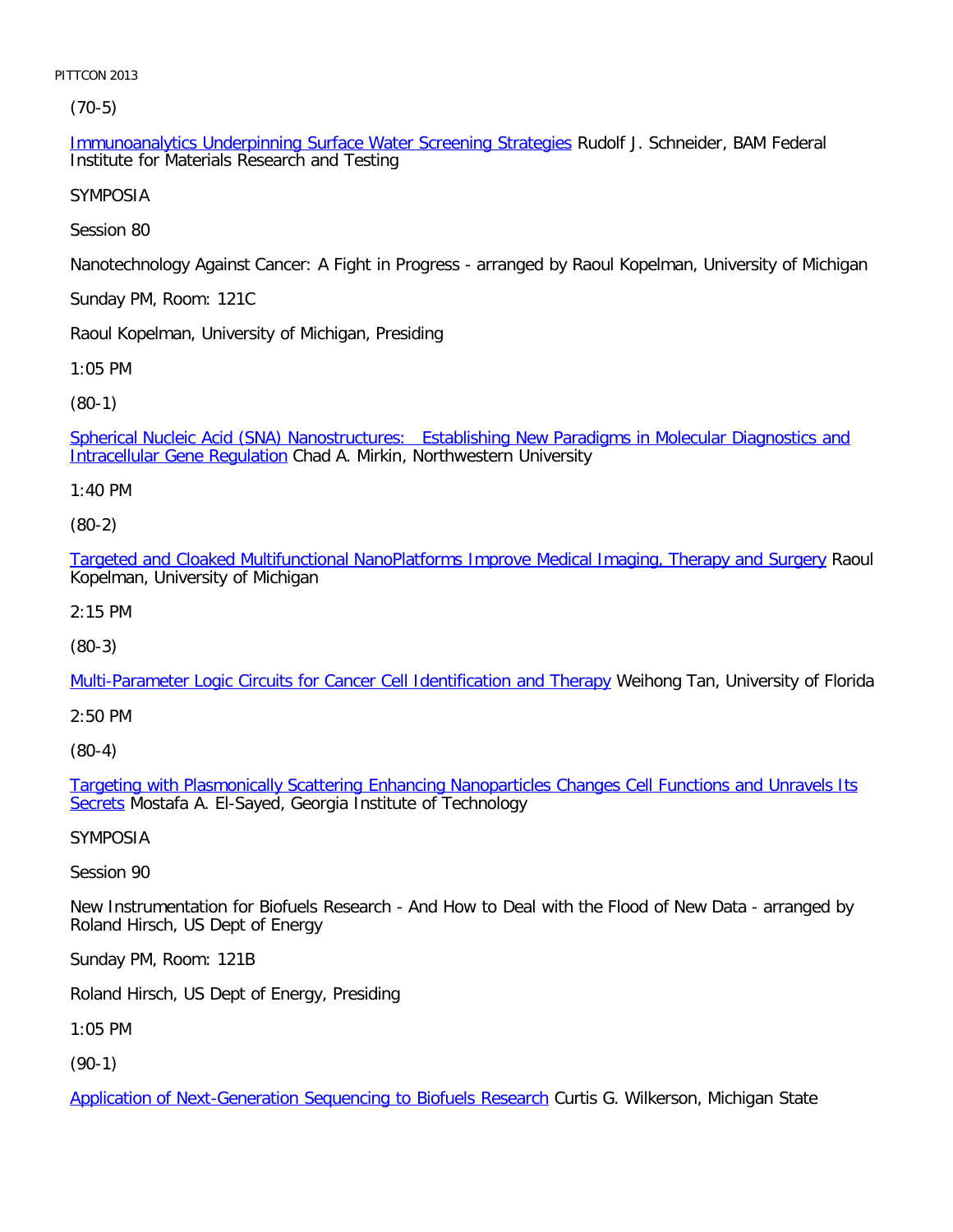(70-5)

Immunoanalytics Underpinning Surface Water Screening Strategies Rudolf J. Schneider, BAM Federal Institute for Materials Research and Testing

SYMPOSIA

Session 80

Nanotechnology Against Cancer: A Fight in Progress - arranged by Raoul Kopelman, University of Michigan

Sunday PM, Room: 121C

Raoul Kopelman, University of Michigan, Presiding

1:05 PM

(80-1)

Spherical Nucleic Acid (SNA) Nanostructures: Establishing New Paradigms in Molecular Diagnostics and Intracellular Gene Regulation Chad A. Mirkin, Northwestern University

1:40 PM

(80-2)

Targeted and Cloaked Multifunctional NanoPlatforms Improve Medical Imaging, Therapy and Surgery Raoul Kopelman, University of Michigan

2:15 PM

(80-3)

Multi-Parameter Logic Circuits for Cancer Cell Identification and Therapy Weihong Tan, University of Florida

2:50 PM

(80-4)

Targeting with Plasmonically Scattering Enhancing Nanoparticles Changes Cell Functions and Unravels Its Secrets Mostafa A. El-Sayed, Georgia Institute of Technology

SYMPOSIA

Session 90

New Instrumentation for Biofuels Research - And How to Deal with the Flood of New Data - arranged by Roland Hirsch, US Dept of Energy

Sunday PM, Room: 121B

Roland Hirsch, US Dept of Energy, Presiding

1:05 PM

(90-1)

Application of Next-Generation Sequencing to Biofuels Research Curtis G. Wilkerson, Michigan State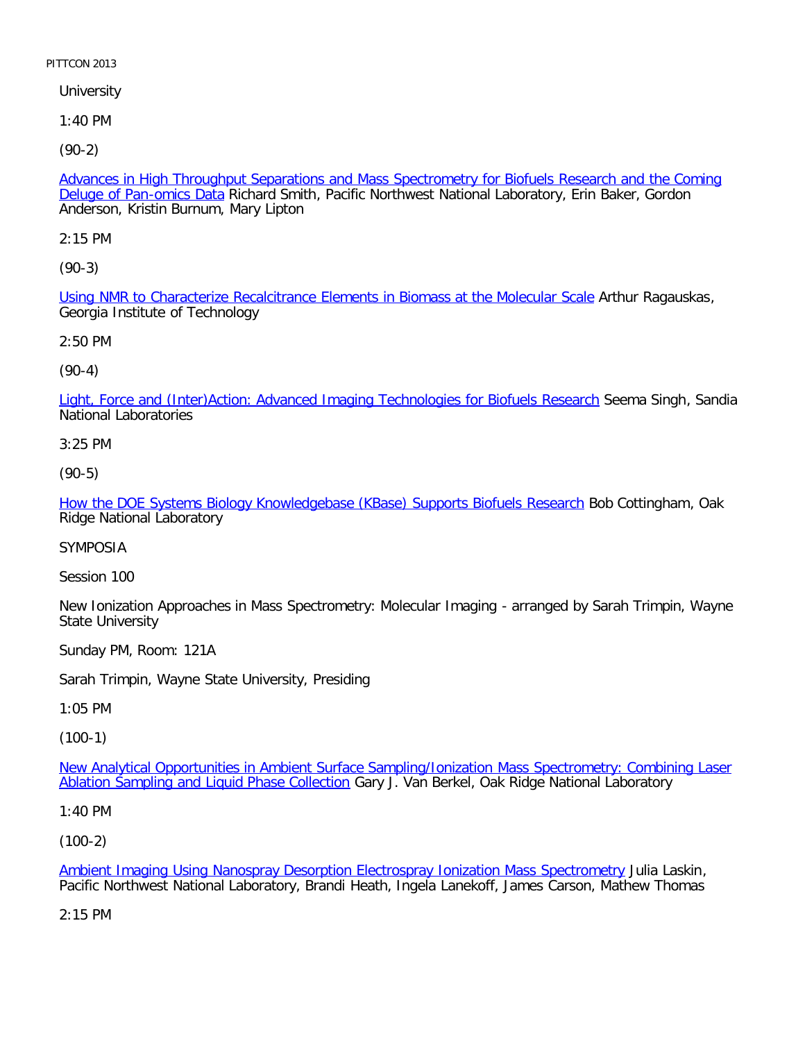University

1:40 PM

(90-2)

Advances in High Throughput Separations and Mass Spectrometry for Biofuels Research and the Coming Deluge of Pan-omics Data Richard Smith, Pacific Northwest National Laboratory, Erin Baker, Gordon Anderson, Kristin Burnum, Mary Lipton

2:15 PM

(90-3)

Using NMR to Characterize Recalcitrance Elements in Biomass at the Molecular Scale Arthur Ragauskas, Georgia Institute of Technology

2:50 PM

(90-4)

Light, Force and (Inter)Action: Advanced Imaging Technologies for Biofuels Research Seema Singh, Sandia National Laboratories

3:25 PM

(90-5)

How the DOE Systems Biology Knowledgebase (KBase) Supports Biofuels Research Bob Cottingham, Oak Ridge National Laboratory

SYMPOSIA

Session 100

New Ionization Approaches in Mass Spectrometry: Molecular Imaging - arranged by Sarah Trimpin, Wayne State University

Sunday PM, Room: 121A

Sarah Trimpin, Wayne State University, Presiding

1:05 PM

(100-1)

New Analytical Opportunities in Ambient Surface Sampling/Ionization Mass Spectrometry: Combining Laser Ablation Sampling and Liquid Phase Collection Gary J. Van Berkel, Oak Ridge National Laboratory

1:40 PM

(100-2)

Ambient Imaging Using Nanospray Desorption Electrospray Ionization Mass Spectrometry Julia Laskin, Pacific Northwest National Laboratory, Brandi Heath, Ingela Lanekoff, James Carson, Mathew Thomas

2:15 PM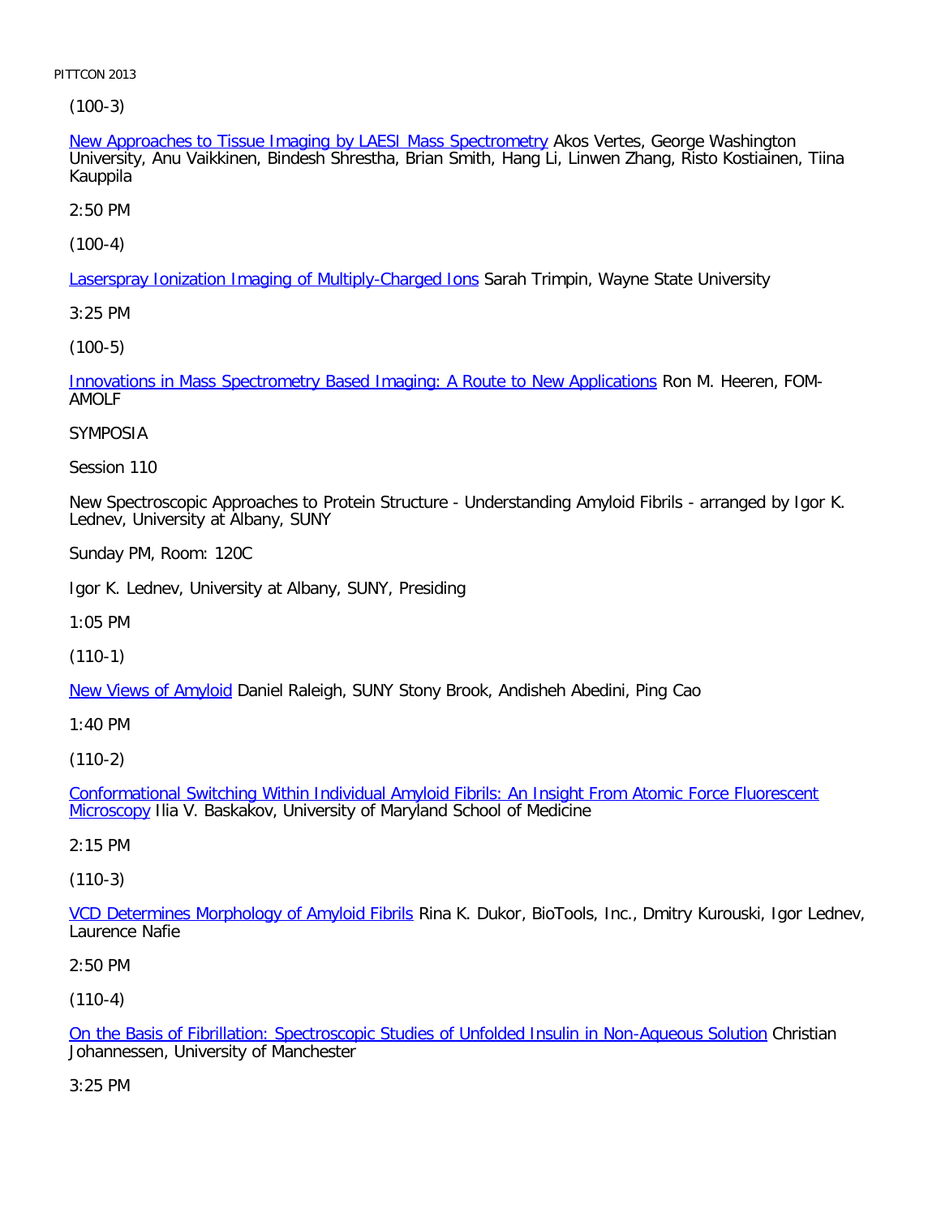(100-3)

New Approaches to Tissue Imaging by LAESI Mass Spectrometry Akos Vertes, George Washington University, Anu Vaikkinen, Bindesh Shrestha, Brian Smith, Hang Li, Linwen Zhang, Risto Kostiainen, Tiina Kauppila

2:50 PM

(100-4)

Laserspray Ionization Imaging of Multiply-Charged Ions Sarah Trimpin, Wayne State University

3:25 PM

(100-5)

Innovations in Mass Spectrometry Based Imaging: A Route to New Applications Ron M. Heeren, FOM-AMOLF

SYMPOSIA

Session 110

New Spectroscopic Approaches to Protein Structure - Understanding Amyloid Fibrils - arranged by Igor K. Lednev, University at Albany, SUNY

Sunday PM, Room: 120C

Igor K. Lednev, University at Albany, SUNY, Presiding

1:05 PM

(110-1)

New Views of Amyloid Daniel Raleigh, SUNY Stony Brook, Andisheh Abedini, Ping Cao

1:40 PM

(110-2)

Conformational Switching Within Individual Amyloid Fibrils: An Insight From Atomic Force Fluorescent Microscopy Ilia V. Baskakov, University of Maryland School of Medicine

2:15 PM

(110-3)

VCD Determines Morphology of Amyloid Fibrils Rina K. Dukor, BioTools, Inc., Dmitry Kurouski, Igor Lednev, Laurence Nafie

2:50 PM

(110-4)

On the Basis of Fibrillation: Spectroscopic Studies of Unfolded Insulin in Non-Aqueous Solution Christian Johannessen, University of Manchester

3:25 PM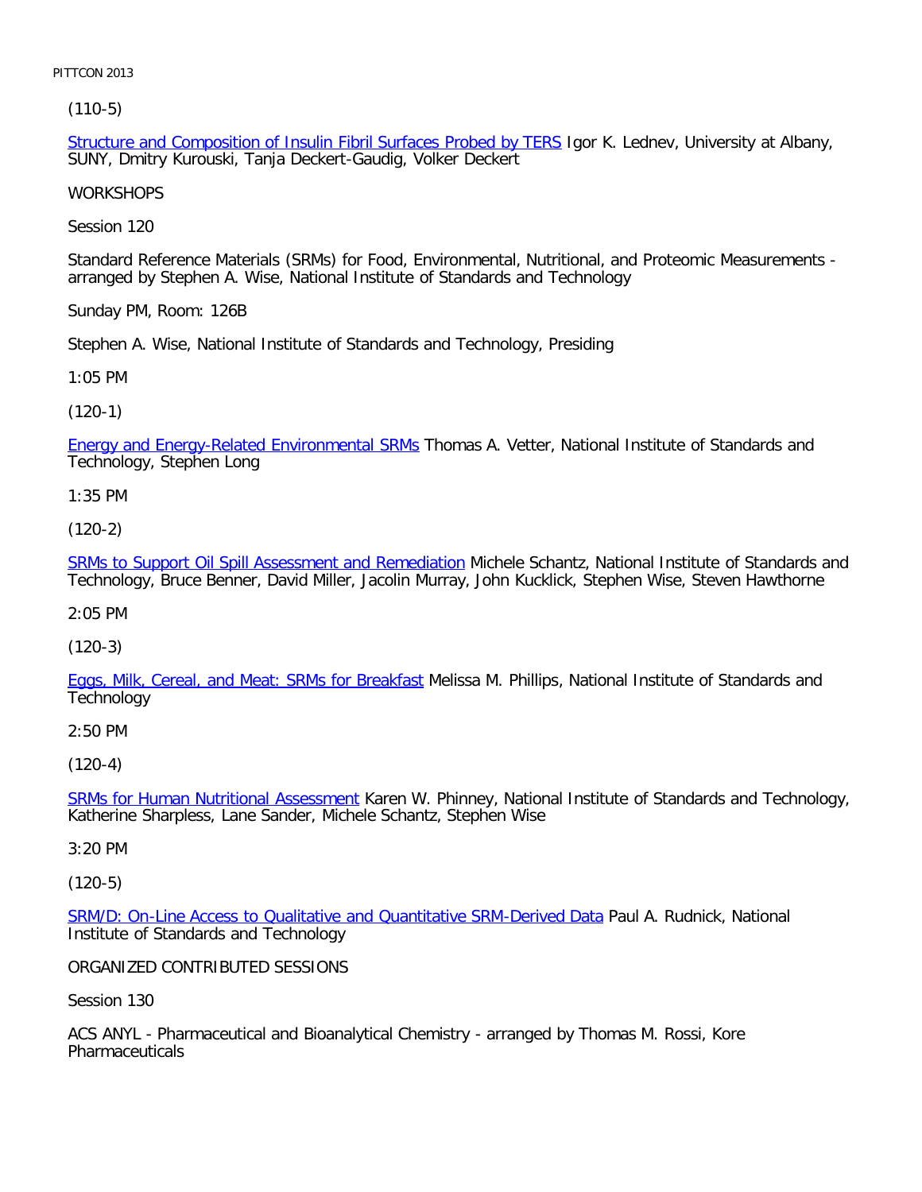(110-5)

Structure and Composition of Insulin Fibril Surfaces Probed by TERS Igor K. Lednev, University at Albany, SUNY, Dmitry Kurouski, Tanja Deckert-Gaudig, Volker Deckert

WORKSHOPS

Session 120

Standard Reference Materials (SRMs) for Food, Environmental, Nutritional, and Proteomic Measurements - arranged by Stephen A. Wise, National Institute of Standards and Technology

Sunday PM, Room: 126B

Stephen A. Wise, National Institute of Standards and Technology, Presiding

1:05 PM

(120-1)

Energy and Energy-Related Environmental SRMs Thomas A. Vetter, National Institute of Standards and Technology, Stephen Long

1:35 PM

(120-2)

SRMs to Support Oil Spill Assessment and Remediation Michele Schantz, National Institute of Standards and Technology, Bruce Benner, David Miller, Jacolin Murray, John Kucklick, Stephen Wise, Steven Hawthorne

2:05 PM

(120-3)

Eggs, Milk, Cereal, and Meat: SRMs for Breakfast Melissa M. Phillips, National Institute of Standards and Technology

2:50 PM

(120-4)

SRMs for Human Nutritional Assessment Karen W. Phinney, National Institute of Standards and Technology, Katherine Sharpless, Lane Sander, Michele Schantz, Stephen Wise

3:20 PM

(120-5)

SRM/D: On-Line Access to Qualitative and Quantitative SRM-Derived Data Paul A. Rudnick, National Institute of Standards and Technology

ORGANIZED CONTRIBUTED SESSIONS

Session 130

ACS ANYL - Pharmaceutical and Bioanalytical Chemistry - arranged by Thomas M. Rossi, Kore Pharmaceuticals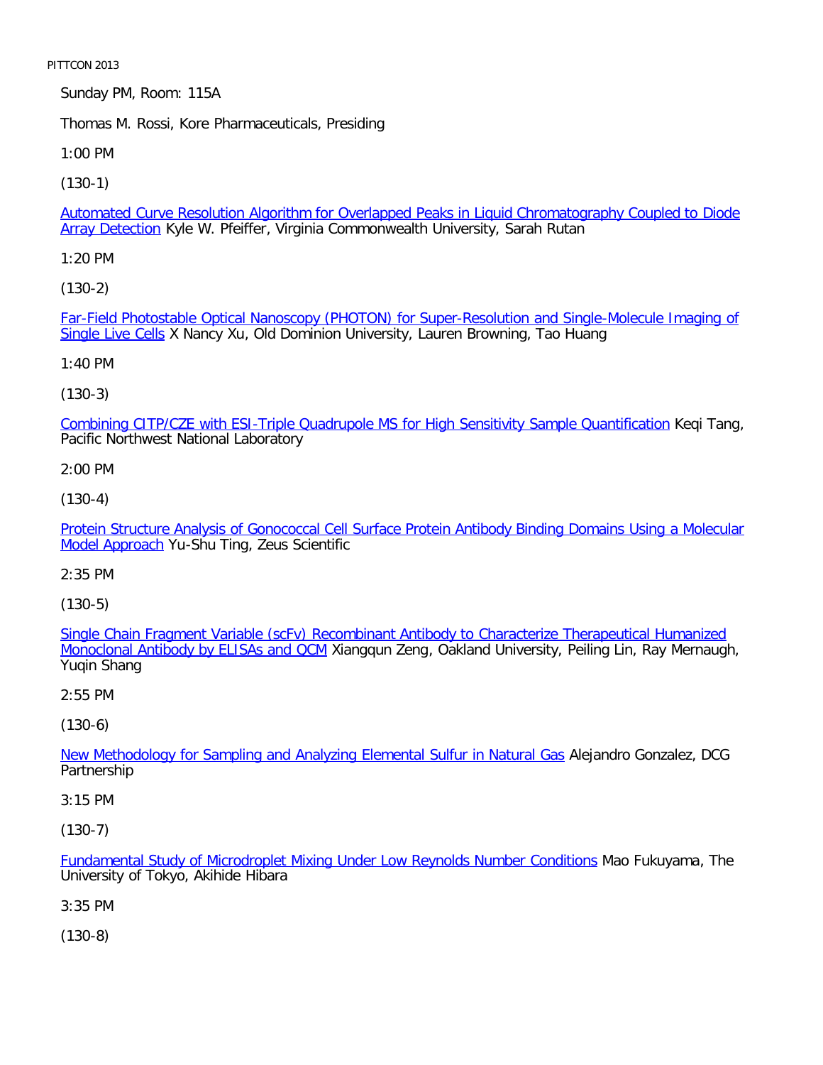Sunday PM, Room: 115A

Thomas M. Rossi, Kore Pharmaceuticals, Presiding

1:00 PM

(130-1)

Automated Curve Resolution Algorithm for Overlapped Peaks in Liquid Chromatography Coupled to Diode Array Detection Kyle W. Pfeiffer, Virginia Commonwealth University, Sarah Rutan

1:20 PM

(130-2)

Far-Field Photostable Optical Nanoscopy (PHOTON) for Super-Resolution and Single-Molecule Imaging of Single Live Cells X Nancy Xu, Old Dominion University, Lauren Browning, Tao Huang

1:40 PM

(130-3)

Combining CITP/CZE with ESI-Triple Quadrupole MS for High Sensitivity Sample Quantification Keqi Tang, Pacific Northwest National Laboratory

2:00 PM

(130-4)

Protein Structure Analysis of Gonococcal Cell Surface Protein Antibody Binding Domains Using a Molecular Model Approach Yu-Shu Ting, Zeus Scientific

2:35 PM

(130-5)

Single Chain Fragment Variable (scFv) Recombinant Antibody to Characterize Therapeutical Humanized Monoclonal Antibody by ELISAs and QCM Xiangqun Zeng, Oakland University, Peiling Lin, Ray Mernaugh, Yuqin Shang

2:55 PM

(130-6)

New Methodology for Sampling and Analyzing Elemental Sulfur in Natural Gas Alejandro Gonzalez, DCG Partnership

3:15 PM

(130-7)

Fundamental Study of Microdroplet Mixing Under Low Reynolds Number Conditions Mao Fukuyama, The University of Tokyo, Akihide Hibara

3:35 PM

(130-8)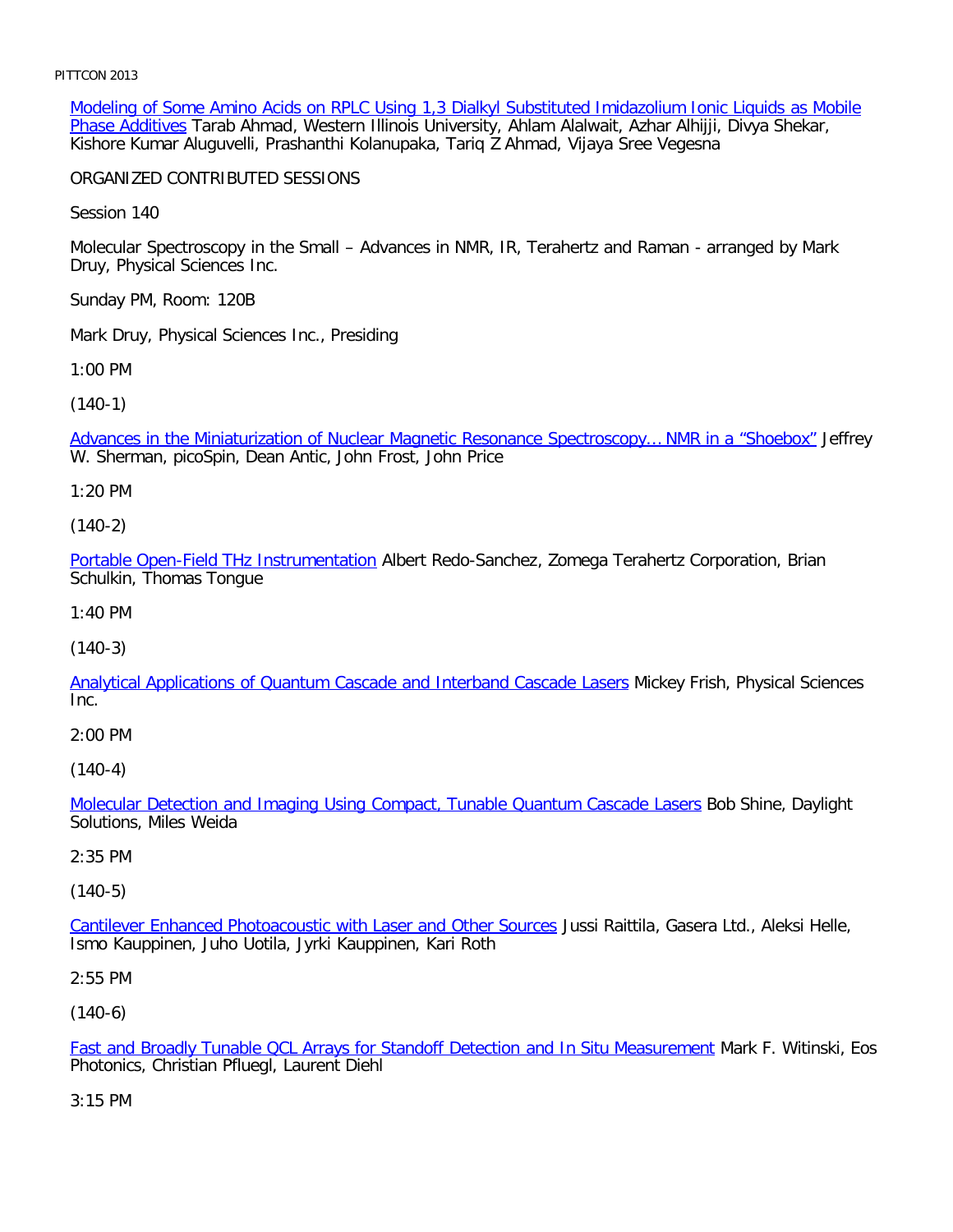Modeling of Some Amino Acids on RPLC Using 1,3 Dialkyl Substituted Imidazolium Ionic Liquids as Mobile Phase Additives Tarab Ahmad, Western Illinois University, Ahlam Alalwait, Azhar Alhijji, Divya Shekar, Kishore Kumar Aluguvelli, Prashanthi Kolanupaka, Tariq Z Ahmad, Vijaya Sree Vegesna

ORGANIZED CONTRIBUTED SESSIONS

Session 140

Molecular Spectroscopy in the Small – Advances in NMR, IR, Terahertz and Raman - arranged by Mark Druy, Physical Sciences Inc.

Sunday PM, Room: 120B

Mark Druy, Physical Sciences Inc., Presiding

1:00 PM

(140-1)

Advances in the Miniaturization of Nuclear Magnetic Resonance Spectroscopy... NMR in a "Shoebox" Jeffrey W. Sherman, picoSpin, Dean Antic, John Frost, John Price

1:20 PM

(140-2)

Portable Open-Field THz Instrumentation Albert Redo-Sanchez, Zomega Terahertz Corporation, Brian Schulkin, Thomas Tongue

1:40 PM

(140-3)

Analytical Applications of Quantum Cascade and Interband Cascade Lasers Mickey Frish, Physical Sciences Inc.

2:00 PM

(140-4)

Molecular Detection and Imaging Using Compact, Tunable Quantum Cascade Lasers Bob Shine, Daylight Solutions, Miles Weida

2:35 PM

(140-5)

Cantilever Enhanced Photoacoustic with Laser and Other Sources Jussi Raittila, Gasera Ltd., Aleksi Helle, Ismo Kauppinen, Juho Uotila, Jyrki Kauppinen, Kari Roth

2:55 PM

(140-6)

Fast and Broadly Tunable QCL Arrays for Standoff Detection and In Situ Measurement Mark F. Witinski, Eos Photonics, Christian Pfluegl, Laurent Diehl

3:15 PM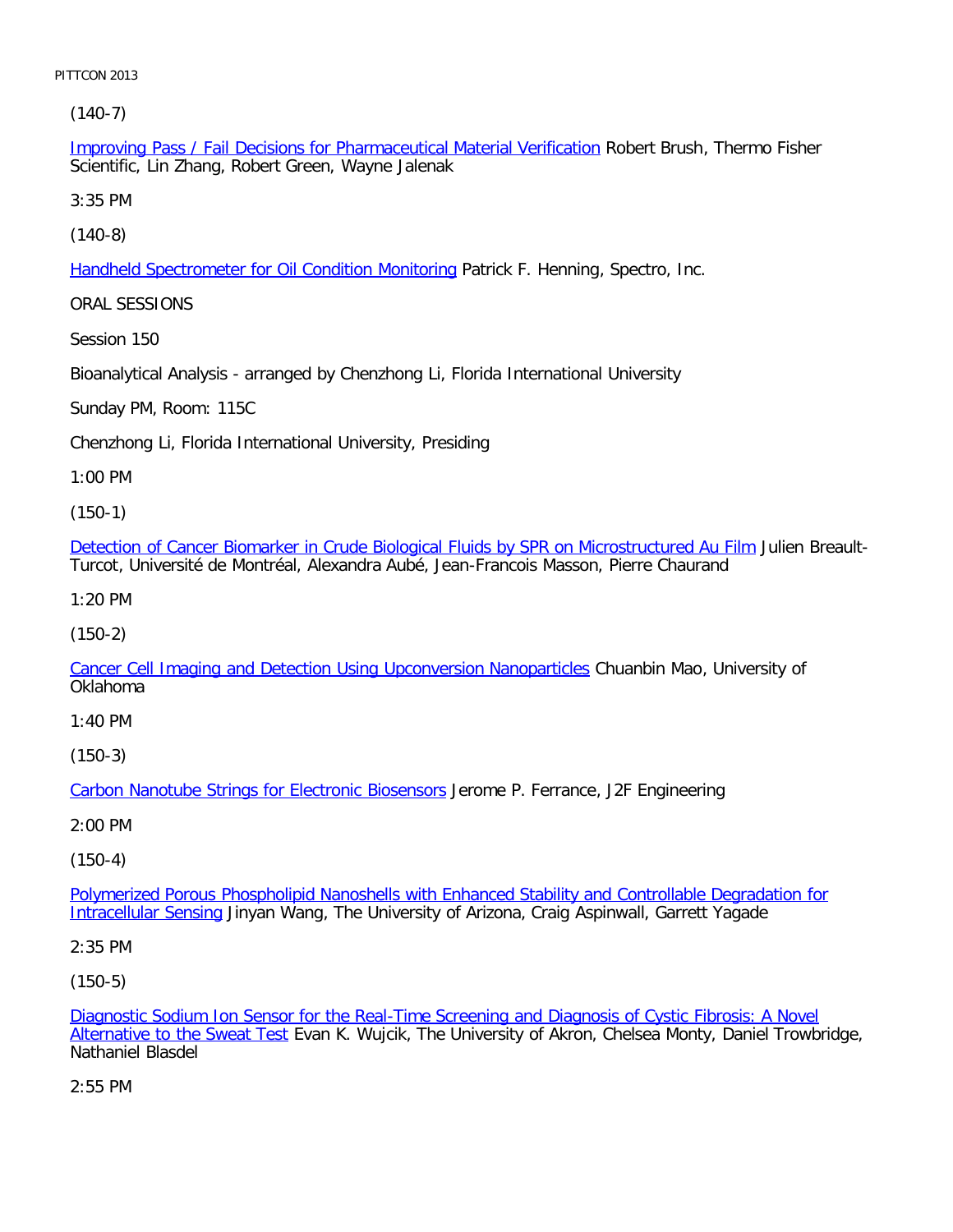(140-7)

Improving Pass / Fail Decisions for Pharmaceutical Material Verification Robert Brush, Thermo Fisher Scientific, Lin Zhang, Robert Green, Wayne Jalenak

3:35 PM

(140-8)

Handheld Spectrometer for Oil Condition Monitoring Patrick F. Henning, Spectro, Inc.

ORAL SESSIONS

Session 150

Bioanalytical Analysis - arranged by Chenzhong Li, Florida International University

Sunday PM, Room: 115C

Chenzhong Li, Florida International University, Presiding

1:00 PM

(150-1)

Detection of Cancer Biomarker in Crude Biological Fluids by SPR on Microstructured Au Film Julien Breault-Turcot, Université de Montréal, Alexandra Aubé, Jean-Francois Masson, Pierre Chaurand

1:20 PM

(150-2)

Cancer Cell Imaging and Detection Using Upconversion Nanoparticles Chuanbin Mao, University of Oklahoma

1:40 PM

(150-3)

Carbon Nanotube Strings for Electronic Biosensors Jerome P. Ferrance, J2F Engineering

2:00 PM

(150-4)

Polymerized Porous Phospholipid Nanoshells with Enhanced Stability and Controllable Degradation for Intracellular Sensing Jinyan Wang, The University of Arizona, Craig Aspinwall, Garrett Yagade

2:35 PM

(150-5)

Diagnostic Sodium Ion Sensor for the Real-Time Screening and Diagnosis of Cystic Fibrosis: A Novel Alternative to the Sweat Test Evan K. Wujcik, The University of Akron, Chelsea Monty, Daniel Trowbridge, Nathaniel Blasdel

2:55 PM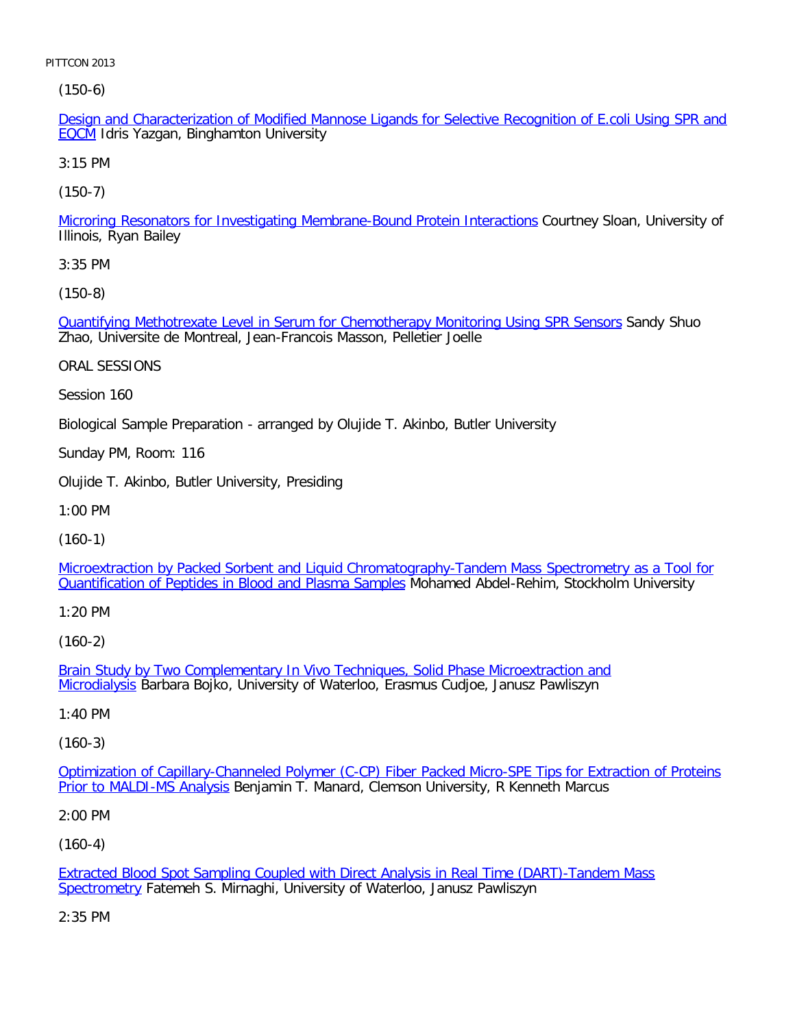(150-6)

Design and Characterization of Modified Mannose Ligands for Selective Recognition of E.coli Using SPR and EQCM Idris Yazgan, Binghamton University

3:15 PM

(150-7)

Microring Resonators for Investigating Membrane-Bound Protein Interactions Courtney Sloan, University of Illinois, Ryan Bailey

3:35 PM

(150-8)

Quantifying Methotrexate Level in Serum for Chemotherapy Monitoring Using SPR Sensors Sandy Shuo Zhao, Universite de Montreal, Jean-Francois Masson, Pelletier Joelle

ORAL SESSIONS

Session 160

Biological Sample Preparation - arranged by Olujide T. Akinbo, Butler University

Sunday PM, Room: 116

Olujide T. Akinbo, Butler University, Presiding

1:00 PM

(160-1)

Microextraction by Packed Sorbent and Liquid Chromatography-Tandem Mass Spectrometry as a Tool for Quantification of Peptides in Blood and Plasma Samples Mohamed Abdel-Rehim, Stockholm University

1:20 PM

(160-2)

Brain Study by Two Complementary In Vivo Techniques, Solid Phase Microextraction and Microdialysis Barbara Bojko, University of Waterloo, Erasmus Cudjoe, Janusz Pawliszyn

1:40 PM

(160-3)

Optimization of Capillary-Channeled Polymer (C-CP) Fiber Packed Micro-SPE Tips for Extraction of Proteins Prior to MALDI-MS Analysis Benjamin T. Manard, Clemson University, R Kenneth Marcus

2:00 PM

(160-4)

Extracted Blood Spot Sampling Coupled with Direct Analysis in Real Time (DART)-Tandem Mass Spectrometry Fatemeh S. Mirnaghi, University of Waterloo, Janusz Pawliszyn

2:35 PM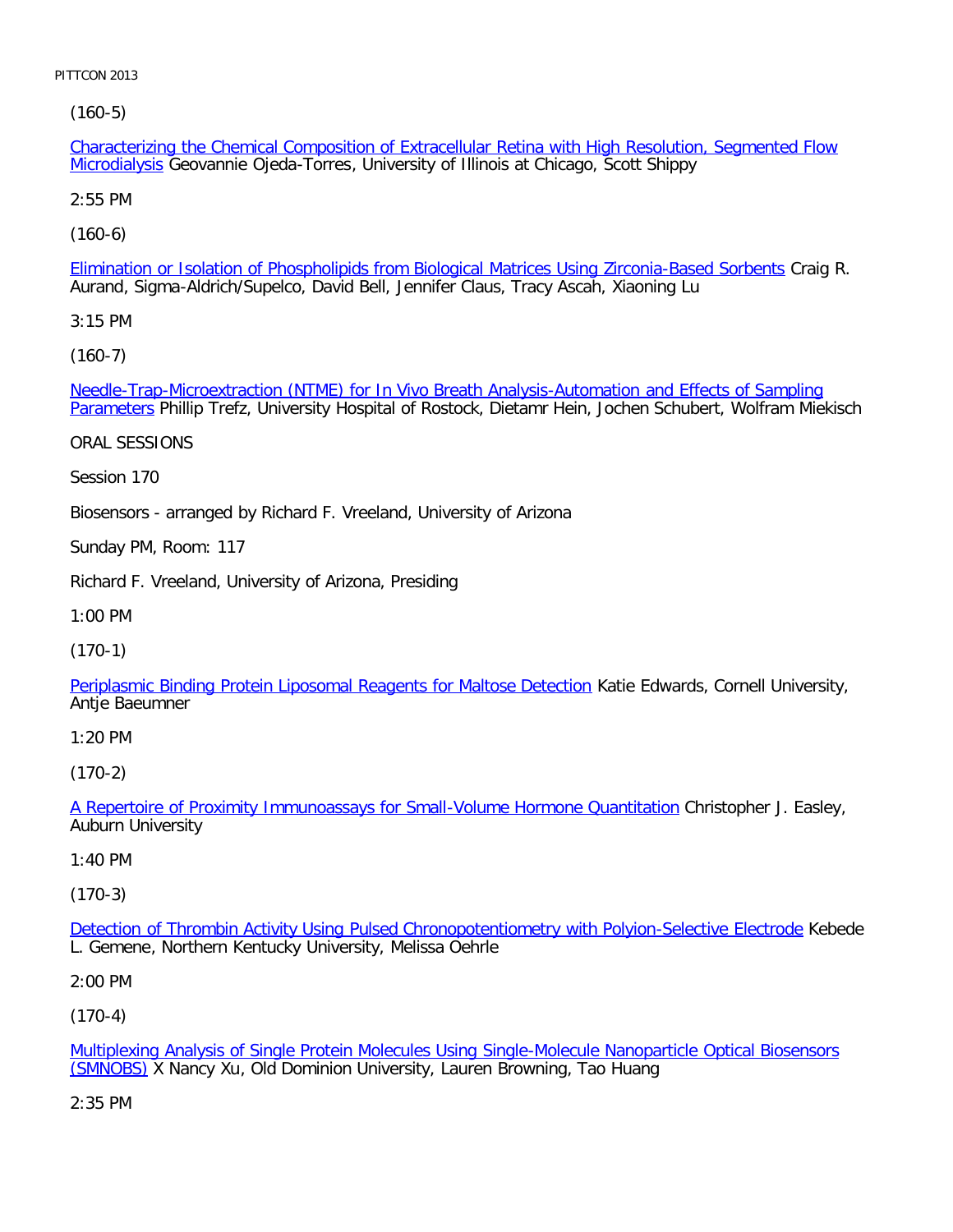(160-5)

Characterizing the Chemical Composition of Extracellular Retina with High Resolution, Segmented Flow Microdialysis Geovannie Ojeda-Torres, University of Illinois at Chicago, Scott Shippy

2:55 PM

(160-6)

Elimination or Isolation of Phospholipids from Biological Matrices Using Zirconia-Based Sorbents Craig R. Aurand, Sigma-Aldrich/Supelco, David Bell, Jennifer Claus, Tracy Ascah, Xiaoning Lu

3:15 PM

(160-7)

Needle-Trap-Microextraction (NTME) for In Vivo Breath Analysis-Automation and Effects of Sampling Parameters Phillip Trefz, University Hospital of Rostock, Dietamr Hein, Jochen Schubert, Wolfram Miekisch

ORAL SESSIONS

Session 170

Biosensors - arranged by Richard F. Vreeland, University of Arizona

Sunday PM, Room: 117

Richard F. Vreeland, University of Arizona, Presiding

1:00 PM

(170-1)

Periplasmic Binding Protein Liposomal Reagents for Maltose Detection Katie Edwards, Cornell University, Antje Baeumner

1:20 PM

(170-2)

A Repertoire of Proximity Immunoassays for Small-Volume Hormone Quantitation Christopher J. Easley, Auburn University

1:40 PM

(170-3)

Detection of Thrombin Activity Using Pulsed Chronopotentiometry with Polyion-Selective Electrode Kebede L. Gemene, Northern Kentucky University, Melissa Oehrle

2:00 PM

(170-4)

Multiplexing Analysis of Single Protein Molecules Using Single-Molecule Nanoparticle Optical Biosensors (SMNOBS) X Nancy Xu, Old Dominion University, Lauren Browning, Tao Huang

2:35 PM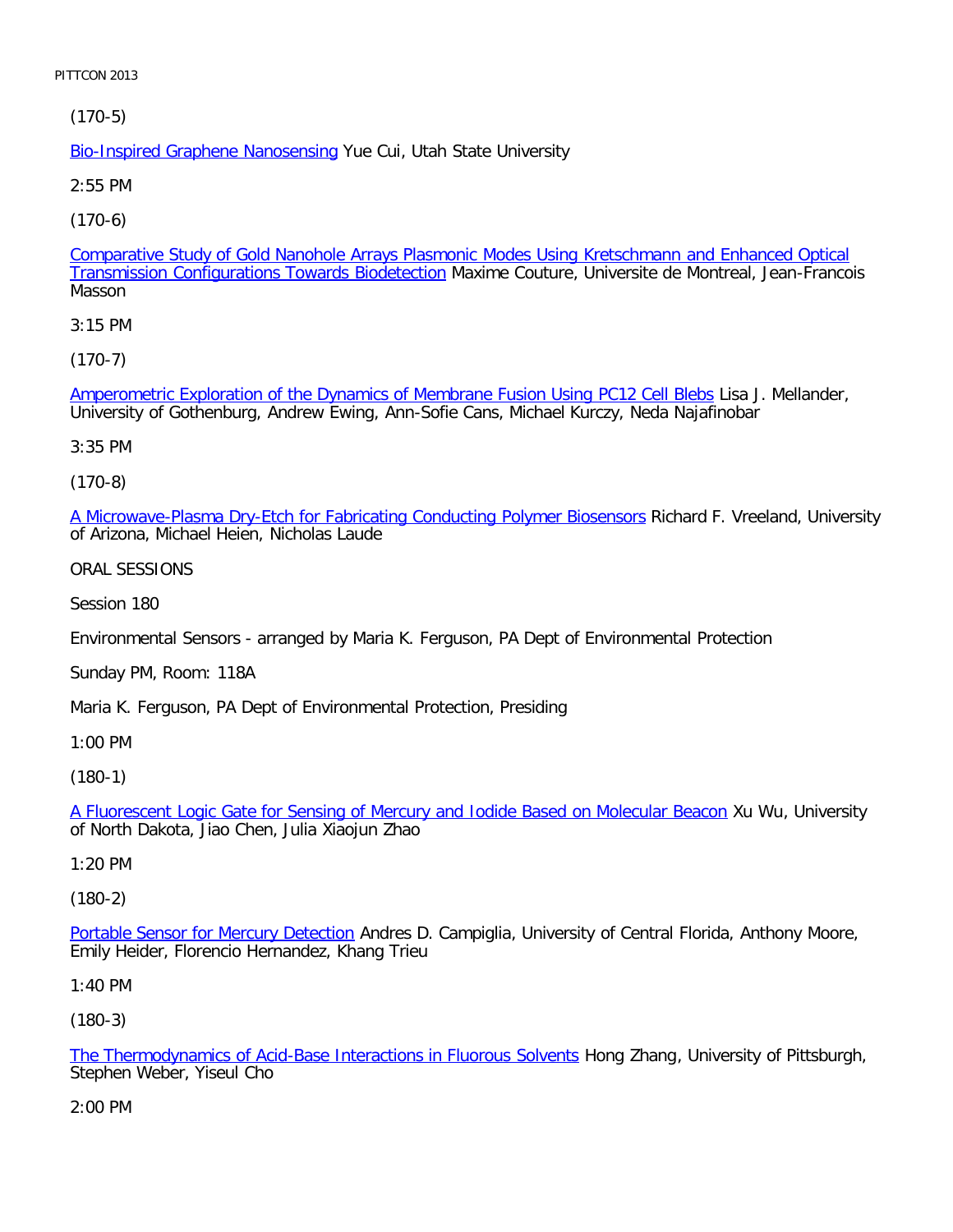(170-5)

Bio-Inspired Graphene Nanosensing Yue Cui, Utah State University

2:55 PM

(170-6)

Comparative Study of Gold Nanohole Arrays Plasmonic Modes Using Kretschmann and Enhanced Optical Transmission Configurations Towards Biodetection Maxime Couture, Universite de Montreal, Jean-Francois Masson

3:15 PM

(170-7)

Amperometric Exploration of the Dynamics of Membrane Fusion Using PC12 Cell Blebs Lisa J. Mellander, University of Gothenburg, Andrew Ewing, Ann-Sofie Cans, Michael Kurczy, Neda Najafinobar

3:35 PM

(170-8)

A Microwave-Plasma Dry-Etch for Fabricating Conducting Polymer Biosensors Richard F. Vreeland, University of Arizona, Michael Heien, Nicholas Laude

ORAL SESSIONS

Session 180

Environmental Sensors - arranged by Maria K. Ferguson, PA Dept of Environmental Protection

Sunday PM, Room: 118A

Maria K. Ferguson, PA Dept of Environmental Protection, Presiding

1:00 PM

(180-1)

A Fluorescent Logic Gate for Sensing of Mercury and Iodide Based on Molecular Beacon Xu Wu, University of North Dakota, Jiao Chen, Julia Xiaojun Zhao

1:20 PM

(180-2)

Portable Sensor for Mercury Detection Andres D. Campiglia, University of Central Florida, Anthony Moore, Emily Heider, Florencio Hernandez, Khang Trieu

1:40 PM

(180-3)

The Thermodynamics of Acid-Base Interactions in Fluorous Solvents Hong Zhang, University of Pittsburgh, Stephen Weber, Yiseul Cho

2:00 PM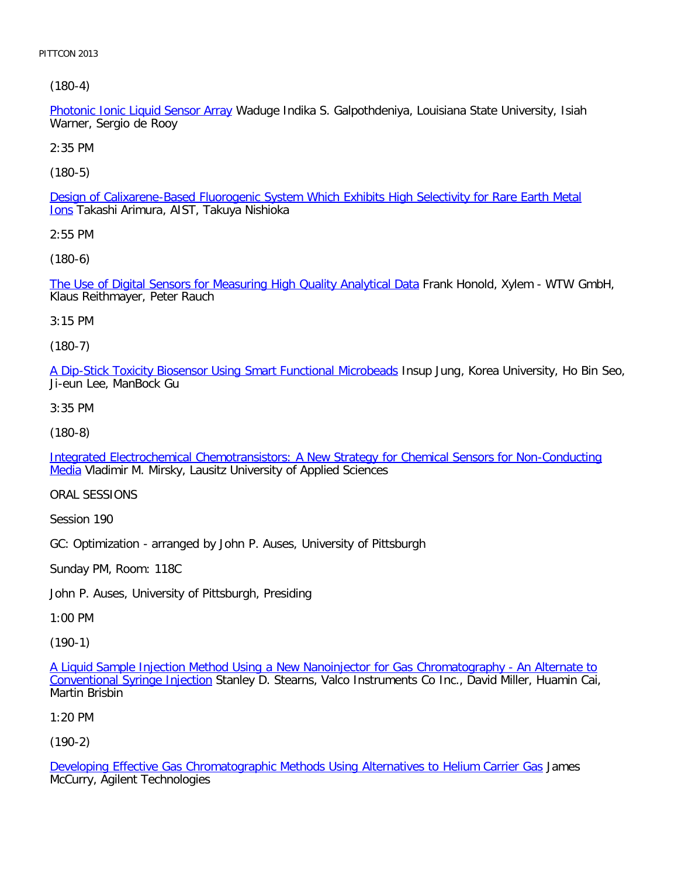(180-4)

Photonic Ionic Liquid Sensor Array Waduge Indika S. Galpothdeniya, Louisiana State University, Isiah Warner, Sergio de Rooy

2:35 PM

(180-5)

Design of Calixarene-Based Fluorogenic System Which Exhibits High Selectivity for Rare Earth Metal Ions Takashi Arimura, AIST, Takuya Nishioka

2:55 PM

(180-6)

The Use of Digital Sensors for Measuring High Quality Analytical Data Frank Honold, Xylem - WTW GmbH, Klaus Reithmayer, Peter Rauch

3:15 PM

(180-7)

A Dip-Stick Toxicity Biosensor Using Smart Functional Microbeads Insup Jung, Korea University, Ho Bin Seo, Ji-eun Lee, ManBock Gu

3:35 PM

(180-8)

Integrated Electrochemical Chemotransistors: A New Strategy for Chemical Sensors for Non-Conducting Media Vladimir M. Mirsky, Lausitz University of Applied Sciences

ORAL SESSIONS

Session 190

GC: Optimization - arranged by John P. Auses, University of Pittsburgh

Sunday PM, Room: 118C

John P. Auses, University of Pittsburgh, Presiding

1:00 PM

(190-1)

A Liquid Sample Injection Method Using a New Nanoinjector for Gas Chromatography - An Alternate to Conventional Syringe Injection Stanley D. Stearns, Valco Instruments Co Inc., David Miller, Huamin Cai, Martin Brisbin

1:20 PM

(190-2)

Developing Effective Gas Chromatographic Methods Using Alternatives to Helium Carrier Gas James McCurry, Agilent Technologies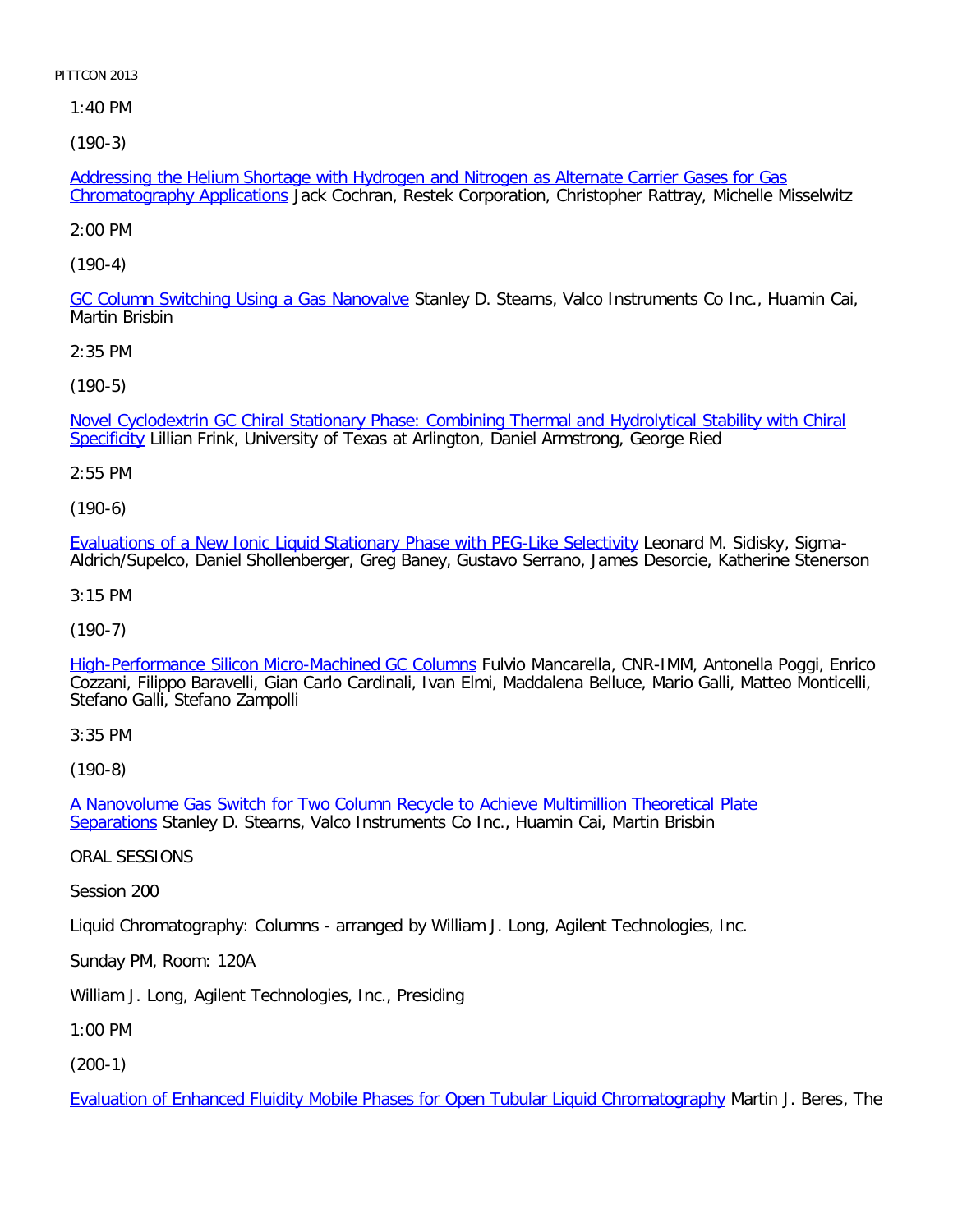1:40 PM

(190-3)

Addressing the Helium Shortage with Hydrogen and Nitrogen as Alternate Carrier Gases for Gas Chromatography Applications Jack Cochran, Restek Corporation, Christopher Rattray, Michelle Misselwitz

2:00 PM

(190-4)

GC Column Switching Using a Gas Nanovalve Stanley D. Stearns, Valco Instruments Co Inc., Huamin Cai, Martin Brisbin

2:35 PM

(190-5)

Novel Cyclodextrin GC Chiral Stationary Phase: Combining Thermal and Hydrolytical Stability with Chiral Specificity Lillian Frink, University of Texas at Arlington, Daniel Armstrong, George Ried

2:55 PM

(190-6)

Evaluations of a New Ionic Liquid Stationary Phase with PEG-Like Selectivity Leonard M. Sidisky, Sigma-Aldrich/Supelco, Daniel Shollenberger, Greg Baney, Gustavo Serrano, James Desorcie, Katherine Stenerson

3:15 PM

(190-7)

High-Performance Silicon Micro-Machined GC Columns Fulvio Mancarella, CNR-IMM, Antonella Poggi, Enrico Cozzani, Filippo Baravelli, Gian Carlo Cardinali, Ivan Elmi, Maddalena Belluce, Mario Galli, Matteo Monticelli, Stefano Galli, Stefano Zampolli

3:35 PM

(190-8)

A Nanovolume Gas Switch for Two Column Recycle to Achieve Multimillion Theoretical Plate Separations Stanley D. Stearns, Valco Instruments Co Inc., Huamin Cai, Martin Brisbin

ORAL SESSIONS

Session 200

Liquid Chromatography: Columns - arranged by William J. Long, Agilent Technologies, Inc.

Sunday PM, Room: 120A

William J. Long, Agilent Technologies, Inc., Presiding

1:00 PM

(200-1)

Evaluation of Enhanced Fluidity Mobile Phases for Open Tubular Liquid Chromatography Martin J. Beres, The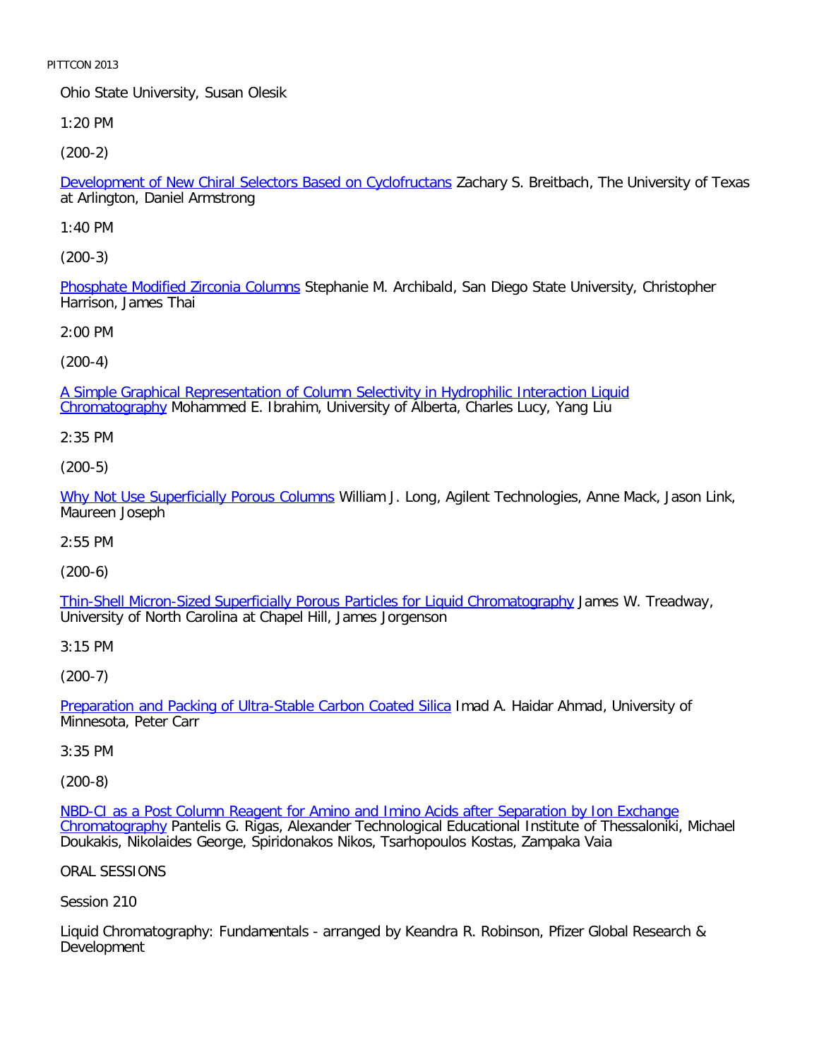Ohio State University, Susan Olesik

1:20 PM

(200-2)

Development of New Chiral Selectors Based on Cyclofructans Zachary S. Breitbach, The University of Texas at Arlington, Daniel Armstrong

1:40 PM

(200-3)

Phosphate Modified Zirconia Columns Stephanie M. Archibald, San Diego State University, Christopher Harrison, James Thai

2:00 PM

(200-4)

A Simple Graphical Representation of Column Selectivity in Hydrophilic Interaction Liquid Chromatography Mohammed E. Ibrahim, University of Alberta, Charles Lucy, Yang Liu

2:35 PM

(200-5)

Why Not Use Superficially Porous Columns William J. Long, Agilent Technologies, Anne Mack, Jason Link, Maureen Joseph

2:55 PM

(200-6)

Thin-Shell Micron-Sized Superficially Porous Particles for Liquid Chromatography James W. Treadway, University of North Carolina at Chapel Hill, James Jorgenson

3:15 PM

(200-7)

Preparation and Packing of Ultra-Stable Carbon Coated Silica Imad A. Haidar Ahmad, University of Minnesota, Peter Carr

3:35 PM

(200-8)

NBD-Cl as a Post Column Reagent for Amino and Imino Acids after Separation by Ion Exchange Chromatography Pantelis G. Rigas, Alexander Technological Educational Institute of Thessaloniki, Michael Doukakis, Nikolaides George, Spiridonakos Nikos, Tsarhopoulos Kostas, Zampaka Vaia

ORAL SESSIONS

Session 210

Liquid Chromatography: Fundamentals - arranged by Keandra R. Robinson, Pfizer Global Research & Development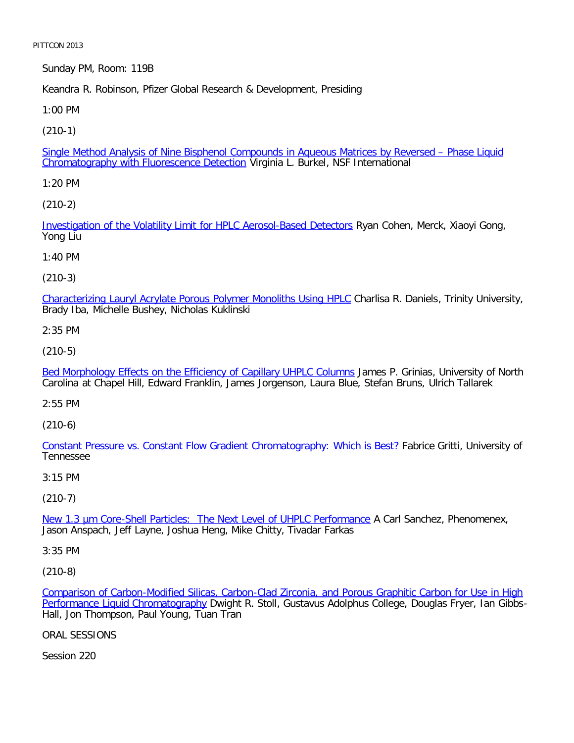Sunday PM, Room: 119B

Keandra R. Robinson, Pfizer Global Research & Development, Presiding

1:00 PM

(210-1)

Single Method Analysis of Nine Bisphenol Compounds in Aqueous Matrices by Reversed – Phase Liquid Chromatography with Fluorescence Detection Virginia L. Burkel, NSF International

1:20 PM

(210-2)

Investigation of the Volatility Limit for HPLC Aerosol-Based Detectors Ryan Cohen, Merck, Xiaoyi Gong, Yong Liu

1:40 PM

(210-3)

Characterizing Lauryl Acrylate Porous Polymer Monoliths Using HPLC Charlisa R. Daniels, Trinity University, Brady Iba, Michelle Bushey, Nicholas Kuklinski

2:35 PM

(210-5)

Bed Morphology Effects on the Efficiency of Capillary UHPLC Columns James P. Grinias, University of North Carolina at Chapel Hill, Edward Franklin, James Jorgenson, Laura Blue, Stefan Bruns, Ulrich Tallarek

2:55 PM

(210-6)

Constant Pressure vs. Constant Flow Gradient Chromatography: Which is Best? Fabrice Gritti, University of Tennessee

3:15 PM

(210-7)

New 1.3 µm Core-Shell Particles: The Next Level of UHPLC Performance A Carl Sanchez, Phenomenex, Jason Anspach, Jeff Layne, Joshua Heng, Mike Chitty, Tivadar Farkas

3:35 PM

(210-8)

Comparison of Carbon-Modified Silicas, Carbon-Clad Zirconia, and Porous Graphitic Carbon for Use in High Performance Liquid Chromatography Dwight R. Stoll, Gustavus Adolphus College, Douglas Fryer, Ian Gibbs-Hall, Jon Thompson, Paul Young, Tuan Tran

ORAL SESSIONS

Session 220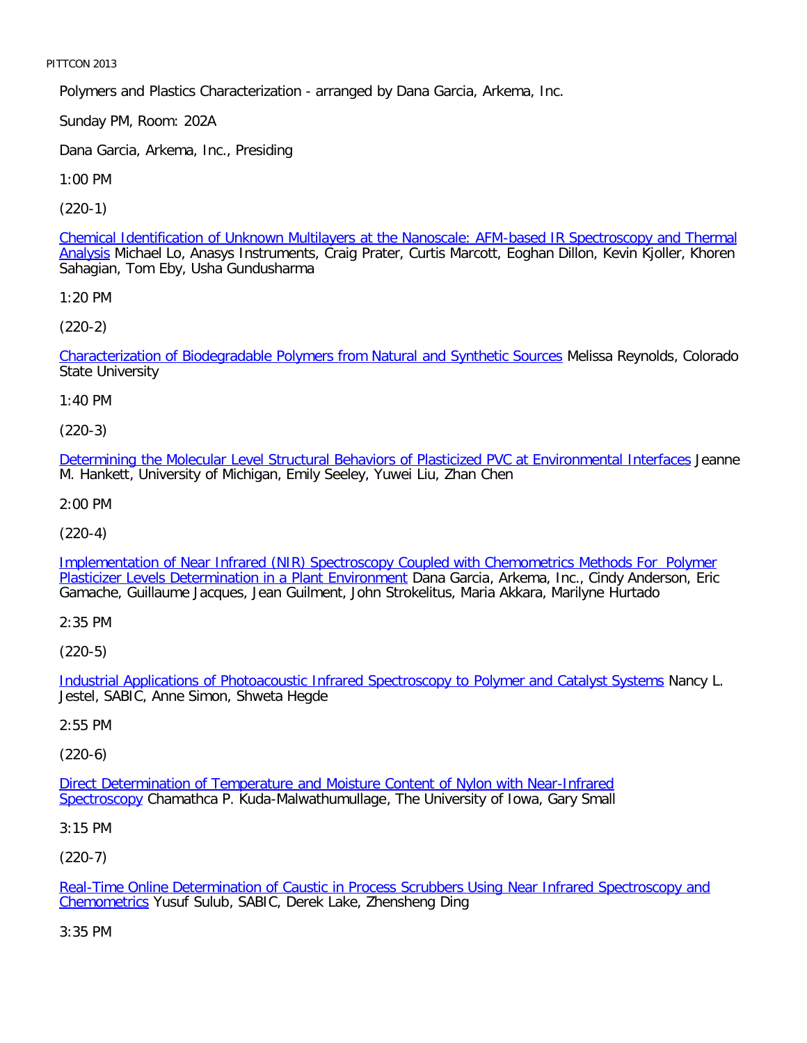Polymers and Plastics Characterization - arranged by Dana Garcia, Arkema, Inc.

Sunday PM, Room: 202A

Dana Garcia, Arkema, Inc., Presiding

1:00 PM

(220-1)

Chemical Identification of Unknown Multilayers at the Nanoscale: AFM-based IR Spectroscopy and Thermal Analysis Michael Lo, Anasys Instruments, Craig Prater, Curtis Marcott, Eoghan Dillon, Kevin Kjoller, Khoren Sahagian, Tom Eby, Usha Gundusharma

1:20 PM

(220-2)

Characterization of Biodegradable Polymers from Natural and Synthetic Sources Melissa Reynolds, Colorado State University

1:40 PM

(220-3)

Determining the Molecular Level Structural Behaviors of Plasticized PVC at Environmental Interfaces Jeanne M. Hankett, University of Michigan, Emily Seeley, Yuwei Liu, Zhan Chen

2:00 PM

(220-4)

Implementation of Near Infrared (NIR) Spectroscopy Coupled with Chemometrics Methods For Polymer Plasticizer Levels Determination in a Plant Environment Dana Garcia, Arkema, Inc., Cindy Anderson, Eric Gamache, Guillaume Jacques, Jean Guilment, John Strokelitus, Maria Akkara, Marilyne Hurtado

2:35 PM

(220-5)

Industrial Applications of Photoacoustic Infrared Spectroscopy to Polymer and Catalyst Systems Nancy L. Jestel, SABIC, Anne Simon, Shweta Hegde

2:55 PM

(220-6)

Direct Determination of Temperature and Moisture Content of Nylon with Near-Infrared Spectroscopy Chamathca P. Kuda-Malwathumullage, The University of Iowa, Gary Small

3:15 PM

(220-7)

Real-Time Online Determination of Caustic in Process Scrubbers Using Near Infrared Spectroscopy and Chemometrics Yusuf Sulub, SABIC, Derek Lake, Zhensheng Ding

3:35 PM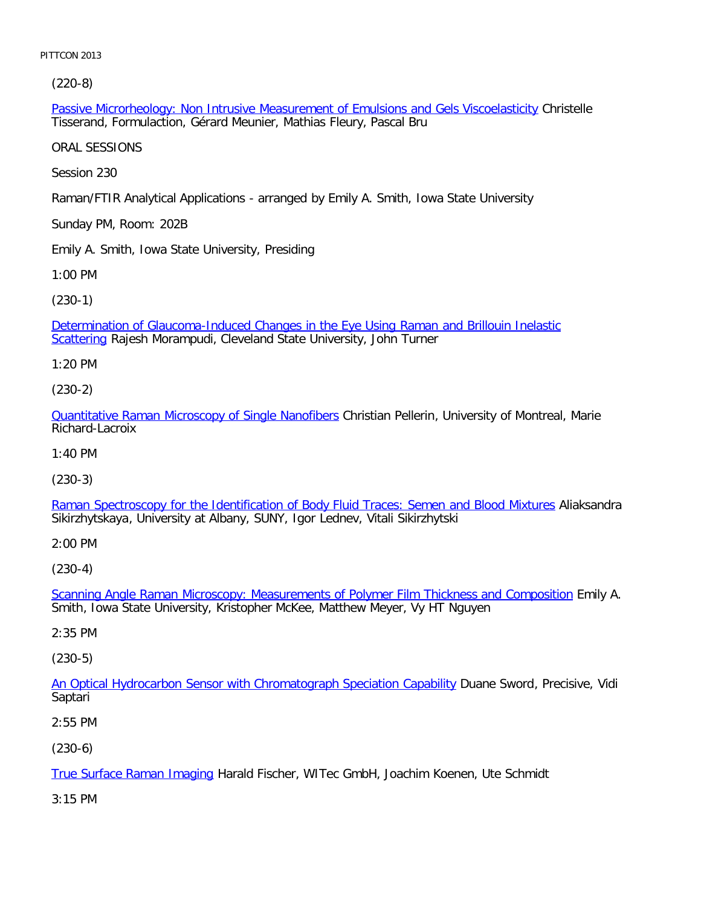(220-8)

Passive Microrheology: Non Intrusive Measurement of Emulsions and Gels Viscoelasticity Christelle Tisserand, Formulaction, Gérard Meunier, Mathias Fleury, Pascal Bru

ORAL SESSIONS

Session 230

Raman/FTIR Analytical Applications - arranged by Emily A. Smith, Iowa State University

Sunday PM, Room: 202B

Emily A. Smith, Iowa State University, Presiding

1:00 PM

(230-1)

Determination of Glaucoma-Induced Changes in the Eye Using Raman and Brillouin Inelastic Scattering Rajesh Morampudi, Cleveland State University, John Turner

1:20 PM

(230-2)

Quantitative Raman Microscopy of Single Nanofibers Christian Pellerin, University of Montreal, Marie Richard-Lacroix

1:40 PM

(230-3)

Raman Spectroscopy for the Identification of Body Fluid Traces: Semen and Blood Mixtures Aliaksandra Sikirzhytskaya, University at Albany, SUNY, Igor Lednev, Vitali Sikirzhytski

2:00 PM

(230-4)

Scanning Angle Raman Microscopy: Measurements of Polymer Film Thickness and Composition Emily A. Smith, Iowa State University, Kristopher McKee, Matthew Meyer, Vy HT Nguyen

2:35 PM

(230-5)

An Optical Hydrocarbon Sensor with Chromatograph Speciation Capability Duane Sword, Precisive, Vidi Saptari

2:55 PM

(230-6)

True Surface Raman Imaging Harald Fischer, WITec GmbH, Joachim Koenen, Ute Schmidt

3:15 PM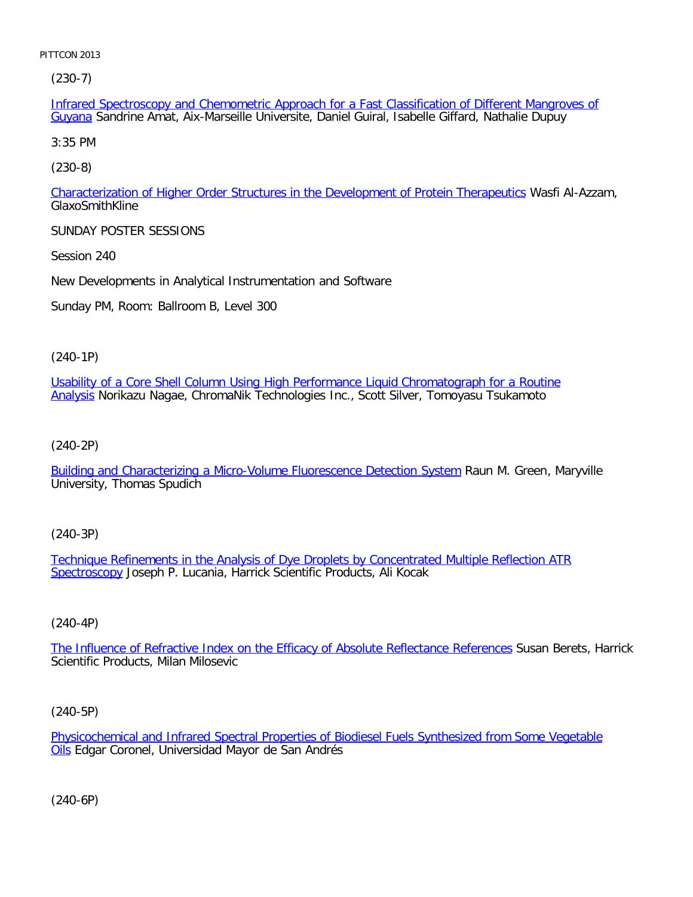(230-7)

Infrared Spectroscopy and Chemometric Approach for a Fast Classification of Different Mangroves of Guyana Sandrine Amat, Aix-Marseille Universite, Daniel Guiral, Isabelle Giffard, Nathalie Dupuy

3:35 PM

(230-8)

Characterization of Higher Order Structures in the Development of Protein Therapeutics Wasfi Al-Azzam, GlaxoSmithKline

SUNDAY POSTER SESSIONS

Session 240

New Developments in Analytical Instrumentation and Software

Sunday PM, Room: Ballroom B, Level 300

(240-1P)

Usability of a Core Shell Column Using High Performance Liquid Chromatograph for a Routine Analysis Norikazu Nagae, ChromaNik Technologies Inc., Scott Silver, Tomoyasu Tsukamoto

(240-2P)

Building and Characterizing a Micro-Volume Fluorescence Detection System Raun M. Green, Maryville University, Thomas Spudich

(240-3P)

Technique Refinements in the Analysis of Dye Droplets by Concentrated Multiple Reflection ATR Spectroscopy Joseph P. Lucania, Harrick Scientific Products, Ali Kocak

(240-4P)

The Influence of Refractive Index on the Efficacy of Absolute Reflectance References Susan Berets, Harrick Scientific Products, Milan Milosevic

(240-5P)

Physicochemical and Infrared Spectral Properties of Biodiesel Fuels Synthesized from Some Vegetable Oils Edgar Coronel, Universidad Mayor de San Andrés

(240-6P)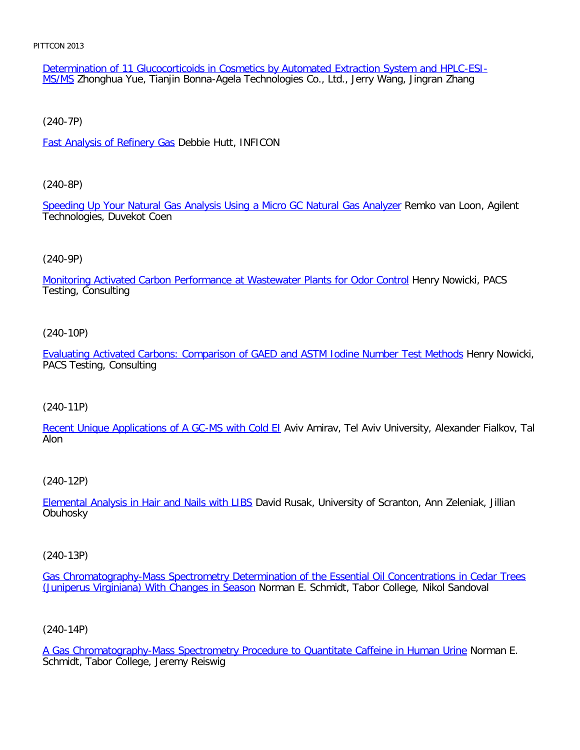Determination of 11 Glucocorticoids in Cosmetics by Automated Extraction System and HPLC-ESI-MS/MS Zhonghua Yue, Tianjin Bonna-Agela Technologies Co., Ltd., Jerry Wang, Jingran Zhang

(240-7P)

Fast Analysis of Refinery Gas Debbie Hutt, INFICON

(240-8P)

Speeding Up Your Natural Gas Analysis Using a Micro GC Natural Gas Analyzer Remko van Loon, Agilent Technologies, Duvekot Coen

(240-9P)

Monitoring Activated Carbon Performance at Wastewater Plants for Odor Control Henry Nowicki, PACS Testing, Consulting

(240-10P)

Evaluating Activated Carbons: Comparison of GAED and ASTM Iodine Number Test Methods Henry Nowicki, PACS Testing, Consulting

(240-11P)

Recent Unique Applications of A GC-MS with Cold EI Aviv Amirav, Tel Aviv University, Alexander Fialkov, Tal Alon

(240-12P)

Elemental Analysis in Hair and Nails with LIBS David Rusak, University of Scranton, Ann Zeleniak, Jillian Obuhosky

(240-13P)

Gas Chromatography-Mass Spectrometry Determination of the Essential Oil Concentrations in Cedar Trees (Juniperus Virginiana) With Changes in Season Norman E. Schmidt, Tabor College, Nikol Sandoval

(240-14P)

A Gas Chromatography-Mass Spectrometry Procedure to Quantitate Caffeine in Human Urine Norman E. Schmidt, Tabor College, Jeremy Reiswig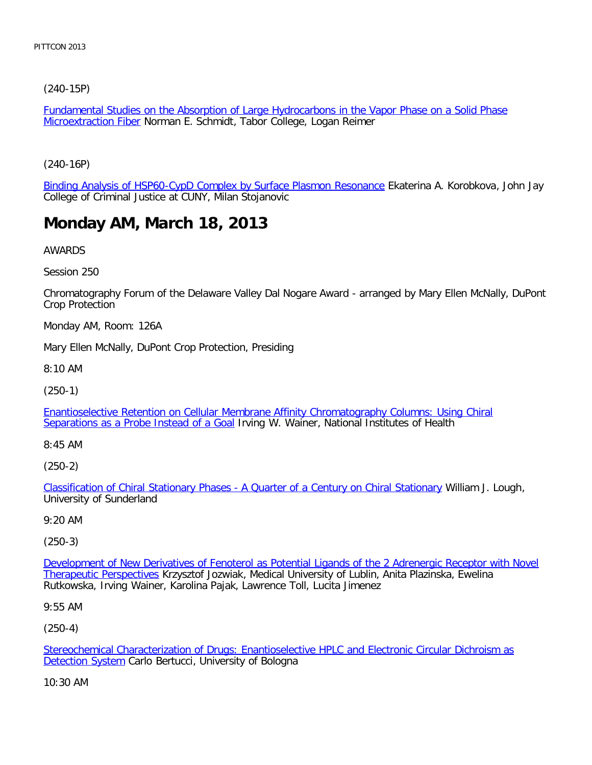(240-15P)

Fundamental Studies on the Absorption of Large Hydrocarbons in the Vapor Phase on a Solid Phase Microextraction Fiber Norman E. Schmidt, Tabor College, Logan Reimer

(240-16P)

Binding Analysis of HSP60-CypD Complex by Surface Plasmon Resonance Ekaterina A. Korobkova, John Jay College of Criminal Justice at CUNY, Milan Stojanovic

# Monday AM, March 18, 2013

AWARDS

Session 250

Chromatography Forum of the Delaware Valley Dal Nogare Award - arranged by Mary Ellen McNally, DuPont Crop Protection

Monday AM, Room: 126A

Mary Ellen McNally, DuPont Crop Protection, Presiding

8:10 AM

(250-1)

Enantioselective Retention on Cellular Membrane Affinity Chromatography Columns: Using Chiral Separations as a Probe Instead of a Goal Irving W. Wainer, National Institutes of Health

8:45 AM

(250-2)

Classification of Chiral Stationary Phases - A Quarter of a Century on Chiral Stationary William J. Lough, University of Sunderland

9:20 AM

(250-3)

Development of New Derivatives of Fenoterol as Potential Ligands of the 2 Adrenergic Receptor with Novel Therapeutic Perspectives Krzysztof Jozwiak, Medical University of Lublin, Anita Plazinska, Ewelina Rutkowska, Irving Wainer, Karolina Pajak, Lawrence Toll, Lucita Jimenez

9:55 AM

(250-4)

Stereochemical Characterization of Drugs: Enantioselective HPLC and Electronic Circular Dichroism as Detection System Carlo Bertucci, University of Bologna

10:30 AM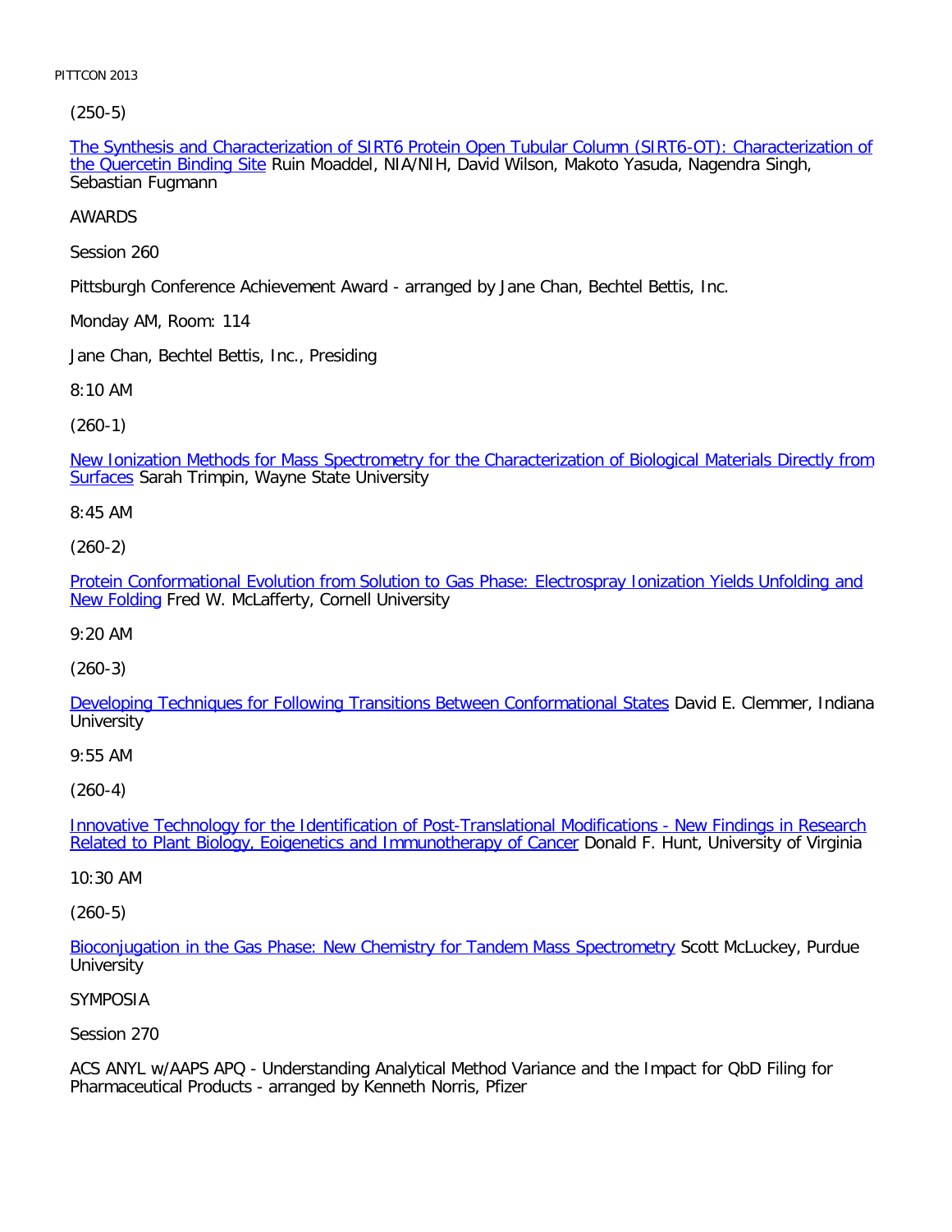(250-5)

The Synthesis and Characterization of SIRT6 Protein Open Tubular Column (SIRT6-OT): Characterization of the Quercetin Binding Site Ruin Moaddel, NIA/NIH, David Wilson, Makoto Yasuda, Nagendra Singh, Sebastian Fugmann

AWARDS

Session 260

Pittsburgh Conference Achievement Award - arranged by Jane Chan, Bechtel Bettis, Inc.

Monday AM, Room: 114

Jane Chan, Bechtel Bettis, Inc., Presiding

8:10 AM

(260-1)

New Ionization Methods for Mass Spectrometry for the Characterization of Biological Materials Directly from Surfaces Sarah Trimpin, Wayne State University

8:45 AM

(260-2)

Protein Conformational Evolution from Solution to Gas Phase: Electrospray Ionization Yields Unfolding and New Folding Fred W. McLafferty, Cornell University

9:20 AM

(260-3)

Developing Techniques for Following Transitions Between Conformational States David E. Clemmer, Indiana University

9:55 AM

(260-4)

Innovative Technology for the Identification of Post-Translational Modifications - New Findings in Research Related to Plant Biology, Eoigenetics and Immunotherapy of Cancer Donald F. Hunt, University of Virginia

10:30 AM

(260-5)

Bioconjugation in the Gas Phase: New Chemistry for Tandem Mass Spectrometry Scott McLuckey, Purdue University

SYMPOSIA

Session 270

ACS ANYL w/AAPS APQ - Understanding Analytical Method Variance and the Impact for QbD Filing for Pharmaceutical Products - arranged by Kenneth Norris, Pfizer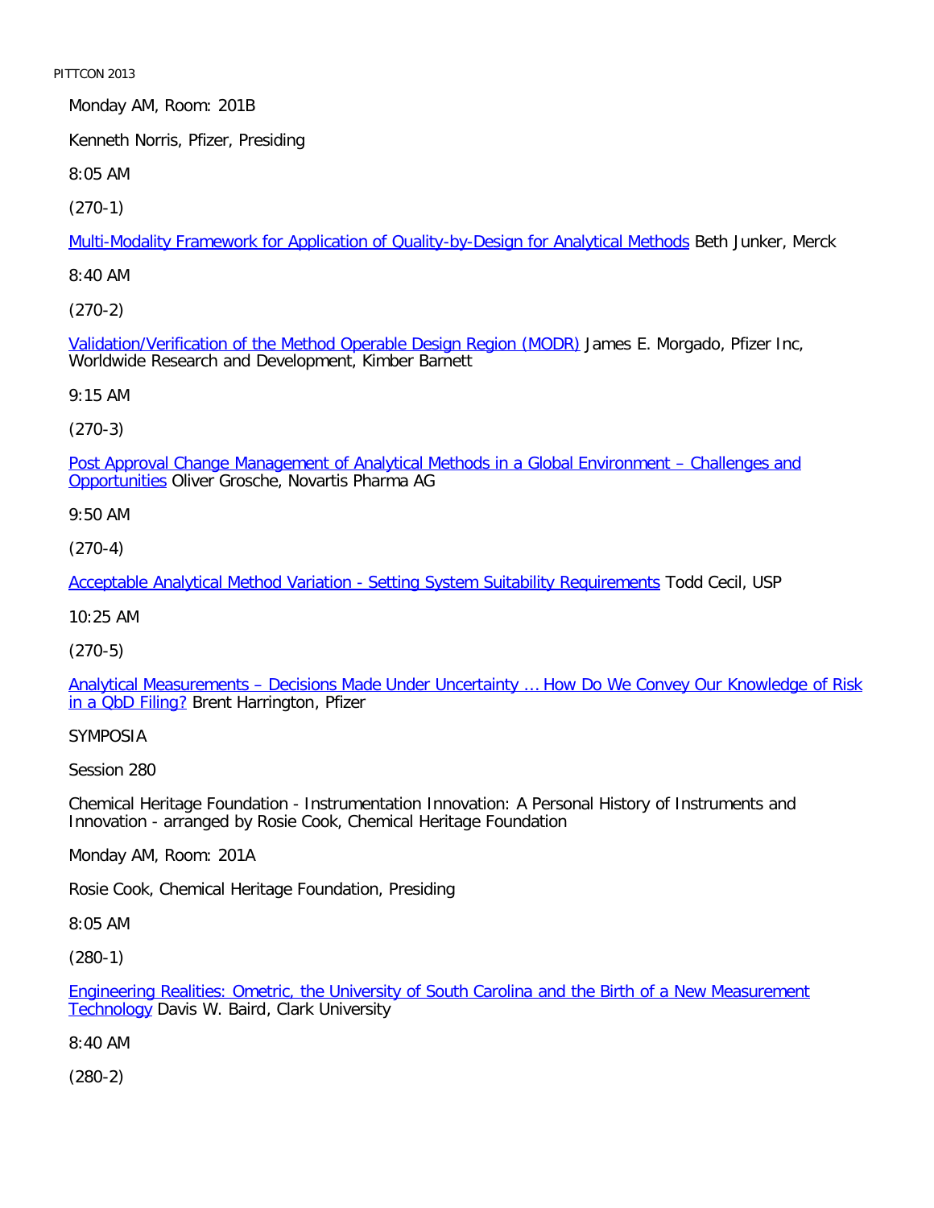Monday AM, Room: 201B

Kenneth Norris, Pfizer, Presiding

8:05 AM

(270-1)

Multi-Modality Framework for Application of Quality-by-Design for Analytical Methods Beth Junker, Merck

8:40 AM

(270-2)

Validation/Verification of the Method Operable Design Region (MODR) James E. Morgado, Pfizer Inc, Worldwide Research and Development, Kimber Barnett

9:15 AM

(270-3)

Post Approval Change Management of Analytical Methods in a Global Environment – Challenges and Opportunities Oliver Grosche, Novartis Pharma AG

9:50 AM

(270-4)

Acceptable Analytical Method Variation - Setting System Suitability Requirements Todd Cecil, USP

10:25 AM

(270-5)

Analytical Measurements – Decisions Made Under Uncertainty … How Do We Convey Our Knowledge of Risk in a QbD Filing? Brent Harrington, Pfizer

SYMPOSIA

Session 280

Chemical Heritage Foundation - Instrumentation Innovation: A Personal History of Instruments and Innovation - arranged by Rosie Cook, Chemical Heritage Foundation

Monday AM, Room: 201A

Rosie Cook, Chemical Heritage Foundation, Presiding

8:05 AM

(280-1)

Engineering Realities: Ometric, the University of South Carolina and the Birth of a New Measurement Technology Davis W. Baird, Clark University

8:40 AM

(280-2)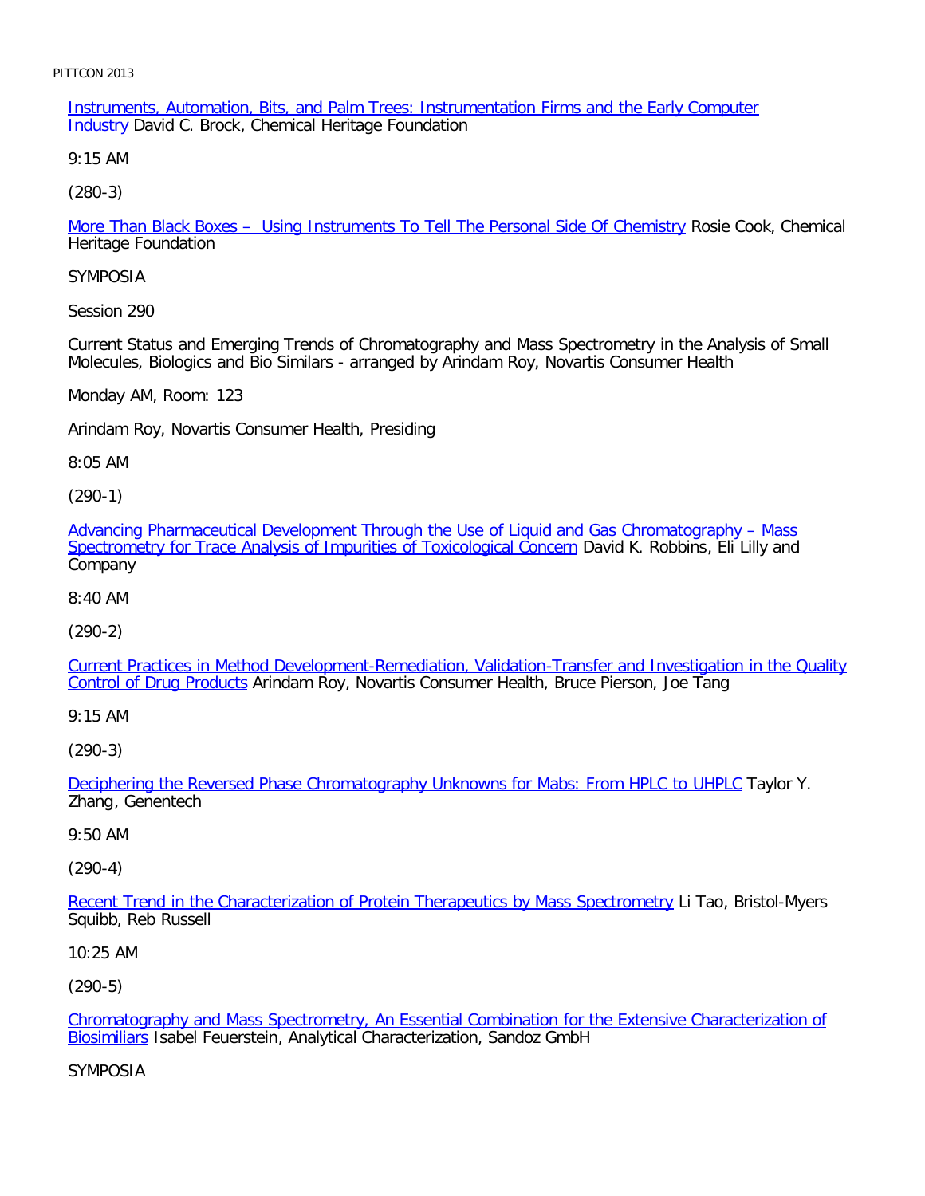Instruments, Automation, Bits, and Palm Trees: Instrumentation Firms and the Early Computer Industry David C. Brock, Chemical Heritage Foundation

9:15 AM

(280-3)

More Than Black Boxes – Using Instruments To Tell The Personal Side Of Chemistry Rosie Cook, Chemical Heritage Foundation

SYMPOSIA

Session 290

Current Status and Emerging Trends of Chromatography and Mass Spectrometry in the Analysis of Small Molecules, Biologics and Bio Similars - arranged by Arindam Roy, Novartis Consumer Health

Monday AM, Room: 123

Arindam Roy, Novartis Consumer Health, Presiding

8:05 AM

(290-1)

Advancing Pharmaceutical Development Through the Use of Liquid and Gas Chromatography – Mass Spectrometry for Trace Analysis of Impurities of Toxicological Concern David K. Robbins, Eli Lilly and Company

8:40 AM

(290-2)

Current Practices in Method Development-Remediation, Validation-Transfer and Investigation in the Quality Control of Drug Products Arindam Roy, Novartis Consumer Health, Bruce Pierson, Joe Tang

9:15 AM

(290-3)

Deciphering the Reversed Phase Chromatography Unknowns for Mabs: From HPLC to UHPLC Taylor Y. Zhang, Genentech

9:50 AM

(290-4)

Recent Trend in the Characterization of Protein Therapeutics by Mass Spectrometry Li Tao, Bristol-Myers Squibb, Reb Russell

10:25 AM

(290-5)

Chromatography and Mass Spectrometry, An Essential Combination for the Extensive Characterization of Biosimiliars Isabel Feuerstein, Analytical Characterization, Sandoz GmbH

SYMPOSIA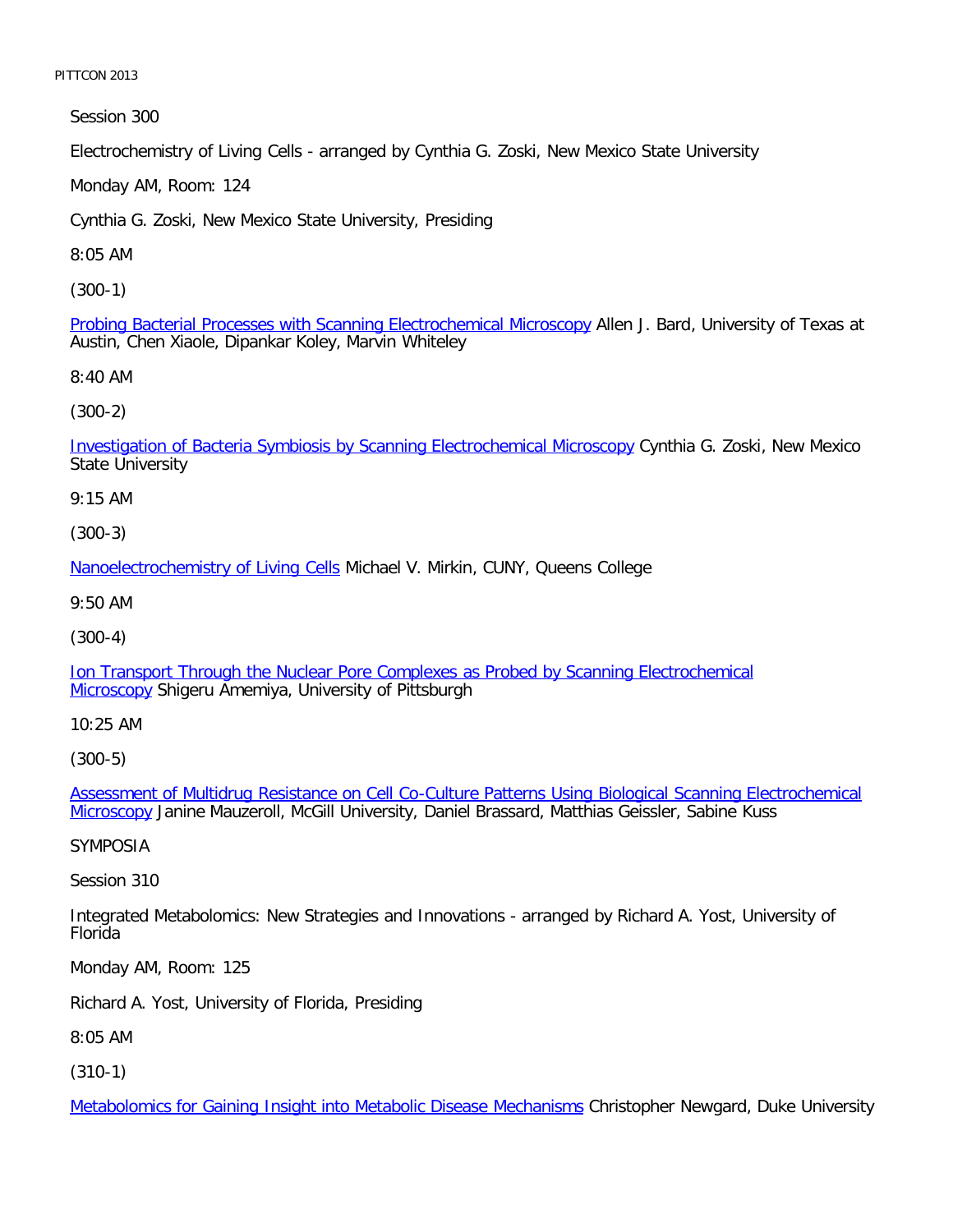Session 300

Electrochemistry of Living Cells - arranged by Cynthia G. Zoski, New Mexico State University

Monday AM, Room: 124

Cynthia G. Zoski, New Mexico State University, Presiding

8:05 AM

(300-1)

Probing Bacterial Processes with Scanning Electrochemical Microscopy Allen J. Bard, University of Texas at Austin, Chen Xiaole, Dipankar Koley, Marvin Whiteley

8:40 AM

(300-2)

Investigation of Bacteria Symbiosis by Scanning Electrochemical Microscopy Cynthia G. Zoski, New Mexico State University

9:15 AM

(300-3)

Nanoelectrochemistry of Living Cells Michael V. Mirkin, CUNY, Queens College

9:50 AM

(300-4)

Ion Transport Through the Nuclear Pore Complexes as Probed by Scanning Electrochemical Microscopy Shigeru Amemiya, University of Pittsburgh

10:25 AM

(300-5)

Assessment of Multidrug Resistance on Cell Co-Culture Patterns Using Biological Scanning Electrochemical Microscopy Janine Mauzeroll, McGill University, Daniel Brassard, Matthias Geissler, Sabine Kuss

SYMPOSIA

Session 310

Integrated Metabolomics: New Strategies and Innovations - arranged by Richard A. Yost, University of Florida

Monday AM, Room: 125

Richard A. Yost, University of Florida, Presiding

8:05 AM

(310-1)

Metabolomics for Gaining Insight into Metabolic Disease Mechanisms Christopher Newgard, Duke University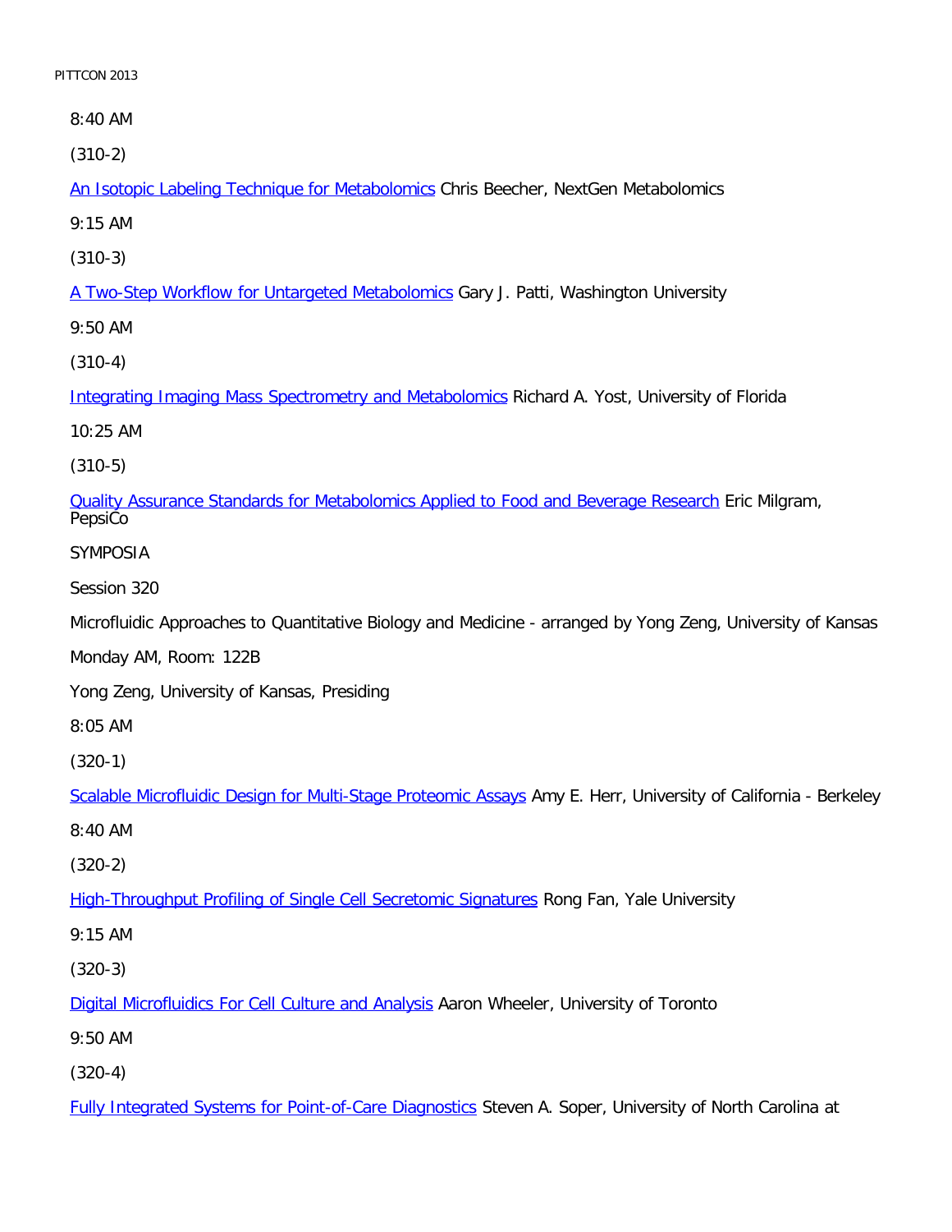8:40 AM

(310-2)

An Isotopic Labeling Technique for Metabolomics Chris Beecher, NextGen Metabolomics

9:15 AM

(310-3)

A Two-Step Workflow for Untargeted Metabolomics Gary J. Patti, Washington University

9:50 AM

(310-4)

Integrating Imaging Mass Spectrometry and Metabolomics Richard A. Yost, University of Florida

10:25 AM

(310-5)

Quality Assurance Standards for Metabolomics Applied to Food and Beverage Research Eric Milgram, PepsiCo

SYMPOSIA

Session 320

Microfluidic Approaches to Quantitative Biology and Medicine - arranged by Yong Zeng, University of Kansas

Monday AM, Room: 122B

Yong Zeng, University of Kansas, Presiding

8:05 AM

(320-1)

Scalable Microfluidic Design for Multi-Stage Proteomic Assays Amy E. Herr, University of California - Berkeley

8:40 AM

(320-2)

High-Throughput Profiling of Single Cell Secretomic Signatures Rong Fan, Yale University

9:15 AM

(320-3)

Digital Microfluidics For Cell Culture and Analysis Aaron Wheeler, University of Toronto

9:50 AM

(320-4)

Fully Integrated Systems for Point-of-Care Diagnostics Steven A. Soper, University of North Carolina at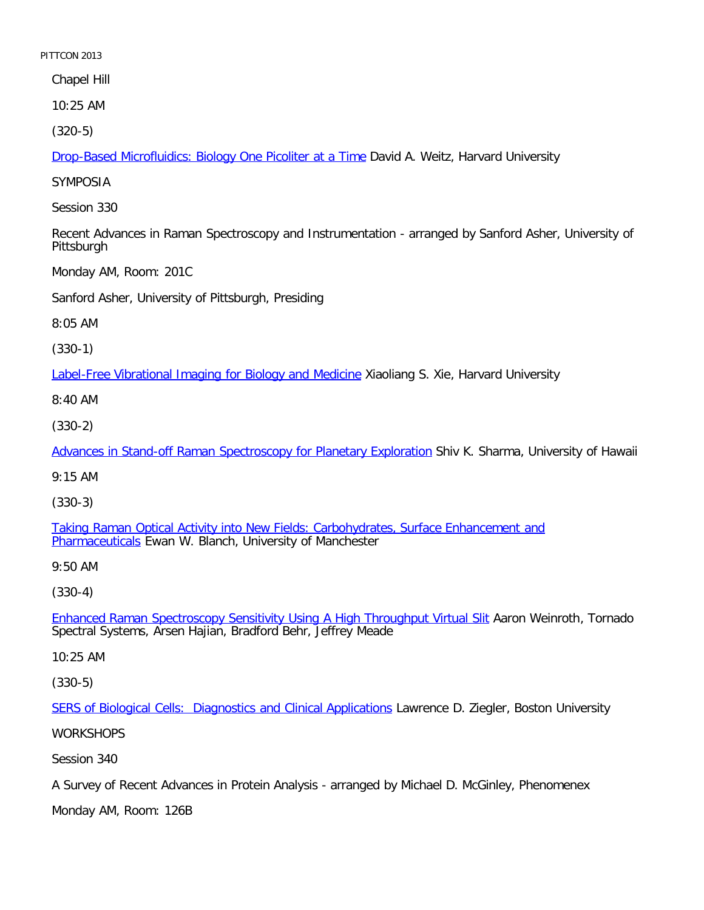Chapel Hill

10:25 AM

(320-5)

Drop-Based Microfluidics: Biology One Picoliter at a Time David A. Weitz, Harvard University

SYMPOSIA

Session 330

Recent Advances in Raman Spectroscopy and Instrumentation - arranged by Sanford Asher, University of Pittsburgh

Monday AM, Room: 201C

Sanford Asher, University of Pittsburgh, Presiding

8:05 AM

(330-1)

Label-Free Vibrational Imaging for Biology and Medicine Xiaoliang S. Xie, Harvard University

8:40 AM

(330-2)

Advances in Stand-off Raman Spectroscopy for Planetary Exploration Shiv K. Sharma, University of Hawaii

9:15 AM

(330-3)

Taking Raman Optical Activity into New Fields: Carbohydrates, Surface Enhancement and Pharmaceuticals Ewan W. Blanch, University of Manchester

9:50 AM

(330-4)

Enhanced Raman Spectroscopy Sensitivity Using A High Throughput Virtual Slit Aaron Weinroth, Tornado Spectral Systems, Arsen Hajian, Bradford Behr, Jeffrey Meade

10:25 AM

(330-5)

SERS of Biological Cells: Diagnostics and Clinical Applications Lawrence D. Ziegler, Boston University

WORKSHOPS

Session 340

A Survey of Recent Advances in Protein Analysis - arranged by Michael D. McGinley, Phenomenex

Monday AM, Room: 126B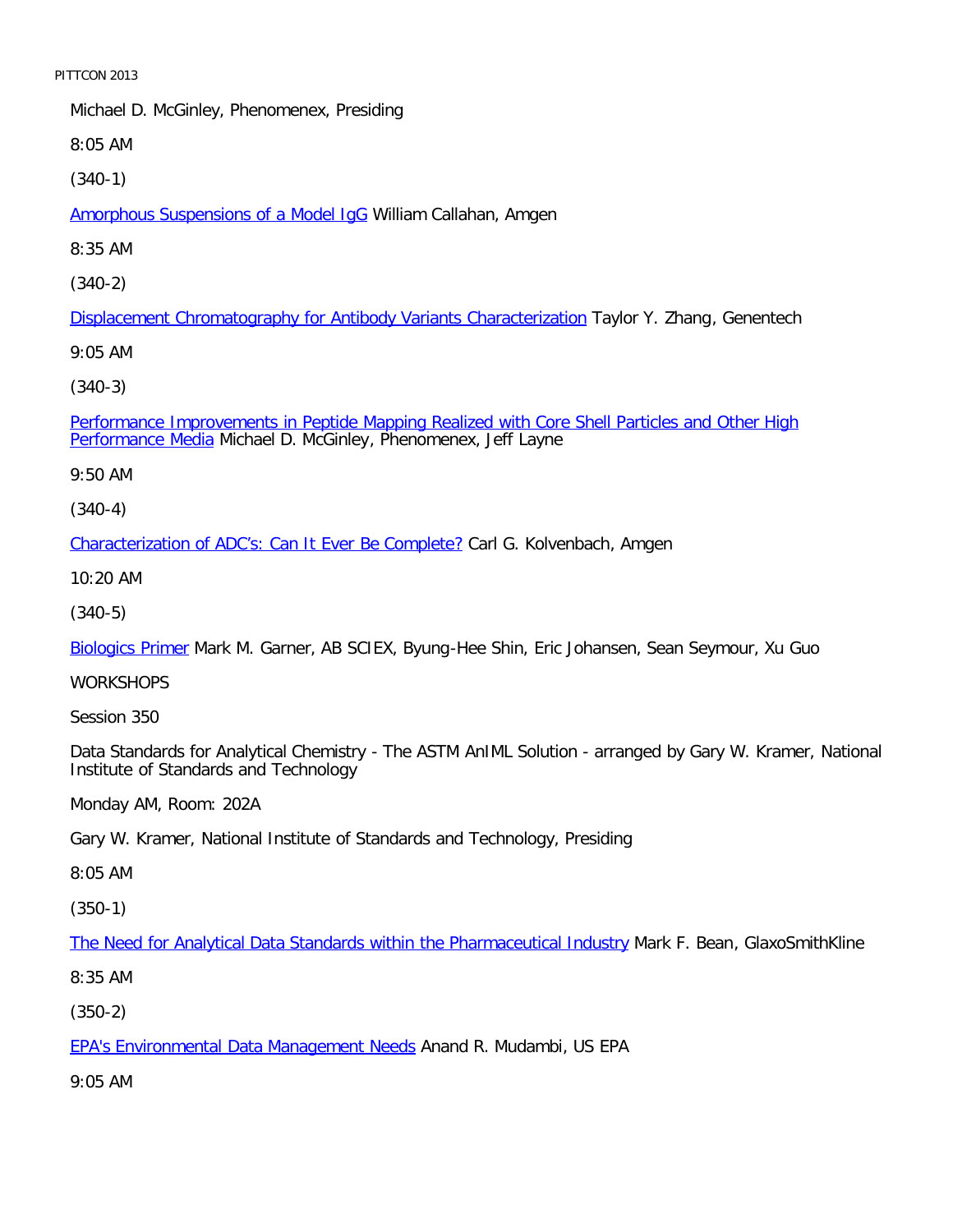Michael D. McGinley, Phenomenex, Presiding

8:05 AM

(340-1)

Amorphous Suspensions of a Model IgG William Callahan, Amgen

8:35 AM

(340-2)

Displacement Chromatography for Antibody Variants Characterization Taylor Y. Zhang, Genentech

9:05 AM

(340-3)

Performance Improvements in Peptide Mapping Realized with Core Shell Particles and Other High Performance Media Michael D. McGinley, Phenomenex, Jeff Layne

9:50 AM

(340-4)

Characterization of ADC's: Can It Ever Be Complete? Carl G. Kolvenbach, Amgen

10:20 AM

(340-5)

Biologics Primer Mark M. Garner, AB SCIEX, Byung-Hee Shin, Eric Johansen, Sean Seymour, Xu Guo

WORKSHOPS

Session 350

Data Standards for Analytical Chemistry - The ASTM AnIML Solution - arranged by Gary W. Kramer, National Institute of Standards and Technology

Monday AM, Room: 202A

Gary W. Kramer, National Institute of Standards and Technology, Presiding

8:05 AM

(350-1)

The Need for Analytical Data Standards within the Pharmaceutical Industry Mark F. Bean, GlaxoSmithKline

8:35 AM

(350-2)

EPA's Environmental Data Management Needs Anand R. Mudambi, US EPA

9:05 AM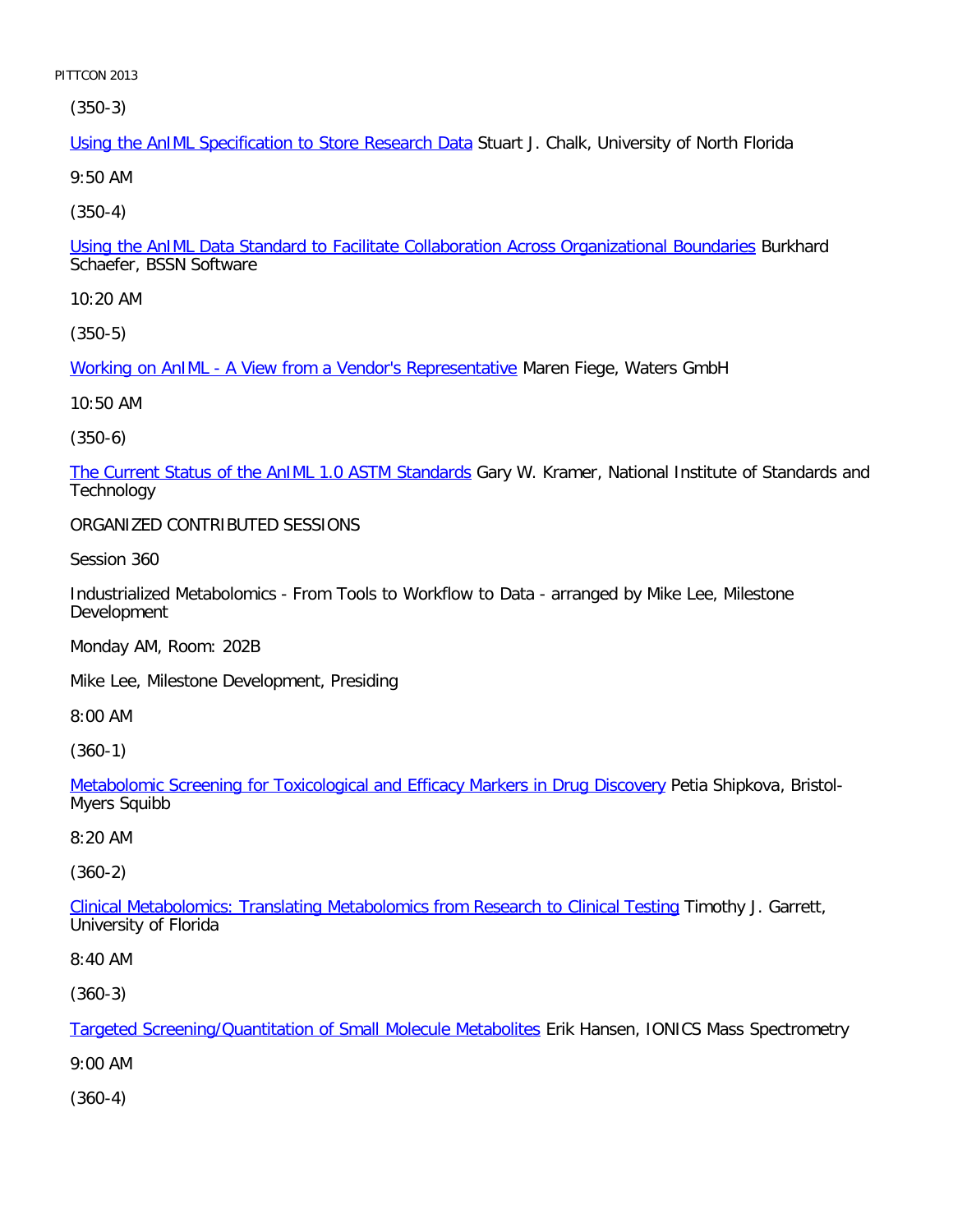(350-3)

Using the AnIML Specification to Store Research Data Stuart J. Chalk, University of North Florida

9:50 AM

(350-4)

Using the AnIML Data Standard to Facilitate Collaboration Across Organizational Boundaries Burkhard Schaefer, BSSN Software

10:20 AM

(350-5)

Working on AnIML - A View from a Vendor's Representative Maren Fiege, Waters GmbH

10:50 AM

(350-6)

The Current Status of the AnIML 1.0 ASTM Standards Gary W. Kramer, National Institute of Standards and Technology

ORGANIZED CONTRIBUTED SESSIONS

Session 360

Industrialized Metabolomics - From Tools to Workflow to Data - arranged by Mike Lee, Milestone Development

Monday AM, Room: 202B

Mike Lee, Milestone Development, Presiding

8:00 AM

(360-1)

Metabolomic Screening for Toxicological and Efficacy Markers in Drug Discovery Petia Shipkova, Bristol-Myers Squibb

8:20 AM

(360-2)

Clinical Metabolomics: Translating Metabolomics from Research to Clinical Testing Timothy J. Garrett, University of Florida

8:40 AM

(360-3)

Targeted Screening/Quantitation of Small Molecule Metabolites Erik Hansen, IONICS Mass Spectrometry

9:00 AM

(360-4)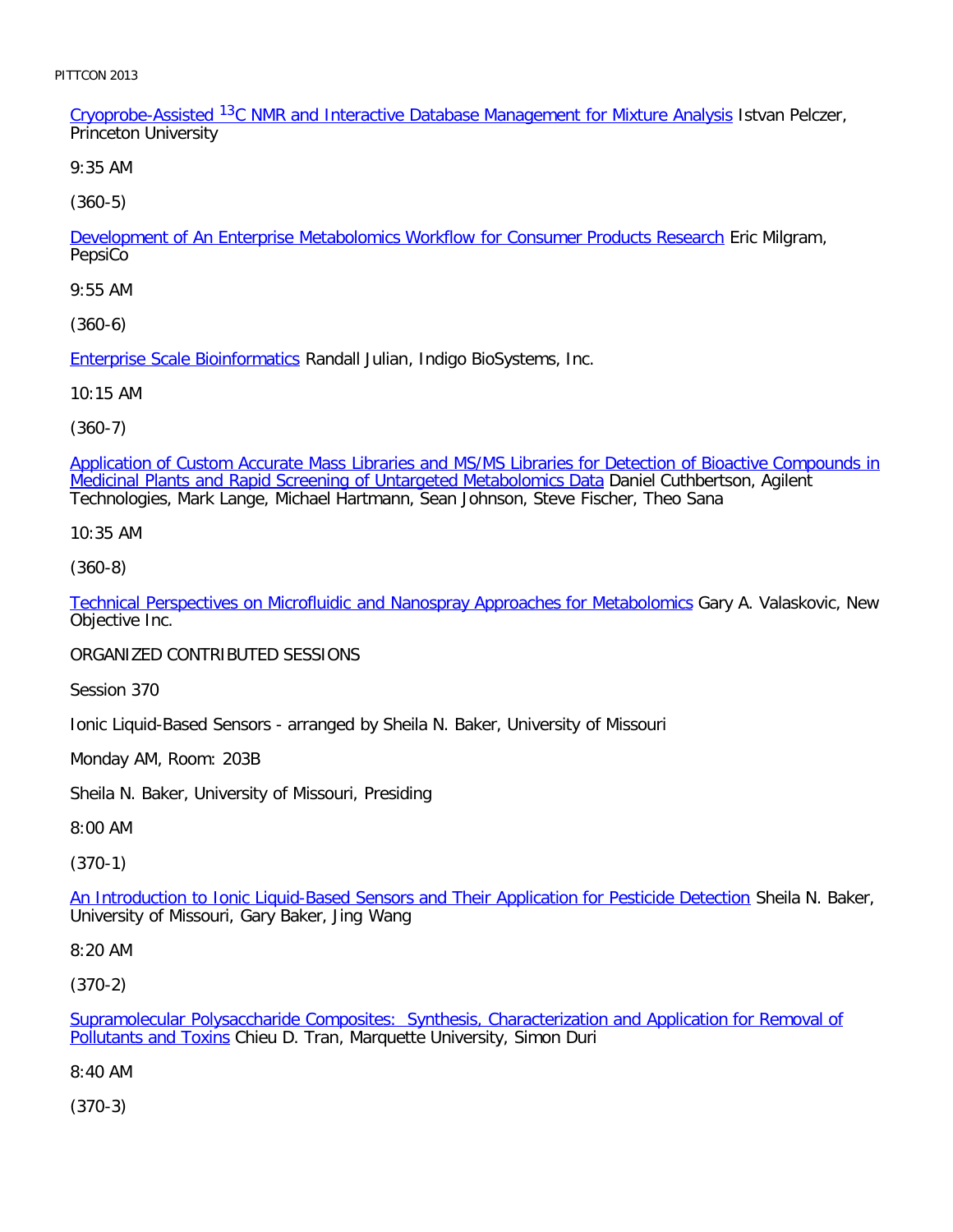Cryoprobe-Assisted $^{13}C$ NMR and Interactive Database Management for Mixture Analysis Istvan Pelczer, Princeton University

9:35 AM

(360-5)

Development of An Enterprise Metabolomics Workflow for Consumer Products Research Eric Milgram, PepsiCo

9:55 AM

(360-6)

Enterprise Scale Bioinformatics Randall Julian, Indigo BioSystems, Inc.

10:15 AM

(360-7)

Application of Custom Accurate Mass Libraries and MS/MS Libraries for Detection of Bioactive Compounds in Medicinal Plants and Rapid Screening of Untargeted Metabolomics Data Daniel Cuthbertson, Agilent Technologies, Mark Lange, Michael Hartmann, Sean Johnson, Steve Fischer, Theo Sana

10:35 AM

(360-8)

Technical Perspectives on Microfluidic and Nanospray Approaches for Metabolomics Gary A. Valaskovic, New Objective Inc.

ORGANIZED CONTRIBUTED SESSIONS

Session 370

Ionic Liquid-Based Sensors - arranged by Sheila N. Baker, University of Missouri

Monday AM, Room: 203B

Sheila N. Baker, University of Missouri, Presiding

8:00 AM

(370-1)

An Introduction to Ionic Liquid-Based Sensors and Their Application for Pesticide Detection Sheila N. Baker, University of Missouri, Gary Baker, Jing Wang

8:20 AM

(370-2)

Supramolecular Polysaccharide Composites: Synthesis, Characterization and Application for Removal of Pollutants and Toxins Chieu D. Tran, Marquette University, Simon Duri

8:40 AM

(370-3)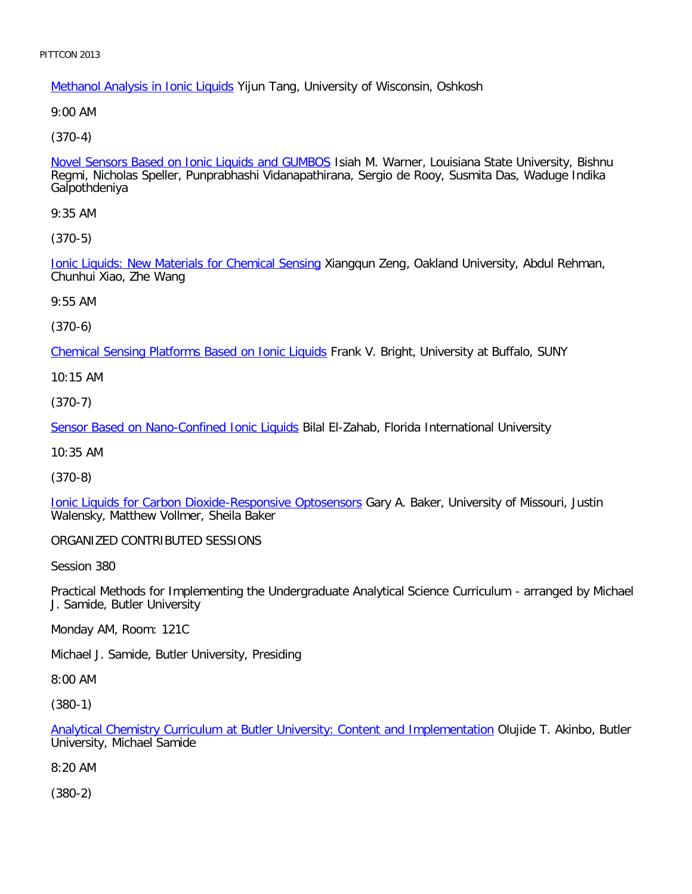Methanol Analysis in Ionic Liquids Yijun Tang, University of Wisconsin, Oshkosh

9:00 AM

(370-4)

Novel Sensors Based on Ionic Liquids and GUMBOS Isiah M. Warner, Louisiana State University, Bishnu Regmi, Nicholas Speller, Punprabhashi Vidanapathirana, Sergio de Rooy, Susmita Das, Waduge Indika Galpothdeniya

9:35 AM

(370-5)

Ionic Liquids: New Materials for Chemical Sensing Xiangqun Zeng, Oakland University, Abdul Rehman, Chunhui Xiao, Zhe Wang

9:55 AM

(370-6)

Chemical Sensing Platforms Based on Ionic Liquids Frank V. Bright, University at Buffalo, SUNY

10:15 AM

(370-7)

Sensor Based on Nano-Confined Ionic Liquids Bilal El-Zahab, Florida International University

10:35 AM

(370-8)

Ionic Liquids for Carbon Dioxide-Responsive Optosensors Gary A. Baker, University of Missouri, Justin Walensky, Matthew Vollmer, Sheila Baker

ORGANIZED CONTRIBUTED SESSIONS

Session 380

Practical Methods for Implementing the Undergraduate Analytical Science Curriculum - arranged by Michael J. Samide, Butler University

Monday AM, Room: 121C

Michael J. Samide, Butler University, Presiding

8:00 AM

(380-1)

Analytical Chemistry Curriculum at Butler University: Content and Implementation Olujide T. Akinbo, Butler University, Michael Samide

8:20 AM

(380-2)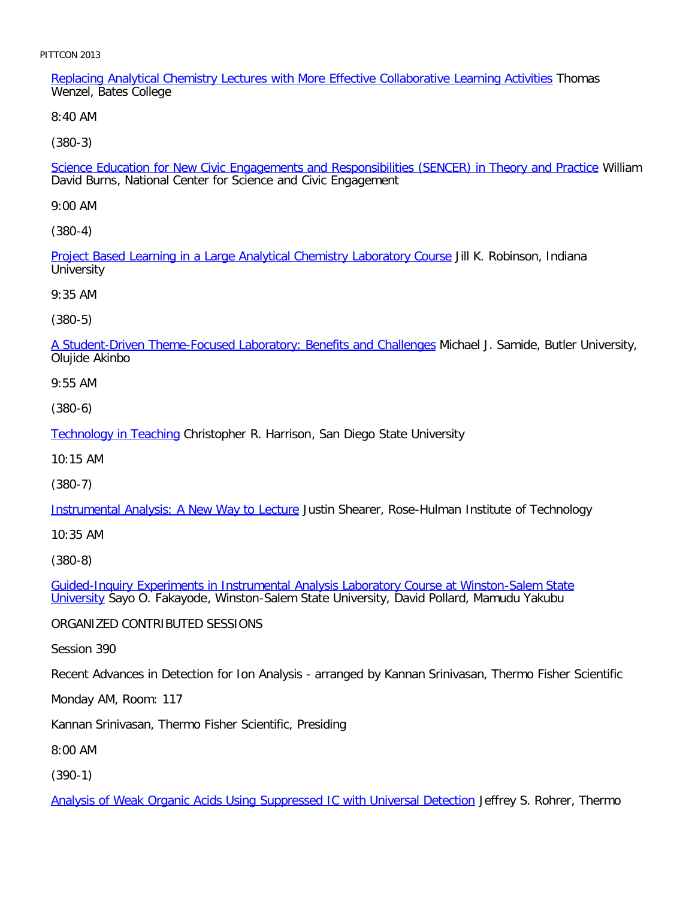Replacing Analytical Chemistry Lectures with More Effective Collaborative Learning Activities Thomas Wenzel, Bates College

8:40 AM

(380-3)

Science Education for New Civic Engagements and Responsibilities (SENCER) in Theory and Practice William David Burns, National Center for Science and Civic Engagement

9:00 AM

(380-4)

Project Based Learning in a Large Analytical Chemistry Laboratory Course Jill K. Robinson, Indiana University

9:35 AM

(380-5)

A Student-Driven Theme-Focused Laboratory: Benefits and Challenges Michael J. Samide, Butler University, Olujide Akinbo

9:55 AM

(380-6)

Technology in Teaching Christopher R. Harrison, San Diego State University

10:15 AM

(380-7)

Instrumental Analysis: A New Way to Lecture Justin Shearer, Rose-Hulman Institute of Technology

10:35 AM

(380-8)

Guided-Inquiry Experiments in Instrumental Analysis Laboratory Course at Winston-Salem State University Sayo O. Fakayode, Winston-Salem State University, David Pollard, Mamudu Yakubu

ORGANIZED CONTRIBUTED SESSIONS

Session 390

Recent Advances in Detection for Ion Analysis - arranged by Kannan Srinivasan, Thermo Fisher Scientific

Monday AM, Room: 117

Kannan Srinivasan, Thermo Fisher Scientific, Presiding

8:00 AM

(390-1)

Analysis of Weak Organic Acids Using Suppressed IC with Universal Detection Jeffrey S. Rohrer, Thermo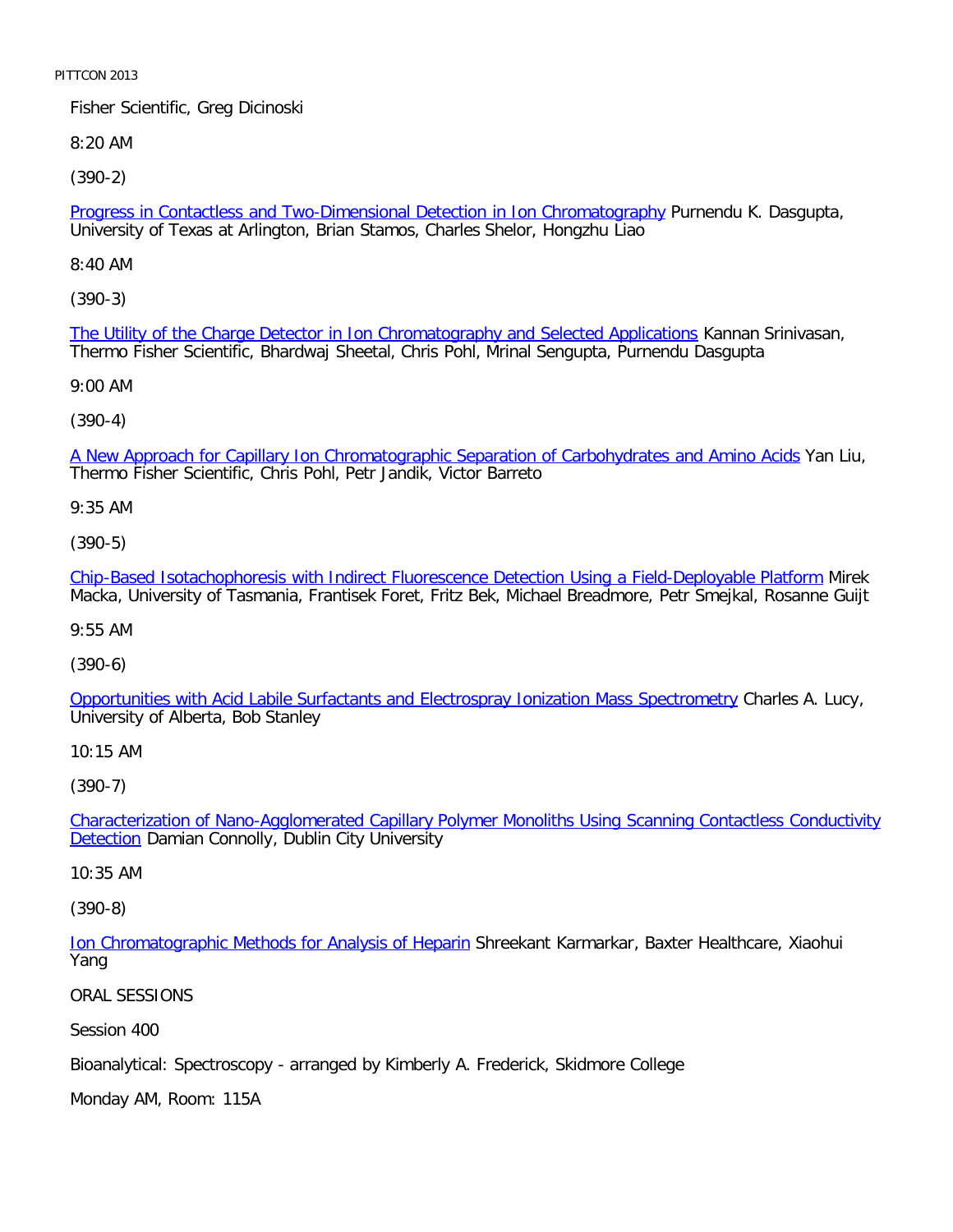Fisher Scientific, Greg Dicinoski

8:20 AM

(390-2)

Progress in Contactless and Two-Dimensional Detection in Ion Chromatography Purnendu K. Dasgupta, University of Texas at Arlington, Brian Stamos, Charles Shelor, Hongzhu Liao

8:40 AM

(390-3)

The Utility of the Charge Detector in Ion Chromatography and Selected Applications Kannan Srinivasan, Thermo Fisher Scientific, Bhardwaj Sheetal, Chris Pohl, Mrinal Sengupta, Purnendu Dasgupta

9:00 AM

(390-4)

A New Approach for Capillary Ion Chromatographic Separation of Carbohydrates and Amino Acids Yan Liu, Thermo Fisher Scientific, Chris Pohl, Petr Jandik, Victor Barreto

9:35 AM

(390-5)

Chip-Based Isotachophoresis with Indirect Fluorescence Detection Using a Field-Deployable Platform Mirek Macka, University of Tasmania, Frantisek Foret, Fritz Bek, Michael Breadmore, Petr Smejkal, Rosanne Guijt

9:55 AM

(390-6)

Opportunities with Acid Labile Surfactants and Electrospray Ionization Mass Spectrometry Charles A. Lucy, University of Alberta, Bob Stanley

10:15 AM

(390-7)

Characterization of Nano-Agglomerated Capillary Polymer Monoliths Using Scanning Contactless Conductivity Detection Damian Connolly, Dublin City University

10:35 AM

(390-8)

Ion Chromatographic Methods for Analysis of Heparin Shreekant Karmarkar, Baxter Healthcare, Xiaohui Yang

ORAL SESSIONS

Session 400

Bioanalytical: Spectroscopy - arranged by Kimberly A. Frederick, Skidmore College

Monday AM, Room: 115A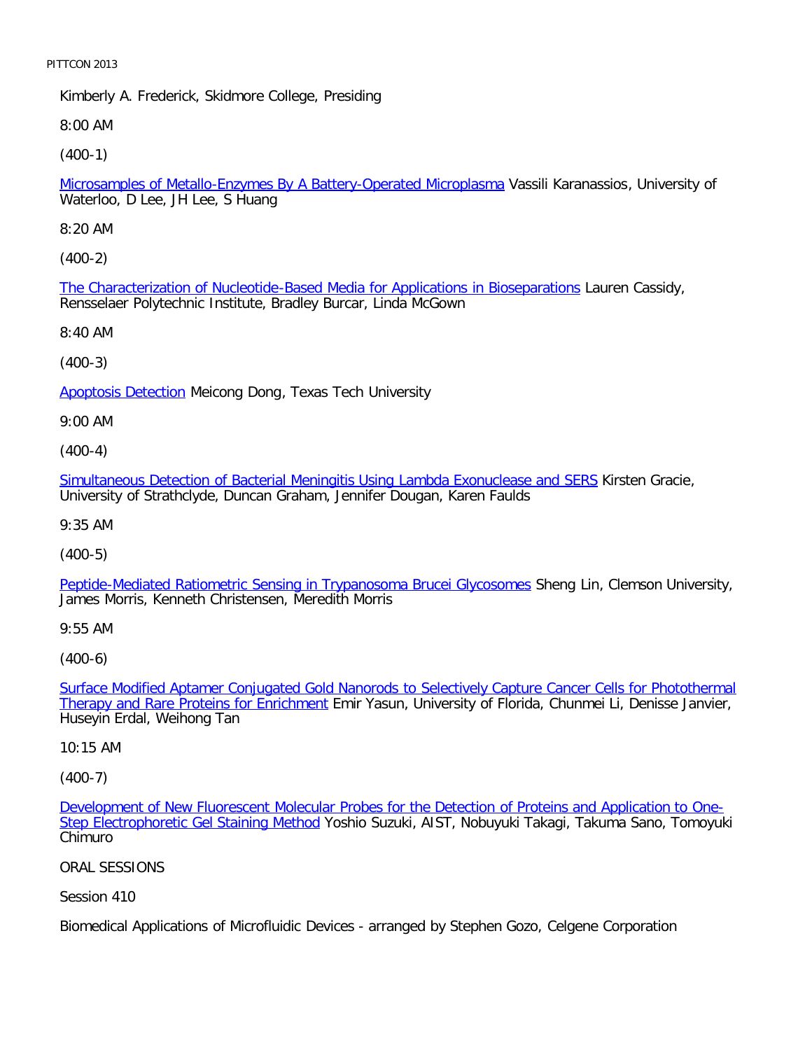Kimberly A. Frederick, Skidmore College, Presiding

8:00 AM

(400-1)

Microsamples of Metallo-Enzymes By A Battery-Operated Microplasma Vassili Karanassios, University of Waterloo, D Lee, JH Lee, S Huang

8:20 AM

(400-2)

The Characterization of Nucleotide-Based Media for Applications in Bioseparations Lauren Cassidy, Rensselaer Polytechnic Institute, Bradley Burcar, Linda McGown

8:40 AM

(400-3)

Apoptosis Detection Meicong Dong, Texas Tech University

9:00 AM

(400-4)

Simultaneous Detection of Bacterial Meningitis Using Lambda Exonuclease and SERS Kirsten Gracie, University of Strathclyde, Duncan Graham, Jennifer Dougan, Karen Faulds

9:35 AM

(400-5)

Peptide-Mediated Ratiometric Sensing in Trypanosoma Brucei Glycosomes Sheng Lin, Clemson University, James Morris, Kenneth Christensen, Meredith Morris

9:55 AM

(400-6)

Surface Modified Aptamer Conjugated Gold Nanorods to Selectively Capture Cancer Cells for Photothermal Therapy and Rare Proteins for Enrichment Emir Yasun, University of Florida, Chunmei Li, Denisse Janvier, Huseyin Erdal, Weihong Tan

10:15 AM

(400-7)

Development of New Fluorescent Molecular Probes for the Detection of Proteins and Application to One-Step Electrophoretic Gel Staining Method Yoshio Suzuki, AIST, Nobuyuki Takagi, Takuma Sano, Tomoyuki Chimuro

ORAL SESSIONS

Session 410

Biomedical Applications of Microfluidic Devices - arranged by Stephen Gozo, Celgene Corporation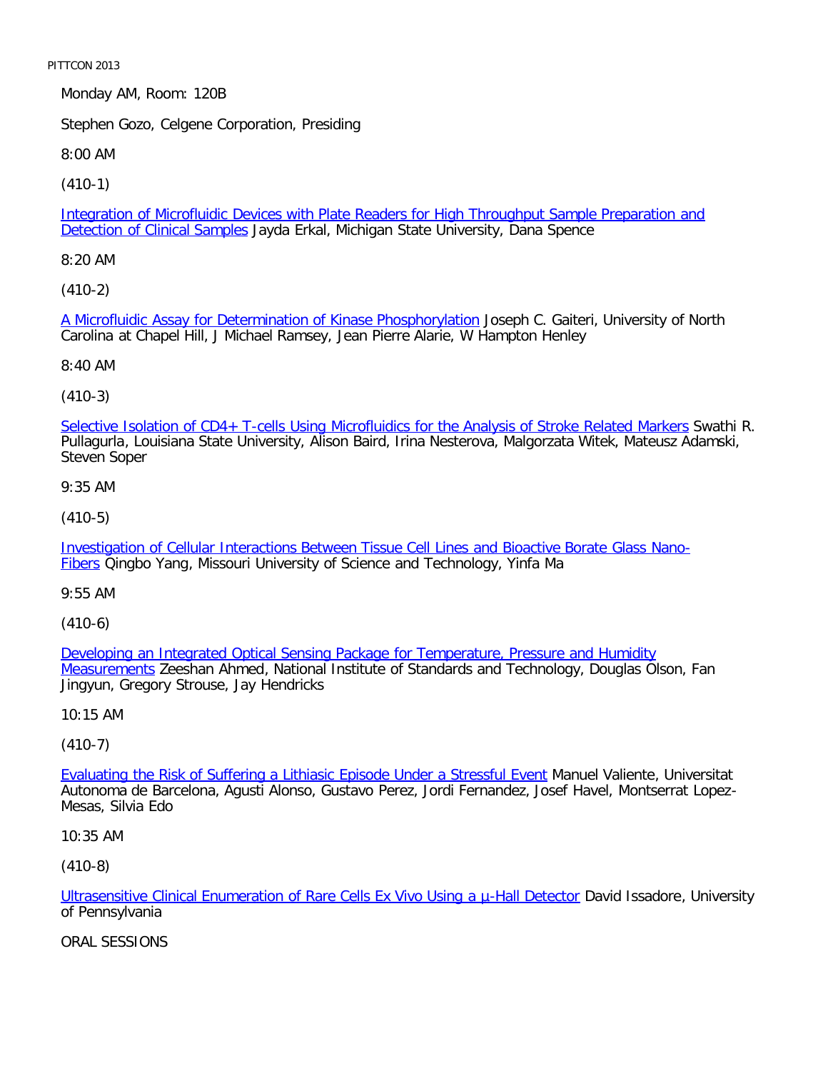Monday AM, Room: 120B

Stephen Gozo, Celgene Corporation, Presiding

8:00 AM

(410-1)

Integration of Microfluidic Devices with Plate Readers for High Throughput Sample Preparation and Detection of Clinical Samples Jayda Erkal, Michigan State University, Dana Spence

8:20 AM

(410-2)

A Microfluidic Assay for Determination of Kinase Phosphorylation Joseph C. Gaiteri, University of North Carolina at Chapel Hill, J Michael Ramsey, Jean Pierre Alarie, W Hampton Henley

8:40 AM

(410-3)

Selective Isolation of CD4+ T-cells Using Microfluidics for the Analysis of Stroke Related Markers Swathi R. Pullagurla, Louisiana State University, Alison Baird, Irina Nesterova, Malgorzata Witek, Mateusz Adamski, Steven Soper

9:35 AM

(410-5)

Investigation of Cellular Interactions Between Tissue Cell Lines and Bioactive Borate Glass Nano-Fibers Qingbo Yang, Missouri University of Science and Technology, Yinfa Ma

9:55 AM

(410-6)

Developing an Integrated Optical Sensing Package for Temperature, Pressure and Humidity Measurements Zeeshan Ahmed, National Institute of Standards and Technology, Douglas Olson, Fan Jingyun, Gregory Strouse, Jay Hendricks

10:15 AM

(410-7)

Evaluating the Risk of Suffering a Lithiasic Episode Under a Stressful Event Manuel Valiente, Universitat Autonoma de Barcelona, Agusti Alonso, Gustavo Perez, Jordi Fernandez, Josef Havel, Montserrat Lopez-Mesas, Silvia Edo

10:35 AM

(410-8)

Ultrasensitive Clinical Enumeration of Rare Cells Ex Vivo Using a µ-Hall Detector David Issadore, University of Pennsylvania

ORAL SESSIONS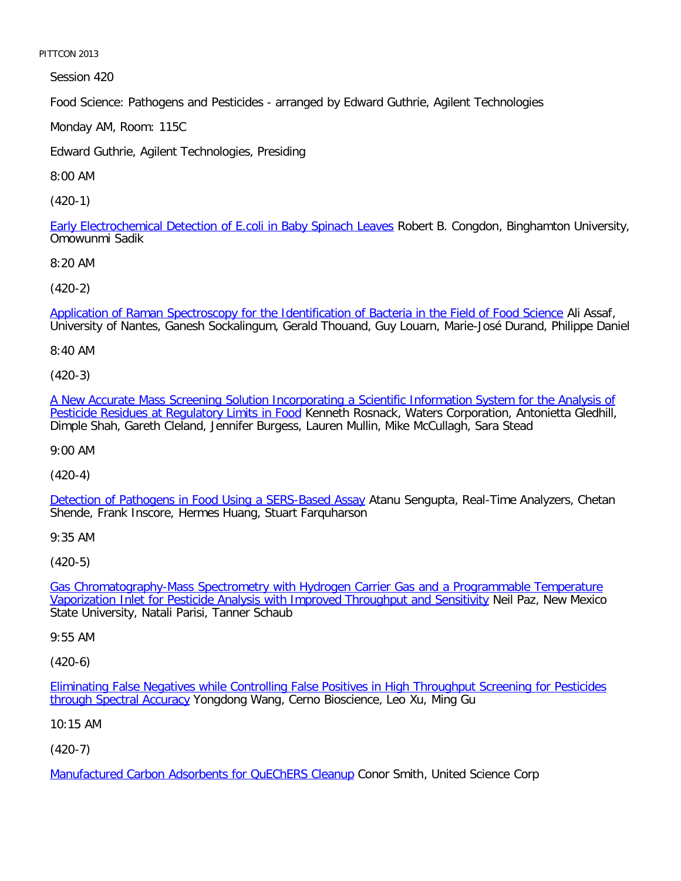Session 420

Food Science: Pathogens and Pesticides - arranged by Edward Guthrie, Agilent Technologies

Monday AM, Room: 115C

Edward Guthrie, Agilent Technologies, Presiding

8:00 AM

(420-1)

Early Electrochemical Detection of E.coli in Baby Spinach Leaves Robert B. Congdon, Binghamton University, Omowunmi Sadik

8:20 AM

(420-2)

Application of Raman Spectroscopy for the Identification of Bacteria in the Field of Food Science Ali Assaf, University of Nantes, Ganesh Sockalingum, Gerald Thouand, Guy Louarn, Marie-José Durand, Philippe Daniel

8:40 AM

(420-3)

A New Accurate Mass Screening Solution Incorporating a Scientific Information System for the Analysis of Pesticide Residues at Regulatory Limits in Food Kenneth Rosnack, Waters Corporation, Antonietta Gledhill, Dimple Shah, Gareth Cleland, Jennifer Burgess, Lauren Mullin, Mike McCullagh, Sara Stead

9:00 AM

(420-4)

Detection of Pathogens in Food Using a SERS-Based Assay Atanu Sengupta, Real-Time Analyzers, Chetan Shende, Frank Inscore, Hermes Huang, Stuart Farquharson

9:35 AM

(420-5)

Gas Chromatography-Mass Spectrometry with Hydrogen Carrier Gas and a Programmable Temperature Vaporization Inlet for Pesticide Analysis with Improved Throughput and Sensitivity Neil Paz, New Mexico State University, Natali Parisi, Tanner Schaub

9:55 AM

(420-6)

Eliminating False Negatives while Controlling False Positives in High Throughput Screening for Pesticides through Spectral Accuracy Yongdong Wang, Cerno Bioscience, Leo Xu, Ming Gu

10:15 AM

(420-7)

Manufactured Carbon Adsorbents for QuEChERS Cleanup Conor Smith, United Science Corp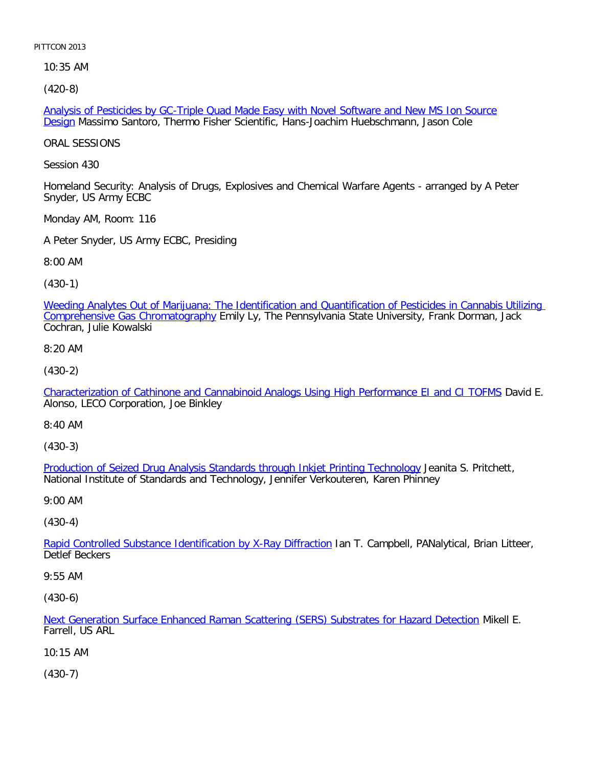10:35 AM

(420-8)

Analysis of Pesticides by GC-Triple Quad Made Easy with Novel Software and New MS Ion Source Design Massimo Santoro, Thermo Fisher Scientific, Hans-Joachim Huebschmann, Jason Cole

ORAL SESSIONS

Session 430

Homeland Security: Analysis of Drugs, Explosives and Chemical Warfare Agents - arranged by A Peter Snyder, US Army ECBC

Monday AM, Room: 116

A Peter Snyder, US Army ECBC, Presiding

8:00 AM

(430-1)

Weeding Analytes Out of Marijuana: The Identification and Quantification of Pesticides in Cannabis Utilizing Comprehensive Gas Chromatography Emily Ly, The Pennsylvania State University, Frank Dorman, Jack Cochran, Julie Kowalski

8:20 AM

(430-2)

Characterization of Cathinone and Cannabinoid Analogs Using High Performance EI and CI TOFMS David E. Alonso, LECO Corporation, Joe Binkley

8:40 AM

(430-3)

Production of Seized Drug Analysis Standards through Inkjet Printing Technology Jeanita S. Pritchett, National Institute of Standards and Technology, Jennifer Verkouteren, Karen Phinney

9:00 AM

(430-4)

Rapid Controlled Substance Identification by X-Ray Diffraction Ian T. Campbell, PANalytical, Brian Litteer, Detlef Beckers

9:55 AM

(430-6)

Next Generation Surface Enhanced Raman Scattering (SERS) Substrates for Hazard Detection Mikell E. Farrell, US ARL

10:15 AM

(430-7)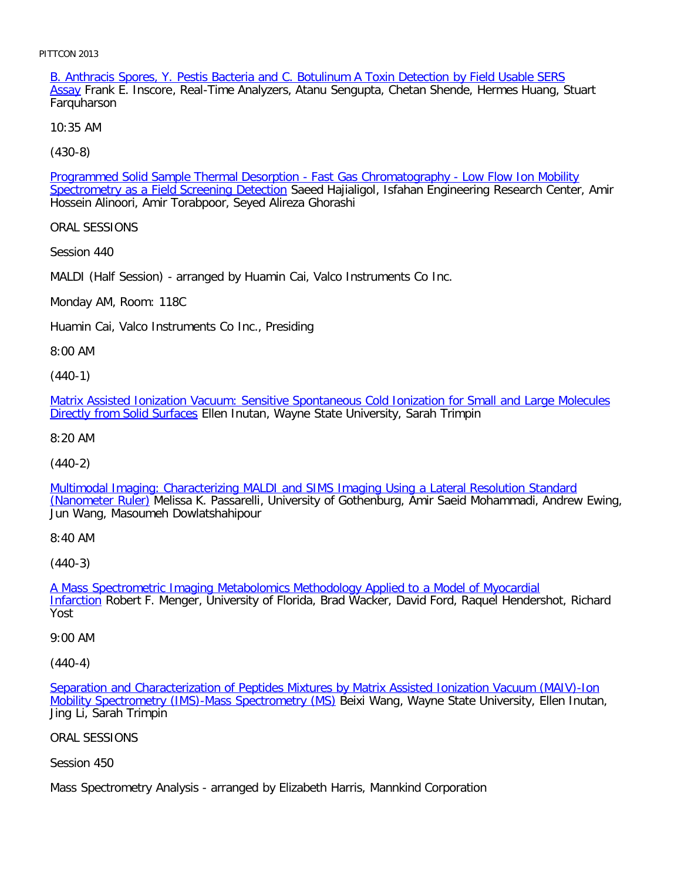B. Anthracis Spores, Y. Pestis Bacteria and C. Botulinum A Toxin Detection by Field Usable SERS Assay Frank E. Inscore, Real-Time Analyzers, Atanu Sengupta, Chetan Shende, Hermes Huang, Stuart Farquharson

10:35 AM

(430-8)

Programmed Solid Sample Thermal Desorption - Fast Gas Chromatography - Low Flow Ion Mobility Spectrometry as a Field Screening Detection Saeed Hajialigol, Isfahan Engineering Research Center, Amir Hossein Alinoori, Amir Torabpoor, Seyed Alireza Ghorashi

ORAL SESSIONS

Session 440

MALDI (Half Session) - arranged by Huamin Cai, Valco Instruments Co Inc.

Monday AM, Room: 118C

Huamin Cai, Valco Instruments Co Inc., Presiding

8:00 AM

(440-1)

Matrix Assisted Ionization Vacuum: Sensitive Spontaneous Cold Ionization for Small and Large Molecules Directly from Solid Surfaces Ellen Inutan, Wayne State University, Sarah Trimpin

8:20 AM

(440-2)

Multimodal Imaging: Characterizing MALDI and SIMS Imaging Using a Lateral Resolution Standard (Nanometer Ruler) Melissa K. Passarelli, University of Gothenburg, Amir Saeid Mohammadi, Andrew Ewing, Jun Wang, Masoumeh Dowlatshahipour

8:40 AM

(440-3)

A Mass Spectrometric Imaging Metabolomics Methodology Applied to a Model of Myocardial Infarction Robert F. Menger, University of Florida, Brad Wacker, David Ford, Raquel Hendershot, Richard Yost

9:00 AM

(440-4)

Separation and Characterization of Peptides Mixtures by Matrix Assisted Ionization Vacuum (MAIV)-Ion Mobility Spectrometry (IMS)-Mass Spectrometry (MS) Beixi Wang, Wayne State University, Ellen Inutan, Jing Li, Sarah Trimpin

ORAL SESSIONS

Session 450

Mass Spectrometry Analysis - arranged by Elizabeth Harris, Mannkind Corporation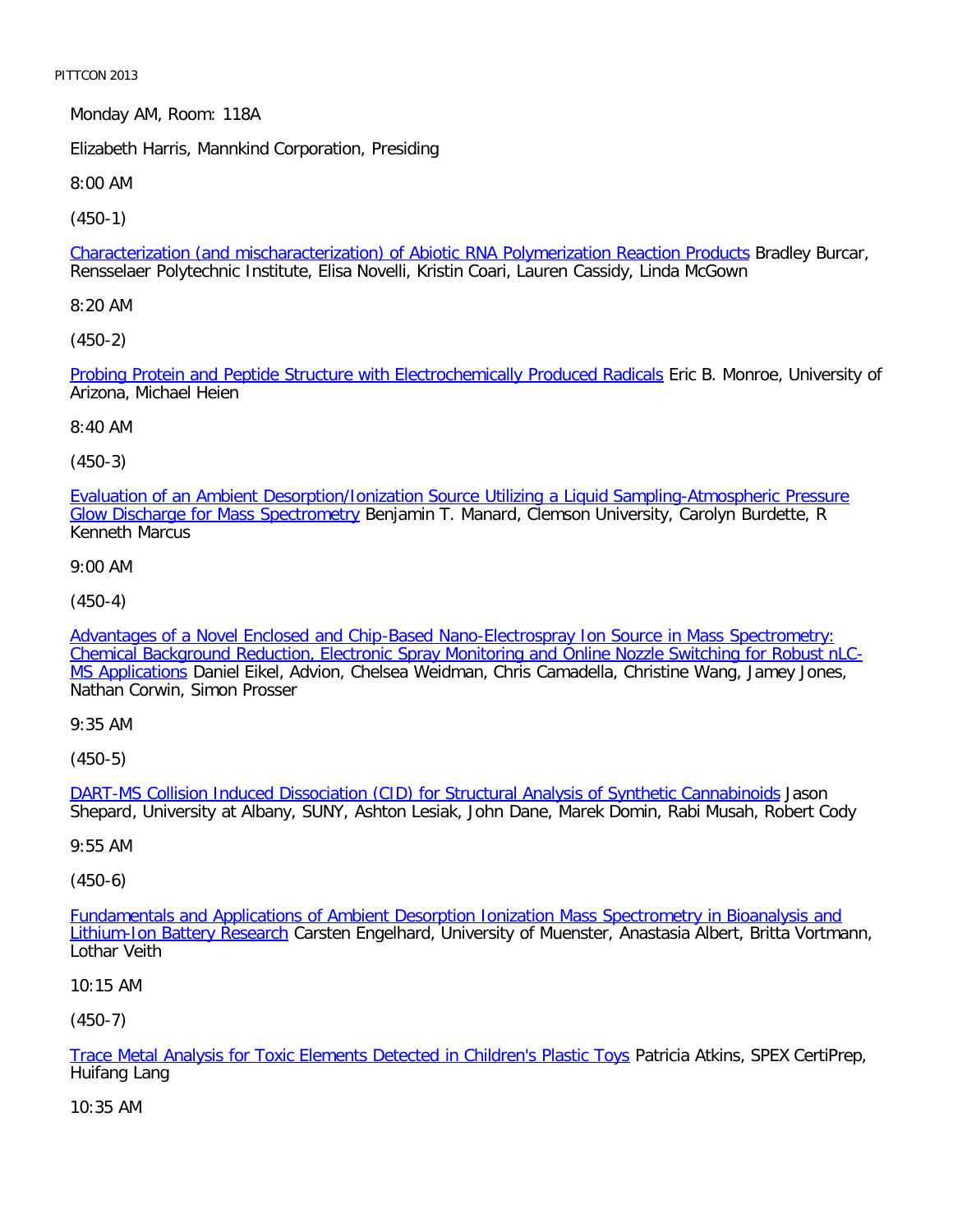Monday AM, Room: 118A

Elizabeth Harris, Mannkind Corporation, Presiding

8:00 AM

(450-1)

Characterization (and mischaracterization) of Abiotic RNA Polymerization Reaction Products Bradley Burcar, Rensselaer Polytechnic Institute, Elisa Novelli, Kristin Coari, Lauren Cassidy, Linda McGown

8:20 AM

(450-2)

Probing Protein and Peptide Structure with Electrochemically Produced Radicals Eric B. Monroe, University of Arizona, Michael Heien

8:40 AM

(450-3)

Evaluation of an Ambient Desorption/Ionization Source Utilizing a Liquid Sampling-Atmospheric Pressure Glow Discharge for Mass Spectrometry Benjamin T. Manard, Clemson University, Carolyn Burdette, R Kenneth Marcus

9:00 AM

(450-4)

Advantages of a Novel Enclosed and Chip-Based Nano-Electrospray Ion Source in Mass Spectrometry: Chemical Background Reduction, Electronic Spray Monitoring and Online Nozzle Switching for Robust nLC-MS Applications Daniel Eikel, Advion, Chelsea Weidman, Chris Camadella, Christine Wang, Jamey Jones, Nathan Corwin, Simon Prosser

9:35 AM

(450-5)

DART-MS Collision Induced Dissociation (CID) for Structural Analysis of Synthetic Cannabinoids Jason Shepard, University at Albany, SUNY, Ashton Lesiak, John Dane, Marek Domin, Rabi Musah, Robert Cody

9:55 AM

(450-6)

Fundamentals and Applications of Ambient Desorption Ionization Mass Spectrometry in Bioanalysis and Lithium-Ion Battery Research Carsten Engelhard, University of Muenster, Anastasia Albert, Britta Vortmann, Lothar Veith

10:15 AM

(450-7)

Trace Metal Analysis for Toxic Elements Detected in Children's Plastic Toys Patricia Atkins, SPEX CertiPrep, Huifang Lang

10:35 AM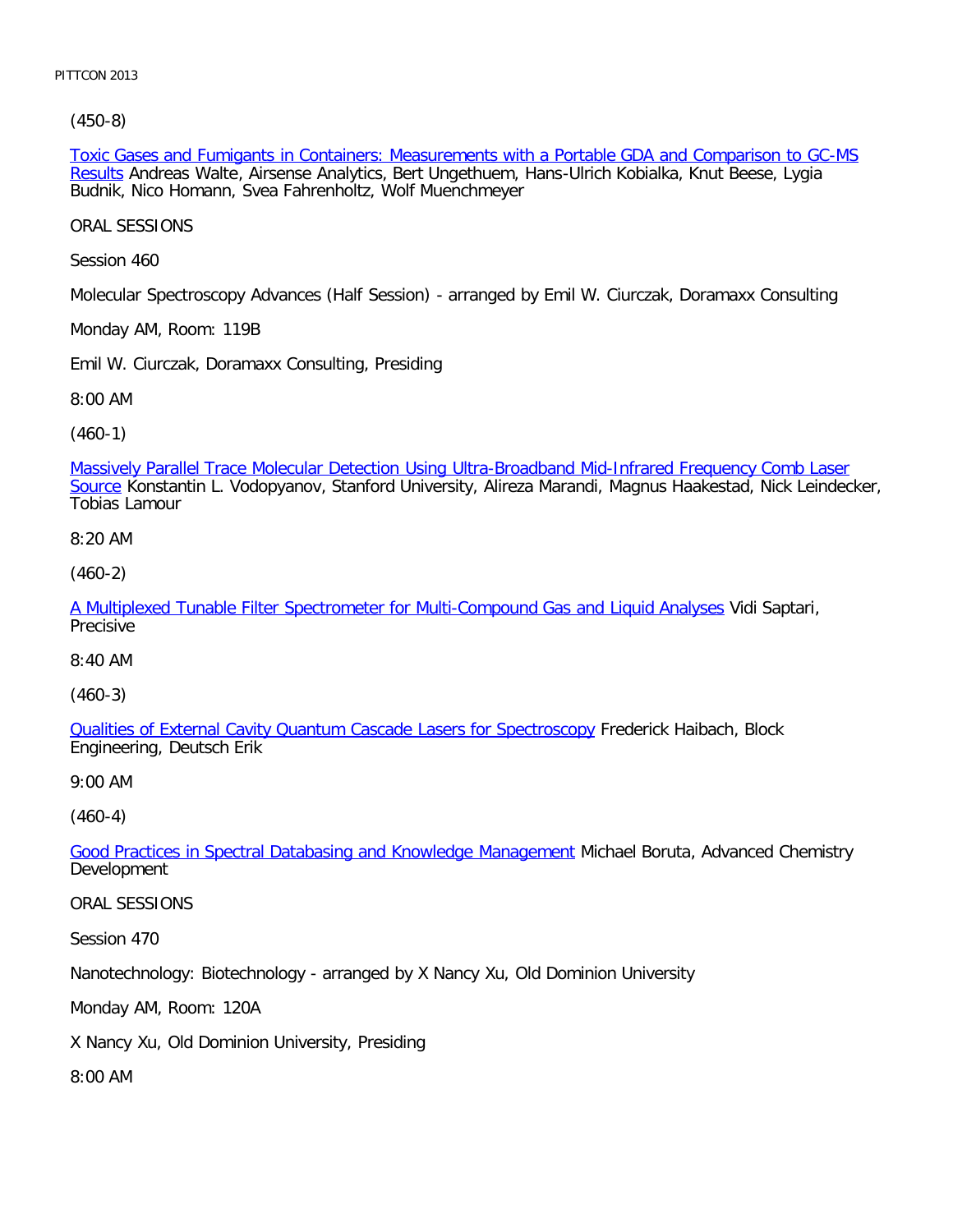(450-8)

Toxic Gases and Fumigants in Containers: Measurements with a Portable GDA and Comparison to GC-MS Results Andreas Walte, Airsense Analytics, Bert Ungethuem, Hans-Ulrich Kobialka, Knut Beese, Lygia Budnik, Nico Homann, Svea Fahrenholtz, Wolf Muenchmeyer

ORAL SESSIONS

Session 460

Molecular Spectroscopy Advances (Half Session) - arranged by Emil W. Ciurczak, Doramaxx Consulting

Monday AM, Room: 119B

Emil W. Ciurczak, Doramaxx Consulting, Presiding

8:00 AM

(460-1)

Massively Parallel Trace Molecular Detection Using Ultra-Broadband Mid-Infrared Frequency Comb Laser Source Konstantin L. Vodopyanov, Stanford University, Alireza Marandi, Magnus Haakestad, Nick Leindecker, Tobias Lamour

8:20 AM

(460-2)

A Multiplexed Tunable Filter Spectrometer for Multi-Compound Gas and Liquid Analyses Vidi Saptari, Precisive

8:40 AM

(460-3)

Qualities of External Cavity Quantum Cascade Lasers for Spectroscopy Frederick Haibach, Block Engineering, Deutsch Erik

9:00 AM

(460-4)

Good Practices in Spectral Databasing and Knowledge Management Michael Boruta, Advanced Chemistry Development

ORAL SESSIONS

Session 470

Nanotechnology: Biotechnology - arranged by X Nancy Xu, Old Dominion University

Monday AM, Room: 120A

X Nancy Xu, Old Dominion University, Presiding

8:00 AM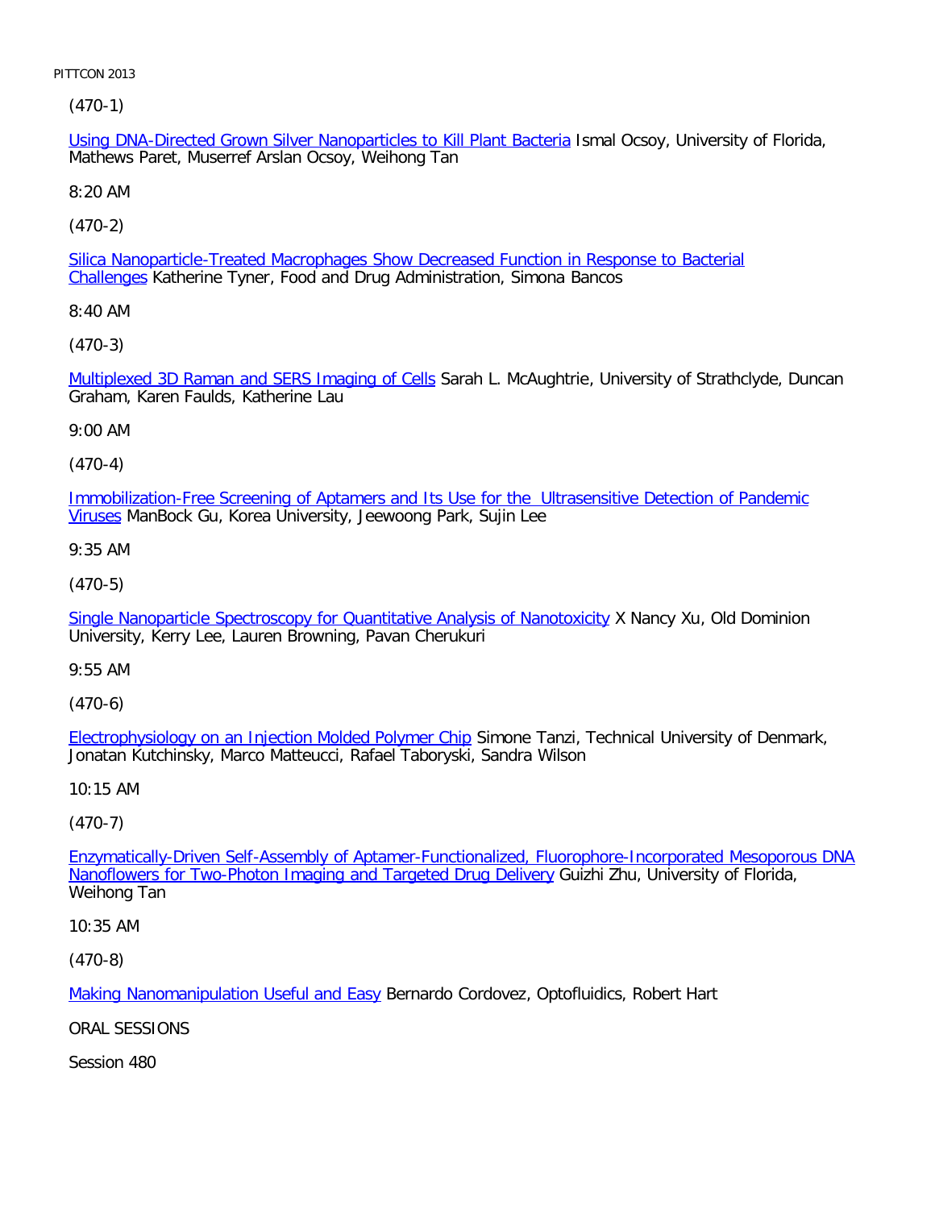(470-1)

Using DNA-Directed Grown Silver Nanoparticles to Kill Plant Bacteria Ismal Ocsoy, University of Florida, Mathews Paret, Muserref Arslan Ocsoy, Weihong Tan

8:20 AM

(470-2)

Silica Nanoparticle-Treated Macrophages Show Decreased Function in Response to Bacterial Challenges Katherine Tyner, Food and Drug Administration, Simona Bancos

8:40 AM

(470-3)

Multiplexed 3D Raman and SERS Imaging of Cells Sarah L. McAughtrie, University of Strathclyde, Duncan Graham, Karen Faulds, Katherine Lau

9:00 AM

(470-4)

Immobilization-Free Screening of Aptamers and Its Use for the Ultrasensitive Detection of Pandemic Viruses ManBock Gu, Korea University, Jeewoong Park, Sujin Lee

9:35 AM

(470-5)

Single Nanoparticle Spectroscopy for Quantitative Analysis of Nanotoxicity X Nancy Xu, Old Dominion University, Kerry Lee, Lauren Browning, Pavan Cherukuri

9:55 AM

(470-6)

Electrophysiology on an Injection Molded Polymer Chip Simone Tanzi, Technical University of Denmark, Jonatan Kutchinsky, Marco Matteucci, Rafael Taboryski, Sandra Wilson

10:15 AM

(470-7)

Enzymatically-Driven Self-Assembly of Aptamer-Functionalized, Fluorophore-Incorporated Mesoporous DNA Nanoflowers for Two-Photon Imaging and Targeted Drug Delivery Guizhi Zhu, University of Florida, Weihong Tan

10:35 AM

(470-8)

Making Nanomanipulation Useful and Easy Bernardo Cordovez, Optofluidics, Robert Hart

ORAL SESSIONS

Session 480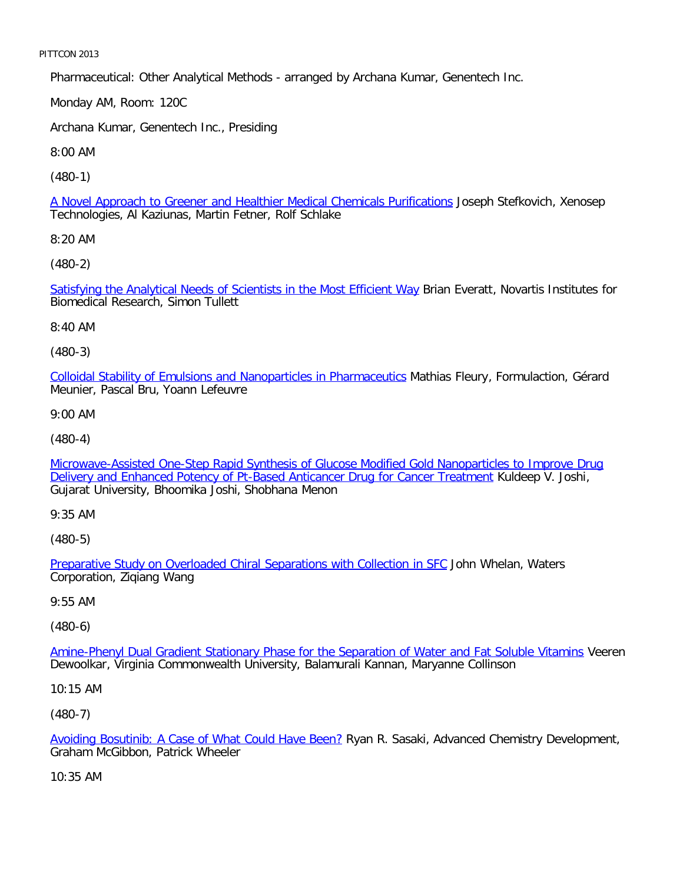Pharmaceutical: Other Analytical Methods - arranged by Archana Kumar, Genentech Inc.

Monday AM, Room: 120C

Archana Kumar, Genentech Inc., Presiding

8:00 AM

(480-1)

A Novel Approach to Greener and Healthier Medical Chemicals Purifications Joseph Stefkovich, Xenosep Technologies, Al Kaziunas, Martin Fetner, Rolf Schlake

8:20 AM

(480-2)

Satisfying the Analytical Needs of Scientists in the Most Efficient Way Brian Everatt, Novartis Institutes for Biomedical Research, Simon Tullett

8:40 AM

(480-3)

Colloidal Stability of Emulsions and Nanoparticles in Pharmaceutics Mathias Fleury, Formulaction, Gérard Meunier, Pascal Bru, Yoann Lefeuvre

9:00 AM

(480-4)

Microwave-Assisted One-Step Rapid Synthesis of Glucose Modified Gold Nanoparticles to Improve Drug Delivery and Enhanced Potency of Pt-Based Anticancer Drug for Cancer Treatment Kuldeep V. Joshi, Gujarat University, Bhoomika Joshi, Shobhana Menon

9:35 AM

(480-5)

Preparative Study on Overloaded Chiral Separations with Collection in SFC John Whelan, Waters Corporation, Ziqiang Wang

9:55 AM

(480-6)

Amine-Phenyl Dual Gradient Stationary Phase for the Separation of Water and Fat Soluble Vitamins Veeren Dewoolkar, Virginia Commonwealth University, Balamurali Kannan, Maryanne Collinson

10:15 AM

(480-7)

Avoiding Bosutinib: A Case of What Could Have Been? Ryan R. Sasaki, Advanced Chemistry Development, Graham McGibbon, Patrick Wheeler

10:35 AM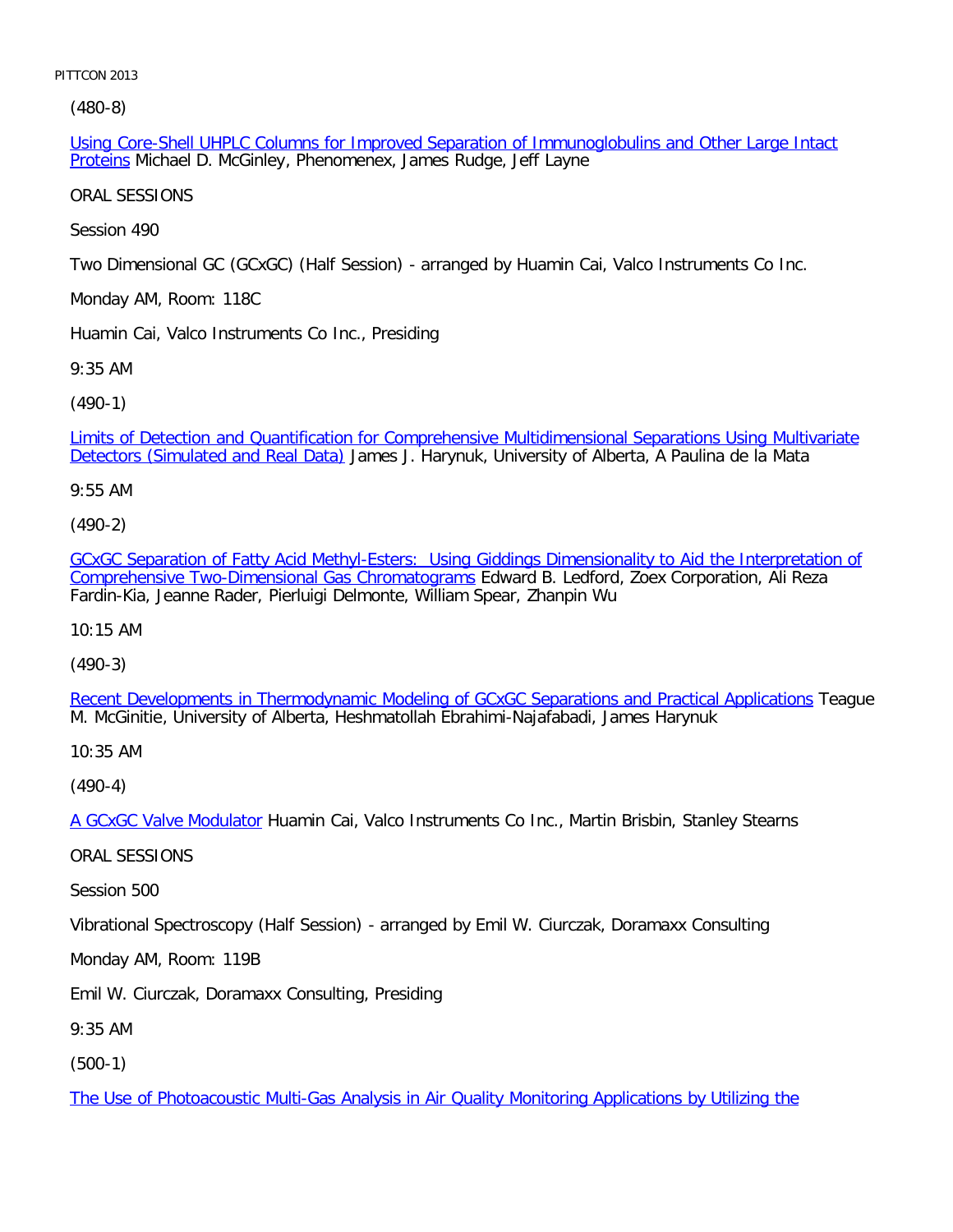(480-8)

Using Core-Shell UHPLC Columns for Improved Separation of Immunoglobulins and Other Large Intact Proteins Michael D. McGinley, Phenomenex, James Rudge, Jeff Layne

ORAL SESSIONS

Session 490

Two Dimensional GC (GCxGC) (Half Session) - arranged by Huamin Cai, Valco Instruments Co Inc.

Monday AM, Room: 118C

Huamin Cai, Valco Instruments Co Inc., Presiding

9:35 AM

(490-1)

Limits of Detection and Quantification for Comprehensive Multidimensional Separations Using Multivariate Detectors (Simulated and Real Data) James J. Harynuk, University of Alberta, A Paulina de la Mata

9:55 AM

(490-2)

GCxGC Separation of Fatty Acid Methyl-Esters: Using Giddings Dimensionality to Aid the Interpretation of Comprehensive Two-Dimensional Gas Chromatograms Edward B. Ledford, Zoex Corporation, Ali Reza Fardin-Kia, Jeanne Rader, Pierluigi Delmonte, William Spear, Zhanpin Wu

10:15 AM

(490-3)

Recent Developments in Thermodynamic Modeling of GCxGC Separations and Practical Applications Teague M. McGinitie, University of Alberta, Heshmatollah Ebrahimi-Najafabadi, James Harynuk

10:35 AM

(490-4)

A GCxGC Valve Modulator Huamin Cai, Valco Instruments Co Inc., Martin Brisbin, Stanley Stearns

ORAL SESSIONS

Session 500

Vibrational Spectroscopy (Half Session) - arranged by Emil W. Ciurczak, Doramaxx Consulting

Monday AM, Room: 119B

Emil W. Ciurczak, Doramaxx Consulting, Presiding

9:35 AM

(500-1)

The Use of Photoacoustic Multi-Gas Analysis in Air Quality Monitoring Applications by Utilizing the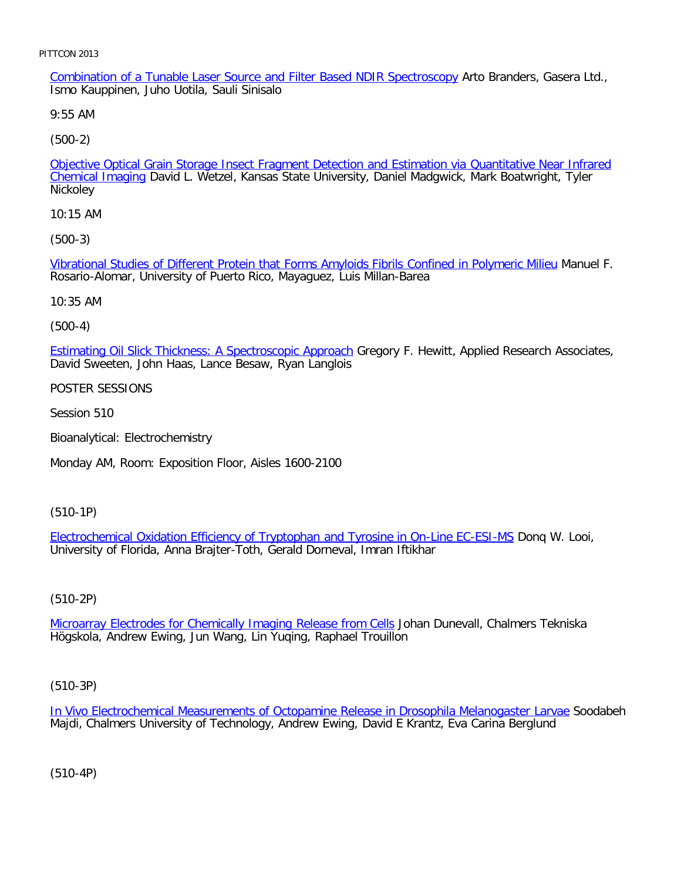Combination of a Tunable Laser Source and Filter Based NDIR Spectroscopy Arto Branders, Gasera Ltd., Ismo Kauppinen, Juho Uotila, Sauli Sinisalo

9:55 AM

(500-2)

Objective Optical Grain Storage Insect Fragment Detection and Estimation via Quantitative Near Infrared Chemical Imaging David L. Wetzel, Kansas State University, Daniel Madgwick, Mark Boatwright, Tyler Nickoley

10:15 AM

(500-3)

Vibrational Studies of Different Protein that Forms Amyloids Fibrils Confined in Polymeric Milieu Manuel F. Rosario-Alomar, University of Puerto Rico, Mayaguez, Luis Millan-Barea

10:35 AM

(500-4)

Estimating Oil Slick Thickness: A Spectroscopic Approach Gregory F. Hewitt, Applied Research Associates, David Sweeten, John Haas, Lance Besaw, Ryan Langlois

POSTER SESSIONS

Session 510

Bioanalytical: Electrochemistry

Monday AM, Room: Exposition Floor, Aisles 1600-2100

(510-1P)

Electrochemical Oxidation Efficiency of Tryptophan and Tyrosine in On-Line EC-ESI-MS Donq W. Looi, University of Florida, Anna Brajter-Toth, Gerald Dorneval, Imran Iftikhar

(510-2P)

Microarray Electrodes for Chemically Imaging Release from Cells Johan Dunevall, Chalmers Tekniska Högskola, Andrew Ewing, Jun Wang, Lin Yuqing, Raphael Trouillon

(510-3P)

In Vivo Electrochemical Measurements of Octopamine Release in Drosophila Melanogaster Larvae Soodabeh Majdi, Chalmers University of Technology, Andrew Ewing, David E Krantz, Eva Carina Berglund

(510-4P)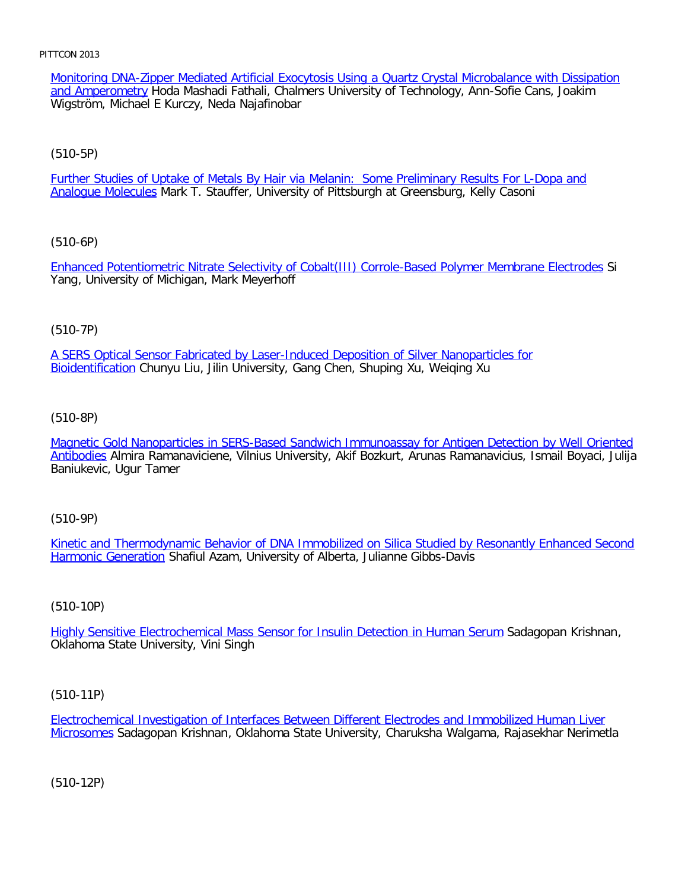Monitoring DNA-Zipper Mediated Artificial Exocytosis Using a Quartz Crystal Microbalance with Dissipation and Amperometry Hoda Mashadi Fathali, Chalmers University of Technology, Ann-Sofie Cans, Joakim Wigström, Michael E Kurczy, Neda Najafinobar

(510-5P)

Further Studies of Uptake of Metals By Hair via Melanin: Some Preliminary Results For L-Dopa and Analogue Molecules Mark T. Stauffer, University of Pittsburgh at Greensburg, Kelly Casoni

(510-6P)

Enhanced Potentiometric Nitrate Selectivity of Cobalt(III) Corrole-Based Polymer Membrane Electrodes Si Yang, University of Michigan, Mark Meyerhoff

(510-7P)

A SERS Optical Sensor Fabricated by Laser-Induced Deposition of Silver Nanoparticles for Bioidentification Chunyu Liu, Jilin University, Gang Chen, Shuping Xu, Weiqing Xu

(510-8P)

Magnetic Gold Nanoparticles in SERS-Based Sandwich Immunoassay for Antigen Detection by Well Oriented Antibodies Almira Ramanaviciene, Vilnius University, Akif Bozkurt, Arunas Ramanavicius, Ismail Boyaci, Julija Baniukevic, Ugur Tamer

(510-9P)

Kinetic and Thermodynamic Behavior of DNA Immobilized on Silica Studied by Resonantly Enhanced Second Harmonic Generation Shafiul Azam, University of Alberta, Julianne Gibbs-Davis

(510-10P)

Highly Sensitive Electrochemical Mass Sensor for Insulin Detection in Human Serum Sadagopan Krishnan, Oklahoma State University, Vini Singh

(510-11P)

Electrochemical Investigation of Interfaces Between Different Electrodes and Immobilized Human Liver Microsomes Sadagopan Krishnan, Oklahoma State University, Charuksha Walgama, Rajasekhar Nerimetla

(510-12P)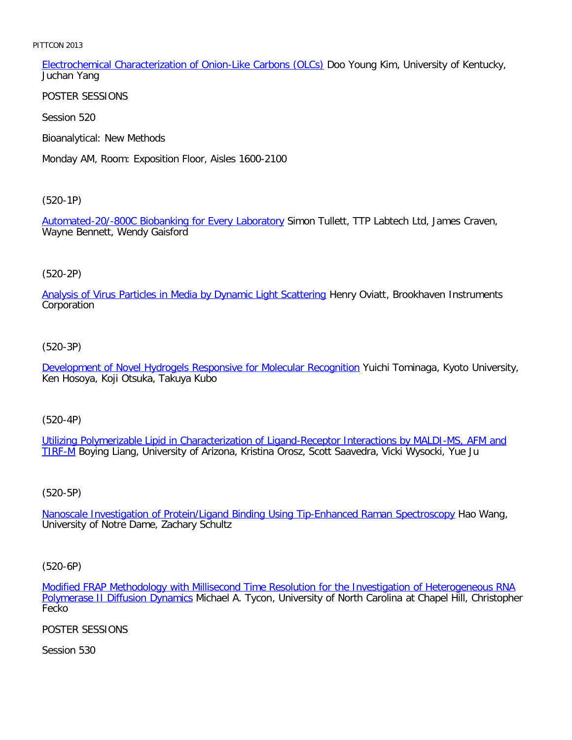Electrochemical Characterization of Onion-Like Carbons (OLCs) Doo Young Kim, University of Kentucky, Juchan Yang

POSTER SESSIONS

Session 520

Bioanalytical: New Methods

Monday AM, Room: Exposition Floor, Aisles 1600-2100

(520-1P)

Automated-20/-800C Biobanking for Every Laboratory Simon Tullett, TTP Labtech Ltd, James Craven, Wayne Bennett, Wendy Gaisford

(520-2P)

Analysis of Virus Particles in Media by Dynamic Light Scattering Henry Oviatt, Brookhaven Instruments Corporation

(520-3P)

Development of Novel Hydrogels Responsive for Molecular Recognition Yuichi Tominaga, Kyoto University, Ken Hosoya, Koji Otsuka, Takuya Kubo

(520-4P)

Utilizing Polymerizable Lipid in Characterization of Ligand-Receptor Interactions by MALDI-MS, AFM and TIRF-M Boying Liang, University of Arizona, Kristina Orosz, Scott Saavedra, Vicki Wysocki, Yue Ju

(520-5P)

Nanoscale Investigation of Protein/Ligand Binding Using Tip-Enhanced Raman Spectroscopy Hao Wang, University of Notre Dame, Zachary Schultz

(520-6P)

Modified FRAP Methodology with Millisecond Time Resolution for the Investigation of Heterogeneous RNA Polymerase II Diffusion Dynamics Michael A. Tycon, University of North Carolina at Chapel Hill, Christopher Fecko

POSTER SESSIONS

Session 530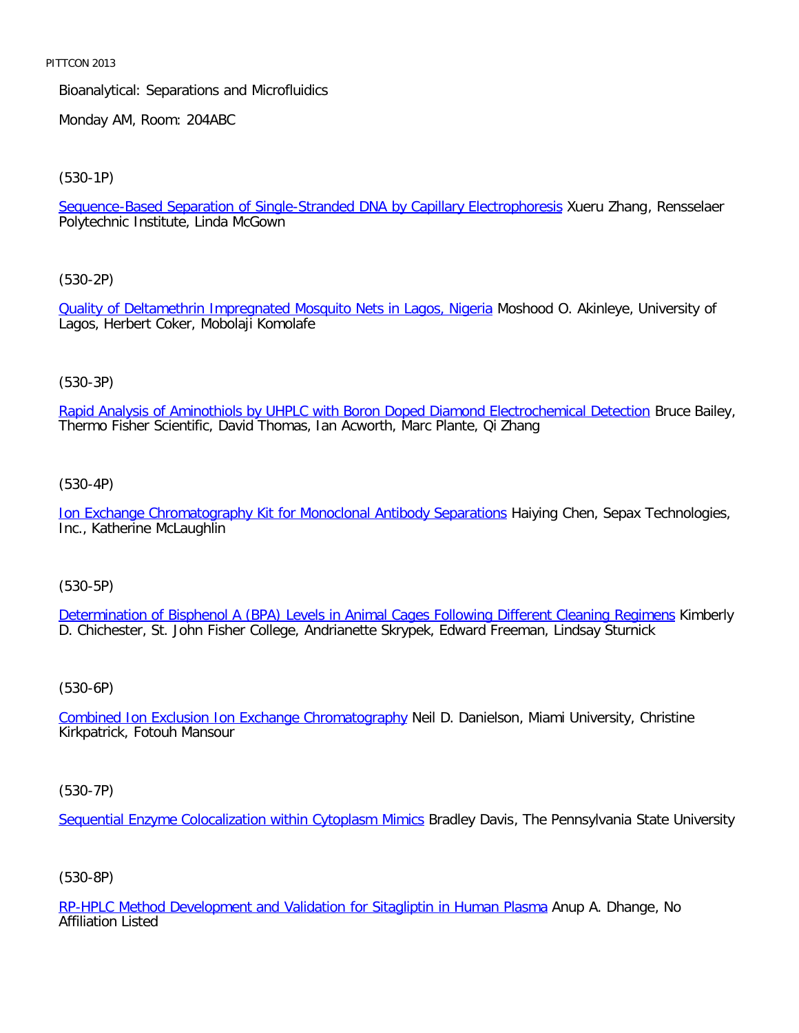Bioanalytical: Separations and Microfluidics

Monday AM, Room: 204ABC

(530-1P)

Sequence-Based Separation of Single-Stranded DNA by Capillary Electrophoresis Xueru Zhang, Rensselaer Polytechnic Institute, Linda McGown

(530-2P)

Quality of Deltamethrin Impregnated Mosquito Nets in Lagos, Nigeria Moshood O. Akinleye, University of Lagos, Herbert Coker, Mobolaji Komolafe

(530-3P)

Rapid Analysis of Aminothiols by UHPLC with Boron Doped Diamond Electrochemical Detection Bruce Bailey, Thermo Fisher Scientific, David Thomas, Ian Acworth, Marc Plante, Qi Zhang

(530-4P)

Ion Exchange Chromatography Kit for Monoclonal Antibody Separations Haiying Chen, Sepax Technologies, Inc., Katherine McLaughlin

(530-5P)

Determination of Bisphenol A (BPA) Levels in Animal Cages Following Different Cleaning Regimens Kimberly D. Chichester, St. John Fisher College, Andrianette Skrypek, Edward Freeman, Lindsay Sturnick

(530-6P)

Combined Ion Exclusion Ion Exchange Chromatography Neil D. Danielson, Miami University, Christine Kirkpatrick, Fotouh Mansour

(530-7P)

Sequential Enzyme Colocalization within Cytoplasm Mimics Bradley Davis, The Pennsylvania State University

(530-8P)

RP-HPLC Method Development and Validation for Sitagliptin in Human Plasma Anup A. Dhange, No Affiliation Listed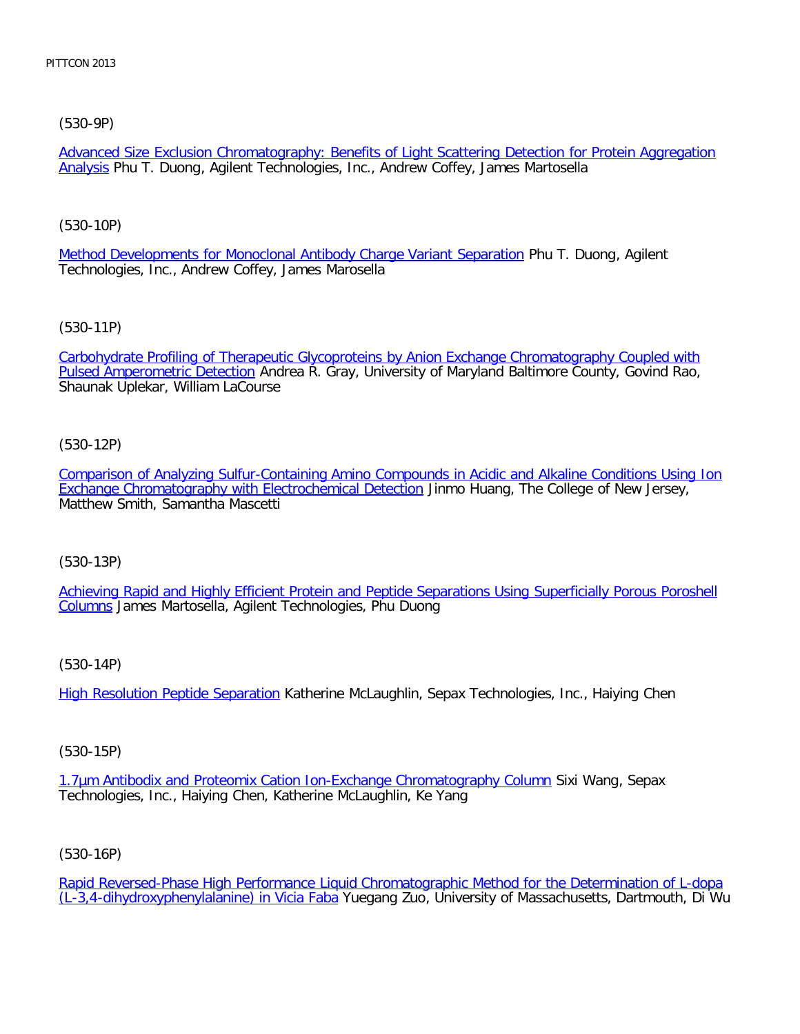(530-9P)

Advanced Size Exclusion Chromatography: Benefits of Light Scattering Detection for Protein Aggregation Analysis Phu T. Duong, Agilent Technologies, Inc., Andrew Coffey, James Martosella

(530-10P)

Method Developments for Monoclonal Antibody Charge Variant Separation Phu T. Duong, Agilent Technologies, Inc., Andrew Coffey, James Marosella

(530-11P)

Carbohydrate Profiling of Therapeutic Glycoproteins by Anion Exchange Chromatography Coupled with Pulsed Amperometric Detection Andrea R. Gray, University of Maryland Baltimore County, Govind Rao, Shaunak Uplekar, William LaCourse

(530-12P)

Comparison of Analyzing Sulfur-Containing Amino Compounds in Acidic and Alkaline Conditions Using Ion Exchange Chromatography with Electrochemical Detection Jinmo Huang, The College of New Jersey, Matthew Smith, Samantha Mascetti

(530-13P)

Achieving Rapid and Highly Efficient Protein and Peptide Separations Using Superficially Porous Poroshell Columns James Martosella, Agilent Technologies, Phu Duong

(530-14P)

High Resolution Peptide Separation Katherine McLaughlin, Sepax Technologies, Inc., Haiying Chen

(530-15P)

1.7µm Antibodix and Proteomix Cation Ion-Exchange Chromatography Column Sixi Wang, Sepax Technologies, Inc., Haiying Chen, Katherine McLaughlin, Ke Yang

(530-16P)

Rapid Reversed-Phase High Performance Liquid Chromatographic Method for the Determination of L-dopa (L-3,4-dihydroxyphenylalanine) in Vicia Faba Yuegang Zuo, University of Massachusetts, Dartmouth, Di Wu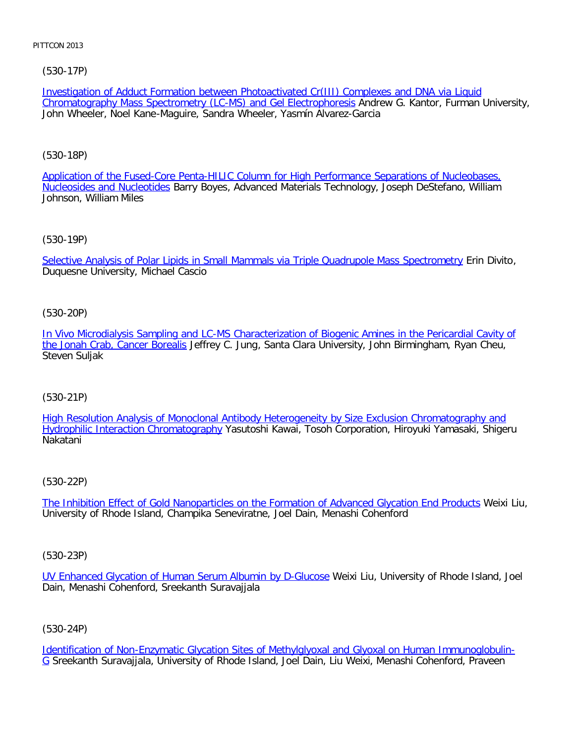(530-17P)

Investigation of Adduct Formation between Photoactivated Cr(III) Complexes and DNA via Liquid Chromatography Mass Spectrometry (LC-MS) and Gel Electrophoresis Andrew G. Kantor, Furman University, John Wheeler, Noel Kane-Maguire, Sandra Wheeler, Yasmín Alvarez-Garcia

(530-18P)

Application of the Fused-Core Penta-HILIC Column for High Performance Separations of Nucleobases, Nucleosides and Nucleotides Barry Boyes, Advanced Materials Technology, Joseph DeStefano, William Johnson, William Miles

(530-19P)

Selective Analysis of Polar Lipids in Small Mammals via Triple Quadrupole Mass Spectrometry Erin Divito, Duquesne University, Michael Cascio

(530-20P)

In Vivo Microdialysis Sampling and LC-MS Characterization of Biogenic Amines in the Pericardial Cavity of the Jonah Crab, Cancer Borealis Jeffrey C. Jung, Santa Clara University, John Birmingham, Ryan Cheu, Steven Suljak

(530-21P)

High Resolution Analysis of Monoclonal Antibody Heterogeneity by Size Exclusion Chromatography and Hydrophilic Interaction Chromatography Yasutoshi Kawai, Tosoh Corporation, Hiroyuki Yamasaki, Shigeru Nakatani

(530-22P)

The Inhibition Effect of Gold Nanoparticles on the Formation of Advanced Glycation End Products Weixi Liu, University of Rhode Island, Champika Seneviratne, Joel Dain, Menashi Cohenford

(530-23P)

UV Enhanced Glycation of Human Serum Albumin by D-Glucose Weixi Liu, University of Rhode Island, Joel Dain, Menashi Cohenford, Sreekanth Suravajjala

(530-24P)

Identification of Non-Enzymatic Glycation Sites of Methylglyoxal and Glyoxal on Human Immunoglobulin-G Sreekanth Suravajjala, University of Rhode Island, Joel Dain, Liu Weixi, Menashi Cohenford, Praveen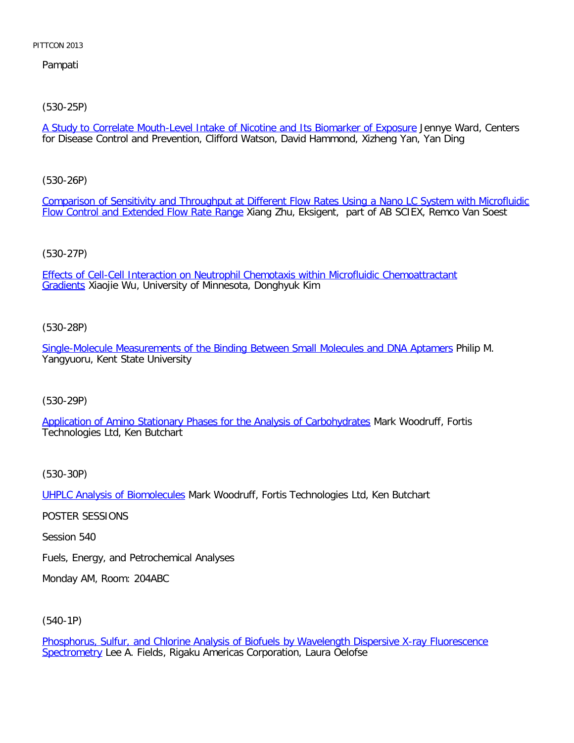Pampati

(530-25P)

A Study to Correlate Mouth-Level Intake of Nicotine and Its Biomarker of Exposure Jennye Ward, Centers for Disease Control and Prevention, Clifford Watson, David Hammond, Xizheng Yan, Yan Ding

(530-26P)

Comparison of Sensitivity and Throughput at Different Flow Rates Using a Nano LC System with Microfluidic Flow Control and Extended Flow Rate Range Xiang Zhu, Eksigent, part of AB SCIEX, Remco Van Soest

(530-27P)

Effects of Cell-Cell Interaction on Neutrophil Chemotaxis within Microfluidic Chemoattractant Gradients Xiaojie Wu, University of Minnesota, Donghyuk Kim

(530-28P)

Single-Molecule Measurements of the Binding Between Small Molecules and DNA Aptamers Philip M. Yangyuoru, Kent State University

(530-29P)

Application of Amino Stationary Phases for the Analysis of Carbohydrates Mark Woodruff, Fortis Technologies Ltd, Ken Butchart

(530-30P)

UHPLC Analysis of Biomolecules Mark Woodruff, Fortis Technologies Ltd, Ken Butchart

POSTER SESSIONS

Session 540

Fuels, Energy, and Petrochemical Analyses

Monday AM, Room: 204ABC

(540-1P)

Phosphorus, Sulfur, and Chlorine Analysis of Biofuels by Wavelength Dispersive X-ray Fluorescence Spectrometry Lee A. Fields, Rigaku Americas Corporation, Laura Oelofse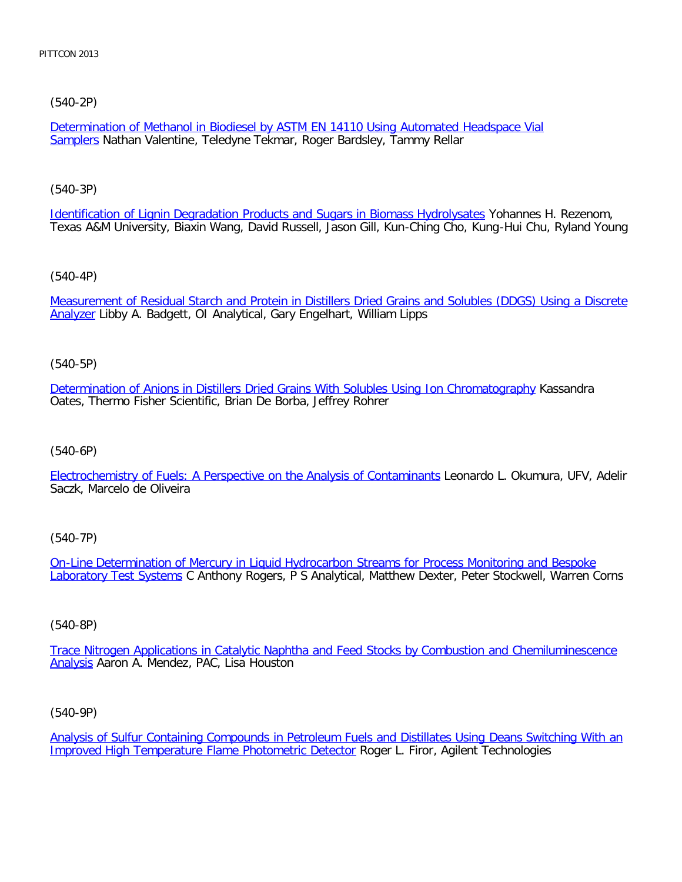(540-2P)

Determination of Methanol in Biodiesel by ASTM EN 14110 Using Automated Headspace Vial Samplers Nathan Valentine, Teledyne Tekmar, Roger Bardsley, Tammy Rellar

(540-3P)

Identification of Lignin Degradation Products and Sugars in Biomass Hydrolysates Yohannes H. Rezenom, Texas A&M University, Biaxin Wang, David Russell, Jason Gill, Kun-Ching Cho, Kung-Hui Chu, Ryland Young

(540-4P)

Measurement of Residual Starch and Protein in Distillers Dried Grains and Solubles (DDGS) Using a Discrete Analyzer Libby A. Badgett, OI Analytical, Gary Engelhart, William Lipps

(540-5P)

Determination of Anions in Distillers Dried Grains With Solubles Using Ion Chromatography Kassandra Oates, Thermo Fisher Scientific, Brian De Borba, Jeffrey Rohrer

(540-6P)

Electrochemistry of Fuels: A Perspective on the Analysis of Contaminants Leonardo L. Okumura, UFV, Adelir Saczk, Marcelo de Oliveira

(540-7P)

On-Line Determination of Mercury in Liquid Hydrocarbon Streams for Process Monitoring and Bespoke Laboratory Test Systems C Anthony Rogers, P S Analytical, Matthew Dexter, Peter Stockwell, Warren Corns

(540-8P)

Trace Nitrogen Applications in Catalytic Naphtha and Feed Stocks by Combustion and Chemiluminescence Analysis Aaron A. Mendez, PAC, Lisa Houston

(540-9P)

Analysis of Sulfur Containing Compounds in Petroleum Fuels and Distillates Using Deans Switching With an Improved High Temperature Flame Photometric Detector Roger L. Firor, Agilent Technologies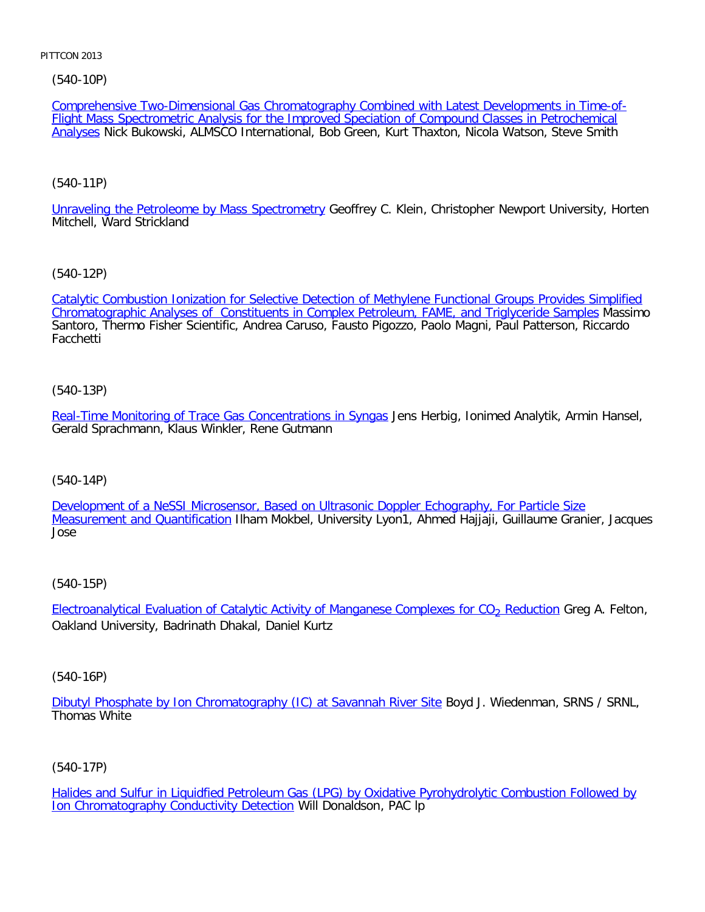(540-10P)

Comprehensive Two-Dimensional Gas Chromatography Combined with Latest Developments in Time-of-Flight Mass Spectrometric Analysis for the Improved Speciation of Compound Classes in Petrochemical Analyses Nick Bukowski, ALMSCO International, Bob Green, Kurt Thaxton, Nicola Watson, Steve Smith

(540-11P)

Unraveling the Petroleome by Mass Spectrometry Geoffrey C. Klein, Christopher Newport University, Horten Mitchell, Ward Strickland

(540-12P)

Catalytic Combustion Ionization for Selective Detection of Methylene Functional Groups Provides Simplified Chromatographic Analyses of Constituents in Complex Petroleum, FAME, and Triglyceride Samples Massimo Santoro, Thermo Fisher Scientific, Andrea Caruso, Fausto Pigozzo, Paolo Magni, Paul Patterson, Riccardo Facchetti

(540-13P)

Real-Time Monitoring of Trace Gas Concentrations in Syngas Jens Herbig, Ionimed Analytik, Armin Hansel, Gerald Sprachmann, Klaus Winkler, Rene Gutmann

(540-14P)

Development of a NeSSI Microsensor, Based on Ultrasonic Doppler Echography, For Particle Size Measurement and Quantification Ilham Mokbel, University Lyon1, Ahmed Hajjaji, Guillaume Granier, Jacques Jose

(540-15P)

Electroanalytical Evaluation of Catalytic Activity of Manganese Complexes for $CO_2$ Reduction Greg A. Felton, Oakland University, Badrinath Dhakal, Daniel Kurtz

(540-16P)

Dibutyl Phosphate by Ion Chromatography (IC) at Savannah River Site Boyd J. Wiedenman, SRNS / SRNL, Thomas White

(540-17P)

Halides and Sulfur in Liquidfied Petroleum Gas (LPG) by Oxidative Pyrohydrolytic Combustion Followed by Ion Chromatography Conductivity Detection Will Donaldson, PAC lp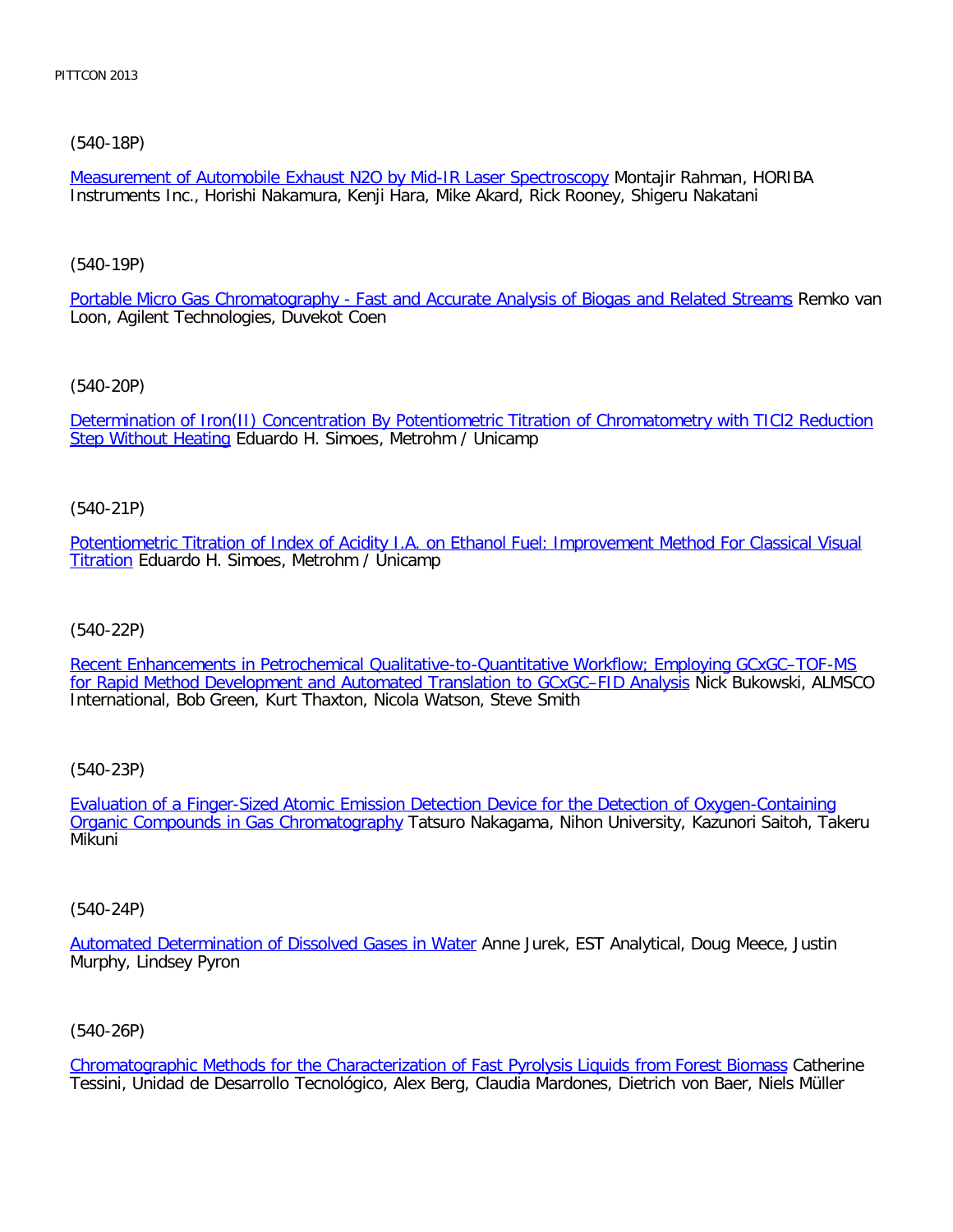(540-18P)

[Measurement of Automobile Exhaust N2O by Mid-IR Laser Spectroscopy] Montajir Rahman, HORIBA Instruments Inc., Horishi Nakamura, Kenji Hara, Mike Akard, Rick Rooney, Shigeru Nakatani

(540-19P)

[Portable Micro Gas Chromatography - Fast and Accurate Analysis of Biogas and Related Streams] Remko van Loon, Agilent Technologies, Duvekot Coen

(540-20P)

[Determination of Iron(II) Concentration By Potentiometric Titration of Chromatometry with TICl2 Reduction Step Without Heating] Eduardo H. Simoes, Metrohm / Unicamp

(540-21P)

[Potentiometric Titration of Index of Acidity I.A. on Ethanol Fuel: Improvement Method For Classical Visual Titration] Eduardo H. Simoes, Metrohm / Unicamp

(540-22P)

[Recent Enhancements in Petrochemical Qualitative-to-Quantitative Workflow; Employing GCxGC–TOF-MS for Rapid Method Development and Automated Translation to GCxGC–FID Analysis] Nick Bukowski, ALMSCO International, Bob Green, Kurt Thaxton, Nicola Watson, Steve Smith

(540-23P)

[Evaluation of a Finger-Sized Atomic Emission Detection Device for the Detection of Oxygen-Containing Organic Compounds in Gas Chromatography] Tatsuro Nakagama, Nihon University, Kazunori Saitoh, Takeru Mikuni

(540-24P)

[Automated Determination of Dissolved Gases in Water] Anne Jurek, EST Analytical, Doug Meece, Justin Murphy, Lindsey Pyron

(540-26P)

[Chromatographic Methods for the Characterization of Fast Pyrolysis Liquids from Forest Biomass] Catherine Tessini, Unidad de Desarrollo Tecnológico, Alex Berg, Claudia Mardones, Dietrich von Baer, Niels Müller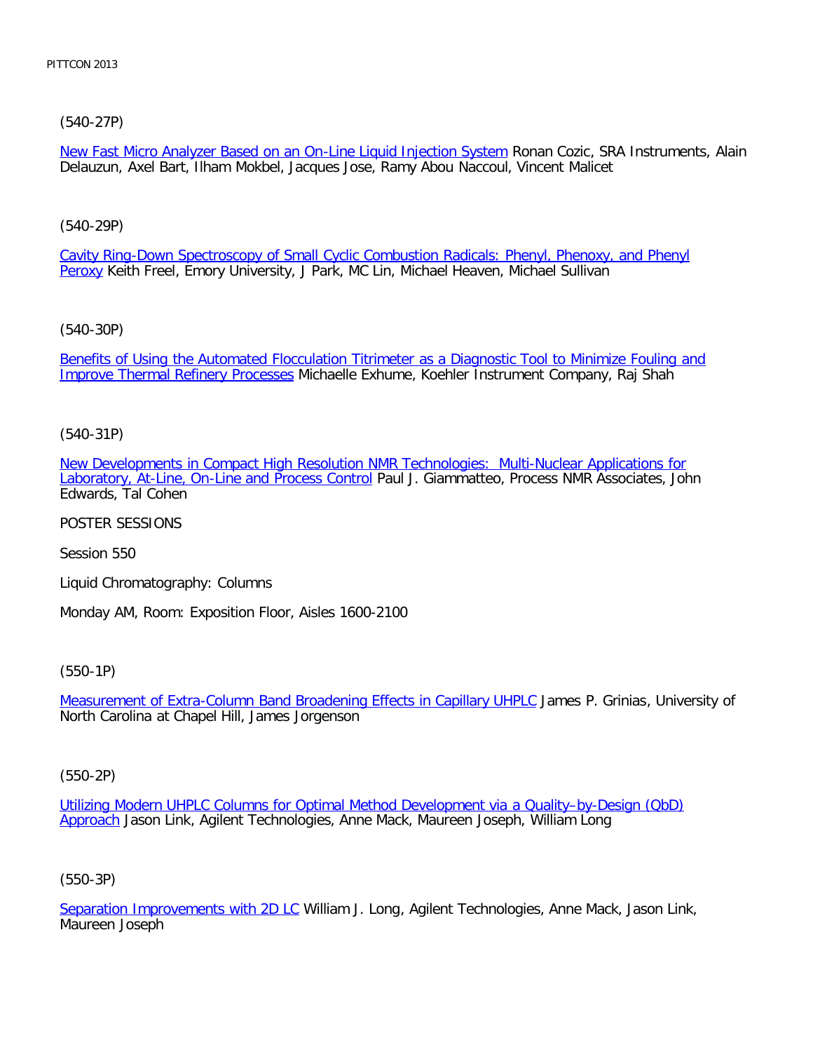(540-27P)

New Fast Micro Analyzer Based on an On-Line Liquid Injection System Ronan Cozic, SRA Instruments, Alain Delauzun, Axel Bart, Ilham Mokbel, Jacques Jose, Ramy Abou Naccoul, Vincent Malicet

(540-29P)

Cavity Ring-Down Spectroscopy of Small Cyclic Combustion Radicals: Phenyl, Phenoxy, and Phenyl Peroxy Keith Freel, Emory University, J Park, MC Lin, Michael Heaven, Michael Sullivan

(540-30P)

Benefits of Using the Automated Flocculation Titrimeter as a Diagnostic Tool to Minimize Fouling and Improve Thermal Refinery Processes Michaelle Exhume, Koehler Instrument Company, Raj Shah

(540-31P)

New Developments in Compact High Resolution NMR Technologies: Multi-Nuclear Applications for Laboratory, At-Line, On-Line and Process Control Paul J. Giammatteo, Process NMR Associates, John Edwards, Tal Cohen

POSTER SESSIONS

Session 550

Liquid Chromatography: Columns

Monday AM, Room: Exposition Floor, Aisles 1600-2100

(550-1P)

Measurement of Extra-Column Band Broadening Effects in Capillary UHPLC James P. Grinias, University of North Carolina at Chapel Hill, James Jorgenson

(550-2P)

Utilizing Modern UHPLC Columns for Optimal Method Development via a Quality–by-Design (QbD) Approach Jason Link, Agilent Technologies, Anne Mack, Maureen Joseph, William Long

(550-3P)

Separation Improvements with 2D LC William J. Long, Agilent Technologies, Anne Mack, Jason Link, Maureen Joseph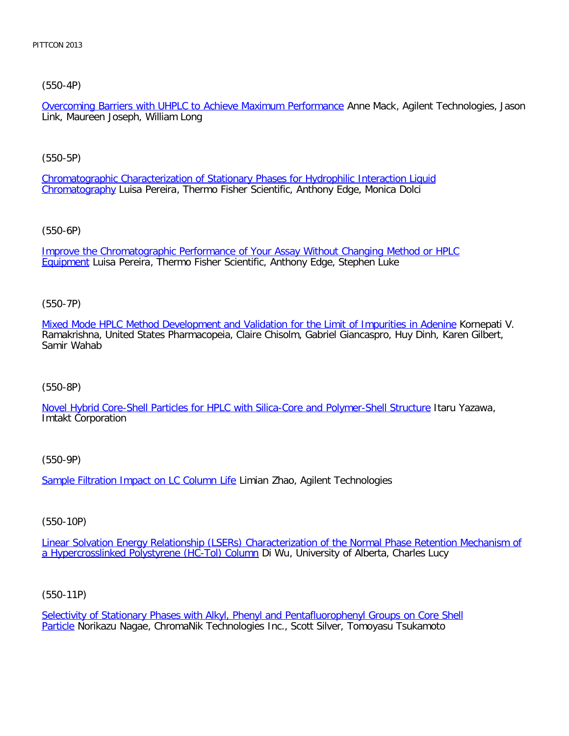(550-4P)

Overcoming Barriers with UHPLC to Achieve Maximum Performance Anne Mack, Agilent Technologies, Jason Link, Maureen Joseph, William Long

(550-5P)

Chromatographic Characterization of Stationary Phases for Hydrophilic Interaction Liquid Chromatography Luisa Pereira, Thermo Fisher Scientific, Anthony Edge, Monica Dolci

(550-6P)

Improve the Chromatographic Performance of Your Assay Without Changing Method or HPLC Equipment Luisa Pereira, Thermo Fisher Scientific, Anthony Edge, Stephen Luke

(550-7P)

Mixed Mode HPLC Method Development and Validation for the Limit of Impurities in Adenine Kornepati V. Ramakrishna, United States Pharmacopeia, Claire Chisolm, Gabriel Giancaspro, Huy Dinh, Karen Gilbert, Samir Wahab

(550-8P)

Novel Hybrid Core-Shell Particles for HPLC with Silica-Core and Polymer-Shell Structure Itaru Yazawa, Imtakt Corporation

(550-9P)

Sample Filtration Impact on LC Column Life Limian Zhao, Agilent Technologies

(550-10P)

Linear Solvation Energy Relationship (LSERs) Characterization of the Normal Phase Retention Mechanism of a Hypercrosslinked Polystyrene (HC-Tol) Column Di Wu, University of Alberta, Charles Lucy

(550-11P)

Selectivity of Stationary Phases with Alkyl, Phenyl and Pentafluorophenyl Groups on Core Shell Particle Norikazu Nagae, ChromaNik Technologies Inc., Scott Silver, Tomoyasu Tsukamoto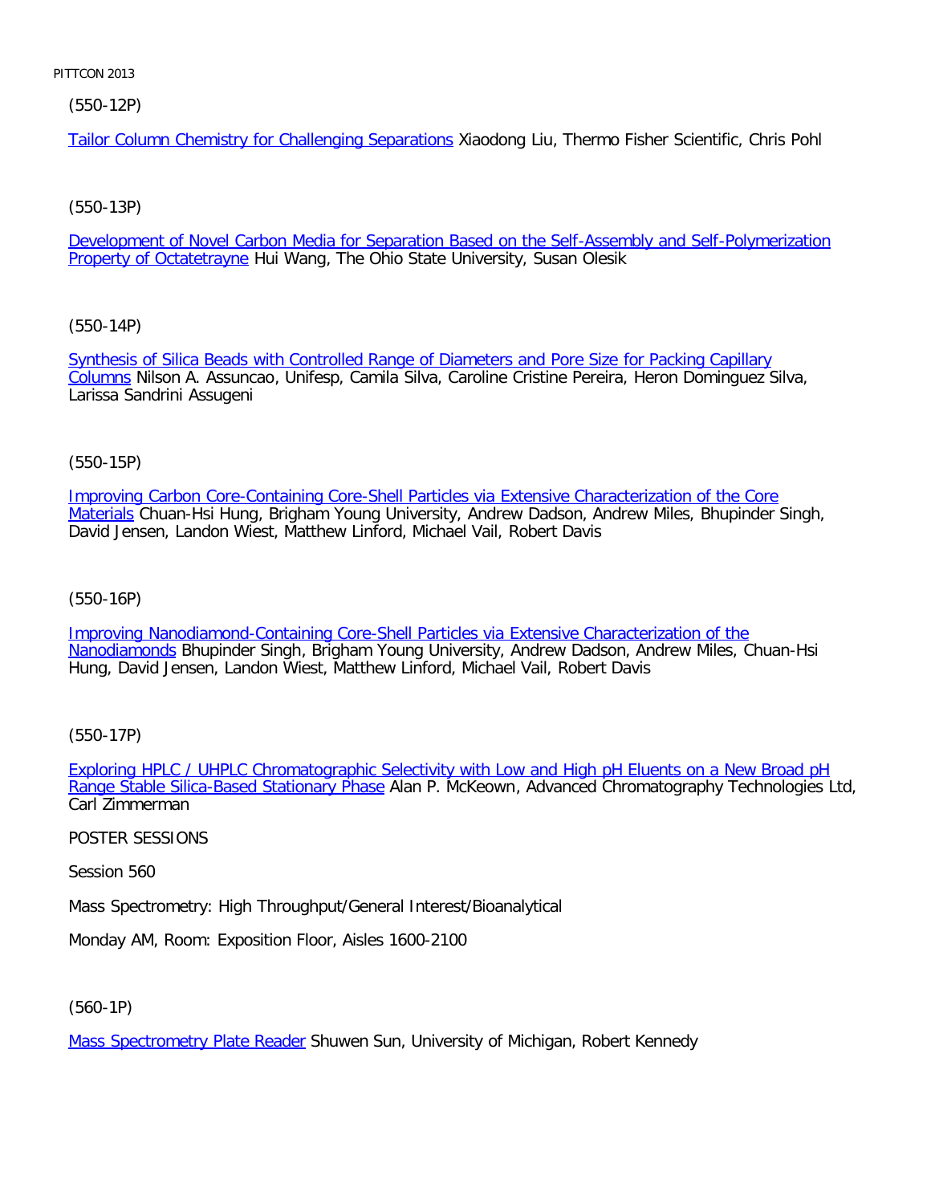(550-12P)

Tailor Column Chemistry for Challenging Separations Xiaodong Liu, Thermo Fisher Scientific, Chris Pohl

(550-13P)

Development of Novel Carbon Media for Separation Based on the Self-Assembly and Self-Polymerization Property of Octatetrayne Hui Wang, The Ohio State University, Susan Olesik

(550-14P)

Synthesis of Silica Beads with Controlled Range of Diameters and Pore Size for Packing Capillary Columns Nilson A. Assuncao, Unifesp, Camila Silva, Caroline Cristine Pereira, Heron Dominguez Silva, Larissa Sandrini Assugeni

(550-15P)

Improving Carbon Core-Containing Core-Shell Particles via Extensive Characterization of the Core Materials Chuan-Hsi Hung, Brigham Young University, Andrew Dadson, Andrew Miles, Bhupinder Singh, David Jensen, Landon Wiest, Matthew Linford, Michael Vail, Robert Davis

(550-16P)

Improving Nanodiamond-Containing Core-Shell Particles via Extensive Characterization of the Nanodiamonds Bhupinder Singh, Brigham Young University, Andrew Dadson, Andrew Miles, Chuan-Hsi Hung, David Jensen, Landon Wiest, Matthew Linford, Michael Vail, Robert Davis

(550-17P)

Exploring HPLC / UHPLC Chromatographic Selectivity with Low and High pH Eluents on a New Broad pH Range Stable Silica-Based Stationary Phase Alan P. McKeown, Advanced Chromatography Technologies Ltd, Carl Zimmerman

POSTER SESSIONS

Session 560

Mass Spectrometry: High Throughput/General Interest/Bioanalytical

Monday AM, Room: Exposition Floor, Aisles 1600-2100

(560-1P)

Mass Spectrometry Plate Reader Shuwen Sun, University of Michigan, Robert Kennedy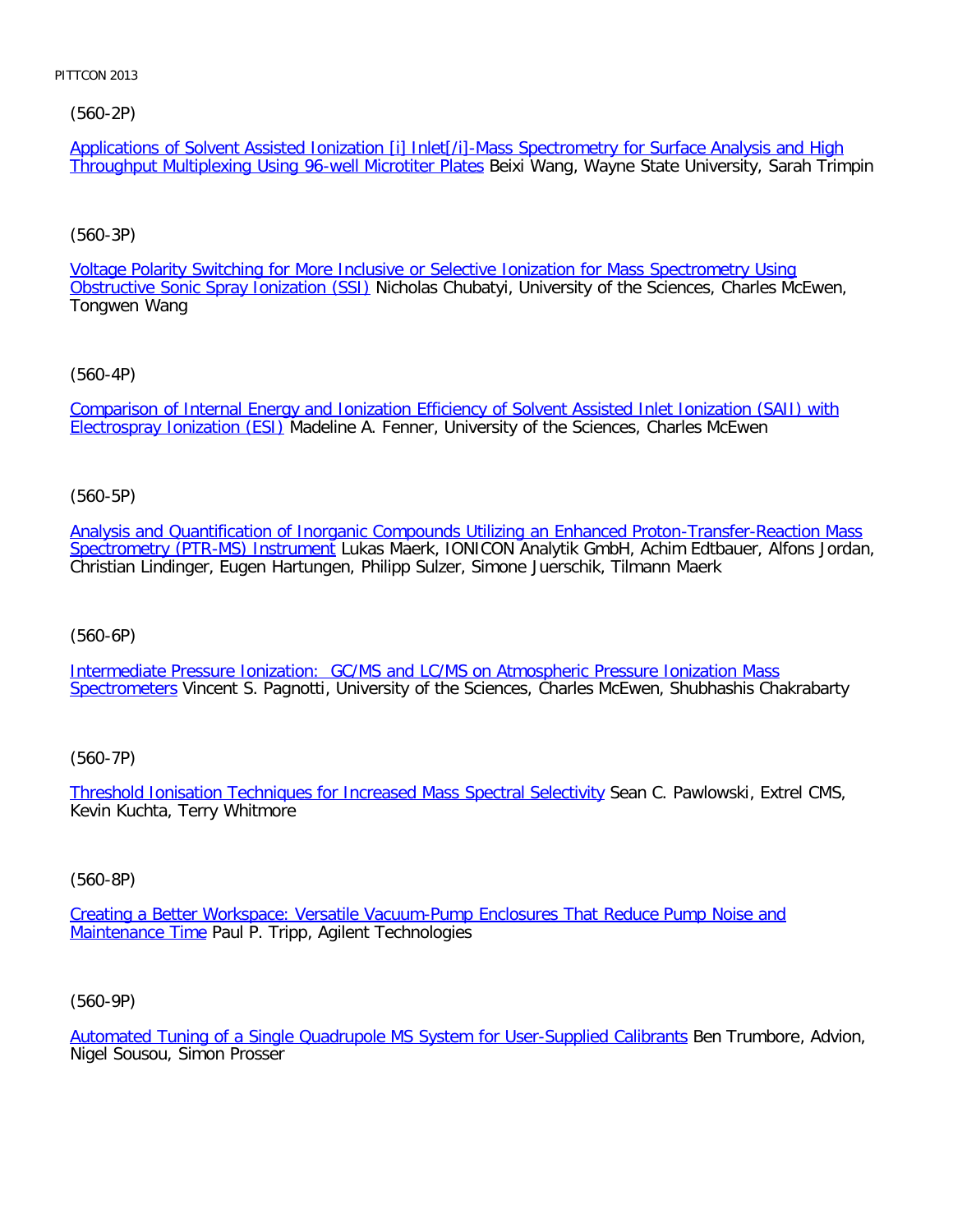(560-2P)

Applications of Solvent Assisted Ionization [i] Inlet[/i]-Mass Spectrometry for Surface Analysis and High Throughput Multiplexing Using 96-well Microtiter Plates Beixi Wang, Wayne State University, Sarah Trimpin

(560-3P)

Voltage Polarity Switching for More Inclusive or Selective Ionization for Mass Spectrometry Using Obstructive Sonic Spray Ionization (SSI) Nicholas Chubatyi, University of the Sciences, Charles McEwen, Tongwen Wang

(560-4P)

Comparison of Internal Energy and Ionization Efficiency of Solvent Assisted Inlet Ionization (SAII) with Electrospray Ionization (ESI) Madeline A. Fenner, University of the Sciences, Charles McEwen

(560-5P)

Analysis and Quantification of Inorganic Compounds Utilizing an Enhanced Proton-Transfer-Reaction Mass Spectrometry (PTR-MS) Instrument Lukas Maerk, IONICON Analytik GmbH, Achim Edtbauer, Alfons Jordan, Christian Lindinger, Eugen Hartungen, Philipp Sulzer, Simone Juerschik, Tilmann Maerk

(560-6P)

Intermediate Pressure Ionization: GC/MS and LC/MS on Atmospheric Pressure Ionization Mass Spectrometers Vincent S. Pagnotti, University of the Sciences, Charles McEwen, Shubhashis Chakrabarty

(560-7P)

Threshold Ionisation Techniques for Increased Mass Spectral Selectivity Sean C. Pawlowski, Extrel CMS, Kevin Kuchta, Terry Whitmore

(560-8P)

Creating a Better Workspace: Versatile Vacuum-Pump Enclosures That Reduce Pump Noise and Maintenance Time Paul P. Tripp, Agilent Technologies

(560-9P)

Automated Tuning of a Single Quadrupole MS System for User-Supplied Calibrants Ben Trumbore, Advion, Nigel Sousou, Simon Prosser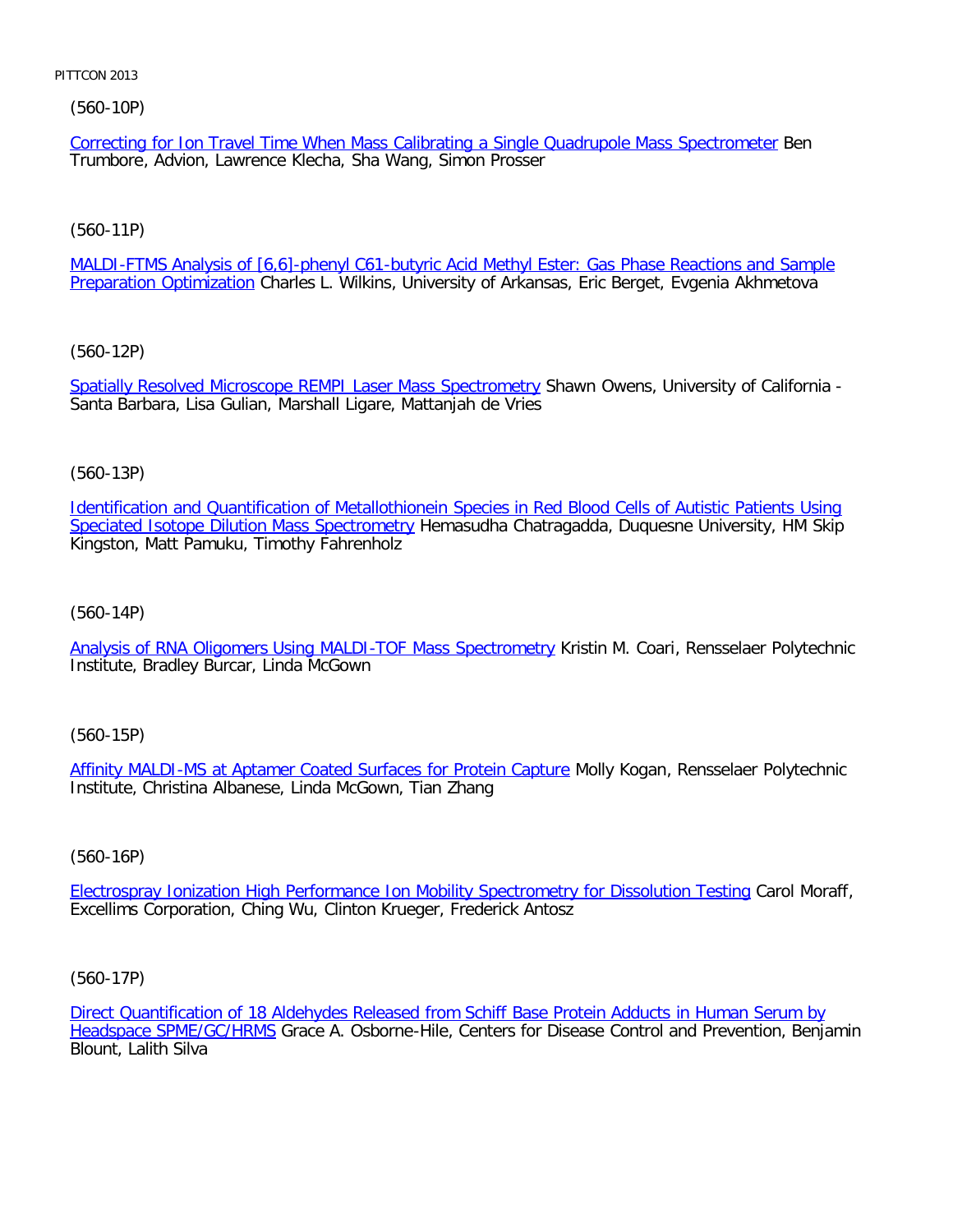(560-10P)

Correcting for Ion Travel Time When Mass Calibrating a Single Quadrupole Mass Spectrometer Ben Trumbore, Advion, Lawrence Klecha, Sha Wang, Simon Prosser

(560-11P)

MALDI-FTMS Analysis of [6,6]-phenyl C61-butyric Acid Methyl Ester: Gas Phase Reactions and Sample Preparation Optimization Charles L. Wilkins, University of Arkansas, Eric Berget, Evgenia Akhmetova

(560-12P)

Spatially Resolved Microscope REMPI Laser Mass Spectrometry Shawn Owens, University of California - Santa Barbara, Lisa Gulian, Marshall Ligare, Mattanjah de Vries

(560-13P)

Identification and Quantification of Metallothionein Species in Red Blood Cells of Autistic Patients Using Speciated Isotope Dilution Mass Spectrometry Hemasudha Chatragadda, Duquesne University, HM Skip Kingston, Matt Pamuku, Timothy Fahrenholz

(560-14P)

Analysis of RNA Oligomers Using MALDI-TOF Mass Spectrometry Kristin M. Coari, Rensselaer Polytechnic Institute, Bradley Burcar, Linda McGown

(560-15P)

Affinity MALDI-MS at Aptamer Coated Surfaces for Protein Capture Molly Kogan, Rensselaer Polytechnic Institute, Christina Albanese, Linda McGown, Tian Zhang

(560-16P)

Electrospray Ionization High Performance Ion Mobility Spectrometry for Dissolution Testing Carol Moraff, Excellims Corporation, Ching Wu, Clinton Krueger, Frederick Antosz

(560-17P)

Direct Quantification of 18 Aldehydes Released from Schiff Base Protein Adducts in Human Serum by Headspace SPME/GC/HRMS Grace A. Osborne-Hile, Centers for Disease Control and Prevention, Benjamin Blount, Lalith Silva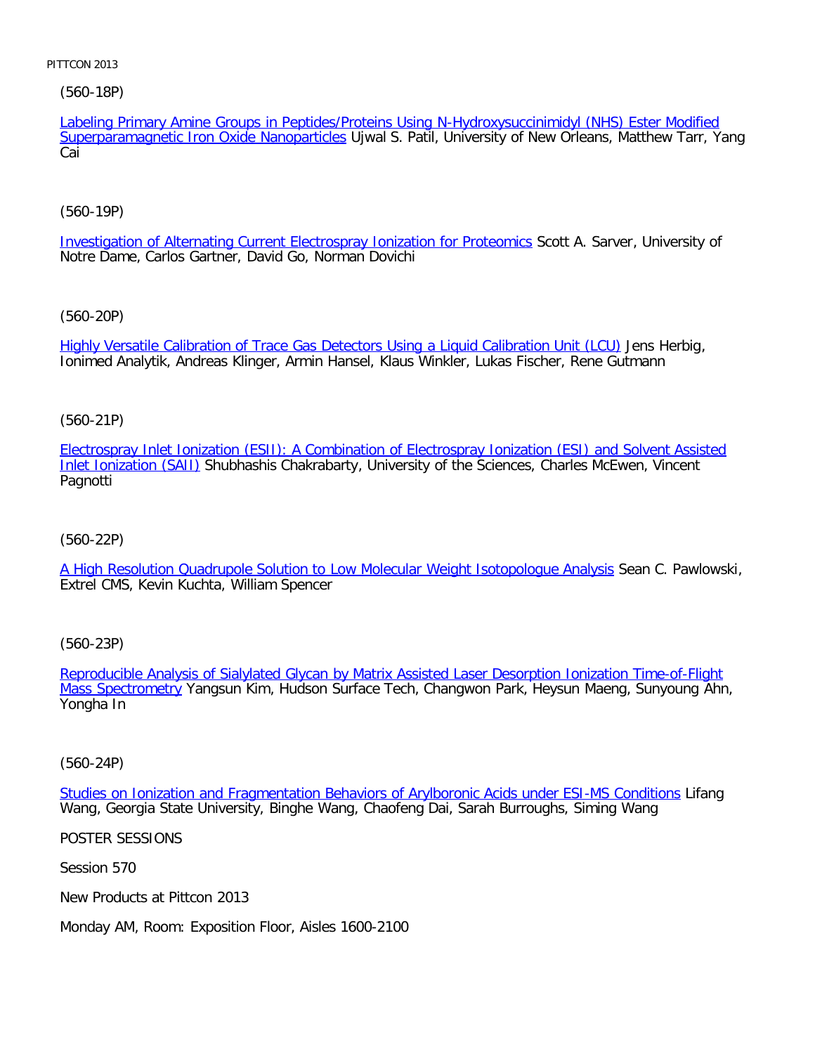(560-18P)

Labeling Primary Amine Groups in Peptides/Proteins Using N-Hydroxysuccinimidyl (NHS) Ester Modified Superparamagnetic Iron Oxide Nanoparticles Ujwal S. Patil, University of New Orleans, Matthew Tarr, Yang Cai

(560-19P)

Investigation of Alternating Current Electrospray Ionization for Proteomics Scott A. Sarver, University of Notre Dame, Carlos Gartner, David Go, Norman Dovichi

(560-20P)

Highly Versatile Calibration of Trace Gas Detectors Using a Liquid Calibration Unit (LCU) Jens Herbig, Ionimed Analytik, Andreas Klinger, Armin Hansel, Klaus Winkler, Lukas Fischer, Rene Gutmann

(560-21P)

Electrospray Inlet Ionization (ESII): A Combination of Electrospray Ionization (ESI) and Solvent Assisted Inlet Ionization (SAII) Shubhashis Chakrabarty, University of the Sciences, Charles McEwen, Vincent Pagnotti

(560-22P)

A High Resolution Quadrupole Solution to Low Molecular Weight Isotopologue Analysis Sean C. Pawlowski, Extrel CMS, Kevin Kuchta, William Spencer

(560-23P)

Reproducible Analysis of Sialylated Glycan by Matrix Assisted Laser Desorption Ionization Time-of-Flight Mass Spectrometry Yangsun Kim, Hudson Surface Tech, Changwon Park, Heysun Maeng, Sunyoung Ahn, Yongha In

(560-24P)

Studies on Ionization and Fragmentation Behaviors of Arylboronic Acids under ESI-MS Conditions Lifang Wang, Georgia State University, Binghe Wang, Chaofeng Dai, Sarah Burroughs, Siming Wang

POSTER SESSIONS

Session 570

New Products at Pittcon 2013

Monday AM, Room: Exposition Floor, Aisles 1600-2100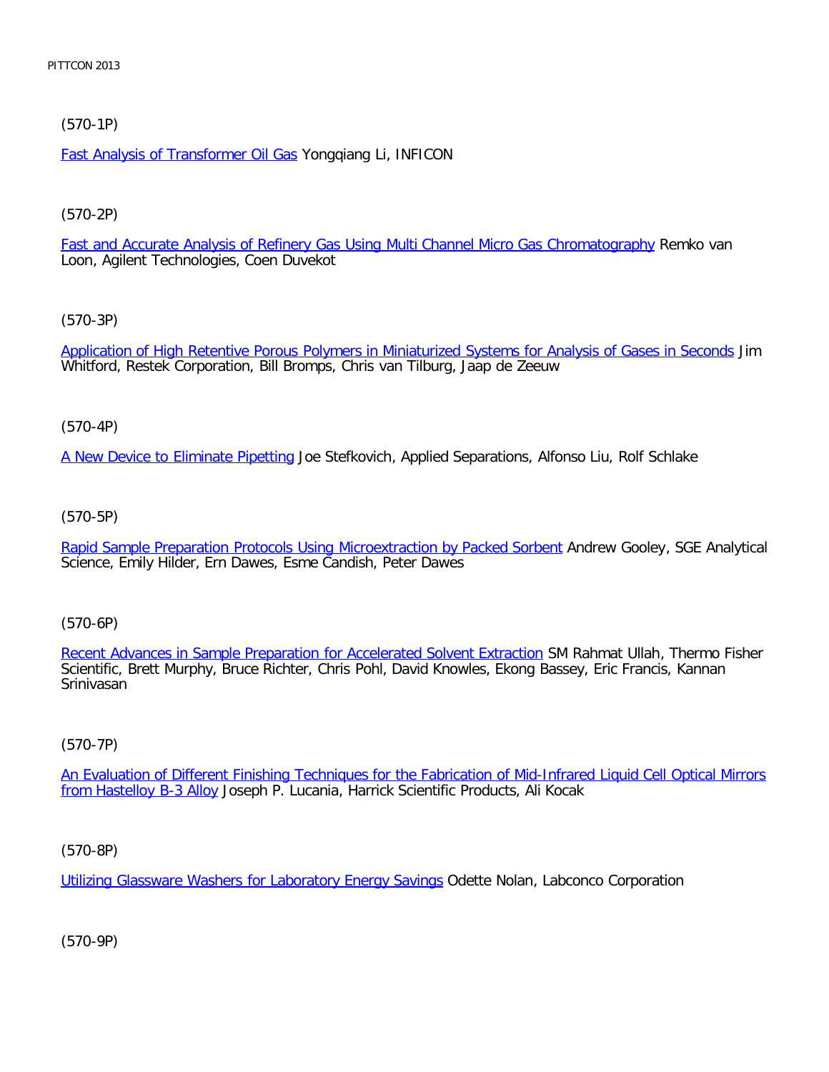(570-1P)

Fast Analysis of Transformer Oil Gas Yongqiang Li, INFICON

(570-2P)

Fast and Accurate Analysis of Refinery Gas Using Multi Channel Micro Gas Chromatography Remko van Loon, Agilent Technologies, Coen Duvekot

(570-3P)

Application of High Retentive Porous Polymers in Miniaturized Systems for Analysis of Gases in Seconds Jim Whitford, Restek Corporation, Bill Bromps, Chris van Tilburg, Jaap de Zeeuw

(570-4P)

A New Device to Eliminate Pipetting Joe Stefkovich, Applied Separations, Alfonso Liu, Rolf Schlake

(570-5P)

Rapid Sample Preparation Protocols Using Microextraction by Packed Sorbent Andrew Gooley, SGE Analytical Science, Emily Hilder, Ern Dawes, Esme Candish, Peter Dawes

(570-6P)

Recent Advances in Sample Preparation for Accelerated Solvent Extraction SM Rahmat Ullah, Thermo Fisher Scientific, Brett Murphy, Bruce Richter, Chris Pohl, David Knowles, Ekong Bassey, Eric Francis, Kannan Srinivasan

(570-7P)

An Evaluation of Different Finishing Techniques for the Fabrication of Mid-Infrared Liquid Cell Optical Mirrors from Hastelloy B-3 Alloy Joseph P. Lucania, Harrick Scientific Products, Ali Kocak

(570-8P)

Utilizing Glassware Washers for Laboratory Energy Savings Odette Nolan, Labconco Corporation

(570-9P)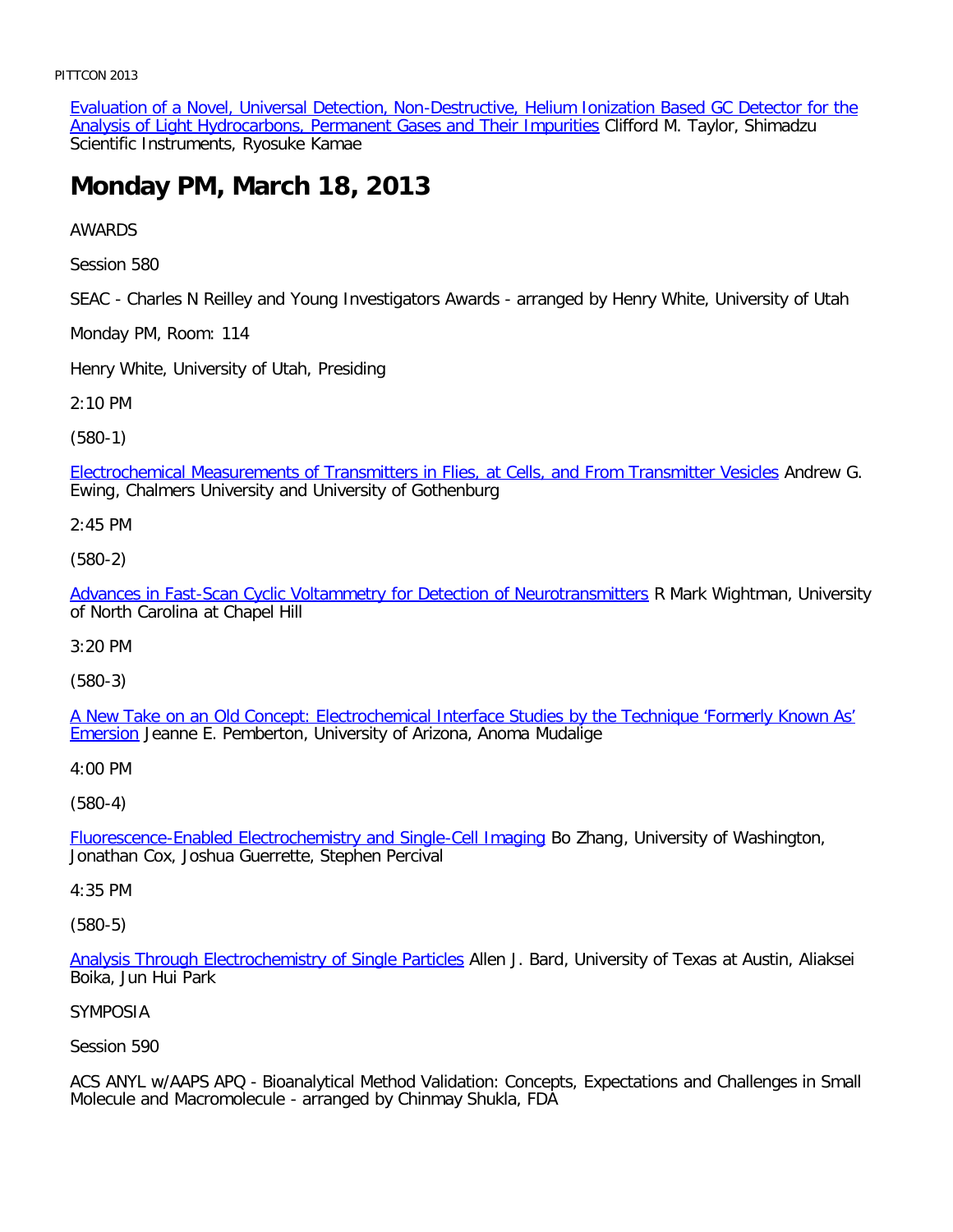[Evaluation of a Novel, Universal Detection, Non-Destructive, Helium Ionization Based GC Detector for the Analysis of Light Hydrocarbons, Permanent Gases and Their Impurities] Clifford M. Taylor, Shimadzu Scientific Instruments, Ryosuke Kamae

# Monday PM, March 18, 2013

AWARDS

Session 580

SEAC - Charles N Reilley and Young Investigators Awards - arranged by Henry White, University of Utah

Monday PM, Room: 114

Henry White, University of Utah, Presiding

2:10 PM

(580-1)

[Electrochemical Measurements of Transmitters in Flies, at Cells, and From Transmitter Vesicles] Andrew G. Ewing, Chalmers University and University of Gothenburg

2:45 PM

(580-2)

[Advances in Fast-Scan Cyclic Voltammetry for Detection of Neurotransmitters] R Mark Wightman, University of North Carolina at Chapel Hill

3:20 PM

(580-3)

[A New Take on an Old Concept: Electrochemical Interface Studies by the Technique 'Formerly Known As' Emersion] Jeanne E. Pemberton, University of Arizona, Anoma Mudalige

4:00 PM

(580-4)

[Fluorescence-Enabled Electrochemistry and Single-Cell Imaging] Bo Zhang, University of Washington, Jonathan Cox, Joshua Guerrette, Stephen Percival

4:35 PM

(580-5)

[Analysis Through Electrochemistry of Single Particles] Allen J. Bard, University of Texas at Austin, Aliaksei Boika, Jun Hui Park

SYMPOSIA

Session 590

ACS ANYL w/AAPS APQ - Bioanalytical Method Validation: Concepts, Expectations and Challenges in Small Molecule and Macromolecule - arranged by Chinmay Shukla, FDA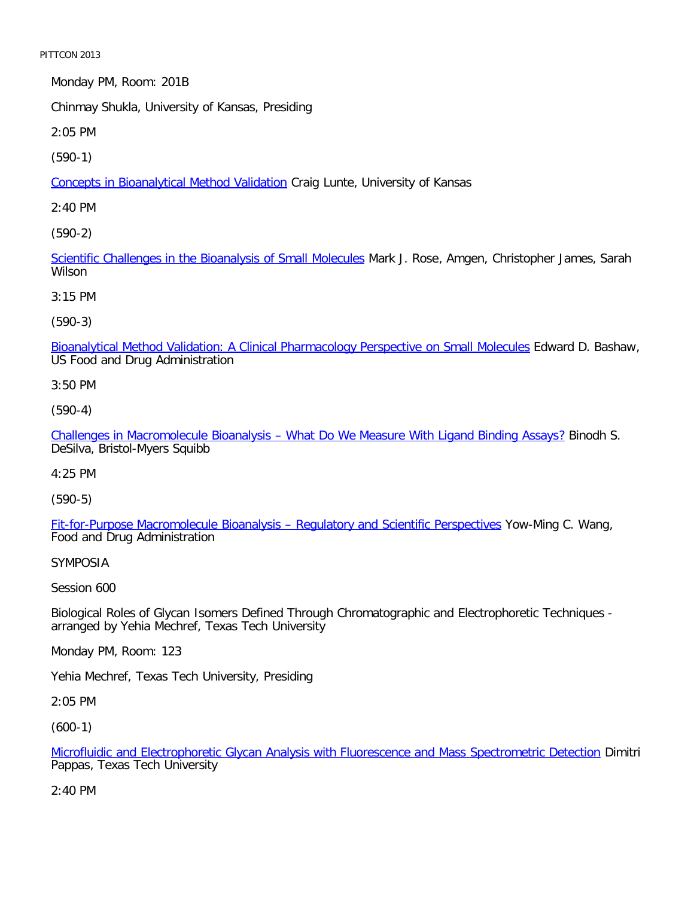Monday PM, Room: 201B

Chinmay Shukla, University of Kansas, Presiding

2:05 PM

(590-1)

Concepts in Bioanalytical Method Validation Craig Lunte, University of Kansas

2:40 PM

(590-2)

Scientific Challenges in the Bioanalysis of Small Molecules Mark J. Rose, Amgen, Christopher James, Sarah Wilson

3:15 PM

(590-3)

Bioanalytical Method Validation: A Clinical Pharmacology Perspective on Small Molecules Edward D. Bashaw, US Food and Drug Administration

3:50 PM

(590-4)

Challenges in Macromolecule Bioanalysis – What Do We Measure With Ligand Binding Assays? Binodh S. DeSilva, Bristol-Myers Squibb

4:25 PM

(590-5)

Fit-for-Purpose Macromolecule Bioanalysis – Regulatory and Scientific Perspectives Yow-Ming C. Wang, Food and Drug Administration

SYMPOSIA

Session 600

Biological Roles of Glycan Isomers Defined Through Chromatographic and Electrophoretic Techniques - arranged by Yehia Mechref, Texas Tech University

Monday PM, Room: 123

Yehia Mechref, Texas Tech University, Presiding

2:05 PM

(600-1)

Microfluidic and Electrophoretic Glycan Analysis with Fluorescence and Mass Spectrometric Detection Dimitri Pappas, Texas Tech University

2:40 PM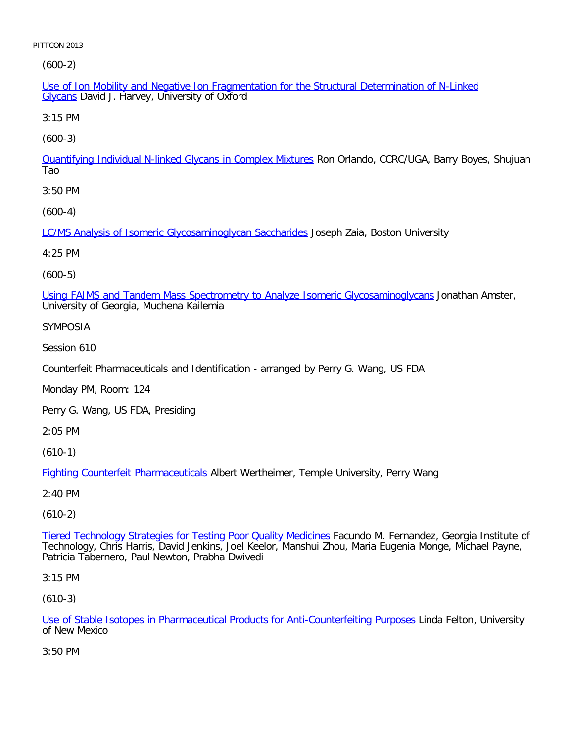(600-2)

Use of Ion Mobility and Negative Ion Fragmentation for the Structural Determination of N-Linked Glycans David J. Harvey, University of Oxford

3:15 PM

(600-3)

Quantifying Individual N-linked Glycans in Complex Mixtures Ron Orlando, CCRC/UGA, Barry Boyes, Shujuan Tao

3:50 PM

(600-4)

LC/MS Analysis of Isomeric Glycosaminoglycan Saccharides Joseph Zaia, Boston University

4:25 PM

(600-5)

Using FAIMS and Tandem Mass Spectrometry to Analyze Isomeric Glycosaminoglycans Jonathan Amster, University of Georgia, Muchena Kailemia

SYMPOSIA

Session 610

Counterfeit Pharmaceuticals and Identification - arranged by Perry G. Wang, US FDA

Monday PM, Room: 124

Perry G. Wang, US FDA, Presiding

2:05 PM

(610-1)

Fighting Counterfeit Pharmaceuticals Albert Wertheimer, Temple University, Perry Wang

2:40 PM

(610-2)

Tiered Technology Strategies for Testing Poor Quality Medicines Facundo M. Fernandez, Georgia Institute of Technology, Chris Harris, David Jenkins, Joel Keelor, Manshui Zhou, Maria Eugenia Monge, Michael Payne, Patricia Tabernero, Paul Newton, Prabha Dwivedi

3:15 PM

(610-3)

Use of Stable Isotopes in Pharmaceutical Products for Anti-Counterfeiting Purposes Linda Felton, University of New Mexico

3:50 PM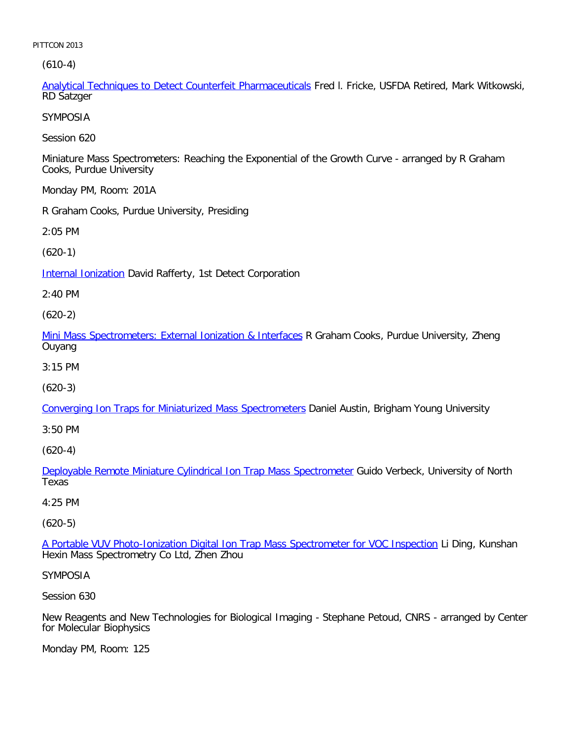(610-4)

Analytical Techniques to Detect Counterfeit Pharmaceuticals Fred l. Fricke, USFDA Retired, Mark Witkowski, RD Satzger

SYMPOSIA

Session 620

Miniature Mass Spectrometers: Reaching the Exponential of the Growth Curve - arranged by R Graham Cooks, Purdue University

Monday PM, Room: 201A

R Graham Cooks, Purdue University, Presiding

2:05 PM

(620-1)

Internal Ionization David Rafferty, 1st Detect Corporation

2:40 PM

(620-2)

Mini Mass Spectrometers: External Ionization & Interfaces R Graham Cooks, Purdue University, Zheng Ouyang

3:15 PM

(620-3)

Converging Ion Traps for Miniaturized Mass Spectrometers Daniel Austin, Brigham Young University

3:50 PM

(620-4)

Deployable Remote Miniature Cylindrical Ion Trap Mass Spectrometer Guido Verbeck, University of North Texas

4:25 PM

(620-5)

A Portable VUV Photo-Ionization Digital Ion Trap Mass Spectrometer for VOC Inspection Li Ding, Kunshan Hexin Mass Spectrometry Co Ltd, Zhen Zhou

SYMPOSIA

Session 630

New Reagents and New Technologies for Biological Imaging - Stephane Petoud, CNRS - arranged by Center for Molecular Biophysics

Monday PM, Room: 125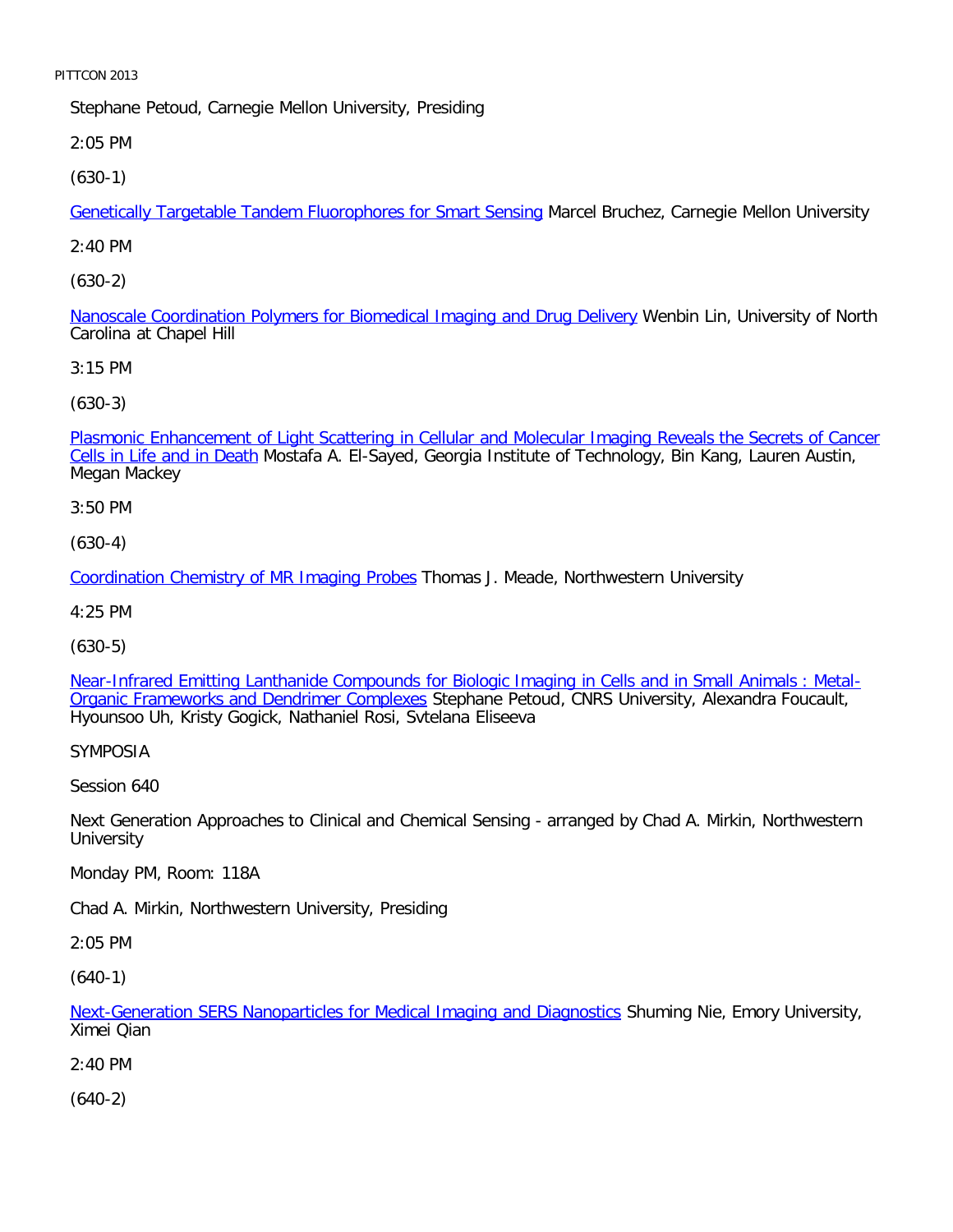Stephane Petoud, Carnegie Mellon University, Presiding

2:05 PM

(630-1)

Genetically Targetable Tandem Fluorophores for Smart Sensing Marcel Bruchez, Carnegie Mellon University

2:40 PM

(630-2)

Nanoscale Coordination Polymers for Biomedical Imaging and Drug Delivery Wenbin Lin, University of North Carolina at Chapel Hill

3:15 PM

(630-3)

Plasmonic Enhancement of Light Scattering in Cellular and Molecular Imaging Reveals the Secrets of Cancer Cells in Life and in Death Mostafa A. El-Sayed, Georgia Institute of Technology, Bin Kang, Lauren Austin, Megan Mackey

3:50 PM

(630-4)

Coordination Chemistry of MR Imaging Probes Thomas J. Meade, Northwestern University

4:25 PM

(630-5)

Near-Infrared Emitting Lanthanide Compounds for Biologic Imaging in Cells and in Small Animals : Metal-Organic Frameworks and Dendrimer Complexes Stephane Petoud, CNRS University, Alexandra Foucault, Hyounsoo Uh, Kristy Gogick, Nathaniel Rosi, Svtelana Eliseeva

SYMPOSIA

Session 640

Next Generation Approaches to Clinical and Chemical Sensing - arranged by Chad A. Mirkin, Northwestern University

Monday PM, Room: 118A

Chad A. Mirkin, Northwestern University, Presiding

2:05 PM

(640-1)

Next-Generation SERS Nanoparticles for Medical Imaging and Diagnostics Shuming Nie, Emory University, Ximei Qian

2:40 PM

(640-2)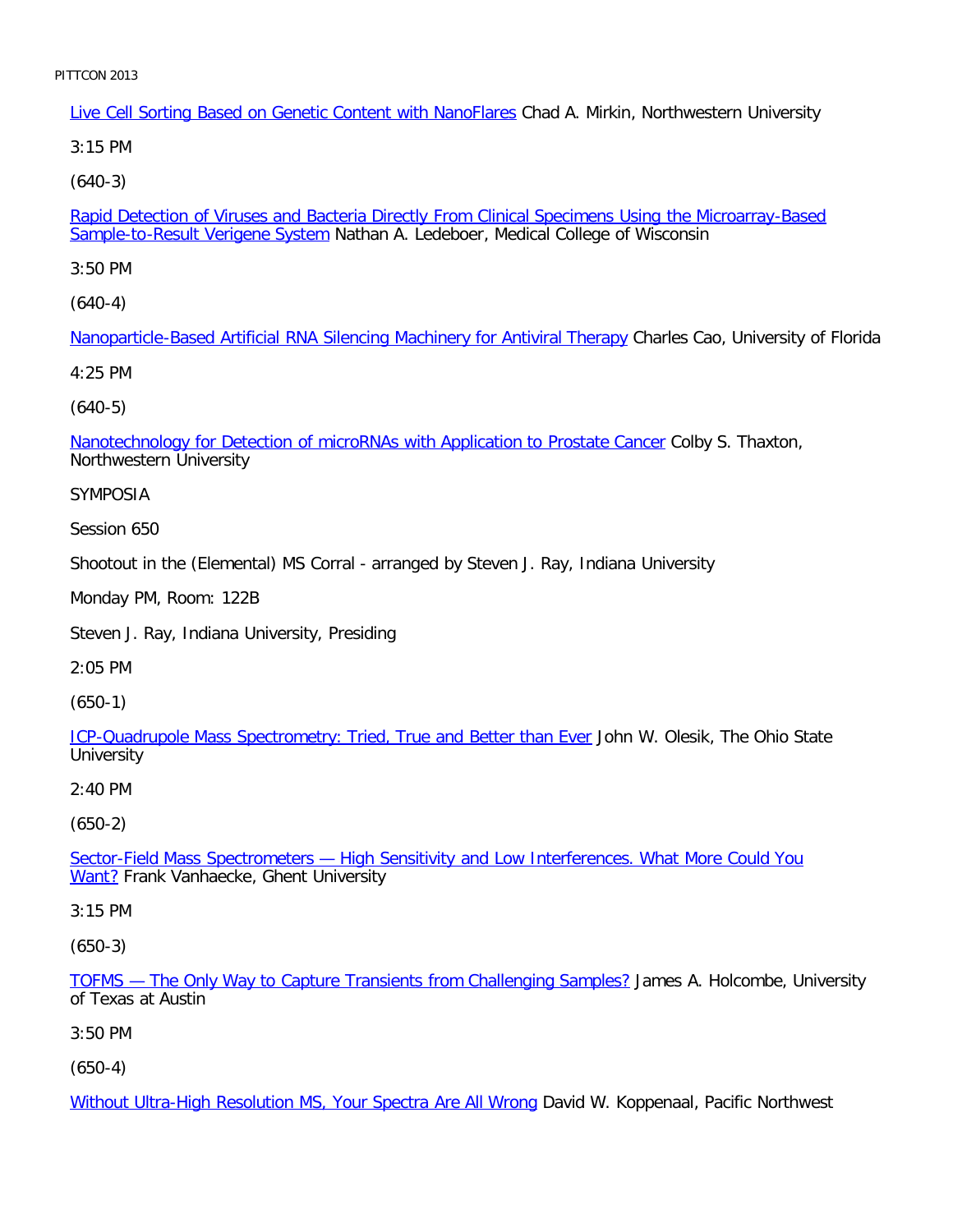[Live Cell Sorting Based on Genetic Content with NanoFlares] Chad A. Mirkin, Northwestern University

3:15 PM

(640-3)

[Rapid Detection of Viruses and Bacteria Directly From Clinical Specimens Using the Microarray-Based Sample-to-Result Verigene System] Nathan A. Ledeboer, Medical College of Wisconsin

3:50 PM

(640-4)

[Nanoparticle-Based Artificial RNA Silencing Machinery for Antiviral Therapy] Charles Cao, University of Florida

4:25 PM

(640-5)

[Nanotechnology for Detection of microRNAs with Application to Prostate Cancer] Colby S. Thaxton, Northwestern University

SYMPOSIA

Session 650

Shootout in the (Elemental) MS Corral - arranged by Steven J. Ray, Indiana University

Monday PM, Room: 122B

Steven J. Ray, Indiana University, Presiding

2:05 PM

(650-1)

[ICP-Quadrupole Mass Spectrometry: Tried, True and Better than Ever] John W. Olesik, The Ohio State University

2:40 PM

(650-2)

[Sector-Field Mass Spectrometers — High Sensitivity and Low Interferences. What More Could You Want?] Frank Vanhaecke, Ghent University

3:15 PM

(650-3)

[TOFMS — The Only Way to Capture Transients from Challenging Samples?] James A. Holcombe, University of Texas at Austin

3:50 PM

(650-4)

[Without Ultra-High Resolution MS, Your Spectra Are All Wrong] David W. Koppenaal, Pacific Northwest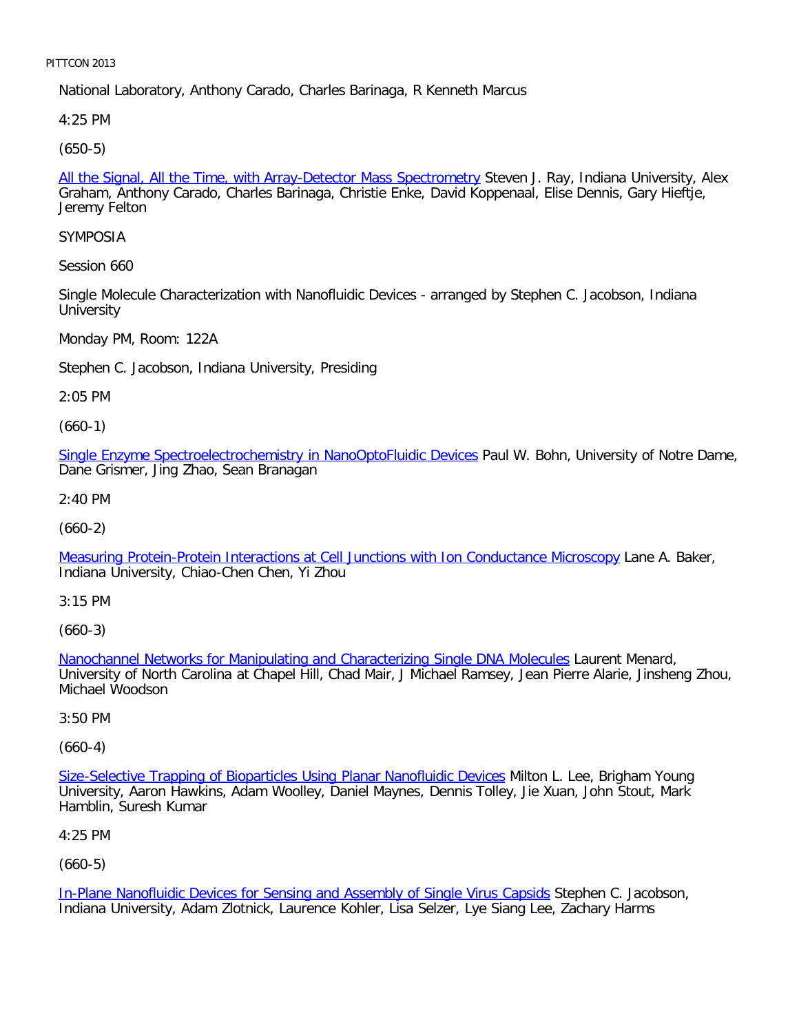National Laboratory, Anthony Carado, Charles Barinaga, R Kenneth Marcus

4:25 PM

(650-5)

All the Signal, All the Time, with Array-Detector Mass Spectrometry Steven J. Ray, Indiana University, Alex Graham, Anthony Carado, Charles Barinaga, Christie Enke, David Koppenaal, Elise Dennis, Gary Hieftje, Jeremy Felton

SYMPOSIA

Session 660

Single Molecule Characterization with Nanofluidic Devices - arranged by Stephen C. Jacobson, Indiana University

Monday PM, Room: 122A

Stephen C. Jacobson, Indiana University, Presiding

2:05 PM

(660-1)

Single Enzyme Spectroelectrochemistry in NanoOptoFluidic Devices Paul W. Bohn, University of Notre Dame, Dane Grismer, Jing Zhao, Sean Branagan

2:40 PM

(660-2)

Measuring Protein-Protein Interactions at Cell Junctions with Ion Conductance Microscopy Lane A. Baker, Indiana University, Chiao-Chen Chen, Yi Zhou

3:15 PM

(660-3)

Nanochannel Networks for Manipulating and Characterizing Single DNA Molecules Laurent Menard, University of North Carolina at Chapel Hill, Chad Mair, J Michael Ramsey, Jean Pierre Alarie, Jinsheng Zhou, Michael Woodson

3:50 PM

(660-4)

Size-Selective Trapping of Bioparticles Using Planar Nanofluidic Devices Milton L. Lee, Brigham Young University, Aaron Hawkins, Adam Woolley, Daniel Maynes, Dennis Tolley, Jie Xuan, John Stout, Mark Hamblin, Suresh Kumar

4:25 PM

(660-5)

In-Plane Nanofluidic Devices for Sensing and Assembly of Single Virus Capsids Stephen C. Jacobson, Indiana University, Adam Zlotnick, Laurence Kohler, Lisa Selzer, Lye Siang Lee, Zachary Harms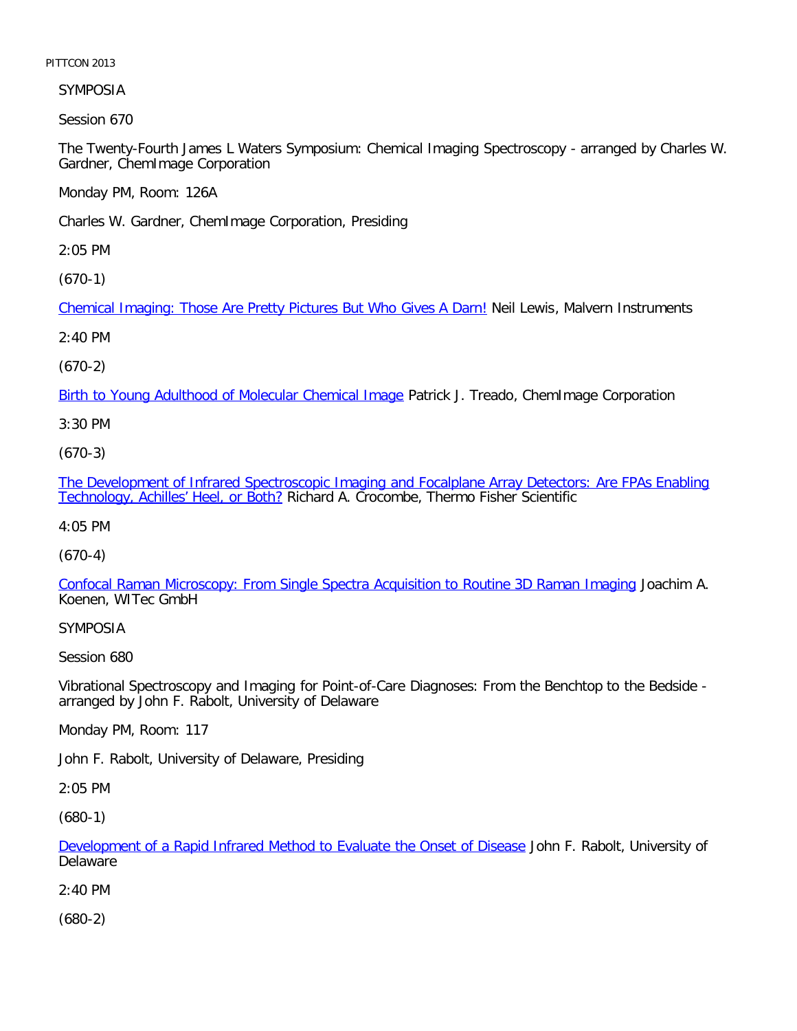SYMPOSIA

Session 670

The Twenty-Fourth James L Waters Symposium: Chemical Imaging Spectroscopy - arranged by Charles W. Gardner, ChemImage Corporation

Monday PM, Room: 126A

Charles W. Gardner, ChemImage Corporation, Presiding

2:05 PM

(670-1)

Chemical Imaging: Those Are Pretty Pictures But Who Gives A Darn! Neil Lewis, Malvern Instruments

2:40 PM

(670-2)

Birth to Young Adulthood of Molecular Chemical Image Patrick J. Treado, ChemImage Corporation

3:30 PM

(670-3)

The Development of Infrared Spectroscopic Imaging and Focalplane Array Detectors: Are FPAs Enabling Technology, Achilles' Heel, or Both? Richard A. Crocombe, Thermo Fisher Scientific

4:05 PM

(670-4)

Confocal Raman Microscopy: From Single Spectra Acquisition to Routine 3D Raman Imaging Joachim A. Koenen, WITec GmbH

SYMPOSIA

Session 680

Vibrational Spectroscopy and Imaging for Point-of-Care Diagnoses: From the Benchtop to the Bedside - arranged by John F. Rabolt, University of Delaware

Monday PM, Room: 117

John F. Rabolt, University of Delaware, Presiding

2:05 PM

(680-1)

Development of a Rapid Infrared Method to Evaluate the Onset of Disease John F. Rabolt, University of Delaware

2:40 PM

(680-2)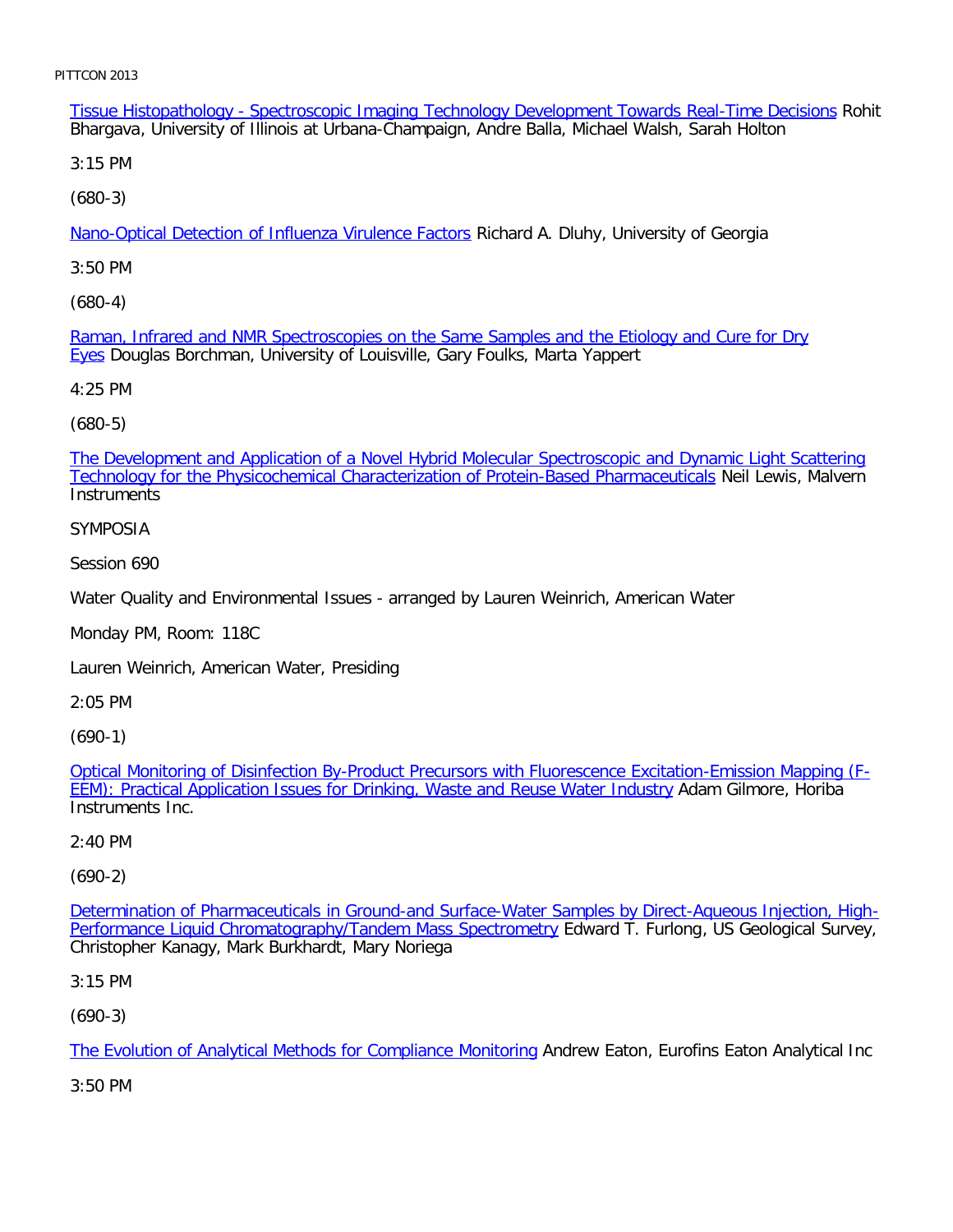Tissue Histopathology - Spectroscopic Imaging Technology Development Towards Real-Time Decisions Rohit Bhargava, University of Illinois at Urbana-Champaign, Andre Balla, Michael Walsh, Sarah Holton

3:15 PM

(680-3)

Nano-Optical Detection of Influenza Virulence Factors Richard A. Dluhy, University of Georgia

3:50 PM

(680-4)

Raman, Infrared and NMR Spectroscopies on the Same Samples and the Etiology and Cure for Dry Eyes Douglas Borchman, University of Louisville, Gary Foulks, Marta Yappert

4:25 PM

(680-5)

The Development and Application of a Novel Hybrid Molecular Spectroscopic and Dynamic Light Scattering Technology for the Physicochemical Characterization of Protein-Based Pharmaceuticals Neil Lewis, Malvern Instruments

SYMPOSIA

Session 690

Water Quality and Environmental Issues - arranged by Lauren Weinrich, American Water

Monday PM, Room: 118C

Lauren Weinrich, American Water, Presiding

2:05 PM

(690-1)

Optical Monitoring of Disinfection By-Product Precursors with Fluorescence Excitation-Emission Mapping (F-EEM): Practical Application Issues for Drinking, Waste and Reuse Water Industry Adam Gilmore, Horiba Instruments Inc.

2:40 PM

(690-2)

Determination of Pharmaceuticals in Ground-and Surface-Water Samples by Direct-Aqueous Injection, High-Performance Liquid Chromatography/Tandem Mass Spectrometry Edward T. Furlong, US Geological Survey, Christopher Kanagy, Mark Burkhardt, Mary Noriega

3:15 PM

(690-3)

The Evolution of Analytical Methods for Compliance Monitoring Andrew Eaton, Eurofins Eaton Analytical Inc

3:50 PM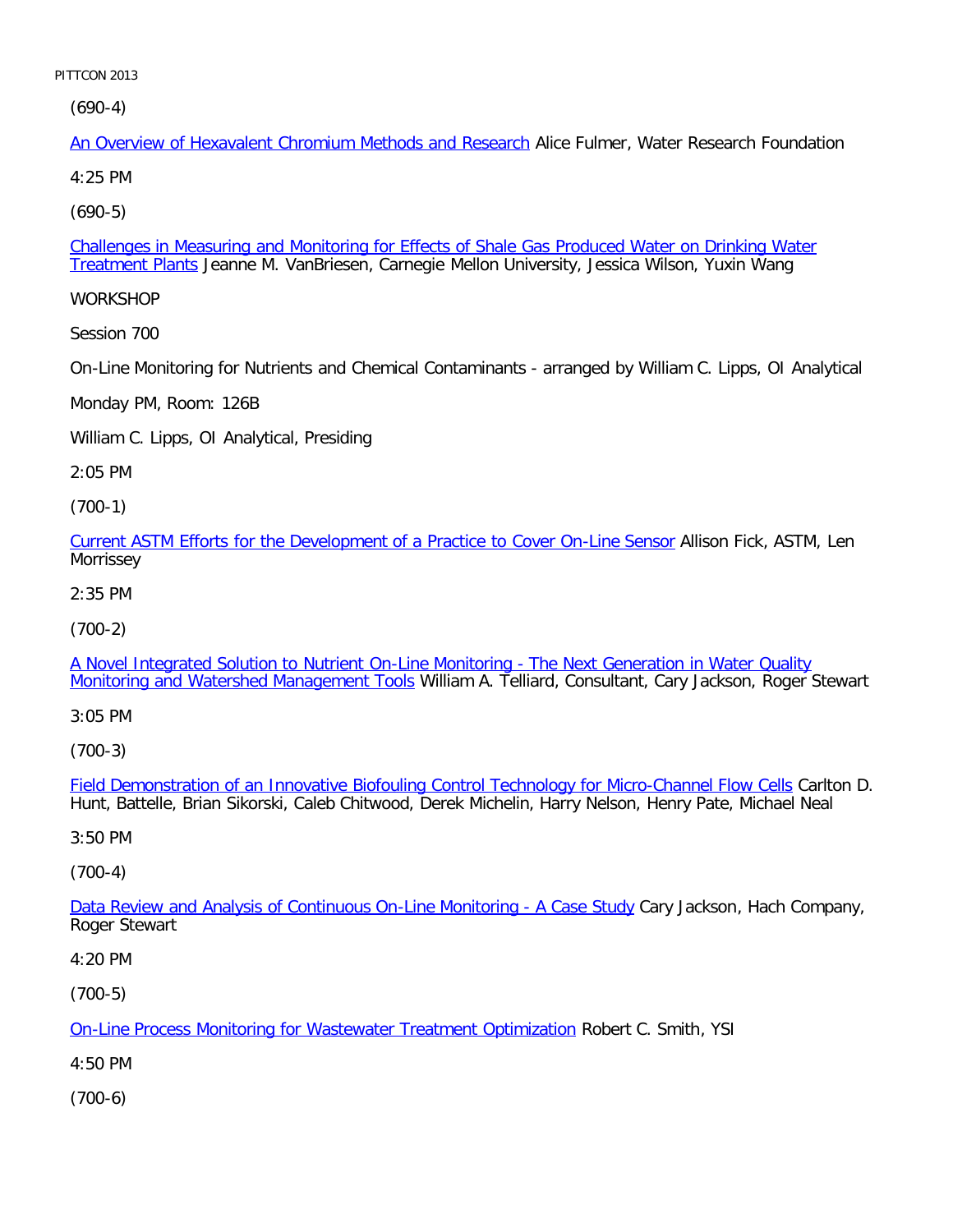(690-4)

An Overview of Hexavalent Chromium Methods and Research Alice Fulmer, Water Research Foundation

4:25 PM

(690-5)

Challenges in Measuring and Monitoring for Effects of Shale Gas Produced Water on Drinking Water Treatment Plants Jeanne M. VanBriesen, Carnegie Mellon University, Jessica Wilson, Yuxin Wang

WORKSHOP

Session 700

On-Line Monitoring for Nutrients and Chemical Contaminants - arranged by William C. Lipps, OI Analytical

Monday PM, Room: 126B

William C. Lipps, OI Analytical, Presiding

2:05 PM

(700-1)

Current ASTM Efforts for the Development of a Practice to Cover On-Line Sensor Allison Fick, ASTM, Len Morrissey

2:35 PM

(700-2)

A Novel Integrated Solution to Nutrient On-Line Monitoring - The Next Generation in Water Quality Monitoring and Watershed Management Tools William A. Telliard, Consultant, Cary Jackson, Roger Stewart

3:05 PM

(700-3)

Field Demonstration of an Innovative Biofouling Control Technology for Micro-Channel Flow Cells Carlton D. Hunt, Battelle, Brian Sikorski, Caleb Chitwood, Derek Michelin, Harry Nelson, Henry Pate, Michael Neal

3:50 PM

(700-4)

Data Review and Analysis of Continuous On-Line Monitoring - A Case Study Cary Jackson, Hach Company, Roger Stewart

4:20 PM

(700-5)

On-Line Process Monitoring for Wastewater Treatment Optimization Robert C. Smith, YSI

4:50 PM

(700-6)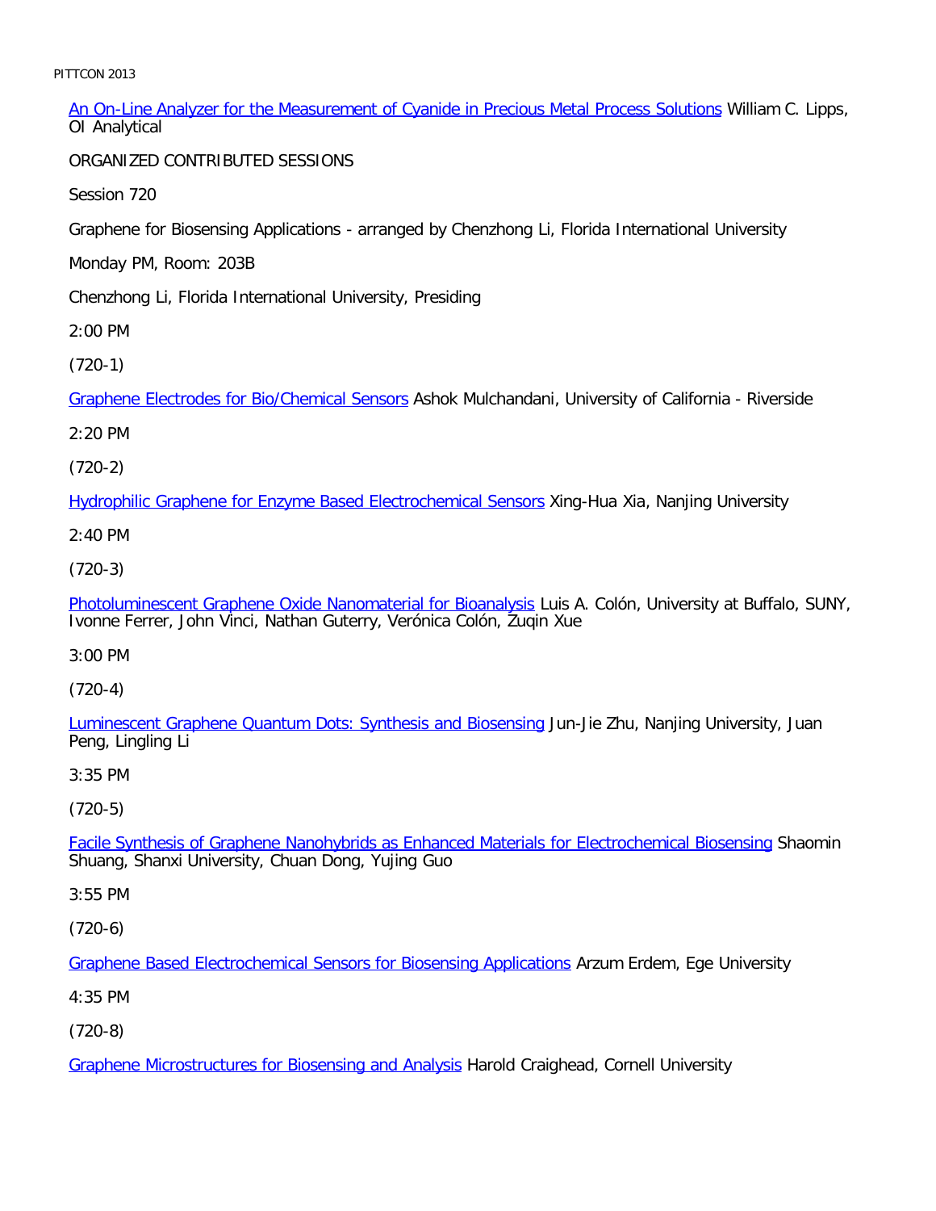[An On-Line Analyzer for the Measurement of Cyanide in Precious Metal Process Solutions] William C. Lipps, OI Analytical

ORGANIZED CONTRIBUTED SESSIONS

Session 720

Graphene for Biosensing Applications - arranged by Chenzhong Li, Florida International University

Monday PM, Room: 203B

Chenzhong Li, Florida International University, Presiding

2:00 PM

(720-1)

[Graphene Electrodes for Bio/Chemical Sensors] Ashok Mulchandani, University of California - Riverside

2:20 PM

(720-2)

[Hydrophilic Graphene for Enzyme Based Electrochemical Sensors] Xing-Hua Xia, Nanjing University

2:40 PM

(720-3)

[Photoluminescent Graphene Oxide Nanomaterial for Bioanalysis] Luis A. Colón, University at Buffalo, SUNY, Ivonne Ferrer, John Vinci, Nathan Guterry, Verónica Colón, Zuqin Xue

3:00 PM

(720-4)

[Luminescent Graphene Quantum Dots: Synthesis and Biosensing] Jun-Jie Zhu, Nanjing University, Juan Peng, Lingling Li

3:35 PM

(720-5)

[Facile Synthesis of Graphene Nanohybrids as Enhanced Materials for Electrochemical Biosensing] Shaomin Shuang, Shanxi University, Chuan Dong, Yujing Guo

3:55 PM

(720-6)

[Graphene Based Electrochemical Sensors for Biosensing Applications] Arzum Erdem, Ege University

4:35 PM

(720-8)

[Graphene Microstructures for Biosensing and Analysis] Harold Craighead, Cornell University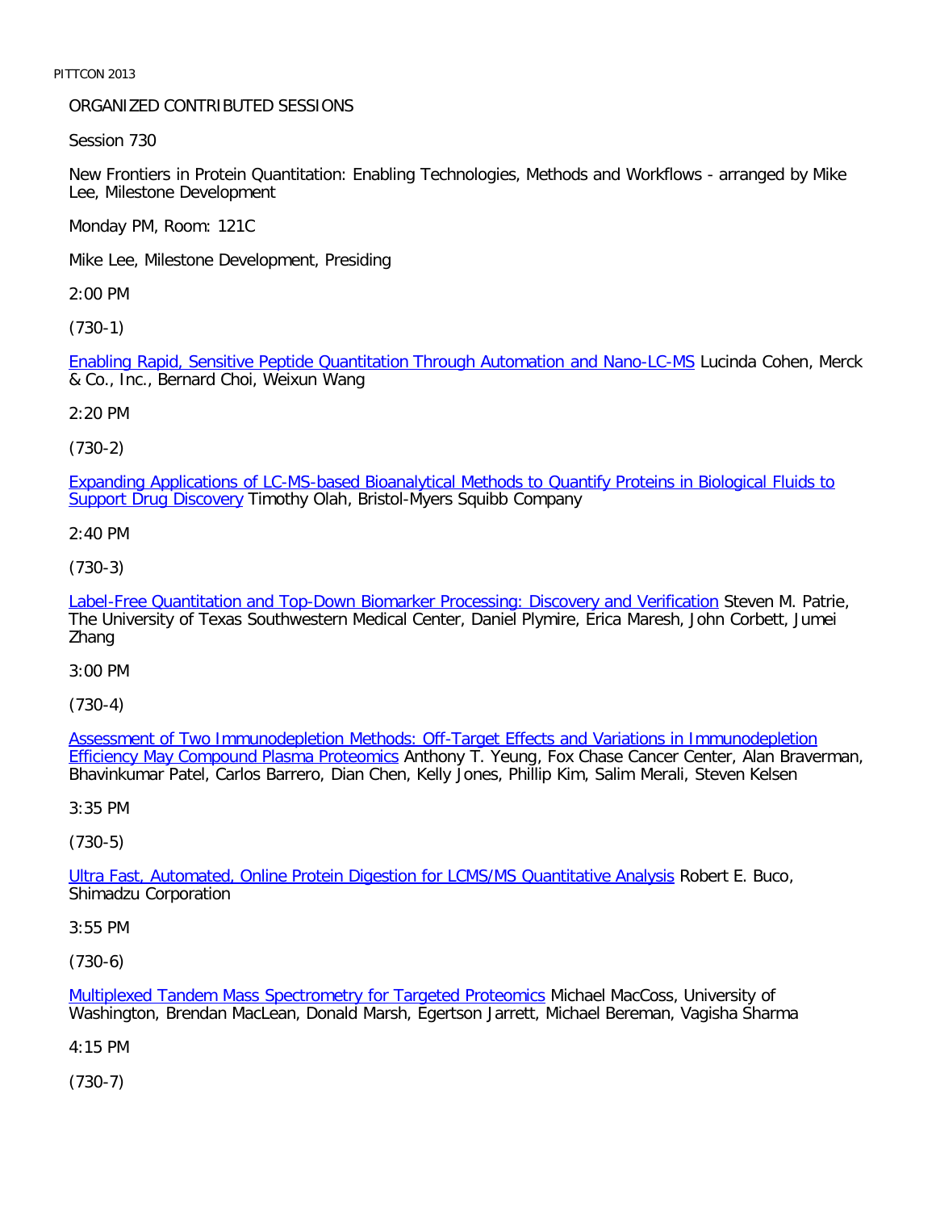ORGANIZED CONTRIBUTED SESSIONS

Session 730

New Frontiers in Protein Quantitation: Enabling Technologies, Methods and Workflows - arranged by Mike Lee, Milestone Development

Monday PM, Room: 121C

Mike Lee, Milestone Development, Presiding

2:00 PM

(730-1)

Enabling Rapid, Sensitive Peptide Quantitation Through Automation and Nano-LC-MS Lucinda Cohen, Merck & Co., Inc., Bernard Choi, Weixun Wang

2:20 PM

(730-2)

Expanding Applications of LC-MS-based Bioanalytical Methods to Quantify Proteins in Biological Fluids to Support Drug Discovery Timothy Olah, Bristol-Myers Squibb Company

2:40 PM

(730-3)

Label-Free Quantitation and Top-Down Biomarker Processing: Discovery and Verification Steven M. Patrie, The University of Texas Southwestern Medical Center, Daniel Plymire, Erica Maresh, John Corbett, Jumei Zhang

3:00 PM

(730-4)

Assessment of Two Immunodepletion Methods: Off-Target Effects and Variations in Immunodepletion Efficiency May Compound Plasma Proteomics Anthony T. Yeung, Fox Chase Cancer Center, Alan Braverman, Bhavinkumar Patel, Carlos Barrero, Dian Chen, Kelly Jones, Phillip Kim, Salim Merali, Steven Kelsen

3:35 PM

(730-5)

Ultra Fast, Automated, Online Protein Digestion for LCMS/MS Quantitative Analysis Robert E. Buco, Shimadzu Corporation

3:55 PM

(730-6)

Multiplexed Tandem Mass Spectrometry for Targeted Proteomics Michael MacCoss, University of Washington, Brendan MacLean, Donald Marsh, Egertson Jarrett, Michael Bereman, Vagisha Sharma

4:15 PM

(730-7)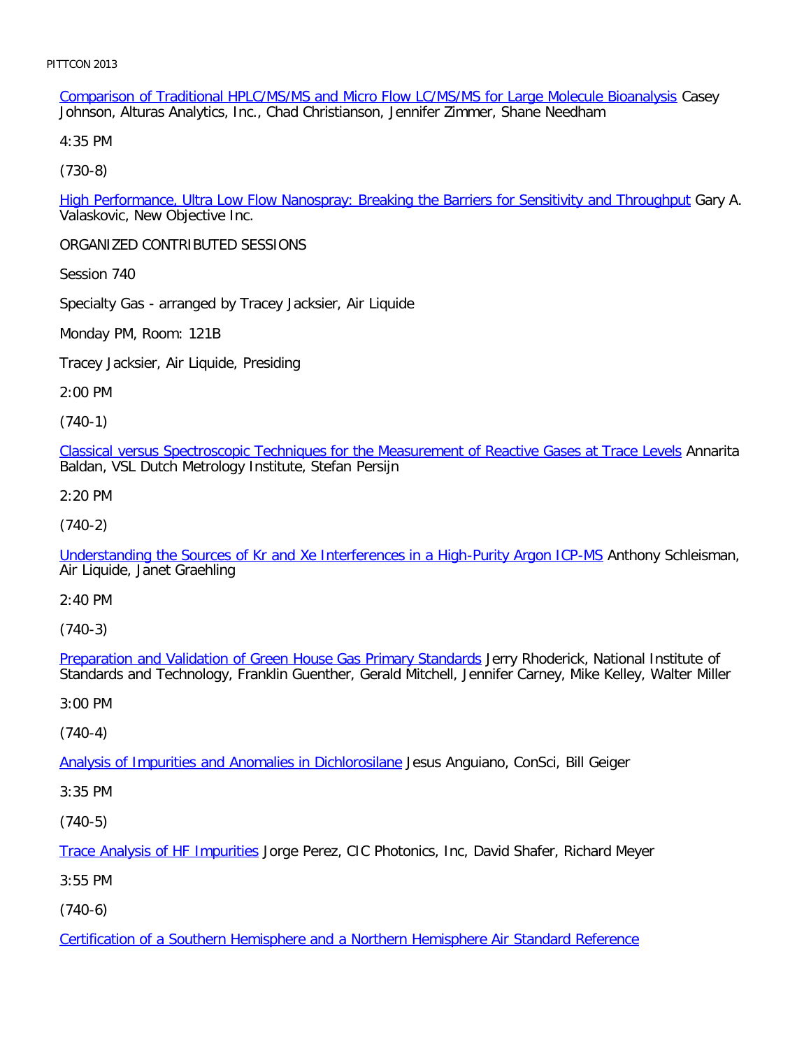Comparison of Traditional HPLC/MS/MS and Micro Flow LC/MS/MS for Large Molecule Bioanalysis Casey Johnson, Alturas Analytics, Inc., Chad Christianson, Jennifer Zimmer, Shane Needham

4:35 PM

(730-8)

High Performance, Ultra Low Flow Nanospray: Breaking the Barriers for Sensitivity and Throughput Gary A. Valaskovic, New Objective Inc.

ORGANIZED CONTRIBUTED SESSIONS

Session 740

Specialty Gas - arranged by Tracey Jacksier, Air Liquide

Monday PM, Room: 121B

Tracey Jacksier, Air Liquide, Presiding

2:00 PM

(740-1)

Classical versus Spectroscopic Techniques for the Measurement of Reactive Gases at Trace Levels Annarita Baldan, VSL Dutch Metrology Institute, Stefan Persijn

2:20 PM

(740-2)

Understanding the Sources of Kr and Xe Interferences in a High-Purity Argon ICP-MS Anthony Schleisman, Air Liquide, Janet Graehling

2:40 PM

(740-3)

Preparation and Validation of Green House Gas Primary Standards Jerry Rhoderick, National Institute of Standards and Technology, Franklin Guenther, Gerald Mitchell, Jennifer Carney, Mike Kelley, Walter Miller

3:00 PM

(740-4)

Analysis of Impurities and Anomalies in Dichlorosilane Jesus Anguiano, ConSci, Bill Geiger

3:35 PM

(740-5)

Trace Analysis of HF Impurities Jorge Perez, CIC Photonics, Inc, David Shafer, Richard Meyer

3:55 PM

(740-6)

Certification of a Southern Hemisphere and a Northern Hemisphere Air Standard Reference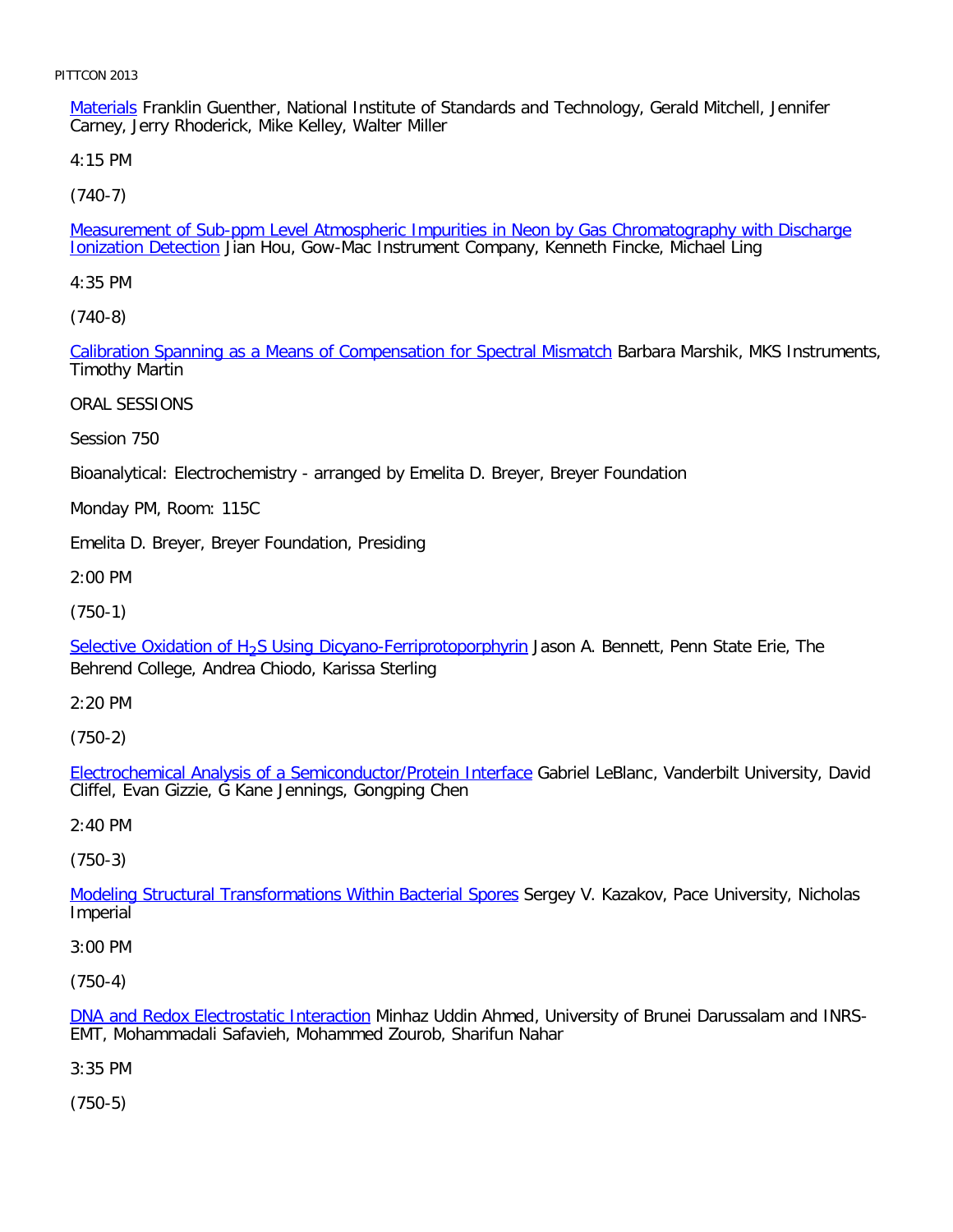Materials Franklin Guenther, National Institute of Standards and Technology, Gerald Mitchell, Jennifer Carney, Jerry Rhoderick, Mike Kelley, Walter Miller

4:15 PM

(740-7)

Measurement of Sub-ppm Level Atmospheric Impurities in Neon by Gas Chromatography with Discharge Ionization Detection Jian Hou, Gow-Mac Instrument Company, Kenneth Fincke, Michael Ling

4:35 PM

(740-8)

Calibration Spanning as a Means of Compensation for Spectral Mismatch Barbara Marshik, MKS Instruments, Timothy Martin

ORAL SESSIONS

Session 750

Bioanalytical: Electrochemistry - arranged by Emelita D. Breyer, Breyer Foundation

Monday PM, Room: 115C

Emelita D. Breyer, Breyer Foundation, Presiding

2:00 PM

(750-1)

Selective Oxidation of $H_2S$ Using Dicyano-Ferriprotoporphyrin Jason A. Bennett, Penn State Erie, The Behrend College, Andrea Chiodo, Karissa Sterling

2:20 PM

(750-2)

Electrochemical Analysis of a Semiconductor/Protein Interface Gabriel LeBlanc, Vanderbilt University, David Cliffel, Evan Gizzie, G Kane Jennings, Gongping Chen

2:40 PM

(750-3)

Modeling Structural Transformations Within Bacterial Spores Sergey V. Kazakov, Pace University, Nicholas Imperial

3:00 PM

(750-4)

DNA and Redox Electrostatic Interaction Minhaz Uddin Ahmed, University of Brunei Darussalam and INRS-EMT, Mohammadali Safavieh, Mohammed Zourob, Sharifun Nahar

3:35 PM

(750-5)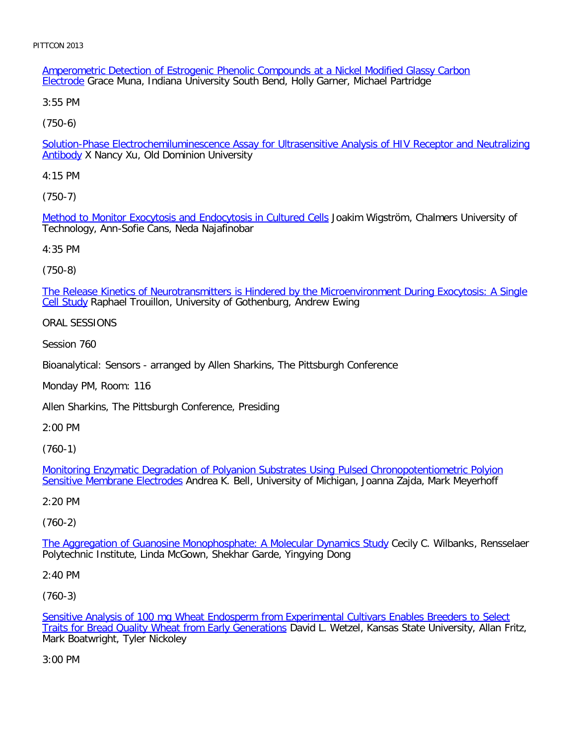Amperometric Detection of Estrogenic Phenolic Compounds at a Nickel Modified Glassy Carbon Electrode Grace Muna, Indiana University South Bend, Holly Garner, Michael Partridge

3:55 PM

(750-6)

Solution-Phase Electrochemiluminescence Assay for Ultrasensitive Analysis of HIV Receptor and Neutralizing Antibody X Nancy Xu, Old Dominion University

4:15 PM

(750-7)

Method to Monitor Exocytosis and Endocytosis in Cultured Cells Joakim Wigström, Chalmers University of Technology, Ann-Sofie Cans, Neda Najafinobar

4:35 PM

(750-8)

The Release Kinetics of Neurotransmitters is Hindered by the Microenvironment During Exocytosis: A Single Cell Study Raphael Trouillon, University of Gothenburg, Andrew Ewing

ORAL SESSIONS

Session 760

Bioanalytical: Sensors - arranged by Allen Sharkins, The Pittsburgh Conference

Monday PM, Room: 116

Allen Sharkins, The Pittsburgh Conference, Presiding

2:00 PM

(760-1)

Monitoring Enzymatic Degradation of Polyanion Substrates Using Pulsed Chronopotentiometric Polyion Sensitive Membrane Electrodes Andrea K. Bell, University of Michigan, Joanna Zajda, Mark Meyerhoff

2:20 PM

(760-2)

The Aggregation of Guanosine Monophosphate: A Molecular Dynamics Study Cecily C. Wilbanks, Rensselaer Polytechnic Institute, Linda McGown, Shekhar Garde, Yingying Dong

2:40 PM

(760-3)

Sensitive Analysis of 100 mg Wheat Endosperm from Experimental Cultivars Enables Breeders to Select Traits for Bread Quality Wheat from Early Generations David L. Wetzel, Kansas State University, Allan Fritz, Mark Boatwright, Tyler Nickoley

3:00 PM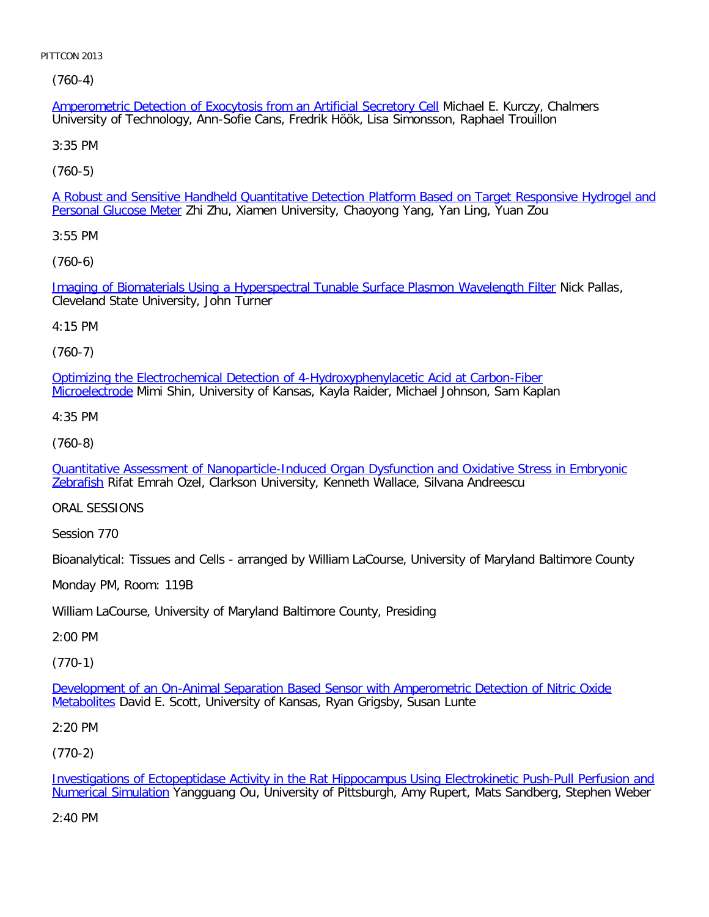(760-4)

Amperometric Detection of Exocytosis from an Artificial Secretory Cell Michael E. Kurczy, Chalmers University of Technology, Ann-Sofie Cans, Fredrik Höök, Lisa Simonsson, Raphael Trouillon

3:35 PM

(760-5)

A Robust and Sensitive Handheld Quantitative Detection Platform Based on Target Responsive Hydrogel and Personal Glucose Meter Zhi Zhu, Xiamen University, Chaoyong Yang, Yan Ling, Yuan Zou

3:55 PM

(760-6)

Imaging of Biomaterials Using a Hyperspectral Tunable Surface Plasmon Wavelength Filter Nick Pallas, Cleveland State University, John Turner

4:15 PM

(760-7)

Optimizing the Electrochemical Detection of 4-Hydroxyphenylacetic Acid at Carbon-Fiber Microelectrode Mimi Shin, University of Kansas, Kayla Raider, Michael Johnson, Sam Kaplan

4:35 PM

(760-8)

Quantitative Assessment of Nanoparticle-Induced Organ Dysfunction and Oxidative Stress in Embryonic Zebrafish Rifat Emrah Ozel, Clarkson University, Kenneth Wallace, Silvana Andreescu

ORAL SESSIONS

Session 770

Bioanalytical: Tissues and Cells - arranged by William LaCourse, University of Maryland Baltimore County

Monday PM, Room: 119B

William LaCourse, University of Maryland Baltimore County, Presiding

2:00 PM

(770-1)

Development of an On-Animal Separation Based Sensor with Amperometric Detection of Nitric Oxide Metabolites David E. Scott, University of Kansas, Ryan Grigsby, Susan Lunte

2:20 PM

(770-2)

Investigations of Ectopeptidase Activity in the Rat Hippocampus Using Electrokinetic Push-Pull Perfusion and Numerical Simulation Yangguang Ou, University of Pittsburgh, Amy Rupert, Mats Sandberg, Stephen Weber

2:40 PM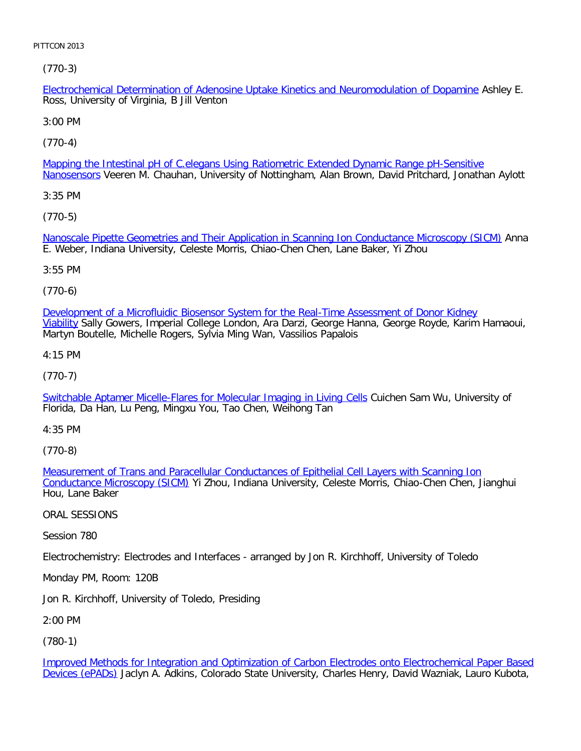(770-3)

Electrochemical Determination of Adenosine Uptake Kinetics and Neuromodulation of Dopamine Ashley E. Ross, University of Virginia, B Jill Venton

3:00 PM

(770-4)

Mapping the Intestinal pH of C.elegans Using Ratiometric Extended Dynamic Range pH-Sensitive Nanosensors Veeren M. Chauhan, University of Nottingham, Alan Brown, David Pritchard, Jonathan Aylott

3:35 PM

(770-5)

Nanoscale Pipette Geometries and Their Application in Scanning Ion Conductance Microscopy (SICM) Anna E. Weber, Indiana University, Celeste Morris, Chiao-Chen Chen, Lane Baker, Yi Zhou

3:55 PM

(770-6)

Development of a Microfluidic Biosensor System for the Real-Time Assessment of Donor Kidney Viability Sally Gowers, Imperial College London, Ara Darzi, George Hanna, George Royde, Karim Hamaoui, Martyn Boutelle, Michelle Rogers, Sylvia Ming Wan, Vassilios Papalois

4:15 PM

(770-7)

Switchable Aptamer Micelle-Flares for Molecular Imaging in Living Cells Cuichen Sam Wu, University of Florida, Da Han, Lu Peng, Mingxu You, Tao Chen, Weihong Tan

4:35 PM

(770-8)

Measurement of Trans and Paracellular Conductances of Epithelial Cell Layers with Scanning Ion Conductance Microscopy (SICM) Yi Zhou, Indiana University, Celeste Morris, Chiao-Chen Chen, Jianghui Hou, Lane Baker

ORAL SESSIONS

Session 780

Electrochemistry: Electrodes and Interfaces - arranged by Jon R. Kirchhoff, University of Toledo

Monday PM, Room: 120B

Jon R. Kirchhoff, University of Toledo, Presiding

2:00 PM

(780-1)

Improved Methods for Integration and Optimization of Carbon Electrodes onto Electrochemical Paper Based Devices (ePADs) Jaclyn A. Adkins, Colorado State University, Charles Henry, David Wazniak, Lauro Kubota,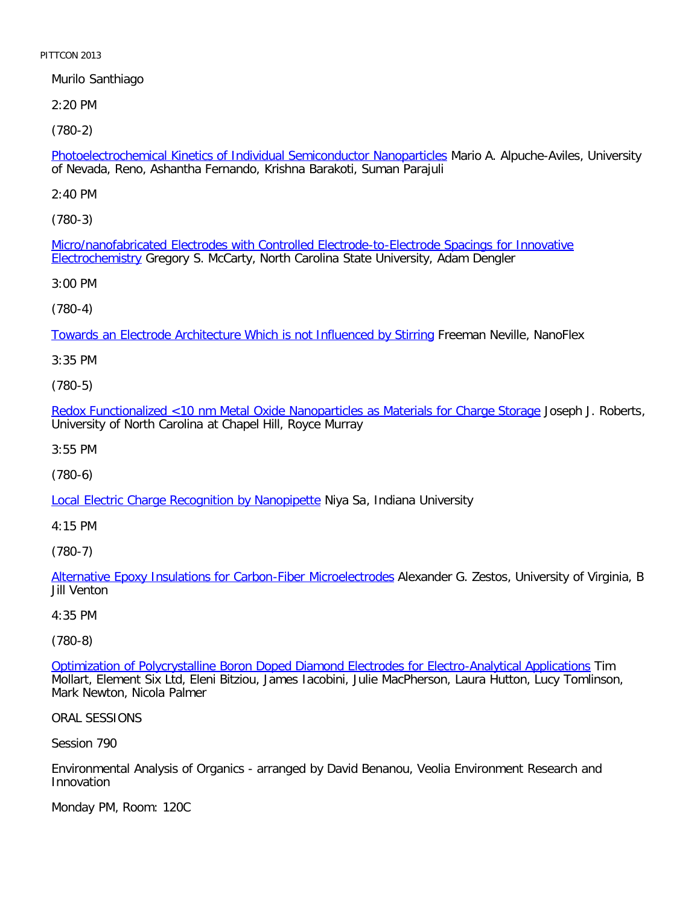Murilo Santhiago

2:20 PM

(780-2)

Photoelectrochemical Kinetics of Individual Semiconductor Nanoparticles Mario A. Alpuche-Aviles, University of Nevada, Reno, Ashantha Fernando, Krishna Barakoti, Suman Parajuli

2:40 PM

(780-3)

Micro/nanofabricated Electrodes with Controlled Electrode-to-Electrode Spacings for Innovative Electrochemistry Gregory S. McCarty, North Carolina State University, Adam Dengler

3:00 PM

(780-4)

Towards an Electrode Architecture Which is not Influenced by Stirring Freeman Neville, NanoFlex

3:35 PM

(780-5)

Redox Functionalized <10 nm Metal Oxide Nanoparticles as Materials for Charge Storage Joseph J. Roberts, University of North Carolina at Chapel Hill, Royce Murray

3:55 PM

(780-6)

Local Electric Charge Recognition by Nanopipette Niya Sa, Indiana University

4:15 PM

(780-7)

Alternative Epoxy Insulations for Carbon-Fiber Microelectrodes Alexander G. Zestos, University of Virginia, B Jill Venton

4:35 PM

(780-8)

Optimization of Polycrystalline Boron Doped Diamond Electrodes for Electro-Analytical Applications Tim Mollart, Element Six Ltd, Eleni Bitziou, James Iacobini, Julie MacPherson, Laura Hutton, Lucy Tomlinson, Mark Newton, Nicola Palmer

ORAL SESSIONS

Session 790

Environmental Analysis of Organics - arranged by David Benanou, Veolia Environment Research and Innovation

Monday PM, Room: 120C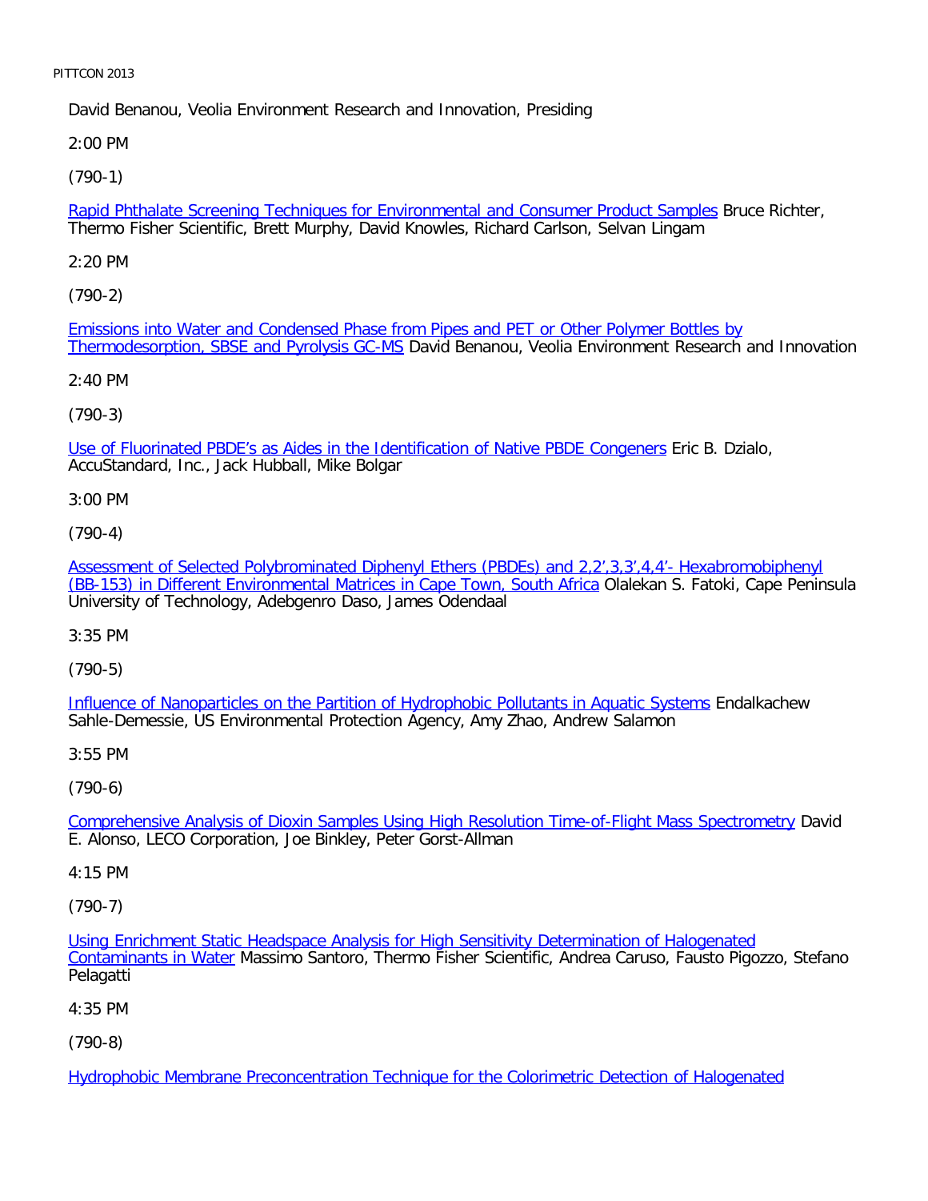David Benanou, Veolia Environment Research and Innovation, Presiding

2:00 PM

(790-1)

Rapid Phthalate Screening Techniques for Environmental and Consumer Product Samples Bruce Richter, Thermo Fisher Scientific, Brett Murphy, David Knowles, Richard Carlson, Selvan Lingam

2:20 PM

(790-2)

Emissions into Water and Condensed Phase from Pipes and PET or Other Polymer Bottles by Thermodesorption, SBSE and Pyrolysis GC-MS David Benanou, Veolia Environment Research and Innovation

2:40 PM

(790-3)

Use of Fluorinated PBDE's as Aides in the Identification of Native PBDE Congeners Eric B. Dzialo, AccuStandard, Inc., Jack Hubball, Mike Bolgar

3:00 PM

(790-4)

Assessment of Selected Polybrominated Diphenyl Ethers (PBDEs) and 2,2',3,3',4,4'- Hexabromobiphenyl (BB-153) in Different Environmental Matrices in Cape Town, South Africa Olalekan S. Fatoki, Cape Peninsula University of Technology, Adebgenro Daso, James Odendaal

3:35 PM

(790-5)

Influence of Nanoparticles on the Partition of Hydrophobic Pollutants in Aquatic Systems Endalkachew Sahle-Demessie, US Environmental Protection Agency, Amy Zhao, Andrew Salamon

3:55 PM

(790-6)

Comprehensive Analysis of Dioxin Samples Using High Resolution Time-of-Flight Mass Spectrometry David E. Alonso, LECO Corporation, Joe Binkley, Peter Gorst-Allman

4:15 PM

(790-7)

Using Enrichment Static Headspace Analysis for High Sensitivity Determination of Halogenated Contaminants in Water Massimo Santoro, Thermo Fisher Scientific, Andrea Caruso, Fausto Pigozzo, Stefano Pelagatti

4:35 PM

(790-8)

Hydrophobic Membrane Preconcentration Technique for the Colorimetric Detection of Halogenated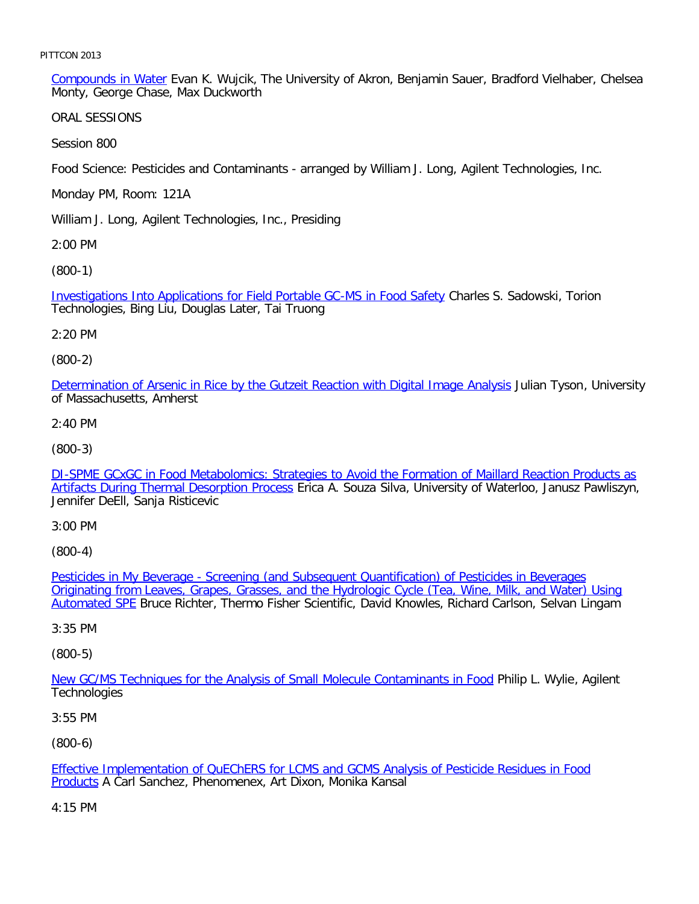Compounds in Water Evan K. Wujcik, The University of Akron, Benjamin Sauer, Bradford Vielhaber, Chelsea Monty, George Chase, Max Duckworth

ORAL SESSIONS

Session 800

Food Science: Pesticides and Contaminants - arranged by William J. Long, Agilent Technologies, Inc.

Monday PM, Room: 121A

William J. Long, Agilent Technologies, Inc., Presiding

2:00 PM

(800-1)

Investigations Into Applications for Field Portable GC-MS in Food Safety Charles S. Sadowski, Torion Technologies, Bing Liu, Douglas Later, Tai Truong

2:20 PM

(800-2)

Determination of Arsenic in Rice by the Gutzeit Reaction with Digital Image Analysis Julian Tyson, University of Massachusetts, Amherst

2:40 PM

(800-3)

DI-SPME GCxGC in Food Metabolomics: Strategies to Avoid the Formation of Maillard Reaction Products as Artifacts During Thermal Desorption Process Erica A. Souza Silva, University of Waterloo, Janusz Pawliszyn, Jennifer DeEll, Sanja Risticevic

3:00 PM

(800-4)

Pesticides in My Beverage - Screening (and Subsequent Quantification) of Pesticides in Beverages Originating from Leaves, Grapes, Grasses, and the Hydrologic Cycle (Tea, Wine, Milk, and Water) Using Automated SPE Bruce Richter, Thermo Fisher Scientific, David Knowles, Richard Carlson, Selvan Lingam

3:35 PM

(800-5)

New GC/MS Techniques for the Analysis of Small Molecule Contaminants in Food Philip L. Wylie, Agilent Technologies

3:55 PM

(800-6)

Effective Implementation of QuEChERS for LCMS and GCMS Analysis of Pesticide Residues in Food Products A Carl Sanchez, Phenomenex, Art Dixon, Monika Kansal

4:15 PM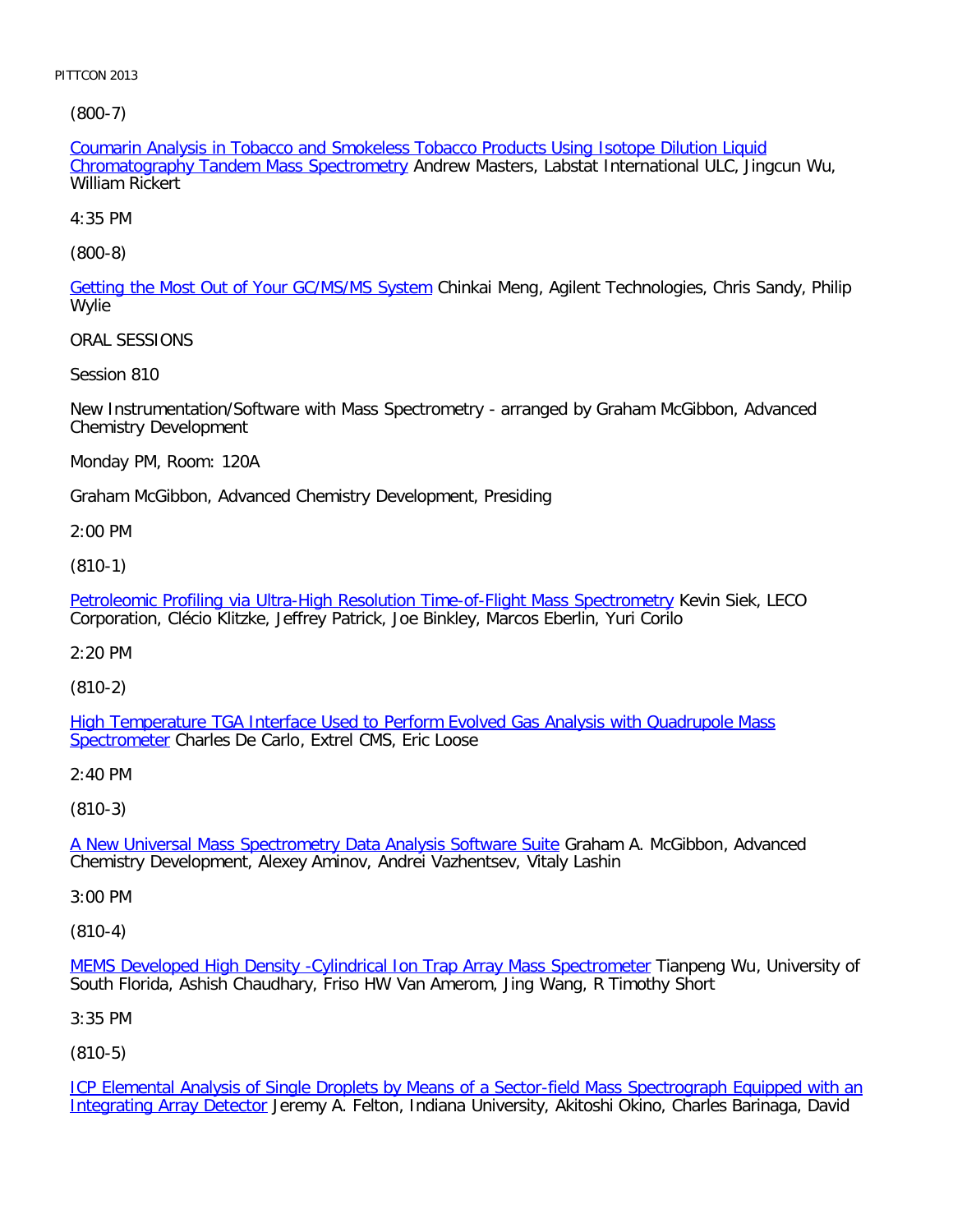(800-7)

Coumarin Analysis in Tobacco and Smokeless Tobacco Products Using Isotope Dilution Liquid Chromatography Tandem Mass Spectrometry Andrew Masters, Labstat International ULC, Jingcun Wu, William Rickert

4:35 PM

(800-8)

Getting the Most Out of Your GC/MS/MS System Chinkai Meng, Agilent Technologies, Chris Sandy, Philip Wylie

ORAL SESSIONS

Session 810

New Instrumentation/Software with Mass Spectrometry - arranged by Graham McGibbon, Advanced Chemistry Development

Monday PM, Room: 120A

Graham McGibbon, Advanced Chemistry Development, Presiding

2:00 PM

(810-1)

Petroleomic Profiling via Ultra-High Resolution Time-of-Flight Mass Spectrometry Kevin Siek, LECO Corporation, Clécio Klitzke, Jeffrey Patrick, Joe Binkley, Marcos Eberlin, Yuri Corilo

2:20 PM

(810-2)

High Temperature TGA Interface Used to Perform Evolved Gas Analysis with Quadrupole Mass Spectrometer Charles De Carlo, Extrel CMS, Eric Loose

2:40 PM

(810-3)

A New Universal Mass Spectrometry Data Analysis Software Suite Graham A. McGibbon, Advanced Chemistry Development, Alexey Aminov, Andrei Vazhentsev, Vitaly Lashin

3:00 PM

(810-4)

MEMS Developed High Density -Cylindrical Ion Trap Array Mass Spectrometer Tianpeng Wu, University of South Florida, Ashish Chaudhary, Friso HW Van Amerom, Jing Wang, R Timothy Short

3:35 PM

(810-5)

ICP Elemental Analysis of Single Droplets by Means of a Sector-field Mass Spectrograph Equipped with an Integrating Array Detector Jeremy A. Felton, Indiana University, Akitoshi Okino, Charles Barinaga, David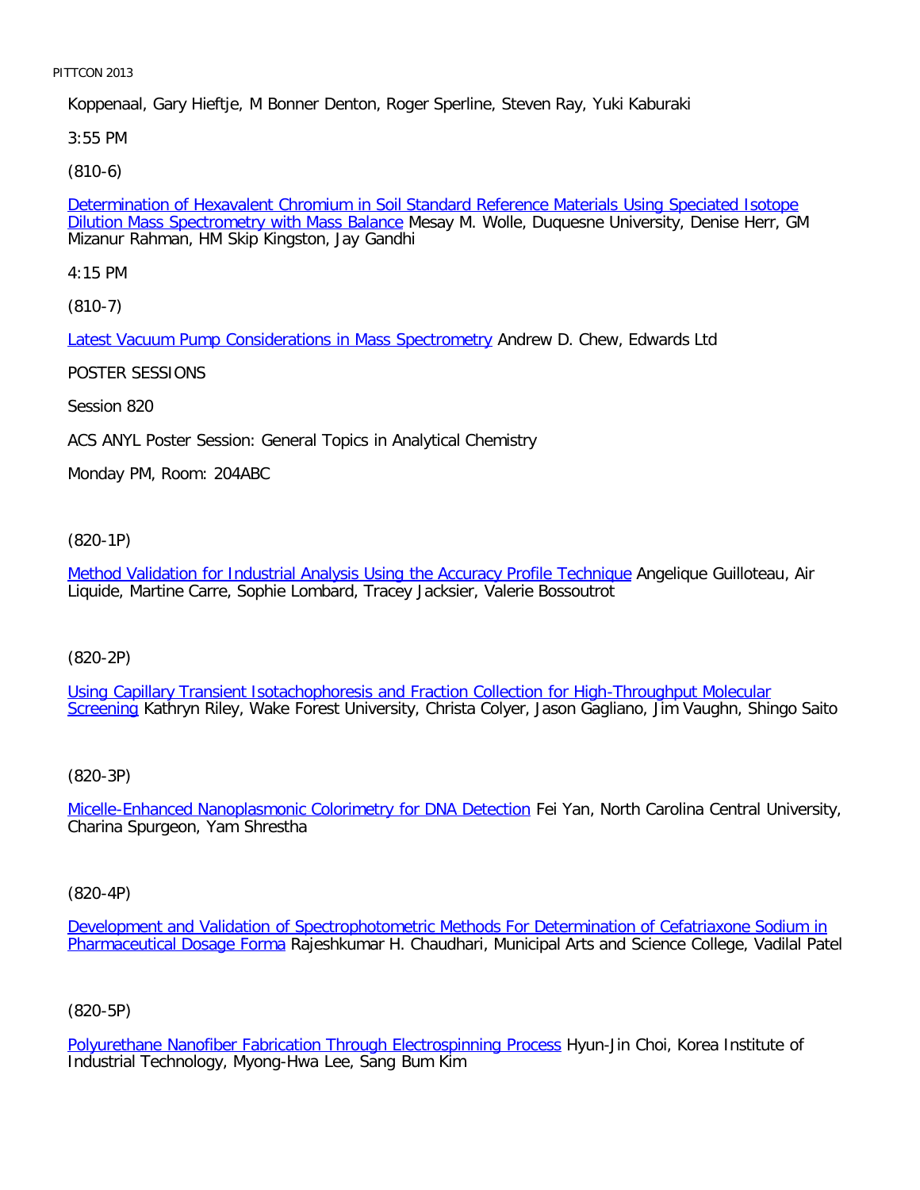Koppenaal, Gary Hieftje, M Bonner Denton, Roger Sperline, Steven Ray, Yuki Kaburaki

3:55 PM

(810-6)

Determination of Hexavalent Chromium in Soil Standard Reference Materials Using Speciated Isotope Dilution Mass Spectrometry with Mass Balance Mesay M. Wolle, Duquesne University, Denise Herr, GM Mizanur Rahman, HM Skip Kingston, Jay Gandhi

4:15 PM

(810-7)

Latest Vacuum Pump Considerations in Mass Spectrometry Andrew D. Chew, Edwards Ltd

POSTER SESSIONS

Session 820

ACS ANYL Poster Session: General Topics in Analytical Chemistry

Monday PM, Room: 204ABC

(820-1P)

Method Validation for Industrial Analysis Using the Accuracy Profile Technique Angelique Guilloteau, Air Liquide, Martine Carre, Sophie Lombard, Tracey Jacksier, Valerie Bossoutrot

(820-2P)

Using Capillary Transient Isotachophoresis and Fraction Collection for High-Throughput Molecular Screening Kathryn Riley, Wake Forest University, Christa Colyer, Jason Gagliano, Jim Vaughn, Shingo Saito

(820-3P)

Micelle-Enhanced Nanoplasmonic Colorimetry for DNA Detection Fei Yan, North Carolina Central University, Charina Spurgeon, Yam Shrestha

(820-4P)

Development and Validation of Spectrophotometric Methods For Determination of Cefatriaxone Sodium in Pharmaceutical Dosage Forma Rajeshkumar H. Chaudhari, Municipal Arts and Science College, Vadilal Patel

(820-5P)

Polyurethane Nanofiber Fabrication Through Electrospinning Process Hyun-Jin Choi, Korea Institute of Industrial Technology, Myong-Hwa Lee, Sang Bum Kim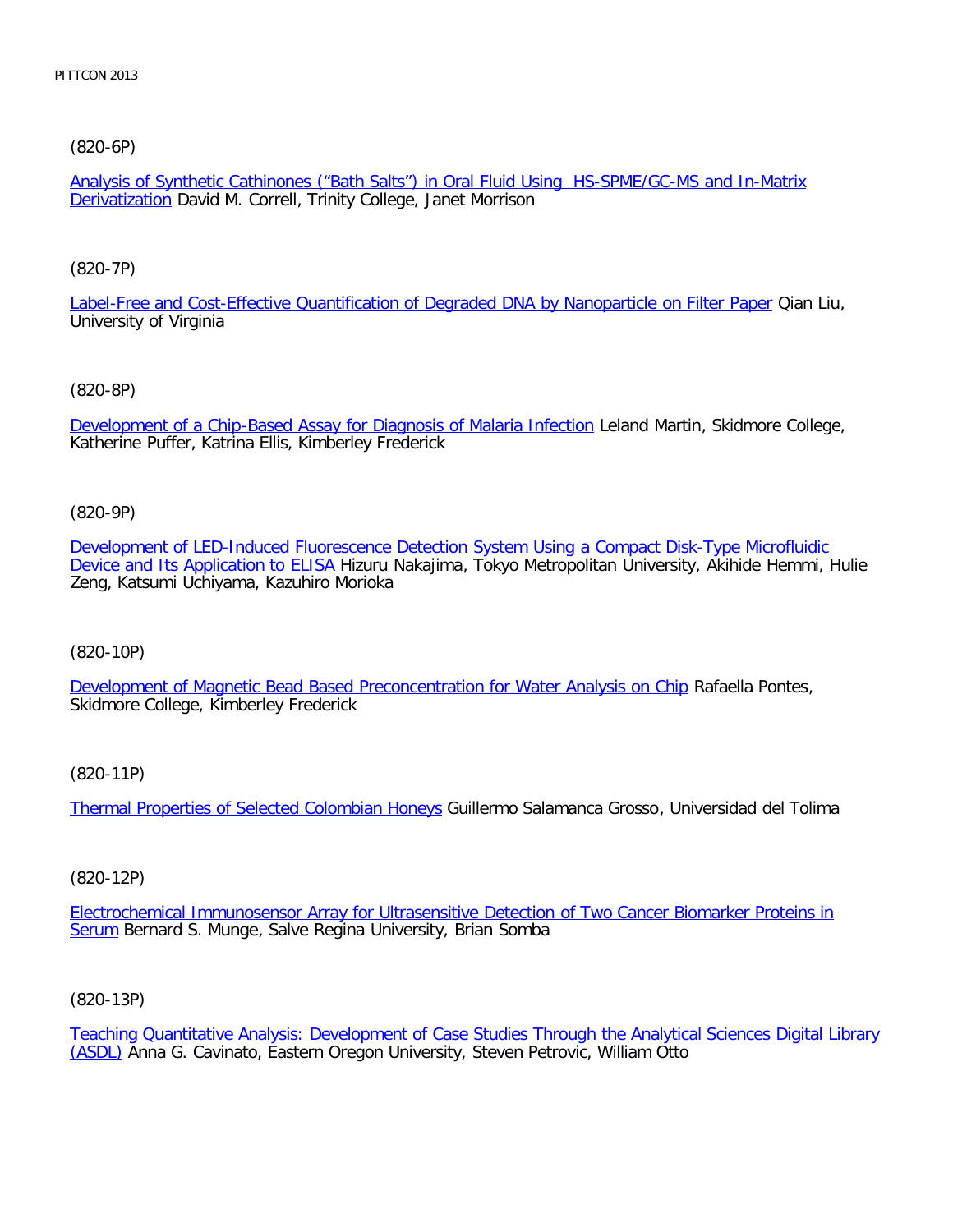(820-6P)

Analysis of Synthetic Cathinones ("Bath Salts") in Oral Fluid Using HS-SPME/GC-MS and In-Matrix Derivatization David M. Correll, Trinity College, Janet Morrison

(820-7P)

Label-Free and Cost-Effective Quantification of Degraded DNA by Nanoparticle on Filter Paper Qian Liu, University of Virginia

(820-8P)

Development of a Chip-Based Assay for Diagnosis of Malaria Infection Leland Martin, Skidmore College, Katherine Puffer, Katrina Ellis, Kimberley Frederick

(820-9P)

Development of LED-Induced Fluorescence Detection System Using a Compact Disk-Type Microfluidic Device and Its Application to ELISA Hizuru Nakajima, Tokyo Metropolitan University, Akihide Hemmi, Hulie Zeng, Katsumi Uchiyama, Kazuhiro Morioka

(820-10P)

Development of Magnetic Bead Based Preconcentration for Water Analysis on Chip Rafaella Pontes, Skidmore College, Kimberley Frederick

(820-11P)

Thermal Properties of Selected Colombian Honeys Guillermo Salamanca Grosso, Universidad del Tolima

(820-12P)

Electrochemical Immunosensor Array for Ultrasensitive Detection of Two Cancer Biomarker Proteins in Serum Bernard S. Munge, Salve Regina University, Brian Somba

(820-13P)

Teaching Quantitative Analysis: Development of Case Studies Through the Analytical Sciences Digital Library (ASDL) Anna G. Cavinato, Eastern Oregon University, Steven Petrovic, William Otto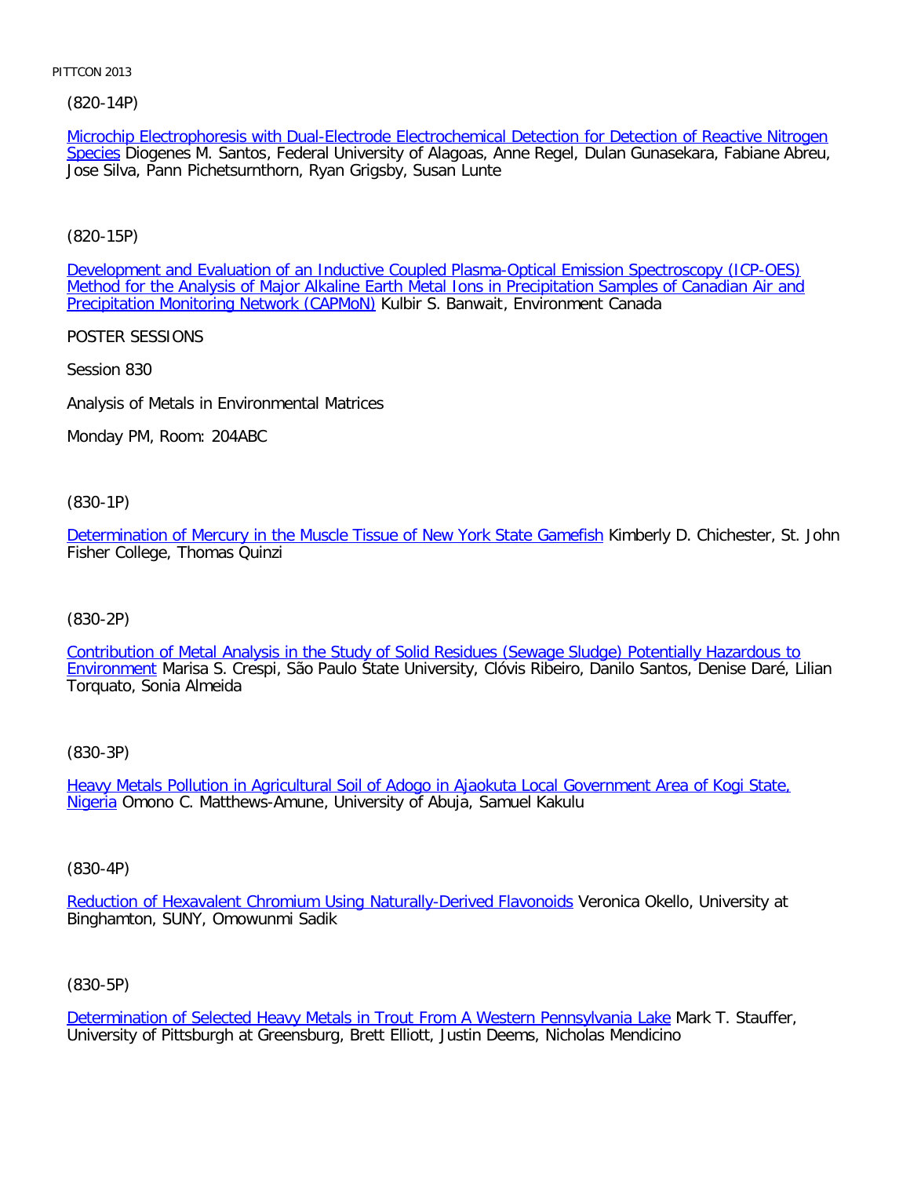(820-14P)

[Microchip Electrophoresis with Dual-Electrode Electrochemical Detection for Detection of Reactive Nitrogen Species] Diogenes M. Santos, Federal University of Alagoas, Anne Regel, Dulan Gunasekara, Fabiane Abreu, Jose Silva, Pann Pichetsurnthorn, Ryan Grigsby, Susan Lunte

(820-15P)

[Development and Evaluation of an Inductive Coupled Plasma-Optical Emission Spectroscopy (ICP-OES) Method for the Analysis of Major Alkaline Earth Metal Ions in Precipitation Samples of Canadian Air and Precipitation Monitoring Network (CAPMoN)] Kulbir S. Banwait, Environment Canada

POSTER SESSIONS

Session 830

Analysis of Metals in Environmental Matrices

Monday PM, Room: 204ABC

(830-1P)

[Determination of Mercury in the Muscle Tissue of New York State Gamefish] Kimberly D. Chichester, St. John Fisher College, Thomas Quinzi

(830-2P)

[Contribution of Metal Analysis in the Study of Solid Residues (Sewage Sludge) Potentially Hazardous to Environment] Marisa S. Crespi, São Paulo State University, Clóvis Ribeiro, Danilo Santos, Denise Daré, Lilian Torquato, Sonia Almeida

(830-3P)

[Heavy Metals Pollution in Agricultural Soil of Adogo in Ajaokuta Local Government Area of Kogi State, Nigeria] Omono C. Matthews-Amune, University of Abuja, Samuel Kakulu

(830-4P)

[Reduction of Hexavalent Chromium Using Naturally-Derived Flavonoids] Veronica Okello, University at Binghamton, SUNY, Omowunmi Sadik

(830-5P)

[Determination of Selected Heavy Metals in Trout From A Western Pennsylvania Lake] Mark T. Stauffer, University of Pittsburgh at Greensburg, Brett Elliott, Justin Deems, Nicholas Mendicino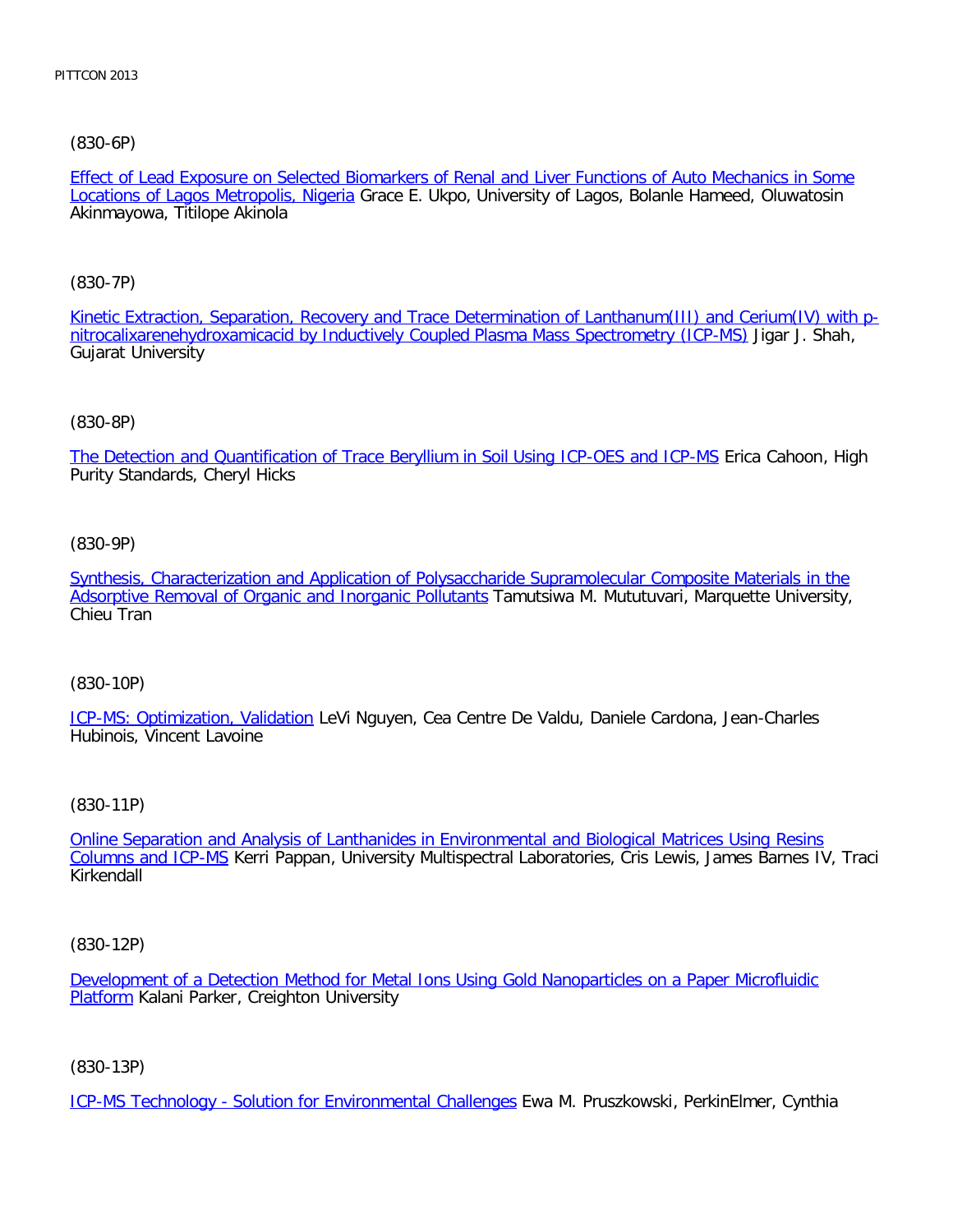(830-6P)

Effect of Lead Exposure on Selected Biomarkers of Renal and Liver Functions of Auto Mechanics in Some Locations of Lagos Metropolis, Nigeria Grace E. Ukpo, University of Lagos, Bolanle Hameed, Oluwatosin Akinmayowa, Titilope Akinola

(830-7P)

Kinetic Extraction, Separation, Recovery and Trace Determination of Lanthanum(III) and Cerium(IV) with p-nitrocalixarenehydroxamicacid by Inductively Coupled Plasma Mass Spectrometry (ICP-MS) Jigar J. Shah, Gujarat University

(830-8P)

The Detection and Quantification of Trace Beryllium in Soil Using ICP-OES and ICP-MS Erica Cahoon, High Purity Standards, Cheryl Hicks

(830-9P)

Synthesis, Characterization and Application of Polysaccharide Supramolecular Composite Materials in the Adsorptive Removal of Organic and Inorganic Pollutants Tamutsiwa M. Mututuvari, Marquette University, Chieu Tran

(830-10P)

ICP-MS: Optimization, Validation LeVi Nguyen, Cea Centre De Valdu, Daniele Cardona, Jean-Charles Hubinois, Vincent Lavoine

(830-11P)

Online Separation and Analysis of Lanthanides in Environmental and Biological Matrices Using Resins Columns and ICP-MS Kerri Pappan, University Multispectral Laboratories, Cris Lewis, James Barnes IV, Traci Kirkendall

(830-12P)

Development of a Detection Method for Metal Ions Using Gold Nanoparticles on a Paper Microfluidic Platform Kalani Parker, Creighton University

(830-13P)

ICP-MS Technology - Solution for Environmental Challenges Ewa M. Pruszkowski, PerkinElmer, Cynthia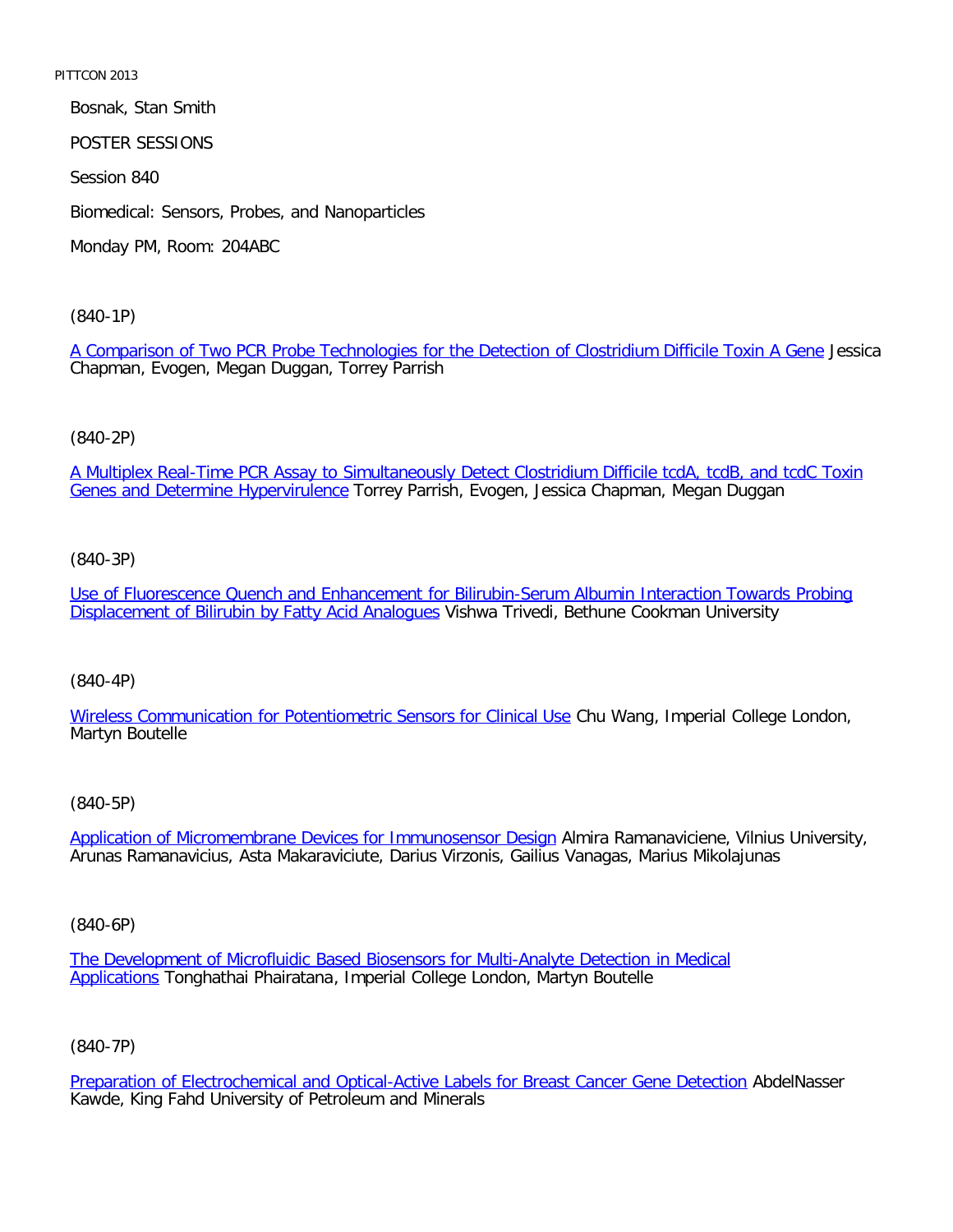Bosnak, Stan Smith

POSTER SESSIONS

Session 840

Biomedical: Sensors, Probes, and Nanoparticles

Monday PM, Room: 204ABC

(840-1P)

A Comparison of Two PCR Probe Technologies for the Detection of Clostridium Difficile Toxin A Gene Jessica Chapman, Evogen, Megan Duggan, Torrey Parrish

(840-2P)

A Multiplex Real-Time PCR Assay to Simultaneously Detect Clostridium Difficile tcdA, tcdB, and tcdC Toxin Genes and Determine Hypervirulence Torrey Parrish, Evogen, Jessica Chapman, Megan Duggan

(840-3P)

Use of Fluorescence Quench and Enhancement for Bilirubin-Serum Albumin Interaction Towards Probing Displacement of Bilirubin by Fatty Acid Analogues Vishwa Trivedi, Bethune Cookman University

(840-4P)

Wireless Communication for Potentiometric Sensors for Clinical Use Chu Wang, Imperial College London, Martyn Boutelle

(840-5P)

Application of Micromembrane Devices for Immunosensor Design Almira Ramanaviciene, Vilnius University, Arunas Ramanavicius, Asta Makaraviciute, Darius Virzonis, Gailius Vanagas, Marius Mikolajunas

(840-6P)

The Development of Microfluidic Based Biosensors for Multi-Analyte Detection in Medical Applications Tonghathai Phairatana, Imperial College London, Martyn Boutelle

(840-7P)

Preparation of Electrochemical and Optical-Active Labels for Breast Cancer Gene Detection AbdelNasser Kawde, King Fahd University of Petroleum and Minerals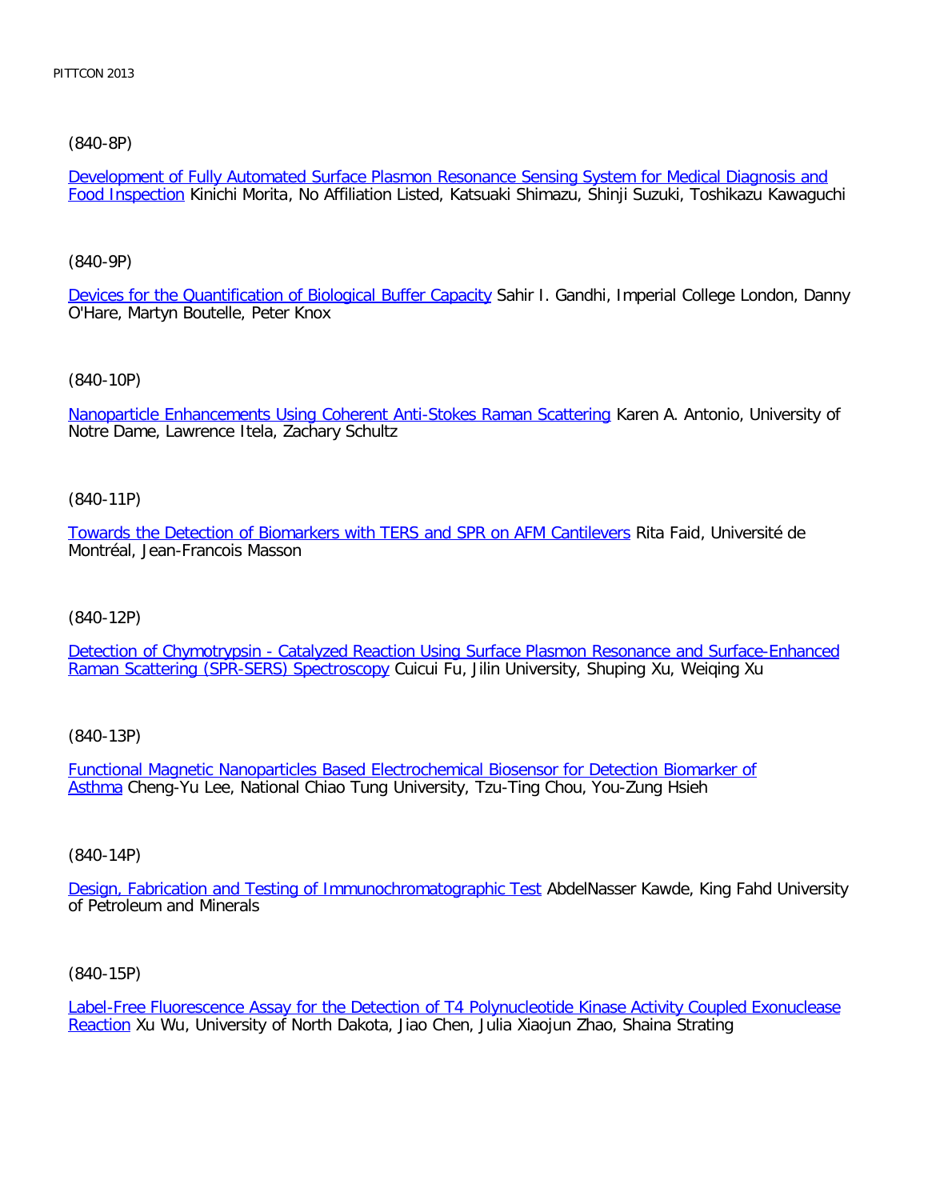(840-8P)

Development of Fully Automated Surface Plasmon Resonance Sensing System for Medical Diagnosis and Food Inspection Kinichi Morita, No Affiliation Listed, Katsuaki Shimazu, Shinji Suzuki, Toshikazu Kawaguchi

(840-9P)

Devices for the Quantification of Biological Buffer Capacity Sahir I. Gandhi, Imperial College London, Danny O'Hare, Martyn Boutelle, Peter Knox

(840-10P)

Nanoparticle Enhancements Using Coherent Anti-Stokes Raman Scattering Karen A. Antonio, University of Notre Dame, Lawrence Itela, Zachary Schultz

(840-11P)

Towards the Detection of Biomarkers with TERS and SPR on AFM Cantilevers Rita Faid, Université de Montréal, Jean-Francois Masson

(840-12P)

Detection of Chymotrypsin - Catalyzed Reaction Using Surface Plasmon Resonance and Surface-Enhanced Raman Scattering (SPR-SERS) Spectroscopy Cuicui Fu, Jilin University, Shuping Xu, Weiqing Xu

(840-13P)

Functional Magnetic Nanoparticles Based Electrochemical Biosensor for Detection Biomarker of Asthma Cheng-Yu Lee, National Chiao Tung University, Tzu-Ting Chou, You-Zung Hsieh

(840-14P)

Design, Fabrication and Testing of Immunochromatographic Test AbdelNasser Kawde, King Fahd University of Petroleum and Minerals

(840-15P)

Label-Free Fluorescence Assay for the Detection of T4 Polynucleotide Kinase Activity Coupled Exonuclease Reaction Xu Wu, University of North Dakota, Jiao Chen, Julia Xiaojun Zhao, Shaina Strating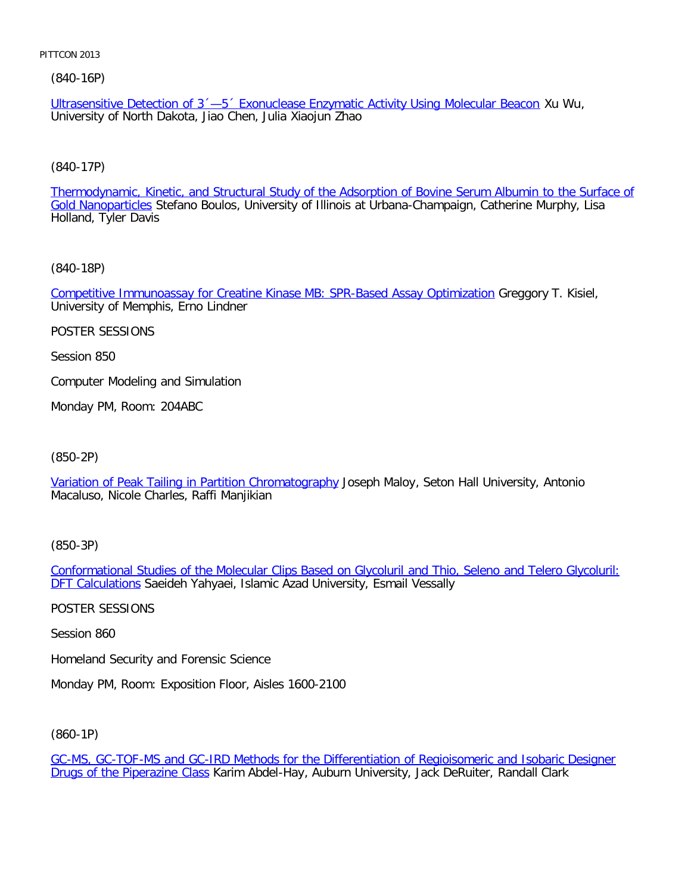(840-16P)

Ultrasensitive Detection of 3´—5´ Exonuclease Enzymatic Activity Using Molecular Beacon Xu Wu, University of North Dakota, Jiao Chen, Julia Xiaojun Zhao

(840-17P)

Thermodynamic, Kinetic, and Structural Study of the Adsorption of Bovine Serum Albumin to the Surface of Gold Nanoparticles Stefano Boulos, University of Illinois at Urbana-Champaign, Catherine Murphy, Lisa Holland, Tyler Davis

(840-18P)

Competitive Immunoassay for Creatine Kinase MB: SPR-Based Assay Optimization Greggory T. Kisiel, University of Memphis, Erno Lindner

POSTER SESSIONS

Session 850

Computer Modeling and Simulation

Monday PM, Room: 204ABC

(850-2P)

Variation of Peak Tailing in Partition Chromatography Joseph Maloy, Seton Hall University, Antonio Macaluso, Nicole Charles, Raffi Manjikian

(850-3P)

Conformational Studies of the Molecular Clips Based on Glycoluril and Thio, Seleno and Telero Glycoluril: DFT Calculations Saeideh Yahyaei, Islamic Azad University, Esmail Vessally

POSTER SESSIONS

Session 860

Homeland Security and Forensic Science

Monday PM, Room: Exposition Floor, Aisles 1600-2100

(860-1P)

GC-MS, GC-TOF-MS and GC-IRD Methods for the Differentiation of Regioisomeric and Isobaric Designer Drugs of the Piperazine Class Karim Abdel-Hay, Auburn University, Jack DeRuiter, Randall Clark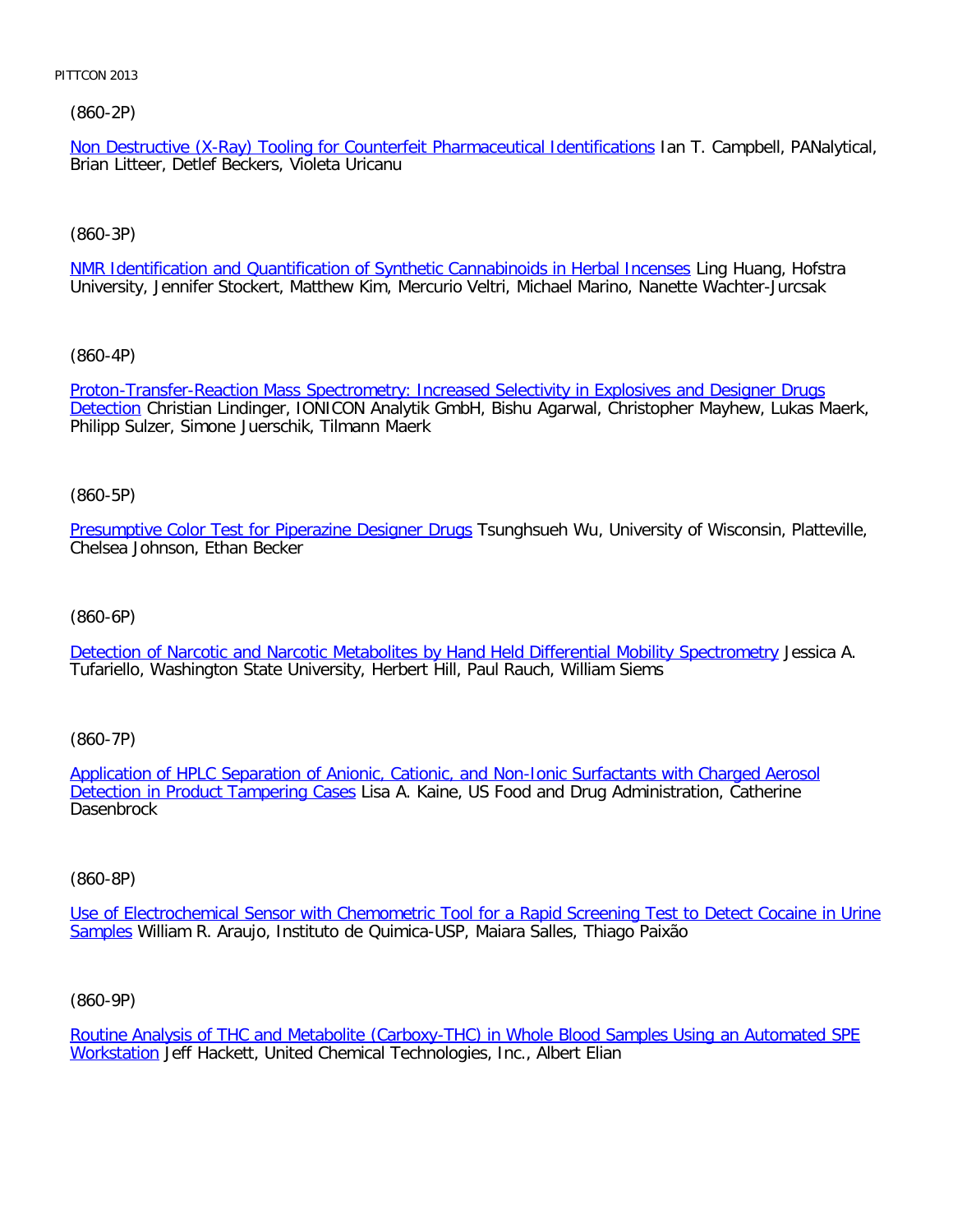(860-2P)

Non Destructive (X-Ray) Tooling for Counterfeit Pharmaceutical Identifications Ian T. Campbell, PANalytical, Brian Litteer, Detlef Beckers, Violeta Uricanu

(860-3P)

NMR Identification and Quantification of Synthetic Cannabinoids in Herbal Incenses Ling Huang, Hofstra University, Jennifer Stockert, Matthew Kim, Mercurio Veltri, Michael Marino, Nanette Wachter-Jurcsak

(860-4P)

Proton-Transfer-Reaction Mass Spectrometry: Increased Selectivity in Explosives and Designer Drugs Detection Christian Lindinger, IONICON Analytik GmbH, Bishu Agarwal, Christopher Mayhew, Lukas Maerk, Philipp Sulzer, Simone Juerschik, Tilmann Maerk

(860-5P)

Presumptive Color Test for Piperazine Designer Drugs Tsunghsueh Wu, University of Wisconsin, Platteville, Chelsea Johnson, Ethan Becker

(860-6P)

Detection of Narcotic and Narcotic Metabolites by Hand Held Differential Mobility Spectrometry Jessica A. Tufariello, Washington State University, Herbert Hill, Paul Rauch, William Siems

(860-7P)

Application of HPLC Separation of Anionic, Cationic, and Non-Ionic Surfactants with Charged Aerosol Detection in Product Tampering Cases Lisa A. Kaine, US Food and Drug Administration, Catherine Dasenbrock

(860-8P)

Use of Electrochemical Sensor with Chemometric Tool for a Rapid Screening Test to Detect Cocaine in Urine Samples William R. Araujo, Instituto de Quimica-USP, Maiara Salles, Thiago Paixão

(860-9P)

Routine Analysis of THC and Metabolite (Carboxy-THC) in Whole Blood Samples Using an Automated SPE Workstation Jeff Hackett, United Chemical Technologies, Inc., Albert Elian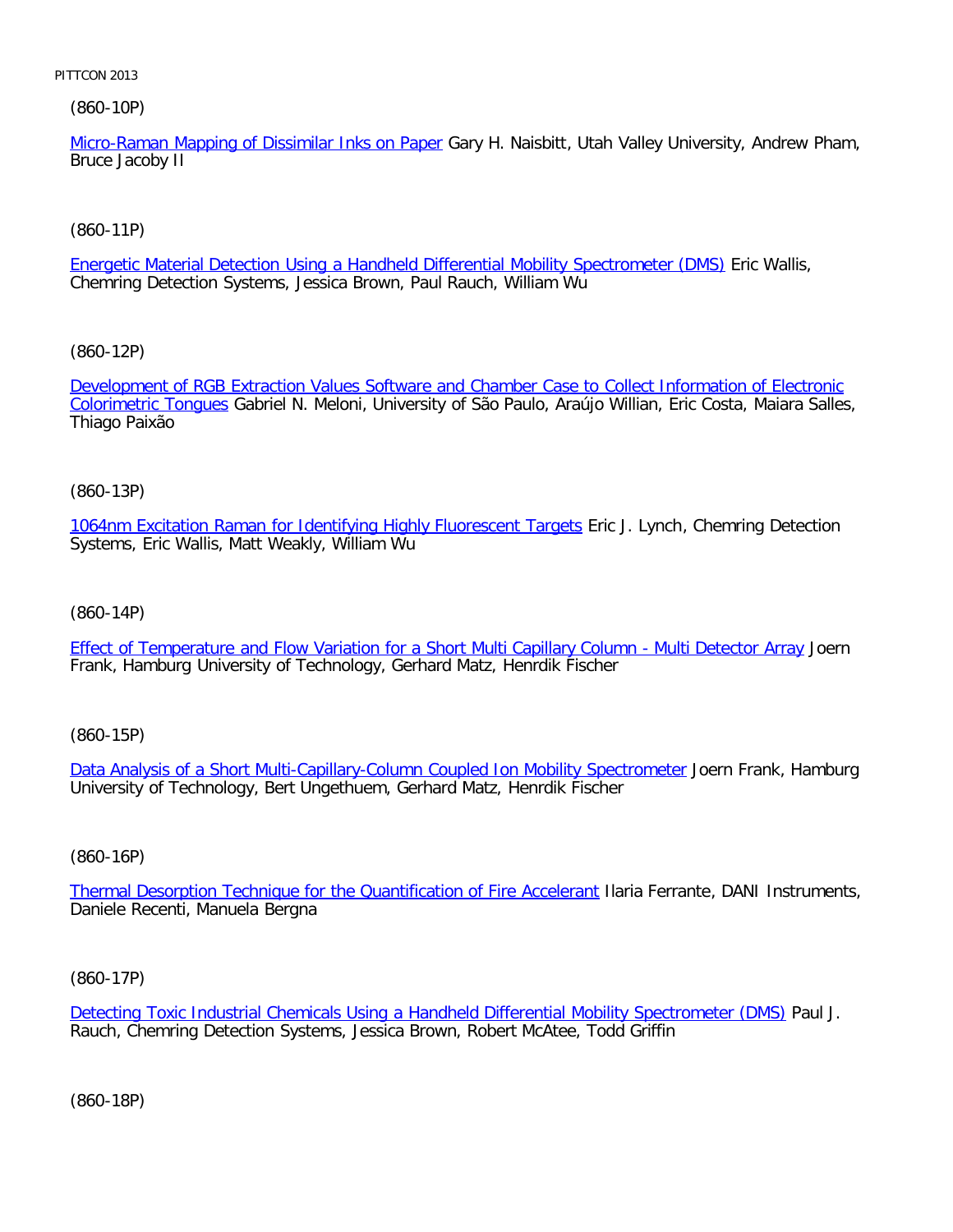(860-10P)

Micro-Raman Mapping of Dissimilar Inks on Paper Gary H. Naisbitt, Utah Valley University, Andrew Pham, Bruce Jacoby II

(860-11P)

Energetic Material Detection Using a Handheld Differential Mobility Spectrometer (DMS) Eric Wallis, Chemring Detection Systems, Jessica Brown, Paul Rauch, William Wu

(860-12P)

Development of RGB Extraction Values Software and Chamber Case to Collect Information of Electronic Colorimetric Tongues Gabriel N. Meloni, University of São Paulo, Araújo Willian, Eric Costa, Maiara Salles, Thiago Paixão

(860-13P)

1064nm Excitation Raman for Identifying Highly Fluorescent Targets Eric J. Lynch, Chemring Detection Systems, Eric Wallis, Matt Weakly, William Wu

(860-14P)

Effect of Temperature and Flow Variation for a Short Multi Capillary Column - Multi Detector Array Joern Frank, Hamburg University of Technology, Gerhard Matz, Henrdik Fischer

(860-15P)

Data Analysis of a Short Multi-Capillary-Column Coupled Ion Mobility Spectrometer Joern Frank, Hamburg University of Technology, Bert Ungethuem, Gerhard Matz, Henrdik Fischer

(860-16P)

Thermal Desorption Technique for the Quantification of Fire Accelerant Ilaria Ferrante, DANI Instruments, Daniele Recenti, Manuela Bergna

(860-17P)

Detecting Toxic Industrial Chemicals Using a Handheld Differential Mobility Spectrometer (DMS) Paul J. Rauch, Chemring Detection Systems, Jessica Brown, Robert McAtee, Todd Griffin

(860-18P)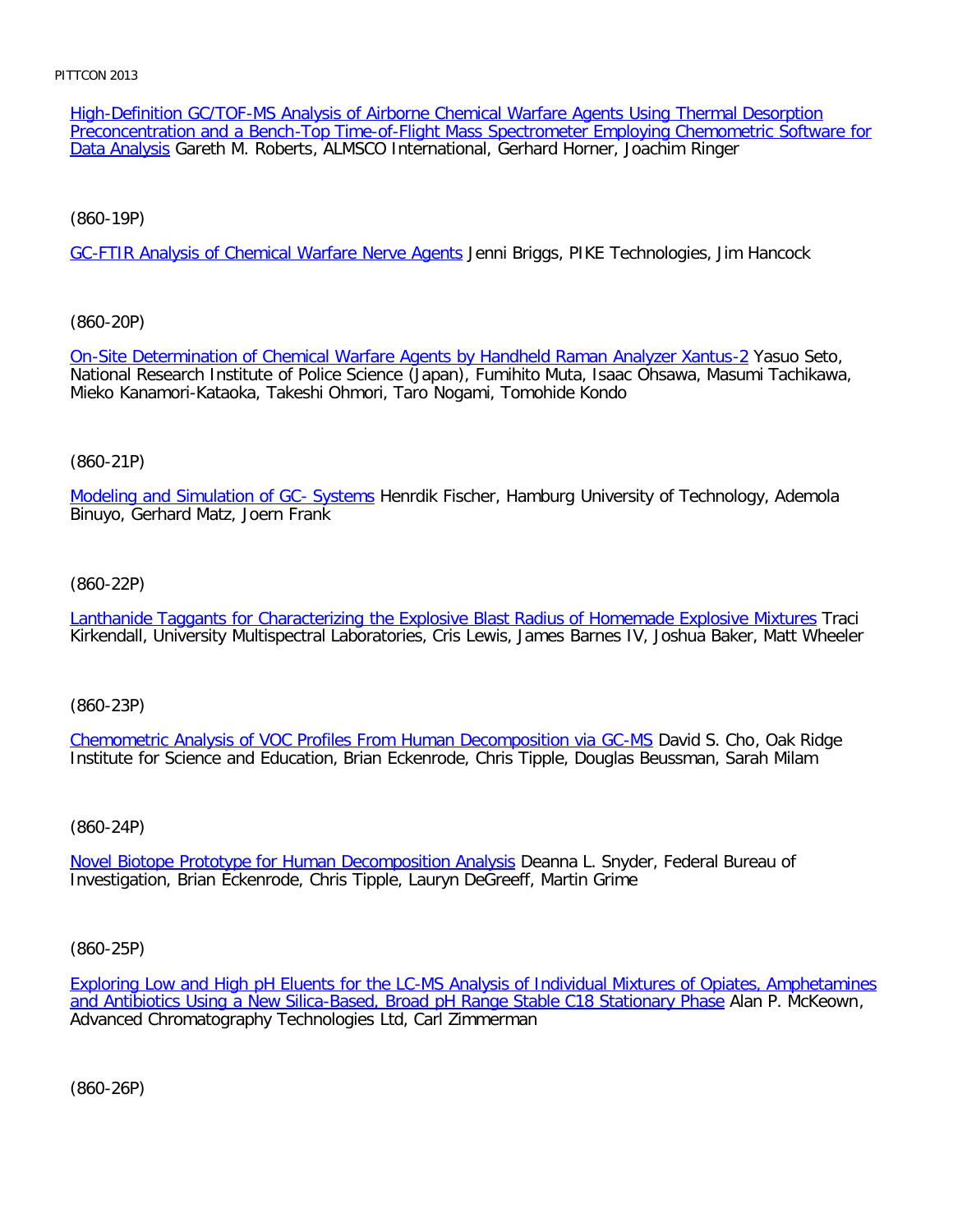High-Definition GC/TOF-MS Analysis of Airborne Chemical Warfare Agents Using Thermal Desorption Preconcentration and a Bench-Top Time-of-Flight Mass Spectrometer Employing Chemometric Software for Data Analysis Gareth M. Roberts, ALMSCO International, Gerhard Horner, Joachim Ringer

(860-19P)

GC-FTIR Analysis of Chemical Warfare Nerve Agents Jenni Briggs, PIKE Technologies, Jim Hancock

(860-20P)

On-Site Determination of Chemical Warfare Agents by Handheld Raman Analyzer Xantus-2 Yasuo Seto, National Research Institute of Police Science (Japan), Fumihito Muta, Isaac Ohsawa, Masumi Tachikawa, Mieko Kanamori-Kataoka, Takeshi Ohmori, Taro Nogami, Tomohide Kondo

(860-21P)

Modeling and Simulation of GC- Systems Henrdik Fischer, Hamburg University of Technology, Ademola Binuyo, Gerhard Matz, Joern Frank

(860-22P)

Lanthanide Taggants for Characterizing the Explosive Blast Radius of Homemade Explosive Mixtures Traci Kirkendall, University Multispectral Laboratories, Cris Lewis, James Barnes IV, Joshua Baker, Matt Wheeler

(860-23P)

Chemometric Analysis of VOC Profiles From Human Decomposition via GC-MS David S. Cho, Oak Ridge Institute for Science and Education, Brian Eckenrode, Chris Tipple, Douglas Beussman, Sarah Milam

(860-24P)

Novel Biotope Prototype for Human Decomposition Analysis Deanna L. Snyder, Federal Bureau of Investigation, Brian Eckenrode, Chris Tipple, Lauryn DeGreeff, Martin Grime

(860-25P)

Exploring Low and High pH Eluents for the LC-MS Analysis of Individual Mixtures of Opiates, Amphetamines and Antibiotics Using a New Silica-Based, Broad pH Range Stable C18 Stationary Phase Alan P. McKeown, Advanced Chromatography Technologies Ltd, Carl Zimmerman

(860-26P)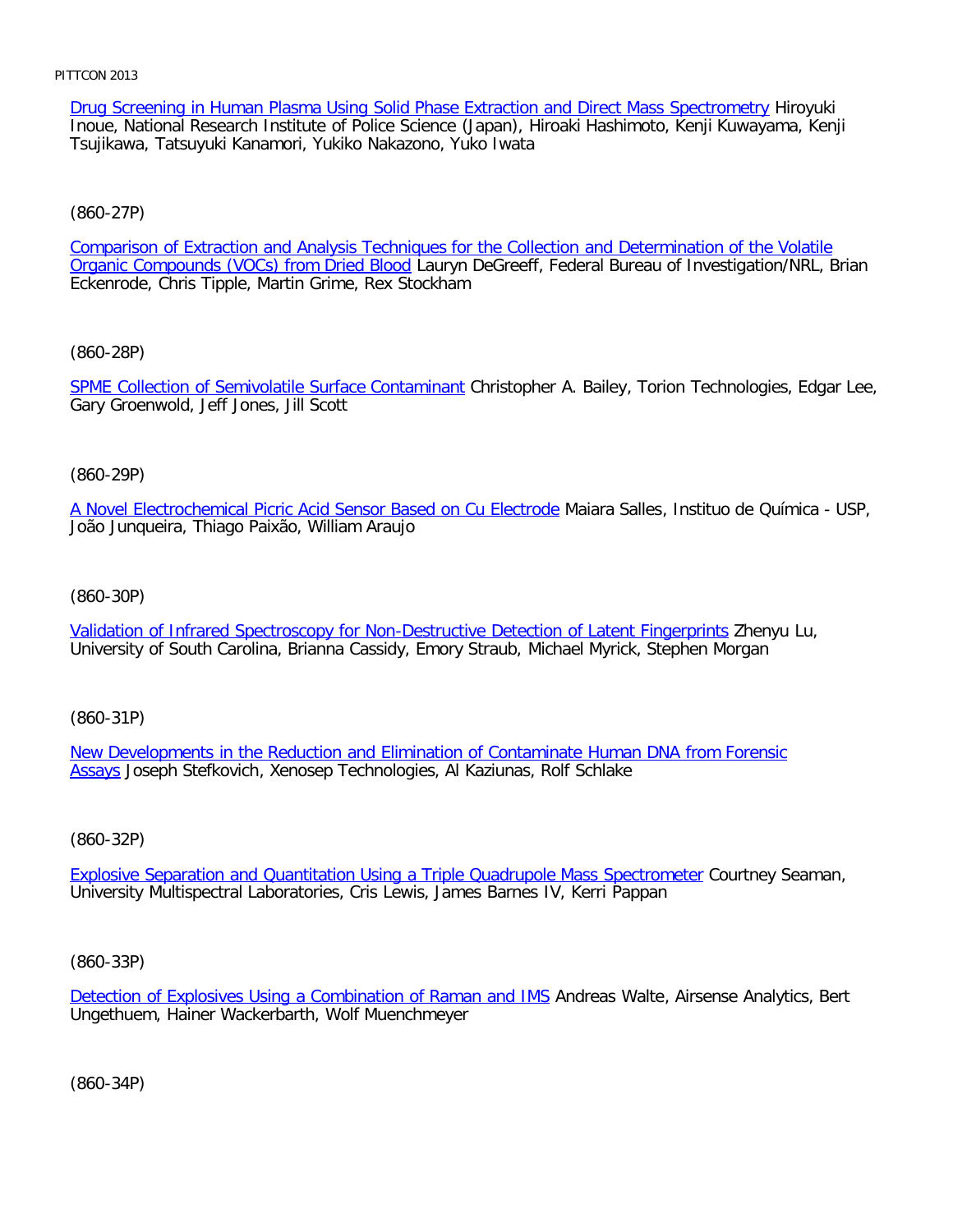Drug Screening in Human Plasma Using Solid Phase Extraction and Direct Mass Spectrometry Hiroyuki Inoue, National Research Institute of Police Science (Japan), Hiroaki Hashimoto, Kenji Kuwayama, Kenji Tsujikawa, Tatsuyuki Kanamori, Yukiko Nakazono, Yuko Iwata

(860-27P)

Comparison of Extraction and Analysis Techniques for the Collection and Determination of the Volatile Organic Compounds (VOCs) from Dried Blood Lauryn DeGreeff, Federal Bureau of Investigation/NRL, Brian Eckenrode, Chris Tipple, Martin Grime, Rex Stockham

(860-28P)

SPME Collection of Semivolatile Surface Contaminant Christopher A. Bailey, Torion Technologies, Edgar Lee, Gary Groenwold, Jeff Jones, Jill Scott

(860-29P)

A Novel Electrochemical Picric Acid Sensor Based on Cu Electrode Maiara Salles, Instituo de Química - USP, João Junqueira, Thiago Paixão, William Araujo

(860-30P)

Validation of Infrared Spectroscopy for Non-Destructive Detection of Latent Fingerprints Zhenyu Lu, University of South Carolina, Brianna Cassidy, Emory Straub, Michael Myrick, Stephen Morgan

(860-31P)

New Developments in the Reduction and Elimination of Contaminate Human DNA from Forensic Assays Joseph Stefkovich, Xenosep Technologies, Al Kaziunas, Rolf Schlake

(860-32P)

Explosive Separation and Quantitation Using a Triple Quadrupole Mass Spectrometer Courtney Seaman, University Multispectral Laboratories, Cris Lewis, James Barnes IV, Kerri Pappan

(860-33P)

Detection of Explosives Using a Combination of Raman and IMS Andreas Walte, Airsense Analytics, Bert Ungethuem, Hainer Wackerbarth, Wolf Muenchmeyer

(860-34P)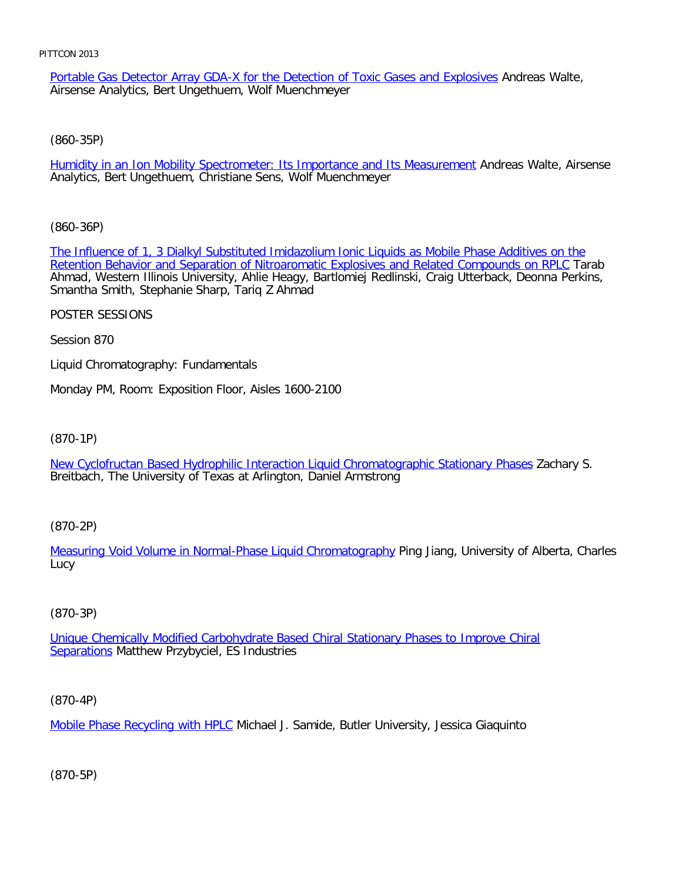Portable Gas Detector Array GDA-X for the Detection of Toxic Gases and Explosives Andreas Walte, Airsense Analytics, Bert Ungethuem, Wolf Muenchmeyer

(860-35P)

Humidity in an Ion Mobility Spectrometer: Its Importance and Its Measurement Andreas Walte, Airsense Analytics, Bert Ungethuem, Christiane Sens, Wolf Muenchmeyer

(860-36P)

The Influence of 1, 3 Dialkyl Substituted Imidazolium Ionic Liquids as Mobile Phase Additives on the Retention Behavior and Separation of Nitroaromatic Explosives and Related Compounds on RPLC Tarab Ahmad, Western Illinois University, Ahlie Heagy, Bartlomiej Redlinski, Craig Utterback, Deonna Perkins, Smantha Smith, Stephanie Sharp, Tariq Z Ahmad

POSTER SESSIONS

Session 870

Liquid Chromatography: Fundamentals

Monday PM, Room: Exposition Floor, Aisles 1600-2100

(870-1P)

New Cyclofructan Based Hydrophilic Interaction Liquid Chromatographic Stationary Phases Zachary S. Breitbach, The University of Texas at Arlington, Daniel Armstrong

(870-2P)

Measuring Void Volume in Normal-Phase Liquid Chromatography Ping Jiang, University of Alberta, Charles Lucy

(870-3P)

Unique Chemically Modified Carbohydrate Based Chiral Stationary Phases to Improve Chiral Separations Matthew Przybyciel, ES Industries

(870-4P)

Mobile Phase Recycling with HPLC Michael J. Samide, Butler University, Jessica Giaquinto

(870-5P)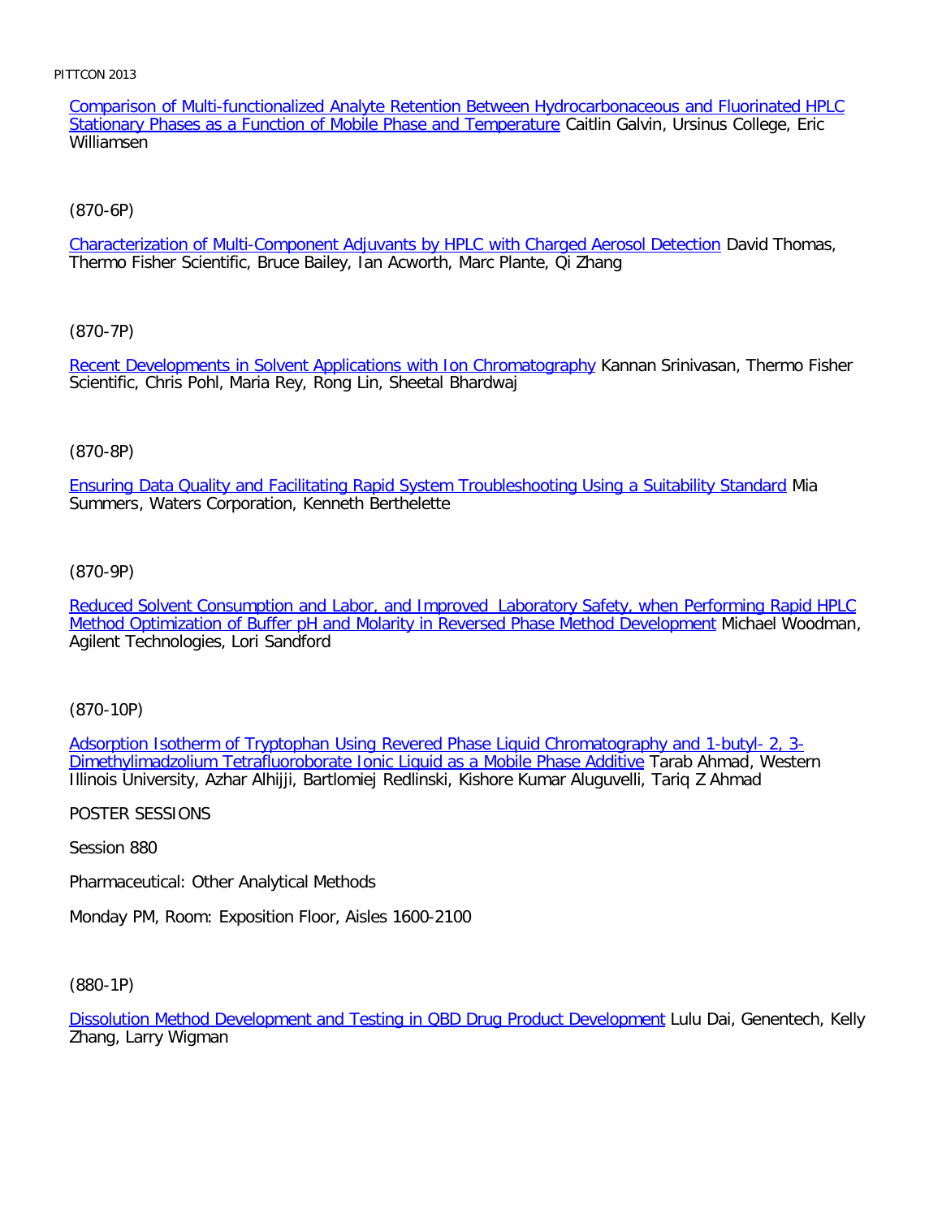Comparison of Multi-functionalized Analyte Retention Between Hydrocarbonaceous and Fluorinated HPLC Stationary Phases as a Function of Mobile Phase and Temperature Caitlin Galvin, Ursinus College, Eric Williamsen

(870-6P)

Characterization of Multi-Component Adjuvants by HPLC with Charged Aerosol Detection David Thomas, Thermo Fisher Scientific, Bruce Bailey, Ian Acworth, Marc Plante, Qi Zhang

(870-7P)

Recent Developments in Solvent Applications with Ion Chromatography Kannan Srinivasan, Thermo Fisher Scientific, Chris Pohl, Maria Rey, Rong Lin, Sheetal Bhardwaj

(870-8P)

Ensuring Data Quality and Facilitating Rapid System Troubleshooting Using a Suitability Standard Mia Summers, Waters Corporation, Kenneth Berthelette

(870-9P)

Reduced Solvent Consumption and Labor, and Improved Laboratory Safety, when Performing Rapid HPLC Method Optimization of Buffer pH and Molarity in Reversed Phase Method Development Michael Woodman, Agilent Technologies, Lori Sandford

(870-10P)

Adsorption Isotherm of Tryptophan Using Revered Phase Liquid Chromatography and 1-butyl- 2, 3-Dimethylimadzolium Tetrafluoroborate Ionic Liquid as a Mobile Phase Additive Tarab Ahmad, Western Illinois University, Azhar Alhijji, Bartlomiej Redlinski, Kishore Kumar Aluguvelli, Tariq Z Ahmad

POSTER SESSIONS

Session 880

Pharmaceutical: Other Analytical Methods

Monday PM, Room: Exposition Floor, Aisles 1600-2100

(880-1P)

Dissolution Method Development and Testing in QBD Drug Product Development Lulu Dai, Genentech, Kelly Zhang, Larry Wigman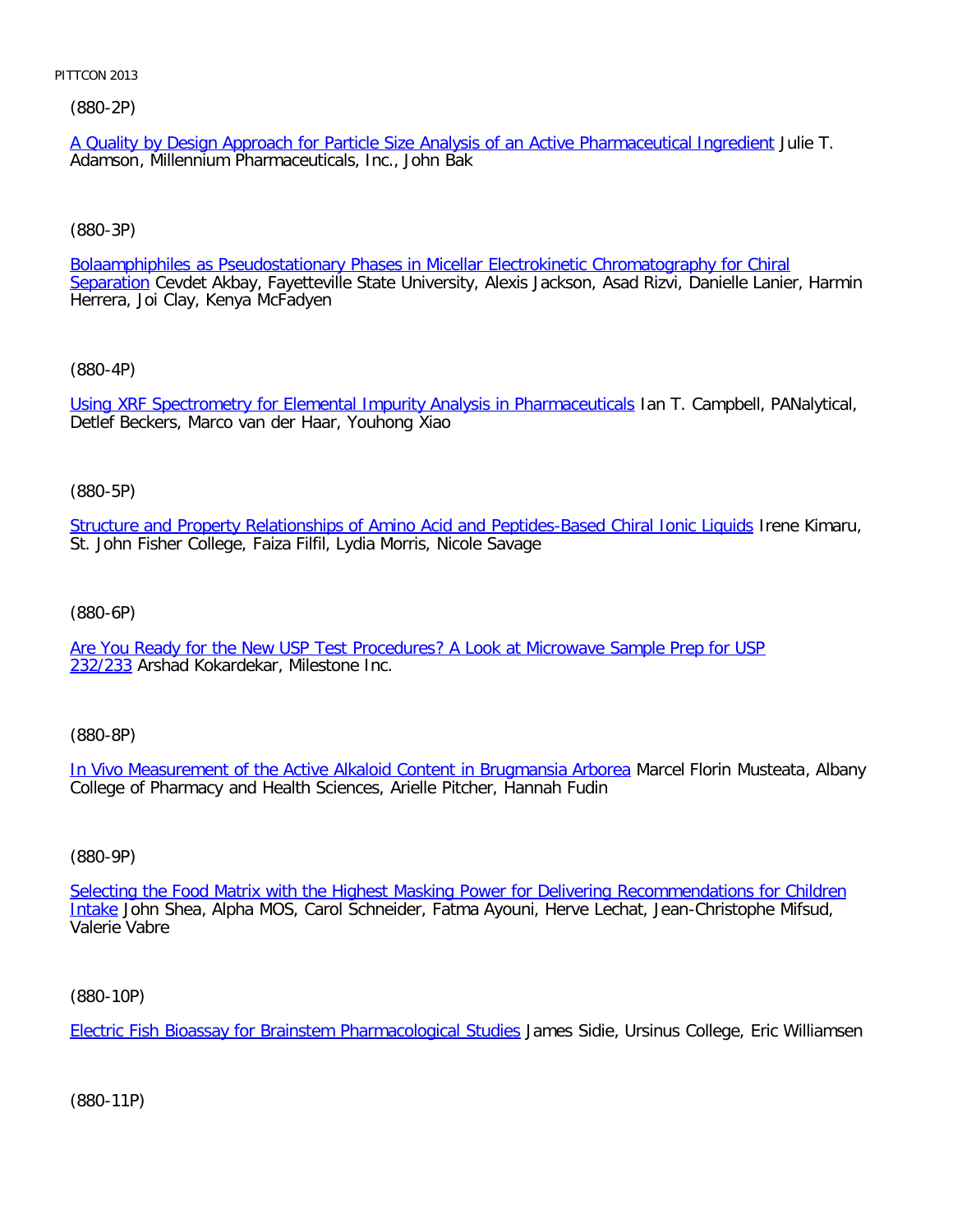(880-2P)

[A Quality by Design Approach for Particle Size Analysis of an Active Pharmaceutical Ingredient]() Julie T. Adamson, Millennium Pharmaceuticals, Inc., John Bak

(880-3P)

[Bolaamphiphiles as Pseudostationary Phases in Micellar Electrokinetic Chromatography for Chiral Separation]() Cevdet Akbay, Fayetteville State University, Alexis Jackson, Asad Rizvi, Danielle Lanier, Harmin Herrera, Joi Clay, Kenya McFadyen

(880-4P)

[Using XRF Spectrometry for Elemental Impurity Analysis in Pharmaceuticals]() Ian T. Campbell, PANalytical, Detlef Beckers, Marco van der Haar, Youhong Xiao

(880-5P)

[Structure and Property Relationships of Amino Acid and Peptides-Based Chiral Ionic Liquids]() Irene Kimaru, St. John Fisher College, Faiza Filfil, Lydia Morris, Nicole Savage

(880-6P)

[Are You Ready for the New USP Test Procedures? A Look at Microwave Sample Prep for USP 232/233]() Arshad Kokardekar, Milestone Inc.

(880-8P)

[In Vivo Measurement of the Active Alkaloid Content in Brugmansia Arborea]() Marcel Florin Musteata, Albany College of Pharmacy and Health Sciences, Arielle Pitcher, Hannah Fudin

(880-9P)

[Selecting the Food Matrix with the Highest Masking Power for Delivering Recommendations for Children Intake]() John Shea, Alpha MOS, Carol Schneider, Fatma Ayouni, Herve Lechat, Jean-Christophe Mifsud, Valerie Vabre

(880-10P)

[Electric Fish Bioassay for Brainstem Pharmacological Studies]() James Sidie, Ursinus College, Eric Williamsen

(880-11P)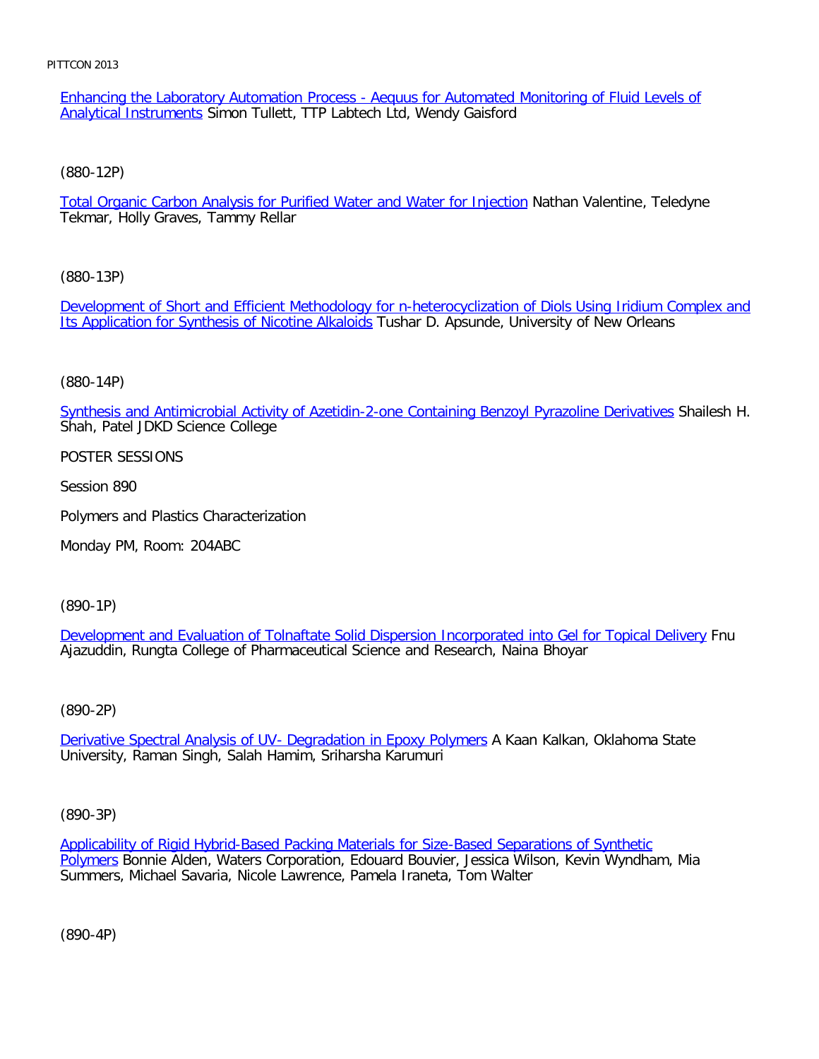Enhancing the Laboratory Automation Process - Aequus for Automated Monitoring of Fluid Levels of Analytical Instruments Simon Tullett, TTP Labtech Ltd, Wendy Gaisford

(880-12P)

Total Organic Carbon Analysis for Purified Water and Water for Injection Nathan Valentine, Teledyne Tekmar, Holly Graves, Tammy Rellar

(880-13P)

Development of Short and Efficient Methodology for n-heterocyclization of Diols Using Iridium Complex and Its Application for Synthesis of Nicotine Alkaloids Tushar D. Apsunde, University of New Orleans

(880-14P)

Synthesis and Antimicrobial Activity of Azetidin-2-one Containing Benzoyl Pyrazoline Derivatives Shailesh H. Shah, Patel JDKD Science College

POSTER SESSIONS

Session 890

Polymers and Plastics Characterization

Monday PM, Room: 204ABC

(890-1P)

Development and Evaluation of Tolnaftate Solid Dispersion Incorporated into Gel for Topical Delivery Fnu Ajazuddin, Rungta College of Pharmaceutical Science and Research, Naina Bhoyar

(890-2P)

Derivative Spectral Analysis of UV- Degradation in Epoxy Polymers A Kaan Kalkan, Oklahoma State University, Raman Singh, Salah Hamim, Sriharsha Karumuri

(890-3P)

Applicability of Rigid Hybrid-Based Packing Materials for Size-Based Separations of Synthetic Polymers Bonnie Alden, Waters Corporation, Edouard Bouvier, Jessica Wilson, Kevin Wyndham, Mia Summers, Michael Savaria, Nicole Lawrence, Pamela Iraneta, Tom Walter

(890-4P)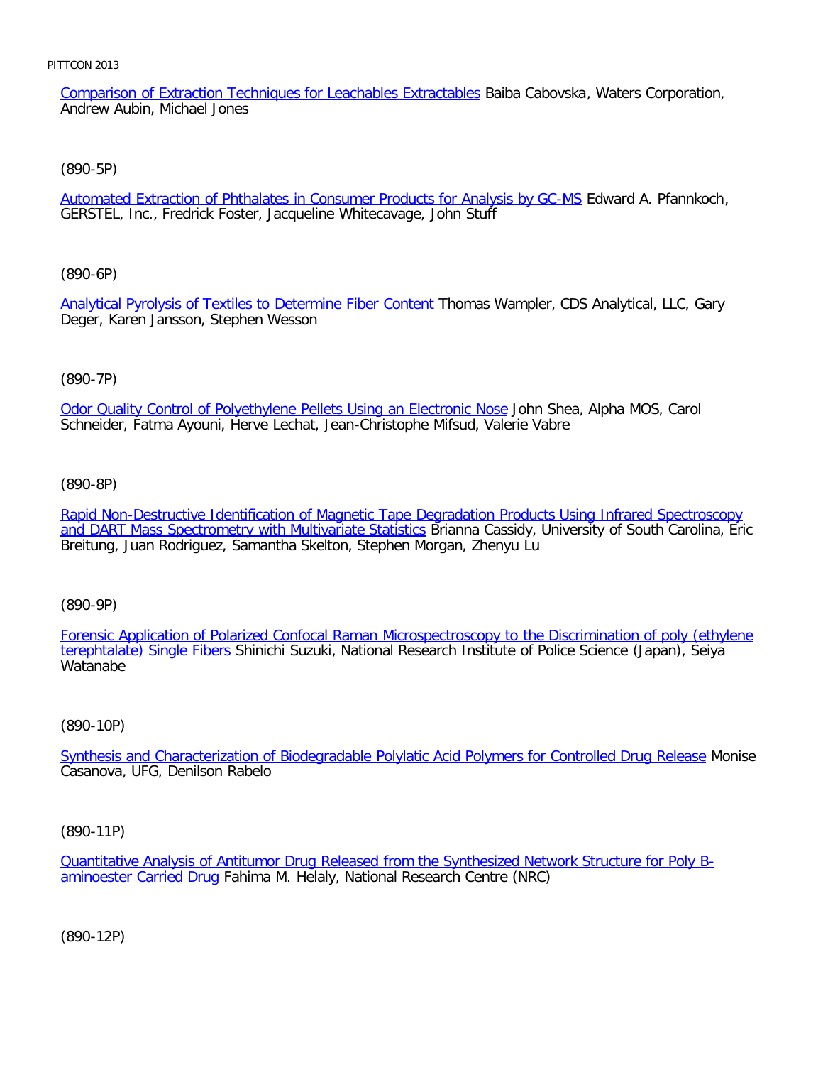[Comparison of Extraction Techniques for Leachables Extractables](#) Baiba Cabovska, Waters Corporation, Andrew Aubin, Michael Jones

(890-5P)

[Automated Extraction of Phthalates in Consumer Products for Analysis by GC-MS](#) Edward A. Pfannkoch, GERSTEL, Inc., Fredrick Foster, Jacqueline Whitecavage, John Stuff

(890-6P)

[Analytical Pyrolysis of Textiles to Determine Fiber Content](#) Thomas Wampler, CDS Analytical, LLC, Gary Deger, Karen Jansson, Stephen Wesson

(890-7P)

[Odor Quality Control of Polyethylene Pellets Using an Electronic Nose](#) John Shea, Alpha MOS, Carol Schneider, Fatma Ayouni, Herve Lechat, Jean-Christophe Mifsud, Valerie Vabre

(890-8P)

[Rapid Non-Destructive Identification of Magnetic Tape Degradation Products Using Infrared Spectroscopy and DART Mass Spectrometry with Multivariate Statistics](#) Brianna Cassidy, University of South Carolina, Eric Breitung, Juan Rodriguez, Samantha Skelton, Stephen Morgan, Zhenyu Lu

(890-9P)

[Forensic Application of Polarized Confocal Raman Microspectroscopy to the Discrimination of poly (ethylene terephtalate) Single Fibers](#) Shinichi Suzuki, National Research Institute of Police Science (Japan), Seiya Watanabe

(890-10P)

[Synthesis and Characterization of Biodegradable Polylatic Acid Polymers for Controlled Drug Release](#) Monise Casanova, UFG, Denilson Rabelo

(890-11P)

[Quantitative Analysis of Antitumor Drug Released from the Synthesized Network Structure for Poly B-aminoester Carried Drug](#) Fahima M. Helaly, National Research Centre (NRC)

(890-12P)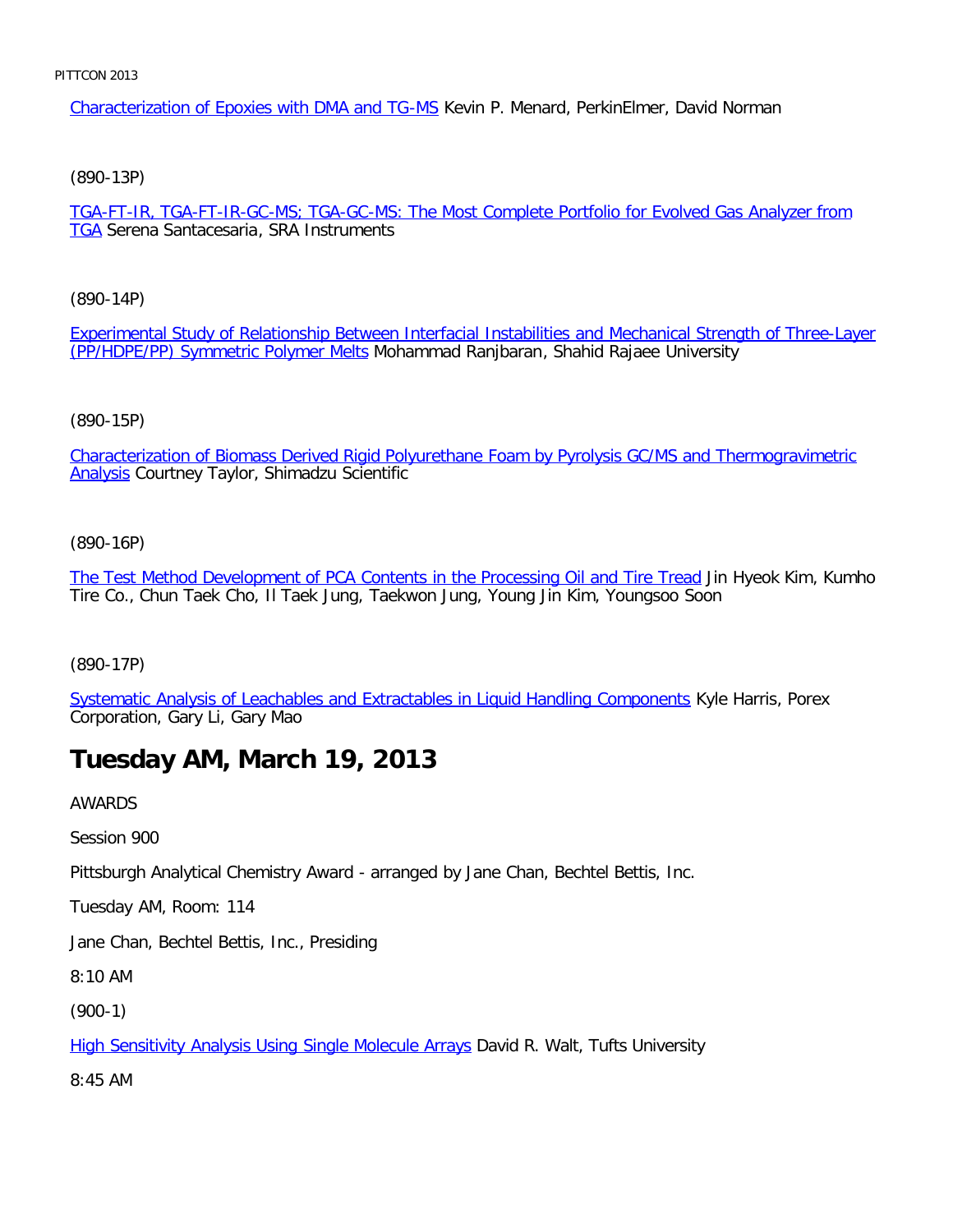Characterization of Epoxies with DMA and TG-MS Kevin P. Menard, PerkinElmer, David Norman

(890-13P)

TGA-FT-IR, TGA-FT-IR-GC-MS; TGA-GC-MS: The Most Complete Portfolio for Evolved Gas Analyzer from TGA Serena Santacesaria, SRA Instruments

(890-14P)

Experimental Study of Relationship Between Interfacial Instabilities and Mechanical Strength of Three-Layer (PP/HDPE/PP) Symmetric Polymer Melts Mohammad Ranjbaran, Shahid Rajaee University

(890-15P)

Characterization of Biomass Derived Rigid Polyurethane Foam by Pyrolysis GC/MS and Thermogravimetric Analysis Courtney Taylor, Shimadzu Scientific

(890-16P)

The Test Method Development of PCA Contents in the Processing Oil and Tire Tread Jin Hyeok Kim, Kumho Tire Co., Chun Taek Cho, Il Taek Jung, Taekwon Jung, Young Jin Kim, Youngsoo Soon

(890-17P)

Systematic Analysis of Leachables and Extractables in Liquid Handling Components Kyle Harris, Porex Corporation, Gary Li, Gary Mao

# Tuesday AM, March 19, 2013

AWARDS

Session 900

Pittsburgh Analytical Chemistry Award - arranged by Jane Chan, Bechtel Bettis, Inc.

Tuesday AM, Room: 114

Jane Chan, Bechtel Bettis, Inc., Presiding

8:10 AM

(900-1)

High Sensitivity Analysis Using Single Molecule Arrays David R. Walt, Tufts University

8:45 AM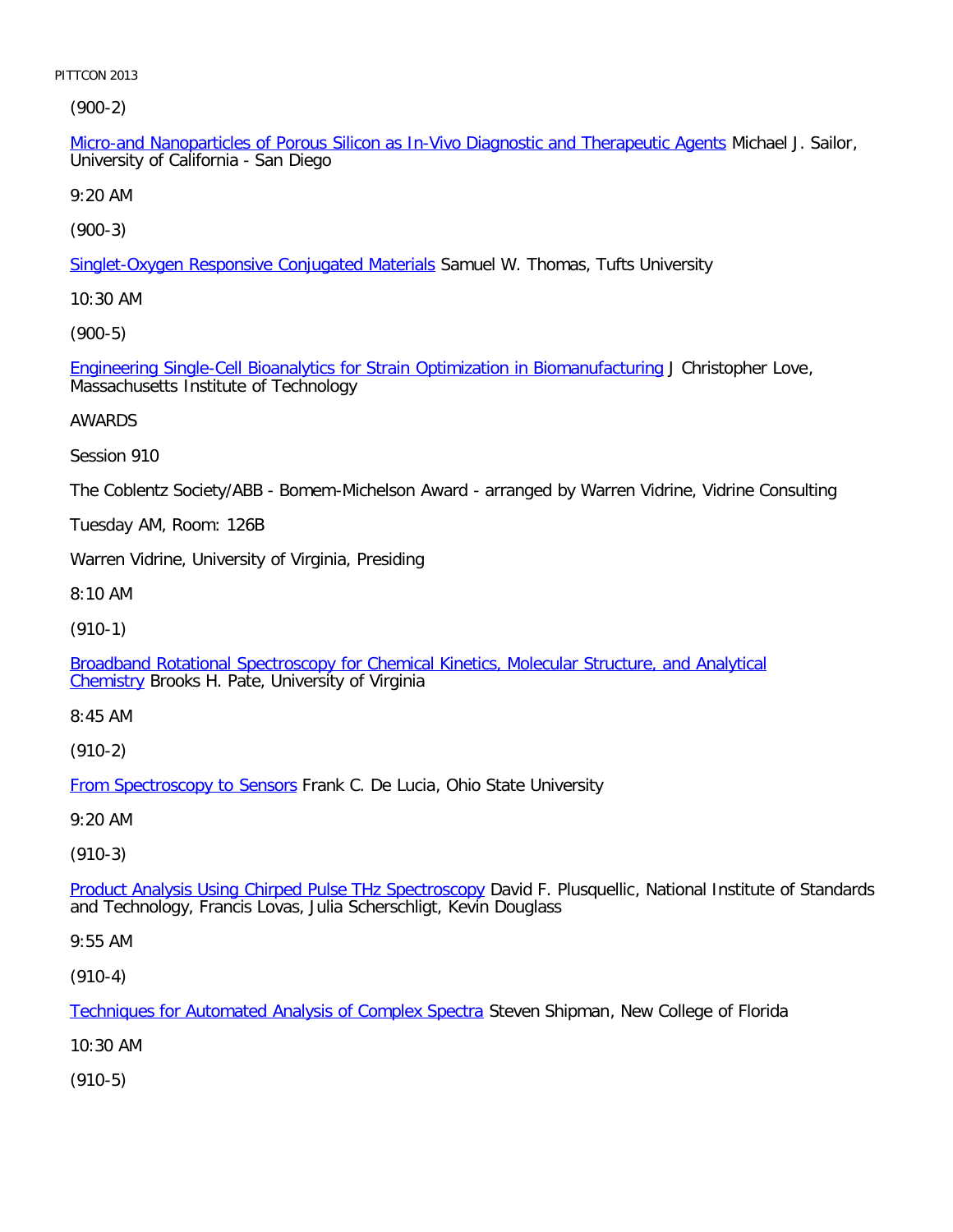(900-2)

Micro-and Nanoparticles of Porous Silicon as In-Vivo Diagnostic and Therapeutic Agents Michael J. Sailor, University of California - San Diego

9:20 AM

(900-3)

Singlet-Oxygen Responsive Conjugated Materials Samuel W. Thomas, Tufts University

10:30 AM

(900-5)

Engineering Single-Cell Bioanalytics for Strain Optimization in Biomanufacturing J Christopher Love, Massachusetts Institute of Technology

AWARDS

Session 910

The Coblentz Society/ABB - Bomem-Michelson Award - arranged by Warren Vidrine, Vidrine Consulting

Tuesday AM, Room: 126B

Warren Vidrine, University of Virginia, Presiding

8:10 AM

(910-1)

Broadband Rotational Spectroscopy for Chemical Kinetics, Molecular Structure, and Analytical Chemistry Brooks H. Pate, University of Virginia

8:45 AM

(910-2)

From Spectroscopy to Sensors Frank C. De Lucia, Ohio State University

9:20 AM

(910-3)

Product Analysis Using Chirped Pulse THz Spectroscopy David F. Plusquellic, National Institute of Standards and Technology, Francis Lovas, Julia Scherschligt, Kevin Douglass

9:55 AM

(910-4)

Techniques for Automated Analysis of Complex Spectra Steven Shipman, New College of Florida

10:30 AM

(910-5)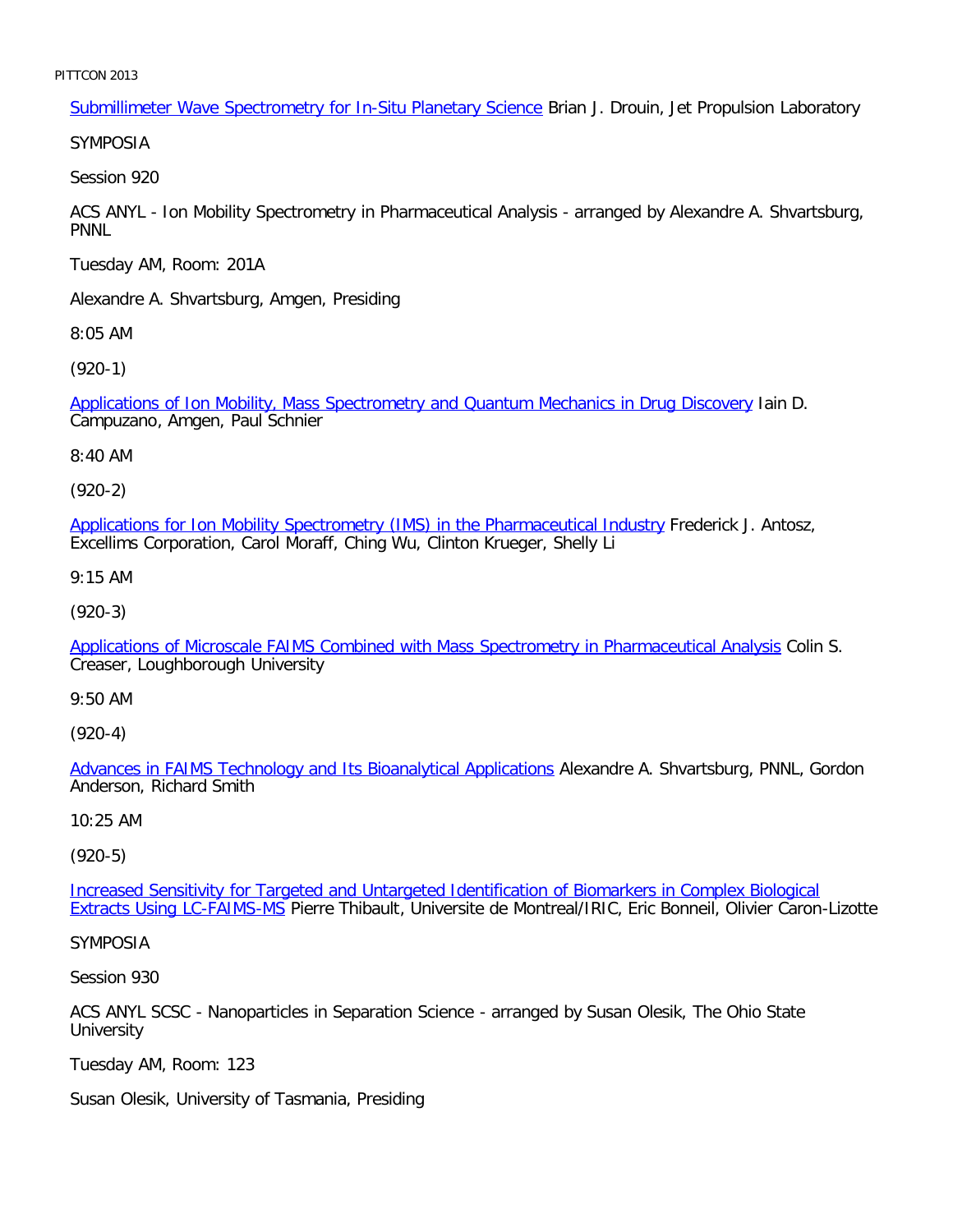Submillimeter Wave Spectrometry for In-Situ Planetary Science Brian J. Drouin, Jet Propulsion Laboratory

SYMPOSIA

Session 920

ACS ANYL - Ion Mobility Spectrometry in Pharmaceutical Analysis - arranged by Alexandre A. Shvartsburg, PNNL

Tuesday AM, Room: 201A

Alexandre A. Shvartsburg, Amgen, Presiding

8:05 AM

(920-1)

Applications of Ion Mobility, Mass Spectrometry and Quantum Mechanics in Drug Discovery Iain D. Campuzano, Amgen, Paul Schnier

8:40 AM

(920-2)

Applications for Ion Mobility Spectrometry (IMS) in the Pharmaceutical Industry Frederick J. Antosz, Excellims Corporation, Carol Moraff, Ching Wu, Clinton Krueger, Shelly Li

9:15 AM

(920-3)

Applications of Microscale FAIMS Combined with Mass Spectrometry in Pharmaceutical Analysis Colin S. Creaser, Loughborough University

9:50 AM

(920-4)

Advances in FAIMS Technology and Its Bioanalytical Applications Alexandre A. Shvartsburg, PNNL, Gordon Anderson, Richard Smith

10:25 AM

(920-5)

Increased Sensitivity for Targeted and Untargeted Identification of Biomarkers in Complex Biological Extracts Using LC-FAIMS-MS Pierre Thibault, Universite de Montreal/IRIC, Eric Bonneil, Olivier Caron-Lizotte

SYMPOSIA

Session 930

ACS ANYL SCSC - Nanoparticles in Separation Science - arranged by Susan Olesik, The Ohio State University

Tuesday AM, Room: 123

Susan Olesik, University of Tasmania, Presiding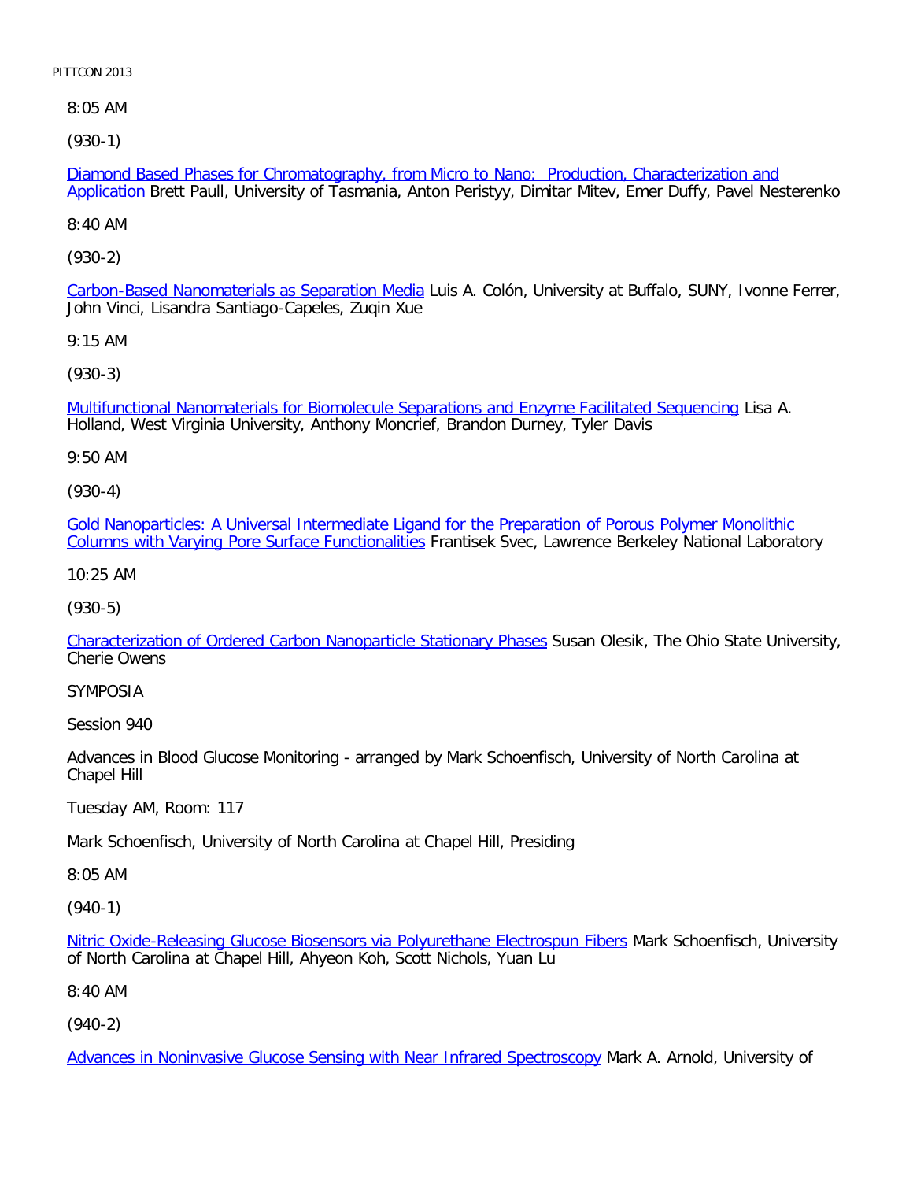8:05 AM

(930-1)

Diamond Based Phases for Chromatography, from Micro to Nano: Production, Characterization and Application Brett Paull, University of Tasmania, Anton Peristyy, Dimitar Mitev, Emer Duffy, Pavel Nesterenko

8:40 AM

(930-2)

Carbon-Based Nanomaterials as Separation Media Luis A. Colón, University at Buffalo, SUNY, Ivonne Ferrer, John Vinci, Lisandra Santiago-Capeles, Zuqin Xue

9:15 AM

(930-3)

Multifunctional Nanomaterials for Biomolecule Separations and Enzyme Facilitated Sequencing Lisa A. Holland, West Virginia University, Anthony Moncrief, Brandon Durney, Tyler Davis

9:50 AM

(930-4)

Gold Nanoparticles: A Universal Intermediate Ligand for the Preparation of Porous Polymer Monolithic Columns with Varying Pore Surface Functionalities Frantisek Svec, Lawrence Berkeley National Laboratory

10:25 AM

(930-5)

Characterization of Ordered Carbon Nanoparticle Stationary Phases Susan Olesik, The Ohio State University, Cherie Owens

SYMPOSIA

Session 940

Advances in Blood Glucose Monitoring - arranged by Mark Schoenfisch, University of North Carolina at Chapel Hill

Tuesday AM, Room: 117

Mark Schoenfisch, University of North Carolina at Chapel Hill, Presiding

8:05 AM

(940-1)

Nitric Oxide-Releasing Glucose Biosensors via Polyurethane Electrospun Fibers Mark Schoenfisch, University of North Carolina at Chapel Hill, Ahyeon Koh, Scott Nichols, Yuan Lu

8:40 AM

(940-2)

Advances in Noninvasive Glucose Sensing with Near Infrared Spectroscopy Mark A. Arnold, University of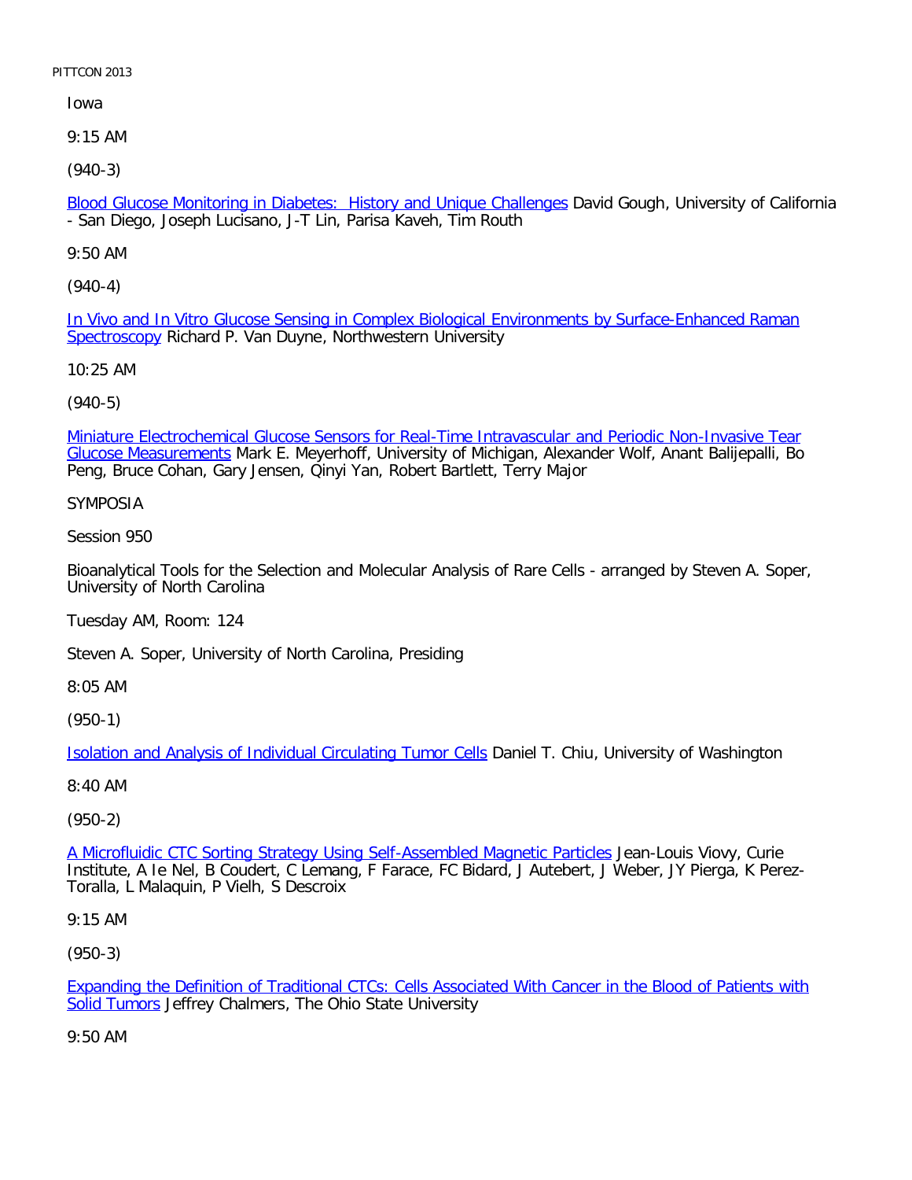Iowa

9:15 AM

(940-3)

Blood Glucose Monitoring in Diabetes: History and Unique Challenges David Gough, University of California - San Diego, Joseph Lucisano, J-T Lin, Parisa Kaveh, Tim Routh

9:50 AM

(940-4)

In Vivo and In Vitro Glucose Sensing in Complex Biological Environments by Surface-Enhanced Raman Spectroscopy Richard P. Van Duyne, Northwestern University

10:25 AM

(940-5)

Miniature Electrochemical Glucose Sensors for Real-Time Intravascular and Periodic Non-Invasive Tear Glucose Measurements Mark E. Meyerhoff, University of Michigan, Alexander Wolf, Anant Balijepalli, Bo Peng, Bruce Cohan, Gary Jensen, Qinyi Yan, Robert Bartlett, Terry Major

SYMPOSIA

Session 950

Bioanalytical Tools for the Selection and Molecular Analysis of Rare Cells - arranged by Steven A. Soper, University of North Carolina

Tuesday AM, Room: 124

Steven A. Soper, University of North Carolina, Presiding

8:05 AM

(950-1)

Isolation and Analysis of Individual Circulating Tumor Cells Daniel T. Chiu, University of Washington

8:40 AM

(950-2)

A Microfluidic CTC Sorting Strategy Using Self-Assembled Magnetic Particles Jean-Louis Viovy, Curie Institute, A Ie Nel, B Coudert, C Lemang, F Farace, FC Bidard, J Autebert, J Weber, JY Pierga, K Perez-Toralla, L Malaquin, P Vielh, S Descroix

9:15 AM

(950-3)

Expanding the Definition of Traditional CTCs: Cells Associated With Cancer in the Blood of Patients with Solid Tumors Jeffrey Chalmers, The Ohio State University

9:50 AM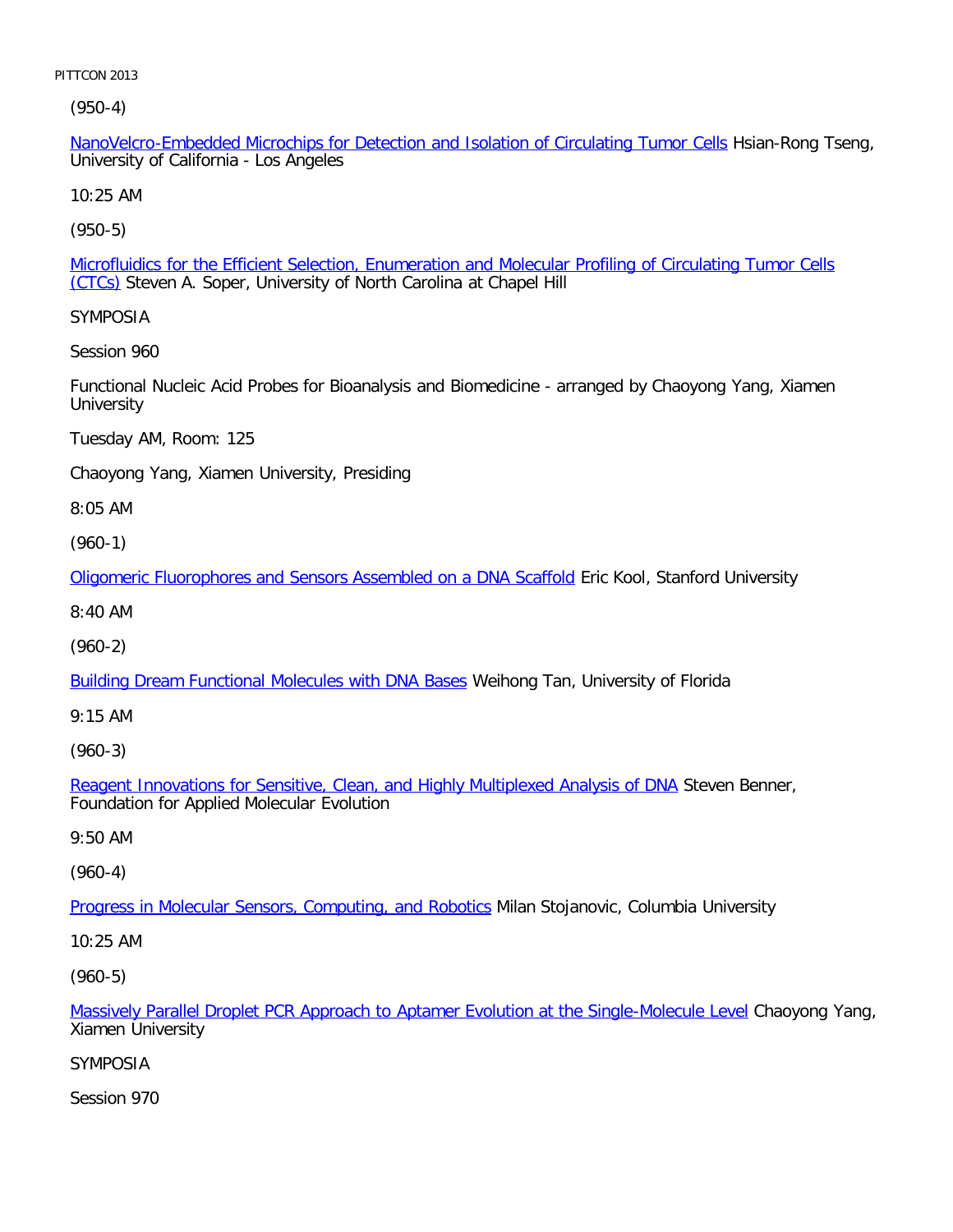(950-4)

NanoVelcro-Embedded Microchips for Detection and Isolation of Circulating Tumor Cells Hsian-Rong Tseng, University of California - Los Angeles

10:25 AM

(950-5)

Microfluidics for the Efficient Selection, Enumeration and Molecular Profiling of Circulating Tumor Cells (CTCs) Steven A. Soper, University of North Carolina at Chapel Hill

SYMPOSIA

Session 960

Functional Nucleic Acid Probes for Bioanalysis and Biomedicine - arranged by Chaoyong Yang, Xiamen University

Tuesday AM, Room: 125

Chaoyong Yang, Xiamen University, Presiding

8:05 AM

(960-1)

Oligomeric Fluorophores and Sensors Assembled on a DNA Scaffold Eric Kool, Stanford University

8:40 AM

(960-2)

Building Dream Functional Molecules with DNA Bases Weihong Tan, University of Florida

9:15 AM

(960-3)

Reagent Innovations for Sensitive, Clean, and Highly Multiplexed Analysis of DNA Steven Benner, Foundation for Applied Molecular Evolution

9:50 AM

(960-4)

Progress in Molecular Sensors, Computing, and Robotics Milan Stojanovic, Columbia University

10:25 AM

(960-5)

Massively Parallel Droplet PCR Approach to Aptamer Evolution at the Single-Molecule Level Chaoyong Yang, Xiamen University

SYMPOSIA

Session 970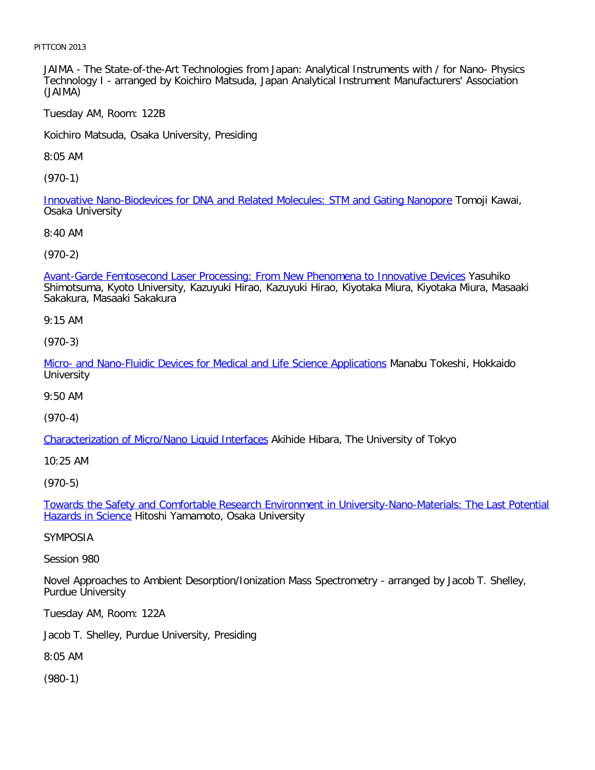JAIMA - The State-of-the-Art Technologies from Japan: Analytical Instruments with / for Nano- Physics Technology I - arranged by Koichiro Matsuda, Japan Analytical Instrument Manufacturers' Association (JAIMA)

Tuesday AM, Room: 122B

Koichiro Matsuda, Osaka University, Presiding

8:05 AM

(970-1)

Innovative Nano-Biodevices for DNA and Related Molecules: STM and Gating Nanopore Tomoji Kawai, Osaka University

8:40 AM

(970-2)

Avant-Garde Femtosecond Laser Processing: From New Phenomena to Innovative Devices Yasuhiko Shimotsuma, Kyoto University, Kazuyuki Hirao, Kazuyuki Hirao, Kiyotaka Miura, Kiyotaka Miura, Masaaki Sakakura, Masaaki Sakakura

9:15 AM

(970-3)

Micro- and Nano-Fluidic Devices for Medical and Life Science Applications Manabu Tokeshi, Hokkaido University

9:50 AM

(970-4)

Characterization of Micro/Nano Liquid Interfaces Akihide Hibara, The University of Tokyo

10:25 AM

(970-5)

Towards the Safety and Comfortable Research Environment in University-Nano-Materials: The Last Potential Hazards in Science Hitoshi Yamamoto, Osaka University

SYMPOSIA

Session 980

Novel Approaches to Ambient Desorption/Ionization Mass Spectrometry - arranged by Jacob T. Shelley, Purdue University

Tuesday AM, Room: 122A

Jacob T. Shelley, Purdue University, Presiding

8:05 AM

(980-1)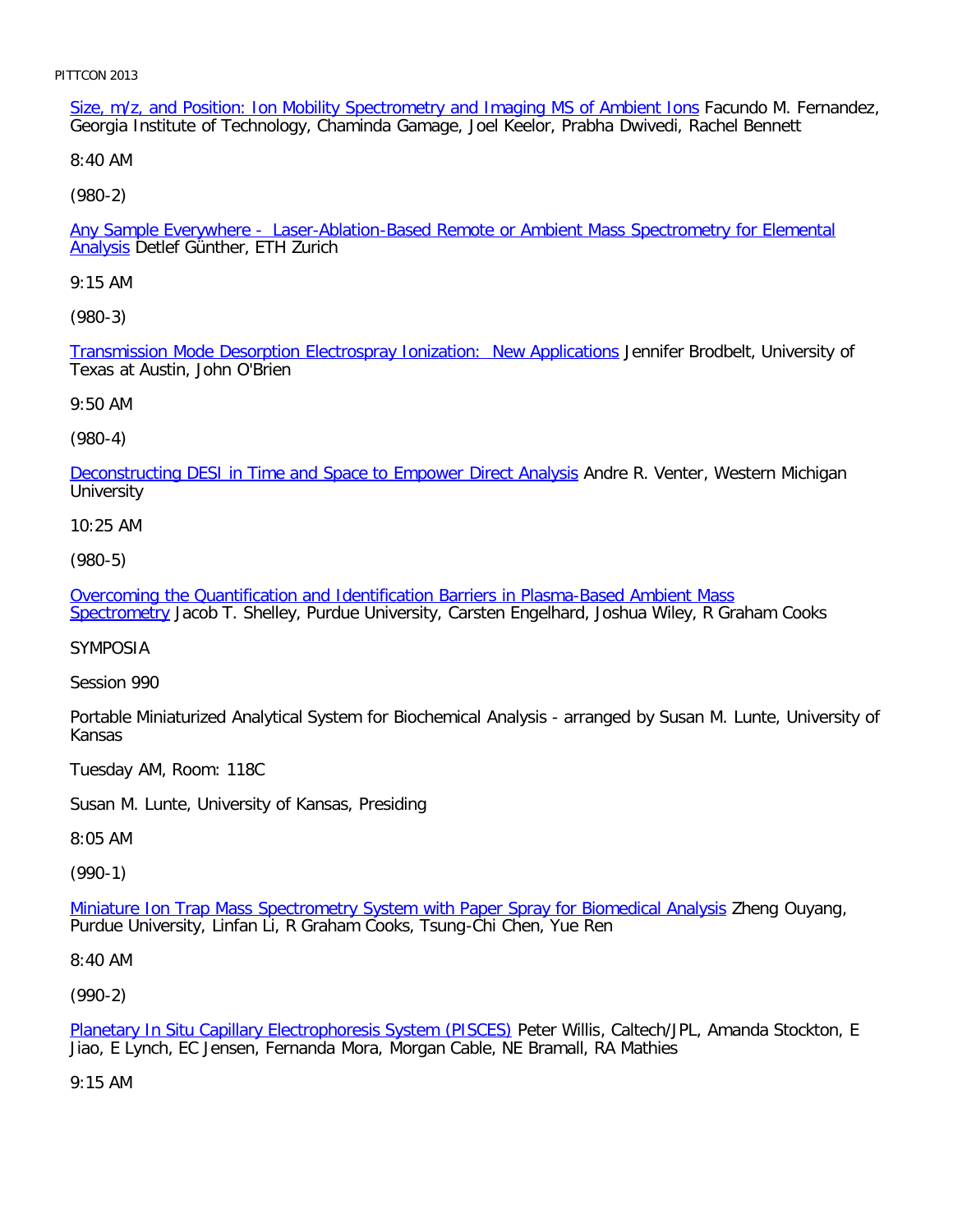Size, m/z, and Position: Ion Mobility Spectrometry and Imaging MS of Ambient Ions Facundo M. Fernandez, Georgia Institute of Technology, Chaminda Gamage, Joel Keelor, Prabha Dwivedi, Rachel Bennett

8:40 AM

(980-2)

Any Sample Everywhere - Laser-Ablation-Based Remote or Ambient Mass Spectrometry for Elemental Analysis Detlef Günther, ETH Zurich

9:15 AM

(980-3)

Transmission Mode Desorption Electrospray Ionization: New Applications Jennifer Brodbelt, University of Texas at Austin, John O'Brien

9:50 AM

(980-4)

Deconstructing DESI in Time and Space to Empower Direct Analysis Andre R. Venter, Western Michigan University

10:25 AM

(980-5)

Overcoming the Quantification and Identification Barriers in Plasma-Based Ambient Mass Spectrometry Jacob T. Shelley, Purdue University, Carsten Engelhard, Joshua Wiley, R Graham Cooks

SYMPOSIA

Session 990

Portable Miniaturized Analytical System for Biochemical Analysis - arranged by Susan M. Lunte, University of Kansas

Tuesday AM, Room: 118C

Susan M. Lunte, University of Kansas, Presiding

8:05 AM

(990-1)

Miniature Ion Trap Mass Spectrometry System with Paper Spray for Biomedical Analysis Zheng Ouyang, Purdue University, Linfan Li, R Graham Cooks, Tsung-Chi Chen, Yue Ren

8:40 AM

(990-2)

Planetary In Situ Capillary Electrophoresis System (PISCES) Peter Willis, Caltech/JPL, Amanda Stockton, E Jiao, E Lynch, EC Jensen, Fernanda Mora, Morgan Cable, NE Bramall, RA Mathies

9:15 AM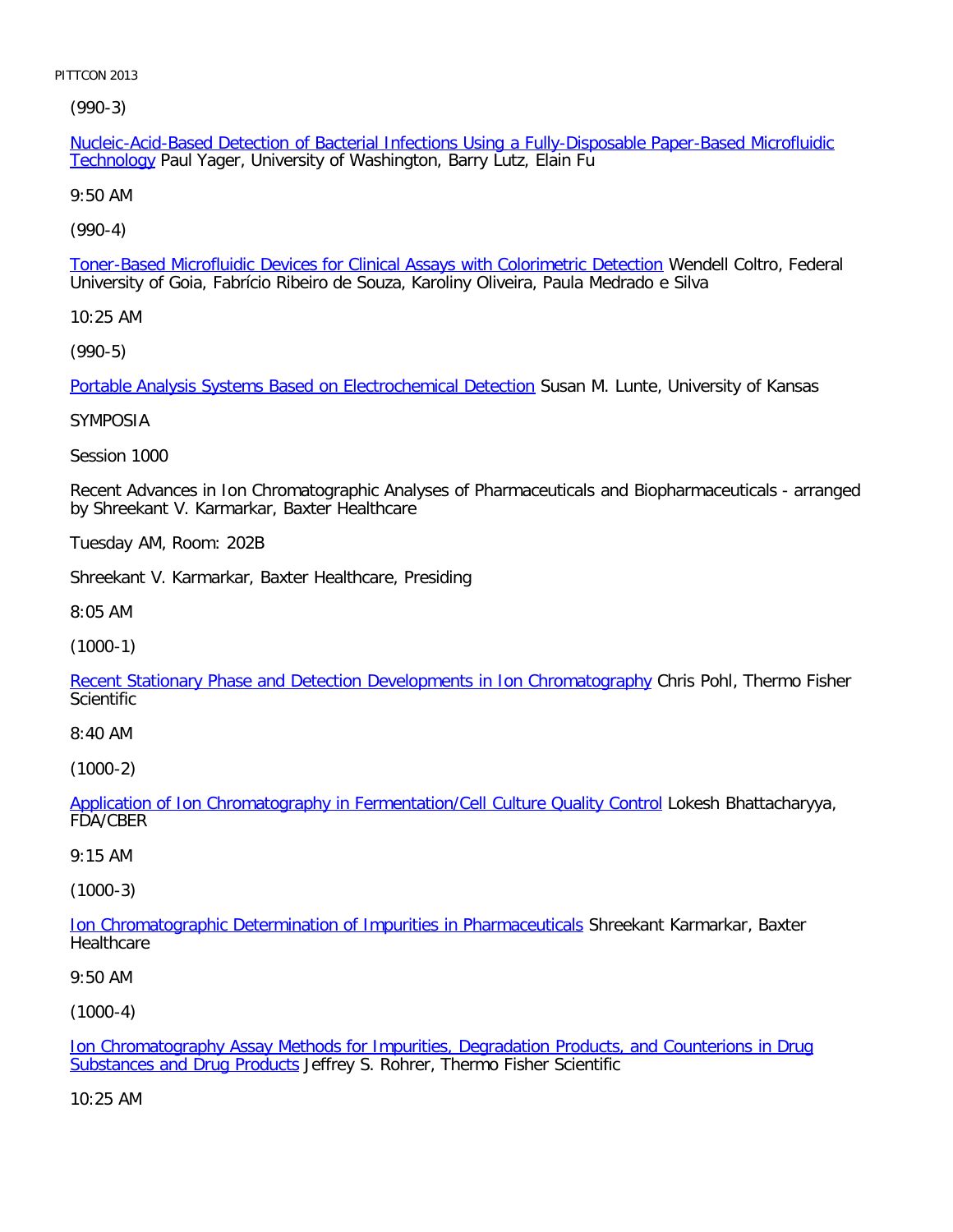(990-3)

Nucleic-Acid-Based Detection of Bacterial Infections Using a Fully-Disposable Paper-Based Microfluidic Technology Paul Yager, University of Washington, Barry Lutz, Elain Fu

9:50 AM

(990-4)

Toner-Based Microfluidic Devices for Clinical Assays with Colorimetric Detection Wendell Coltro, Federal University of Goia, Fabrício Ribeiro de Souza, Karoliny Oliveira, Paula Medrado e Silva

10:25 AM

(990-5)

Portable Analysis Systems Based on Electrochemical Detection Susan M. Lunte, University of Kansas

SYMPOSIA

Session 1000

Recent Advances in Ion Chromatographic Analyses of Pharmaceuticals and Biopharmaceuticals - arranged by Shreekant V. Karmarkar, Baxter Healthcare

Tuesday AM, Room: 202B

Shreekant V. Karmarkar, Baxter Healthcare, Presiding

8:05 AM

(1000-1)

Recent Stationary Phase and Detection Developments in Ion Chromatography Chris Pohl, Thermo Fisher Scientific

8:40 AM

(1000-2)

Application of Ion Chromatography in Fermentation/Cell Culture Quality Control Lokesh Bhattacharyya, FDA/CBER

9:15 AM

(1000-3)

Ion Chromatographic Determination of Impurities in Pharmaceuticals Shreekant Karmarkar, Baxter Healthcare

9:50 AM

(1000-4)

Ion Chromatography Assay Methods for Impurities, Degradation Products, and Counterions in Drug Substances and Drug Products Jeffrey S. Rohrer, Thermo Fisher Scientific

10:25 AM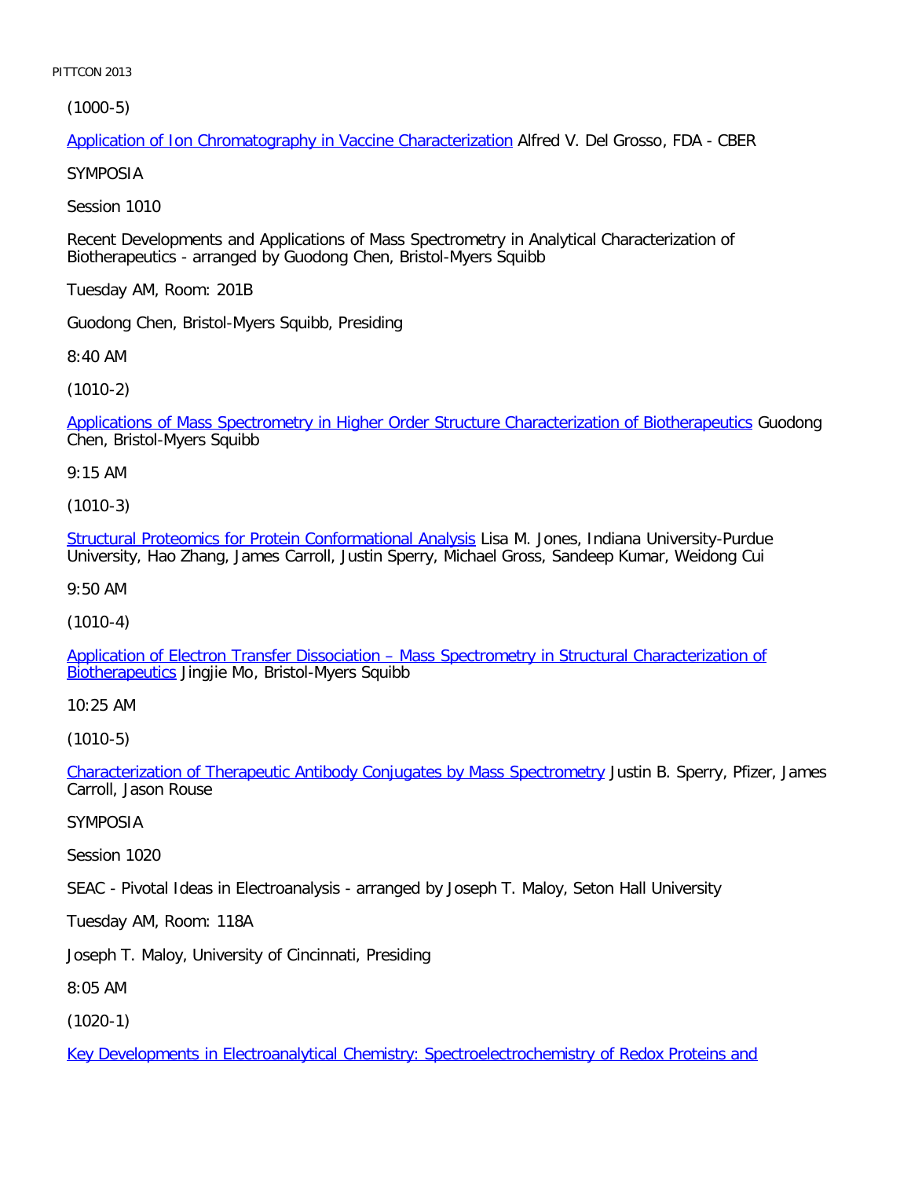(1000-5)

Application of Ion Chromatography in Vaccine Characterization Alfred V. Del Grosso, FDA - CBER

SYMPOSIA

Session 1010

Recent Developments and Applications of Mass Spectrometry in Analytical Characterization of Biotherapeutics - arranged by Guodong Chen, Bristol-Myers Squibb

Tuesday AM, Room: 201B

Guodong Chen, Bristol-Myers Squibb, Presiding

8:40 AM

(1010-2)

Applications of Mass Spectrometry in Higher Order Structure Characterization of Biotherapeutics Guodong Chen, Bristol-Myers Squibb

9:15 AM

(1010-3)

Structural Proteomics for Protein Conformational Analysis Lisa M. Jones, Indiana University-Purdue University, Hao Zhang, James Carroll, Justin Sperry, Michael Gross, Sandeep Kumar, Weidong Cui

9:50 AM

(1010-4)

Application of Electron Transfer Dissociation – Mass Spectrometry in Structural Characterization of Biotherapeutics Jingjie Mo, Bristol-Myers Squibb

10:25 AM

(1010-5)

Characterization of Therapeutic Antibody Conjugates by Mass Spectrometry Justin B. Sperry, Pfizer, James Carroll, Jason Rouse

SYMPOSIA

Session 1020

SEAC - Pivotal Ideas in Electroanalysis - arranged by Joseph T. Maloy, Seton Hall University

Tuesday AM, Room: 118A

Joseph T. Maloy, University of Cincinnati, Presiding

8:05 AM

(1020-1)

Key Developments in Electroanalytical Chemistry: Spectroelectrochemistry of Redox Proteins and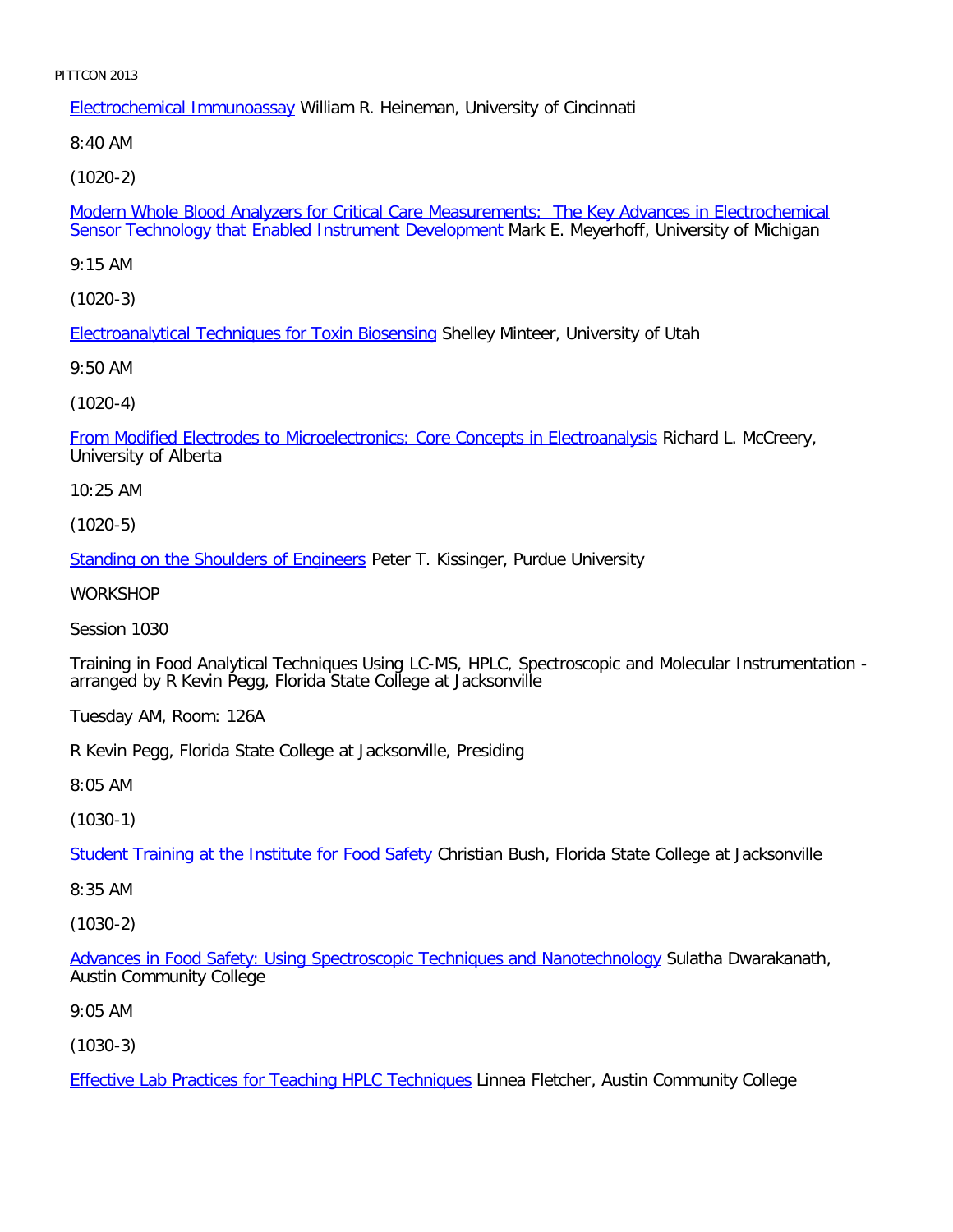Electrochemical Immunoassay William R. Heineman, University of Cincinnati

8:40 AM

(1020-2)

Modern Whole Blood Analyzers for Critical Care Measurements:  The Key Advances in Electrochemical Sensor Technology that Enabled Instrument Development Mark E. Meyerhoff, University of Michigan

9:15 AM

(1020-3)

Electroanalytical Techniques for Toxin Biosensing Shelley Minteer, University of Utah

9:50 AM

(1020-4)

From Modified Electrodes to Microelectronics: Core Concepts in Electroanalysis Richard L. McCreery, University of Alberta

10:25 AM

(1020-5)

Standing on the Shoulders of Engineers Peter T. Kissinger, Purdue University

WORKSHOP

Session 1030

Training in Food Analytical Techniques Using LC-MS, HPLC, Spectroscopic and Molecular Instrumentation - arranged by R Kevin Pegg, Florida State College at Jacksonville

Tuesday AM, Room: 126A

R Kevin Pegg, Florida State College at Jacksonville, Presiding

8:05 AM

(1030-1)

Student Training at the Institute for Food Safety Christian Bush, Florida State College at Jacksonville

8:35 AM

(1030-2)

Advances in Food Safety: Using Spectroscopic Techniques and Nanotechnology Sulatha Dwarakanath, Austin Community College

9:05 AM

(1030-3)

Effective Lab Practices for Teaching HPLC Techniques Linnea Fletcher, Austin Community College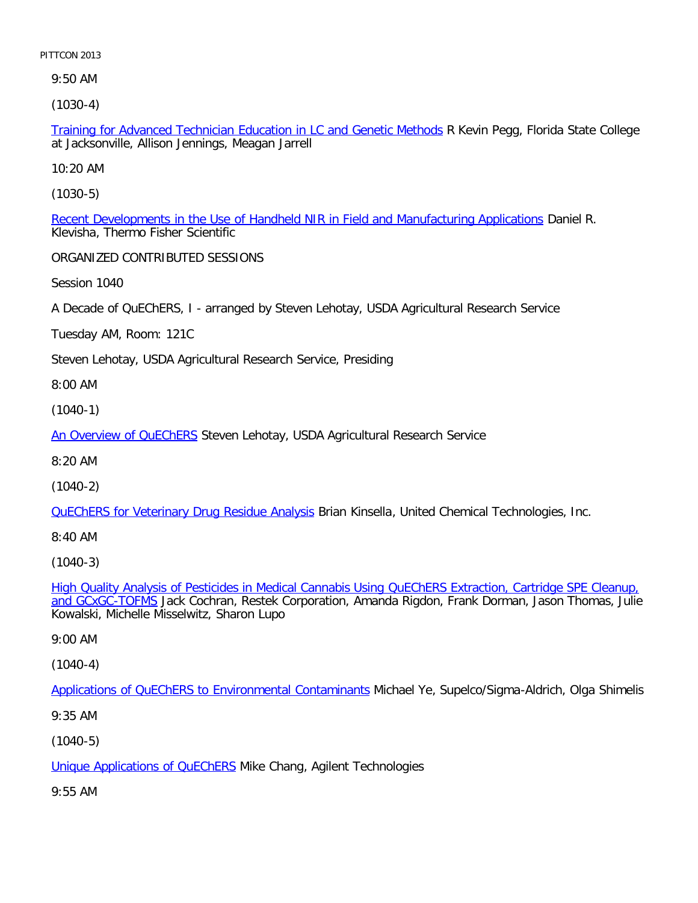9:50 AM

(1030-4)

Training for Advanced Technician Education in LC and Genetic Methods R Kevin Pegg, Florida State College at Jacksonville, Allison Jennings, Meagan Jarrell

10:20 AM

(1030-5)

Recent Developments in the Use of Handheld NIR in Field and Manufacturing Applications Daniel R. Klevisha, Thermo Fisher Scientific

ORGANIZED CONTRIBUTED SESSIONS

Session 1040

A Decade of QuEChERS, I - arranged by Steven Lehotay, USDA Agricultural Research Service

Tuesday AM, Room: 121C

Steven Lehotay, USDA Agricultural Research Service, Presiding

8:00 AM

(1040-1)

An Overview of QuEChERS Steven Lehotay, USDA Agricultural Research Service

8:20 AM

(1040-2)

QuEChERS for Veterinary Drug Residue Analysis Brian Kinsella, United Chemical Technologies, Inc.

8:40 AM

(1040-3)

High Quality Analysis of Pesticides in Medical Cannabis Using QuEChERS Extraction, Cartridge SPE Cleanup, and GCxGC-TOFMS Jack Cochran, Restek Corporation, Amanda Rigdon, Frank Dorman, Jason Thomas, Julie Kowalski, Michelle Misselwitz, Sharon Lupo

9:00 AM

(1040-4)

Applications of QuEChERS to Environmental Contaminants Michael Ye, Supelco/Sigma-Aldrich, Olga Shimelis

9:35 AM

(1040-5)

Unique Applications of QuEChERS Mike Chang, Agilent Technologies

9:55 AM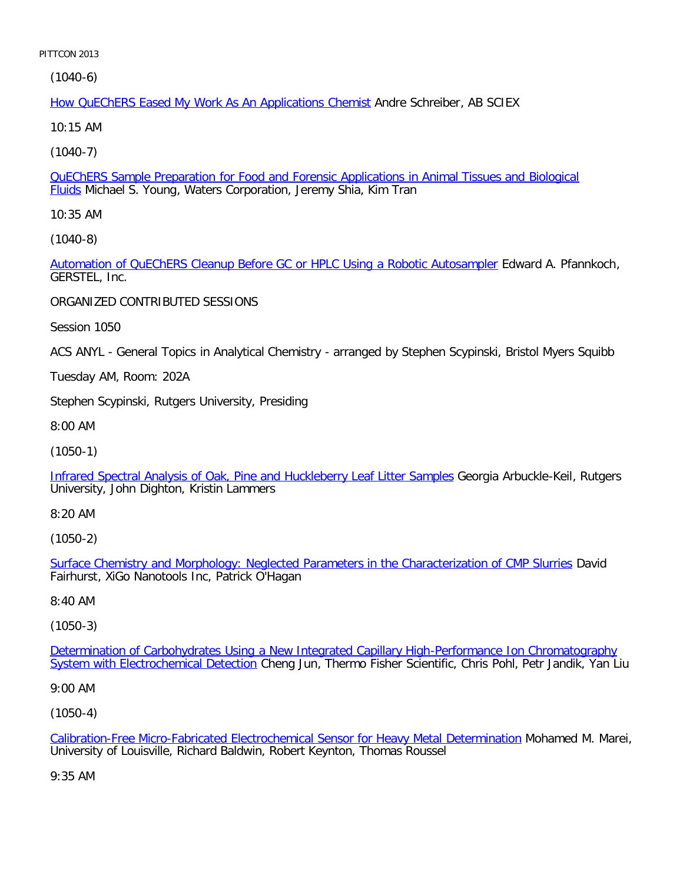(1040-6)

How QuEChERS Eased My Work As An Applications Chemist Andre Schreiber, AB SCIEX

10:15 AM

(1040-7)

QuEChERS Sample Preparation for Food and Forensic Applications in Animal Tissues and Biological Fluids Michael S. Young, Waters Corporation, Jeremy Shia, Kim Tran

10:35 AM

(1040-8)

Automation of QuEChERS Cleanup Before GC or HPLC Using a Robotic Autosampler Edward A. Pfannkoch, GERSTEL, Inc.

ORGANIZED CONTRIBUTED SESSIONS

Session 1050

ACS ANYL - General Topics in Analytical Chemistry - arranged by Stephen Scypinski, Bristol Myers Squibb

Tuesday AM, Room: 202A

Stephen Scypinski, Rutgers University, Presiding

8:00 AM

(1050-1)

Infrared Spectral Analysis of Oak, Pine and Huckleberry Leaf Litter Samples Georgia Arbuckle-Keil, Rutgers University, John Dighton, Kristin Lammers

8:20 AM

(1050-2)

Surface Chemistry and Morphology: Neglected Parameters in the Characterization of CMP Slurries David Fairhurst, XiGo Nanotools Inc, Patrick O'Hagan

8:40 AM

(1050-3)

Determination of Carbohydrates Using a New Integrated Capillary High-Performance Ion Chromatography System with Electrochemical Detection Cheng Jun, Thermo Fisher Scientific, Chris Pohl, Petr Jandik, Yan Liu

9:00 AM

(1050-4)

Calibration-Free Micro-Fabricated Electrochemical Sensor for Heavy Metal Determination Mohamed M. Marei, University of Louisville, Richard Baldwin, Robert Keynton, Thomas Roussel

9:35 AM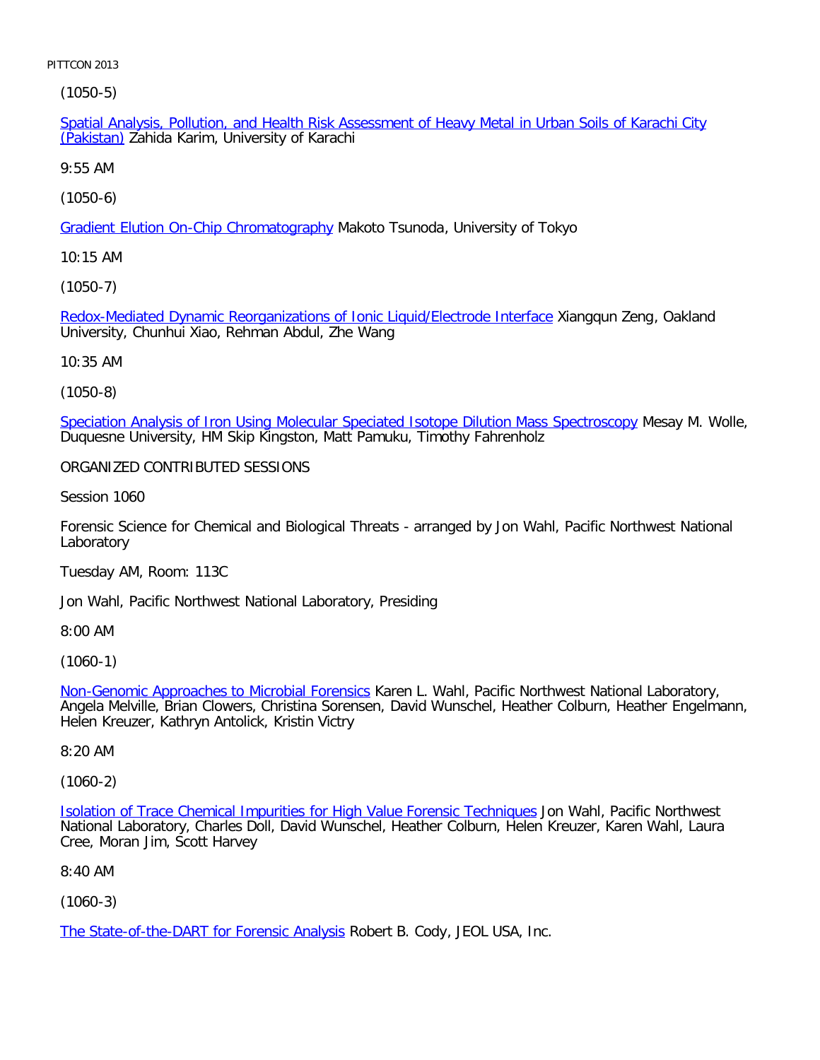(1050-5)

Spatial Analysis, Pollution, and Health Risk Assessment of Heavy Metal in Urban Soils of Karachi City (Pakistan) Zahida Karim, University of Karachi

9:55 AM

(1050-6)

Gradient Elution On-Chip Chromatography Makoto Tsunoda, University of Tokyo

10:15 AM

(1050-7)

Redox-Mediated Dynamic Reorganizations of Ionic Liquid/Electrode Interface Xiangqun Zeng, Oakland University, Chunhui Xiao, Rehman Abdul, Zhe Wang

10:35 AM

(1050-8)

Speciation Analysis of Iron Using Molecular Speciated Isotope Dilution Mass Spectroscopy Mesay M. Wolle, Duquesne University, HM Skip Kingston, Matt Pamuku, Timothy Fahrenholz

ORGANIZED CONTRIBUTED SESSIONS

Session 1060

Forensic Science for Chemical and Biological Threats - arranged by Jon Wahl, Pacific Northwest National Laboratory

Tuesday AM, Room: 113C

Jon Wahl, Pacific Northwest National Laboratory, Presiding

8:00 AM

(1060-1)

Non-Genomic Approaches to Microbial Forensics Karen L. Wahl, Pacific Northwest National Laboratory, Angela Melville, Brian Clowers, Christina Sorensen, David Wunschel, Heather Colburn, Heather Engelmann, Helen Kreuzer, Kathryn Antolick, Kristin Victry

8:20 AM

(1060-2)

Isolation of Trace Chemical Impurities for High Value Forensic Techniques Jon Wahl, Pacific Northwest National Laboratory, Charles Doll, David Wunschel, Heather Colburn, Helen Kreuzer, Karen Wahl, Laura Cree, Moran Jim, Scott Harvey

8:40 AM

(1060-3)

The State-of-the-DART for Forensic Analysis Robert B. Cody, JEOL USA, Inc.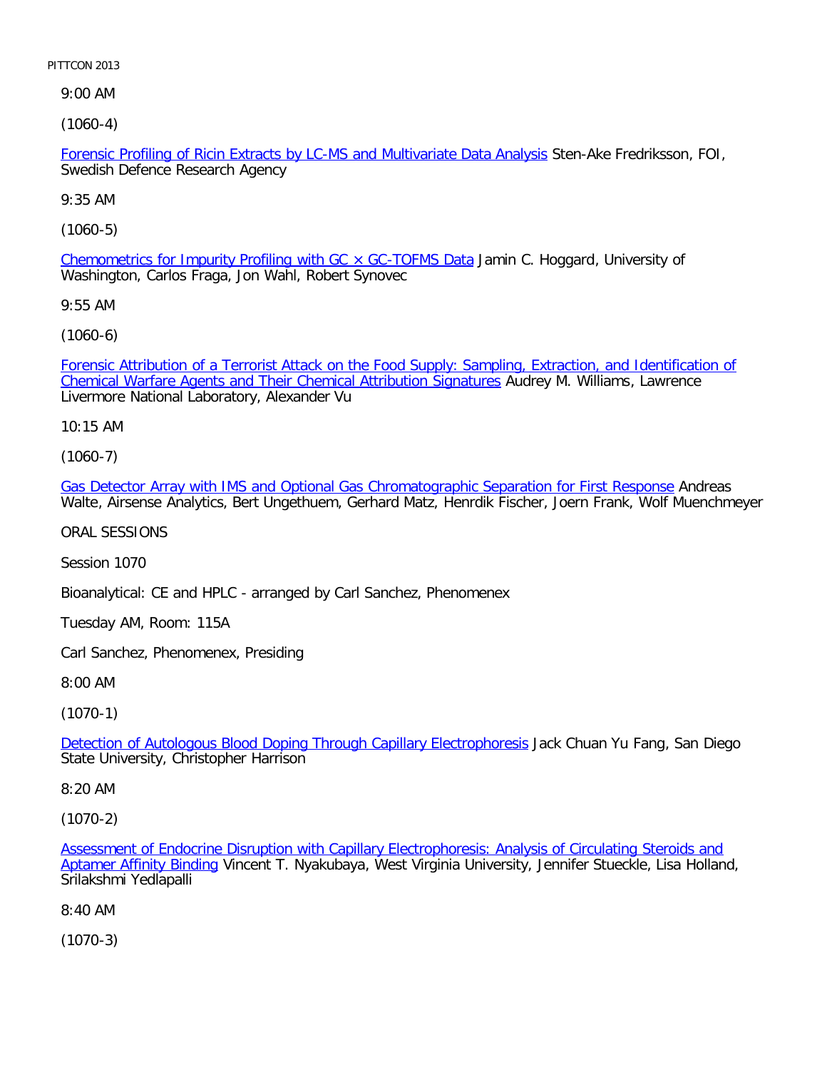9:00 AM

(1060-4)

Forensic Profiling of Ricin Extracts by LC-MS and Multivariate Data Analysis Sten-Ake Fredriksson, FOI, Swedish Defence Research Agency

9:35 AM

(1060-5)

Chemometrics for Impurity Profiling with GC × GC-TOFMS Data Jamin C. Hoggard, University of Washington, Carlos Fraga, Jon Wahl, Robert Synovec

9:55 AM

(1060-6)

Forensic Attribution of a Terrorist Attack on the Food Supply: Sampling, Extraction, and Identification of Chemical Warfare Agents and Their Chemical Attribution Signatures Audrey M. Williams, Lawrence Livermore National Laboratory, Alexander Vu

10:15 AM

(1060-7)

Gas Detector Array with IMS and Optional Gas Chromatographic Separation for First Response Andreas Walte, Airsense Analytics, Bert Ungethuem, Gerhard Matz, Henrdik Fischer, Joern Frank, Wolf Muenchmeyer

ORAL SESSIONS

Session 1070

Bioanalytical: CE and HPLC - arranged by Carl Sanchez, Phenomenex

Tuesday AM, Room: 115A

Carl Sanchez, Phenomenex, Presiding

8:00 AM

(1070-1)

Detection of Autologous Blood Doping Through Capillary Electrophoresis Jack Chuan Yu Fang, San Diego State University, Christopher Harrison

8:20 AM

(1070-2)

Assessment of Endocrine Disruption with Capillary Electrophoresis: Analysis of Circulating Steroids and Aptamer Affinity Binding Vincent T. Nyakubaya, West Virginia University, Jennifer Stueckle, Lisa Holland, Srilakshmi Yedlapalli

8:40 AM

(1070-3)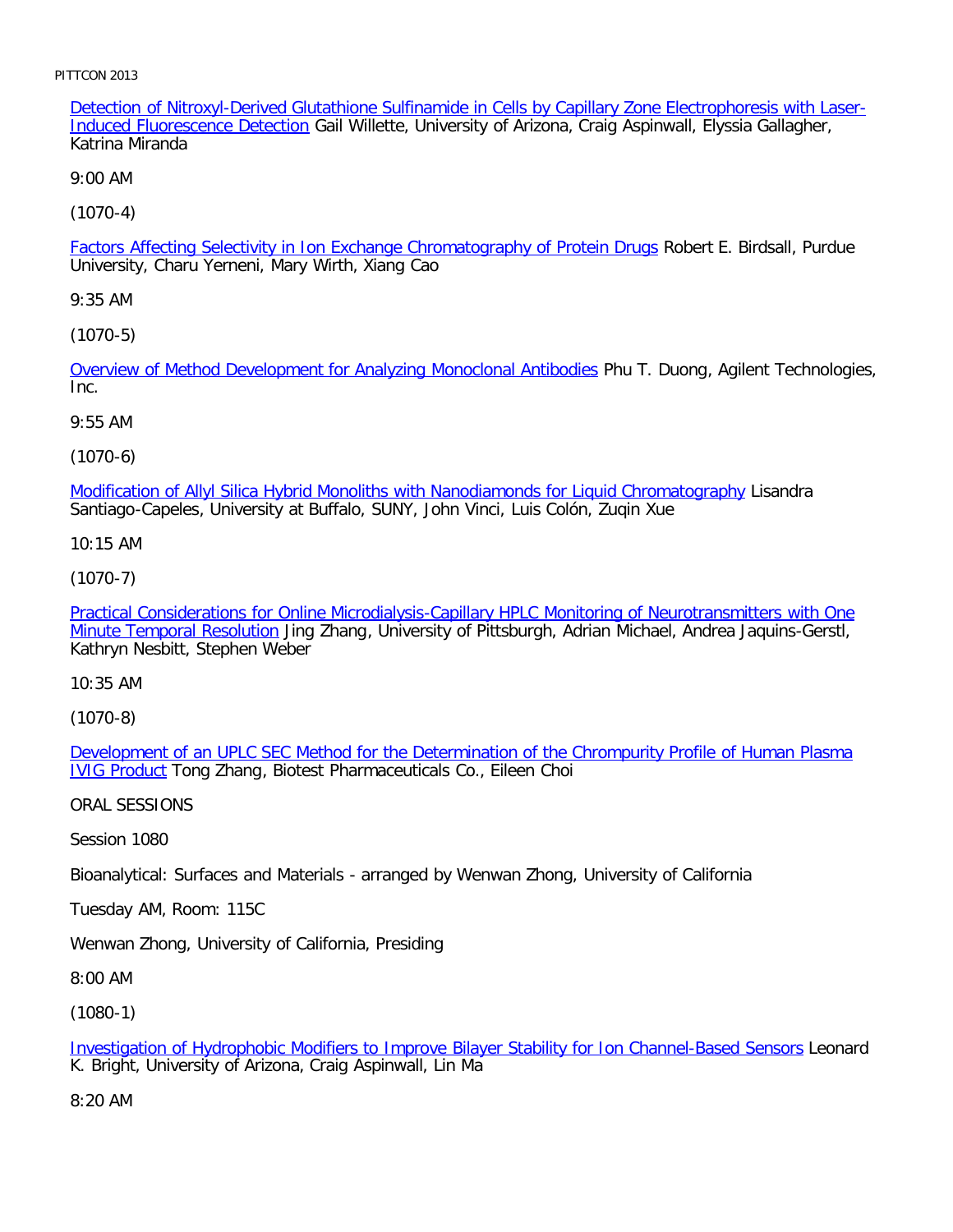Detection of Nitroxyl-Derived Glutathione Sulfinamide in Cells by Capillary Zone Electrophoresis with Laser-Induced Fluorescence Detection Gail Willette, University of Arizona, Craig Aspinwall, Elyssia Gallagher, Katrina Miranda

9:00 AM

(1070-4)

Factors Affecting Selectivity in Ion Exchange Chromatography of Protein Drugs Robert E. Birdsall, Purdue University, Charu Yerneni, Mary Wirth, Xiang Cao

9:35 AM

(1070-5)

Overview of Method Development for Analyzing Monoclonal Antibodies Phu T. Duong, Agilent Technologies, Inc.

9:55 AM

(1070-6)

Modification of Allyl Silica Hybrid Monoliths with Nanodiamonds for Liquid Chromatography Lisandra Santiago-Capeles, University at Buffalo, SUNY, John Vinci, Luis Colón, Zuqin Xue

10:15 AM

(1070-7)

Practical Considerations for Online Microdialysis-Capillary HPLC Monitoring of Neurotransmitters with One Minute Temporal Resolution Jing Zhang, University of Pittsburgh, Adrian Michael, Andrea Jaquins-Gerstl, Kathryn Nesbitt, Stephen Weber

10:35 AM

(1070-8)

Development of an UPLC SEC Method for the Determination of the Chrompurity Profile of Human Plasma IVIG Product Tong Zhang, Biotest Pharmaceuticals Co., Eileen Choi

ORAL SESSIONS

Session 1080

Bioanalytical: Surfaces and Materials - arranged by Wenwan Zhong, University of California

Tuesday AM, Room: 115C

Wenwan Zhong, University of California, Presiding

8:00 AM

(1080-1)

Investigation of Hydrophobic Modifiers to Improve Bilayer Stability for Ion Channel-Based Sensors Leonard K. Bright, University of Arizona, Craig Aspinwall, Lin Ma

8:20 AM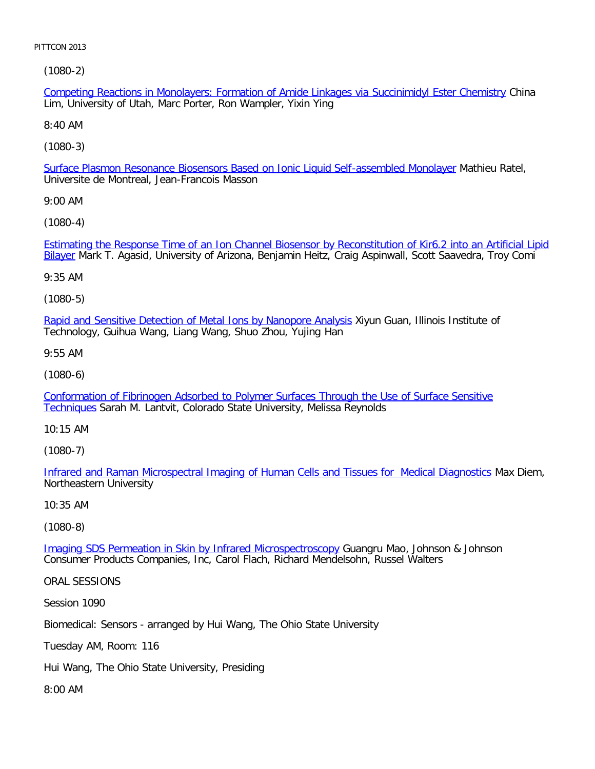(1080-2)

Competing Reactions in Monolayers: Formation of Amide Linkages via Succinimidyl Ester Chemistry China Lim, University of Utah, Marc Porter, Ron Wampler, Yixin Ying

8:40 AM

(1080-3)

Surface Plasmon Resonance Biosensors Based on Ionic Liquid Self-assembled Monolayer Mathieu Ratel, Universite de Montreal, Jean-Francois Masson

9:00 AM

(1080-4)

Estimating the Response Time of an Ion Channel Biosensor by Reconstitution of Kir6.2 into an Artificial Lipid Bilayer Mark T. Agasid, University of Arizona, Benjamin Heitz, Craig Aspinwall, Scott Saavedra, Troy Comi

9:35 AM

(1080-5)

Rapid and Sensitive Detection of Metal Ions by Nanopore Analysis Xiyun Guan, Illinois Institute of Technology, Guihua Wang, Liang Wang, Shuo Zhou, Yujing Han

9:55 AM

(1080-6)

Conformation of Fibrinogen Adsorbed to Polymer Surfaces Through the Use of Surface Sensitive Techniques Sarah M. Lantvit, Colorado State University, Melissa Reynolds

10:15 AM

(1080-7)

Infrared and Raman Microspectral Imaging of Human Cells and Tissues for Medical Diagnostics Max Diem, Northeastern University

10:35 AM

(1080-8)

Imaging SDS Permeation in Skin by Infrared Microspectroscopy Guangru Mao, Johnson & Johnson Consumer Products Companies, Inc, Carol Flach, Richard Mendelsohn, Russel Walters

ORAL SESSIONS

Session 1090

Biomedical: Sensors - arranged by Hui Wang, The Ohio State University

Tuesday AM, Room: 116

Hui Wang, The Ohio State University, Presiding

8:00 AM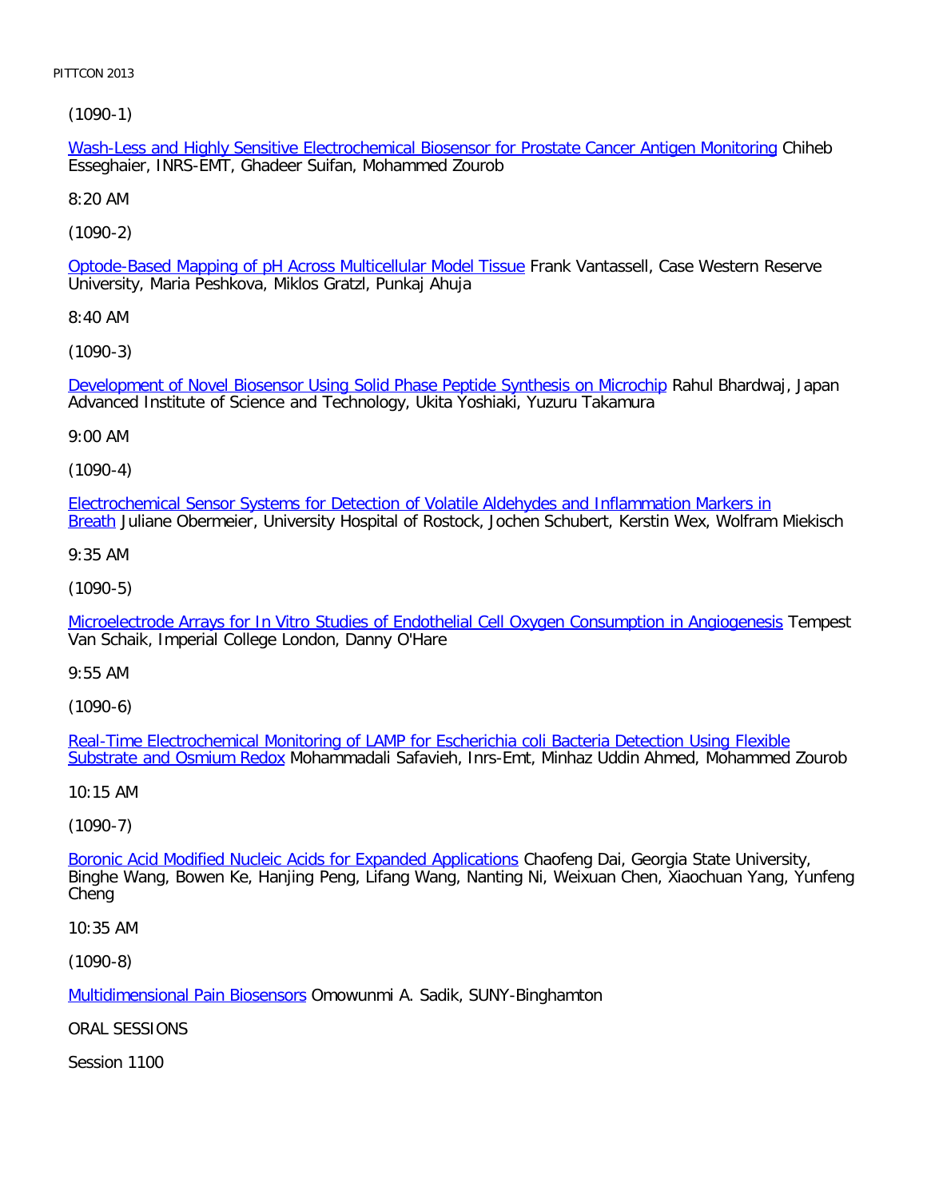(1090-1)

Wash-Less and Highly Sensitive Electrochemical Biosensor for Prostate Cancer Antigen Monitoring Chiheb Esseghaier, INRS-EMT, Ghadeer Suifan, Mohammed Zourob

8:20 AM

(1090-2)

Optode-Based Mapping of pH Across Multicellular Model Tissue Frank Vantassell, Case Western Reserve University, Maria Peshkova, Miklos Gratzl, Punkaj Ahuja

8:40 AM

(1090-3)

Development of Novel Biosensor Using Solid Phase Peptide Synthesis on Microchip Rahul Bhardwaj, Japan Advanced Institute of Science and Technology, Ukita Yoshiaki, Yuzuru Takamura

9:00 AM

(1090-4)

Electrochemical Sensor Systems for Detection of Volatile Aldehydes and Inflammation Markers in Breath Juliane Obermeier, University Hospital of Rostock, Jochen Schubert, Kerstin Wex, Wolfram Miekisch

9:35 AM

(1090-5)

Microelectrode Arrays for In Vitro Studies of Endothelial Cell Oxygen Consumption in Angiogenesis Tempest Van Schaik, Imperial College London, Danny O'Hare

9:55 AM

(1090-6)

Real-Time Electrochemical Monitoring of LAMP for Escherichia coli Bacteria Detection Using Flexible Substrate and Osmium Redox Mohammadali Safavieh, Inrs-Emt, Minhaz Uddin Ahmed, Mohammed Zourob

10:15 AM

(1090-7)

Boronic Acid Modified Nucleic Acids for Expanded Applications Chaofeng Dai, Georgia State University, Binghe Wang, Bowen Ke, Hanjing Peng, Lifang Wang, Nanting Ni, Weixuan Chen, Xiaochuan Yang, Yunfeng Cheng

10:35 AM

(1090-8)

Multidimensional Pain Biosensors Omowunmi A. Sadik, SUNY-Binghamton

ORAL SESSIONS

Session 1100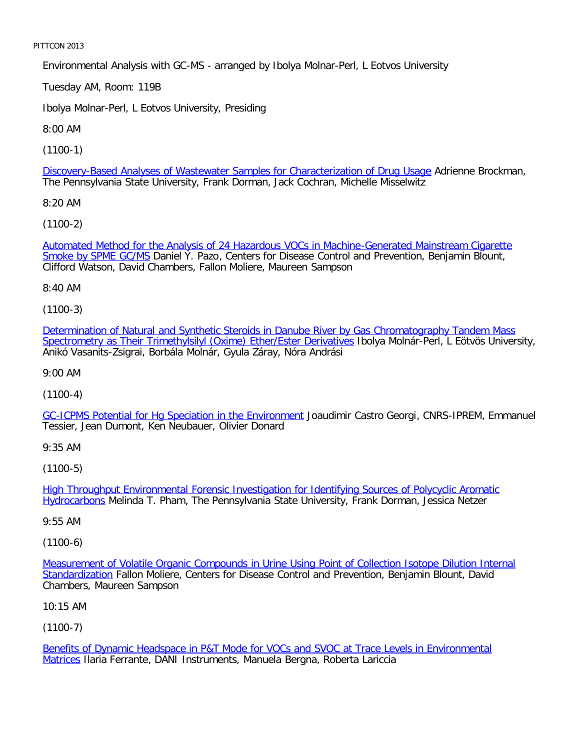Environmental Analysis with GC-MS - arranged by Ibolya Molnar-Perl, L Eotvos University

Tuesday AM, Room: 119B

Ibolya Molnar-Perl, L Eotvos University, Presiding

8:00 AM

(1100-1)

Discovery-Based Analyses of Wastewater Samples for Characterization of Drug Usage Adrienne Brockman, The Pennsylvania State University, Frank Dorman, Jack Cochran, Michelle Misselwitz

8:20 AM

(1100-2)

Automated Method for the Analysis of 24 Hazardous VOCs in Machine-Generated Mainstream Cigarette Smoke by SPME GC/MS Daniel Y. Pazo, Centers for Disease Control and Prevention, Benjamin Blount, Clifford Watson, David Chambers, Fallon Moliere, Maureen Sampson

8:40 AM

(1100-3)

Determination of Natural and Synthetic Steroids in Danube River by Gas Chromatography Tandem Mass Spectrometry as Their Trimethylsilyl (Oxime) Ether/Ester Derivatives Ibolya Molnár-Perl, L Eötvös University, Anikó Vasanits-Zsigrai, Borbála Molnár, Gyula Záray, Nóra Andrási

9:00 AM

(1100-4)

GC-ICPMS Potential for Hg Speciation in the Environment Joaudimir Castro Georgi, CNRS-IPREM, Emmanuel Tessier, Jean Dumont, Ken Neubauer, Olivier Donard

9:35 AM

(1100-5)

High Throughput Environmental Forensic Investigation for Identifying Sources of Polycyclic Aromatic Hydrocarbons Melinda T. Pham, The Pennsylvania State University, Frank Dorman, Jessica Netzer

9:55 AM

(1100-6)

Measurement of Volatile Organic Compounds in Urine Using Point of Collection Isotope Dilution Internal Standardization Fallon Moliere, Centers for Disease Control and Prevention, Benjamin Blount, David Chambers, Maureen Sampson

10:15 AM

(1100-7)

Benefits of Dynamic Headspace in P&T Mode for VOCs and SVOC at Trace Levels in Environmental Matrices Ilaria Ferrante, DANI Instruments, Manuela Bergna, Roberta Lariccia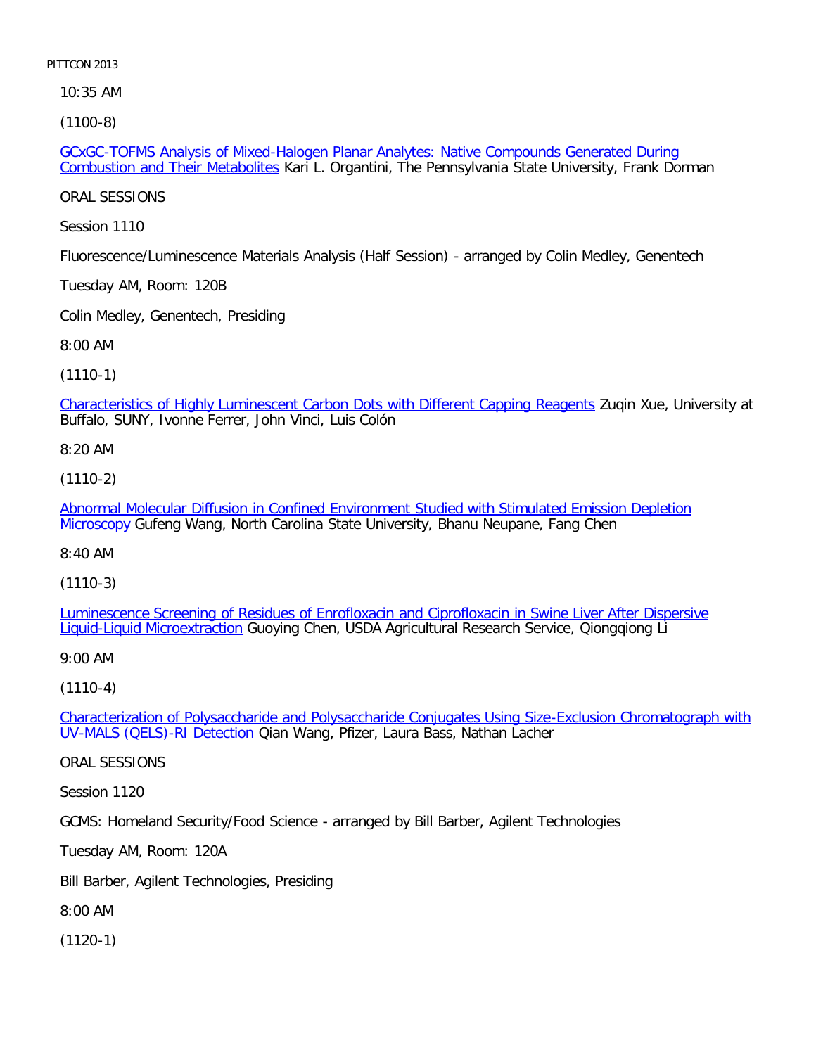10:35 AM

(1100-8)

GCxGC-TOFMS Analysis of Mixed-Halogen Planar Analytes: Native Compounds Generated During Combustion and Their Metabolites Kari L. Organtini, The Pennsylvania State University, Frank Dorman

ORAL SESSIONS

Session 1110

Fluorescence/Luminescence Materials Analysis (Half Session) - arranged by Colin Medley, Genentech

Tuesday AM, Room: 120B

Colin Medley, Genentech, Presiding

8:00 AM

(1110-1)

Characteristics of Highly Luminescent Carbon Dots with Different Capping Reagents Zuqin Xue, University at Buffalo, SUNY, Ivonne Ferrer, John Vinci, Luis Colón

8:20 AM

(1110-2)

Abnormal Molecular Diffusion in Confined Environment Studied with Stimulated Emission Depletion Microscopy Gufeng Wang, North Carolina State University, Bhanu Neupane, Fang Chen

8:40 AM

(1110-3)

Luminescence Screening of Residues of Enrofloxacin and Ciprofloxacin in Swine Liver After Dispersive Liquid-Liquid Microextraction Guoying Chen, USDA Agricultural Research Service, Qiongqiong Li

9:00 AM

(1110-4)

Characterization of Polysaccharide and Polysaccharide Conjugates Using Size-Exclusion Chromatograph with UV-MALS (QELS)-RI Detection Qian Wang, Pfizer, Laura Bass, Nathan Lacher

ORAL SESSIONS

Session 1120

GCMS: Homeland Security/Food Science - arranged by Bill Barber, Agilent Technologies

Tuesday AM, Room: 120A

Bill Barber, Agilent Technologies, Presiding

8:00 AM

(1120-1)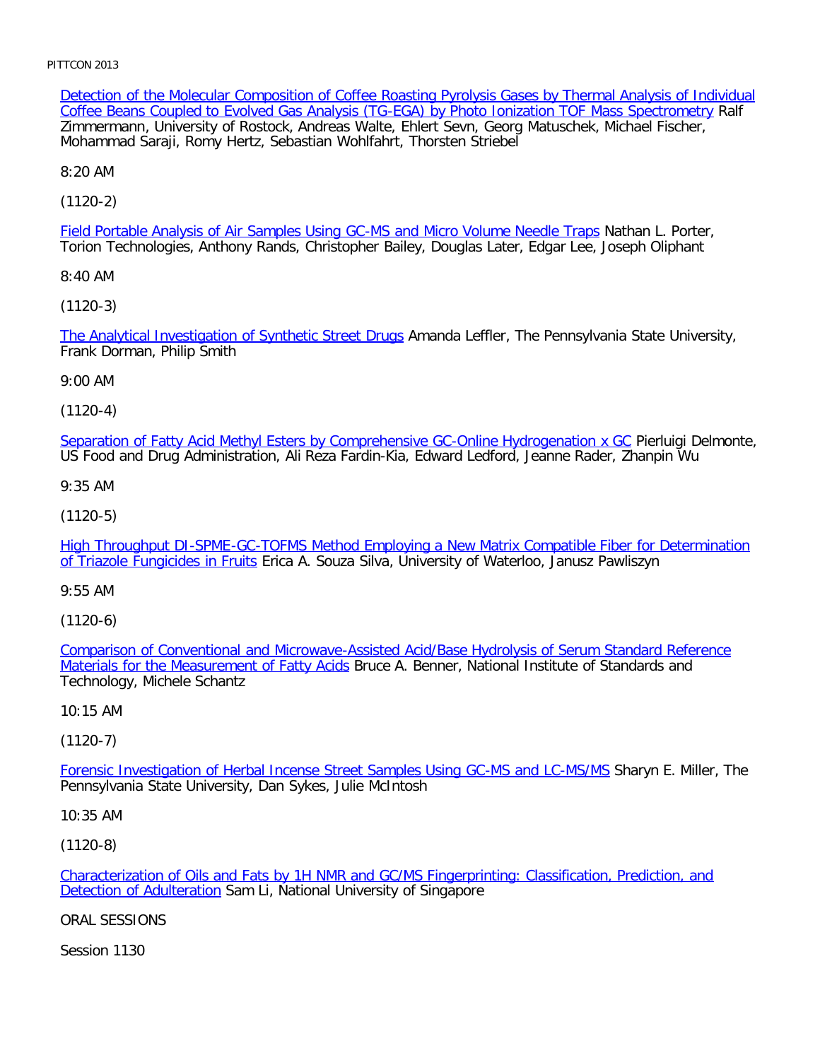[Detection of the Molecular Composition of Coffee Roasting Pyrolysis Gases by Thermal Analysis of Individual Coffee Beans Coupled to Evolved Gas Analysis (TG-EGA) by Photo Ionization TOF Mass Spectrometry] Ralf Zimmermann, University of Rostock, Andreas Walte, Ehlert Sevn, Georg Matuschek, Michael Fischer, Mohammad Saraji, Romy Hertz, Sebastian Wohlfahrt, Thorsten Striebel

8:20 AM

(1120-2)

[Field Portable Analysis of Air Samples Using GC-MS and Micro Volume Needle Traps] Nathan L. Porter, Torion Technologies, Anthony Rands, Christopher Bailey, Douglas Later, Edgar Lee, Joseph Oliphant

8:40 AM

(1120-3)

[The Analytical Investigation of Synthetic Street Drugs] Amanda Leffler, The Pennsylvania State University, Frank Dorman, Philip Smith

9:00 AM

(1120-4)

[Separation of Fatty Acid Methyl Esters by Comprehensive GC-Online Hydrogenation x GC] Pierluigi Delmonte, US Food and Drug Administration, Ali Reza Fardin-Kia, Edward Ledford, Jeanne Rader, Zhanpin Wu

9:35 AM

(1120-5)

[High Throughput DI-SPME-GC-TOFMS Method Employing a New Matrix Compatible Fiber for Determination of Triazole Fungicides in Fruits] Erica A. Souza Silva, University of Waterloo, Janusz Pawliszyn

9:55 AM

(1120-6)

[Comparison of Conventional and Microwave-Assisted Acid/Base Hydrolysis of Serum Standard Reference Materials for the Measurement of Fatty Acids] Bruce A. Benner, National Institute of Standards and Technology, Michele Schantz

10:15 AM

(1120-7)

[Forensic Investigation of Herbal Incense Street Samples Using GC-MS and LC-MS/MS] Sharyn E. Miller, The Pennsylvania State University, Dan Sykes, Julie McIntosh

10:35 AM

(1120-8)

[Characterization of Oils and Fats by 1H NMR and GC/MS Fingerprinting: Classification, Prediction, and Detection of Adulteration] Sam Li, National University of Singapore

ORAL SESSIONS

Session 1130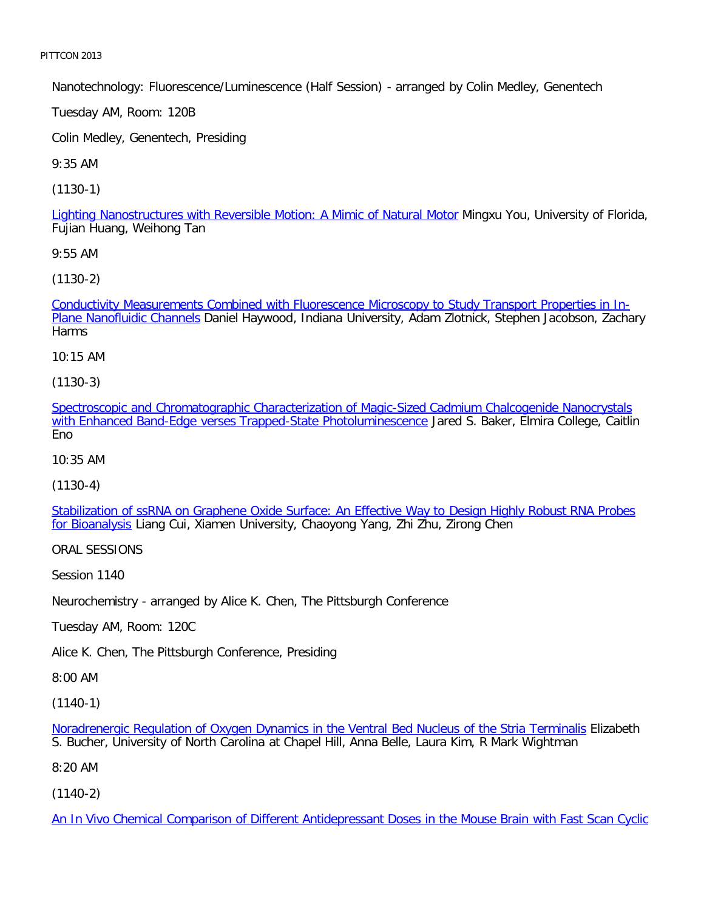Nanotechnology: Fluorescence/Luminescence (Half Session) - arranged by Colin Medley, Genentech

Tuesday AM, Room: 120B

Colin Medley, Genentech, Presiding

9:35 AM

(1130-1)

Lighting Nanostructures with Reversible Motion: A Mimic of Natural Motor Mingxu You, University of Florida, Fujian Huang, Weihong Tan

9:55 AM

(1130-2)

Conductivity Measurements Combined with Fluorescence Microscopy to Study Transport Properties in In-Plane Nanofluidic Channels Daniel Haywood, Indiana University, Adam Zlotnick, Stephen Jacobson, Zachary Harms

10:15 AM

(1130-3)

Spectroscopic and Chromatographic Characterization of Magic-Sized Cadmium Chalcogenide Nanocrystals with Enhanced Band-Edge verses Trapped-State Photoluminescence Jared S. Baker, Elmira College, Caitlin Eno

10:35 AM

(1130-4)

Stabilization of ssRNA on Graphene Oxide Surface: An Effective Way to Design Highly Robust RNA Probes for Bioanalysis Liang Cui, Xiamen University, Chaoyong Yang, Zhi Zhu, Zirong Chen

ORAL SESSIONS

Session 1140

Neurochemistry - arranged by Alice K. Chen, The Pittsburgh Conference

Tuesday AM, Room: 120C

Alice K. Chen, The Pittsburgh Conference, Presiding

8:00 AM

(1140-1)

Noradrenergic Regulation of Oxygen Dynamics in the Ventral Bed Nucleus of the Stria Terminalis Elizabeth S. Bucher, University of North Carolina at Chapel Hill, Anna Belle, Laura Kim, R Mark Wightman

8:20 AM

(1140-2)

An In Vivo Chemical Comparison of Different Antidepressant Doses in the Mouse Brain with Fast Scan Cyclic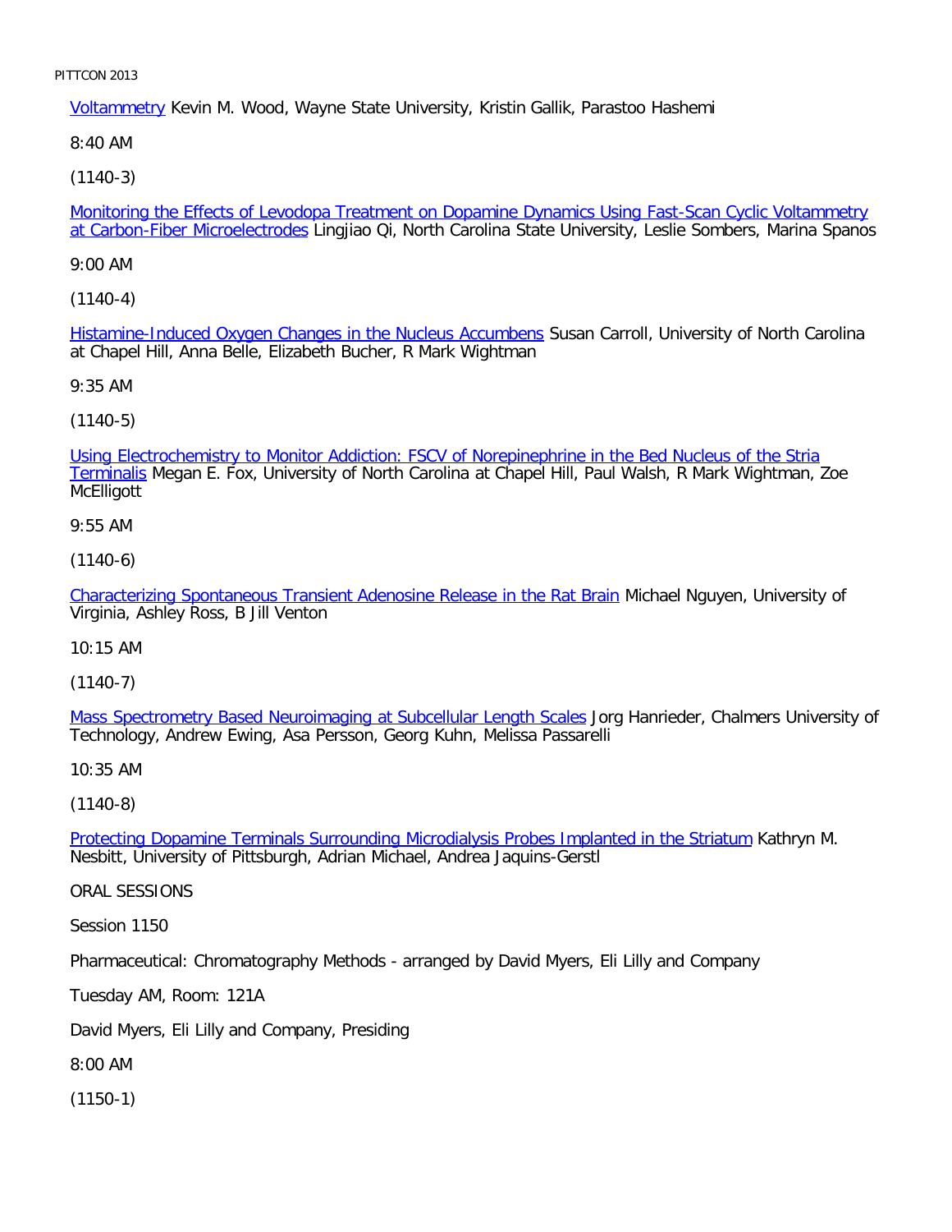Voltammetry Kevin M. Wood, Wayne State University, Kristin Gallik, Parastoo Hashemi

8:40 AM

(1140-3)

Monitoring the Effects of Levodopa Treatment on Dopamine Dynamics Using Fast-Scan Cyclic Voltammetry at Carbon-Fiber Microelectrodes Lingjiao Qi, North Carolina State University, Leslie Sombers, Marina Spanos

9:00 AM

(1140-4)

Histamine-Induced Oxygen Changes in the Nucleus Accumbens Susan Carroll, University of North Carolina at Chapel Hill, Anna Belle, Elizabeth Bucher, R Mark Wightman

9:35 AM

(1140-5)

Using Electrochemistry to Monitor Addiction: FSCV of Norepinephrine in the Bed Nucleus of the Stria Terminalis Megan E. Fox, University of North Carolina at Chapel Hill, Paul Walsh, R Mark Wightman, Zoe McElligott

9:55 AM

(1140-6)

Characterizing Spontaneous Transient Adenosine Release in the Rat Brain Michael Nguyen, University of Virginia, Ashley Ross, B Jill Venton

10:15 AM

(1140-7)

Mass Spectrometry Based Neuroimaging at Subcellular Length Scales Jorg Hanrieder, Chalmers University of Technology, Andrew Ewing, Asa Persson, Georg Kuhn, Melissa Passarelli

10:35 AM

(1140-8)

Protecting Dopamine Terminals Surrounding Microdialysis Probes Implanted in the Striatum Kathryn M. Nesbitt, University of Pittsburgh, Adrian Michael, Andrea Jaquins-Gerstl

ORAL SESSIONS

Session 1150

Pharmaceutical: Chromatography Methods - arranged by David Myers, Eli Lilly and Company

Tuesday AM, Room: 121A

David Myers, Eli Lilly and Company, Presiding

8:00 AM

(1150-1)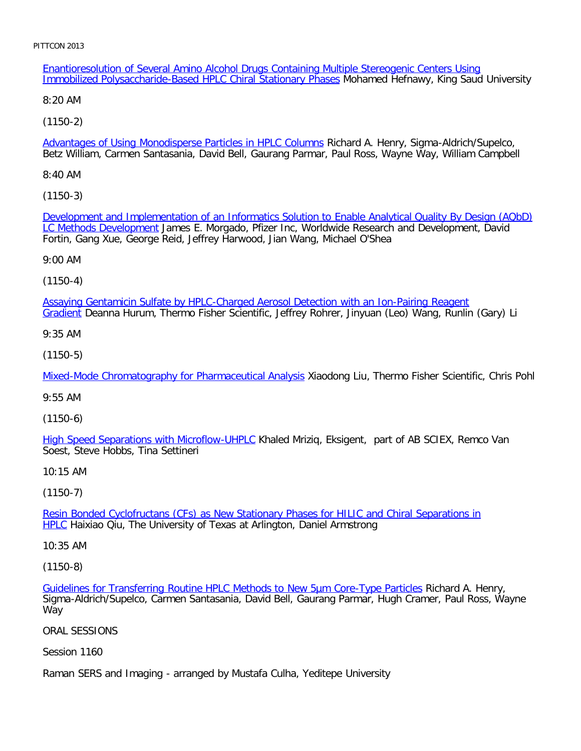Enantioresolution of Several Amino Alcohol Drugs Containing Multiple Stereogenic Centers Using Immobilized Polysaccharide-Based HPLC Chiral Stationary Phases Mohamed Hefnawy, King Saud University

8:20 AM

(1150-2)

Advantages of Using Monodisperse Particles in HPLC Columns Richard A. Henry, Sigma-Aldrich/Supelco, Betz William, Carmen Santasania, David Bell, Gaurang Parmar, Paul Ross, Wayne Way, William Campbell

8:40 AM

(1150-3)

Development and Implementation of an Informatics Solution to Enable Analytical Quality By Design (AQbD) LC Methods Development James E. Morgado, Pfizer Inc, Worldwide Research and Development, David Fortin, Gang Xue, George Reid, Jeffrey Harwood, Jian Wang, Michael O'Shea

9:00 AM

(1150-4)

Assaying Gentamicin Sulfate by HPLC-Charged Aerosol Detection with an Ion-Pairing Reagent Gradient Deanna Hurum, Thermo Fisher Scientific, Jeffrey Rohrer, Jinyuan (Leo) Wang, Runlin (Gary) Li

9:35 AM

(1150-5)

Mixed-Mode Chromatography for Pharmaceutical Analysis Xiaodong Liu, Thermo Fisher Scientific, Chris Pohl

9:55 AM

(1150-6)

High Speed Separations with Microflow-UHPLC Khaled Mriziq, Eksigent, part of AB SCIEX, Remco Van Soest, Steve Hobbs, Tina Settineri

10:15 AM

(1150-7)

Resin Bonded Cyclofructans (CFs) as New Stationary Phases for HILIC and Chiral Separations in HPLC Haixiao Qiu, The University of Texas at Arlington, Daniel Armstrong

10:35 AM

(1150-8)

Guidelines for Transferring Routine HPLC Methods to New 5µm Core-Type Particles Richard A. Henry, Sigma-Aldrich/Supelco, Carmen Santasania, David Bell, Gaurang Parmar, Hugh Cramer, Paul Ross, Wayne Way

ORAL SESSIONS

Session 1160

Raman SERS and Imaging - arranged by Mustafa Culha, Yeditepe University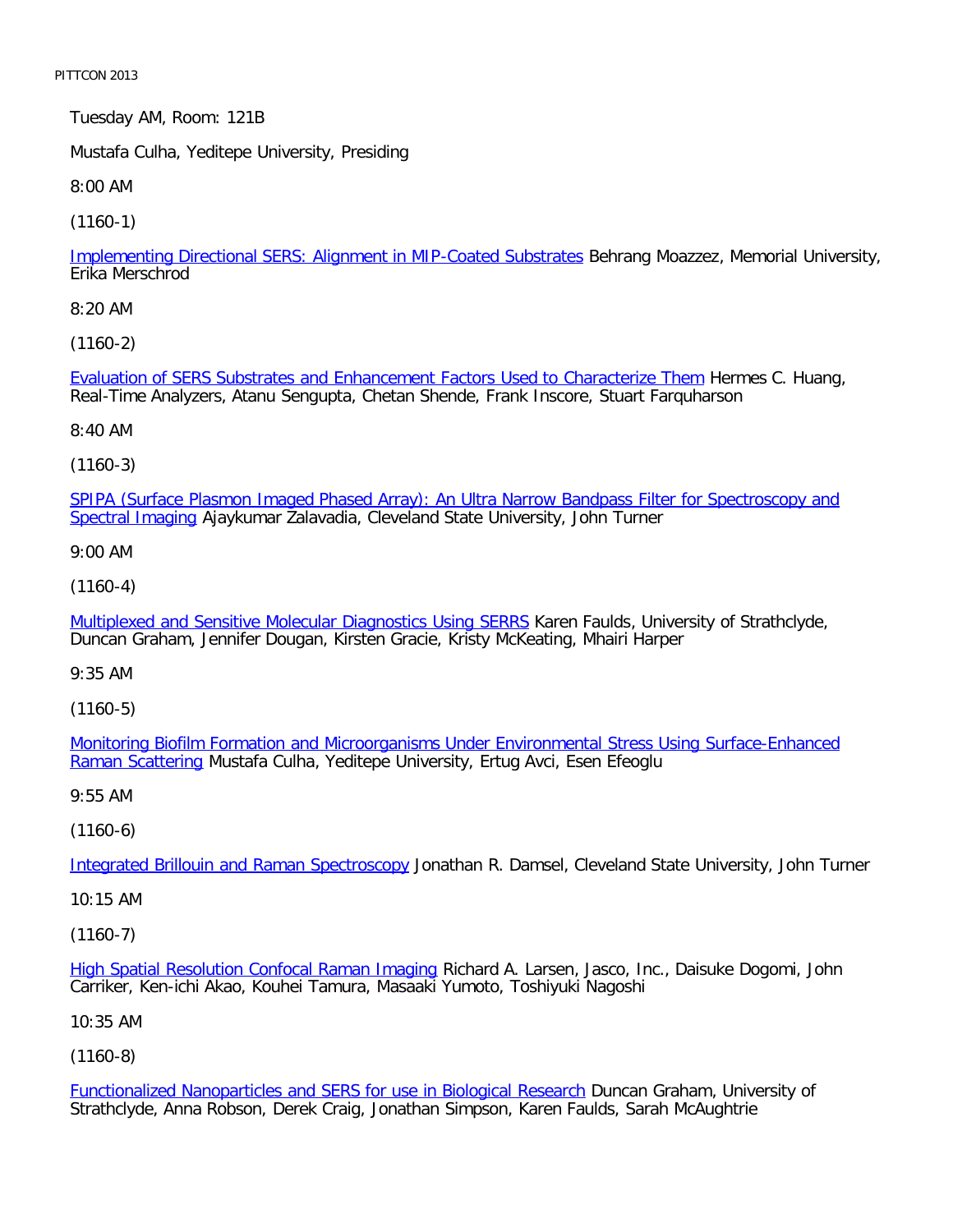Tuesday AM, Room: 121B

Mustafa Culha, Yeditepe University, Presiding

8:00 AM

(1160-1)

Implementing Directional SERS: Alignment in MIP-Coated Substrates Behrang Moazzez, Memorial University, Erika Merschrod

8:20 AM

(1160-2)

Evaluation of SERS Substrates and Enhancement Factors Used to Characterize Them Hermes C. Huang, Real-Time Analyzers, Atanu Sengupta, Chetan Shende, Frank Inscore, Stuart Farquharson

8:40 AM

(1160-3)

SPIPA (Surface Plasmon Imaged Phased Array): An Ultra Narrow Bandpass Filter for Spectroscopy and Spectral Imaging Ajaykumar Zalavadia, Cleveland State University, John Turner

9:00 AM

(1160-4)

Multiplexed and Sensitive Molecular Diagnostics Using SERRS Karen Faulds, University of Strathclyde, Duncan Graham, Jennifer Dougan, Kirsten Gracie, Kristy McKeating, Mhairi Harper

9:35 AM

(1160-5)

Monitoring Biofilm Formation and Microorganisms Under Environmental Stress Using Surface-Enhanced Raman Scattering Mustafa Culha, Yeditepe University, Ertug Avci, Esen Efeoglu

9:55 AM

(1160-6)

Integrated Brillouin and Raman Spectroscopy Jonathan R. Damsel, Cleveland State University, John Turner

10:15 AM

(1160-7)

High Spatial Resolution Confocal Raman Imaging Richard A. Larsen, Jasco, Inc., Daisuke Dogomi, John Carriker, Ken-ichi Akao, Kouhei Tamura, Masaaki Yumoto, Toshiyuki Nagoshi

10:35 AM

(1160-8)

Functionalized Nanoparticles and SERS for use in Biological Research Duncan Graham, University of Strathclyde, Anna Robson, Derek Craig, Jonathan Simpson, Karen Faulds, Sarah McAughtrie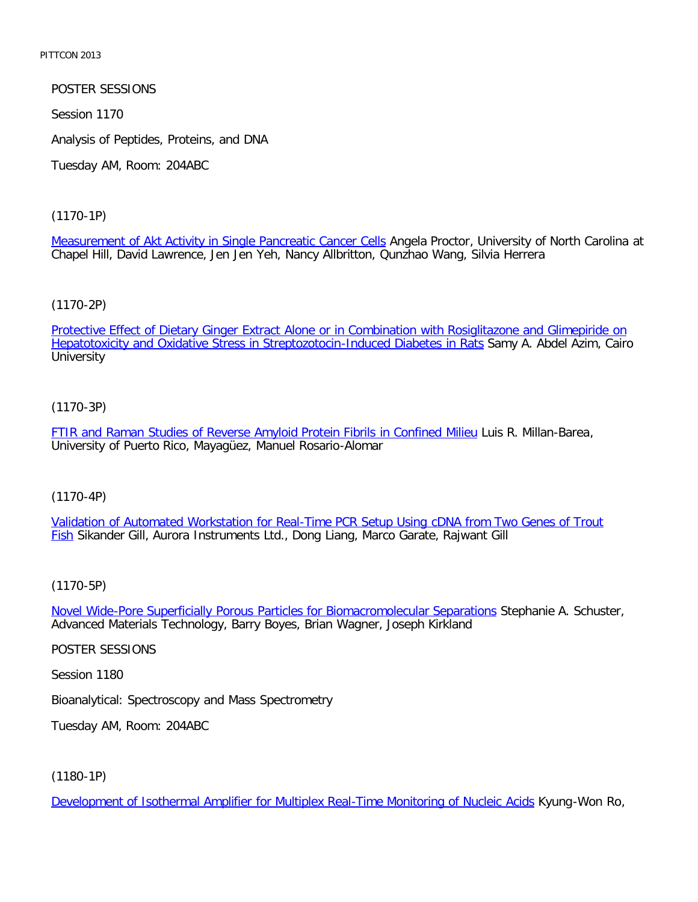POSTER SESSIONS

Session 1170

Analysis of Peptides, Proteins, and DNA

Tuesday AM, Room: 204ABC

(1170-1P)

Measurement of Akt Activity in Single Pancreatic Cancer Cells Angela Proctor, University of North Carolina at Chapel Hill, David Lawrence, Jen Jen Yeh, Nancy Allbritton, Qunzhao Wang, Silvia Herrera

(1170-2P)

Protective Effect of Dietary Ginger Extract Alone or in Combination with Rosiglitazone and Glimepiride on Hepatotoxicity and Oxidative Stress in Streptozotocin-Induced Diabetes in Rats Samy A. Abdel Azim, Cairo University

(1170-3P)

FTIR and Raman Studies of Reverse Amyloid Protein Fibrils in Confined Milieu Luis R. Millan-Barea, University of Puerto Rico, Mayagüez, Manuel Rosario-Alomar

(1170-4P)

Validation of Automated Workstation for Real-Time PCR Setup Using cDNA from Two Genes of Trout Fish Sikander Gill, Aurora Instruments Ltd., Dong Liang, Marco Garate, Rajwant Gill

(1170-5P)

Novel Wide-Pore Superficially Porous Particles for Biomacromolecular Separations Stephanie A. Schuster, Advanced Materials Technology, Barry Boyes, Brian Wagner, Joseph Kirkland

POSTER SESSIONS

Session 1180

Bioanalytical: Spectroscopy and Mass Spectrometry

Tuesday AM, Room: 204ABC

(1180-1P)

Development of Isothermal Amplifier for Multiplex Real-Time Monitoring of Nucleic Acids Kyung-Won Ro,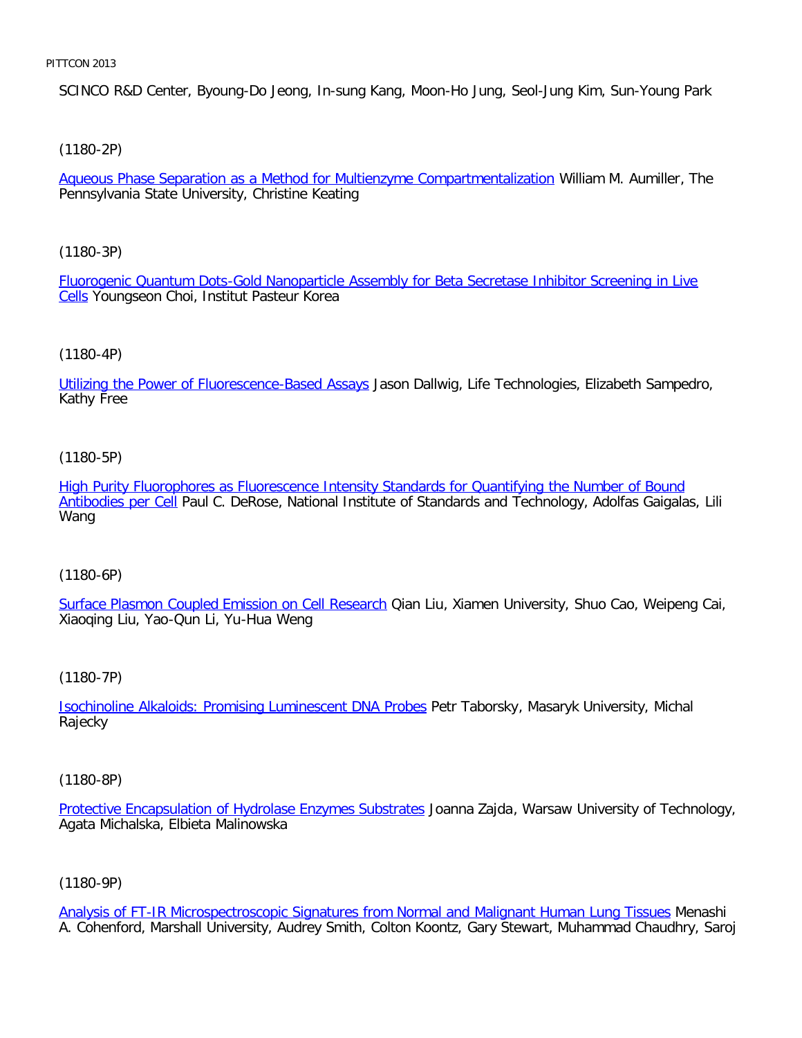SCINCO R&D Center, Byoung-Do Jeong, In-sung Kang, Moon-Ho Jung, Seol-Jung Kim, Sun-Young Park

(1180-2P)

Aqueous Phase Separation as a Method for Multienzyme Compartmentalization William M. Aumiller, The Pennsylvania State University, Christine Keating

(1180-3P)

Fluorogenic Quantum Dots-Gold Nanoparticle Assembly for Beta Secretase Inhibitor Screening in Live Cells Youngseon Choi, Institut Pasteur Korea

(1180-4P)

Utilizing the Power of Fluorescence-Based Assays Jason Dallwig, Life Technologies, Elizabeth Sampedro, Kathy Free

(1180-5P)

High Purity Fluorophores as Fluorescence Intensity Standards for Quantifying the Number of Bound Antibodies per Cell Paul C. DeRose, National Institute of Standards and Technology, Adolfas Gaigalas, Lili Wang

(1180-6P)

Surface Plasmon Coupled Emission on Cell Research Qian Liu, Xiamen University, Shuo Cao, Weipeng Cai, Xiaoqing Liu, Yao-Qun Li, Yu-Hua Weng

(1180-7P)

Isochinoline Alkaloids: Promising Luminescent DNA Probes Petr Taborsky, Masaryk University, Michal Rajecky

(1180-8P)

Protective Encapsulation of Hydrolase Enzymes Substrates Joanna Zajda, Warsaw University of Technology, Agata Michalska, Elbieta Malinowska

(1180-9P)

Analysis of FT-IR Microspectroscopic Signatures from Normal and Malignant Human Lung Tissues Menashi A. Cohenford, Marshall University, Audrey Smith, Colton Koontz, Gary Stewart, Muhammad Chaudhry, Saroj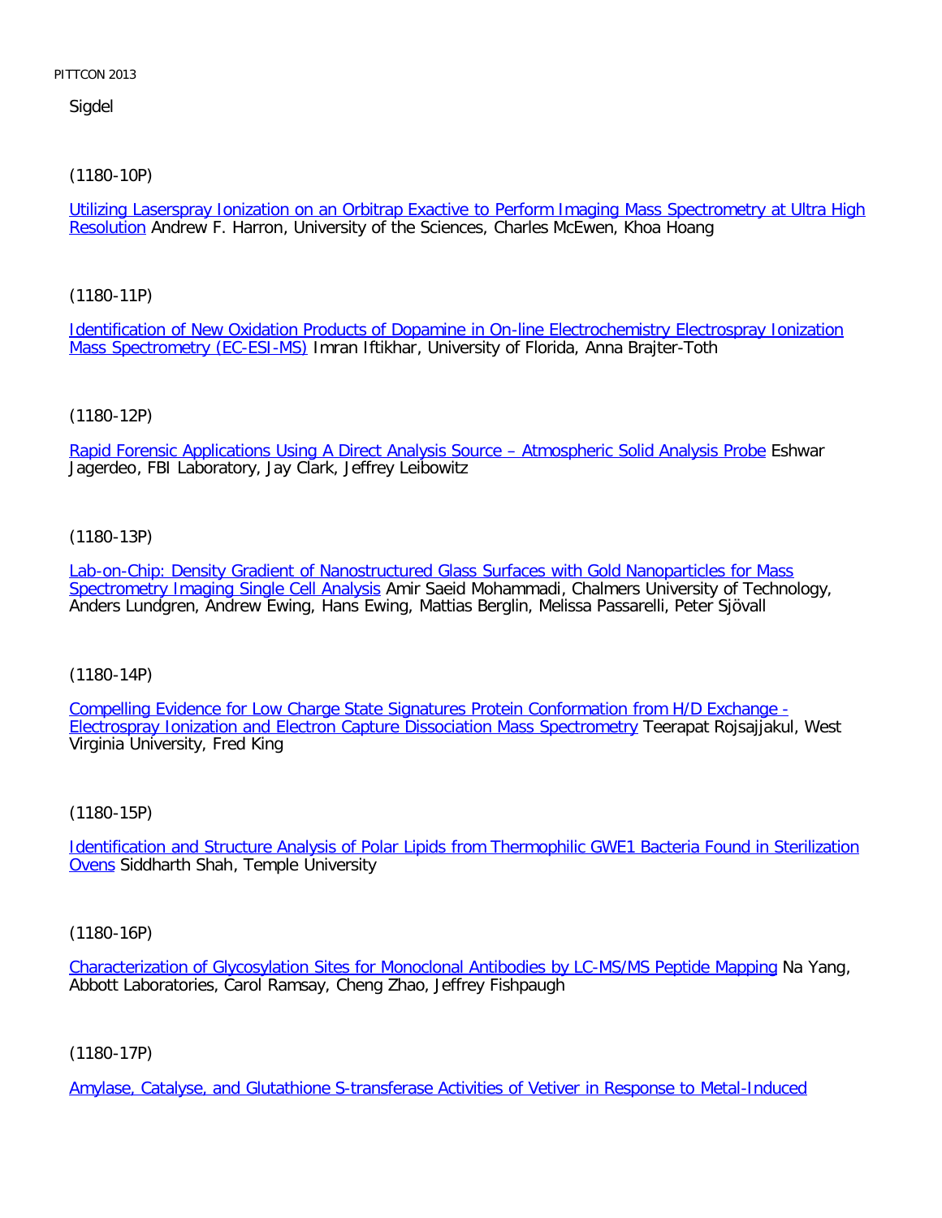Sigdel

(1180-10P)

Utilizing Laserspray Ionization on an Orbitrap Exactive to Perform Imaging Mass Spectrometry at Ultra High Resolution Andrew F. Harron, University of the Sciences, Charles McEwen, Khoa Hoang

(1180-11P)

Identification of New Oxidation Products of Dopamine in On-line Electrochemistry Electrospray Ionization Mass Spectrometry (EC-ESI-MS) Imran Iftikhar, University of Florida, Anna Brajter-Toth

(1180-12P)

Rapid Forensic Applications Using A Direct Analysis Source – Atmospheric Solid Analysis Probe Eshwar Jagerdeo, FBI Laboratory, Jay Clark, Jeffrey Leibowitz

(1180-13P)

Lab-on-Chip: Density Gradient of Nanostructured Glass Surfaces with Gold Nanoparticles for Mass Spectrometry Imaging Single Cell Analysis Amir Saeid Mohammadi, Chalmers University of Technology, Anders Lundgren, Andrew Ewing, Hans Ewing, Mattias Berglin, Melissa Passarelli, Peter Sjövall

(1180-14P)

Compelling Evidence for Low Charge State Signatures Protein Conformation from H/D Exchange - Electrospray Ionization and Electron Capture Dissociation Mass Spectrometry Teerapat Rojsajjakul, West Virginia University, Fred King

(1180-15P)

Identification and Structure Analysis of Polar Lipids from Thermophilic GWE1 Bacteria Found in Sterilization Ovens Siddharth Shah, Temple University

(1180-16P)

Characterization of Glycosylation Sites for Monoclonal Antibodies by LC-MS/MS Peptide Mapping Na Yang, Abbott Laboratories, Carol Ramsay, Cheng Zhao, Jeffrey Fishpaugh

(1180-17P)

Amylase, Catalyse, and Glutathione S-transferase Activities of Vetiver in Response to Metal-Induced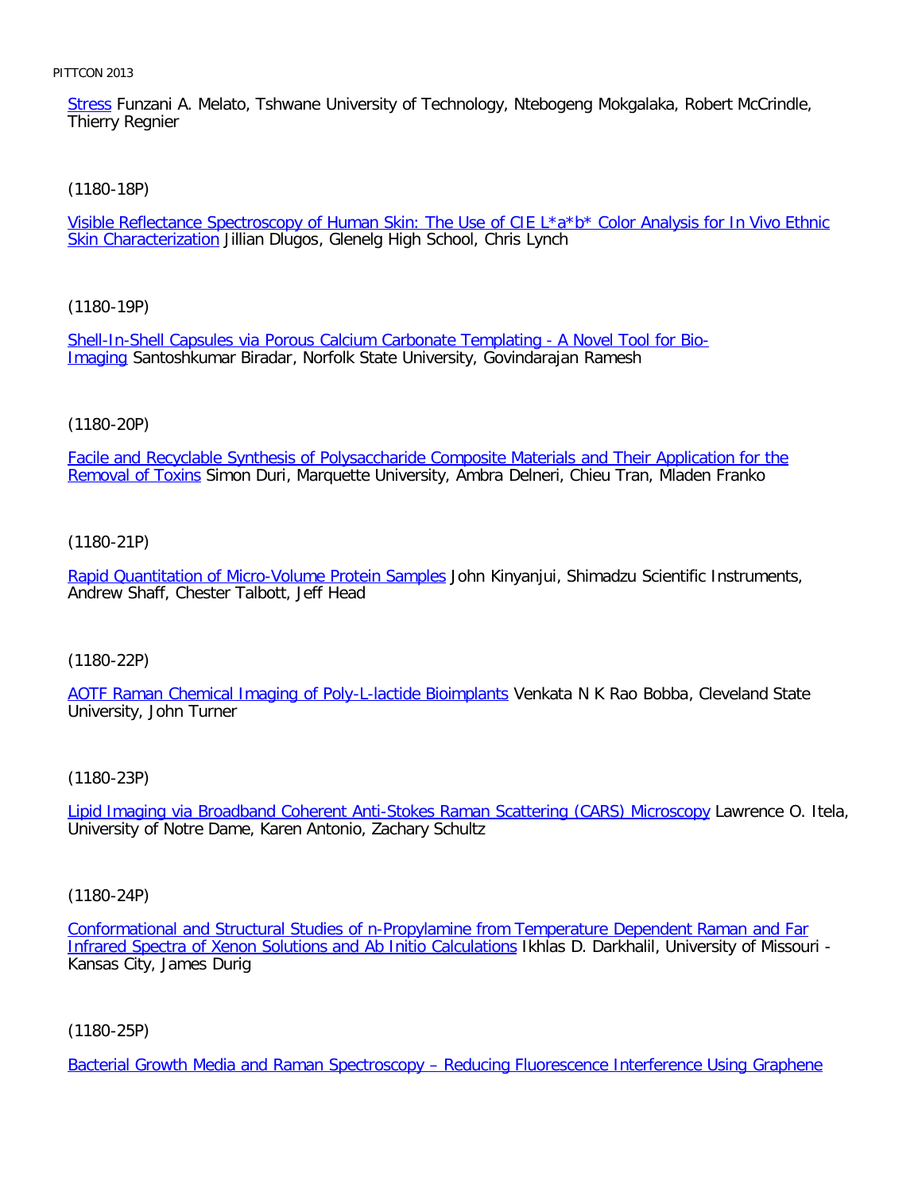Stress Funzani A. Melato, Tshwane University of Technology, Ntebogeng Mokgalaka, Robert McCrindle, Thierry Regnier

(1180-18P)

Visible Reflectance Spectroscopy of Human Skin: The Use of CIE L*a*b* Color Analysis for In Vivo Ethnic Skin Characterization Jillian Dlugos, Glenelg High School, Chris Lynch

(1180-19P)

Shell-In-Shell Capsules via Porous Calcium Carbonate Templating - A Novel Tool for Bio-Imaging Santoshkumar Biradar, Norfolk State University, Govindarajan Ramesh

(1180-20P)

Facile and Recyclable Synthesis of Polysaccharide Composite Materials and Their Application for the Removal of Toxins Simon Duri, Marquette University, Ambra Delneri, Chieu Tran, Mladen Franko

(1180-21P)

Rapid Quantitation of Micro-Volume Protein Samples John Kinyanjui, Shimadzu Scientific Instruments, Andrew Shaff, Chester Talbott, Jeff Head

(1180-22P)

AOTF Raman Chemical Imaging of Poly-L-lactide Bioimplants Venkata N K Rao Bobba, Cleveland State University, John Turner

(1180-23P)

Lipid Imaging via Broadband Coherent Anti-Stokes Raman Scattering (CARS) Microscopy Lawrence O. Itela, University of Notre Dame, Karen Antonio, Zachary Schultz

(1180-24P)

Conformational and Structural Studies of n-Propylamine from Temperature Dependent Raman and Far Infrared Spectra of Xenon Solutions and Ab Initio Calculations Ikhlas D. Darkhalil, University of Missouri - Kansas City, James Durig

(1180-25P)

Bacterial Growth Media and Raman Spectroscopy – Reducing Fluorescence Interference Using Graphene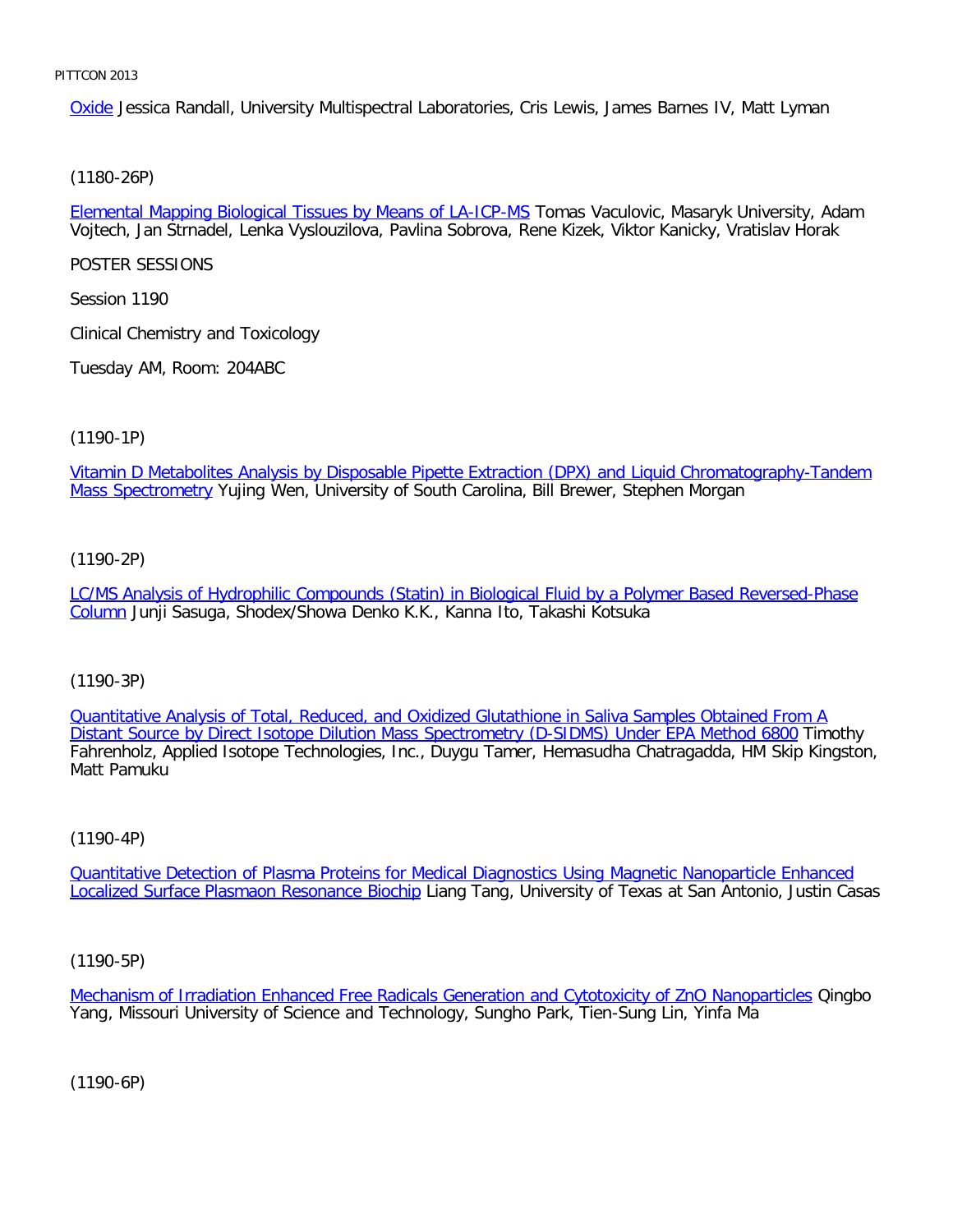Oxide Jessica Randall, University Multispectral Laboratories, Cris Lewis, James Barnes IV, Matt Lyman

(1180-26P)

Elemental Mapping Biological Tissues by Means of LA-ICP-MS Tomas Vaculovic, Masaryk University, Adam Vojtech, Jan Strnadel, Lenka Vyslouzilova, Pavlina Sobrova, Rene Kizek, Viktor Kanicky, Vratislav Horak

POSTER SESSIONS

Session 1190

Clinical Chemistry and Toxicology

Tuesday AM, Room: 204ABC

(1190-1P)

Vitamin D Metabolites Analysis by Disposable Pipette Extraction (DPX) and Liquid Chromatography-Tandem Mass Spectrometry Yujing Wen, University of South Carolina, Bill Brewer, Stephen Morgan

(1190-2P)

LC/MS Analysis of Hydrophilic Compounds (Statin) in Biological Fluid by a Polymer Based Reversed-Phase Column Junji Sasuga, Shodex/Showa Denko K.K., Kanna Ito, Takashi Kotsuka

(1190-3P)

Quantitative Analysis of Total, Reduced, and Oxidized Glutathione in Saliva Samples Obtained From A Distant Source by Direct Isotope Dilution Mass Spectrometry (D-SIDMS) Under EPA Method 6800 Timothy Fahrenholz, Applied Isotope Technologies, Inc., Duygu Tamer, Hemasudha Chatragadda, HM Skip Kingston, Matt Pamuku

(1190-4P)

Quantitative Detection of Plasma Proteins for Medical Diagnostics Using Magnetic Nanoparticle Enhanced Localized Surface Plasmaon Resonance Biochip Liang Tang, University of Texas at San Antonio, Justin Casas

(1190-5P)

Mechanism of Irradiation Enhanced Free Radicals Generation and Cytotoxicity of ZnO Nanoparticles Qingbo Yang, Missouri University of Science and Technology, Sungho Park, Tien-Sung Lin, Yinfa Ma

(1190-6P)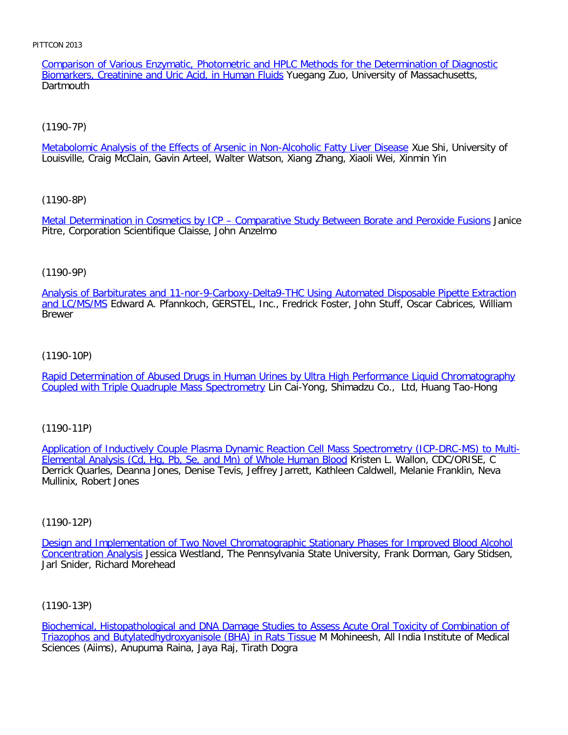Comparison of Various Enzymatic, Photometric and HPLC Methods for the Determination of Diagnostic Biomarkers, Creatinine and Uric Acid, in Human Fluids Yuegang Zuo, University of Massachusetts, Dartmouth

(1190-7P)

Metabolomic Analysis of the Effects of Arsenic in Non-Alcoholic Fatty Liver Disease Xue Shi, University of Louisville, Craig McClain, Gavin Arteel, Walter Watson, Xiang Zhang, Xiaoli Wei, Xinmin Yin

(1190-8P)

Metal Determination in Cosmetics by ICP – Comparative Study Between Borate and Peroxide Fusions Janice Pitre, Corporation Scientifique Claisse, John Anzelmo

(1190-9P)

Analysis of Barbiturates and 11-nor-9-Carboxy-Delta9-THC Using Automated Disposable Pipette Extraction and LC/MS/MS Edward A. Pfannkoch, GERSTEL, Inc., Fredrick Foster, John Stuff, Oscar Cabrices, William Brewer

(1190-10P)

Rapid Determination of Abused Drugs in Human Urines by Ultra High Performance Liquid Chromatography Coupled with Triple Quadruple Mass Spectrometry Lin Cai-Yong, Shimadzu Co., Ltd, Huang Tao-Hong

(1190-11P)

Application of Inductively Couple Plasma Dynamic Reaction Cell Mass Spectrometry (ICP-DRC-MS) to Multi-Elemental Analysis (Cd, Hg, Pb, Se, and Mn) of Whole Human Blood Kristen L. Wallon, CDC/ORISE, C Derrick Quarles, Deanna Jones, Denise Tevis, Jeffrey Jarrett, Kathleen Caldwell, Melanie Franklin, Neva Mullinix, Robert Jones

(1190-12P)

Design and Implementation of Two Novel Chromatographic Stationary Phases for Improved Blood Alcohol Concentration Analysis Jessica Westland, The Pennsylvania State University, Frank Dorman, Gary Stidsen, Jarl Snider, Richard Morehead

(1190-13P)

Biochemical, Histopathological and DNA Damage Studies to Assess Acute Oral Toxicity of Combination of Triazophos and Butylatedhydroxyanisole (BHA) in Rats Tissue M Mohineesh, All India Institute of Medical Sciences (Aiims), Anupuma Raina, Jaya Raj, Tirath Dogra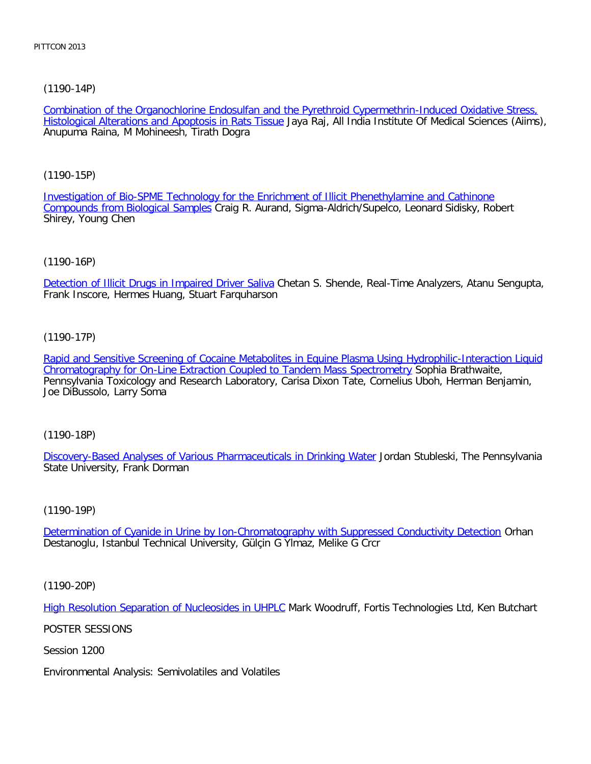(1190-14P)

Combination of the Organochlorine Endosulfan and the Pyrethroid Cypermethrin-Induced Oxidative Stress, Histological Alterations and Apoptosis in Rats Tissue Jaya Raj, All India Institute Of Medical Sciences (Aiims), Anupuma Raina, M Mohineesh, Tirath Dogra

(1190-15P)

Investigation of Bio-SPME Technology for the Enrichment of Illicit Phenethylamine and Cathinone Compounds from Biological Samples Craig R. Aurand, Sigma-Aldrich/Supelco, Leonard Sidisky, Robert Shirey, Young Chen

(1190-16P)

Detection of Illicit Drugs in Impaired Driver Saliva Chetan S. Shende, Real-Time Analyzers, Atanu Sengupta, Frank Inscore, Hermes Huang, Stuart Farquharson

(1190-17P)

Rapid and Sensitive Screening of Cocaine Metabolites in Equine Plasma Using Hydrophilic-Interaction Liquid Chromatography for On-Line Extraction Coupled to Tandem Mass Spectrometry Sophia Brathwaite, Pennsylvania Toxicology and Research Laboratory, Carisa Dixon Tate, Cornelius Uboh, Herman Benjamin, Joe DiBussolo, Larry Soma

(1190-18P)

Discovery-Based Analyses of Various Pharmaceuticals in Drinking Water Jordan Stubleski, The Pennsylvania State University, Frank Dorman

(1190-19P)

Determination of Cyanide in Urine by Ion-Chromatography with Suppressed Conductivity Detection Orhan Destanoglu, Istanbul Technical University, Gülçin G Ylmaz, Melike G Crcr

(1190-20P)

High Resolution Separation of Nucleosides in UHPLC Mark Woodruff, Fortis Technologies Ltd, Ken Butchart

POSTER SESSIONS

Session 1200

Environmental Analysis: Semivolatiles and Volatiles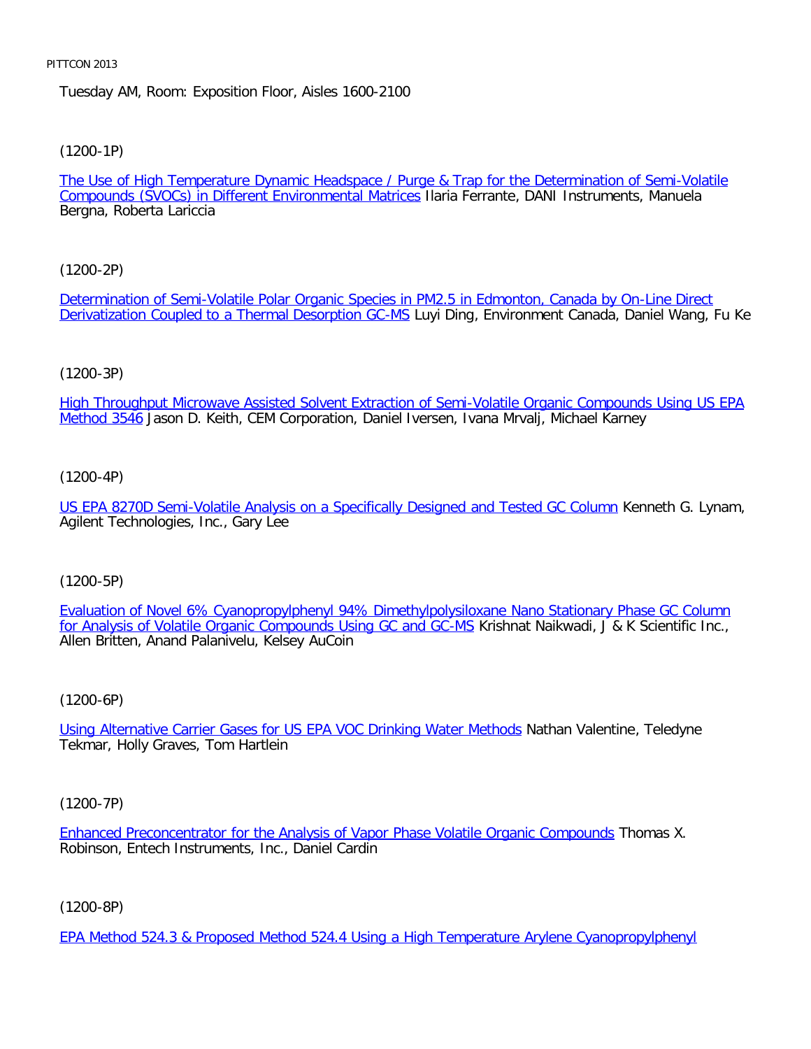Tuesday AM, Room: Exposition Floor, Aisles 1600-2100

(1200-1P)

The Use of High Temperature Dynamic Headspace / Purge & Trap for the Determination of Semi-Volatile Compounds (SVOCs) in Different Environmental Matrices Ilaria Ferrante, DANI Instruments, Manuela Bergna, Roberta Lariccia

(1200-2P)

Determination of Semi-Volatile Polar Organic Species in PM2.5 in Edmonton, Canada by On-Line Direct Derivatization Coupled to a Thermal Desorption GC-MS Luyi Ding, Environment Canada, Daniel Wang, Fu Ke

(1200-3P)

High Throughput Microwave Assisted Solvent Extraction of Semi-Volatile Organic Compounds Using US EPA Method 3546 Jason D. Keith, CEM Corporation, Daniel Iversen, Ivana Mrvalj, Michael Karney

(1200-4P)

US EPA 8270D Semi-Volatile Analysis on a Specifically Designed and Tested GC Column Kenneth G. Lynam, Agilent Technologies, Inc., Gary Lee

(1200-5P)

Evaluation of Novel 6% Cyanopropylphenyl 94% Dimethylpolysiloxane Nano Stationary Phase GC Column for Analysis of Volatile Organic Compounds Using GC and GC-MS Krishnat Naikwadi, J & K Scientific Inc., Allen Britten, Anand Palanivelu, Kelsey AuCoin

(1200-6P)

Using Alternative Carrier Gases for US EPA VOC Drinking Water Methods Nathan Valentine, Teledyne Tekmar, Holly Graves, Tom Hartlein

(1200-7P)

Enhanced Preconcentrator for the Analysis of Vapor Phase Volatile Organic Compounds Thomas X. Robinson, Entech Instruments, Inc., Daniel Cardin

(1200-8P)

EPA Method 524.3 & Proposed Method 524.4 Using a High Temperature Arylene Cyanopropylphenyl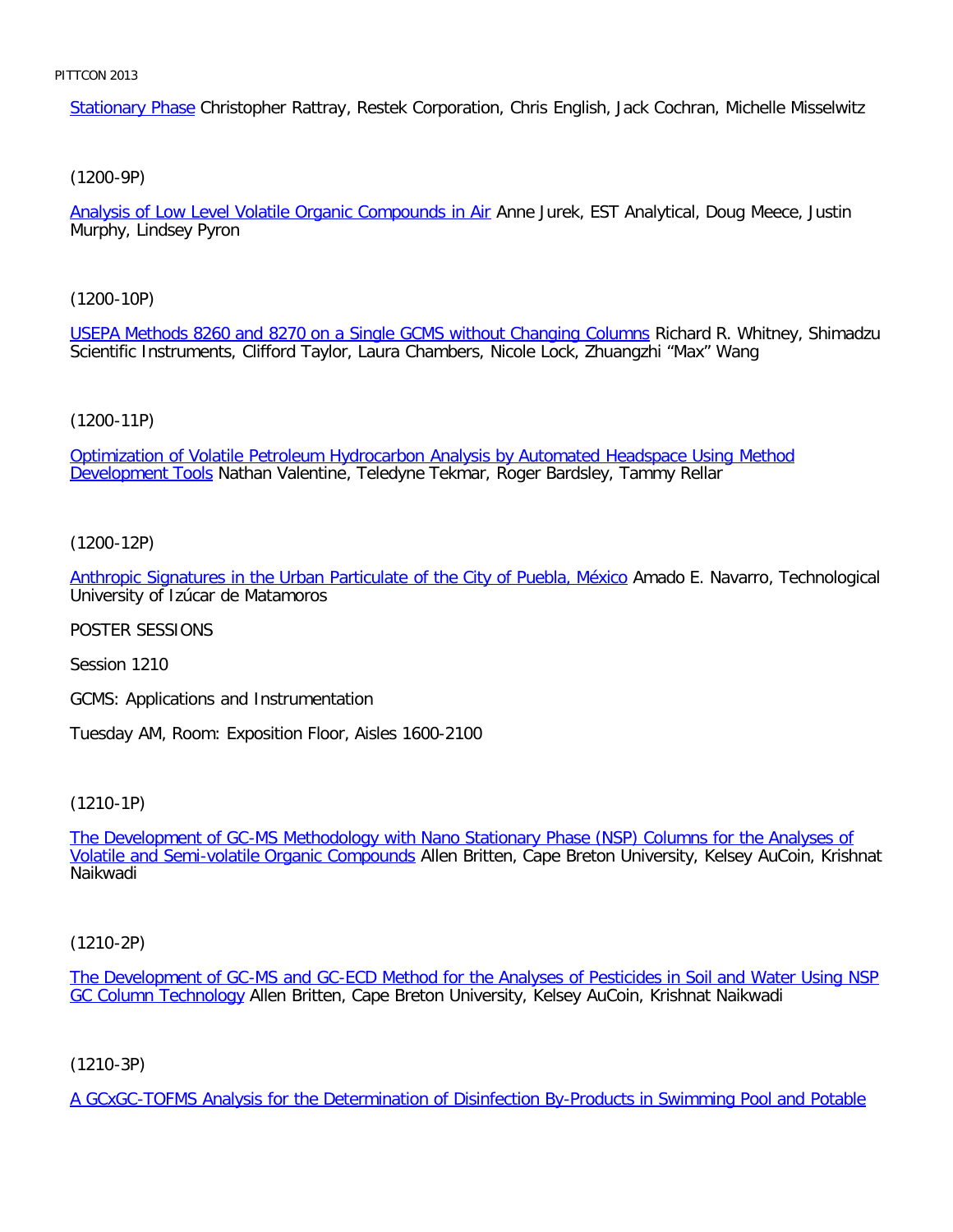Stationary Phase Christopher Rattray, Restek Corporation, Chris English, Jack Cochran, Michelle Misselwitz

(1200-9P)

Analysis of Low Level Volatile Organic Compounds in Air Anne Jurek, EST Analytical, Doug Meece, Justin Murphy, Lindsey Pyron

(1200-10P)

USEPA Methods 8260 and 8270 on a Single GCMS without Changing Columns Richard R. Whitney, Shimadzu Scientific Instruments, Clifford Taylor, Laura Chambers, Nicole Lock, Zhuangzhi “Max” Wang

(1200-11P)

Optimization of Volatile Petroleum Hydrocarbon Analysis by Automated Headspace Using Method Development Tools Nathan Valentine, Teledyne Tekmar, Roger Bardsley, Tammy Rellar

(1200-12P)

Anthropic Signatures in the Urban Particulate of the City of Puebla, México Amado E. Navarro, Technological University of Izúcar de Matamoros

POSTER SESSIONS

Session 1210

GCMS: Applications and Instrumentation

Tuesday AM, Room: Exposition Floor, Aisles 1600-2100

(1210-1P)

The Development of GC-MS Methodology with Nano Stationary Phase (NSP) Columns for the Analyses of Volatile and Semi-volatile Organic Compounds Allen Britten, Cape Breton University, Kelsey AuCoin, Krishnat Naikwadi

(1210-2P)

The Development of GC-MS and GC-ECD Method for the Analyses of Pesticides in Soil and Water Using NSP GC Column Technology Allen Britten, Cape Breton University, Kelsey AuCoin, Krishnat Naikwadi

(1210-3P)

A GCxGC-TOFMS Analysis for the Determination of Disinfection By-Products in Swimming Pool and Potable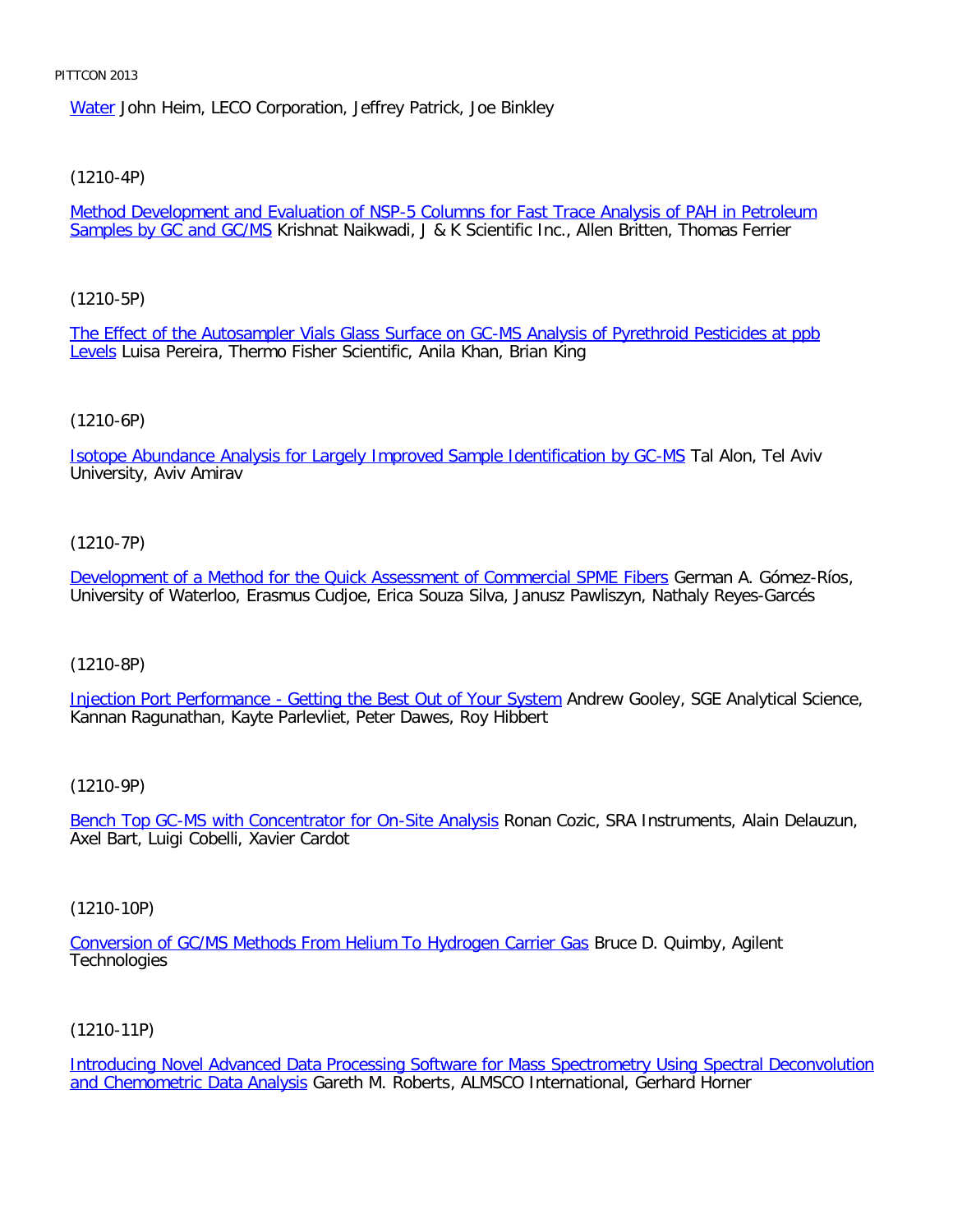Water John Heim, LECO Corporation, Jeffrey Patrick, Joe Binkley

(1210-4P)

Method Development and Evaluation of NSP-5 Columns for Fast Trace Analysis of PAH in Petroleum Samples by GC and GC/MS Krishnat Naikwadi, J & K Scientific Inc., Allen Britten, Thomas Ferrier

(1210-5P)

The Effect of the Autosampler Vials Glass Surface on GC-MS Analysis of Pyrethroid Pesticides at ppb Levels Luisa Pereira, Thermo Fisher Scientific, Anila Khan, Brian King

(1210-6P)

Isotope Abundance Analysis for Largely Improved Sample Identification by GC-MS Tal Alon, Tel Aviv University, Aviv Amirav

(1210-7P)

Development of a Method for the Quick Assessment of Commercial SPME Fibers German A. Gómez-Ríos, University of Waterloo, Erasmus Cudjoe, Erica Souza Silva, Janusz Pawliszyn, Nathaly Reyes-Garcés

(1210-8P)

Injection Port Performance - Getting the Best Out of Your System Andrew Gooley, SGE Analytical Science, Kannan Ragunathan, Kayte Parlevliet, Peter Dawes, Roy Hibbert

(1210-9P)

Bench Top GC-MS with Concentrator for On-Site Analysis Ronan Cozic, SRA Instruments, Alain Delauzun, Axel Bart, Luigi Cobelli, Xavier Cardot

(1210-10P)

Conversion of GC/MS Methods From Helium To Hydrogen Carrier Gas Bruce D. Quimby, Agilent Technologies

(1210-11P)

Introducing Novel Advanced Data Processing Software for Mass Spectrometry Using Spectral Deconvolution and Chemometric Data Analysis Gareth M. Roberts, ALMSCO International, Gerhard Horner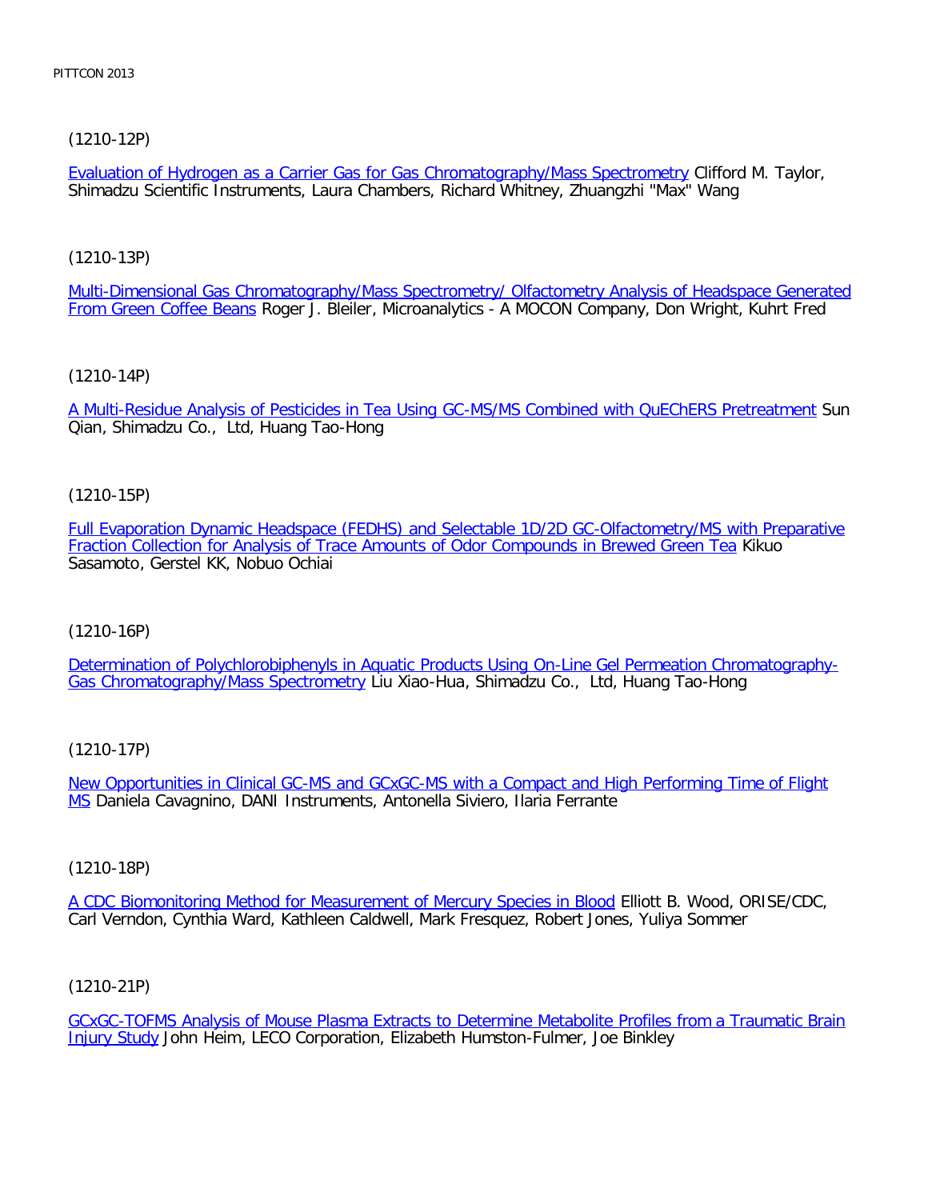(1210-12P)

Evaluation of Hydrogen as a Carrier Gas for Gas Chromatography/Mass Spectrometry Clifford M. Taylor, Shimadzu Scientific Instruments, Laura Chambers, Richard Whitney, Zhuangzhi "Max" Wang

(1210-13P)

Multi-Dimensional Gas Chromatography/Mass Spectrometry/ Olfactometry Analysis of Headspace Generated From Green Coffee Beans Roger J. Bleiler, Microanalytics - A MOCON Company, Don Wright, Kuhrt Fred

(1210-14P)

A Multi-Residue Analysis of Pesticides in Tea Using GC-MS/MS Combined with QuEChERS Pretreatment Sun Qian, Shimadzu Co., Ltd, Huang Tao-Hong

(1210-15P)

Full Evaporation Dynamic Headspace (FEDHS) and Selectable 1D/2D GC-Olfactometry/MS with Preparative Fraction Collection for Analysis of Trace Amounts of Odor Compounds in Brewed Green Tea Kikuo Sasamoto, Gerstel KK, Nobuo Ochiai

(1210-16P)

Determination of Polychlorobiphenyls in Aquatic Products Using On-Line Gel Permeation Chromatography-Gas Chromatography/Mass Spectrometry Liu Xiao-Hua, Shimadzu Co., Ltd, Huang Tao-Hong

(1210-17P)

New Opportunities in Clinical GC-MS and GCxGC-MS with a Compact and High Performing Time of Flight MS Daniela Cavagnino, DANI Instruments, Antonella Siviero, Ilaria Ferrante

(1210-18P)

A CDC Biomonitoring Method for Measurement of Mercury Species in Blood Elliott B. Wood, ORISE/CDC, Carl Verndon, Cynthia Ward, Kathleen Caldwell, Mark Fresquez, Robert Jones, Yuliya Sommer

(1210-21P)

GCxGC-TOFMS Analysis of Mouse Plasma Extracts to Determine Metabolite Profiles from a Traumatic Brain Injury Study John Heim, LECO Corporation, Elizabeth Humston-Fulmer, Joe Binkley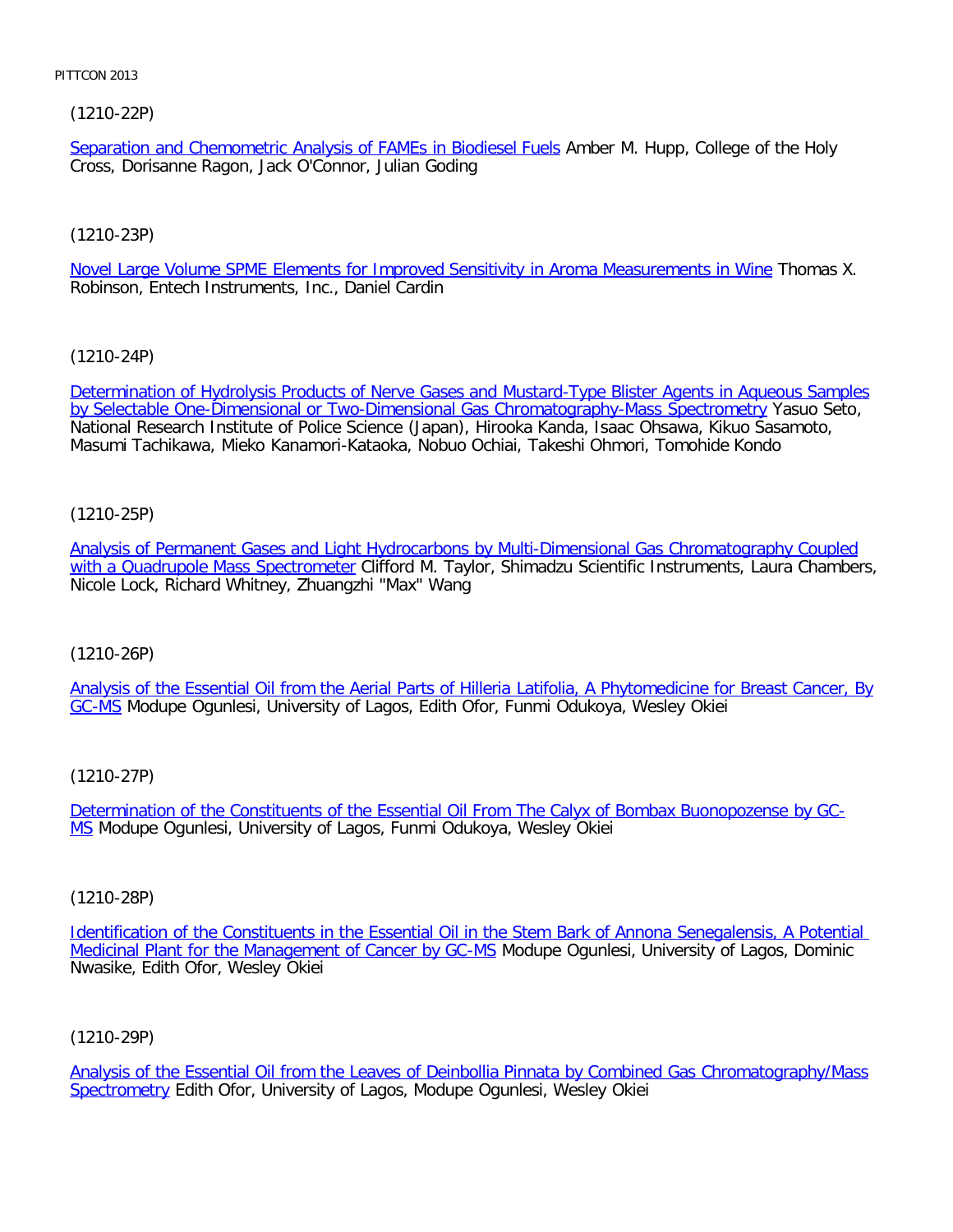(1210-22P)

Separation and Chemometric Analysis of FAMEs in Biodiesel Fuels Amber M. Hupp, College of the Holy Cross, Dorisanne Ragon, Jack O'Connor, Julian Goding

(1210-23P)

Novel Large Volume SPME Elements for Improved Sensitivity in Aroma Measurements in Wine Thomas X. Robinson, Entech Instruments, Inc., Daniel Cardin

(1210-24P)

Determination of Hydrolysis Products of Nerve Gases and Mustard-Type Blister Agents in Aqueous Samples by Selectable One-Dimensional or Two-Dimensional Gas Chromatography-Mass Spectrometry Yasuo Seto, National Research Institute of Police Science (Japan), Hirooka Kanda, Isaac Ohsawa, Kikuo Sasamoto, Masumi Tachikawa, Mieko Kanamori-Kataoka, Nobuo Ochiai, Takeshi Ohmori, Tomohide Kondo

(1210-25P)

Analysis of Permanent Gases and Light Hydrocarbons by Multi-Dimensional Gas Chromatography Coupled with a Quadrupole Mass Spectrometer Clifford M. Taylor, Shimadzu Scientific Instruments, Laura Chambers, Nicole Lock, Richard Whitney, Zhuangzhi "Max" Wang

(1210-26P)

Analysis of the Essential Oil from the Aerial Parts of Hilleria Latifolia, A Phytomedicine for Breast Cancer, By GC-MS Modupe Ogunlesi, University of Lagos, Edith Ofor, Funmi Odukoya, Wesley Okiei

(1210-27P)

Determination of the Constituents of the Essential Oil From The Calyx of Bombax Buonopozense by GC-MS Modupe Ogunlesi, University of Lagos, Funmi Odukoya, Wesley Okiei

(1210-28P)

Identification of the Constituents in the Essential Oil in the Stem Bark of Annona Senegalensis, A Potential Medicinal Plant for the Management of Cancer by GC-MS Modupe Ogunlesi, University of Lagos, Dominic Nwasike, Edith Ofor, Wesley Okiei

(1210-29P)

Analysis of the Essential Oil from the Leaves of Deinbollia Pinnata by Combined Gas Chromatography/Mass Spectrometry Edith Ofor, University of Lagos, Modupe Ogunlesi, Wesley Okiei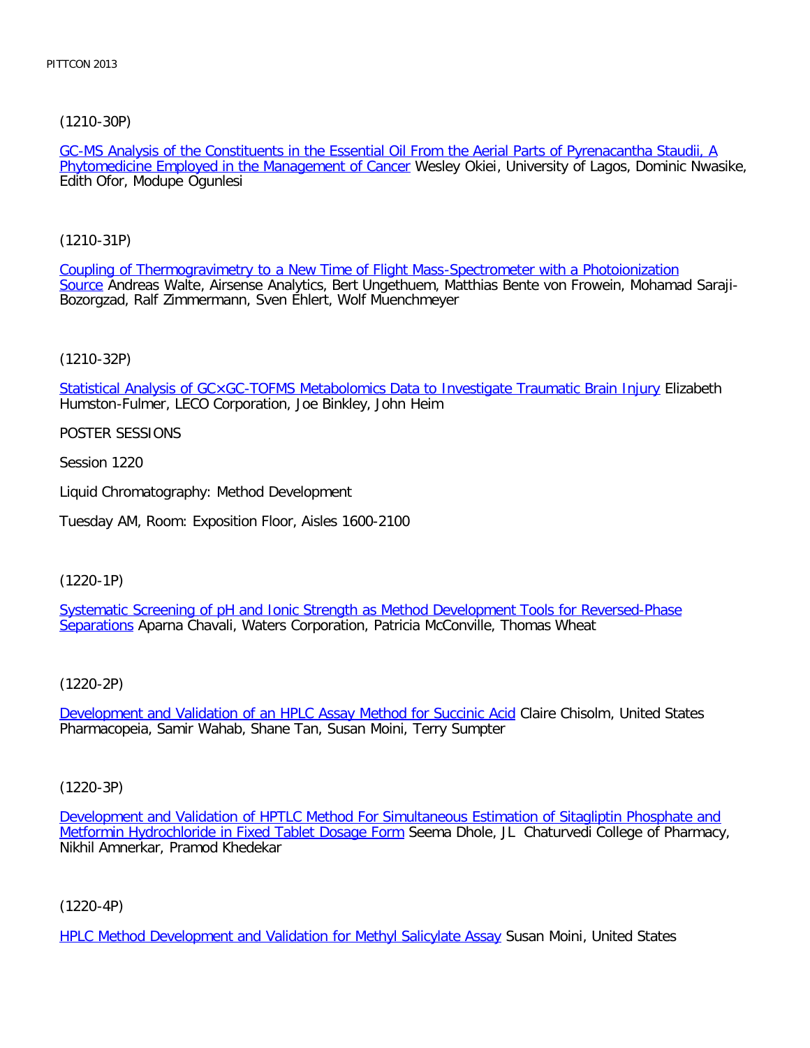(1210-30P)

GC-MS Analysis of the Constituents in the Essential Oil From the Aerial Parts of Pyrenacantha Staudii, A Phytomedicine Employed in the Management of Cancer Wesley Okiei, University of Lagos, Dominic Nwasike, Edith Ofor, Modupe Ogunlesi

(1210-31P)

Coupling of Thermogravimetry to a New Time of Flight Mass-Spectrometer with a Photoionization Source Andreas Walte, Airsense Analytics, Bert Ungethuem, Matthias Bente von Frowein, Mohamad Saraji-Bozorgzad, Ralf Zimmermann, Sven Ehlert, Wolf Muenchmeyer

(1210-32P)

Statistical Analysis of GC×GC-TOFMS Metabolomics Data to Investigate Traumatic Brain Injury Elizabeth Humston-Fulmer, LECO Corporation, Joe Binkley, John Heim

POSTER SESSIONS

Session 1220

Liquid Chromatography: Method Development

Tuesday AM, Room: Exposition Floor, Aisles 1600-2100

(1220-1P)

Systematic Screening of pH and Ionic Strength as Method Development Tools for Reversed-Phase Separations Aparna Chavali, Waters Corporation, Patricia McConville, Thomas Wheat

(1220-2P)

Development and Validation of an HPLC Assay Method for Succinic Acid Claire Chisolm, United States Pharmacopeia, Samir Wahab, Shane Tan, Susan Moini, Terry Sumpter

(1220-3P)

Development and Validation of HPTLC Method For Simultaneous Estimation of Sitagliptin Phosphate and Metformin Hydrochloride in Fixed Tablet Dosage Form Seema Dhole, JL Chaturvedi College of Pharmacy, Nikhil Amnerkar, Pramod Khedekar

(1220-4P)

HPLC Method Development and Validation for Methyl Salicylate Assay Susan Moini, United States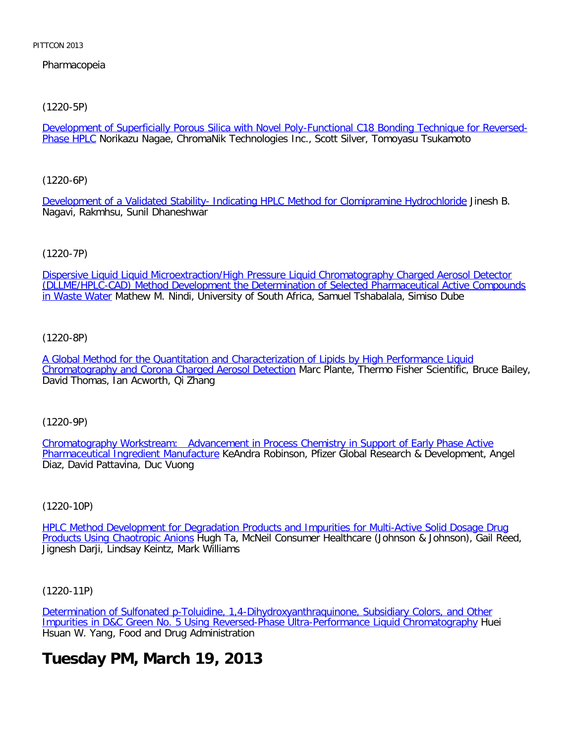Pharmacopeia

(1220-5P)

Development of Superficially Porous Silica with Novel Poly-Functional C18 Bonding Technique for Reversed-Phase HPLC Norikazu Nagae, ChromaNik Technologies Inc., Scott Silver, Tomoyasu Tsukamoto

(1220-6P)

Development of a Validated Stability- Indicating HPLC Method for Clomipramine Hydrochloride Jinesh B. Nagavi, Rakmhsu, Sunil Dhaneshwar

(1220-7P)

Dispersive Liquid Liquid Microextraction/High Pressure Liquid Chromatography Charged Aerosol Detector (DLLME/HPLC-CAD) Method Development the Determination of Selected Pharmaceutical Active Compounds in Waste Water Mathew M. Nindi, University of South Africa, Samuel Tshabalala, Simiso Dube

(1220-8P)

A Global Method for the Quantitation and Characterization of Lipids by High Performance Liquid Chromatography and Corona Charged Aerosol Detection Marc Plante, Thermo Fisher Scientific, Bruce Bailey, David Thomas, Ian Acworth, Qi Zhang

(1220-9P)

Chromatography Workstream: Advancement in Process Chemistry in Support of Early Phase Active Pharmaceutical Ingredient Manufacture KeAndra Robinson, Pfizer Global Research & Development, Angel Diaz, David Pattavina, Duc Vuong

(1220-10P)

HPLC Method Development for Degradation Products and Impurities for Multi-Active Solid Dosage Drug Products Using Chaotropic Anions Hugh Ta, McNeil Consumer Healthcare (Johnson & Johnson), Gail Reed, Jignesh Darji, Lindsay Keintz, Mark Williams

(1220-11P)

Determination of Sulfonated p-Toluidine, 1,4-Dihydroxyanthraquinone, Subsidiary Colors, and Other Impurities in D&C Green No. 5 Using Reversed-Phase Ultra-Performance Liquid Chromatography Huei Hsuan W. Yang, Food and Drug Administration

# Tuesday PM, March 19, 2013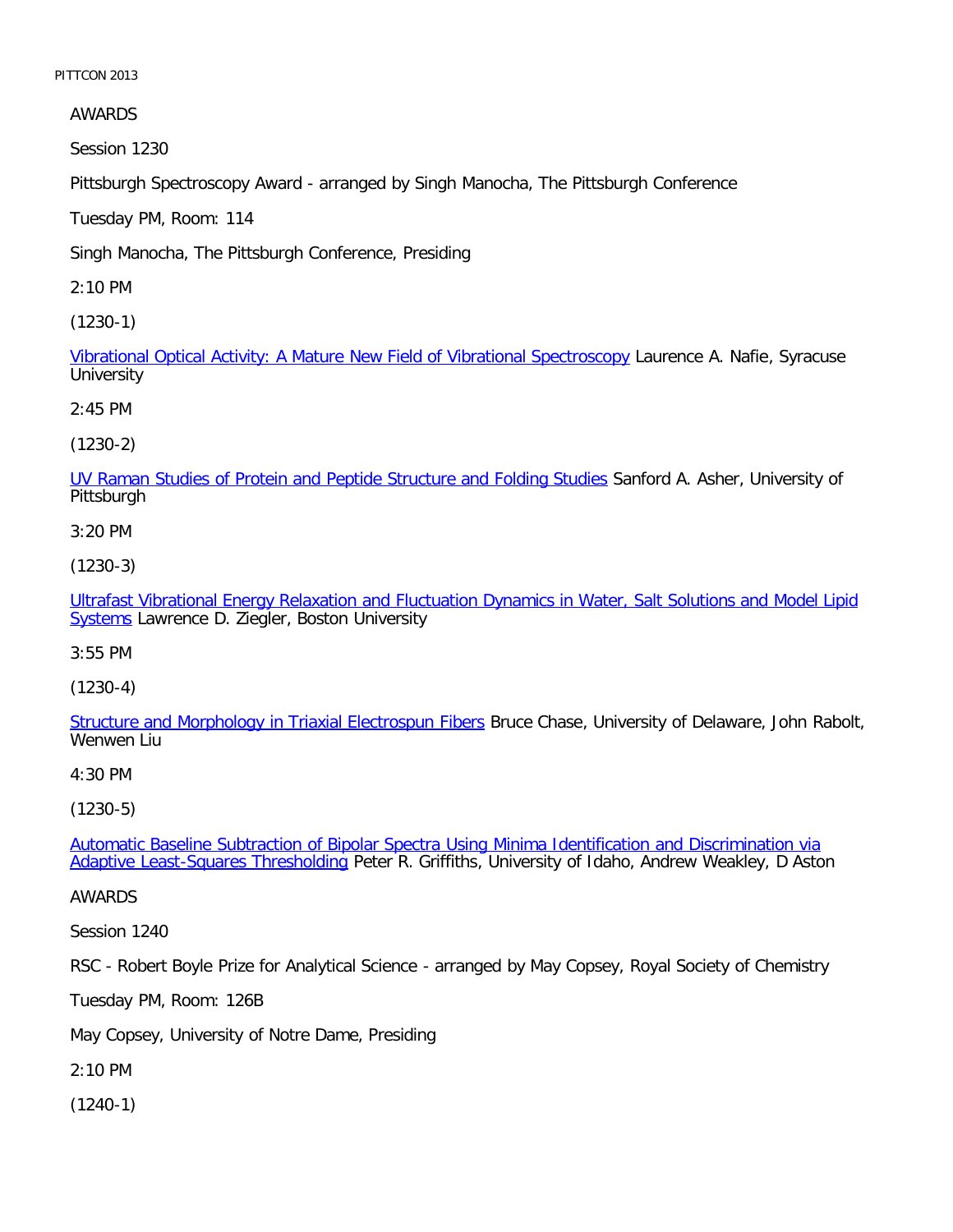AWARDS

Session 1230

Pittsburgh Spectroscopy Award - arranged by Singh Manocha, The Pittsburgh Conference

Tuesday PM, Room: 114

Singh Manocha, The Pittsburgh Conference, Presiding

2:10 PM

(1230-1)

Vibrational Optical Activity: A Mature New Field of Vibrational Spectroscopy Laurence A. Nafie, Syracuse University

2:45 PM

(1230-2)

UV Raman Studies of Protein and Peptide Structure and Folding Studies Sanford A. Asher, University of Pittsburgh

3:20 PM

(1230-3)

Ultrafast Vibrational Energy Relaxation and Fluctuation Dynamics in Water, Salt Solutions and Model Lipid Systems Lawrence D. Ziegler, Boston University

3:55 PM

(1230-4)

Structure and Morphology in Triaxial Electrospun Fibers Bruce Chase, University of Delaware, John Rabolt, Wenwen Liu

4:30 PM

(1230-5)

Automatic Baseline Subtraction of Bipolar Spectra Using Minima Identification and Discrimination via Adaptive Least-Squares Thresholding Peter R. Griffiths, University of Idaho, Andrew Weakley, D Aston

AWARDS

Session 1240

RSC - Robert Boyle Prize for Analytical Science - arranged by May Copsey, Royal Society of Chemistry

Tuesday PM, Room: 126B

May Copsey, University of Notre Dame, Presiding

2:10 PM

(1240-1)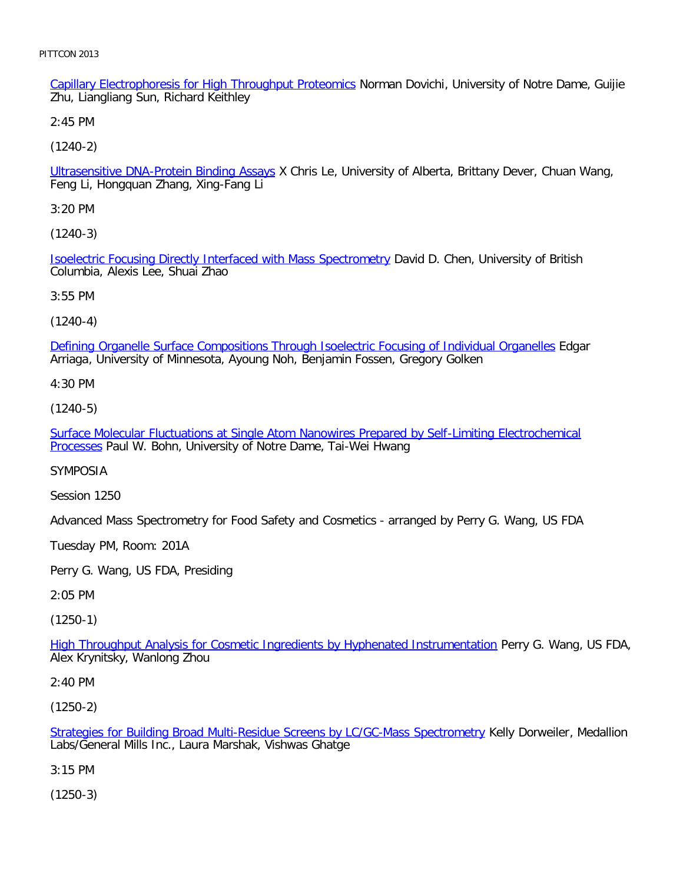Capillary Electrophoresis for High Throughput Proteomics Norman Dovichi, University of Notre Dame, Guijie Zhu, Liangliang Sun, Richard Keithley

2:45 PM

(1240-2)

Ultrasensitive DNA-Protein Binding Assays X Chris Le, University of Alberta, Brittany Dever, Chuan Wang, Feng Li, Hongquan Zhang, Xing-Fang Li

3:20 PM

(1240-3)

Isoelectric Focusing Directly Interfaced with Mass Spectrometry David D. Chen, University of British Columbia, Alexis Lee, Shuai Zhao

3:55 PM

(1240-4)

Defining Organelle Surface Compositions Through Isoelectric Focusing of Individual Organelles Edgar Arriaga, University of Minnesota, Ayoung Noh, Benjamin Fossen, Gregory Golken

4:30 PM

(1240-5)

Surface Molecular Fluctuations at Single Atom Nanowires Prepared by Self-Limiting Electrochemical Processes Paul W. Bohn, University of Notre Dame, Tai-Wei Hwang

SYMPOSIA

Session 1250

Advanced Mass Spectrometry for Food Safety and Cosmetics - arranged by Perry G. Wang, US FDA

Tuesday PM, Room: 201A

Perry G. Wang, US FDA, Presiding

2:05 PM

(1250-1)

High Throughput Analysis for Cosmetic Ingredients by Hyphenated Instrumentation Perry G. Wang, US FDA, Alex Krynitsky, Wanlong Zhou

2:40 PM

(1250-2)

Strategies for Building Broad Multi-Residue Screens by LC/GC-Mass Spectrometry Kelly Dorweiler, Medallion Labs/General Mills Inc., Laura Marshak, Vishwas Ghatge

3:15 PM

(1250-3)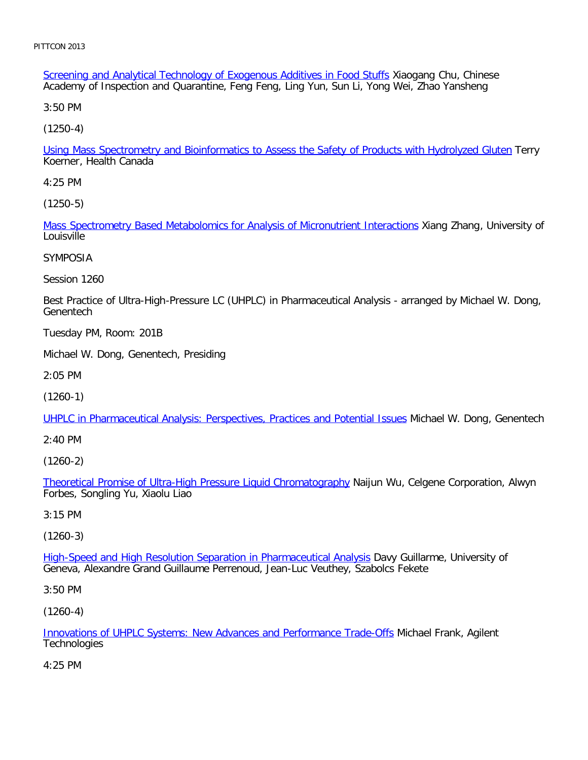[Screening and Analytical Technology of Exogenous Additives in Food Stuffs] Xiaogang Chu, Chinese Academy of Inspection and Quarantine, Feng Feng, Ling Yun, Sun Li, Yong Wei, Zhao Yansheng

3:50 PM

(1250-4)

[Using Mass Spectrometry and Bioinformatics to Assess the Safety of Products with Hydrolyzed Gluten] Terry Koerner, Health Canada

4:25 PM

(1250-5)

[Mass Spectrometry Based Metabolomics for Analysis of Micronutrient Interactions] Xiang Zhang, University of Louisville

SYMPOSIA

Session 1260

Best Practice of Ultra-High-Pressure LC (UHPLC) in Pharmaceutical Analysis - arranged by Michael W. Dong, Genentech

Tuesday PM, Room: 201B

Michael W. Dong, Genentech, Presiding

2:05 PM

(1260-1)

[UHPLC in Pharmaceutical Analysis: Perspectives, Practices and Potential Issues] Michael W. Dong, Genentech

2:40 PM

(1260-2)

[Theoretical Promise of Ultra-High Pressure Liquid Chromatography] Naijun Wu, Celgene Corporation, Alwyn Forbes, Songling Yu, Xiaolu Liao

3:15 PM

(1260-3)

[High-Speed and High Resolution Separation in Pharmaceutical Analysis] Davy Guillarme, University of Geneva, Alexandre Grand Guillaume Perrenoud, Jean-Luc Veuthey, Szabolcs Fekete

3:50 PM

(1260-4)

[Innovations of UHPLC Systems: New Advances and Performance Trade-Offs] Michael Frank, Agilent Technologies

4:25 PM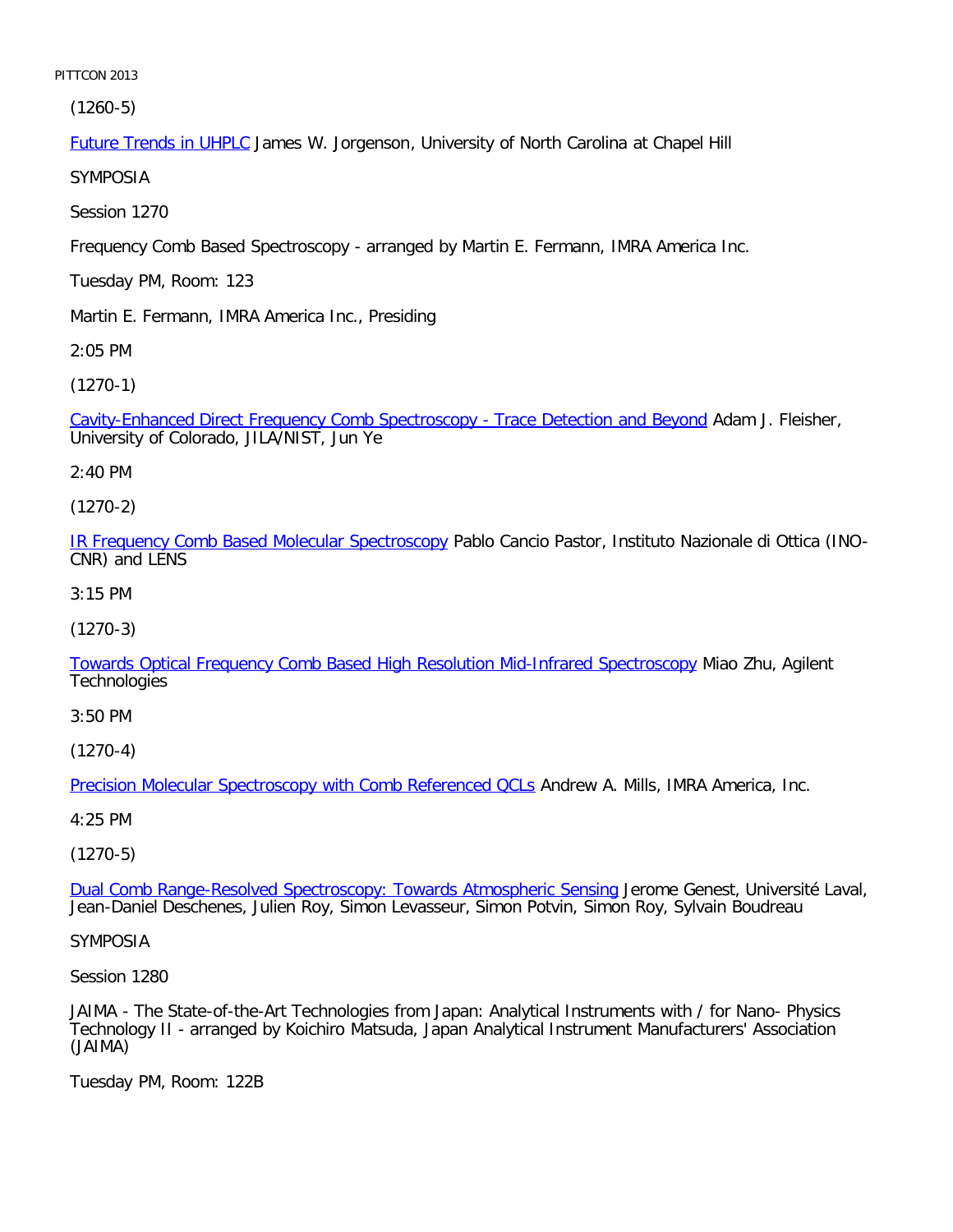(1260-5)

Future Trends in UHPLC James W. Jorgenson, University of North Carolina at Chapel Hill

SYMPOSIA

Session 1270

Frequency Comb Based Spectroscopy - arranged by Martin E. Fermann, IMRA America Inc.

Tuesday PM, Room: 123

Martin E. Fermann, IMRA America Inc., Presiding

2:05 PM

(1270-1)

Cavity-Enhanced Direct Frequency Comb Spectroscopy - Trace Detection and Beyond Adam J. Fleisher, University of Colorado, JILA/NIST, Jun Ye

2:40 PM

(1270-2)

IR Frequency Comb Based Molecular Spectroscopy Pablo Cancio Pastor, Instituto Nazionale di Ottica (INO-CNR) and LENS

3:15 PM

(1270-3)

Towards Optical Frequency Comb Based High Resolution Mid-Infrared Spectroscopy Miao Zhu, Agilent Technologies

3:50 PM

(1270-4)

Precision Molecular Spectroscopy with Comb Referenced QCLs Andrew A. Mills, IMRA America, Inc.

4:25 PM

(1270-5)

Dual Comb Range-Resolved Spectroscopy: Towards Atmospheric Sensing Jerome Genest, Université Laval, Jean-Daniel Deschenes, Julien Roy, Simon Levasseur, Simon Potvin, Simon Roy, Sylvain Boudreau

SYMPOSIA

Session 1280

JAIMA - The State-of-the-Art Technologies from Japan: Analytical Instruments with / for Nano- Physics Technology II - arranged by Koichiro Matsuda, Japan Analytical Instrument Manufacturers' Association (JAIMA)

Tuesday PM, Room: 122B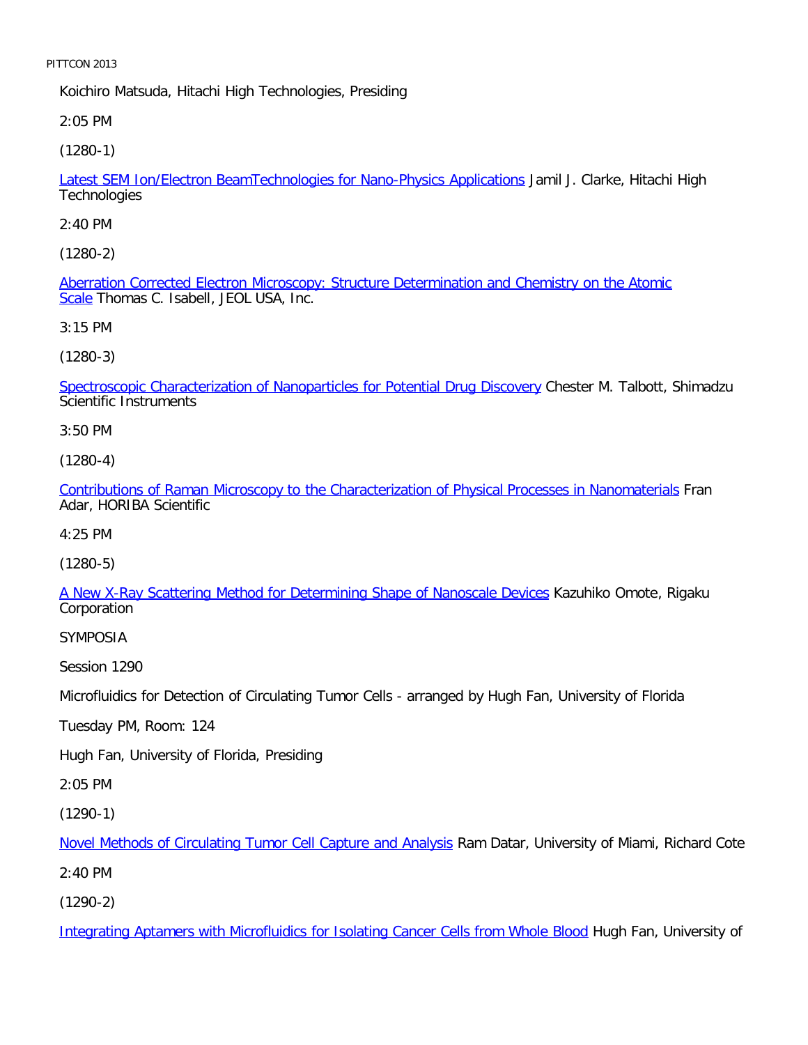Koichiro Matsuda, Hitachi High Technologies, Presiding

2:05 PM

(1280-1)

Latest SEM Ion/Electron BeamTechnologies for Nano-Physics Applications Jamil J. Clarke, Hitachi High Technologies

2:40 PM

(1280-2)

Aberration Corrected Electron Microscopy: Structure Determination and Chemistry on the Atomic Scale Thomas C. Isabell, JEOL USA, Inc.

3:15 PM

(1280-3)

Spectroscopic Characterization of Nanoparticles for Potential Drug Discovery Chester M. Talbott, Shimadzu Scientific Instruments

3:50 PM

(1280-4)

Contributions of Raman Microscopy to the Characterization of Physical Processes in Nanomaterials Fran Adar, HORIBA Scientific

4:25 PM

(1280-5)

A New X-Ray Scattering Method for Determining Shape of Nanoscale Devices Kazuhiko Omote, Rigaku Corporation

SYMPOSIA

Session 1290

Microfluidics for Detection of Circulating Tumor Cells - arranged by Hugh Fan, University of Florida

Tuesday PM, Room: 124

Hugh Fan, University of Florida, Presiding

2:05 PM

(1290-1)

Novel Methods of Circulating Tumor Cell Capture and Analysis Ram Datar, University of Miami, Richard Cote

2:40 PM

(1290-2)

Integrating Aptamers with Microfluidics for Isolating Cancer Cells from Whole Blood Hugh Fan, University of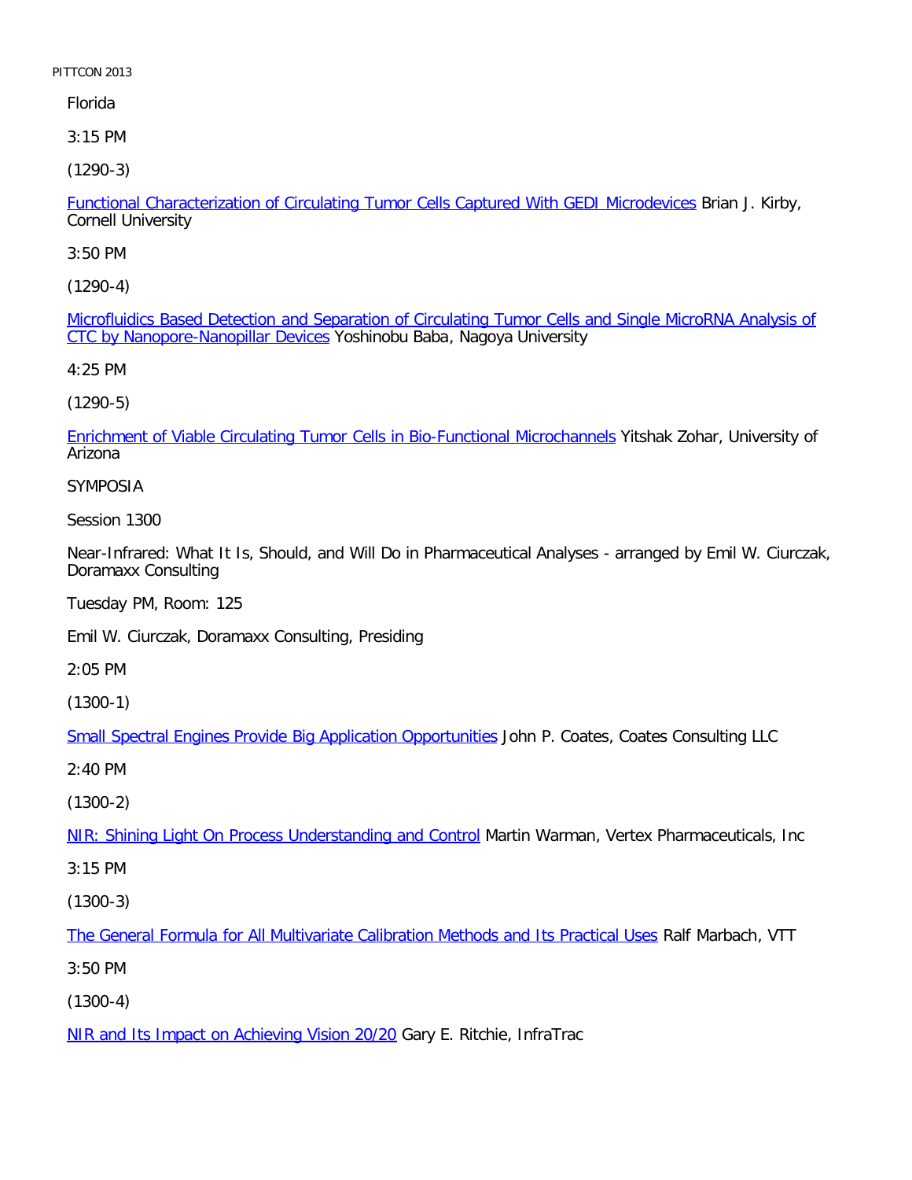Florida

3:15 PM

(1290-3)

Functional Characterization of Circulating Tumor Cells Captured With GEDI Microdevices Brian J. Kirby, Cornell University

3:50 PM

(1290-4)

Microfluidics Based Detection and Separation of Circulating Tumor Cells and Single MicroRNA Analysis of CTC by Nanopore-Nanopillar Devices Yoshinobu Baba, Nagoya University

4:25 PM

(1290-5)

Enrichment of Viable Circulating Tumor Cells in Bio-Functional Microchannels Yitshak Zohar, University of Arizona

SYMPOSIA

Session 1300

Near-Infrared: What It Is, Should, and Will Do in Pharmaceutical Analyses - arranged by Emil W. Ciurczak, Doramaxx Consulting

Tuesday PM, Room: 125

Emil W. Ciurczak, Doramaxx Consulting, Presiding

2:05 PM

(1300-1)

Small Spectral Engines Provide Big Application Opportunities John P. Coates, Coates Consulting LLC

2:40 PM

(1300-2)

NIR: Shining Light On Process Understanding and Control Martin Warman, Vertex Pharmaceuticals, Inc

3:15 PM

(1300-3)

The General Formula for All Multivariate Calibration Methods and Its Practical Uses Ralf Marbach, VTT

3:50 PM

(1300-4)

NIR and Its Impact on Achieving Vision 20/20 Gary E. Ritchie, InfraTrac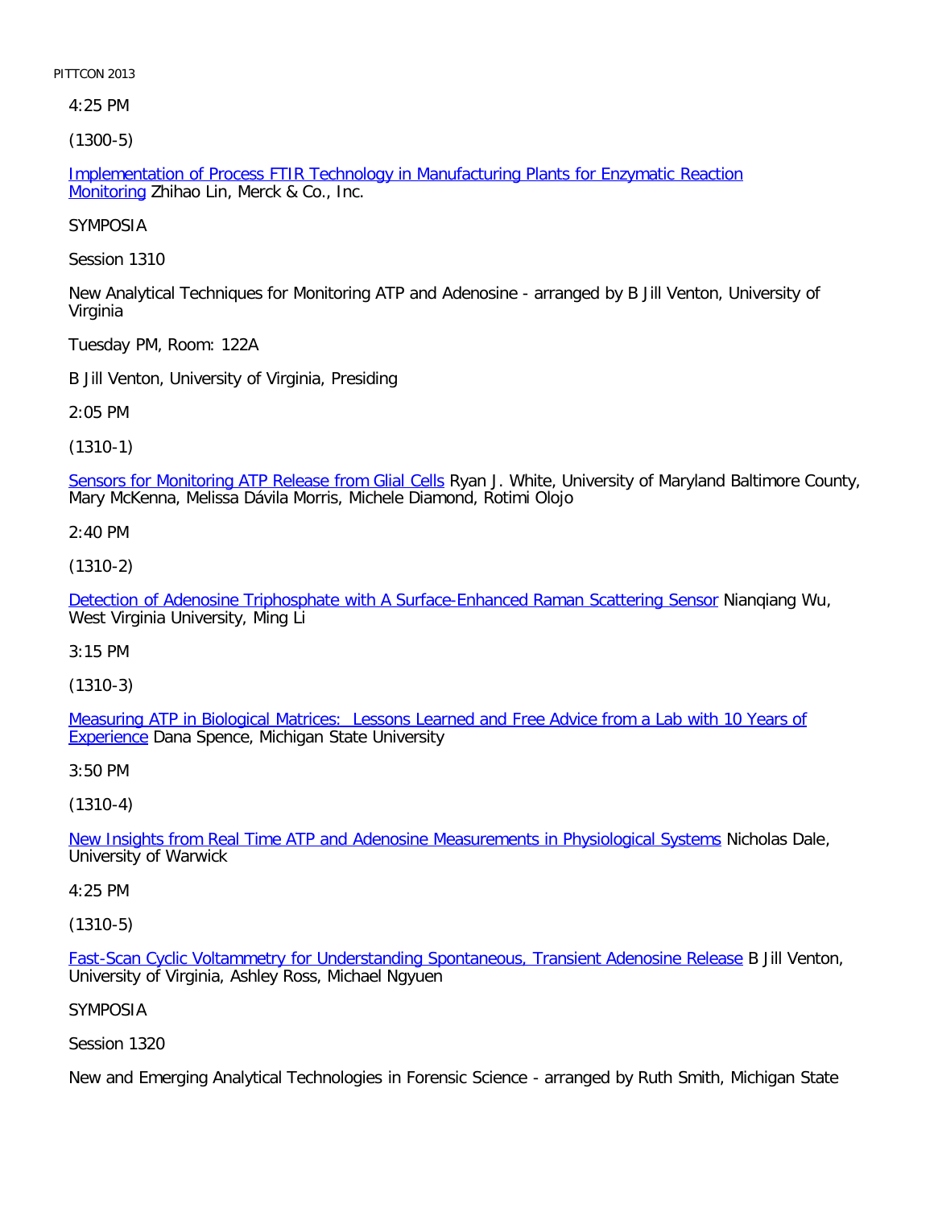4:25 PM

(1300-5)

Implementation of Process FTIR Technology in Manufacturing Plants for Enzymatic Reaction Monitoring Zhihao Lin, Merck & Co., Inc.

SYMPOSIA

Session 1310

New Analytical Techniques for Monitoring ATP and Adenosine - arranged by B Jill Venton, University of Virginia

Tuesday PM, Room: 122A

B Jill Venton, University of Virginia, Presiding

2:05 PM

(1310-1)

Sensors for Monitoring ATP Release from Glial Cells Ryan J. White, University of Maryland Baltimore County, Mary McKenna, Melissa Dávila Morris, Michele Diamond, Rotimi Olojo

2:40 PM

(1310-2)

Detection of Adenosine Triphosphate with A Surface-Enhanced Raman Scattering Sensor Nianqiang Wu, West Virginia University, Ming Li

3:15 PM

(1310-3)

Measuring ATP in Biological Matrices:  Lessons Learned and Free Advice from a Lab with 10 Years of Experience Dana Spence, Michigan State University

3:50 PM

(1310-4)

New Insights from Real Time ATP and Adenosine Measurements in Physiological Systems Nicholas Dale, University of Warwick

4:25 PM

(1310-5)

Fast-Scan Cyclic Voltammetry for Understanding Spontaneous, Transient Adenosine Release B Jill Venton, University of Virginia, Ashley Ross, Michael Ngyuen

SYMPOSIA

Session 1320

New and Emerging Analytical Technologies in Forensic Science - arranged by Ruth Smith, Michigan State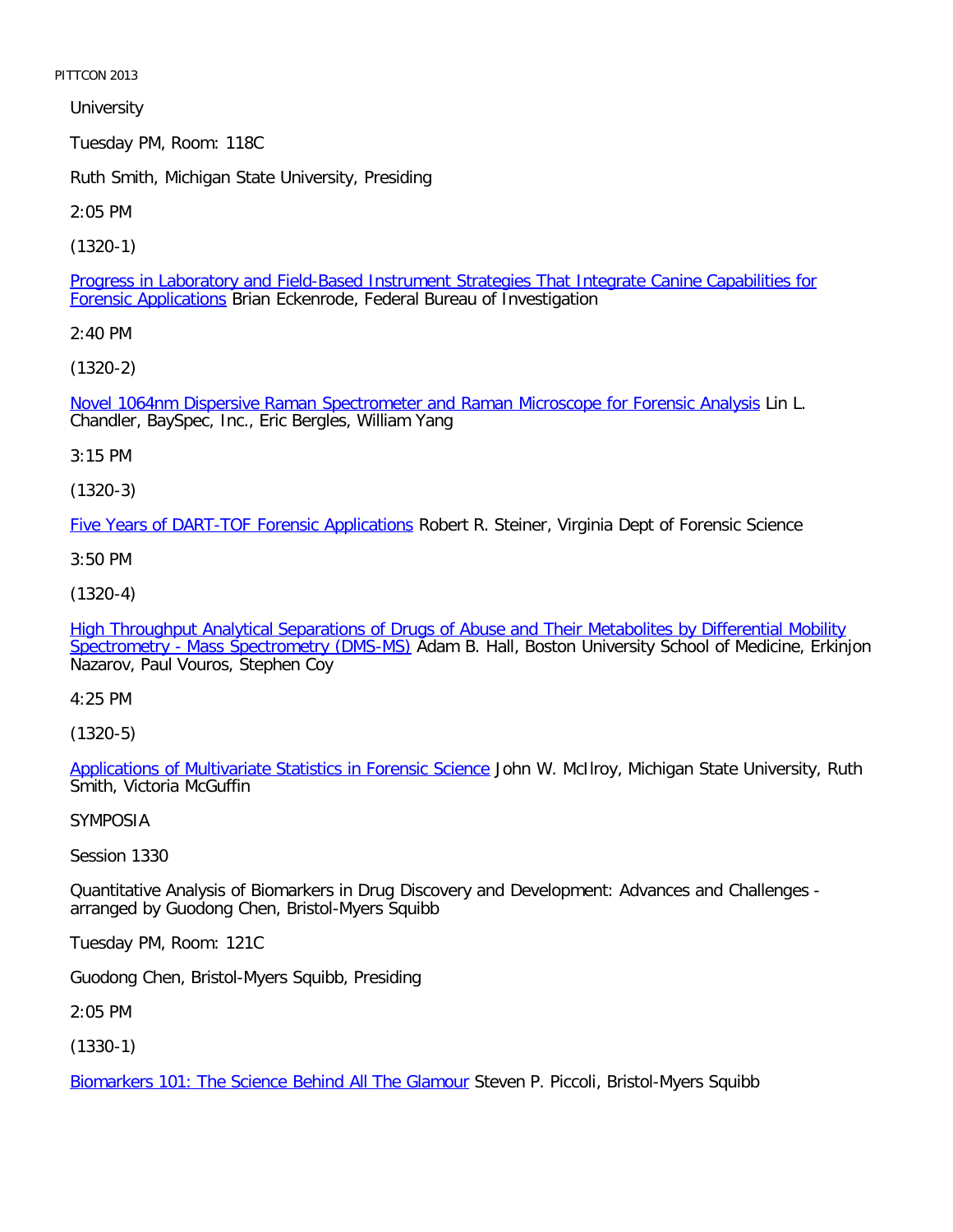University

Tuesday PM, Room: 118C

Ruth Smith, Michigan State University, Presiding

2:05 PM

(1320-1)

Progress in Laboratory and Field-Based Instrument Strategies That Integrate Canine Capabilities for Forensic Applications Brian Eckenrode, Federal Bureau of Investigation

2:40 PM

(1320-2)

Novel 1064nm Dispersive Raman Spectrometer and Raman Microscope for Forensic Analysis Lin L. Chandler, BaySpec, Inc., Eric Bergles, William Yang

3:15 PM

(1320-3)

Five Years of DART-TOF Forensic Applications Robert R. Steiner, Virginia Dept of Forensic Science

3:50 PM

(1320-4)

High Throughput Analytical Separations of Drugs of Abuse and Their Metabolites by Differential Mobility Spectrometry - Mass Spectrometry (DMS-MS) Adam B. Hall, Boston University School of Medicine, Erkinjon Nazarov, Paul Vouros, Stephen Coy

4:25 PM

(1320-5)

Applications of Multivariate Statistics in Forensic Science John W. McIlroy, Michigan State University, Ruth Smith, Victoria McGuffin

SYMPOSIA

Session 1330

Quantitative Analysis of Biomarkers in Drug Discovery and Development: Advances and Challenges - arranged by Guodong Chen, Bristol-Myers Squibb

Tuesday PM, Room: 121C

Guodong Chen, Bristol-Myers Squibb, Presiding

2:05 PM

(1330-1)

Biomarkers 101: The Science Behind All The Glamour Steven P. Piccoli, Bristol-Myers Squibb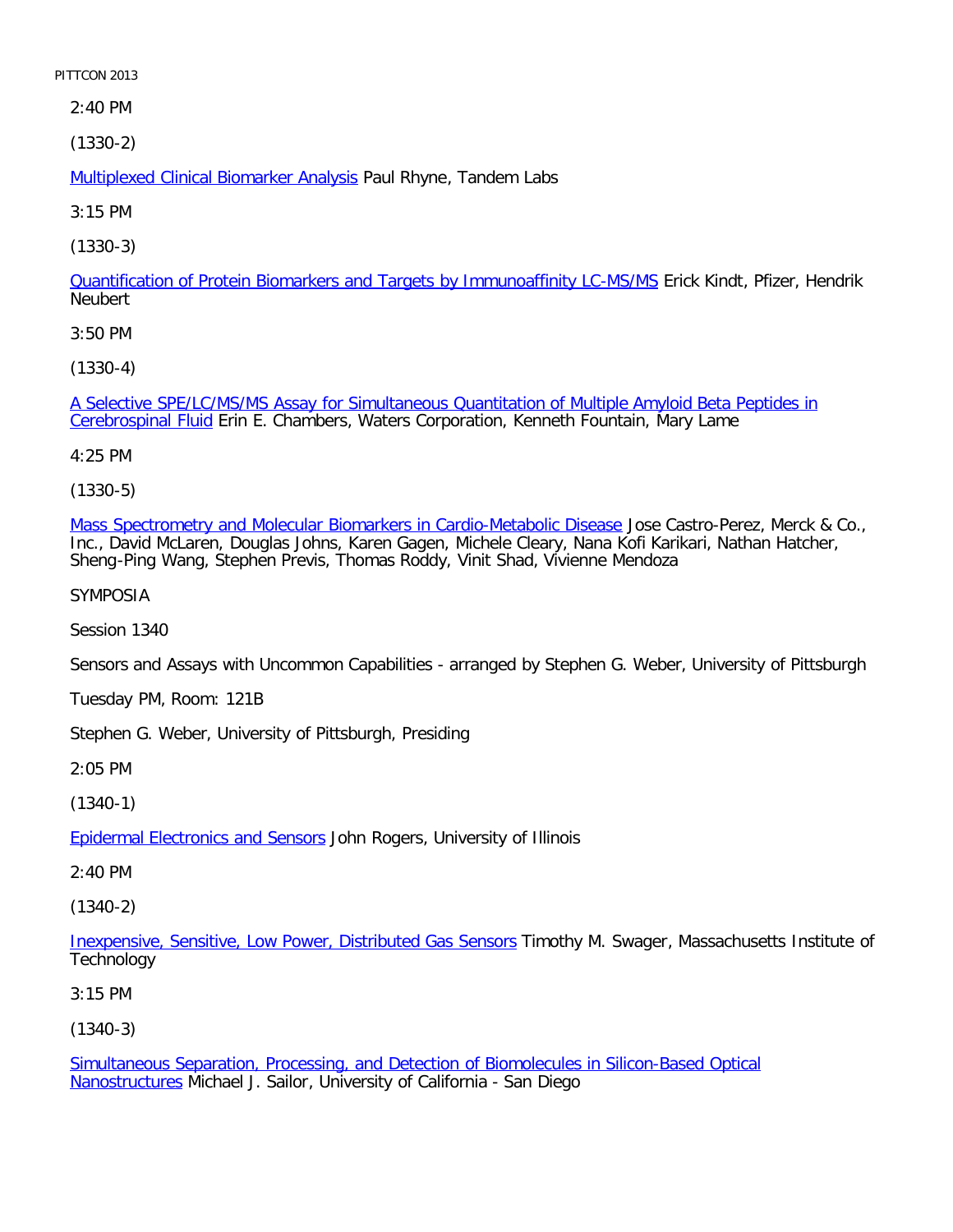2:40 PM

(1330-2)

Multiplexed Clinical Biomarker Analysis Paul Rhyne, Tandem Labs

3:15 PM

(1330-3)

Quantification of Protein Biomarkers and Targets by Immunoaffinity LC-MS/MS Erick Kindt, Pfizer, Hendrik Neubert

3:50 PM

(1330-4)

A Selective SPE/LC/MS/MS Assay for Simultaneous Quantitation of Multiple Amyloid Beta Peptides in Cerebrospinal Fluid Erin E. Chambers, Waters Corporation, Kenneth Fountain, Mary Lame

4:25 PM

(1330-5)

Mass Spectrometry and Molecular Biomarkers in Cardio-Metabolic Disease Jose Castro-Perez, Merck & Co., Inc., David McLaren, Douglas Johns, Karen Gagen, Michele Cleary, Nana Kofi Karikari, Nathan Hatcher, Sheng-Ping Wang, Stephen Previs, Thomas Roddy, Vinit Shad, Vivienne Mendoza

SYMPOSIA

Session 1340

Sensors and Assays with Uncommon Capabilities - arranged by Stephen G. Weber, University of Pittsburgh

Tuesday PM, Room: 121B

Stephen G. Weber, University of Pittsburgh, Presiding

2:05 PM

(1340-1)

Epidermal Electronics and Sensors John Rogers, University of Illinois

2:40 PM

(1340-2)

Inexpensive, Sensitive, Low Power, Distributed Gas Sensors Timothy M. Swager, Massachusetts Institute of Technology

3:15 PM

(1340-3)

Simultaneous Separation, Processing, and Detection of Biomolecules in Silicon-Based Optical Nanostructures Michael J. Sailor, University of California - San Diego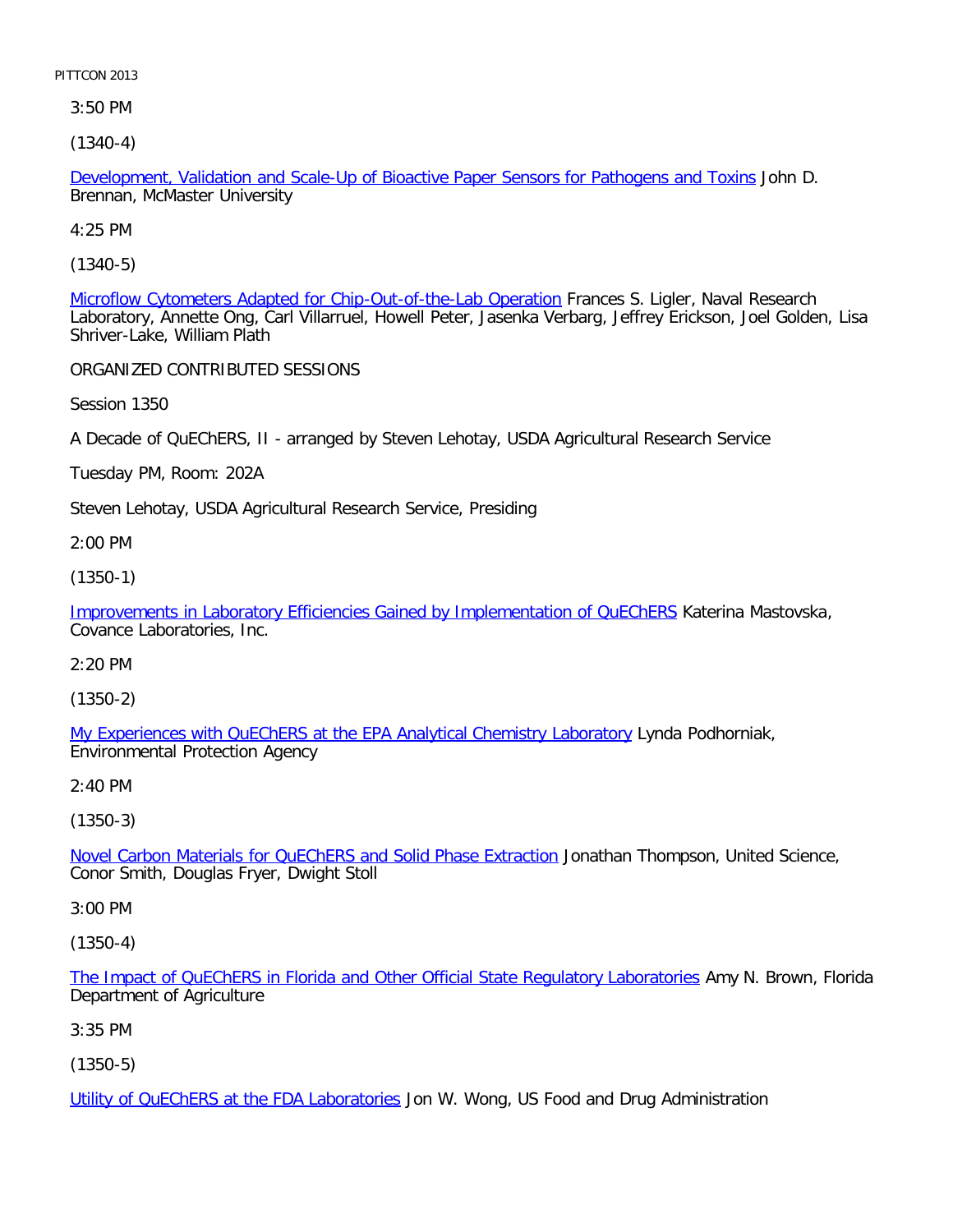3:50 PM

(1340-4)

Development, Validation and Scale-Up of Bioactive Paper Sensors for Pathogens and Toxins John D. Brennan, McMaster University

4:25 PM

(1340-5)

Microflow Cytometers Adapted for Chip-Out-of-the-Lab Operation Frances S. Ligler, Naval Research Laboratory, Annette Ong, Carl Villarruel, Howell Peter, Jasenka Verbarg, Jeffrey Erickson, Joel Golden, Lisa Shriver-Lake, William Plath

ORGANIZED CONTRIBUTED SESSIONS

Session 1350

A Decade of QuEChERS, II - arranged by Steven Lehotay, USDA Agricultural Research Service

Tuesday PM, Room: 202A

Steven Lehotay, USDA Agricultural Research Service, Presiding

2:00 PM

(1350-1)

Improvements in Laboratory Efficiencies Gained by Implementation of QuEChERS Katerina Mastovska, Covance Laboratories, Inc.

2:20 PM

(1350-2)

My Experiences with QuEChERS at the EPA Analytical Chemistry Laboratory Lynda Podhorniak, Environmental Protection Agency

2:40 PM

(1350-3)

Novel Carbon Materials for QuEChERS and Solid Phase Extraction Jonathan Thompson, United Science, Conor Smith, Douglas Fryer, Dwight Stoll

3:00 PM

(1350-4)

The Impact of QuEChERS in Florida and Other Official State Regulatory Laboratories Amy N. Brown, Florida Department of Agriculture

3:35 PM

(1350-5)

Utility of QuEChERS at the FDA Laboratories Jon W. Wong, US Food and Drug Administration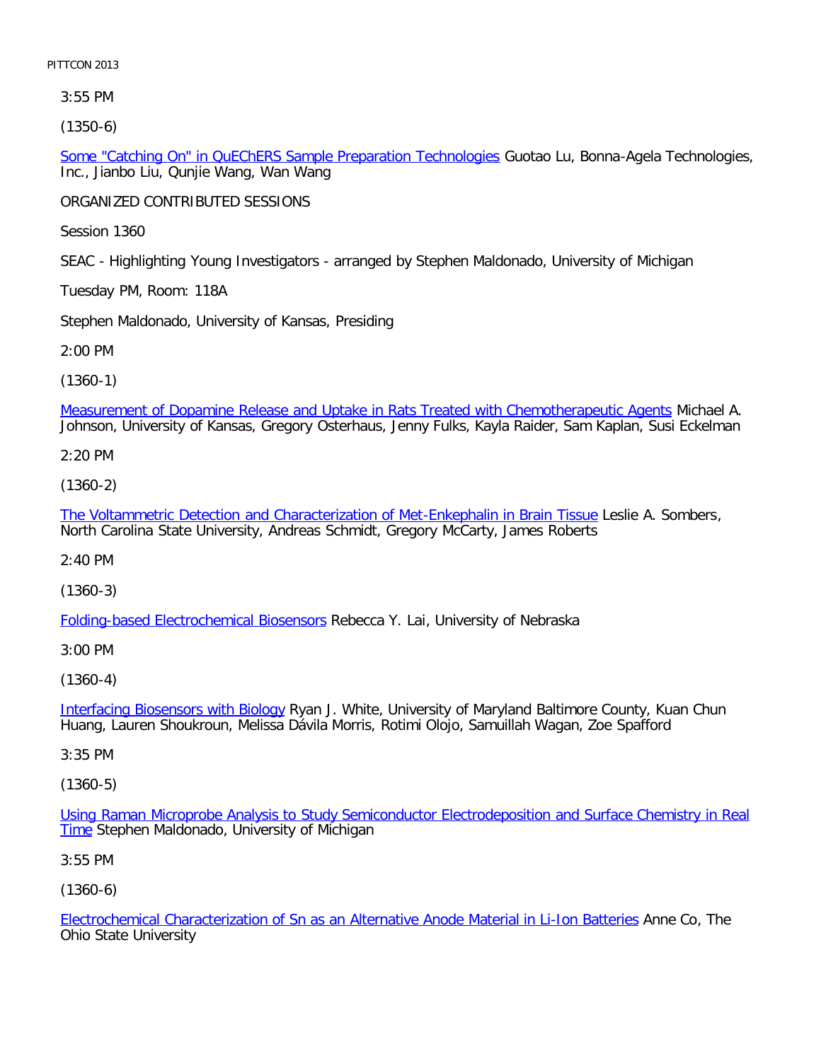3:55 PM

(1350-6)

Some "Catching On" in QuEChERS Sample Preparation Technologies Guotao Lu, Bonna-Agela Technologies, Inc., Jianbo Liu, Qunjie Wang, Wan Wang

ORGANIZED CONTRIBUTED SESSIONS

Session 1360

SEAC - Highlighting Young Investigators - arranged by Stephen Maldonado, University of Michigan

Tuesday PM, Room: 118A

Stephen Maldonado, University of Kansas, Presiding

2:00 PM

(1360-1)

Measurement of Dopamine Release and Uptake in Rats Treated with Chemotherapeutic Agents Michael A. Johnson, University of Kansas, Gregory Osterhaus, Jenny Fulks, Kayla Raider, Sam Kaplan, Susi Eckelman

2:20 PM

(1360-2)

The Voltammetric Detection and Characterization of Met-Enkephalin in Brain Tissue Leslie A. Sombers, North Carolina State University, Andreas Schmidt, Gregory McCarty, James Roberts

2:40 PM

(1360-3)

Folding-based Electrochemical Biosensors Rebecca Y. Lai, University of Nebraska

3:00 PM

(1360-4)

Interfacing Biosensors with Biology Ryan J. White, University of Maryland Baltimore County, Kuan Chun Huang, Lauren Shoukroun, Melissa Dávila Morris, Rotimi Olojo, Samuillah Wagan, Zoe Spafford

3:35 PM

(1360-5)

Using Raman Microprobe Analysis to Study Semiconductor Electrodeposition and Surface Chemistry in Real Time Stephen Maldonado, University of Michigan

3:55 PM

(1360-6)

Electrochemical Characterization of Sn as an Alternative Anode Material in Li-Ion Batteries Anne Co, The Ohio State University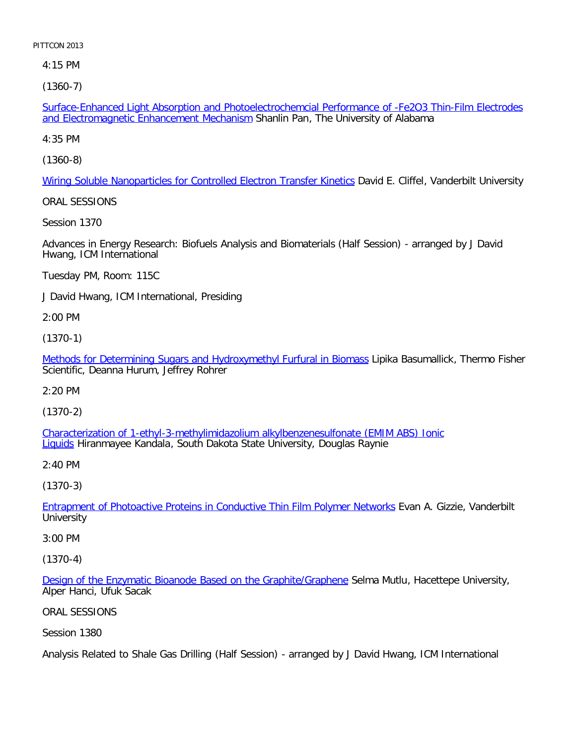4:15 PM

(1360-7)

Surface-Enhanced Light Absorption and Photoelectrochemcial Performance of -Fe2O3 Thin-Film Electrodes and Electromagnetic Enhancement Mechanism Shanlin Pan, The University of Alabama

4:35 PM

(1360-8)

Wiring Soluble Nanoparticles for Controlled Electron Transfer Kinetics David E. Cliffel, Vanderbilt University

ORAL SESSIONS

Session 1370

Advances in Energy Research: Biofuels Analysis and Biomaterials (Half Session) - arranged by J David Hwang, ICM International

Tuesday PM, Room: 115C

J David Hwang, ICM International, Presiding

2:00 PM

(1370-1)

Methods for Determining Sugars and Hydroxymethyl Furfural in Biomass Lipika Basumallick, Thermo Fisher Scientific, Deanna Hurum, Jeffrey Rohrer

2:20 PM

(1370-2)

Characterization of 1-ethyl-3-methylimidazolium alkylbenzenesulfonate (EMIM ABS) Ionic Liquids Hiranmayee Kandala, South Dakota State University, Douglas Raynie

2:40 PM

(1370-3)

Entrapment of Photoactive Proteins in Conductive Thin Film Polymer Networks Evan A. Gizzie, Vanderbilt University

3:00 PM

(1370-4)

Design of the Enzymatic Bioanode Based on the Graphite/Graphene Selma Mutlu, Hacettepe University, Alper Hanci, Ufuk Sacak

ORAL SESSIONS

Session 1380

Analysis Related to Shale Gas Drilling (Half Session) - arranged by J David Hwang, ICM International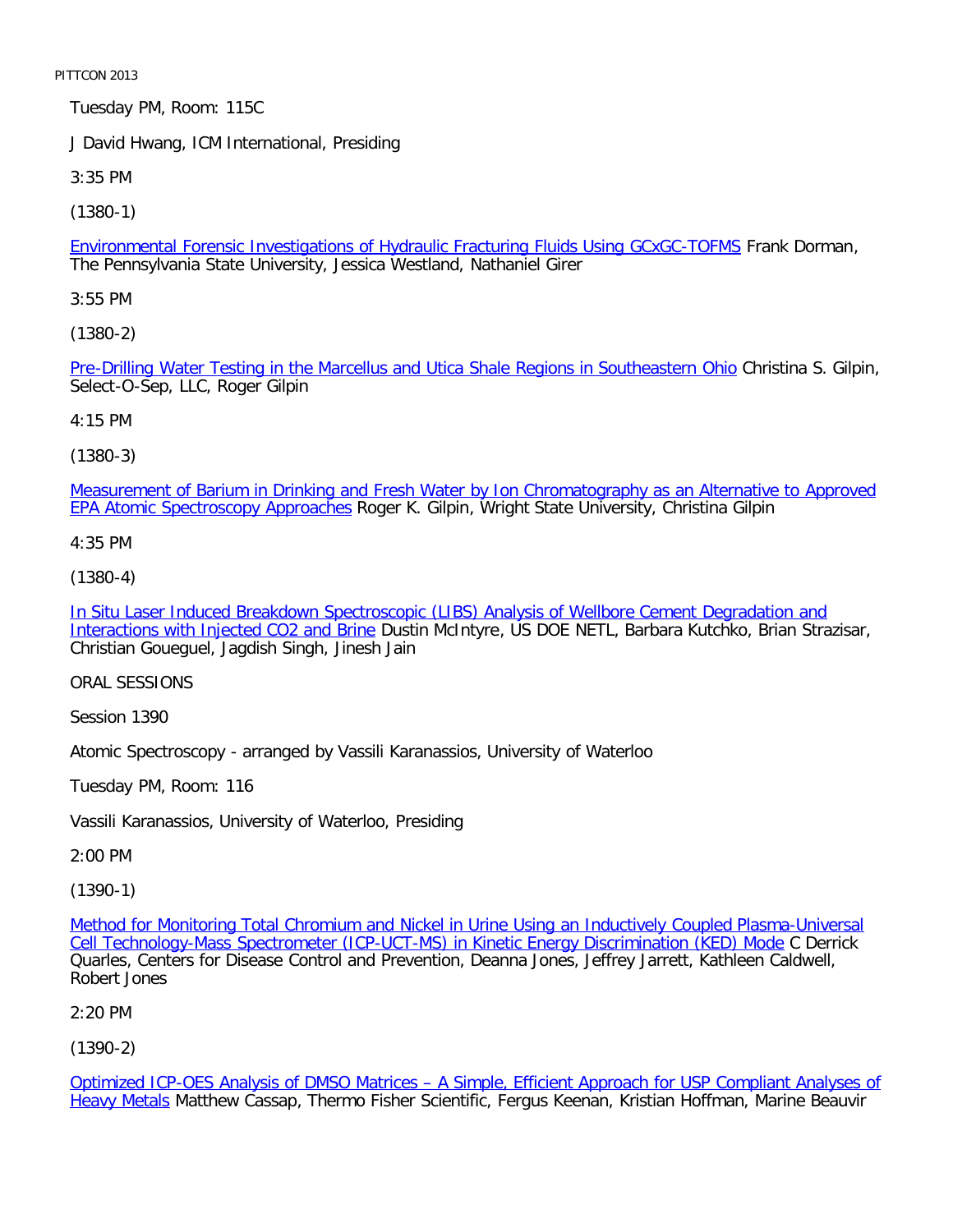Tuesday PM, Room: 115C

J David Hwang, ICM International, Presiding

3:35 PM

(1380-1)

Environmental Forensic Investigations of Hydraulic Fracturing Fluids Using GCxGC-TOFMS Frank Dorman, The Pennsylvania State University, Jessica Westland, Nathaniel Girer

3:55 PM

(1380-2)

Pre-Drilling Water Testing in the Marcellus and Utica Shale Regions in Southeastern Ohio Christina S. Gilpin, Select-O-Sep, LLC, Roger Gilpin

4:15 PM

(1380-3)

Measurement of Barium in Drinking and Fresh Water by Ion Chromatography as an Alternative to Approved EPA Atomic Spectroscopy Approaches Roger K. Gilpin, Wright State University, Christina Gilpin

4:35 PM

(1380-4)

In Situ Laser Induced Breakdown Spectroscopic (LIBS) Analysis of Wellbore Cement Degradation and Interactions with Injected CO2 and Brine Dustin McIntyre, US DOE NETL, Barbara Kutchko, Brian Strazisar, Christian Goueguel, Jagdish Singh, Jinesh Jain

ORAL SESSIONS

Session 1390

Atomic Spectroscopy - arranged by Vassili Karanassios, University of Waterloo

Tuesday PM, Room: 116

Vassili Karanassios, University of Waterloo, Presiding

2:00 PM

(1390-1)

Method for Monitoring Total Chromium and Nickel in Urine Using an Inductively Coupled Plasma-Universal Cell Technology-Mass Spectrometer (ICP-UCT-MS) in Kinetic Energy Discrimination (KED) Mode C Derrick Quarles, Centers for Disease Control and Prevention, Deanna Jones, Jeffrey Jarrett, Kathleen Caldwell, Robert Jones

2:20 PM

(1390-2)

Optimized ICP-OES Analysis of DMSO Matrices – A Simple, Efficient Approach for USP Compliant Analyses of Heavy Metals Matthew Cassap, Thermo Fisher Scientific, Fergus Keenan, Kristian Hoffman, Marine Beauvir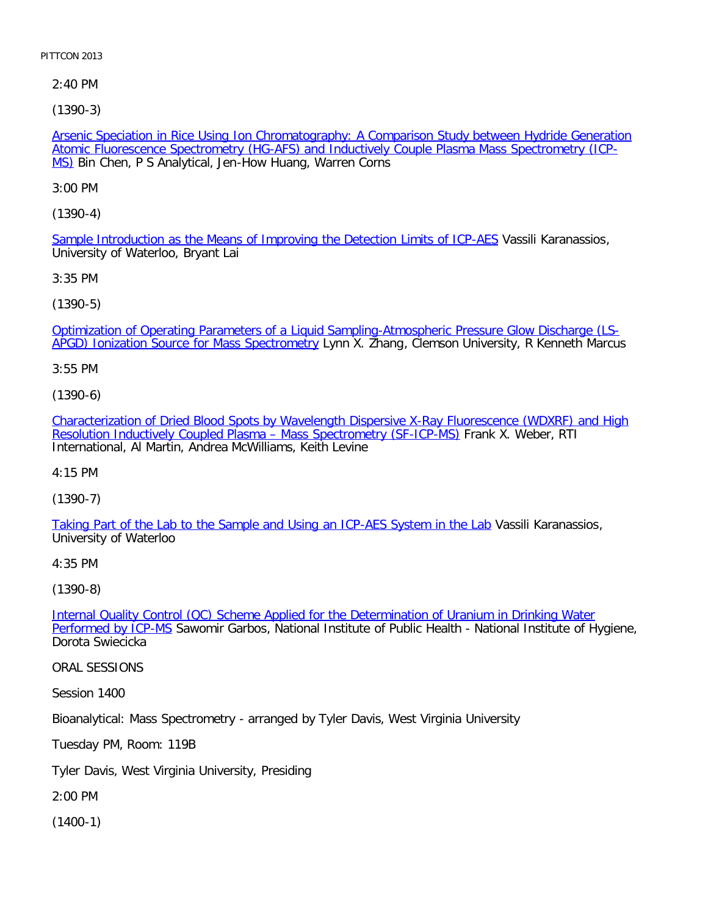2:40 PM

(1390-3)

Arsenic Speciation in Rice Using Ion Chromatography: A Comparison Study between Hydride Generation Atomic Fluorescence Spectrometry (HG-AFS) and Inductively Couple Plasma Mass Spectrometry (ICP-MS) Bin Chen, P S Analytical, Jen-How Huang, Warren Corns

3:00 PM

(1390-4)

Sample Introduction as the Means of Improving the Detection Limits of ICP-AES Vassili Karanassios, University of Waterloo, Bryant Lai

3:35 PM

(1390-5)

Optimization of Operating Parameters of a Liquid Sampling-Atmospheric Pressure Glow Discharge (LS-APGD) Ionization Source for Mass Spectrometry Lynn X. Zhang, Clemson University, R Kenneth Marcus

3:55 PM

(1390-6)

Characterization of Dried Blood Spots by Wavelength Dispersive X-Ray Fluorescence (WDXRF) and High Resolution Inductively Coupled Plasma – Mass Spectrometry (SF-ICP-MS) Frank X. Weber, RTI International, Al Martin, Andrea McWilliams, Keith Levine

4:15 PM

(1390-7)

Taking Part of the Lab to the Sample and Using an ICP-AES System in the Lab Vassili Karanassios, University of Waterloo

4:35 PM

(1390-8)

Internal Quality Control (QC) Scheme Applied for the Determination of Uranium in Drinking Water Performed by ICP-MS Sawomir Garbos, National Institute of Public Health - National Institute of Hygiene, Dorota Swiecicka

ORAL SESSIONS

Session 1400

Bioanalytical: Mass Spectrometry - arranged by Tyler Davis, West Virginia University

Tuesday PM, Room: 119B

Tyler Davis, West Virginia University, Presiding

2:00 PM

(1400-1)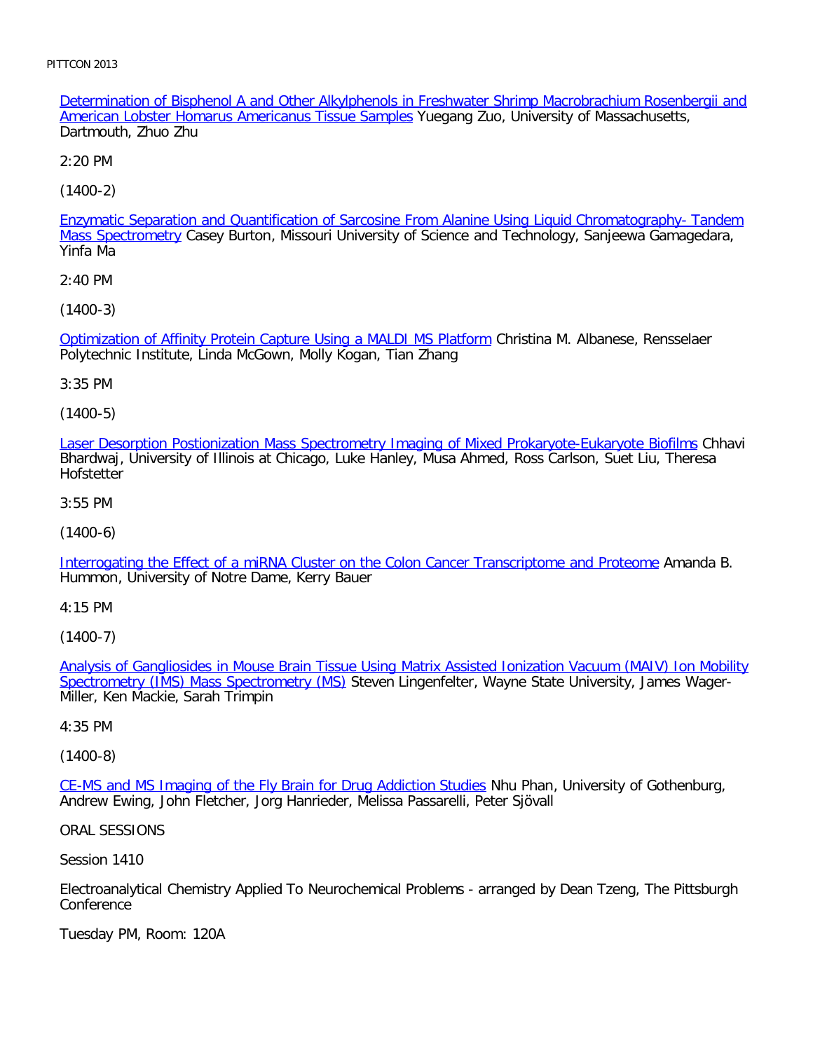Determination of Bisphenol A and Other Alkylphenols in Freshwater Shrimp Macrobrachium Rosenbergii and American Lobster Homarus Americanus Tissue Samples Yuegang Zuo, University of Massachusetts, Dartmouth, Zhuo Zhu

2:20 PM

(1400-2)

Enzymatic Separation and Quantification of Sarcosine From Alanine Using Liquid Chromatography- Tandem Mass Spectrometry Casey Burton, Missouri University of Science and Technology, Sanjeewa Gamagedara, Yinfa Ma

2:40 PM

(1400-3)

Optimization of Affinity Protein Capture Using a MALDI MS Platform Christina M. Albanese, Rensselaer Polytechnic Institute, Linda McGown, Molly Kogan, Tian Zhang

3:35 PM

(1400-5)

Laser Desorption Postionization Mass Spectrometry Imaging of Mixed Prokaryote-Eukaryote Biofilms Chhavi Bhardwaj, University of Illinois at Chicago, Luke Hanley, Musa Ahmed, Ross Carlson, Suet Liu, Theresa Hofstetter

3:55 PM

(1400-6)

Interrogating the Effect of a miRNA Cluster on the Colon Cancer Transcriptome and Proteome Amanda B. Hummon, University of Notre Dame, Kerry Bauer

4:15 PM

(1400-7)

Analysis of Gangliosides in Mouse Brain Tissue Using Matrix Assisted Ionization Vacuum (MAIV) Ion Mobility Spectrometry (IMS) Mass Spectrometry (MS) Steven Lingenfelter, Wayne State University, James Wager-Miller, Ken Mackie, Sarah Trimpin

4:35 PM

(1400-8)

CE-MS and MS Imaging of the Fly Brain for Drug Addiction Studies Nhu Phan, University of Gothenburg, Andrew Ewing, John Fletcher, Jorg Hanrieder, Melissa Passarelli, Peter Sjövall

ORAL SESSIONS

Session 1410

Electroanalytical Chemistry Applied To Neurochemical Problems - arranged by Dean Tzeng, The Pittsburgh Conference

Tuesday PM, Room: 120A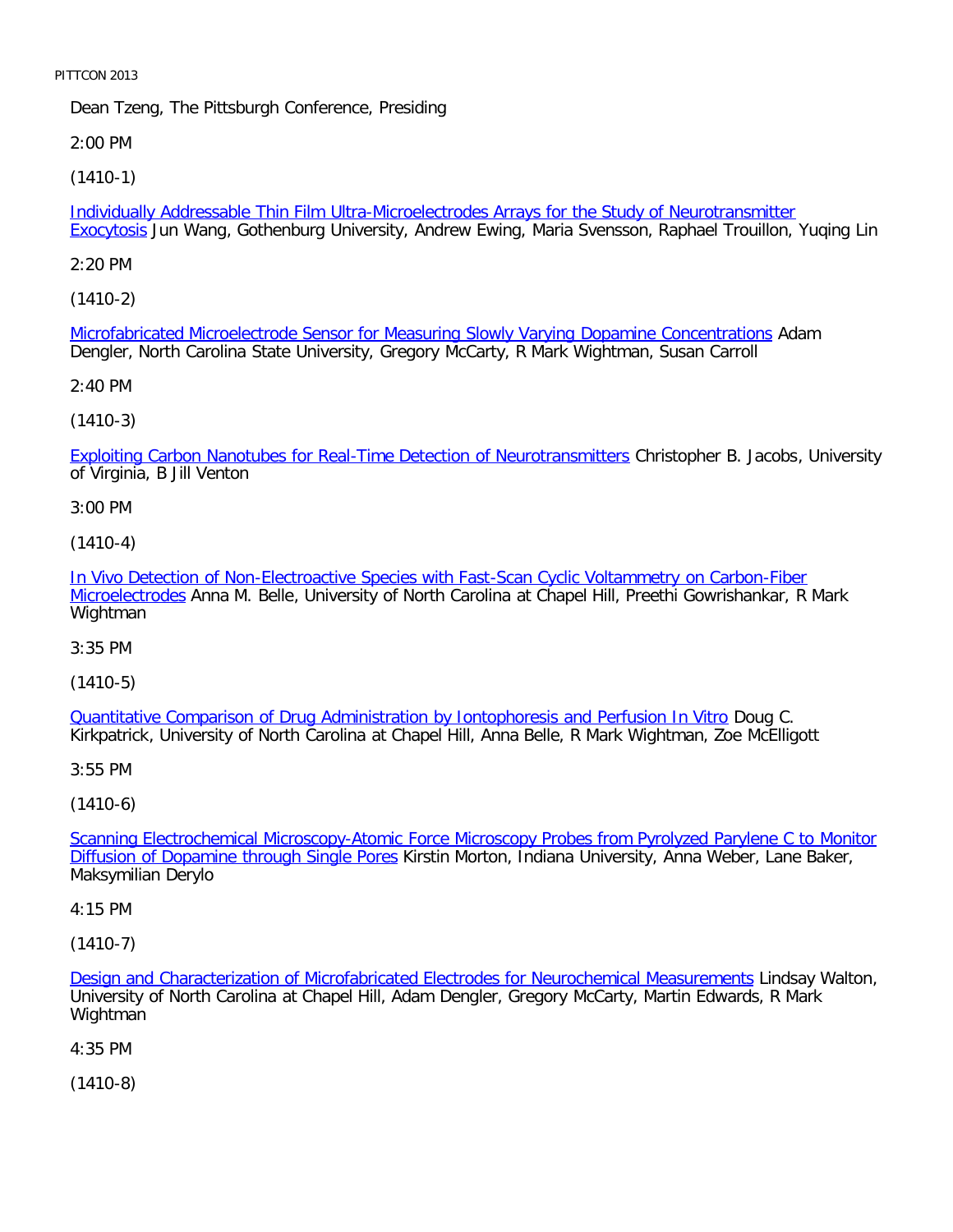Dean Tzeng, The Pittsburgh Conference, Presiding

2:00 PM

(1410-1)

Individually Addressable Thin Film Ultra-Microelectrodes Arrays for the Study of Neurotransmitter Exocytosis Jun Wang, Gothenburg University, Andrew Ewing, Maria Svensson, Raphael Trouillon, Yuqing Lin

2:20 PM

(1410-2)

Microfabricated Microelectrode Sensor for Measuring Slowly Varying Dopamine Concentrations Adam Dengler, North Carolina State University, Gregory McCarty, R Mark Wightman, Susan Carroll

2:40 PM

(1410-3)

Exploiting Carbon Nanotubes for Real-Time Detection of Neurotransmitters Christopher B. Jacobs, University of Virginia, B Jill Venton

3:00 PM

(1410-4)

In Vivo Detection of Non-Electroactive Species with Fast-Scan Cyclic Voltammetry on Carbon-Fiber Microelectrodes Anna M. Belle, University of North Carolina at Chapel Hill, Preethi Gowrishankar, R Mark Wightman

3:35 PM

(1410-5)

Quantitative Comparison of Drug Administration by Iontophoresis and Perfusion In Vitro Doug C. Kirkpatrick, University of North Carolina at Chapel Hill, Anna Belle, R Mark Wightman, Zoe McElligott

3:55 PM

(1410-6)

Scanning Electrochemical Microscopy-Atomic Force Microscopy Probes from Pyrolyzed Parylene C to Monitor Diffusion of Dopamine through Single Pores Kirstin Morton, Indiana University, Anna Weber, Lane Baker, Maksymilian Derylo

4:15 PM

(1410-7)

Design and Characterization of Microfabricated Electrodes for Neurochemical Measurements Lindsay Walton, University of North Carolina at Chapel Hill, Adam Dengler, Gregory McCarty, Martin Edwards, R Mark Wightman

4:35 PM

(1410-8)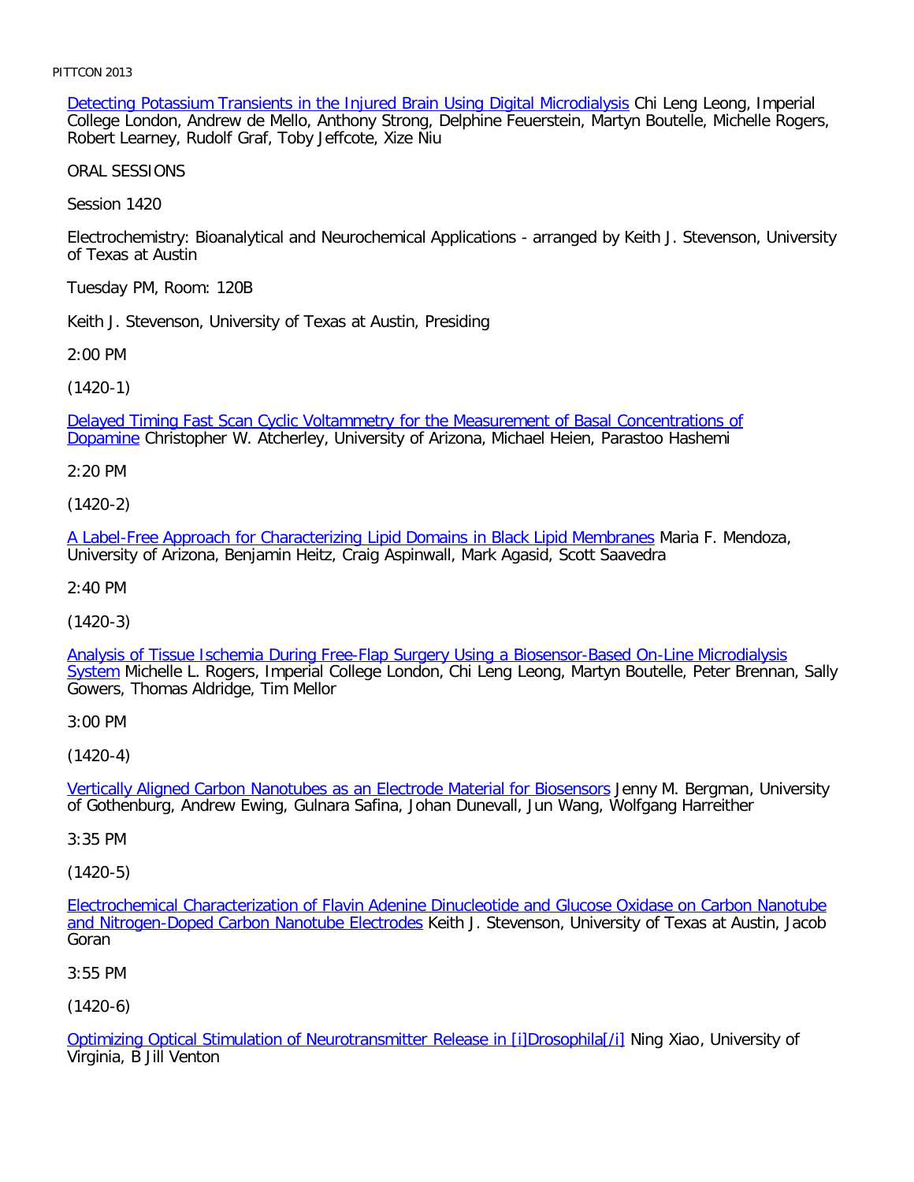Detecting Potassium Transients in the Injured Brain Using Digital Microdialysis Chi Leng Leong, Imperial College London, Andrew de Mello, Anthony Strong, Delphine Feuerstein, Martyn Boutelle, Michelle Rogers, Robert Learney, Rudolf Graf, Toby Jeffcote, Xize Niu

ORAL SESSIONS

Session 1420

Electrochemistry: Bioanalytical and Neurochemical Applications - arranged by Keith J. Stevenson, University of Texas at Austin

Tuesday PM, Room: 120B

Keith J. Stevenson, University of Texas at Austin, Presiding

2:00 PM

(1420-1)

Delayed Timing Fast Scan Cyclic Voltammetry for the Measurement of Basal Concentrations of Dopamine Christopher W. Atcherley, University of Arizona, Michael Heien, Parastoo Hashemi

2:20 PM

(1420-2)

A Label-Free Approach for Characterizing Lipid Domains in Black Lipid Membranes Maria F. Mendoza, University of Arizona, Benjamin Heitz, Craig Aspinwall, Mark Agasid, Scott Saavedra

2:40 PM

(1420-3)

Analysis of Tissue Ischemia During Free-Flap Surgery Using a Biosensor-Based On-Line Microdialysis System Michelle L. Rogers, Imperial College London, Chi Leng Leong, Martyn Boutelle, Peter Brennan, Sally Gowers, Thomas Aldridge, Tim Mellor

3:00 PM

(1420-4)

Vertically Aligned Carbon Nanotubes as an Electrode Material for Biosensors Jenny M. Bergman, University of Gothenburg, Andrew Ewing, Gulnara Safina, Johan Dunevall, Jun Wang, Wolfgang Harreither

3:35 PM

(1420-5)

Electrochemical Characterization of Flavin Adenine Dinucleotide and Glucose Oxidase on Carbon Nanotube and Nitrogen-Doped Carbon Nanotube Electrodes Keith J. Stevenson, University of Texas at Austin, Jacob Goran

3:55 PM

(1420-6)

Optimizing Optical Stimulation of Neurotransmitter Release in [i]Drosophila[/i] Ning Xiao, University of Virginia, B Jill Venton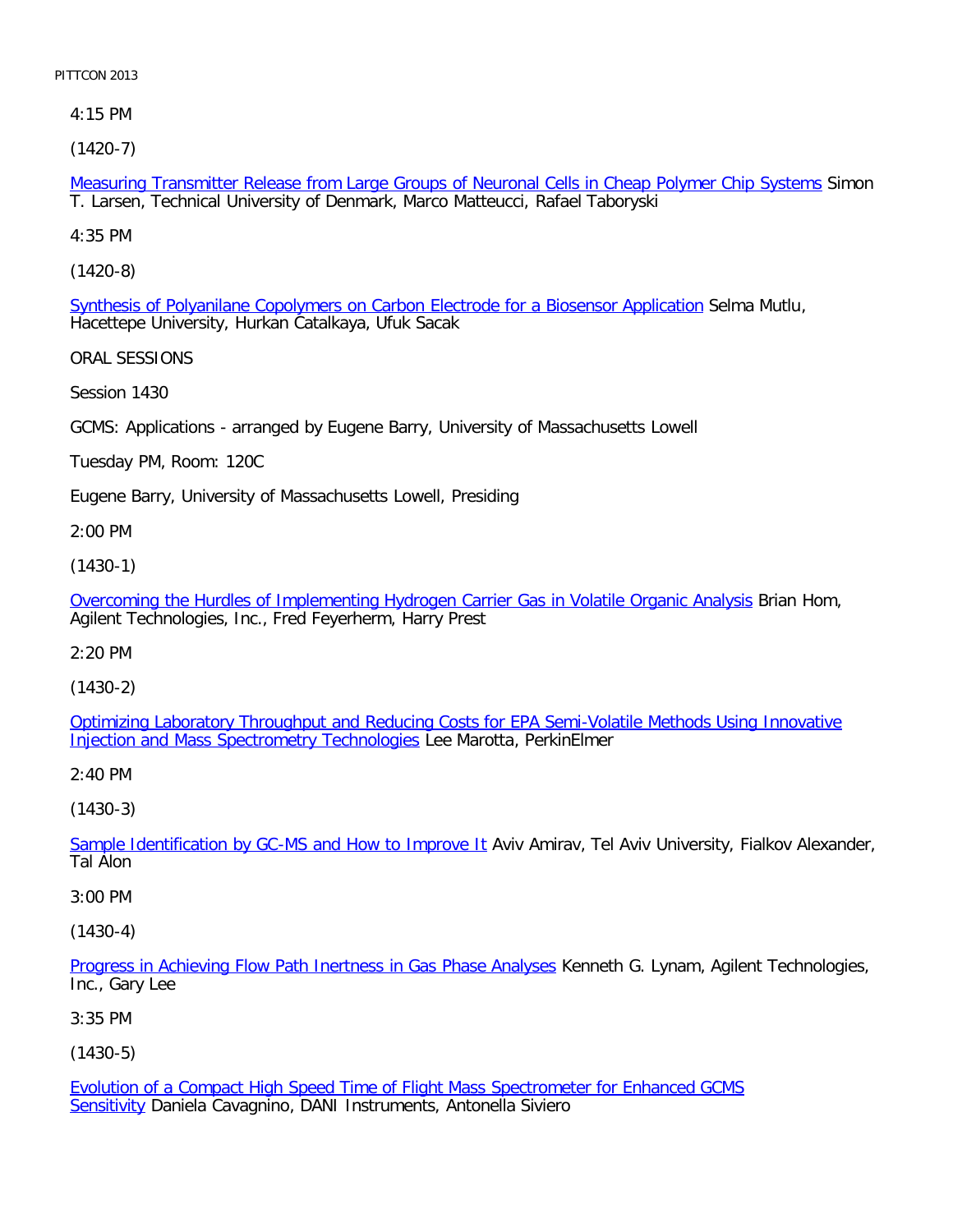4:15 PM

(1420-7)

Measuring Transmitter Release from Large Groups of Neuronal Cells in Cheap Polymer Chip Systems Simon T. Larsen, Technical University of Denmark, Marco Matteucci, Rafael Taboryski

4:35 PM

(1420-8)

Synthesis of Polyanilane Copolymers on Carbon Electrode for a Biosensor Application Selma Mutlu, Hacettepe University, Hurkan Catalkaya, Ufuk Sacak

ORAL SESSIONS

Session 1430

GCMS: Applications - arranged by Eugene Barry, University of Massachusetts Lowell

Tuesday PM, Room: 120C

Eugene Barry, University of Massachusetts Lowell, Presiding

2:00 PM

(1430-1)

Overcoming the Hurdles of Implementing Hydrogen Carrier Gas in Volatile Organic Analysis Brian Hom, Agilent Technologies, Inc., Fred Feyerherm, Harry Prest

2:20 PM

(1430-2)

Optimizing Laboratory Throughput and Reducing Costs for EPA Semi-Volatile Methods Using Innovative Injection and Mass Spectrometry Technologies Lee Marotta, PerkinElmer

2:40 PM

(1430-3)

Sample Identification by GC-MS and How to Improve It Aviv Amirav, Tel Aviv University, Fialkov Alexander, Tal Alon

3:00 PM

(1430-4)

Progress in Achieving Flow Path Inertness in Gas Phase Analyses Kenneth G. Lynam, Agilent Technologies, Inc., Gary Lee

3:35 PM

(1430-5)

Evolution of a Compact High Speed Time of Flight Mass Spectrometer for Enhanced GCMS Sensitivity Daniela Cavagnino, DANI Instruments, Antonella Siviero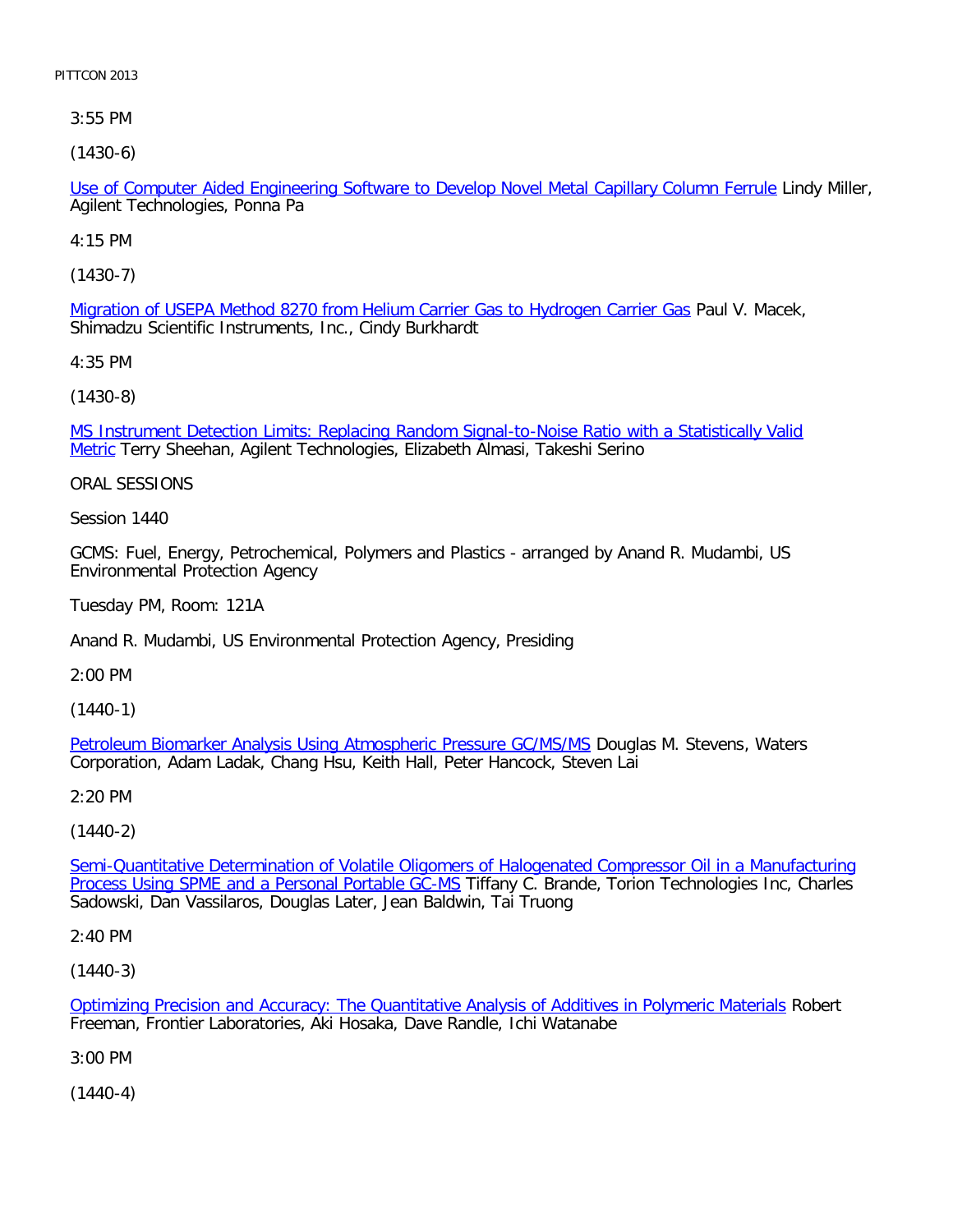3:55 PM

(1430-6)

Use of Computer Aided Engineering Software to Develop Novel Metal Capillary Column Ferrule Lindy Miller, Agilent Technologies, Ponna Pa

4:15 PM

(1430-7)

Migration of USEPA Method 8270 from Helium Carrier Gas to Hydrogen Carrier Gas Paul V. Macek, Shimadzu Scientific Instruments, Inc., Cindy Burkhardt

4:35 PM

(1430-8)

MS Instrument Detection Limits: Replacing Random Signal-to-Noise Ratio with a Statistically Valid Metric Terry Sheehan, Agilent Technologies, Elizabeth Almasi, Takeshi Serino

ORAL SESSIONS

Session 1440

GCMS: Fuel, Energy, Petrochemical, Polymers and Plastics - arranged by Anand R. Mudambi, US Environmental Protection Agency

Tuesday PM, Room: 121A

Anand R. Mudambi, US Environmental Protection Agency, Presiding

2:00 PM

(1440-1)

Petroleum Biomarker Analysis Using Atmospheric Pressure GC/MS/MS Douglas M. Stevens, Waters Corporation, Adam Ladak, Chang Hsu, Keith Hall, Peter Hancock, Steven Lai

2:20 PM

(1440-2)

Semi-Quantitative Determination of Volatile Oligomers of Halogenated Compressor Oil in a Manufacturing Process Using SPME and a Personal Portable GC-MS Tiffany C. Brande, Torion Technologies Inc, Charles Sadowski, Dan Vassilaros, Douglas Later, Jean Baldwin, Tai Truong

2:40 PM

(1440-3)

Optimizing Precision and Accuracy: The Quantitative Analysis of Additives in Polymeric Materials Robert Freeman, Frontier Laboratories, Aki Hosaka, Dave Randle, Ichi Watanabe

3:00 PM

(1440-4)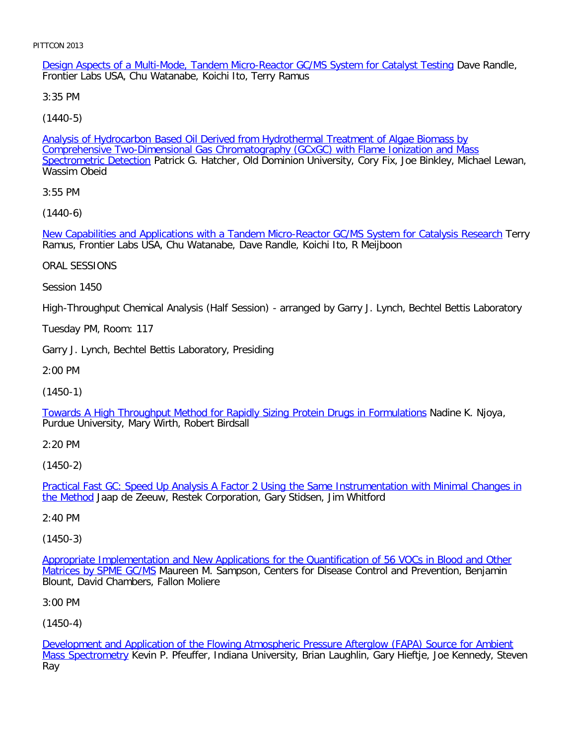Design Aspects of a Multi-Mode, Tandem Micro-Reactor GC/MS System for Catalyst Testing Dave Randle, Frontier Labs USA, Chu Watanabe, Koichi Ito, Terry Ramus

3:35 PM

(1440-5)

Analysis of Hydrocarbon Based Oil Derived from Hydrothermal Treatment of Algae Biomass by Comprehensive Two-Dimensional Gas Chromatography (GCxGC) with Flame Ionization and Mass Spectrometric Detection Patrick G. Hatcher, Old Dominion University, Cory Fix, Joe Binkley, Michael Lewan, Wassim Obeid

3:55 PM

(1440-6)

New Capabilities and Applications with a Tandem Micro-Reactor GC/MS System for Catalysis Research Terry Ramus, Frontier Labs USA, Chu Watanabe, Dave Randle, Koichi Ito, R Meijboon

ORAL SESSIONS

Session 1450

High-Throughput Chemical Analysis (Half Session) - arranged by Garry J. Lynch, Bechtel Bettis Laboratory

Tuesday PM, Room: 117

Garry J. Lynch, Bechtel Bettis Laboratory, Presiding

2:00 PM

(1450-1)

Towards A High Throughput Method for Rapidly Sizing Protein Drugs in Formulations Nadine K. Njoya, Purdue University, Mary Wirth, Robert Birdsall

2:20 PM

(1450-2)

Practical Fast GC: Speed Up Analysis A Factor 2 Using the Same Instrumentation with Minimal Changes in the Method Jaap de Zeeuw, Restek Corporation, Gary Stidsen, Jim Whitford

2:40 PM

(1450-3)

Appropriate Implementation and New Applications for the Quantification of 56 VOCs in Blood and Other Matrices by SPME GC/MS Maureen M. Sampson, Centers for Disease Control and Prevention, Benjamin Blount, David Chambers, Fallon Moliere

3:00 PM

(1450-4)

Development and Application of the Flowing Atmospheric Pressure Afterglow (FAPA) Source for Ambient Mass Spectrometry Kevin P. Pfeuffer, Indiana University, Brian Laughlin, Gary Hieftje, Joe Kennedy, Steven Ray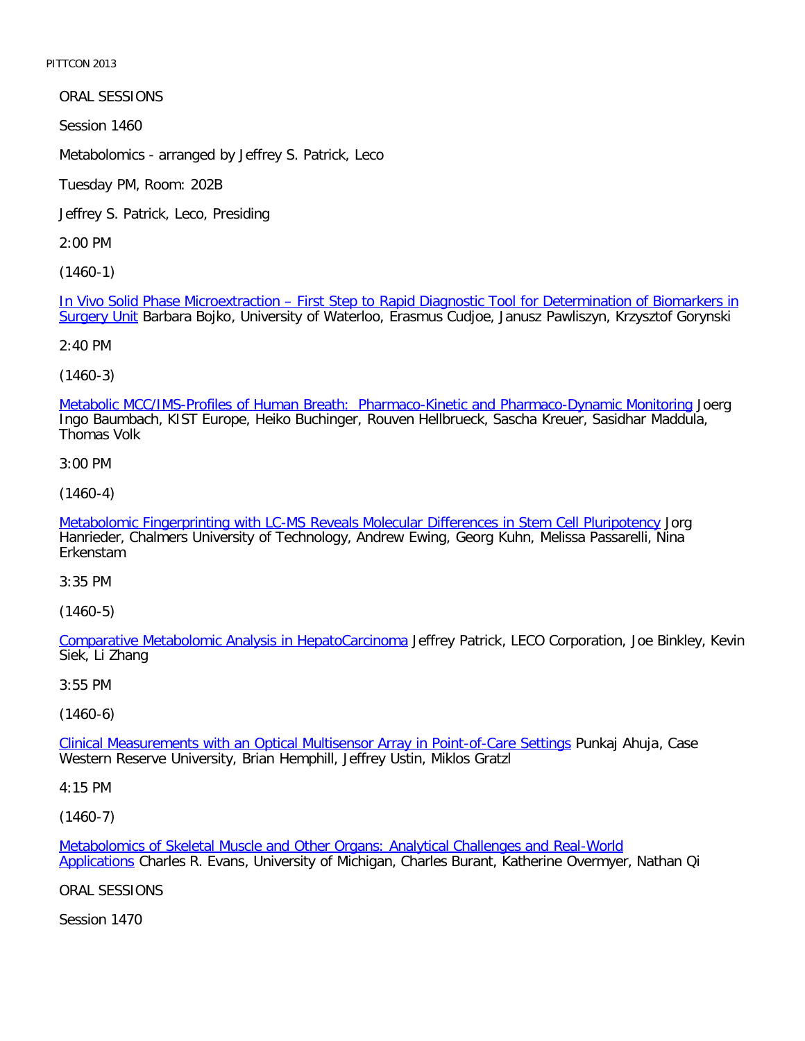ORAL SESSIONS

Session 1460

Metabolomics - arranged by Jeffrey S. Patrick, Leco

Tuesday PM, Room: 202B

Jeffrey S. Patrick, Leco, Presiding

2:00 PM

(1460-1)

In Vivo Solid Phase Microextraction – First Step to Rapid Diagnostic Tool for Determination of Biomarkers in Surgery Unit Barbara Bojko, University of Waterloo, Erasmus Cudjoe, Janusz Pawliszyn, Krzysztof Gorynski

2:40 PM

(1460-3)

Metabolic MCC/IMS-Profiles of Human Breath: Pharmaco-Kinetic and Pharmaco-Dynamic Monitoring Joerg Ingo Baumbach, KIST Europe, Heiko Buchinger, Rouven Hellbrueck, Sascha Kreuer, Sasidhar Maddula, Thomas Volk

3:00 PM

(1460-4)

Metabolomic Fingerprinting with LC-MS Reveals Molecular Differences in Stem Cell Pluripotency Jorg Hanrieder, Chalmers University of Technology, Andrew Ewing, Georg Kuhn, Melissa Passarelli, Nina Erkenstam

3:35 PM

(1460-5)

Comparative Metabolomic Analysis in HepatoCarcinoma Jeffrey Patrick, LECO Corporation, Joe Binkley, Kevin Siek, Li Zhang

3:55 PM

(1460-6)

Clinical Measurements with an Optical Multisensor Array in Point-of-Care Settings Punkaj Ahuja, Case Western Reserve University, Brian Hemphill, Jeffrey Ustin, Miklos Gratzl

4:15 PM

(1460-7)

Metabolomics of Skeletal Muscle and Other Organs: Analytical Challenges and Real-World Applications Charles R. Evans, University of Michigan, Charles Burant, Katherine Overmyer, Nathan Qi

ORAL SESSIONS

Session 1470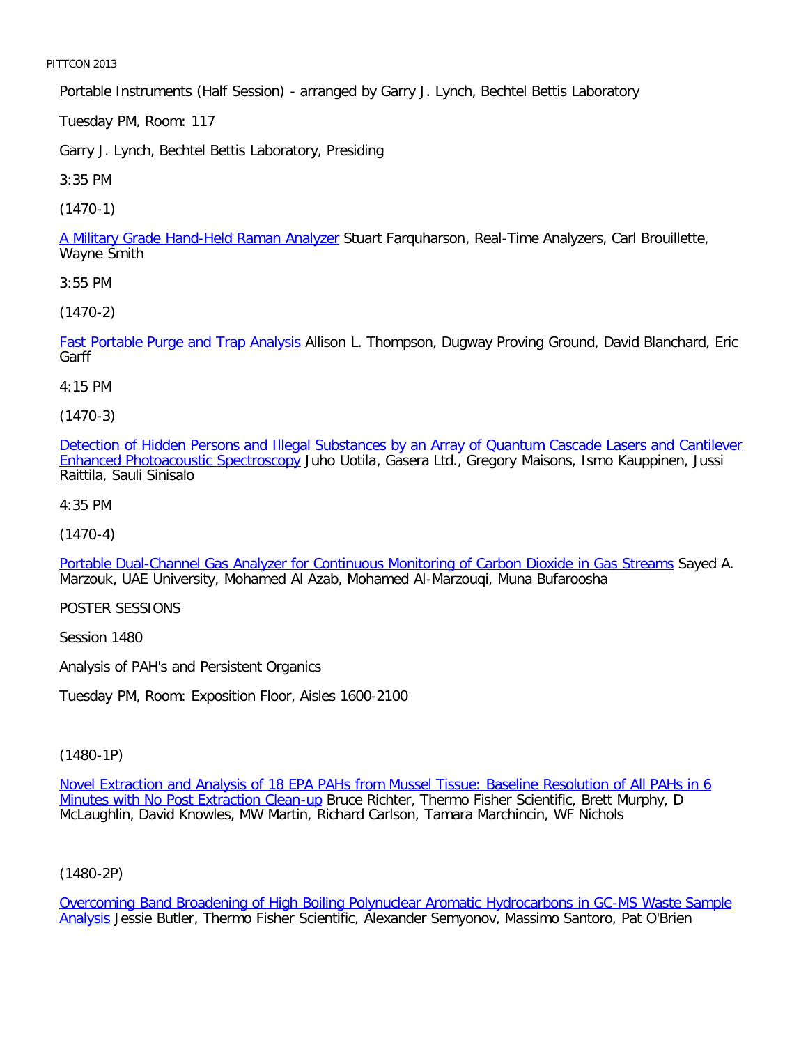Portable Instruments (Half Session) - arranged by Garry J. Lynch, Bechtel Bettis Laboratory

Tuesday PM, Room: 117

Garry J. Lynch, Bechtel Bettis Laboratory, Presiding

3:35 PM

(1470-1)

A Military Grade Hand-Held Raman Analyzer Stuart Farquharson, Real-Time Analyzers, Carl Brouillette, Wayne Smith

3:55 PM

(1470-2)

Fast Portable Purge and Trap Analysis Allison L. Thompson, Dugway Proving Ground, David Blanchard, Eric Garff

4:15 PM

(1470-3)

Detection of Hidden Persons and Illegal Substances by an Array of Quantum Cascade Lasers and Cantilever Enhanced Photoacoustic Spectroscopy Juho Uotila, Gasera Ltd., Gregory Maisons, Ismo Kauppinen, Jussi Raittila, Sauli Sinisalo

4:35 PM

(1470-4)

Portable Dual-Channel Gas Analyzer for Continuous Monitoring of Carbon Dioxide in Gas Streams Sayed A. Marzouk, UAE University, Mohamed Al Azab, Mohamed Al-Marzouqi, Muna Bufaroosha

POSTER SESSIONS

Session 1480

Analysis of PAH's and Persistent Organics

Tuesday PM, Room: Exposition Floor, Aisles 1600-2100

(1480-1P)

Novel Extraction and Analysis of 18 EPA PAHs from Mussel Tissue: Baseline Resolution of All PAHs in 6 Minutes with No Post Extraction Clean-up Bruce Richter, Thermo Fisher Scientific, Brett Murphy, D McLaughlin, David Knowles, MW Martin, Richard Carlson, Tamara Marchincin, WF Nichols

(1480-2P)

Overcoming Band Broadening of High Boiling Polynuclear Aromatic Hydrocarbons in GC-MS Waste Sample Analysis Jessie Butler, Thermo Fisher Scientific, Alexander Semyonov, Massimo Santoro, Pat O'Brien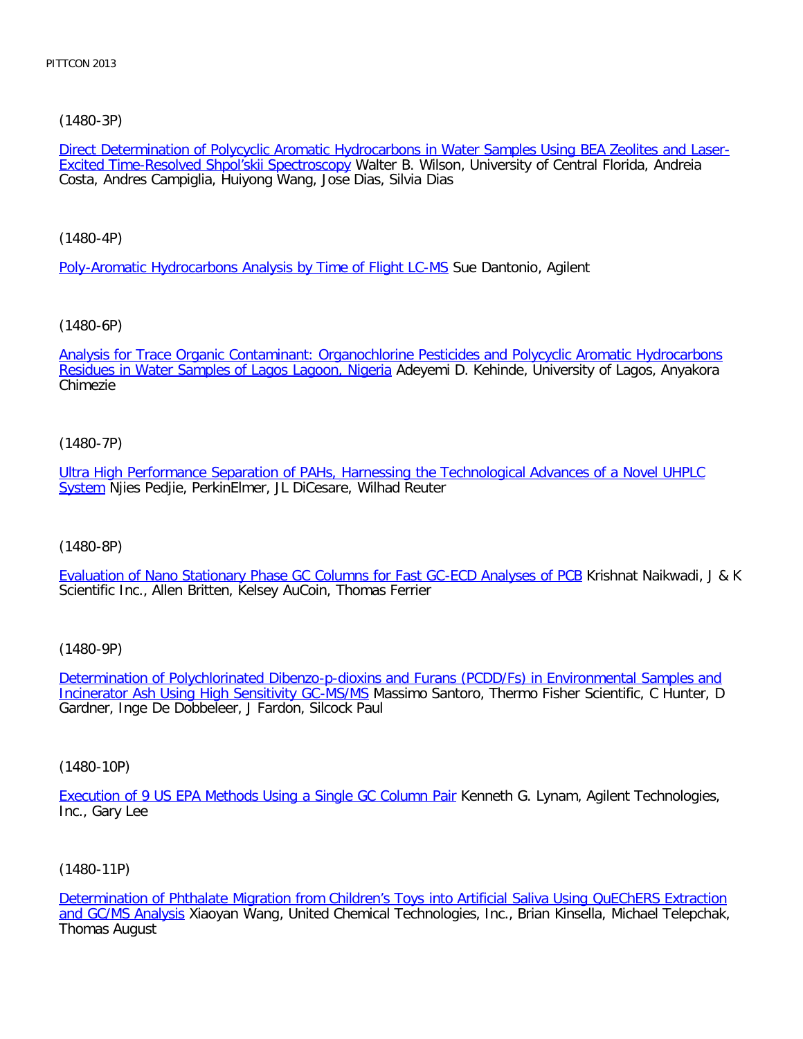(1480-3P)

Direct Determination of Polycyclic Aromatic Hydrocarbons in Water Samples Using BEA Zeolites and Laser-Excited Time-Resolved Shpol'skii Spectroscopy Walter B. Wilson, University of Central Florida, Andreia Costa, Andres Campiglia, Huiyong Wang, Jose Dias, Silvia Dias

(1480-4P)

Poly-Aromatic Hydrocarbons Analysis by Time of Flight LC-MS Sue Dantonio, Agilent

(1480-6P)

Analysis for Trace Organic Contaminant: Organochlorine Pesticides and Polycyclic Aromatic Hydrocarbons Residues in Water Samples of Lagos Lagoon, Nigeria Adeyemi D. Kehinde, University of Lagos, Anyakora Chimezie

(1480-7P)

Ultra High Performance Separation of PAHs, Harnessing the Technological Advances of a Novel UHPLC System Njies Pedjie, PerkinElmer, JL DiCesare, Wilhad Reuter

(1480-8P)

Evaluation of Nano Stationary Phase GC Columns for Fast GC-ECD Analyses of PCB Krishnat Naikwadi, J & K Scientific Inc., Allen Britten, Kelsey AuCoin, Thomas Ferrier

(1480-9P)

Determination of Polychlorinated Dibenzo-p-dioxins and Furans (PCDD/Fs) in Environmental Samples and Incinerator Ash Using High Sensitivity GC-MS/MS Massimo Santoro, Thermo Fisher Scientific, C Hunter, D Gardner, Inge De Dobbeleer, J Fardon, Silcock Paul

(1480-10P)

Execution of 9 US EPA Methods Using a Single GC Column Pair Kenneth G. Lynam, Agilent Technologies, Inc., Gary Lee

(1480-11P)

Determination of Phthalate Migration from Children's Toys into Artificial Saliva Using QuEChERS Extraction and GC/MS Analysis Xiaoyan Wang, United Chemical Technologies, Inc., Brian Kinsella, Michael Telepchak, Thomas August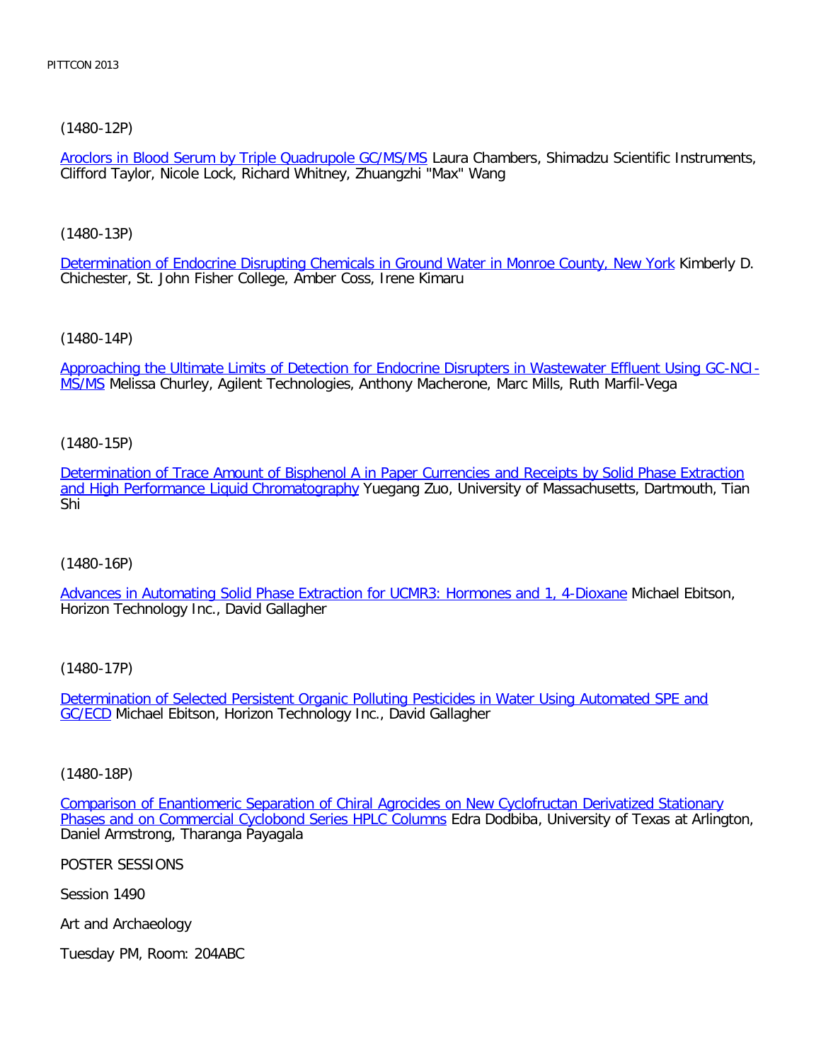(1480-12P)

Aroclors in Blood Serum by Triple Quadrupole GC/MS/MS Laura Chambers, Shimadzu Scientific Instruments, Clifford Taylor, Nicole Lock, Richard Whitney, Zhuangzhi "Max" Wang

(1480-13P)

Determination of Endocrine Disrupting Chemicals in Ground Water in Monroe County, New York Kimberly D. Chichester, St. John Fisher College, Amber Coss, Irene Kimaru

(1480-14P)

Approaching the Ultimate Limits of Detection for Endocrine Disrupters in Wastewater Effluent Using GC-NCI-MS/MS Melissa Churley, Agilent Technologies, Anthony Macherone, Marc Mills, Ruth Marfil-Vega

(1480-15P)

Determination of Trace Amount of Bisphenol A in Paper Currencies and Receipts by Solid Phase Extraction and High Performance Liquid Chromatography Yuegang Zuo, University of Massachusetts, Dartmouth, Tian Shi

(1480-16P)

Advances in Automating Solid Phase Extraction for UCMR3: Hormones and 1, 4-Dioxane Michael Ebitson, Horizon Technology Inc., David Gallagher

(1480-17P)

Determination of Selected Persistent Organic Polluting Pesticides in Water Using Automated SPE and GC/ECD Michael Ebitson, Horizon Technology Inc., David Gallagher

(1480-18P)

Comparison of Enantiomeric Separation of Chiral Agrocides on New Cyclofructan Derivatized Stationary Phases and on Commercial Cyclobond Series HPLC Columns Edra Dodbiba, University of Texas at Arlington, Daniel Armstrong, Tharanga Payagala

POSTER SESSIONS

Session 1490

Art and Archaeology

Tuesday PM, Room: 204ABC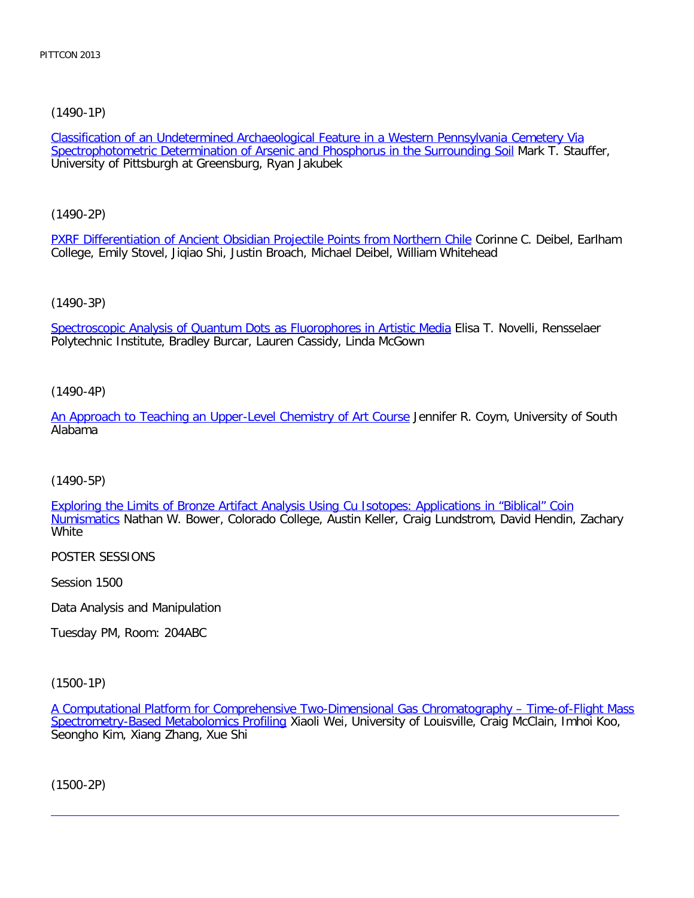(1490-1P)

Classification of an Undetermined Archaeological Feature in a Western Pennsylvania Cemetery Via Spectrophotometric Determination of Arsenic and Phosphorus in the Surrounding Soil Mark T. Stauffer, University of Pittsburgh at Greensburg, Ryan Jakubek

(1490-2P)

PXRF Differentiation of Ancient Obsidian Projectile Points from Northern Chile Corinne C. Deibel, Earlham College, Emily Stovel, Jiqiao Shi, Justin Broach, Michael Deibel, William Whitehead

(1490-3P)

Spectroscopic Analysis of Quantum Dots as Fluorophores in Artistic Media Elisa T. Novelli, Rensselaer Polytechnic Institute, Bradley Burcar, Lauren Cassidy, Linda McGown

(1490-4P)

An Approach to Teaching an Upper-Level Chemistry of Art Course Jennifer R. Coym, University of South Alabama

(1490-5P)

Exploring the Limits of Bronze Artifact Analysis Using Cu Isotopes: Applications in "Biblical" Coin Numismatics Nathan W. Bower, Colorado College, Austin Keller, Craig Lundstrom, David Hendin, Zachary White

POSTER SESSIONS

Session 1500

Data Analysis and Manipulation

Tuesday PM, Room: 204ABC

(1500-1P)

A Computational Platform for Comprehensive Two-Dimensional Gas Chromatography – Time-of-Flight Mass Spectrometry-Based Metabolomics Profiling Xiaoli Wei, University of Louisville, Craig McClain, Imhoi Koo, Seongho Kim, Xiang Zhang, Xue Shi

(1500-2P)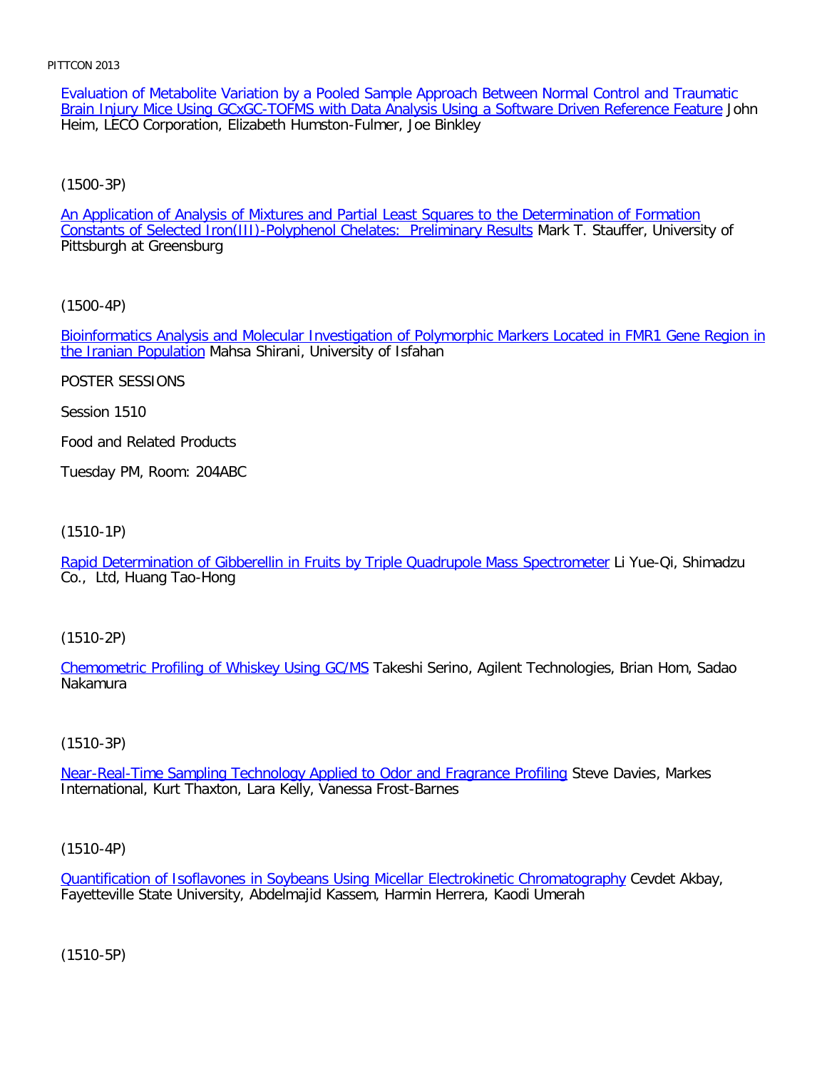Evaluation of Metabolite Variation by a Pooled Sample Approach Between Normal Control and Traumatic Brain Injury Mice Using GCxGC-TOFMS with Data Analysis Using a Software Driven Reference Feature John Heim, LECO Corporation, Elizabeth Humston-Fulmer, Joe Binkley

(1500-3P)

An Application of Analysis of Mixtures and Partial Least Squares to the Determination of Formation Constants of Selected Iron(III)-Polyphenol Chelates:  Preliminary Results Mark T. Stauffer, University of Pittsburgh at Greensburg

(1500-4P)

Bioinformatics Analysis and Molecular Investigation of Polymorphic Markers Located in FMR1 Gene Region in the Iranian Population Mahsa Shirani, University of Isfahan

POSTER SESSIONS

Session 1510

Food and Related Products

Tuesday PM, Room: 204ABC

(1510-1P)

Rapid Determination of Gibberellin in Fruits by Triple Quadrupole Mass Spectrometer Li Yue-Qi, Shimadzu Co.,  Ltd, Huang Tao-Hong

(1510-2P)

Chemometric Profiling of Whiskey Using GC/MS Takeshi Serino, Agilent Technologies, Brian Hom, Sadao Nakamura

(1510-3P)

Near-Real-Time Sampling Technology Applied to Odor and Fragrance Profiling Steve Davies, Markes International, Kurt Thaxton, Lara Kelly, Vanessa Frost-Barnes

(1510-4P)

Quantification of Isoflavones in Soybeans Using Micellar Electrokinetic Chromatography Cevdet Akbay, Fayetteville State University, Abdelmajid Kassem, Harmin Herrera, Kaodi Umerah

(1510-5P)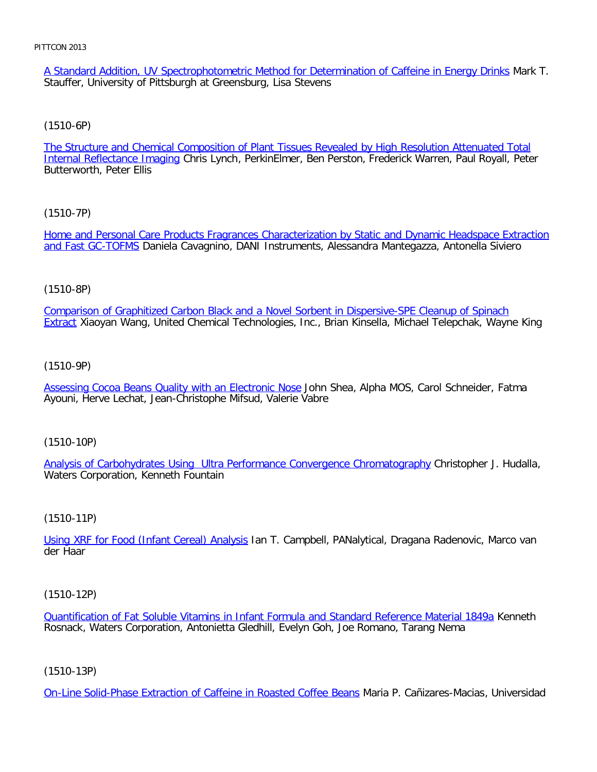A Standard Addition, UV Spectrophotometric Method for Determination of Caffeine in Energy Drinks Mark T. Stauffer, University of Pittsburgh at Greensburg, Lisa Stevens

(1510-6P)

The Structure and Chemical Composition of Plant Tissues Revealed by High Resolution Attenuated Total Internal Reflectance Imaging Chris Lynch, PerkinElmer, Ben Perston, Frederick Warren, Paul Royall, Peter Butterworth, Peter Ellis

(1510-7P)

Home and Personal Care Products Fragrances Characterization by Static and Dynamic Headspace Extraction and Fast GC-TOFMS Daniela Cavagnino, DANI Instruments, Alessandra Mantegazza, Antonella Siviero

(1510-8P)

Comparison of Graphitized Carbon Black and a Novel Sorbent in Dispersive-SPE Cleanup of Spinach Extract Xiaoyan Wang, United Chemical Technologies, Inc., Brian Kinsella, Michael Telepchak, Wayne King

(1510-9P)

Assessing Cocoa Beans Quality with an Electronic Nose John Shea, Alpha MOS, Carol Schneider, Fatma Ayouni, Herve Lechat, Jean-Christophe Mifsud, Valerie Vabre

(1510-10P)

Analysis of Carbohydrates Using Ultra Performance Convergence Chromatography Christopher J. Hudalla, Waters Corporation, Kenneth Fountain

(1510-11P)

Using XRF for Food (Infant Cereal) Analysis Ian T. Campbell, PANalytical, Dragana Radenovic, Marco van der Haar

(1510-12P)

Quantification of Fat Soluble Vitamins in Infant Formula and Standard Reference Material 1849a Kenneth Rosnack, Waters Corporation, Antonietta Gledhill, Evelyn Goh, Joe Romano, Tarang Nema

(1510-13P)

On-Line Solid-Phase Extraction of Caffeine in Roasted Coffee Beans Maria P. Cañizares-Macias, Universidad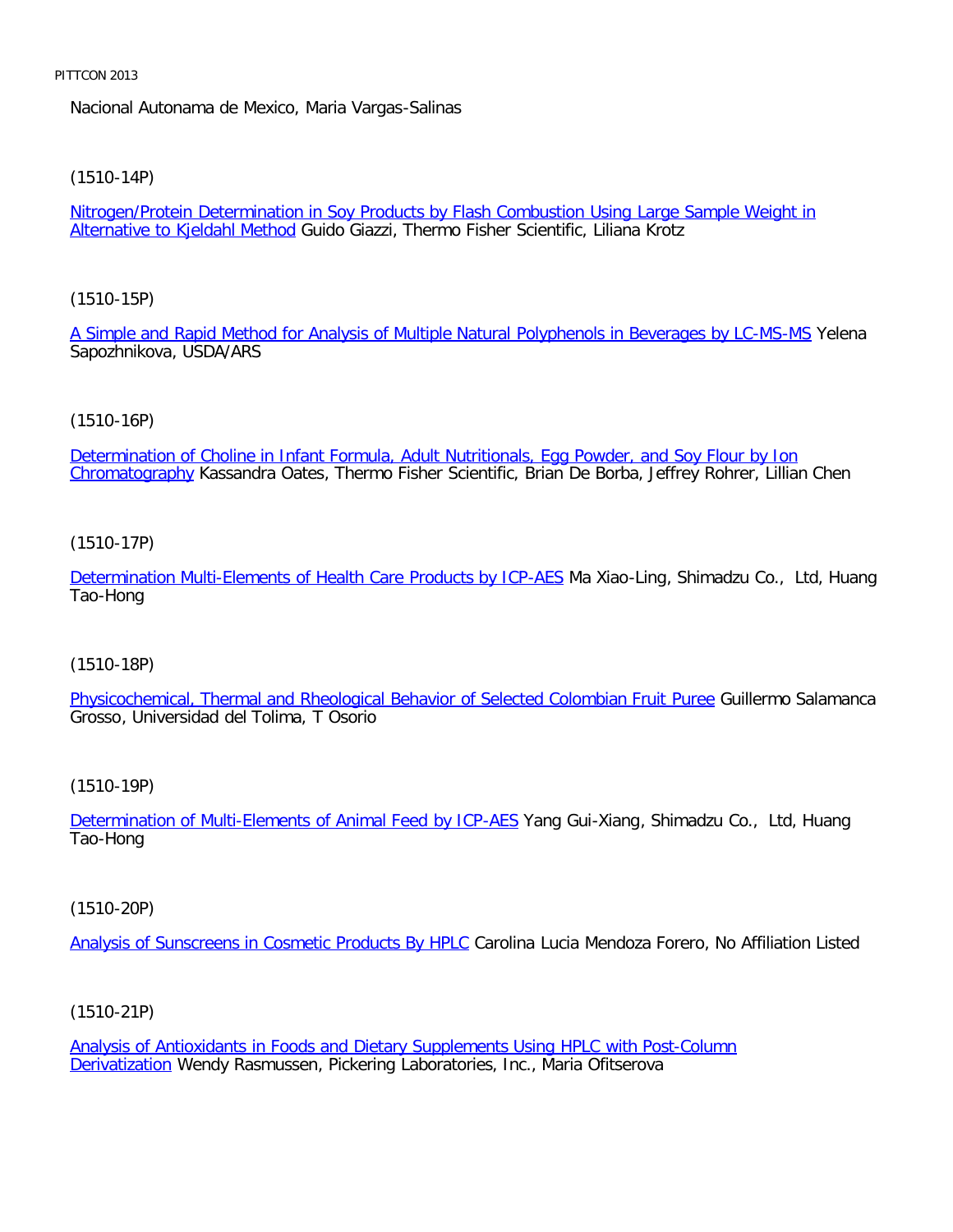Nacional Autonama de Mexico, Maria Vargas-Salinas

(1510-14P)

Nitrogen/Protein Determination in Soy Products by Flash Combustion Using Large Sample Weight in Alternative to Kjeldahl Method Guido Giazzi, Thermo Fisher Scientific, Liliana Krotz

(1510-15P)

A Simple and Rapid Method for Analysis of Multiple Natural Polyphenols in Beverages by LC-MS-MS Yelena Sapozhnikova, USDA/ARS

(1510-16P)

Determination of Choline in Infant Formula, Adult Nutritionals, Egg Powder, and Soy Flour by Ion Chromatography Kassandra Oates, Thermo Fisher Scientific, Brian De Borba, Jeffrey Rohrer, Lillian Chen

(1510-17P)

Determination Multi-Elements of Health Care Products by ICP-AES Ma Xiao-Ling, Shimadzu Co., Ltd, Huang Tao-Hong

(1510-18P)

Physicochemical, Thermal and Rheological Behavior of Selected Colombian Fruit Puree Guillermo Salamanca Grosso, Universidad del Tolima, T Osorio

(1510-19P)

Determination of Multi-Elements of Animal Feed by ICP-AES Yang Gui-Xiang, Shimadzu Co., Ltd, Huang Tao-Hong

(1510-20P)

Analysis of Sunscreens in Cosmetic Products By HPLC Carolina Lucia Mendoza Forero, No Affiliation Listed

(1510-21P)

Analysis of Antioxidants in Foods and Dietary Supplements Using HPLC with Post-Column Derivatization Wendy Rasmussen, Pickering Laboratories, Inc., Maria Ofitserova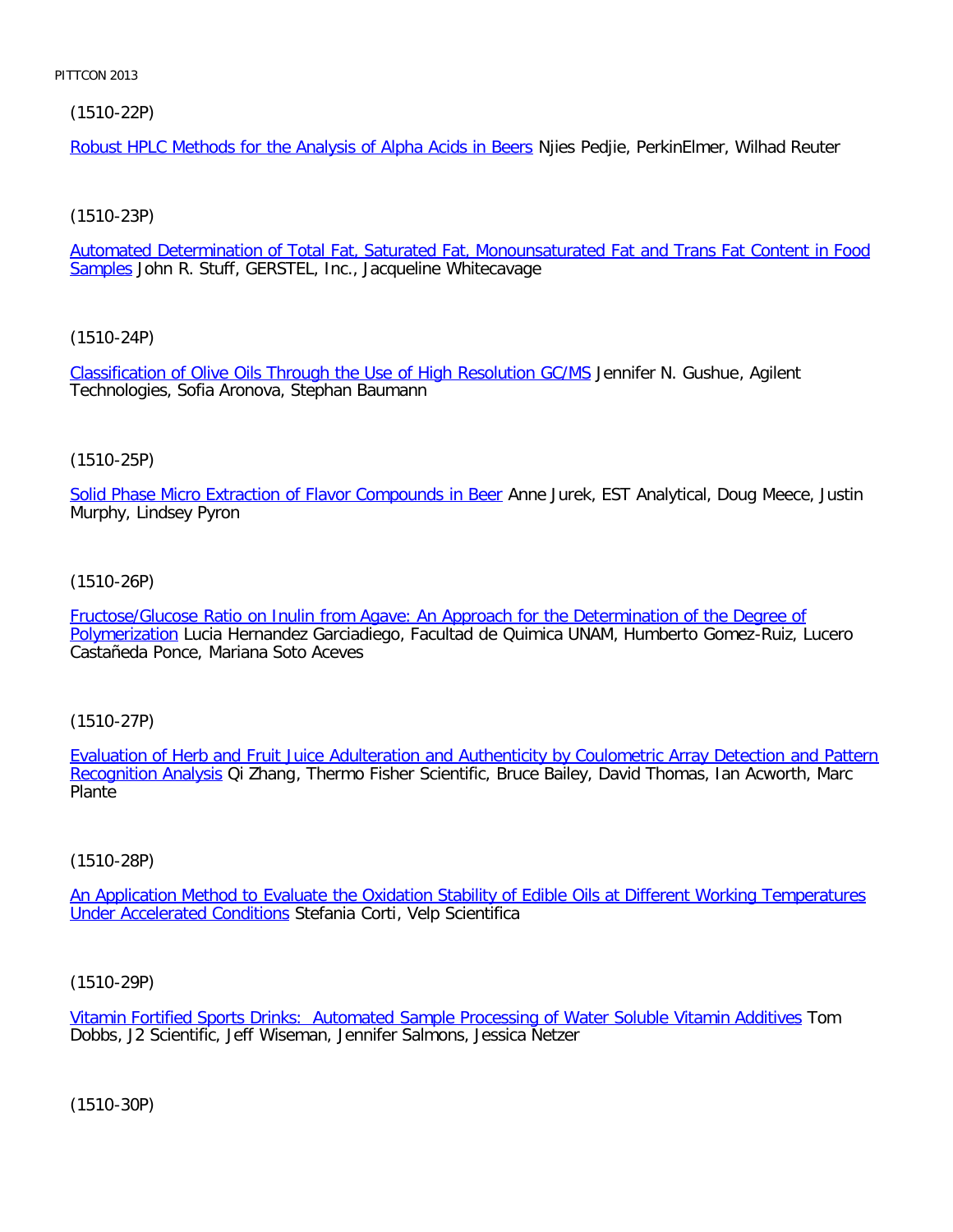(1510-22P)

Robust HPLC Methods for the Analysis of Alpha Acids in Beers Njies Pedjie, PerkinElmer, Wilhad Reuter

(1510-23P)

Automated Determination of Total Fat, Saturated Fat, Monounsaturated Fat and Trans Fat Content in Food Samples John R. Stuff, GERSTEL, Inc., Jacqueline Whitecavage

(1510-24P)

Classification of Olive Oils Through the Use of High Resolution GC/MS Jennifer N. Gushue, Agilent Technologies, Sofia Aronova, Stephan Baumann

(1510-25P)

Solid Phase Micro Extraction of Flavor Compounds in Beer Anne Jurek, EST Analytical, Doug Meece, Justin Murphy, Lindsey Pyron

(1510-26P)

Fructose/Glucose Ratio on Inulin from Agave: An Approach for the Determination of the Degree of Polymerization Lucia Hernandez Garciadiego, Facultad de Quimica UNAM, Humberto Gomez-Ruiz, Lucero Castañeda Ponce, Mariana Soto Aceves

(1510-27P)

Evaluation of Herb and Fruit Juice Adulteration and Authenticity by Coulometric Array Detection and Pattern Recognition Analysis Qi Zhang, Thermo Fisher Scientific, Bruce Bailey, David Thomas, Ian Acworth, Marc Plante

(1510-28P)

An Application Method to Evaluate the Oxidation Stability of Edible Oils at Different Working Temperatures Under Accelerated Conditions Stefania Corti, Velp Scientifica

(1510-29P)

Vitamin Fortified Sports Drinks: Automated Sample Processing of Water Soluble Vitamin Additives Tom Dobbs, J2 Scientific, Jeff Wiseman, Jennifer Salmons, Jessica Netzer

(1510-30P)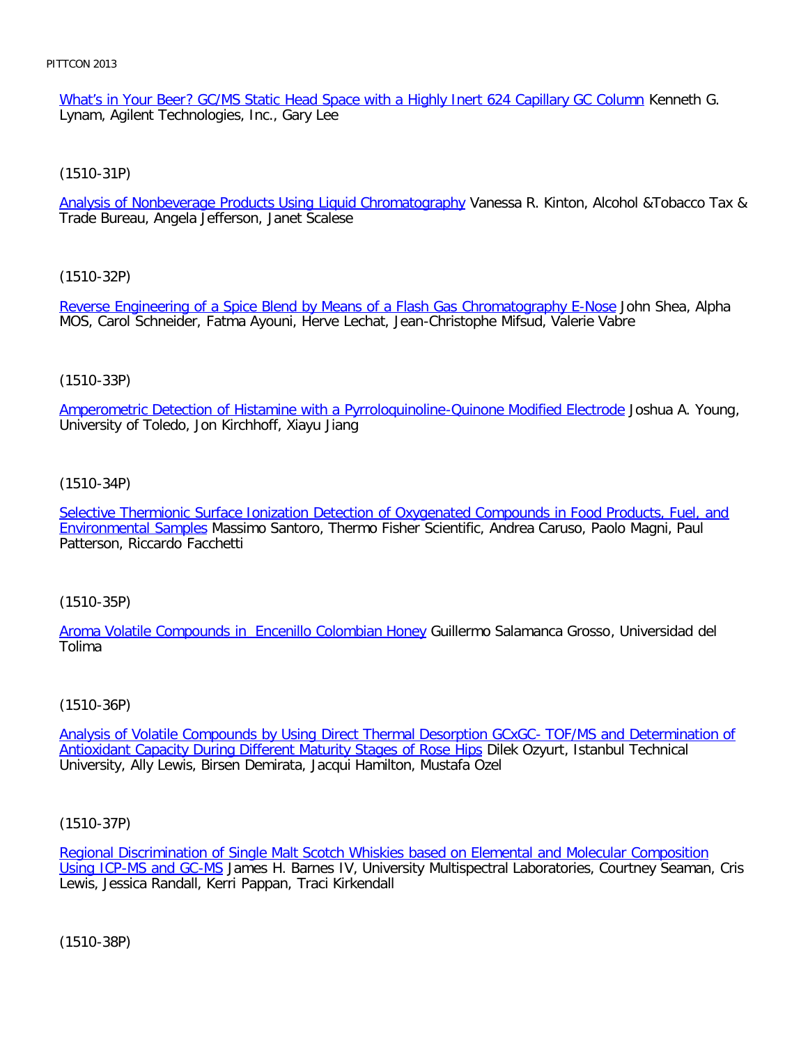What's in Your Beer? GC/MS Static Head Space with a Highly Inert 624 Capillary GC Column Kenneth G. Lynam, Agilent Technologies, Inc., Gary Lee

(1510-31P)

Analysis of Nonbeverage Products Using Liquid Chromatography Vanessa R. Kinton, Alcohol &Tobacco Tax & Trade Bureau, Angela Jefferson, Janet Scalese

(1510-32P)

Reverse Engineering of a Spice Blend by Means of a Flash Gas Chromatography E-Nose John Shea, Alpha MOS, Carol Schneider, Fatma Ayouni, Herve Lechat, Jean-Christophe Mifsud, Valerie Vabre

(1510-33P)

Amperometric Detection of Histamine with a Pyrroloquinoline-Quinone Modified Electrode Joshua A. Young, University of Toledo, Jon Kirchhoff, Xiayu Jiang

(1510-34P)

Selective Thermionic Surface Ionization Detection of Oxygenated Compounds in Food Products, Fuel, and Environmental Samples Massimo Santoro, Thermo Fisher Scientific, Andrea Caruso, Paolo Magni, Paul Patterson, Riccardo Facchetti

(1510-35P)

Aroma Volatile Compounds in Encenillo Colombian Honey Guillermo Salamanca Grosso, Universidad del Tolima

(1510-36P)

Analysis of Volatile Compounds by Using Direct Thermal Desorption GCxGC- TOF/MS and Determination of Antioxidant Capacity During Different Maturity Stages of Rose Hips Dilek Ozyurt, Istanbul Technical University, Ally Lewis, Birsen Demirata, Jacqui Hamilton, Mustafa Ozel

(1510-37P)

Regional Discrimination of Single Malt Scotch Whiskies based on Elemental and Molecular Composition Using ICP-MS and GC-MS James H. Barnes IV, University Multispectral Laboratories, Courtney Seaman, Cris Lewis, Jessica Randall, Kerri Pappan, Traci Kirkendall

(1510-38P)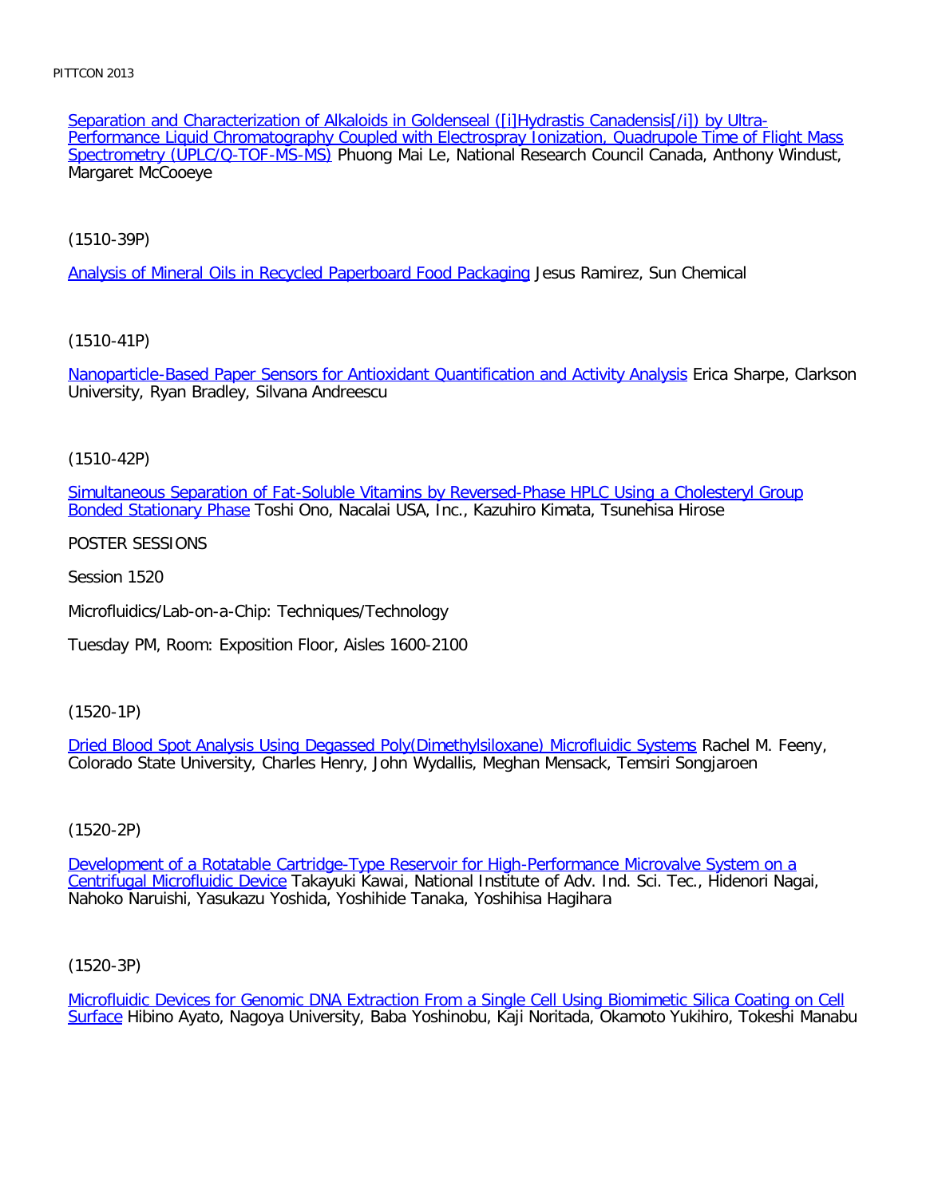Separation and Characterization of Alkaloids in Goldenseal ([i]Hydrastis Canadensis[/i]) by Ultra-Performance Liquid Chromatography Coupled with Electrospray Ionization, Quadrupole Time of Flight Mass Spectrometry (UPLC/Q-TOF-MS-MS) Phuong Mai Le, National Research Council Canada, Anthony Windust, Margaret McCooeye

(1510-39P)

Analysis of Mineral Oils in Recycled Paperboard Food Packaging Jesus Ramirez, Sun Chemical

(1510-41P)

Nanoparticle-Based Paper Sensors for Antioxidant Quantification and Activity Analysis Erica Sharpe, Clarkson University, Ryan Bradley, Silvana Andreescu

(1510-42P)

Simultaneous Separation of Fat-Soluble Vitamins by Reversed-Phase HPLC Using a Cholesteryl Group Bonded Stationary Phase Toshi Ono, Nacalai USA, Inc., Kazuhiro Kimata, Tsunehisa Hirose

POSTER SESSIONS

Session 1520

Microfluidics/Lab-on-a-Chip: Techniques/Technology

Tuesday PM, Room: Exposition Floor, Aisles 1600-2100

(1520-1P)

Dried Blood Spot Analysis Using Degassed Poly(Dimethylsiloxane) Microfluidic Systems Rachel M. Feeny, Colorado State University, Charles Henry, John Wydallis, Meghan Mensack, Temsiri Songjaroen

(1520-2P)

Development of a Rotatable Cartridge-Type Reservoir for High-Performance Microvalve System on a Centrifugal Microfluidic Device Takayuki Kawai, National Institute of Adv. Ind. Sci. Tec., Hidenori Nagai, Nahoko Naruishi, Yasukazu Yoshida, Yoshihide Tanaka, Yoshihisa Hagihara

(1520-3P)

Microfluidic Devices for Genomic DNA Extraction From a Single Cell Using Biomimetic Silica Coating on Cell Surface Hibino Ayato, Nagoya University, Baba Yoshinobu, Kaji Noritada, Okamoto Yukihiro, Tokeshi Manabu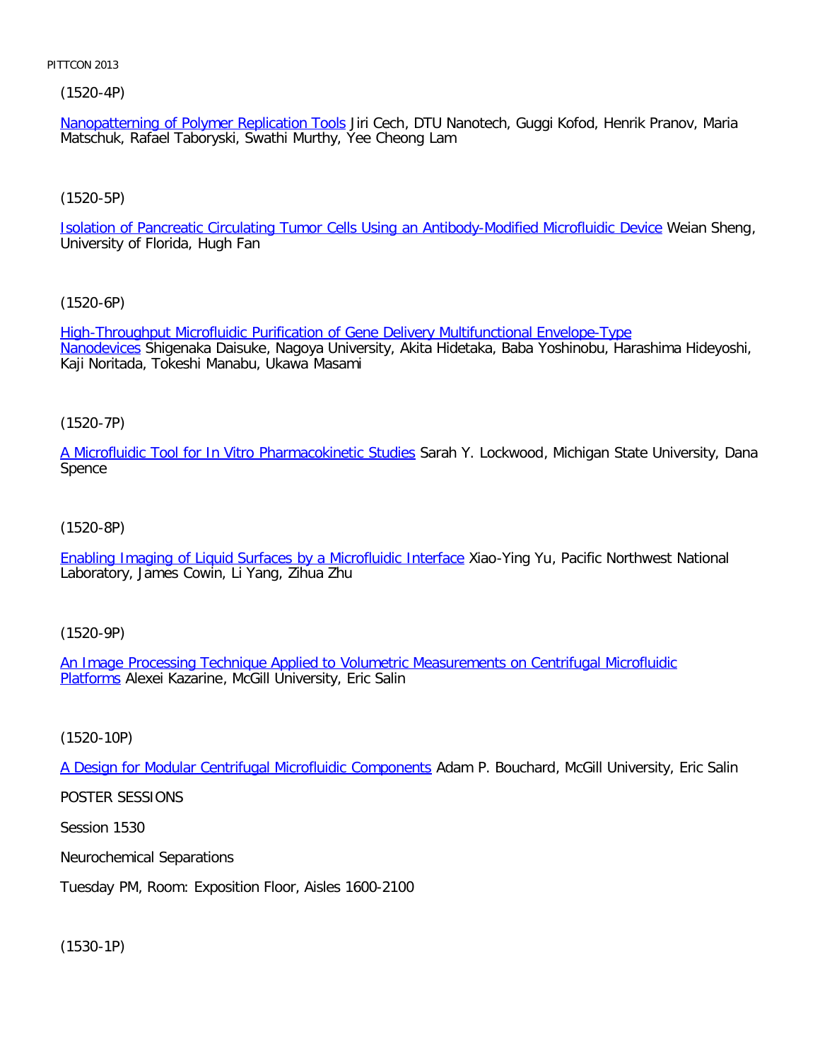(1520-4P)

Nanopatterning of Polymer Replication Tools Jiri Cech, DTU Nanotech, Guggi Kofod, Henrik Pranov, Maria Matschuk, Rafael Taboryski, Swathi Murthy, Yee Cheong Lam

(1520-5P)

Isolation of Pancreatic Circulating Tumor Cells Using an Antibody-Modified Microfluidic Device Weian Sheng, University of Florida, Hugh Fan

(1520-6P)

High-Throughput Microfluidic Purification of Gene Delivery Multifunctional Envelope-Type Nanodevices Shigenaka Daisuke, Nagoya University, Akita Hidetaka, Baba Yoshinobu, Harashima Hideyoshi, Kaji Noritada, Tokeshi Manabu, Ukawa Masami

(1520-7P)

A Microfluidic Tool for In Vitro Pharmacokinetic Studies Sarah Y. Lockwood, Michigan State University, Dana Spence

(1520-8P)

Enabling Imaging of Liquid Surfaces by a Microfluidic Interface Xiao-Ying Yu, Pacific Northwest National Laboratory, James Cowin, Li Yang, Zihua Zhu

(1520-9P)

An Image Processing Technique Applied to Volumetric Measurements on Centrifugal Microfluidic Platforms Alexei Kazarine, McGill University, Eric Salin

(1520-10P)

A Design for Modular Centrifugal Microfluidic Components Adam P. Bouchard, McGill University, Eric Salin

POSTER SESSIONS

Session 1530

Neurochemical Separations

Tuesday PM, Room: Exposition Floor, Aisles 1600-2100

(1530-1P)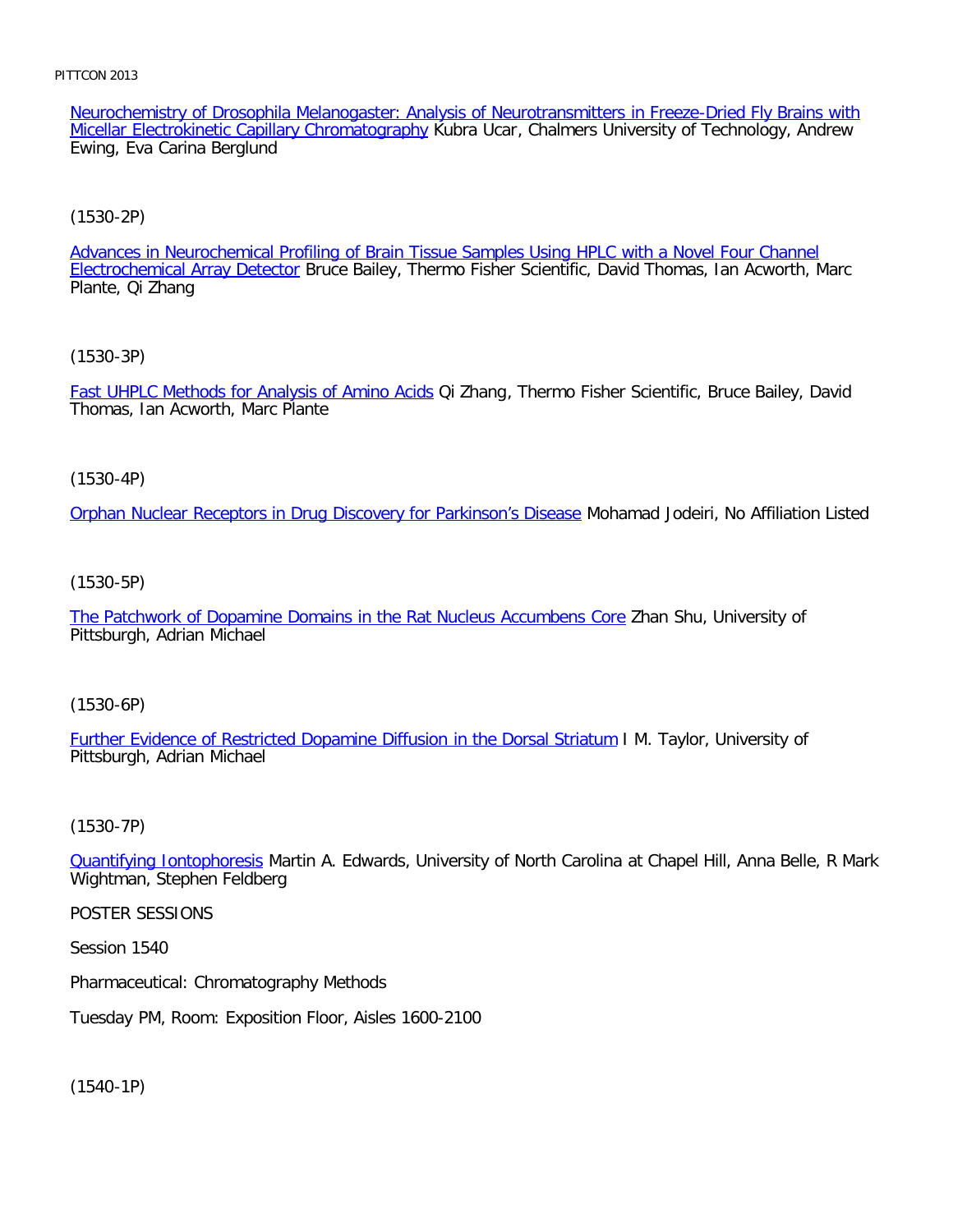Neurochemistry of Drosophila Melanogaster: Analysis of Neurotransmitters in Freeze-Dried Fly Brains with Micellar Electrokinetic Capillary Chromatography Kubra Ucar, Chalmers University of Technology, Andrew Ewing, Eva Carina Berglund

(1530-2P)

Advances in Neurochemical Profiling of Brain Tissue Samples Using HPLC with a Novel Four Channel Electrochemical Array Detector Bruce Bailey, Thermo Fisher Scientific, David Thomas, Ian Acworth, Marc Plante, Qi Zhang

(1530-3P)

Fast UHPLC Methods for Analysis of Amino Acids Qi Zhang, Thermo Fisher Scientific, Bruce Bailey, David Thomas, Ian Acworth, Marc Plante

(1530-4P)

Orphan Nuclear Receptors in Drug Discovery for Parkinson's Disease Mohamad Jodeiri, No Affiliation Listed

(1530-5P)

The Patchwork of Dopamine Domains in the Rat Nucleus Accumbens Core Zhan Shu, University of Pittsburgh, Adrian Michael

(1530-6P)

Further Evidence of Restricted Dopamine Diffusion in the Dorsal Striatum I M. Taylor, University of Pittsburgh, Adrian Michael

(1530-7P)

Quantifying Iontophoresis Martin A. Edwards, University of North Carolina at Chapel Hill, Anna Belle, R Mark Wightman, Stephen Feldberg

POSTER SESSIONS

Session 1540

Pharmaceutical: Chromatography Methods

Tuesday PM, Room: Exposition Floor, Aisles 1600-2100

(1540-1P)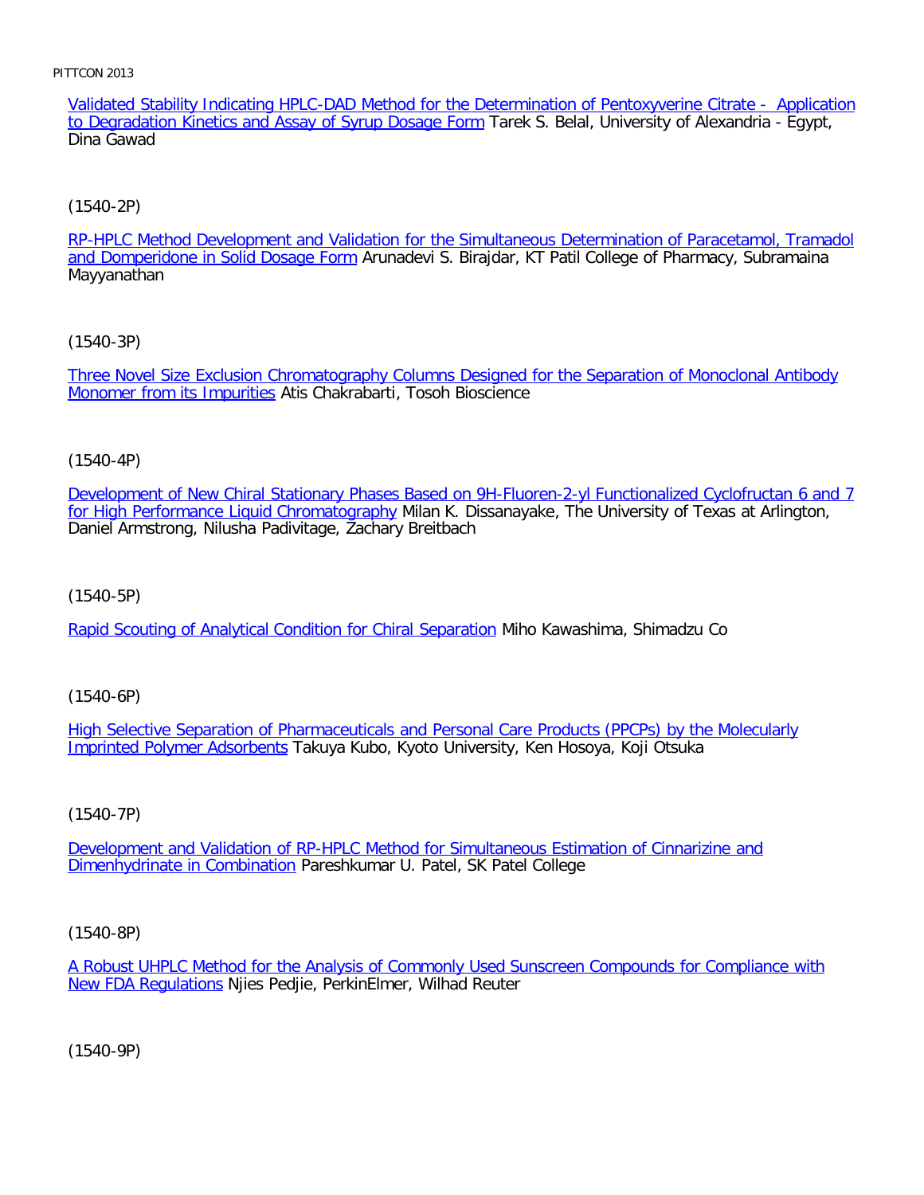[Validated Stability Indicating HPLC-DAD Method for the Determination of Pentoxyverine Citrate - Application to Degradation Kinetics and Assay of Syrup Dosage Form] Tarek S. Belal, University of Alexandria - Egypt, Dina Gawad

(1540-2P)

[RP-HPLC Method Development and Validation for the Simultaneous Determination of Paracetamol, Tramadol and Domperidone in Solid Dosage Form] Arunadevi S. Birajdar, KT Patil College of Pharmacy, Subramaina Mayyanathan

(1540-3P)

[Three Novel Size Exclusion Chromatography Columns Designed for the Separation of Monoclonal Antibody Monomer from its Impurities] Atis Chakrabarti, Tosoh Bioscience

(1540-4P)

[Development of New Chiral Stationary Phases Based on 9H-Fluoren-2-yl Functionalized Cyclofructan 6 and 7 for High Performance Liquid Chromatography] Milan K. Dissanayake, The University of Texas at Arlington, Daniel Armstrong, Nilusha Padivitage, Zachary Breitbach

(1540-5P)

[Rapid Scouting of Analytical Condition for Chiral Separation] Miho Kawashima, Shimadzu Co

(1540-6P)

[High Selective Separation of Pharmaceuticals and Personal Care Products (PPCPs) by the Molecularly Imprinted Polymer Adsorbents] Takuya Kubo, Kyoto University, Ken Hosoya, Koji Otsuka

(1540-7P)

[Development and Validation of RP-HPLC Method for Simultaneous Estimation of Cinnarizine and Dimenhydrinate in Combination] Pareshkumar U. Patel, SK Patel College

(1540-8P)

[A Robust UHPLC Method for the Analysis of Commonly Used Sunscreen Compounds for Compliance with New FDA Regulations] Njies Pedjie, PerkinElmer, Wilhad Reuter

(1540-9P)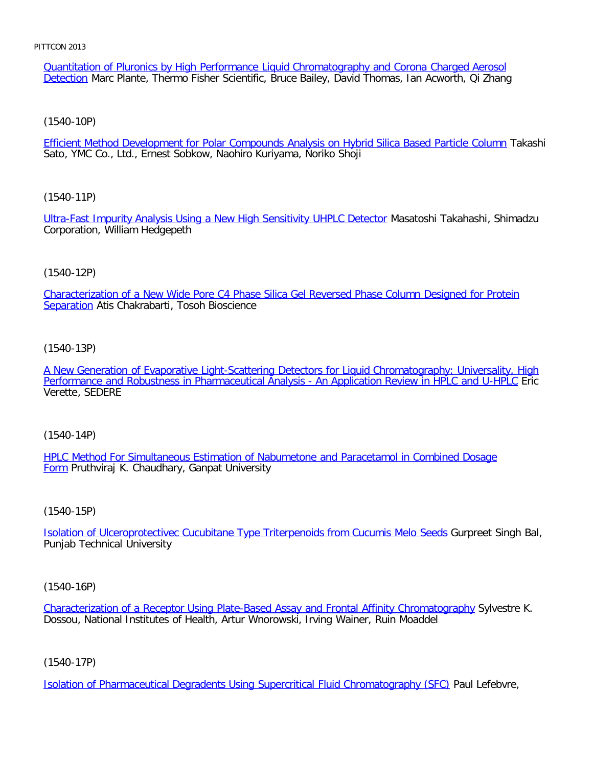Quantitation of Pluronics by High Performance Liquid Chromatography and Corona Charged Aerosol Detection Marc Plante, Thermo Fisher Scientific, Bruce Bailey, David Thomas, Ian Acworth, Qi Zhang

(1540-10P)

Efficient Method Development for Polar Compounds Analysis on Hybrid Silica Based Particle Column Takashi Sato, YMC Co., Ltd., Ernest Sobkow, Naohiro Kuriyama, Noriko Shoji

(1540-11P)

Ultra-Fast Impurity Analysis Using a New High Sensitivity UHPLC Detector Masatoshi Takahashi, Shimadzu Corporation, William Hedgepeth

(1540-12P)

Characterization of a New Wide Pore C4 Phase Silica Gel Reversed Phase Column Designed for Protein Separation Atis Chakrabarti, Tosoh Bioscience

(1540-13P)

A New Generation of Evaporative Light-Scattering Detectors for Liquid Chromatography: Universality, High Performance and Robustness in Pharmaceutical Analysis - An Application Review in HPLC and U-HPLC Eric Verette, SEDERE

(1540-14P)

HPLC Method For Simultaneous Estimation of Nabumetone and Paracetamol in Combined Dosage Form Pruthviraj K. Chaudhary, Ganpat University

(1540-15P)

Isolation of Ulceroprotectivec Cucubitane Type Triterpenoids from Cucumis Melo Seeds Gurpreet Singh Bal, Punjab Technical University

(1540-16P)

Characterization of a Receptor Using Plate-Based Assay and Frontal Affinity Chromatography Sylvestre K. Dossou, National Institutes of Health, Artur Wnorowski, Irving Wainer, Ruin Moaddel

(1540-17P)

Isolation of Pharmaceutical Degradents Using Supercritical Fluid Chromatography (SFC) Paul Lefebvre,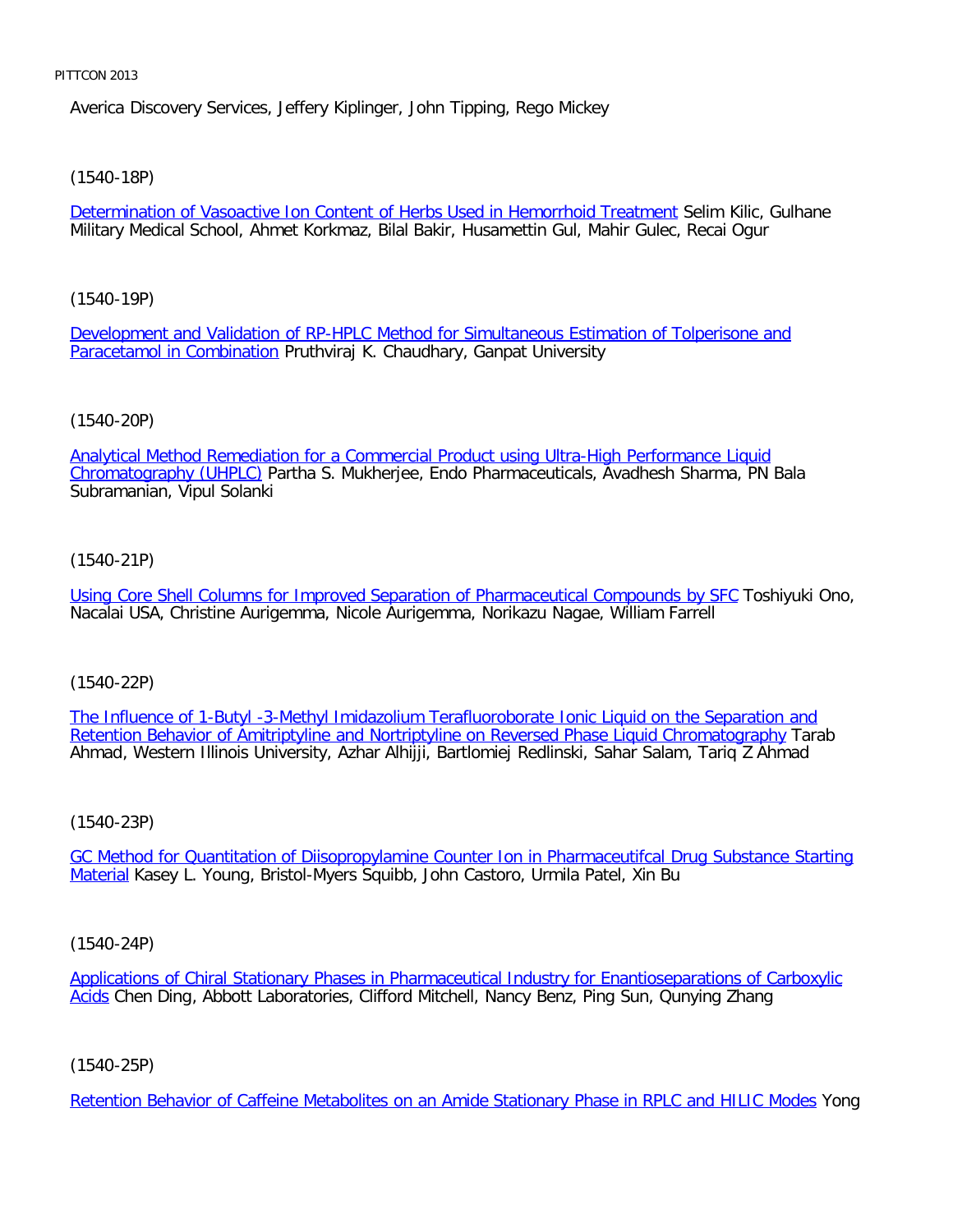Averica Discovery Services, Jeffery Kiplinger, John Tipping, Rego Mickey

(1540-18P)

Determination of Vasoactive Ion Content of Herbs Used in Hemorrhoid Treatment Selim Kilic, Gulhane Military Medical School, Ahmet Korkmaz, Bilal Bakir, Husamettin Gul, Mahir Gulec, Recai Ogur

(1540-19P)

Development and Validation of RP-HPLC Method for Simultaneous Estimation of Tolperisone and Paracetamol in Combination Pruthviraj K. Chaudhary, Ganpat University

(1540-20P)

Analytical Method Remediation for a Commercial Product using Ultra-High Performance Liquid Chromatography (UHPLC) Partha S. Mukherjee, Endo Pharmaceuticals, Avadhesh Sharma, PN Bala Subramanian, Vipul Solanki

(1540-21P)

Using Core Shell Columns for Improved Separation of Pharmaceutical Compounds by SFC Toshiyuki Ono, Nacalai USA, Christine Aurigemma, Nicole Aurigemma, Norikazu Nagae, William Farrell

(1540-22P)

The Influence of 1-Butyl -3-Methyl Imidazolium Terafluoroborate Ionic Liquid on the Separation and Retention Behavior of Amitriptyline and Nortriptyline on Reversed Phase Liquid Chromatography Tarab Ahmad, Western Illinois University, Azhar Alhijji, Bartlomiej Redlinski, Sahar Salam, Tariq Z Ahmad

(1540-23P)

GC Method for Quantitation of Diisopropylamine Counter Ion in Pharmaceutifcal Drug Substance Starting Material Kasey L. Young, Bristol-Myers Squibb, John Castoro, Urmila Patel, Xin Bu

(1540-24P)

Applications of Chiral Stationary Phases in Pharmaceutical Industry for Enantioseparations of Carboxylic Acids Chen Ding, Abbott Laboratories, Clifford Mitchell, Nancy Benz, Ping Sun, Qunying Zhang

(1540-25P)

Retention Behavior of Caffeine Metabolites on an Amide Stationary Phase in RPLC and HILIC Modes Yong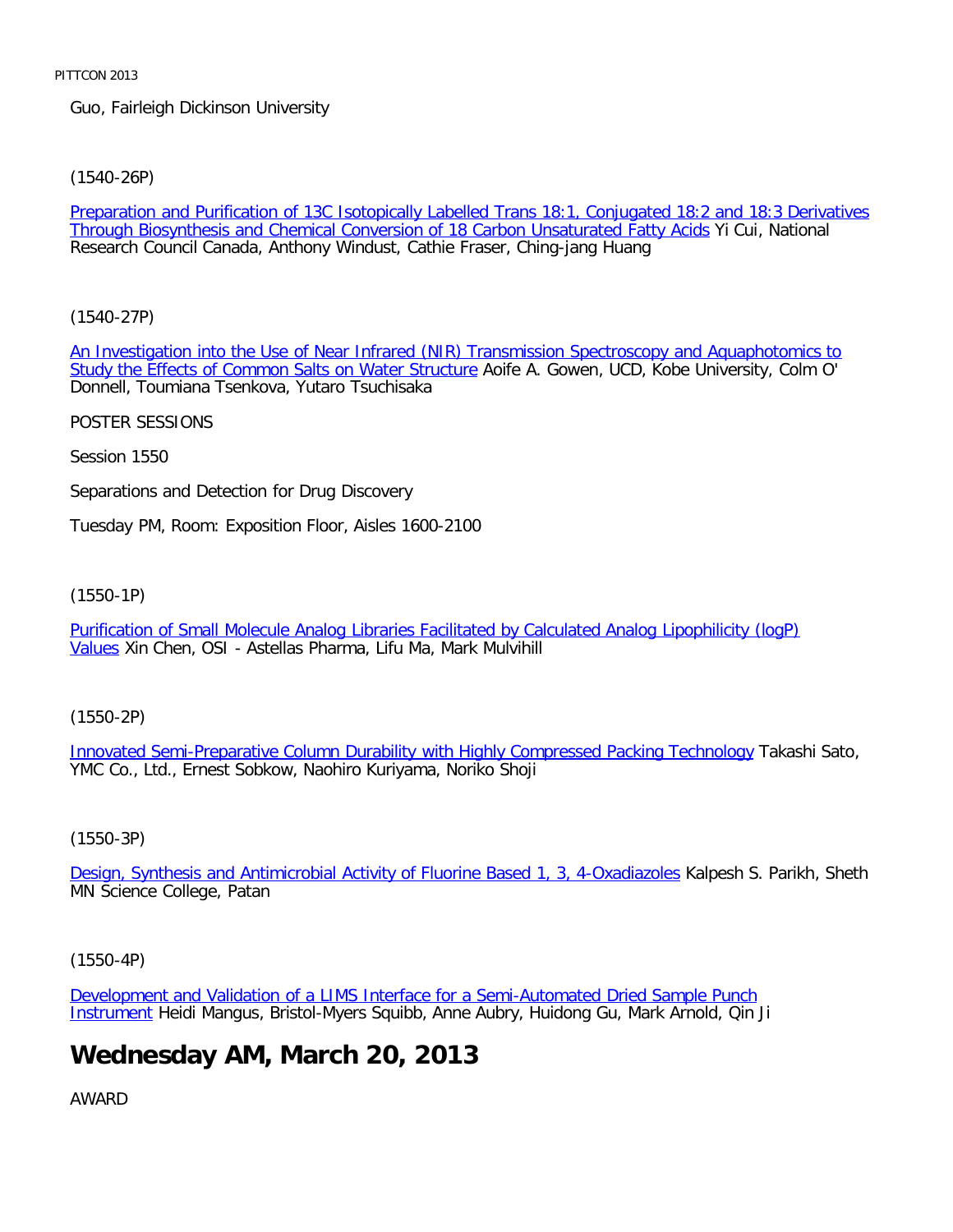Guo, Fairleigh Dickinson University

(1540-26P)

Preparation and Purification of 13C Isotopically Labelled Trans 18:1, Conjugated 18:2 and 18:3 Derivatives Through Biosynthesis and Chemical Conversion of 18 Carbon Unsaturated Fatty Acids Yi Cui, National Research Council Canada, Anthony Windust, Cathie Fraser, Ching-jang Huang

(1540-27P)

An Investigation into the Use of Near Infrared (NIR) Transmission Spectroscopy and Aquaphotomics to Study the Effects of Common Salts on Water Structure Aoife A. Gowen, UCD, Kobe University, Colm O' Donnell, Toumiana Tsenkova, Yutaro Tsuchisaka

POSTER SESSIONS

Session 1550

Separations and Detection for Drug Discovery

Tuesday PM, Room: Exposition Floor, Aisles 1600-2100

(1550-1P)

Purification of Small Molecule Analog Libraries Facilitated by Calculated Analog Lipophilicity (logP) Values Xin Chen, OSI - Astellas Pharma, Lifu Ma, Mark Mulvihill

(1550-2P)

Innovated Semi-Preparative Column Durability with Highly Compressed Packing Technology Takashi Sato, YMC Co., Ltd., Ernest Sobkow, Naohiro Kuriyama, Noriko Shoji

(1550-3P)

Design, Synthesis and Antimicrobial Activity of Fluorine Based 1, 3, 4-Oxadiazoles Kalpesh S. Parikh, Sheth MN Science College, Patan

(1550-4P)

Development and Validation of a LIMS Interface for a Semi-Automated Dried Sample Punch Instrument Heidi Mangus, Bristol-Myers Squibb, Anne Aubry, Huidong Gu, Mark Arnold, Qin Ji

# Wednesday AM, March 20, 2013

AWARD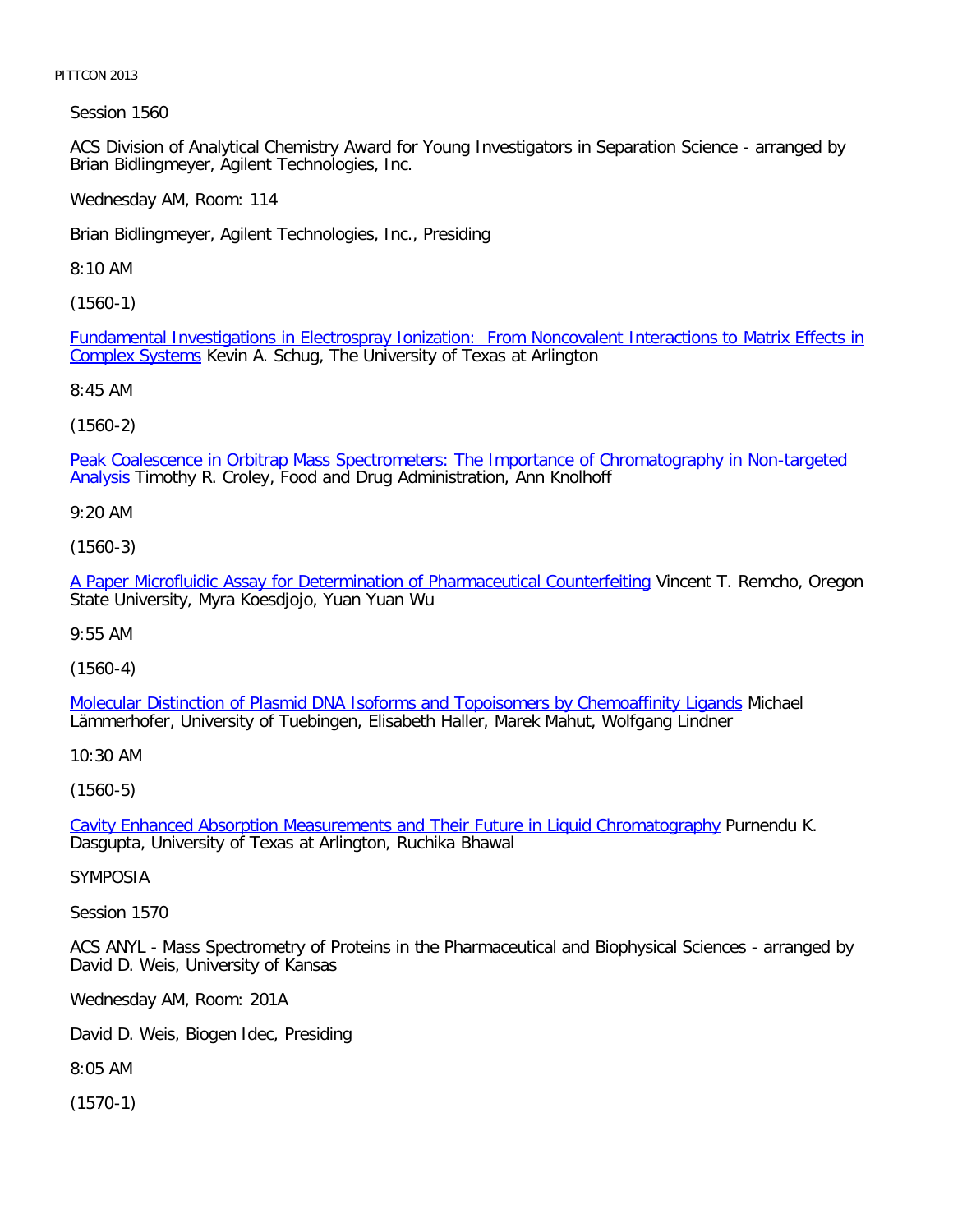Session 1560

ACS Division of Analytical Chemistry Award for Young Investigators in Separation Science - arranged by Brian Bidlingmeyer, Agilent Technologies, Inc.

Wednesday AM, Room: 114

Brian Bidlingmeyer, Agilent Technologies, Inc., Presiding

8:10 AM

(1560-1)

Fundamental Investigations in Electrospray Ionization: From Noncovalent Interactions to Matrix Effects in Complex Systems Kevin A. Schug, The University of Texas at Arlington

8:45 AM

(1560-2)

Peak Coalescence in Orbitrap Mass Spectrometers: The Importance of Chromatography in Non-targeted Analysis Timothy R. Croley, Food and Drug Administration, Ann Knolhoff

9:20 AM

(1560-3)

A Paper Microfluidic Assay for Determination of Pharmaceutical Counterfeiting Vincent T. Remcho, Oregon State University, Myra Koesdjojo, Yuan Yuan Wu

9:55 AM

(1560-4)

Molecular Distinction of Plasmid DNA Isoforms and Topoisomers by Chemoaffinity Ligands Michael Lämmerhofer, University of Tuebingen, Elisabeth Haller, Marek Mahut, Wolfgang Lindner

10:30 AM

(1560-5)

Cavity Enhanced Absorption Measurements and Their Future in Liquid Chromatography Purnendu K. Dasgupta, University of Texas at Arlington, Ruchika Bhawal

SYMPOSIA

Session 1570

ACS ANYL - Mass Spectrometry of Proteins in the Pharmaceutical and Biophysical Sciences - arranged by David D. Weis, University of Kansas

Wednesday AM, Room: 201A

David D. Weis, Biogen Idec, Presiding

8:05 AM

(1570-1)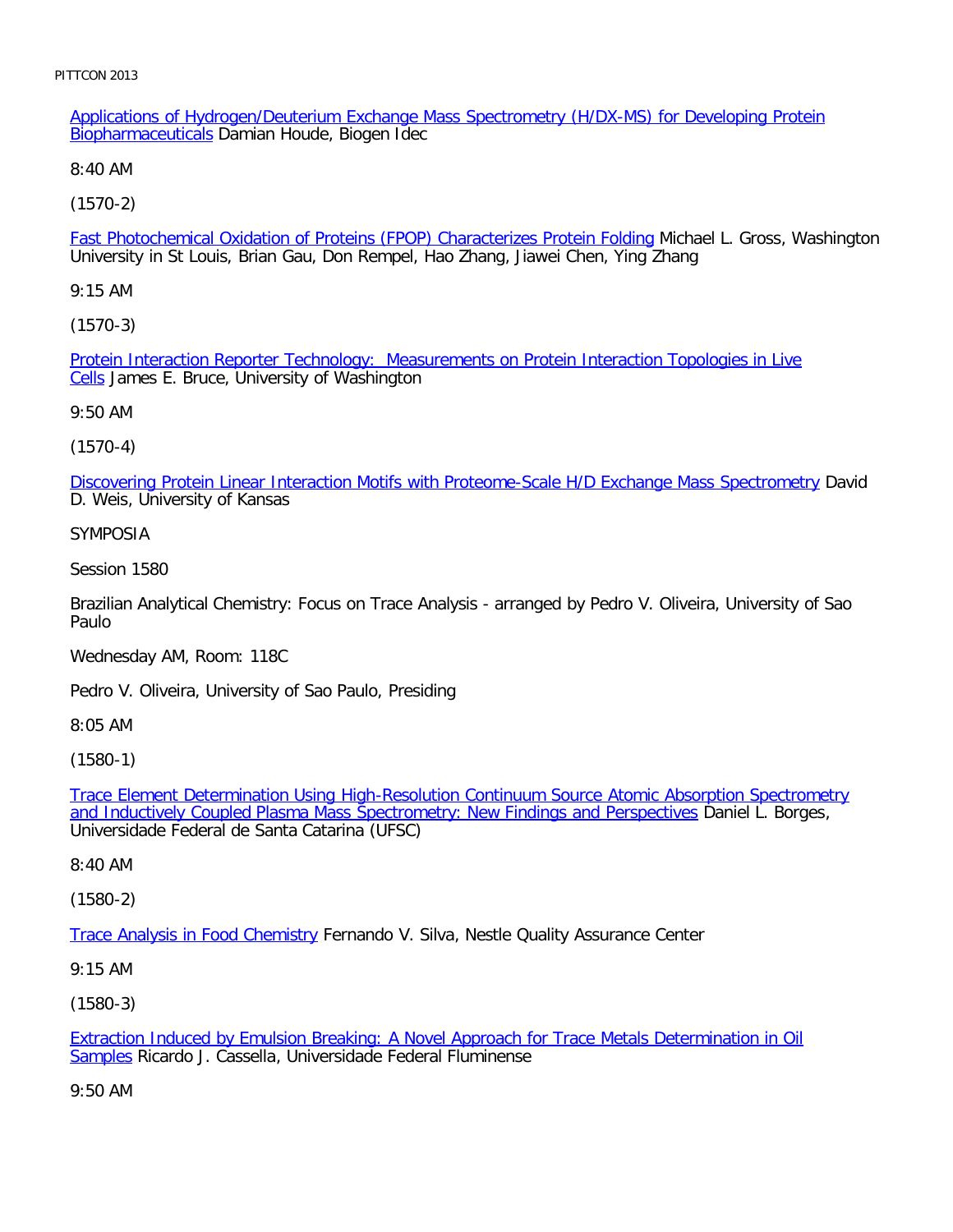[Applications of Hydrogen/Deuterium Exchange Mass Spectrometry (H/DX-MS) for Developing Protein Biopharmaceuticals] Damian Houde, Biogen Idec

8:40 AM

(1570-2)

[Fast Photochemical Oxidation of Proteins (FPOP) Characterizes Protein Folding] Michael L. Gross, Washington University in St Louis, Brian Gau, Don Rempel, Hao Zhang, Jiawei Chen, Ying Zhang

9:15 AM

(1570-3)

[Protein Interaction Reporter Technology: Measurements on Protein Interaction Topologies in Live Cells] James E. Bruce, University of Washington

9:50 AM

(1570-4)

[Discovering Protein Linear Interaction Motifs with Proteome-Scale H/D Exchange Mass Spectrometry] David D. Weis, University of Kansas

SYMPOSIA

Session 1580

Brazilian Analytical Chemistry: Focus on Trace Analysis - arranged by Pedro V. Oliveira, University of Sao Paulo

Wednesday AM, Room: 118C

Pedro V. Oliveira, University of Sao Paulo, Presiding

8:05 AM

(1580-1)

[Trace Element Determination Using High-Resolution Continuum Source Atomic Absorption Spectrometry and Inductively Coupled Plasma Mass Spectrometry: New Findings and Perspectives] Daniel L. Borges, Universidade Federal de Santa Catarina (UFSC)

8:40 AM

(1580-2)

[Trace Analysis in Food Chemistry] Fernando V. Silva, Nestle Quality Assurance Center

9:15 AM

(1580-3)

[Extraction Induced by Emulsion Breaking: A Novel Approach for Trace Metals Determination in Oil Samples] Ricardo J. Cassella, Universidade Federal Fluminense

9:50 AM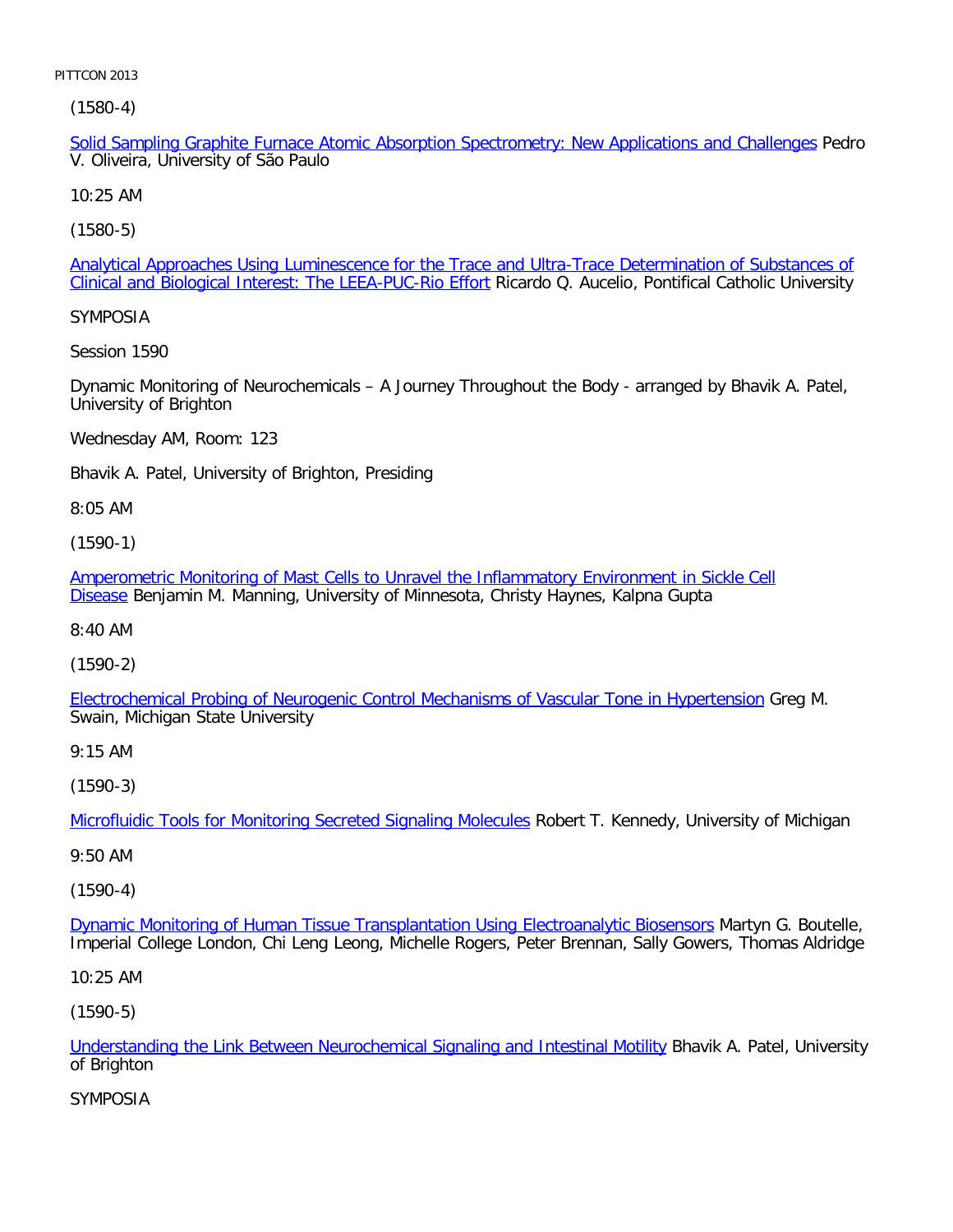(1580-4)

Solid Sampling Graphite Furnace Atomic Absorption Spectrometry: New Applications and Challenges Pedro V. Oliveira, University of São Paulo

10:25 AM

(1580-5)

Analytical Approaches Using Luminescence for the Trace and Ultra-Trace Determination of Substances of Clinical and Biological Interest: The LEEA-PUC-Rio Effort Ricardo Q. Aucelio, Pontifical Catholic University

SYMPOSIA

Session 1590

Dynamic Monitoring of Neurochemicals – A Journey Throughout the Body - arranged by Bhavik A. Patel, University of Brighton

Wednesday AM, Room: 123

Bhavik A. Patel, University of Brighton, Presiding

8:05 AM

(1590-1)

Amperometric Monitoring of Mast Cells to Unravel the Inflammatory Environment in Sickle Cell Disease Benjamin M. Manning, University of Minnesota, Christy Haynes, Kalpna Gupta

8:40 AM

(1590-2)

Electrochemical Probing of Neurogenic Control Mechanisms of Vascular Tone in Hypertension Greg M. Swain, Michigan State University

9:15 AM

(1590-3)

Microfluidic Tools for Monitoring Secreted Signaling Molecules Robert T. Kennedy, University of Michigan

9:50 AM

(1590-4)

Dynamic Monitoring of Human Tissue Transplantation Using Electroanalytic Biosensors Martyn G. Boutelle, Imperial College London, Chi Leng Leong, Michelle Rogers, Peter Brennan, Sally Gowers, Thomas Aldridge

10:25 AM

(1590-5)

Understanding the Link Between Neurochemical Signaling and Intestinal Motility Bhavik A. Patel, University of Brighton

SYMPOSIA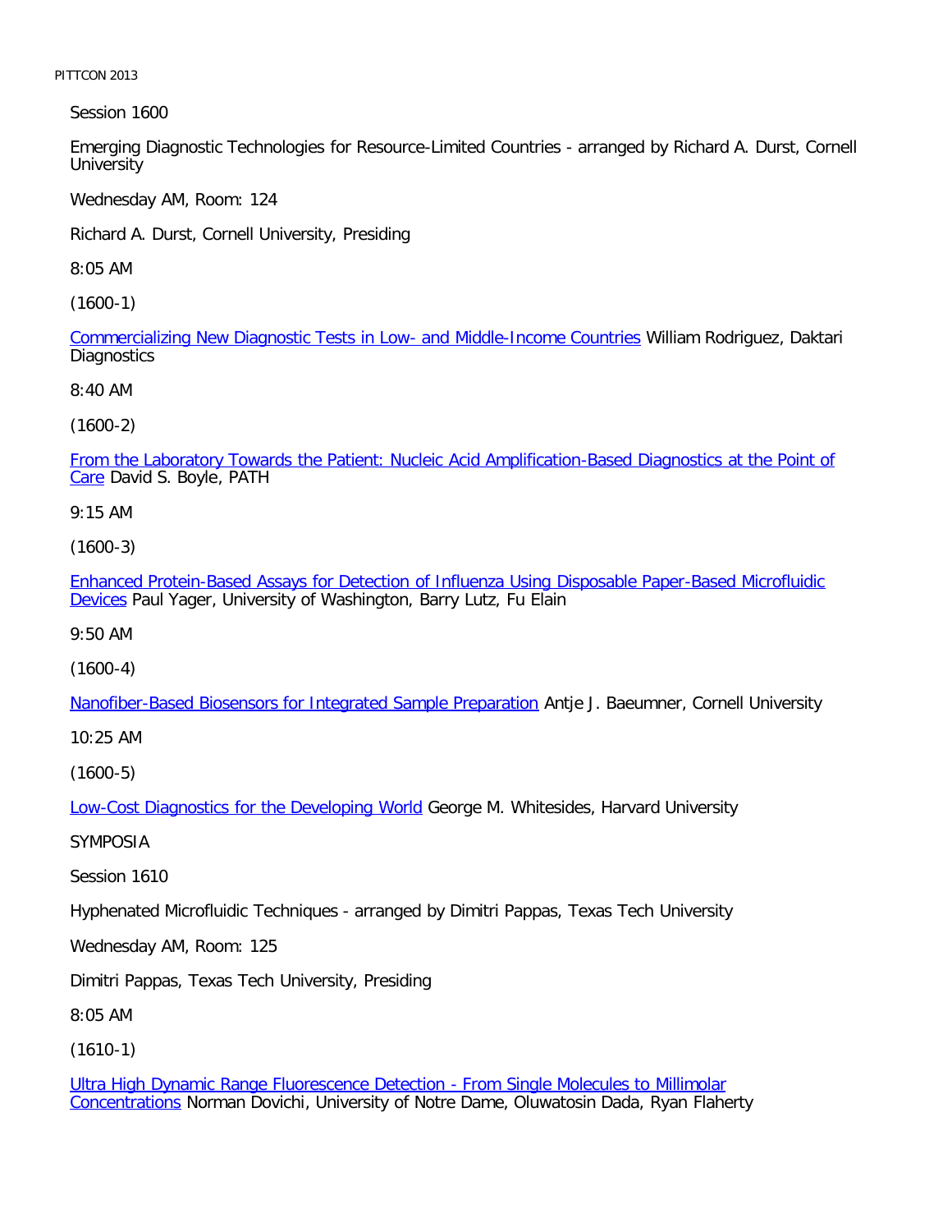Session 1600

Emerging Diagnostic Technologies for Resource-Limited Countries - arranged by Richard A. Durst, Cornell University

Wednesday AM, Room: 124

Richard A. Durst, Cornell University, Presiding

8:05 AM

(1600-1)

Commercializing New Diagnostic Tests in Low- and Middle-Income Countries William Rodriguez, Daktari Diagnostics

8:40 AM

(1600-2)

From the Laboratory Towards the Patient: Nucleic Acid Amplification-Based Diagnostics at the Point of Care David S. Boyle, PATH

9:15 AM

(1600-3)

Enhanced Protein-Based Assays for Detection of Influenza Using Disposable Paper-Based Microfluidic Devices Paul Yager, University of Washington, Barry Lutz, Fu Elain

9:50 AM

(1600-4)

Nanofiber-Based Biosensors for Integrated Sample Preparation Antje J. Baeumner, Cornell University

10:25 AM

(1600-5)

Low-Cost Diagnostics for the Developing World George M. Whitesides, Harvard University

SYMPOSIA

Session 1610

Hyphenated Microfluidic Techniques - arranged by Dimitri Pappas, Texas Tech University

Wednesday AM, Room: 125

Dimitri Pappas, Texas Tech University, Presiding

8:05 AM

(1610-1)

Ultra High Dynamic Range Fluorescence Detection - From Single Molecules to Millimolar Concentrations Norman Dovichi, University of Notre Dame, Oluwatosin Dada, Ryan Flaherty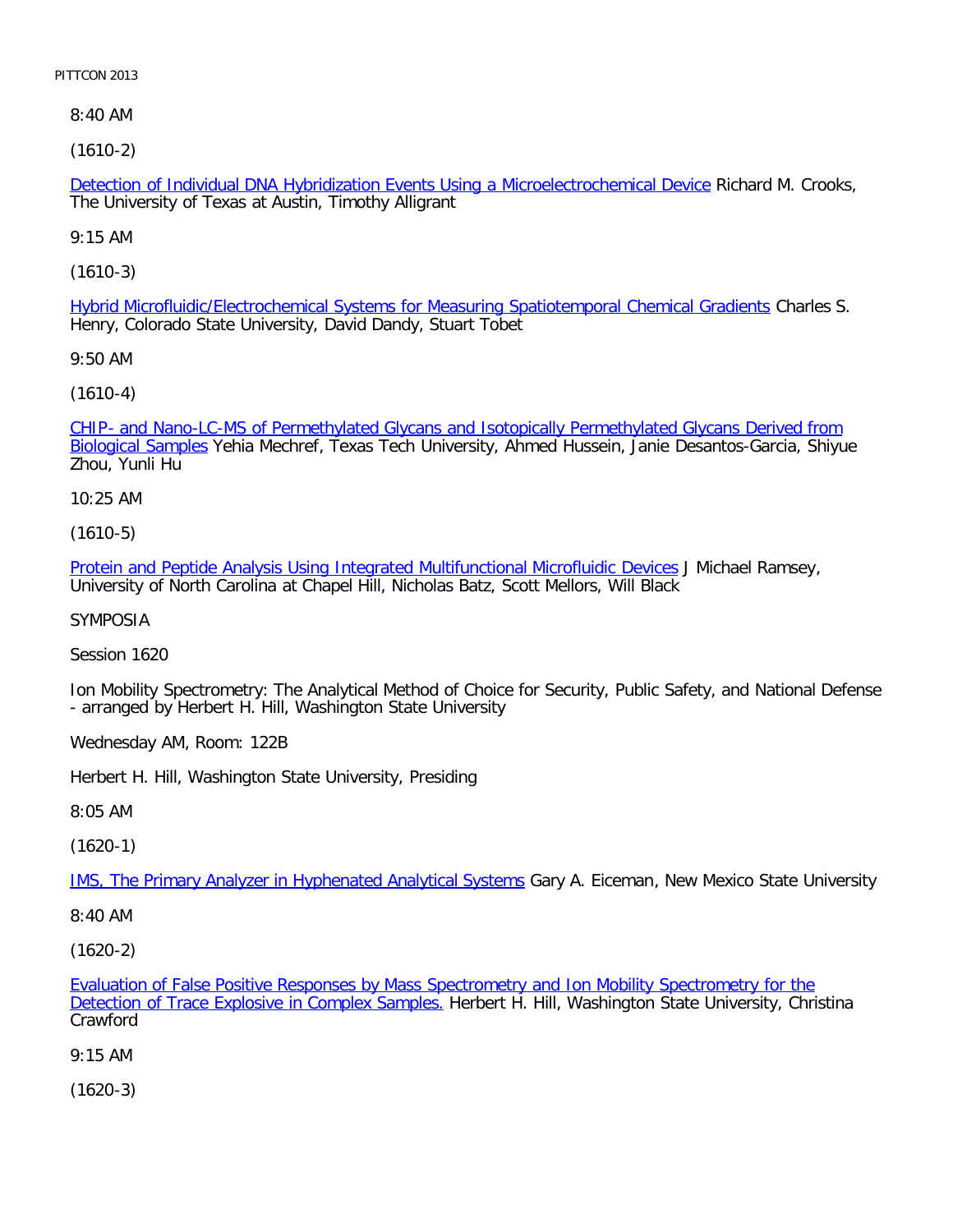8:40 AM

(1610-2)

Detection of Individual DNA Hybridization Events Using a Microelectrochemical Device Richard M. Crooks, The University of Texas at Austin, Timothy Alligrant

9:15 AM

(1610-3)

Hybrid Microfluidic/Electrochemical Systems for Measuring Spatiotemporal Chemical Gradients Charles S. Henry, Colorado State University, David Dandy, Stuart Tobet

9:50 AM

(1610-4)

CHIP- and Nano-LC-MS of Permethylated Glycans and Isotopically Permethylated Glycans Derived from Biological Samples Yehia Mechref, Texas Tech University, Ahmed Hussein, Janie Desantos-Garcia, Shiyue Zhou, Yunli Hu

10:25 AM

(1610-5)

Protein and Peptide Analysis Using Integrated Multifunctional Microfluidic Devices J Michael Ramsey, University of North Carolina at Chapel Hill, Nicholas Batz, Scott Mellors, Will Black

SYMPOSIA

Session 1620

Ion Mobility Spectrometry: The Analytical Method of Choice for Security, Public Safety, and National Defense - arranged by Herbert H. Hill, Washington State University

Wednesday AM, Room: 122B

Herbert H. Hill, Washington State University, Presiding

8:05 AM

(1620-1)

IMS, The Primary Analyzer in Hyphenated Analytical Systems Gary A. Eiceman, New Mexico State University

8:40 AM

(1620-2)

Evaluation of False Positive Responses by Mass Spectrometry and Ion Mobility Spectrometry for the Detection of Trace Explosive in Complex Samples. Herbert H. Hill, Washington State University, Christina Crawford

9:15 AM

(1620-3)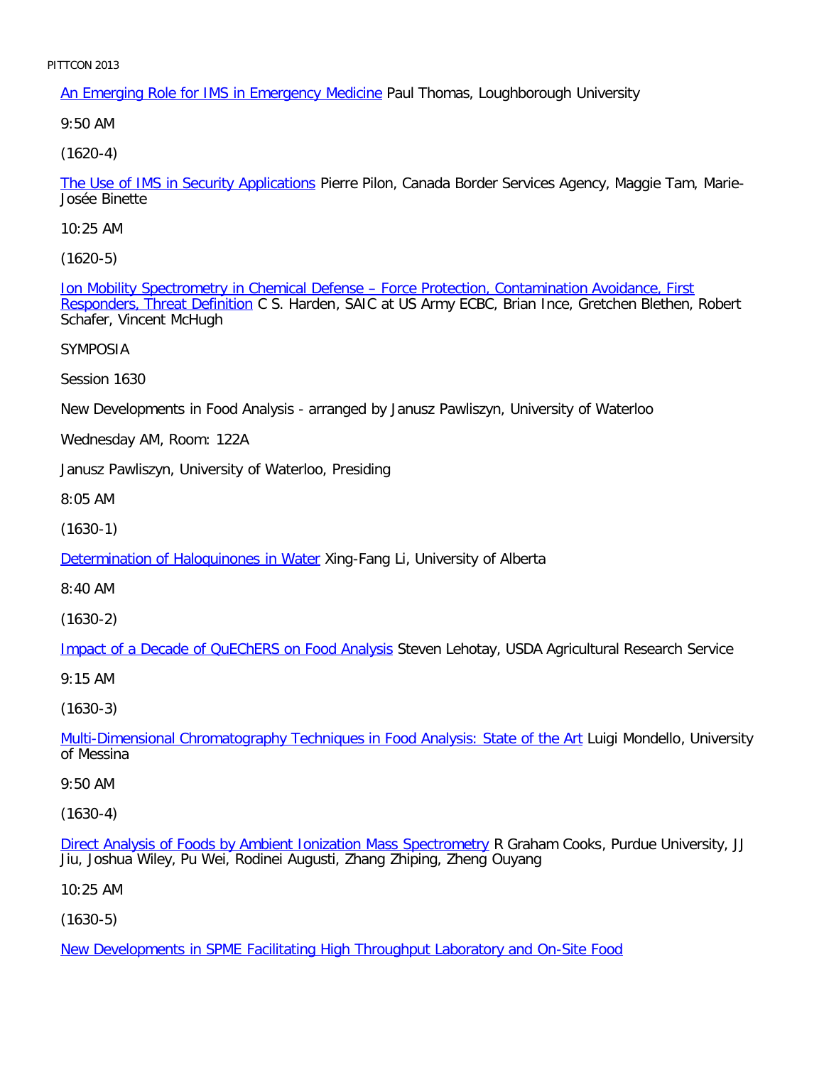An Emerging Role for IMS in Emergency Medicine Paul Thomas, Loughborough University

9:50 AM

(1620-4)

The Use of IMS in Security Applications Pierre Pilon, Canada Border Services Agency, Maggie Tam, Marie-Josée Binette

10:25 AM

(1620-5)

Ion Mobility Spectrometry in Chemical Defense – Force Protection, Contamination Avoidance, First Responders, Threat Definition C S. Harden, SAIC at US Army ECBC, Brian Ince, Gretchen Blethen, Robert Schafer, Vincent McHugh

SYMPOSIA

Session 1630

New Developments in Food Analysis - arranged by Janusz Pawliszyn, University of Waterloo

Wednesday AM, Room: 122A

Janusz Pawliszyn, University of Waterloo, Presiding

8:05 AM

(1630-1)

Determination of Haloquinones in Water Xing-Fang Li, University of Alberta

8:40 AM

(1630-2)

Impact of a Decade of QuEChERS on Food Analysis Steven Lehotay, USDA Agricultural Research Service

9:15 AM

(1630-3)

Multi-Dimensional Chromatography Techniques in Food Analysis: State of the Art Luigi Mondello, University of Messina

9:50 AM

(1630-4)

Direct Analysis of Foods by Ambient Ionization Mass Spectrometry R Graham Cooks, Purdue University, JJ Jiu, Joshua Wiley, Pu Wei, Rodinei Augusti, Zhang Zhiping, Zheng Ouyang

10:25 AM

(1630-5)

New Developments in SPME Facilitating High Throughput Laboratory and On-Site Food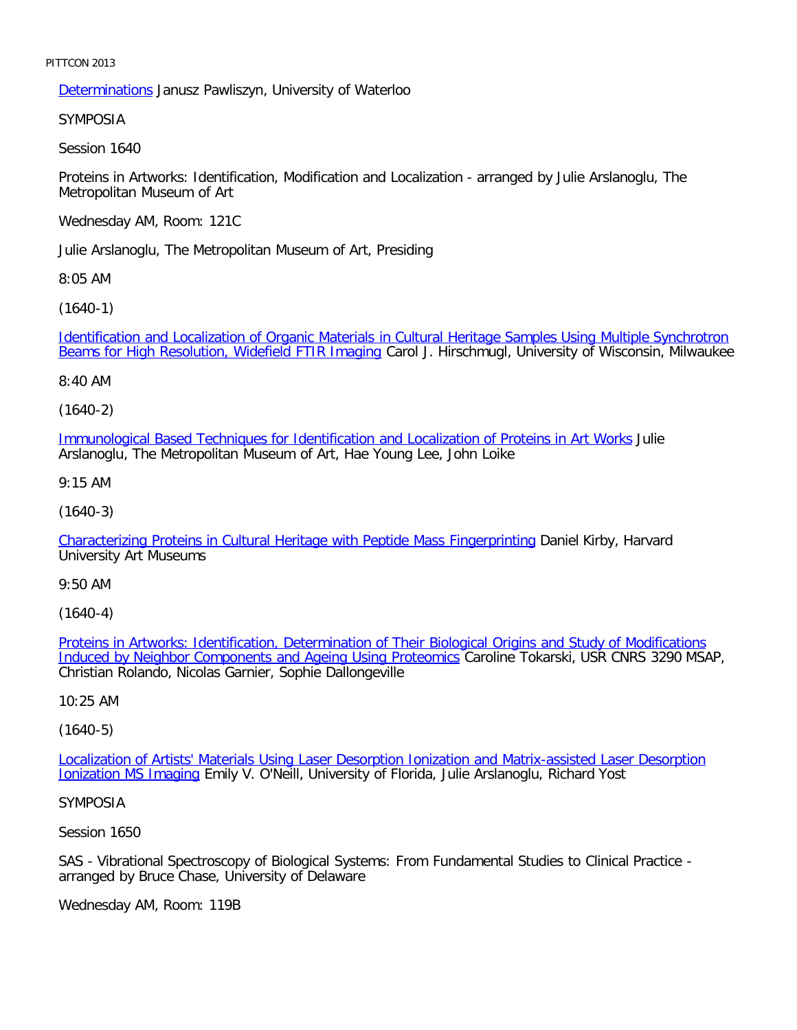Determinations Janusz Pawliszyn, University of Waterloo

SYMPOSIA

Session 1640

Proteins in Artworks: Identification, Modification and Localization - arranged by Julie Arslanoglu, The Metropolitan Museum of Art

Wednesday AM, Room: 121C

Julie Arslanoglu, The Metropolitan Museum of Art, Presiding

8:05 AM

(1640-1)

Identification and Localization of Organic Materials in Cultural Heritage Samples Using Multiple Synchrotron Beams for High Resolution, Widefield FTIR Imaging Carol J. Hirschmugl, University of Wisconsin, Milwaukee

8:40 AM

(1640-2)

Immunological Based Techniques for Identification and Localization of Proteins in Art Works Julie Arslanoglu, The Metropolitan Museum of Art, Hae Young Lee, John Loike

9:15 AM

(1640-3)

Characterizing Proteins in Cultural Heritage with Peptide Mass Fingerprinting Daniel Kirby, Harvard University Art Museums

9:50 AM

(1640-4)

Proteins in Artworks: Identification, Determination of Their Biological Origins and Study of Modifications Induced by Neighbor Components and Ageing Using Proteomics Caroline Tokarski, USR CNRS 3290 MSAP, Christian Rolando, Nicolas Garnier, Sophie Dallongeville

10:25 AM

(1640-5)

Localization of Artists' Materials Using Laser Desorption Ionization and Matrix-assisted Laser Desorption Ionization MS Imaging Emily V. O'Neill, University of Florida, Julie Arslanoglu, Richard Yost

SYMPOSIA

Session 1650

SAS - Vibrational Spectroscopy of Biological Systems: From Fundamental Studies to Clinical Practice - arranged by Bruce Chase, University of Delaware

Wednesday AM, Room: 119B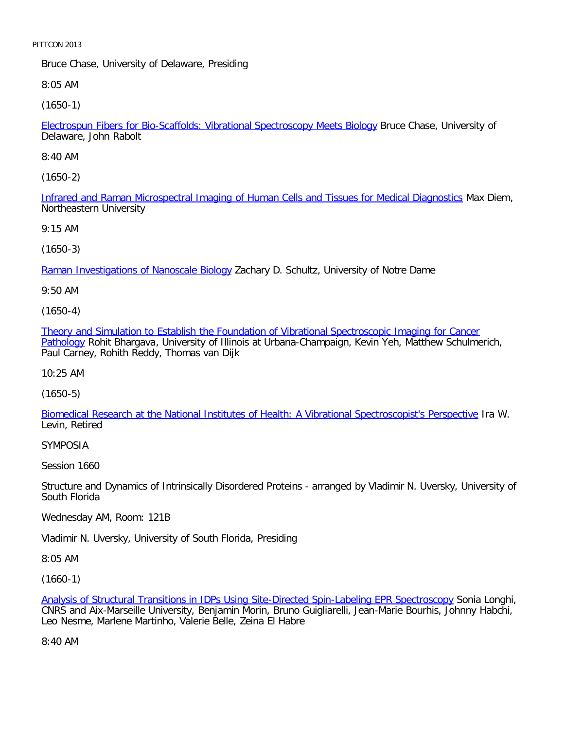Bruce Chase, University of Delaware, Presiding

8:05 AM

(1650-1)

Electrospun Fibers for Bio-Scaffolds: Vibrational Spectroscopy Meets Biology Bruce Chase, University of Delaware, John Rabolt

8:40 AM

(1650-2)

Infrared and Raman Microspectral Imaging of Human Cells and Tissues for Medical Diagnostics Max Diem, Northeastern University

9:15 AM

(1650-3)

Raman Investigations of Nanoscale Biology Zachary D. Schultz, University of Notre Dame

9:50 AM

(1650-4)

Theory and Simulation to Establish the Foundation of Vibrational Spectroscopic Imaging for Cancer Pathology Rohit Bhargava, University of Illinois at Urbana-Champaign, Kevin Yeh, Matthew Schulmerich, Paul Carney, Rohith Reddy, Thomas van Dijk

10:25 AM

(1650-5)

Biomedical Research at the National Institutes of Health: A Vibrational Spectroscopist's Perspective Ira W. Levin, Retired

SYMPOSIA

Session 1660

Structure and Dynamics of Intrinsically Disordered Proteins - arranged by Vladimir N. Uversky, University of South Florida

Wednesday AM, Room: 121B

Vladimir N. Uversky, University of South Florida, Presiding

8:05 AM

(1660-1)

Analysis of Structural Transitions in IDPs Using Site-Directed Spin-Labeling EPR Spectroscopy Sonia Longhi, CNRS and Aix-Marseille University, Benjamin Morin, Bruno Guigliarelli, Jean-Marie Bourhis, Johnny Habchi, Leo Nesme, Marlene Martinho, Valerie Belle, Zeina El Habre

8:40 AM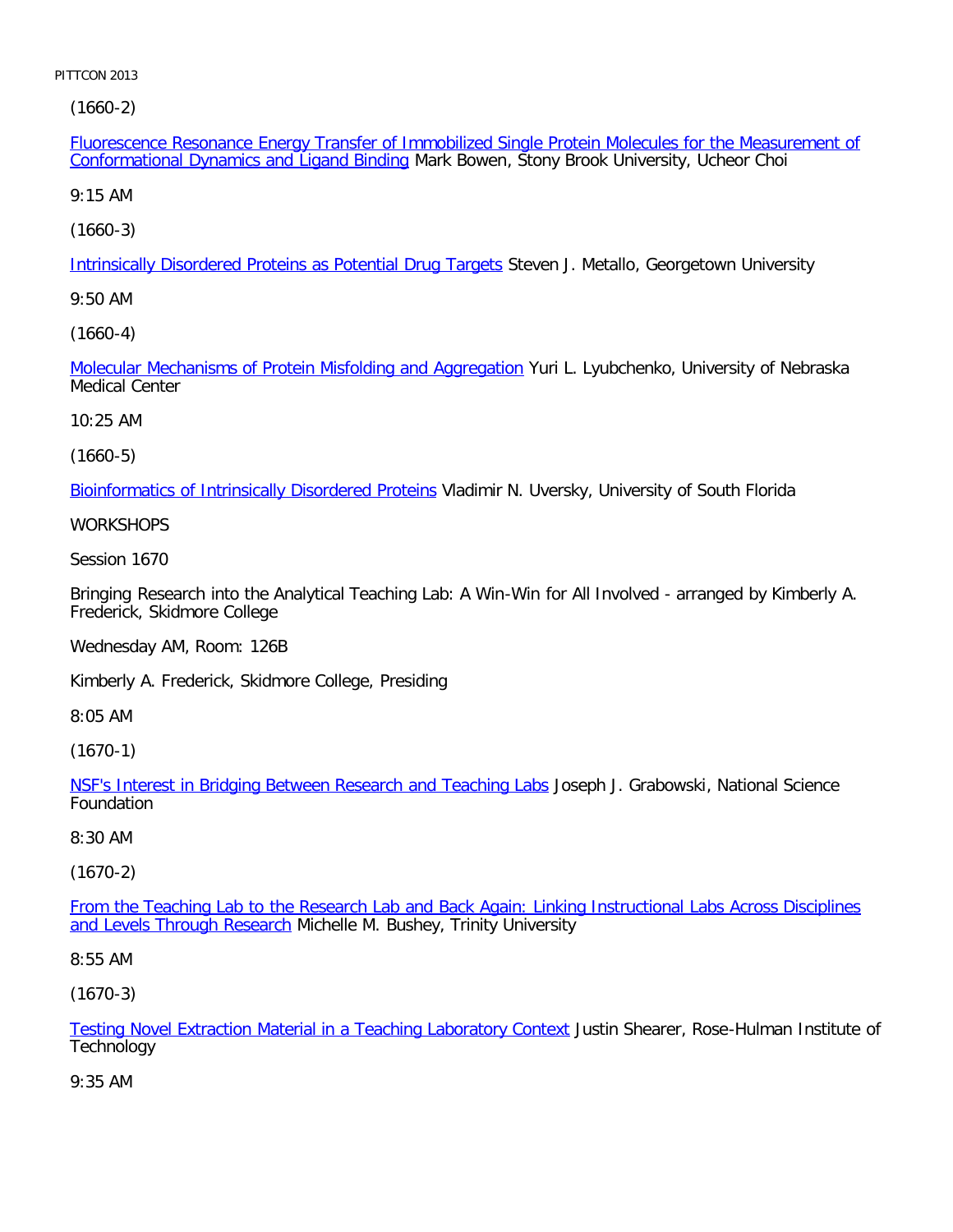(1660-2)

Fluorescence Resonance Energy Transfer of Immobilized Single Protein Molecules for the Measurement of Conformational Dynamics and Ligand Binding Mark Bowen, Stony Brook University, Ucheor Choi

9:15 AM

(1660-3)

Intrinsically Disordered Proteins as Potential Drug Targets Steven J. Metallo, Georgetown University

9:50 AM

(1660-4)

Molecular Mechanisms of Protein Misfolding and Aggregation Yuri L. Lyubchenko, University of Nebraska Medical Center

10:25 AM

(1660-5)

Bioinformatics of Intrinsically Disordered Proteins Vladimir N. Uversky, University of South Florida

WORKSHOPS

Session 1670

Bringing Research into the Analytical Teaching Lab: A Win-Win for All Involved - arranged by Kimberly A. Frederick, Skidmore College

Wednesday AM, Room: 126B

Kimberly A. Frederick, Skidmore College, Presiding

8:05 AM

(1670-1)

NSF's Interest in Bridging Between Research and Teaching Labs Joseph J. Grabowski, National Science Foundation

8:30 AM

(1670-2)

From the Teaching Lab to the Research Lab and Back Again: Linking Instructional Labs Across Disciplines and Levels Through Research Michelle M. Bushey, Trinity University

8:55 AM

(1670-3)

Testing Novel Extraction Material in a Teaching Laboratory Context Justin Shearer, Rose-Hulman Institute of Technology

9:35 AM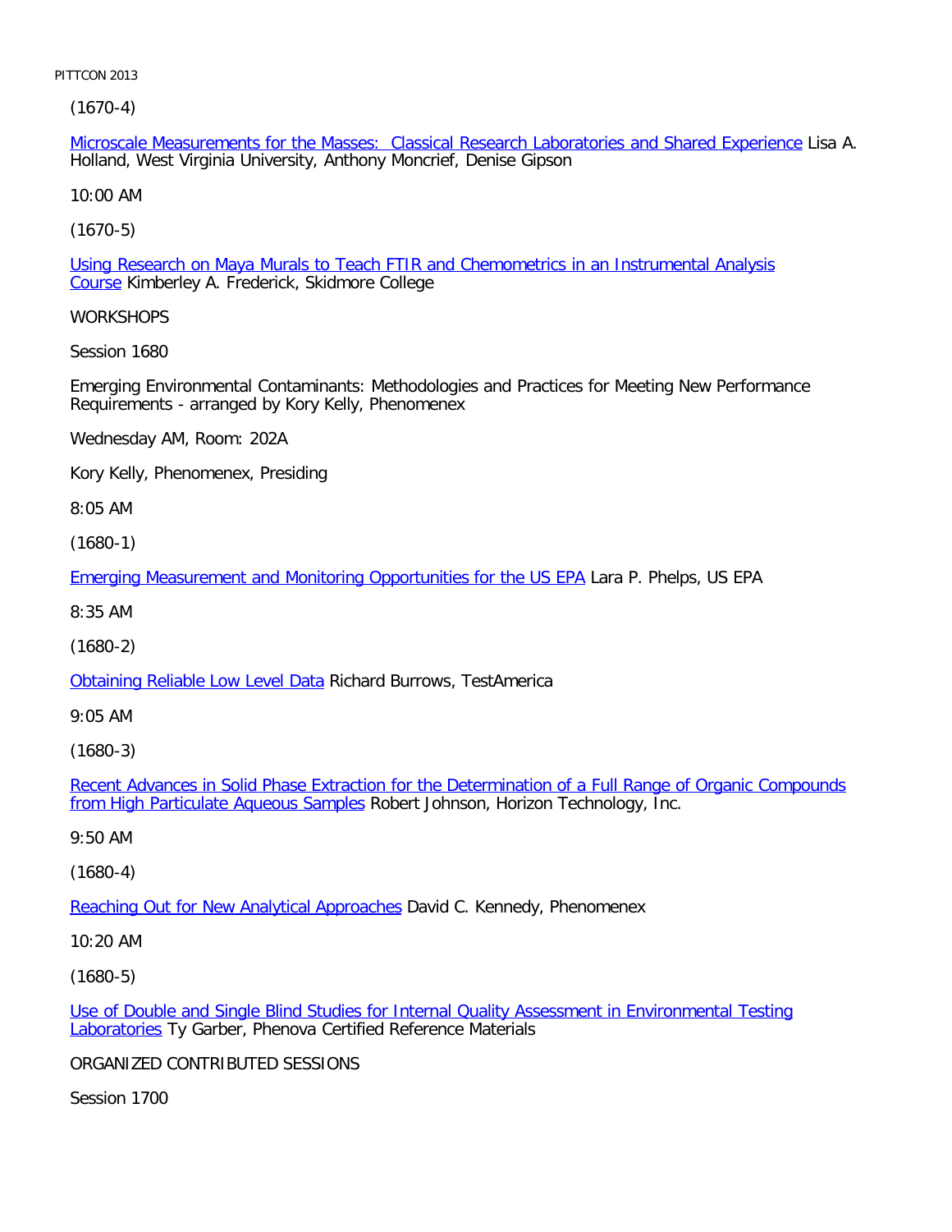(1670-4)

Microscale Measurements for the Masses:  Classical Research Laboratories and Shared Experience Lisa A. Holland, West Virginia University, Anthony Moncrief, Denise Gipson

10:00 AM

(1670-5)

Using Research on Maya Murals to Teach FTIR and Chemometrics in an Instrumental Analysis Course Kimberley A. Frederick, Skidmore College

WORKSHOPS

Session 1680

Emerging Environmental Contaminants: Methodologies and Practices for Meeting New Performance Requirements - arranged by Kory Kelly, Phenomenex

Wednesday AM, Room: 202A

Kory Kelly, Phenomenex, Presiding

8:05 AM

(1680-1)

Emerging Measurement and Monitoring Opportunities for the US EPA Lara P. Phelps, US EPA

8:35 AM

(1680-2)

Obtaining Reliable Low Level Data Richard Burrows, TestAmerica

9:05 AM

(1680-3)

Recent Advances in Solid Phase Extraction for the Determination of a Full Range of Organic Compounds from High Particulate Aqueous Samples Robert Johnson, Horizon Technology, Inc.

9:50 AM

(1680-4)

Reaching Out for New Analytical Approaches David C. Kennedy, Phenomenex

10:20 AM

(1680-5)

Use of Double and Single Blind Studies for Internal Quality Assessment in Environmental Testing Laboratories Ty Garber, Phenova Certified Reference Materials

ORGANIZED CONTRIBUTED SESSIONS

Session 1700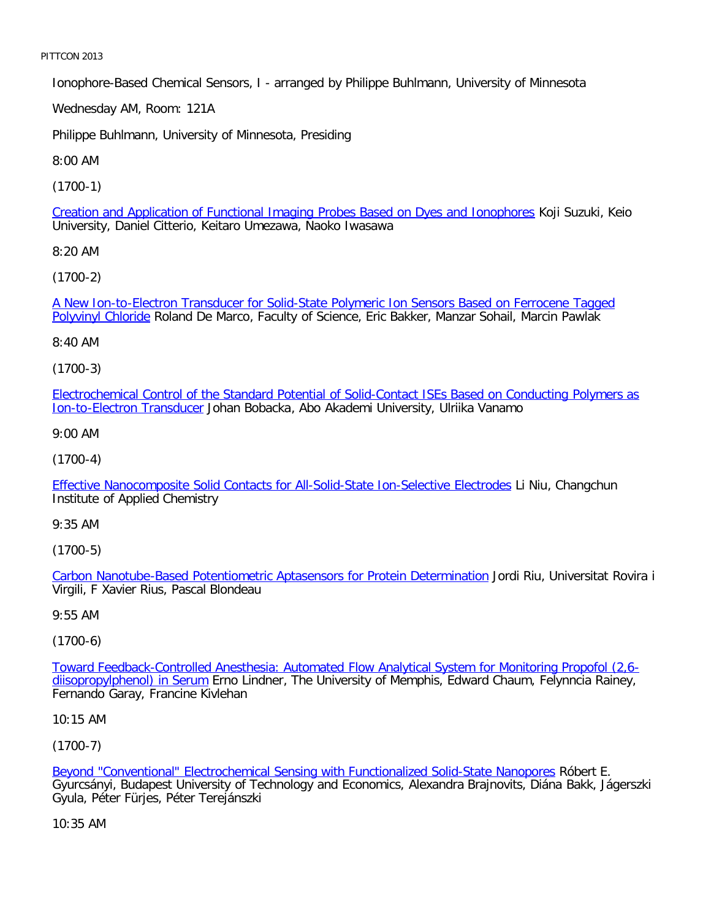Ionophore-Based Chemical Sensors, I - arranged by Philippe Buhlmann, University of Minnesota

Wednesday AM, Room: 121A

Philippe Buhlmann, University of Minnesota, Presiding

8:00 AM

(1700-1)

Creation and Application of Functional Imaging Probes Based on Dyes and Ionophores Koji Suzuki, Keio University, Daniel Citterio, Keitaro Umezawa, Naoko Iwasawa

8:20 AM

(1700-2)

A New Ion-to-Electron Transducer for Solid-State Polymeric Ion Sensors Based on Ferrocene Tagged Polyvinyl Chloride Roland De Marco, Faculty of Science, Eric Bakker, Manzar Sohail, Marcin Pawlak

8:40 AM

(1700-3)

Electrochemical Control of the Standard Potential of Solid-Contact ISEs Based on Conducting Polymers as Ion-to-Electron Transducer Johan Bobacka, Abo Akademi University, Ulriika Vanamo

9:00 AM

(1700-4)

Effective Nanocomposite Solid Contacts for All-Solid-State Ion-Selective Electrodes Li Niu, Changchun Institute of Applied Chemistry

9:35 AM

(1700-5)

Carbon Nanotube-Based Potentiometric Aptasensors for Protein Determination Jordi Riu, Universitat Rovira i Virgili, F Xavier Rius, Pascal Blondeau

9:55 AM

(1700-6)

Toward Feedback-Controlled Anesthesia: Automated Flow Analytical System for Monitoring Propofol (2,6-diisopropylphenol) in Serum Erno Lindner, The University of Memphis, Edward Chaum, Felynncia Rainey, Fernando Garay, Francine Kivlehan

10:15 AM

(1700-7)

Beyond "Conventional" Electrochemical Sensing with Functionalized Solid-State Nanopores Róbert E. Gyurcsányi, Budapest University of Technology and Economics, Alexandra Brajnovits, Diána Bakk, Jágerszki Gyula, Péter Fürjes, Péter Terejánszki

10:35 AM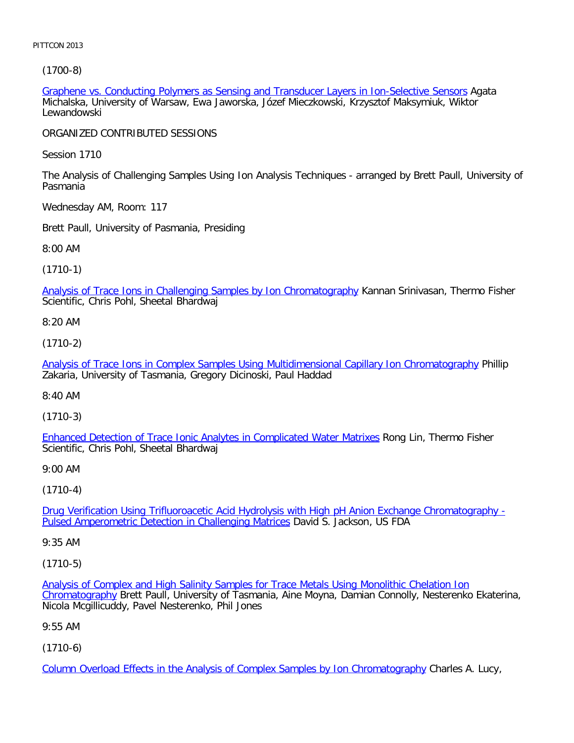(1700-8)

Graphene vs. Conducting Polymers as Sensing and Transducer Layers in Ion-Selective Sensors Agata Michalska, University of Warsaw, Ewa Jaworska, Józef Mieczkowski, Krzysztof Maksymiuk, Wiktor Lewandowski

ORGANIZED CONTRIBUTED SESSIONS

Session 1710

The Analysis of Challenging Samples Using Ion Analysis Techniques - arranged by Brett Paull, University of Pasmania

Wednesday AM, Room: 117

Brett Paull, University of Pasmania, Presiding

8:00 AM

(1710-1)

Analysis of Trace Ions in Challenging Samples by Ion Chromatography Kannan Srinivasan, Thermo Fisher Scientific, Chris Pohl, Sheetal Bhardwaj

8:20 AM

(1710-2)

Analysis of Trace Ions in Complex Samples Using Multidimensional Capillary Ion Chromatography Phillip Zakaria, University of Tasmania, Gregory Dicinoski, Paul Haddad

8:40 AM

(1710-3)

Enhanced Detection of Trace Ionic Analytes in Complicated Water Matrixes Rong Lin, Thermo Fisher Scientific, Chris Pohl, Sheetal Bhardwaj

9:00 AM

(1710-4)

Drug Verification Using Trifluoroacetic Acid Hydrolysis with High pH Anion Exchange Chromatography - Pulsed Amperometric Detection in Challenging Matrices David S. Jackson, US FDA

9:35 AM

(1710-5)

Analysis of Complex and High Salinity Samples for Trace Metals Using Monolithic Chelation Ion Chromatography Brett Paull, University of Tasmania, Aine Moyna, Damian Connolly, Nesterenko Ekaterina, Nicola Mcgillicuddy, Pavel Nesterenko, Phil Jones

9:55 AM

(1710-6)

Column Overload Effects in the Analysis of Complex Samples by Ion Chromatography Charles A. Lucy,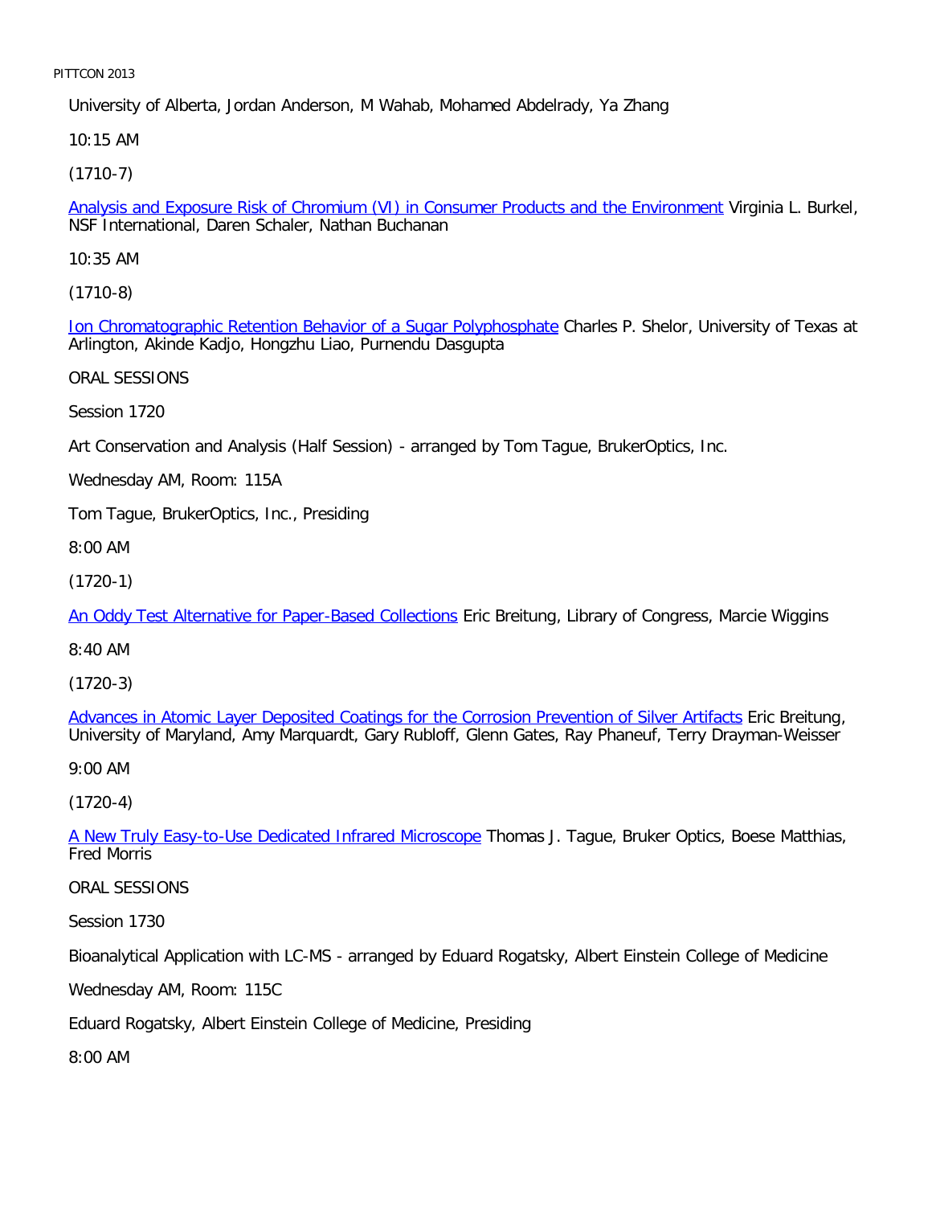University of Alberta, Jordan Anderson, M Wahab, Mohamed Abdelrady, Ya Zhang

10:15 AM

(1710-7)

Analysis and Exposure Risk of Chromium (VI) in Consumer Products and the Environment Virginia L. Burkel, NSF International, Daren Schaler, Nathan Buchanan

10:35 AM

(1710-8)

Ion Chromatographic Retention Behavior of a Sugar Polyphosphate Charles P. Shelor, University of Texas at Arlington, Akinde Kadjo, Hongzhu Liao, Purnendu Dasgupta

ORAL SESSIONS

Session 1720

Art Conservation and Analysis (Half Session) - arranged by Tom Tague, BrukerOptics, Inc.

Wednesday AM, Room: 115A

Tom Tague, BrukerOptics, Inc., Presiding

8:00 AM

(1720-1)

An Oddy Test Alternative for Paper-Based Collections Eric Breitung, Library of Congress, Marcie Wiggins

8:40 AM

(1720-3)

Advances in Atomic Layer Deposited Coatings for the Corrosion Prevention of Silver Artifacts Eric Breitung, University of Maryland, Amy Marquardt, Gary Rubloff, Glenn Gates, Ray Phaneuf, Terry Drayman-Weisser

9:00 AM

(1720-4)

A New Truly Easy-to-Use Dedicated Infrared Microscope Thomas J. Tague, Bruker Optics, Boese Matthias, Fred Morris

ORAL SESSIONS

Session 1730

Bioanalytical Application with LC-MS - arranged by Eduard Rogatsky, Albert Einstein College of Medicine

Wednesday AM, Room: 115C

Eduard Rogatsky, Albert Einstein College of Medicine, Presiding

8:00 AM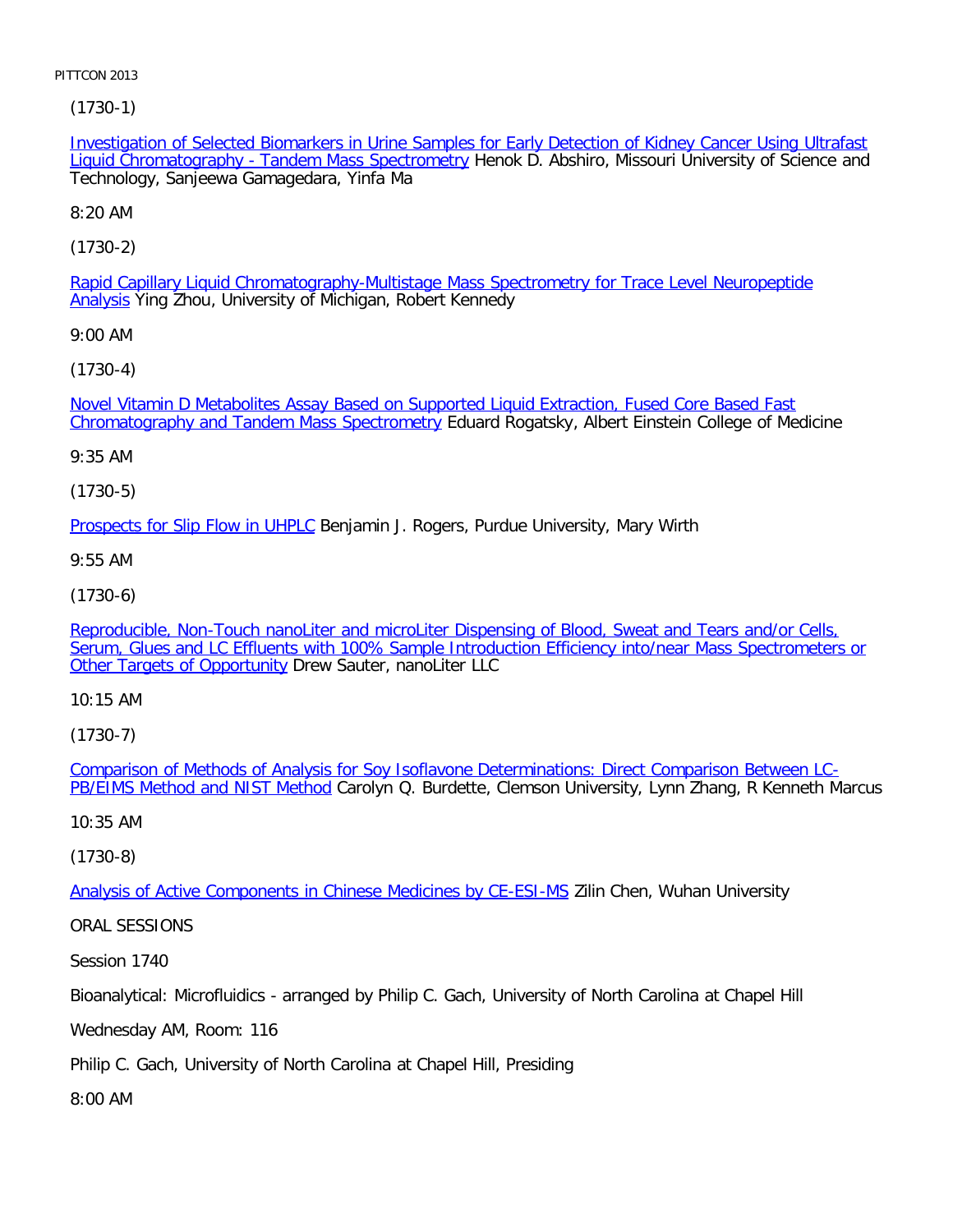(1730-1)

Investigation of Selected Biomarkers in Urine Samples for Early Detection of Kidney Cancer Using Ultrafast Liquid Chromatography - Tandem Mass Spectrometry Henok D. Abshiro, Missouri University of Science and Technology, Sanjeewa Gamagedara, Yinfa Ma

8:20 AM

(1730-2)

Rapid Capillary Liquid Chromatography-Multistage Mass Spectrometry for Trace Level Neuropeptide Analysis Ying Zhou, University of Michigan, Robert Kennedy

9:00 AM

(1730-4)

Novel Vitamin D Metabolites Assay Based on Supported Liquid Extraction, Fused Core Based Fast Chromatography and Tandem Mass Spectrometry Eduard Rogatsky, Albert Einstein College of Medicine

9:35 AM

(1730-5)

Prospects for Slip Flow in UHPLC Benjamin J. Rogers, Purdue University, Mary Wirth

9:55 AM

(1730-6)

Reproducible, Non-Touch nanoLiter and microLiter Dispensing of Blood, Sweat and Tears and/or Cells, Serum, Glues and LC Effluents with 100% Sample Introduction Efficiency into/near Mass Spectrometers or Other Targets of Opportunity Drew Sauter, nanoLiter LLC

10:15 AM

(1730-7)

Comparison of Methods of Analysis for Soy Isoflavone Determinations: Direct Comparison Between LC-PB/EIMS Method and NIST Method Carolyn Q. Burdette, Clemson University, Lynn Zhang, R Kenneth Marcus

10:35 AM

(1730-8)

Analysis of Active Components in Chinese Medicines by CE-ESI-MS Zilin Chen, Wuhan University

ORAL SESSIONS

Session 1740

Bioanalytical: Microfluidics - arranged by Philip C. Gach, University of North Carolina at Chapel Hill

Wednesday AM, Room: 116

Philip C. Gach, University of North Carolina at Chapel Hill, Presiding

8:00 AM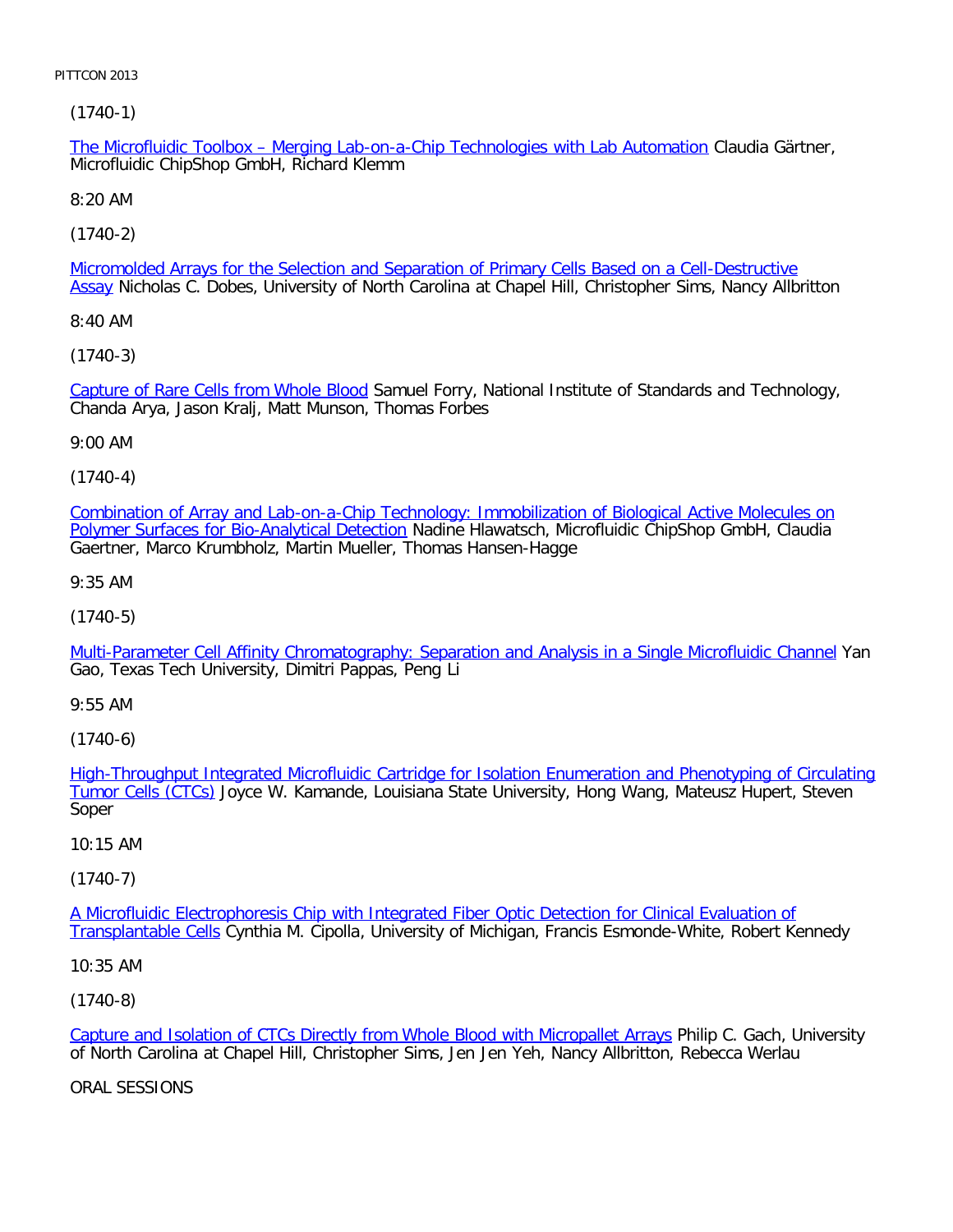(1740-1)

The Microfluidic Toolbox – Merging Lab-on-a-Chip Technologies with Lab Automation Claudia Gärtner, Microfluidic ChipShop GmbH, Richard Klemm

8:20 AM

(1740-2)

Micromolded Arrays for the Selection and Separation of Primary Cells Based on a Cell-Destructive Assay Nicholas C. Dobes, University of North Carolina at Chapel Hill, Christopher Sims, Nancy Allbritton

8:40 AM

(1740-3)

Capture of Rare Cells from Whole Blood Samuel Forry, National Institute of Standards and Technology, Chanda Arya, Jason Kralj, Matt Munson, Thomas Forbes

9:00 AM

(1740-4)

Combination of Array and Lab-on-a-Chip Technology: Immobilization of Biological Active Molecules on Polymer Surfaces for Bio-Analytical Detection Nadine Hlawatsch, Microfluidic ChipShop GmbH, Claudia Gaertner, Marco Krumbholz, Martin Mueller, Thomas Hansen-Hagge

9:35 AM

(1740-5)

Multi-Parameter Cell Affinity Chromatography: Separation and Analysis in a Single Microfluidic Channel Yan Gao, Texas Tech University, Dimitri Pappas, Peng Li

9:55 AM

(1740-6)

High-Throughput Integrated Microfluidic Cartridge for Isolation Enumeration and Phenotyping of Circulating Tumor Cells (CTCs) Joyce W. Kamande, Louisiana State University, Hong Wang, Mateusz Hupert, Steven Soper

10:15 AM

(1740-7)

A Microfluidic Electrophoresis Chip with Integrated Fiber Optic Detection for Clinical Evaluation of Transplantable Cells Cynthia M. Cipolla, University of Michigan, Francis Esmonde-White, Robert Kennedy

10:35 AM

(1740-8)

Capture and Isolation of CTCs Directly from Whole Blood with Micropallet Arrays Philip C. Gach, University of North Carolina at Chapel Hill, Christopher Sims, Jen Jen Yeh, Nancy Allbritton, Rebecca Werlau

ORAL SESSIONS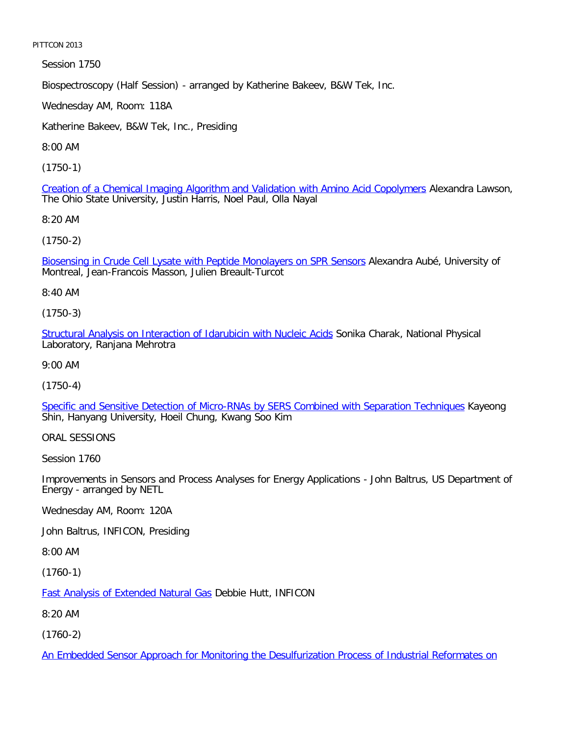Session 1750

Biospectroscopy (Half Session) - arranged by Katherine Bakeev, B&W Tek, Inc.

Wednesday AM, Room: 118A

Katherine Bakeev, B&W Tek, Inc., Presiding

8:00 AM

(1750-1)

Creation of a Chemical Imaging Algorithm and Validation with Amino Acid Copolymers Alexandra Lawson, The Ohio State University, Justin Harris, Noel Paul, Olla Nayal

8:20 AM

(1750-2)

Biosensing in Crude Cell Lysate with Peptide Monolayers on SPR Sensors Alexandra Aubé, University of Montreal, Jean-Francois Masson, Julien Breault-Turcot

8:40 AM

(1750-3)

Structural Analysis on Interaction of Idarubicin with Nucleic Acids Sonika Charak, National Physical Laboratory, Ranjana Mehrotra

9:00 AM

(1750-4)

Specific and Sensitive Detection of Micro-RNAs by SERS Combined with Separation Techniques Kayeong Shin, Hanyang University, Hoeil Chung, Kwang Soo Kim

ORAL SESSIONS

Session 1760

Improvements in Sensors and Process Analyses for Energy Applications - John Baltrus, US Department of Energy - arranged by NETL

Wednesday AM, Room: 120A

John Baltrus, INFICON, Presiding

8:00 AM

(1760-1)

Fast Analysis of Extended Natural Gas Debbie Hutt, INFICON

8:20 AM

(1760-2)

An Embedded Sensor Approach for Monitoring the Desulfurization Process of Industrial Reformates on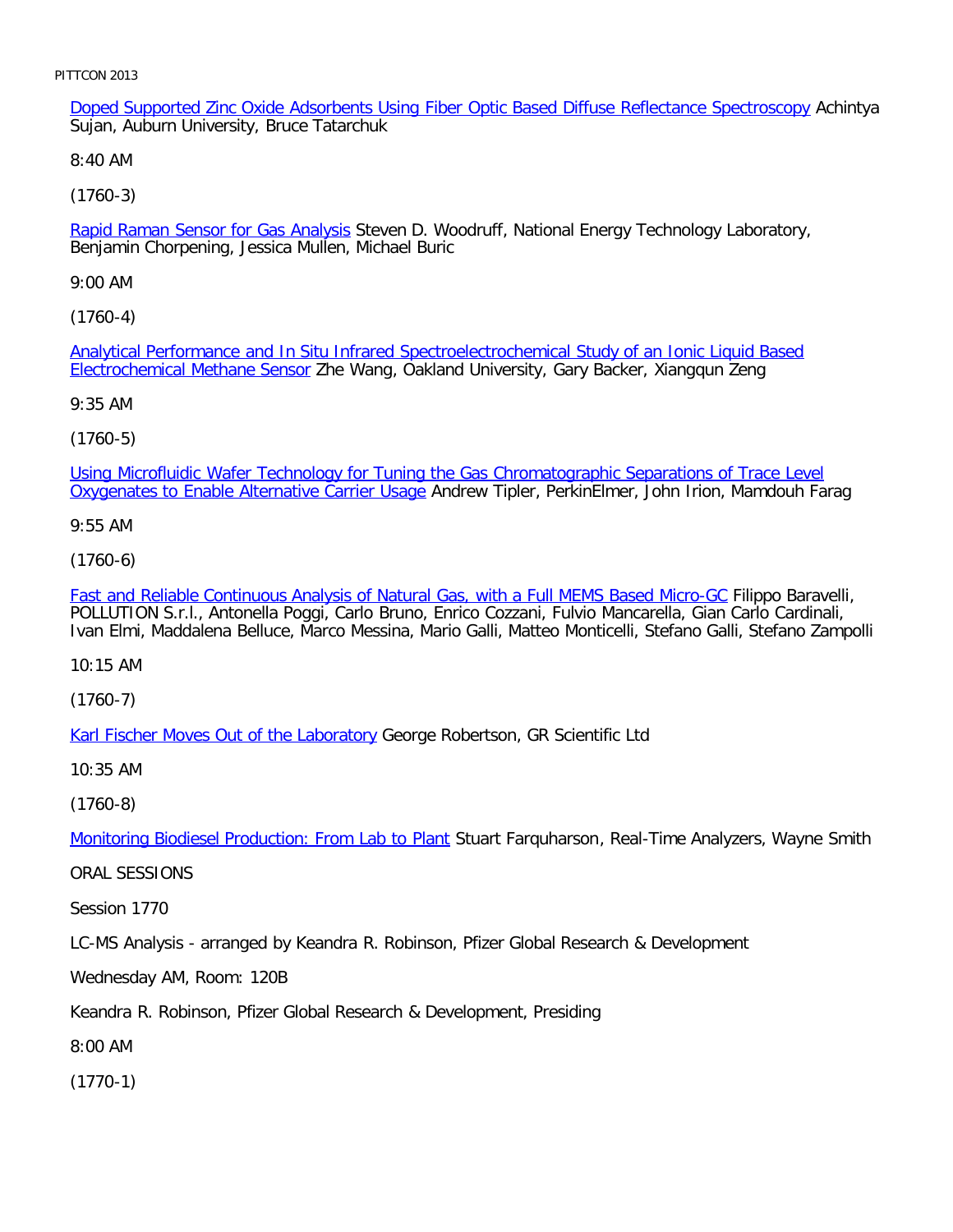Doped Supported Zinc Oxide Adsorbents Using Fiber Optic Based Diffuse Reflectance Spectroscopy Achintya Sujan, Auburn University, Bruce Tatarchuk

8:40 AM

(1760-3)

Rapid Raman Sensor for Gas Analysis Steven D. Woodruff, National Energy Technology Laboratory, Benjamin Chorpening, Jessica Mullen, Michael Buric

9:00 AM

(1760-4)

Analytical Performance and In Situ Infrared Spectroelectrochemical Study of an Ionic Liquid Based Electrochemical Methane Sensor Zhe Wang, Oakland University, Gary Backer, Xiangqun Zeng

9:35 AM

(1760-5)

Using Microfluidic Wafer Technology for Tuning the Gas Chromatographic Separations of Trace Level Oxygenates to Enable Alternative Carrier Usage Andrew Tipler, PerkinElmer, John Irion, Mamdouh Farag

9:55 AM

(1760-6)

Fast and Reliable Continuous Analysis of Natural Gas, with a Full MEMS Based Micro-GC Filippo Baravelli, POLLUTION S.r.l., Antonella Poggi, Carlo Bruno, Enrico Cozzani, Fulvio Mancarella, Gian Carlo Cardinali, Ivan Elmi, Maddalena Belluce, Marco Messina, Mario Galli, Matteo Monticelli, Stefano Galli, Stefano Zampolli

10:15 AM

(1760-7)

Karl Fischer Moves Out of the Laboratory George Robertson, GR Scientific Ltd

10:35 AM

(1760-8)

Monitoring Biodiesel Production: From Lab to Plant Stuart Farquharson, Real-Time Analyzers, Wayne Smith

ORAL SESSIONS

Session 1770

LC-MS Analysis - arranged by Keandra R. Robinson, Pfizer Global Research & Development

Wednesday AM, Room: 120B

Keandra R. Robinson, Pfizer Global Research & Development, Presiding

8:00 AM

(1770-1)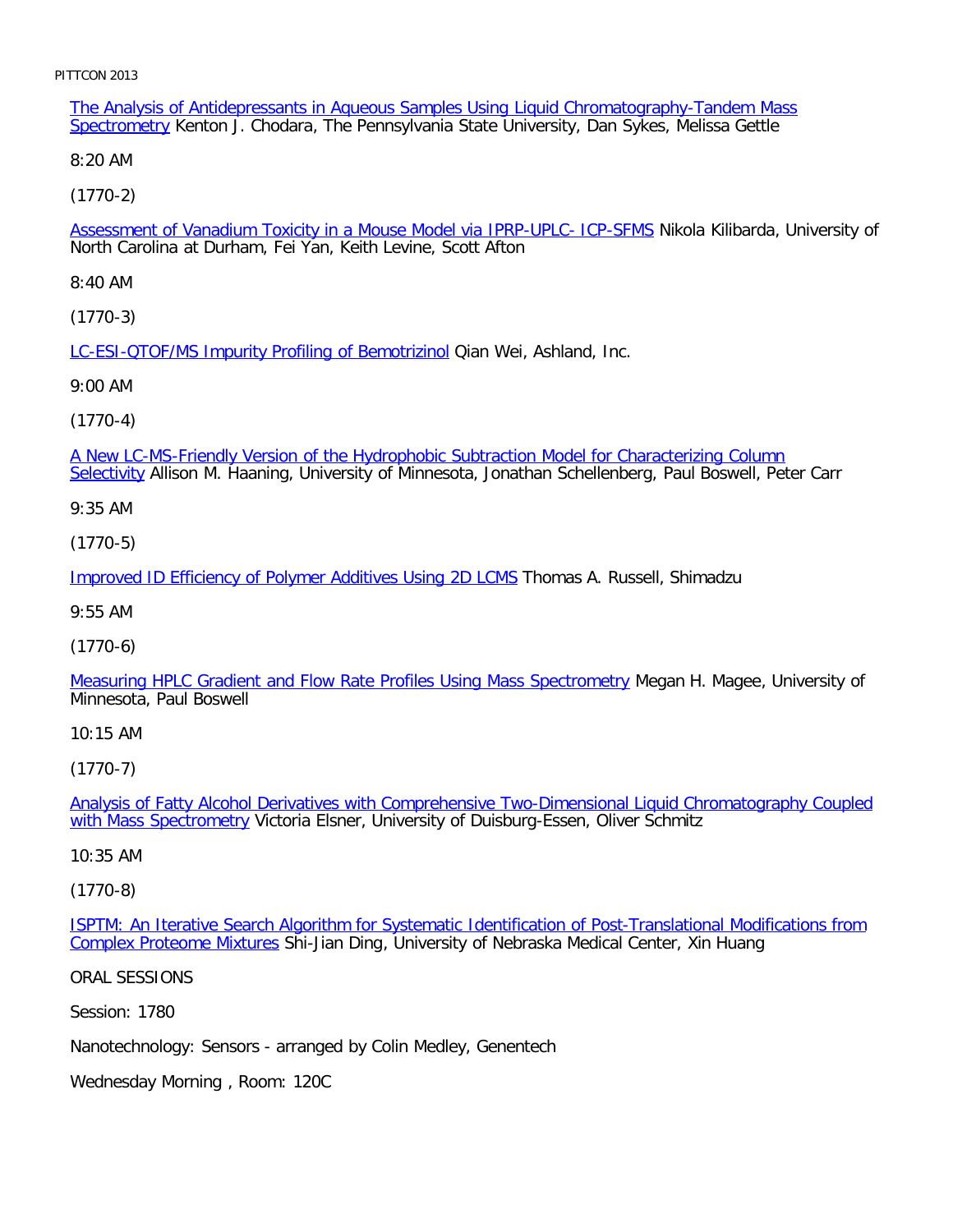The Analysis of Antidepressants in Aqueous Samples Using Liquid Chromatography-Tandem Mass Spectrometry Kenton J. Chodara, The Pennsylvania State University, Dan Sykes, Melissa Gettle

8:20 AM

(1770-2)

Assessment of Vanadium Toxicity in a Mouse Model via IPRP-UPLC- ICP-SFMS Nikola Kilibarda, University of North Carolina at Durham, Fei Yan, Keith Levine, Scott Afton

8:40 AM

(1770-3)

LC-ESI-QTOF/MS Impurity Profiling of Bemotrizinol Qian Wei, Ashland, Inc.

9:00 AM

(1770-4)

A New LC-MS-Friendly Version of the Hydrophobic Subtraction Model for Characterizing Column Selectivity Allison M. Haaning, University of Minnesota, Jonathan Schellenberg, Paul Boswell, Peter Carr

9:35 AM

(1770-5)

Improved ID Efficiency of Polymer Additives Using 2D LCMS Thomas A. Russell, Shimadzu

9:55 AM

(1770-6)

Measuring HPLC Gradient and Flow Rate Profiles Using Mass Spectrometry Megan H. Magee, University of Minnesota, Paul Boswell

10:15 AM

(1770-7)

Analysis of Fatty Alcohol Derivatives with Comprehensive Two-Dimensional Liquid Chromatography Coupled with Mass Spectrometry Victoria Elsner, University of Duisburg-Essen, Oliver Schmitz

10:35 AM

(1770-8)

ISPTM: An Iterative Search Algorithm for Systematic Identification of Post-Translational Modifications from Complex Proteome Mixtures Shi-Jian Ding, University of Nebraska Medical Center, Xin Huang

ORAL SESSIONS

Session: 1780

Nanotechnology: Sensors - arranged by Colin Medley, Genentech

Wednesday Morning , Room: 120C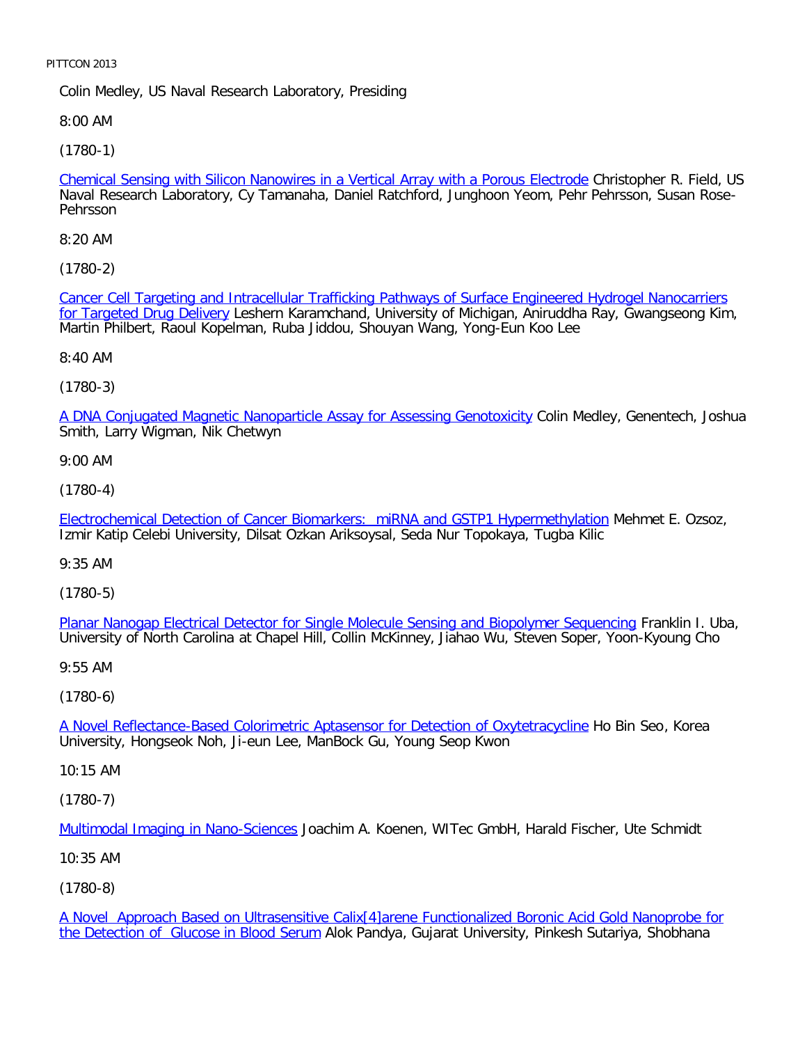Colin Medley, US Naval Research Laboratory, Presiding

8:00 AM

(1780-1)

Chemical Sensing with Silicon Nanowires in a Vertical Array with a Porous Electrode Christopher R. Field, US Naval Research Laboratory, Cy Tamanaha, Daniel Ratchford, Junghoon Yeom, Pehr Pehrsson, Susan Rose-Pehrsson

8:20 AM

(1780-2)

Cancer Cell Targeting and Intracellular Trafficking Pathways of Surface Engineered Hydrogel Nanocarriers for Targeted Drug Delivery Leshern Karamchand, University of Michigan, Aniruddha Ray, Gwangseong Kim, Martin Philbert, Raoul Kopelman, Ruba Jiddou, Shouyan Wang, Yong-Eun Koo Lee

8:40 AM

(1780-3)

A DNA Conjugated Magnetic Nanoparticle Assay for Assessing Genotoxicity Colin Medley, Genentech, Joshua Smith, Larry Wigman, Nik Chetwyn

9:00 AM

(1780-4)

Electrochemical Detection of Cancer Biomarkers: miRNA and GSTP1 Hypermethylation Mehmet E. Ozsoz, Izmir Katip Celebi University, Dilsat Ozkan Ariksoysal, Seda Nur Topokaya, Tugba Kilic

9:35 AM

(1780-5)

Planar Nanogap Electrical Detector for Single Molecule Sensing and Biopolymer Sequencing Franklin I. Uba, University of North Carolina at Chapel Hill, Collin McKinney, Jiahao Wu, Steven Soper, Yoon-Kyoung Cho

9:55 AM

(1780-6)

A Novel Reflectance-Based Colorimetric Aptasensor for Detection of Oxytetracycline Ho Bin Seo, Korea University, Hongseok Noh, Ji-eun Lee, ManBock Gu, Young Seop Kwon

10:15 AM

(1780-7)

Multimodal Imaging in Nano-Sciences Joachim A. Koenen, WITec GmbH, Harald Fischer, Ute Schmidt

10:35 AM

(1780-8)

A Novel Approach Based on Ultrasensitive Calix[4]arene Functionalized Boronic Acid Gold Nanoprobe for the Detection of Glucose in Blood Serum Alok Pandya, Gujarat University, Pinkesh Sutariya, Shobhana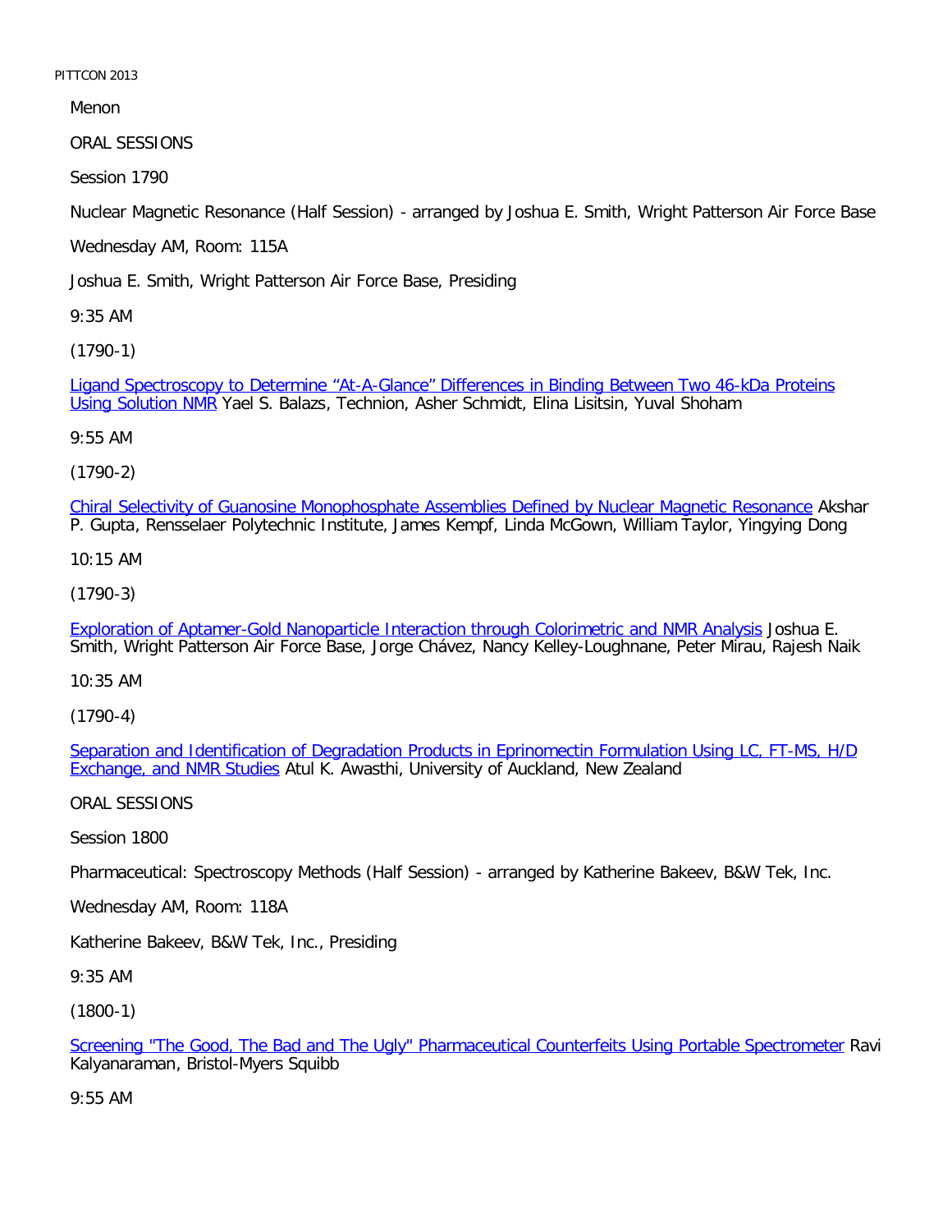Menon

ORAL SESSIONS

Session 1790

Nuclear Magnetic Resonance (Half Session) - arranged by Joshua E. Smith, Wright Patterson Air Force Base

Wednesday AM, Room: 115A

Joshua E. Smith, Wright Patterson Air Force Base, Presiding

9:35 AM

(1790-1)

Ligand Spectroscopy to Determine “At-A-Glance” Differences in Binding Between Two 46-kDa Proteins Using Solution NMR Yael S. Balazs, Technion, Asher Schmidt, Elina Lisitsin, Yuval Shoham

9:55 AM

(1790-2)

Chiral Selectivity of Guanosine Monophosphate Assemblies Defined by Nuclear Magnetic Resonance Akshar P. Gupta, Rensselaer Polytechnic Institute, James Kempf, Linda McGown, William Taylor, Yingying Dong

10:15 AM

(1790-3)

Exploration of Aptamer-Gold Nanoparticle Interaction through Colorimetric and NMR Analysis Joshua E. Smith, Wright Patterson Air Force Base, Jorge Chávez, Nancy Kelley-Loughnane, Peter Mirau, Rajesh Naik

10:35 AM

(1790-4)

Separation and Identification of Degradation Products in Eprinomectin Formulation Using LC, FT-MS, H/D Exchange, and NMR Studies Atul K. Awasthi, University of Auckland, New Zealand

ORAL SESSIONS

Session 1800

Pharmaceutical: Spectroscopy Methods (Half Session) - arranged by Katherine Bakeev, B&W Tek, Inc.

Wednesday AM, Room: 118A

Katherine Bakeev, B&W Tek, Inc., Presiding

9:35 AM

(1800-1)

Screening "The Good, The Bad and The Ugly" Pharmaceutical Counterfeits Using Portable Spectrometer Ravi Kalyanaraman, Bristol-Myers Squibb

9:55 AM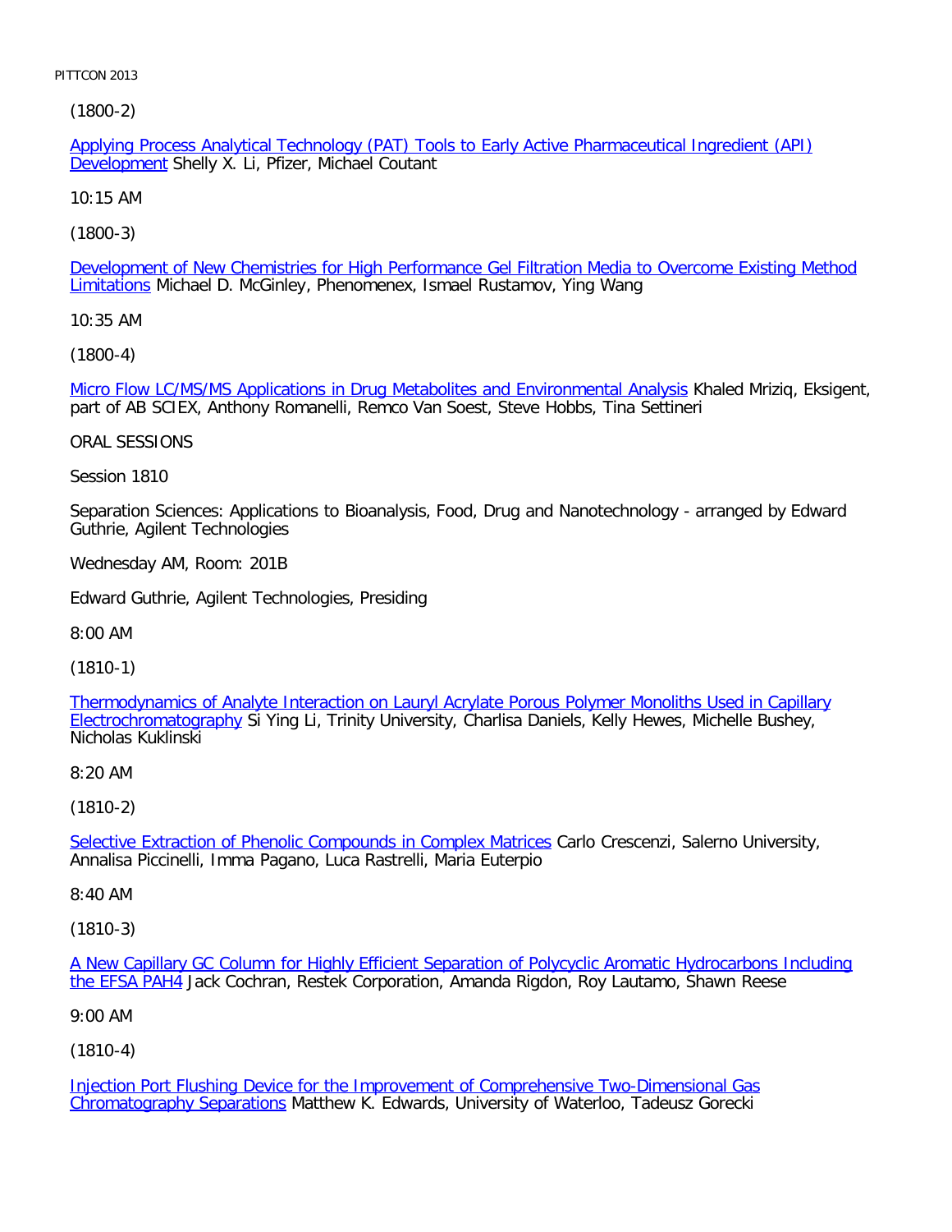(1800-2)

Applying Process Analytical Technology (PAT) Tools to Early Active Pharmaceutical Ingredient (API) Development Shelly X. Li, Pfizer, Michael Coutant

10:15 AM

(1800-3)

Development of New Chemistries for High Performance Gel Filtration Media to Overcome Existing Method Limitations Michael D. McGinley, Phenomenex, Ismael Rustamov, Ying Wang

10:35 AM

(1800-4)

Micro Flow LC/MS/MS Applications in Drug Metabolites and Environmental Analysis Khaled Mriziq, Eksigent, part of AB SCIEX, Anthony Romanelli, Remco Van Soest, Steve Hobbs, Tina Settineri

ORAL SESSIONS

Session 1810

Separation Sciences: Applications to Bioanalysis, Food, Drug and Nanotechnology - arranged by Edward Guthrie, Agilent Technologies

Wednesday AM, Room: 201B

Edward Guthrie, Agilent Technologies, Presiding

8:00 AM

(1810-1)

Thermodynamics of Analyte Interaction on Lauryl Acrylate Porous Polymer Monoliths Used in Capillary Electrochromatography Si Ying Li, Trinity University, Charlisa Daniels, Kelly Hewes, Michelle Bushey, Nicholas Kuklinski

8:20 AM

(1810-2)

Selective Extraction of Phenolic Compounds in Complex Matrices Carlo Crescenzi, Salerno University, Annalisa Piccinelli, Imma Pagano, Luca Rastrelli, Maria Euterpio

8:40 AM

(1810-3)

A New Capillary GC Column for Highly Efficient Separation of Polycyclic Aromatic Hydrocarbons Including the EFSA PAH4 Jack Cochran, Restek Corporation, Amanda Rigdon, Roy Lautamo, Shawn Reese

9:00 AM

(1810-4)

Injection Port Flushing Device for the Improvement of Comprehensive Two-Dimensional Gas Chromatography Separations Matthew K. Edwards, University of Waterloo, Tadeusz Gorecki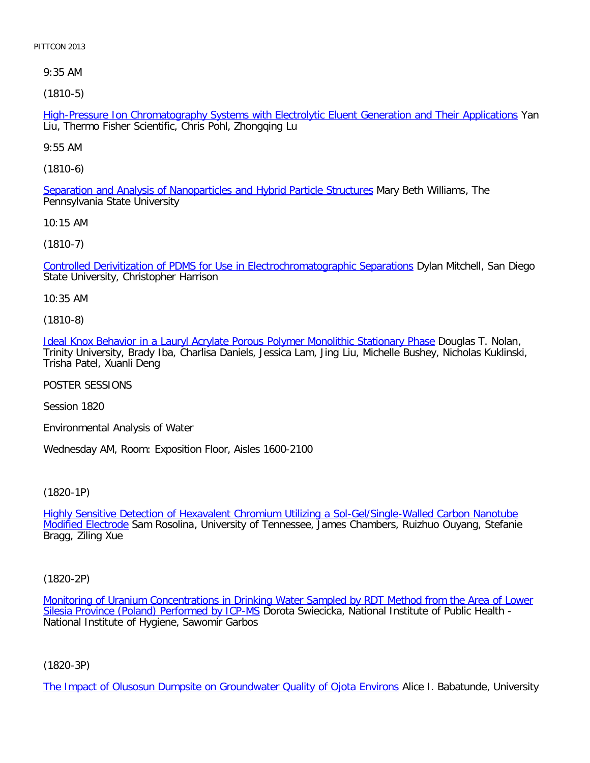9:35 AM

(1810-5)

High-Pressure Ion Chromatography Systems with Electrolytic Eluent Generation and Their Applications Yan Liu, Thermo Fisher Scientific, Chris Pohl, Zhongqing Lu

9:55 AM

(1810-6)

Separation and Analysis of Nanoparticles and Hybrid Particle Structures Mary Beth Williams, The Pennsylvania State University

10:15 AM

(1810-7)

Controlled Derivitization of PDMS for Use in Electrochromatographic Separations Dylan Mitchell, San Diego State University, Christopher Harrison

10:35 AM

(1810-8)

Ideal Knox Behavior in a Lauryl Acrylate Porous Polymer Monolithic Stationary Phase Douglas T. Nolan, Trinity University, Brady Iba, Charlisa Daniels, Jessica Lam, Jing Liu, Michelle Bushey, Nicholas Kuklinski, Trisha Patel, Xuanli Deng

POSTER SESSIONS

Session 1820

Environmental Analysis of Water

Wednesday AM, Room: Exposition Floor, Aisles 1600-2100

(1820-1P)

Highly Sensitive Detection of Hexavalent Chromium Utilizing a Sol-Gel/Single-Walled Carbon Nanotube Modified Electrode Sam Rosolina, University of Tennessee, James Chambers, Ruizhuo Ouyang, Stefanie Bragg, Ziling Xue

(1820-2P)

Monitoring of Uranium Concentrations in Drinking Water Sampled by RDT Method from the Area of Lower Silesia Province (Poland) Performed by ICP-MS Dorota Swiecicka, National Institute of Public Health - National Institute of Hygiene, Sawomir Garbos

(1820-3P)

The Impact of Olusosun Dumpsite on Groundwater Quality of Ojota Environs Alice I. Babatunde, University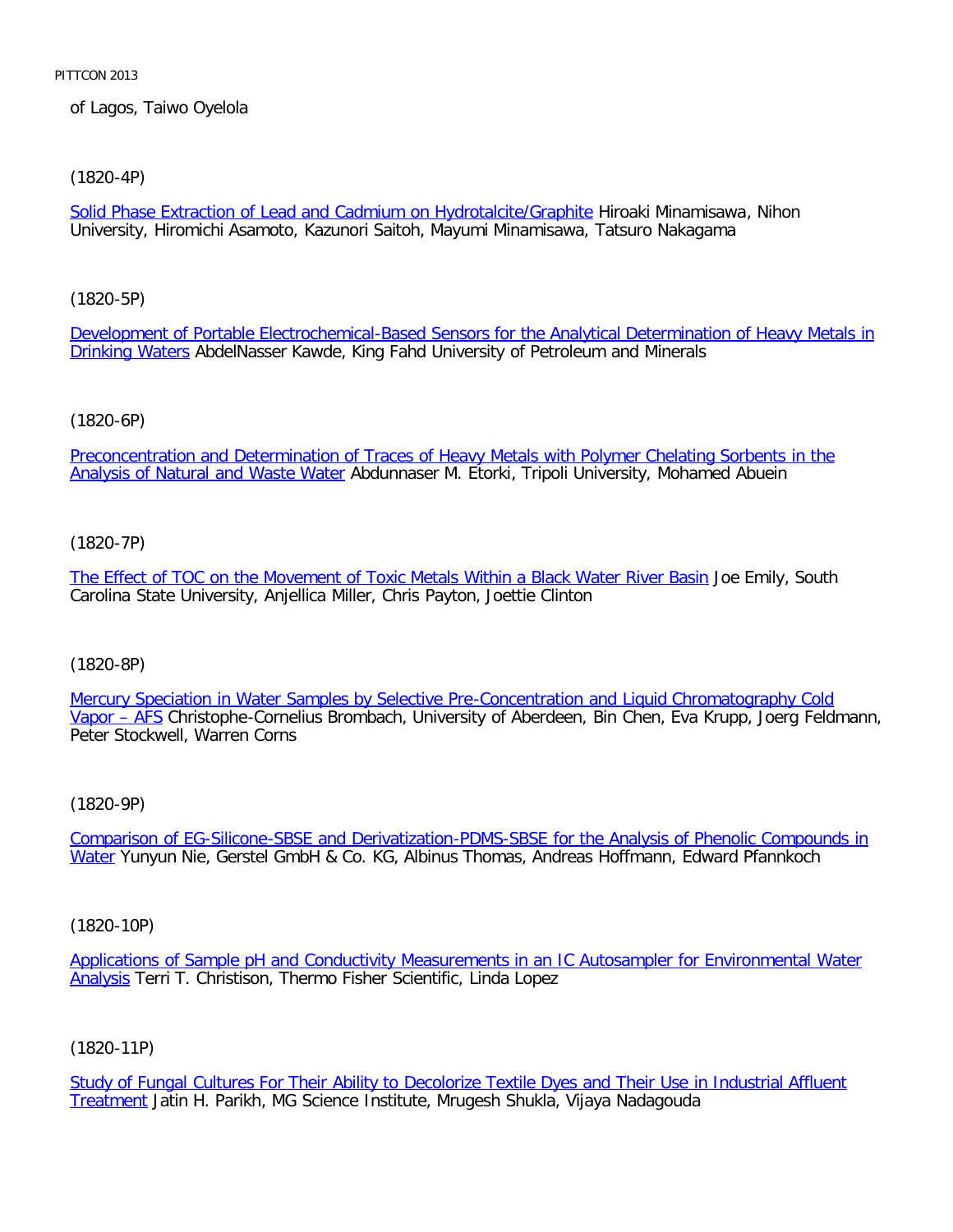of Lagos, Taiwo Oyelola

(1820-4P)

Solid Phase Extraction of Lead and Cadmium on Hydrotalcite/Graphite Hiroaki Minamisawa, Nihon University, Hiromichi Asamoto, Kazunori Saitoh, Mayumi Minamisawa, Tatsuro Nakagama

(1820-5P)

Development of Portable Electrochemical-Based Sensors for the Analytical Determination of Heavy Metals in Drinking Waters AbdelNasser Kawde, King Fahd University of Petroleum and Minerals

(1820-6P)

Preconcentration and Determination of Traces of Heavy Metals with Polymer Chelating Sorbents in the Analysis of Natural and Waste Water Abdunnaser M. Etorki, Tripoli University, Mohamed Abuein

(1820-7P)

The Effect of TOC on the Movement of Toxic Metals Within a Black Water River Basin Joe Emily, South Carolina State University, Anjellica Miller, Chris Payton, Joettie Clinton

(1820-8P)

Mercury Speciation in Water Samples by Selective Pre-Concentration and Liquid Chromatography Cold Vapor – AFS Christophe-Cornelius Brombach, University of Aberdeen, Bin Chen, Eva Krupp, Joerg Feldmann, Peter Stockwell, Warren Corns

(1820-9P)

Comparison of EG-Silicone-SBSE and Derivatization-PDMS-SBSE for the Analysis of Phenolic Compounds in Water Yunyun Nie, Gerstel GmbH & Co. KG, Albinus Thomas, Andreas Hoffmann, Edward Pfannkoch

(1820-10P)

Applications of Sample pH and Conductivity Measurements in an IC Autosampler for Environmental Water Analysis Terri T. Christison, Thermo Fisher Scientific, Linda Lopez

(1820-11P)

Study of Fungal Cultures For Their Ability to Decolorize Textile Dyes and Their Use in Industrial Affluent Treatment Jatin H. Parikh, MG Science Institute, Mrugesh Shukla, Vijaya Nadagouda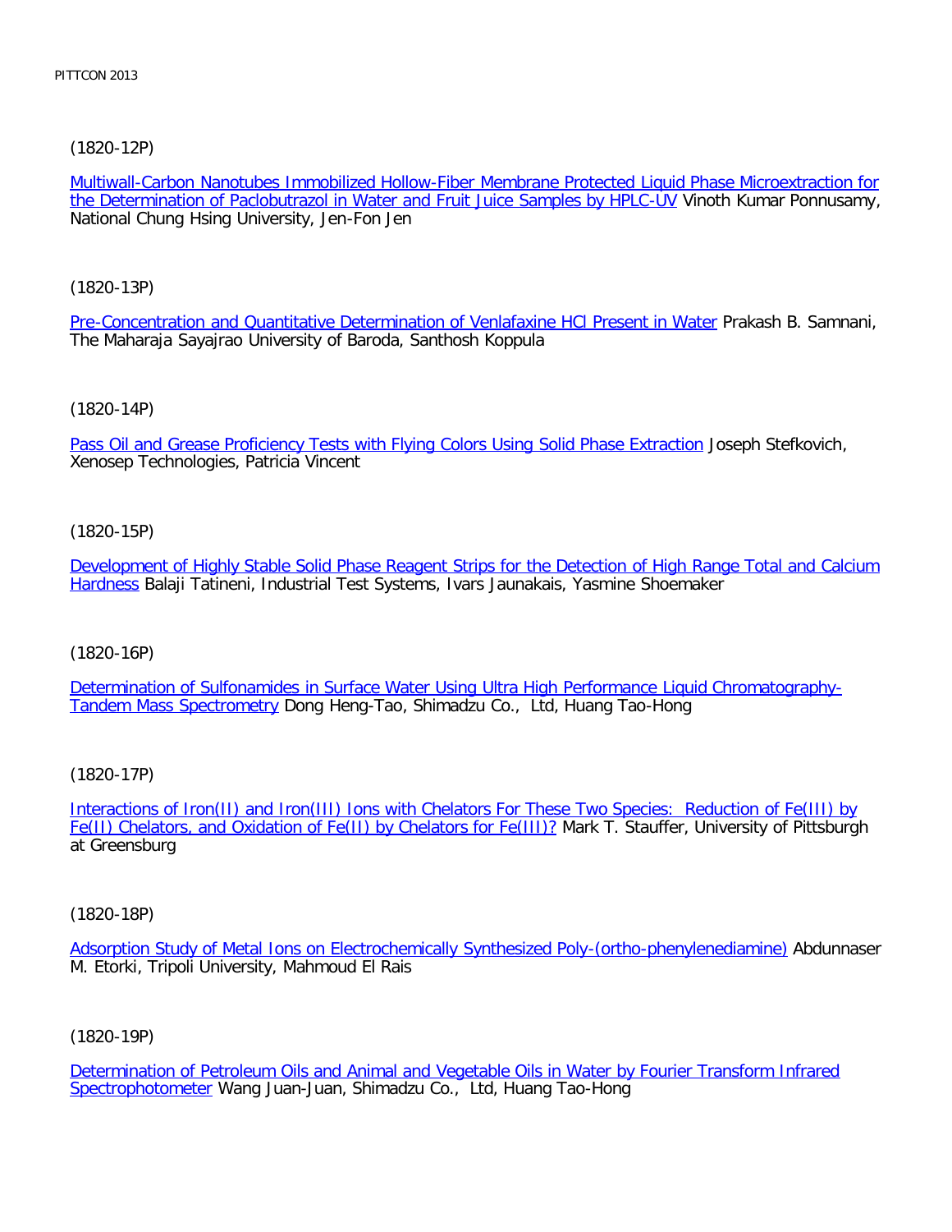(1820-12P)

Multiwall-Carbon Nanotubes Immobilized Hollow-Fiber Membrane Protected Liquid Phase Microextraction for the Determination of Paclobutrazol in Water and Fruit Juice Samples by HPLC-UV Vinoth Kumar Ponnusamy, National Chung Hsing University, Jen-Fon Jen

(1820-13P)

Pre-Concentration and Quantitative Determination of Venlafaxine HCl Present in Water Prakash B. Samnani, The Maharaja Sayajrao University of Baroda, Santhosh Koppula

(1820-14P)

Pass Oil and Grease Proficiency Tests with Flying Colors Using Solid Phase Extraction Joseph Stefkovich, Xenosep Technologies, Patricia Vincent

(1820-15P)

Development of Highly Stable Solid Phase Reagent Strips for the Detection of High Range Total and Calcium Hardness Balaji Tatineni, Industrial Test Systems, Ivars Jaunakais, Yasmine Shoemaker

(1820-16P)

Determination of Sulfonamides in Surface Water Using Ultra High Performance Liquid Chromatography-Tandem Mass Spectrometry Dong Heng-Tao, Shimadzu Co., Ltd, Huang Tao-Hong

(1820-17P)

Interactions of Iron(II) and Iron(III) Ions with Chelators For These Two Species: Reduction of Fe(III) by Fe(II) Chelators, and Oxidation of Fe(II) by Chelators for Fe(III)? Mark T. Stauffer, University of Pittsburgh at Greensburg

(1820-18P)

Adsorption Study of Metal Ions on Electrochemically Synthesized Poly-(ortho-phenylenediamine) Abdunnaser M. Etorki, Tripoli University, Mahmoud El Rais

(1820-19P)

Determination of Petroleum Oils and Animal and Vegetable Oils in Water by Fourier Transform Infrared Spectrophotometer Wang Juan-Juan, Shimadzu Co., Ltd, Huang Tao-Hong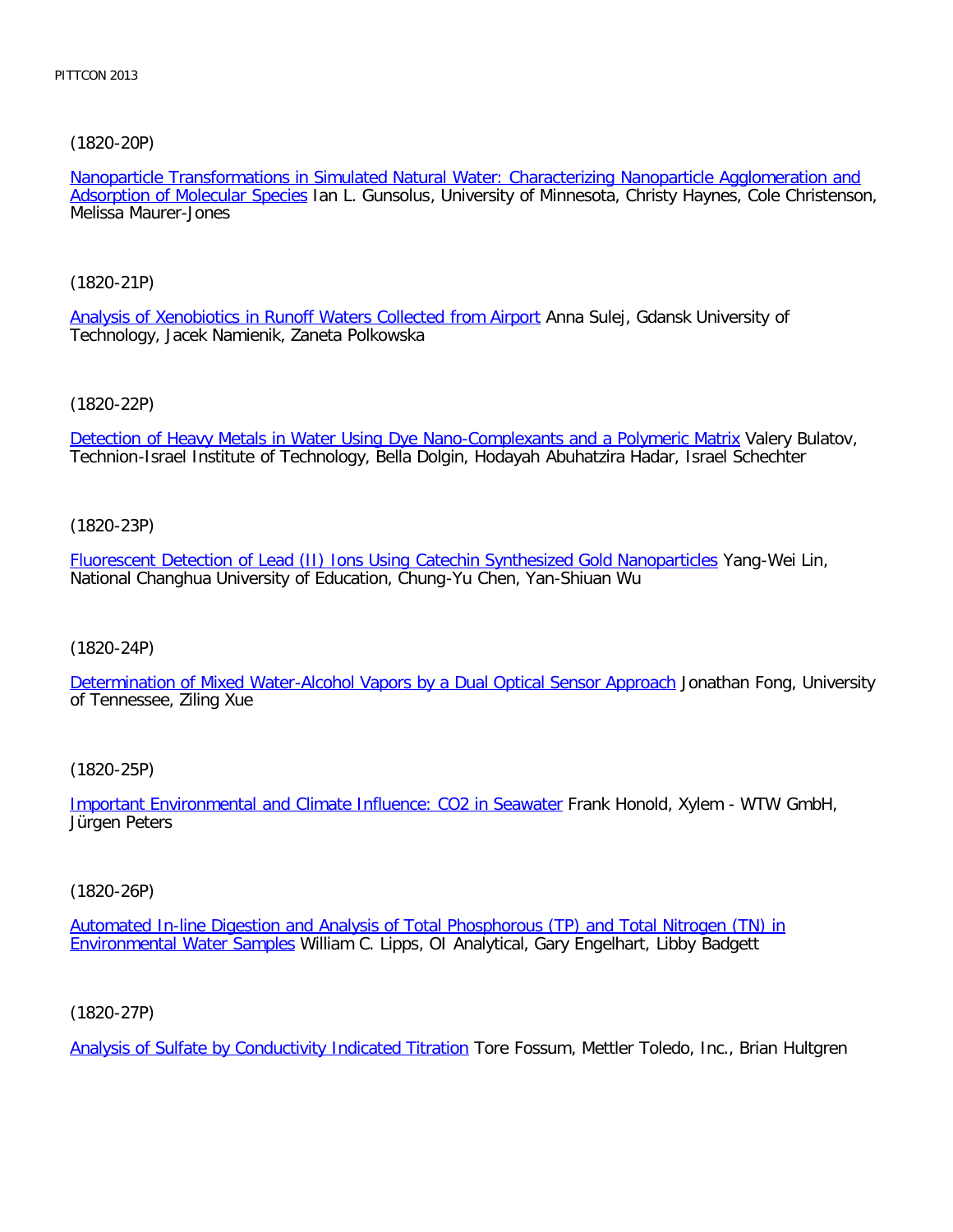(1820-20P)

Nanoparticle Transformations in Simulated Natural Water: Characterizing Nanoparticle Agglomeration and Adsorption of Molecular Species Ian L. Gunsolus, University of Minnesota, Christy Haynes, Cole Christenson, Melissa Maurer-Jones

(1820-21P)

Analysis of Xenobiotics in Runoff Waters Collected from Airport Anna Sulej, Gdansk University of Technology, Jacek Namienik, Zaneta Polkowska

(1820-22P)

Detection of Heavy Metals in Water Using Dye Nano-Complexants and a Polymeric Matrix Valery Bulatov, Technion-Israel Institute of Technology, Bella Dolgin, Hodayah Abuhatzira Hadar, Israel Schechter

(1820-23P)

Fluorescent Detection of Lead (II) Ions Using Catechin Synthesized Gold Nanoparticles Yang-Wei Lin, National Changhua University of Education, Chung-Yu Chen, Yan-Shiuan Wu

(1820-24P)

Determination of Mixed Water-Alcohol Vapors by a Dual Optical Sensor Approach Jonathan Fong, University of Tennessee, Ziling Xue

(1820-25P)

Important Environmental and Climate Influence: CO2 in Seawater Frank Honold, Xylem - WTW GmbH, Jürgen Peters

(1820-26P)

Automated In-line Digestion and Analysis of Total Phosphorous (TP) and Total Nitrogen (TN) in Environmental Water Samples William C. Lipps, OI Analytical, Gary Engelhart, Libby Badgett

(1820-27P)

Analysis of Sulfate by Conductivity Indicated Titration Tore Fossum, Mettler Toledo, Inc., Brian Hultgren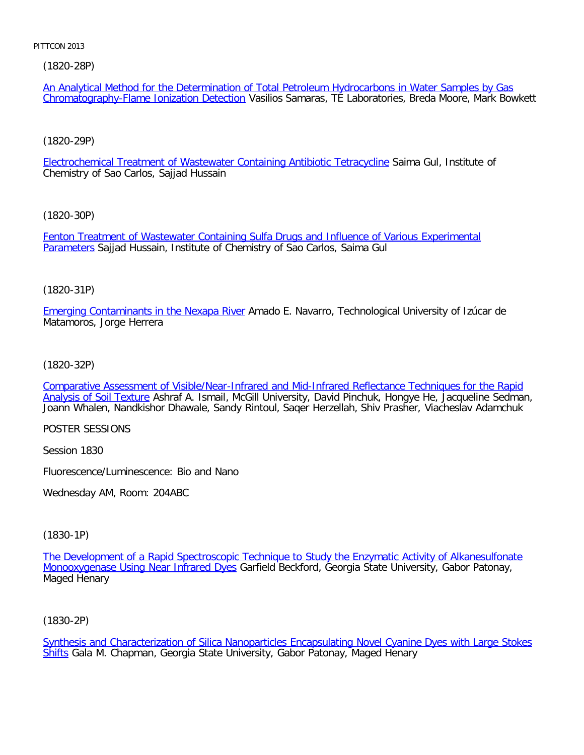(1820-28P)

An Analytical Method for the Determination of Total Petroleum Hydrocarbons in Water Samples by Gas Chromatography-Flame Ionization Detection Vasilios Samaras, TE Laboratories, Breda Moore, Mark Bowkett

(1820-29P)

Electrochemical Treatment of Wastewater Containing Antibiotic Tetracycline Saima Gul, Institute of Chemistry of Sao Carlos, Sajjad Hussain

(1820-30P)

Fenton Treatment of Wastewater Containing Sulfa Drugs and Influence of Various Experimental Parameters Sajjad Hussain, Institute of Chemistry of Sao Carlos, Saima Gul

(1820-31P)

Emerging Contaminants in the Nexapa River Amado E. Navarro, Technological University of Izúcar de Matamoros, Jorge Herrera

(1820-32P)

Comparative Assessment of Visible/Near-Infrared and Mid-Infrared Reflectance Techniques for the Rapid Analysis of Soil Texture Ashraf A. Ismail, McGill University, David Pinchuk, Hongye He, Jacqueline Sedman, Joann Whalen, Nandkishor Dhawale, Sandy Rintoul, Saqer Herzellah, Shiv Prasher, Viacheslav Adamchuk

POSTER SESSIONS

Session 1830

Fluorescence/Luminescence: Bio and Nano

Wednesday AM, Room: 204ABC

(1830-1P)

The Development of a Rapid Spectroscopic Technique to Study the Enzymatic Activity of Alkanesulfonate Monooxygenase Using Near Infrared Dyes Garfield Beckford, Georgia State University, Gabor Patonay, Maged Henary

(1830-2P)

Synthesis and Characterization of Silica Nanoparticles Encapsulating Novel Cyanine Dyes with Large Stokes Shifts Gala M. Chapman, Georgia State University, Gabor Patonay, Maged Henary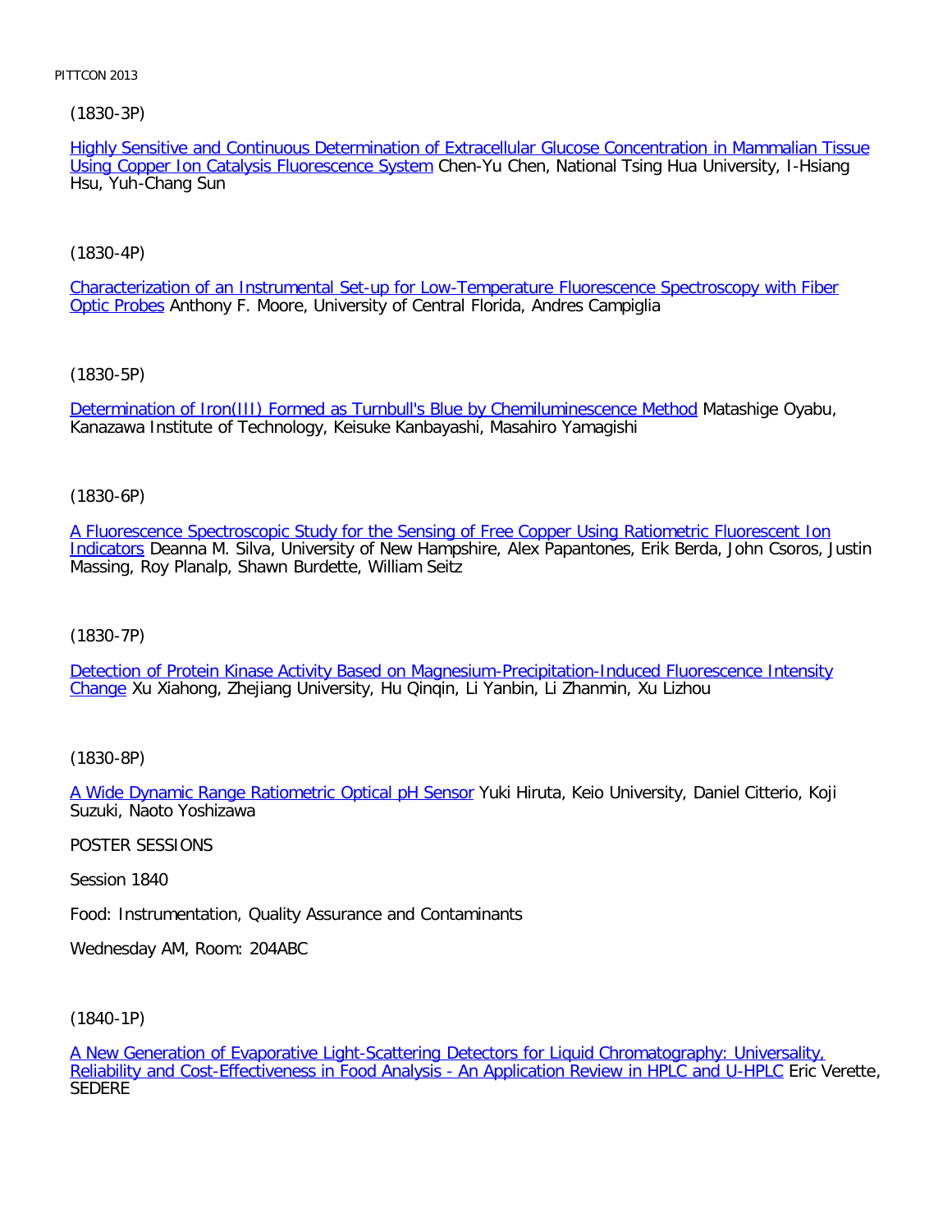(1830-3P)

Highly Sensitive and Continuous Determination of Extracellular Glucose Concentration in Mammalian Tissue Using Copper Ion Catalysis Fluorescence System Chen-Yu Chen, National Tsing Hua University, I-Hsiang Hsu, Yuh-Chang Sun

(1830-4P)

Characterization of an Instrumental Set-up for Low-Temperature Fluorescence Spectroscopy with Fiber Optic Probes Anthony F. Moore, University of Central Florida, Andres Campiglia

(1830-5P)

Determination of Iron(III) Formed as Turnbull's Blue by Chemiluminescence Method Matashige Oyabu, Kanazawa Institute of Technology, Keisuke Kanbayashi, Masahiro Yamagishi

(1830-6P)

A Fluorescence Spectroscopic Study for the Sensing of Free Copper Using Ratiometric Fluorescent Ion Indicators Deanna M. Silva, University of New Hampshire, Alex Papantones, Erik Berda, John Csoros, Justin Massing, Roy Planalp, Shawn Burdette, William Seitz

(1830-7P)

Detection of Protein Kinase Activity Based on Magnesium-Precipitation-Induced Fluorescence Intensity Change Xu Xiahong, Zhejiang University, Hu Qinqin, Li Yanbin, Li Zhanmin, Xu Lizhou

(1830-8P)

A Wide Dynamic Range Ratiometric Optical pH Sensor Yuki Hiruta, Keio University, Daniel Citterio, Koji Suzuki, Naoto Yoshizawa

POSTER SESSIONS

Session 1840

Food: Instrumentation, Quality Assurance and Contaminants

Wednesday AM, Room: 204ABC

(1840-1P)

A New Generation of Evaporative Light-Scattering Detectors for Liquid Chromatography: Universality, Reliability and Cost-Effectiveness in Food Analysis - An Application Review in HPLC and U-HPLC Eric Verette, SEDERE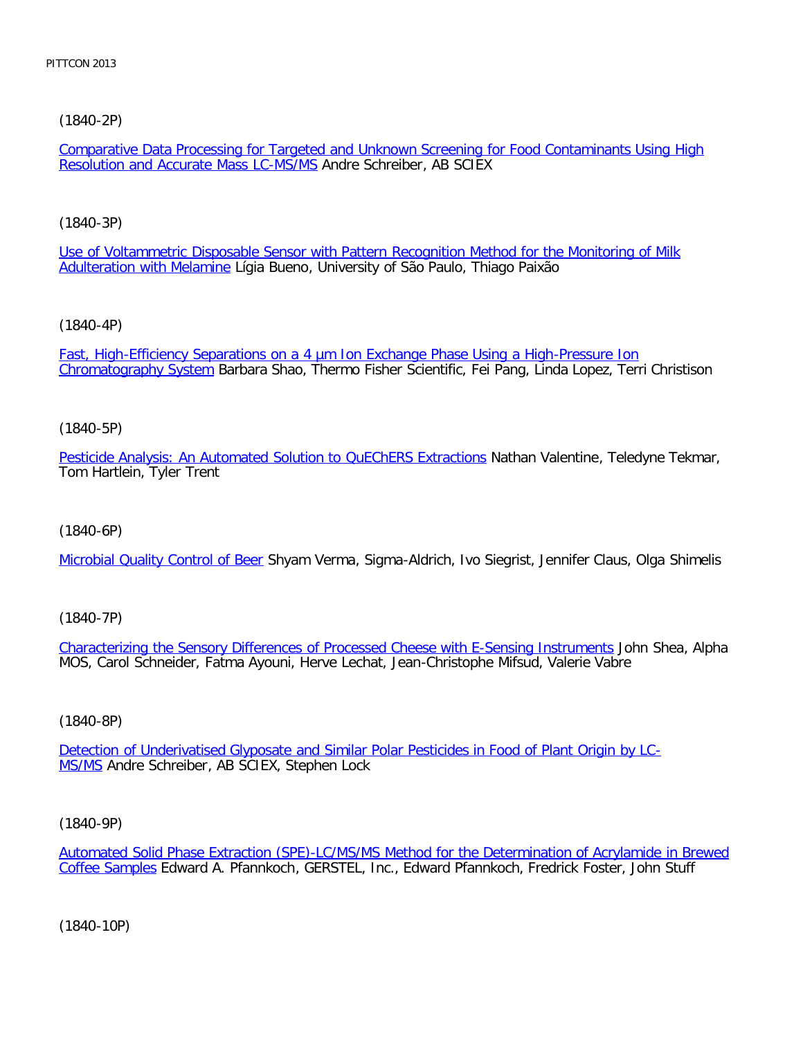(1840-2P)

[Comparative Data Processing for Targeted and Unknown Screening for Food Contaminants Using High Resolution and Accurate Mass LC-MS/MS] Andre Schreiber, AB SCIEX

(1840-3P)

[Use of Voltammetric Disposable Sensor with Pattern Recognition Method for the Monitoring of Milk Adulteration with Melamine] Lígia Bueno, University of São Paulo, Thiago Paixão

(1840-4P)

[Fast, High-Efficiency Separations on a 4 µm Ion Exchange Phase Using a High-Pressure Ion Chromatography System] Barbara Shao, Thermo Fisher Scientific, Fei Pang, Linda Lopez, Terri Christison

(1840-5P)

[Pesticide Analysis: An Automated Solution to QuEChERS Extractions] Nathan Valentine, Teledyne Tekmar, Tom Hartlein, Tyler Trent

(1840-6P)

[Microbial Quality Control of Beer] Shyam Verma, Sigma-Aldrich, Ivo Siegrist, Jennifer Claus, Olga Shimelis

(1840-7P)

[Characterizing the Sensory Differences of Processed Cheese with E-Sensing Instruments] John Shea, Alpha MOS, Carol Schneider, Fatma Ayouni, Herve Lechat, Jean-Christophe Mifsud, Valerie Vabre

(1840-8P)

[Detection of Underivatised Glyposate and Similar Polar Pesticides in Food of Plant Origin by LC-MS/MS] Andre Schreiber, AB SCIEX, Stephen Lock

(1840-9P)

[Automated Solid Phase Extraction (SPE)-LC/MS/MS Method for the Determination of Acrylamide in Brewed Coffee Samples] Edward A. Pfannkoch, GERSTEL, Inc., Edward Pfannkoch, Fredrick Foster, John Stuff

(1840-10P)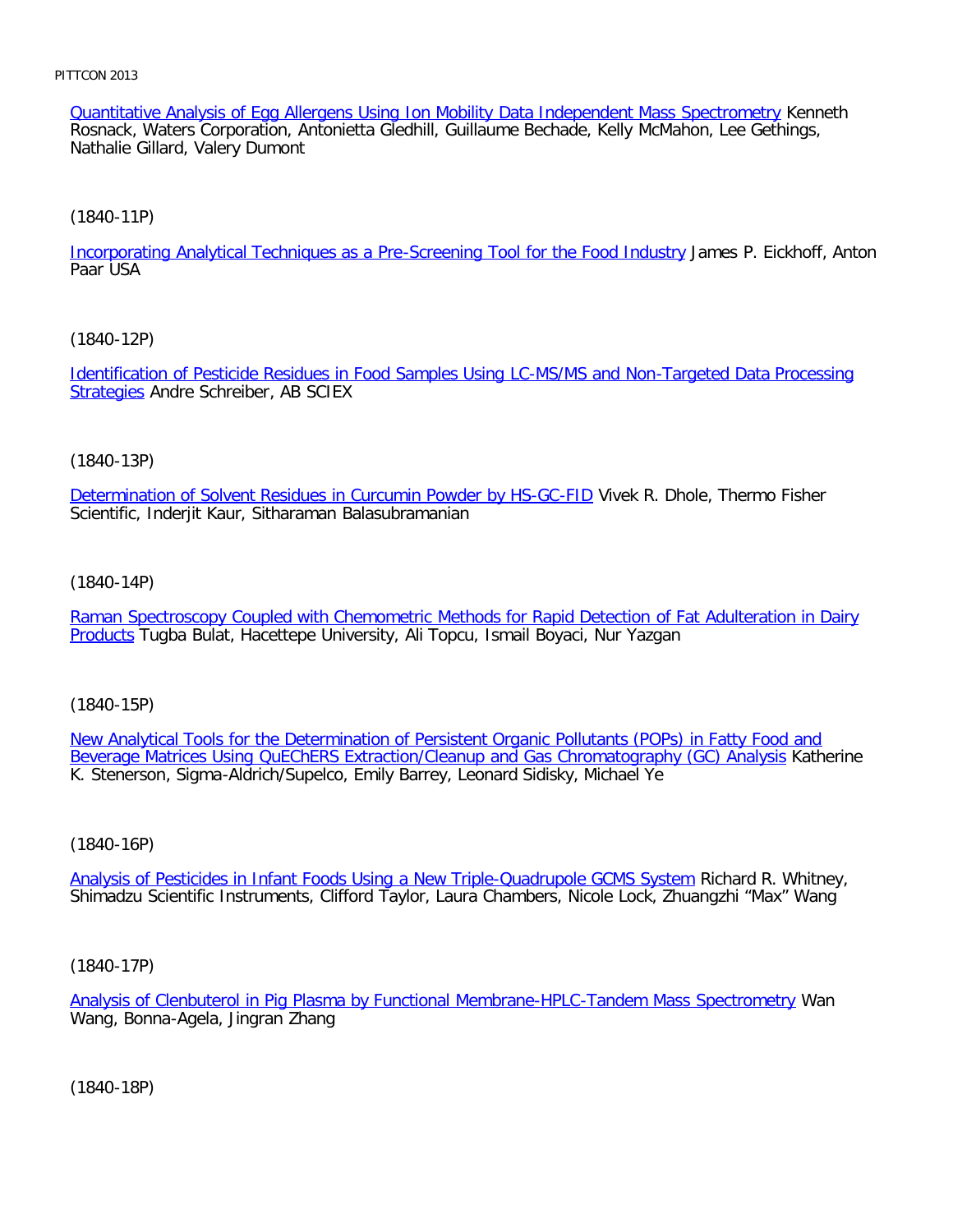Quantitative Analysis of Egg Allergens Using Ion Mobility Data Independent Mass Spectrometry Kenneth Rosnack, Waters Corporation, Antonietta Gledhill, Guillaume Bechade, Kelly McMahon, Lee Gethings, Nathalie Gillard, Valery Dumont

(1840-11P)

Incorporating Analytical Techniques as a Pre-Screening Tool for the Food Industry James P. Eickhoff, Anton Paar USA

(1840-12P)

Identification of Pesticide Residues in Food Samples Using LC-MS/MS and Non-Targeted Data Processing Strategies Andre Schreiber, AB SCIEX

(1840-13P)

Determination of Solvent Residues in Curcumin Powder by HS-GC-FID Vivek R. Dhole, Thermo Fisher Scientific, Inderjit Kaur, Sitharaman Balasubramanian

(1840-14P)

Raman Spectroscopy Coupled with Chemometric Methods for Rapid Detection of Fat Adulteration in Dairy Products Tugba Bulat, Hacettepe University, Ali Topcu, Ismail Boyaci, Nur Yazgan

(1840-15P)

New Analytical Tools for the Determination of Persistent Organic Pollutants (POPs) in Fatty Food and Beverage Matrices Using QuEChERS Extraction/Cleanup and Gas Chromatography (GC) Analysis Katherine K. Stenerson, Sigma-Aldrich/Supelco, Emily Barrey, Leonard Sidisky, Michael Ye

(1840-16P)

Analysis of Pesticides in Infant Foods Using a New Triple-Quadrupole GCMS System Richard R. Whitney, Shimadzu Scientific Instruments, Clifford Taylor, Laura Chambers, Nicole Lock, Zhuangzhi “Max” Wang

(1840-17P)

Analysis of Clenbuterol in Pig Plasma by Functional Membrane-HPLC-Tandem Mass Spectrometry Wan Wang, Bonna-Agela, Jingran Zhang

(1840-18P)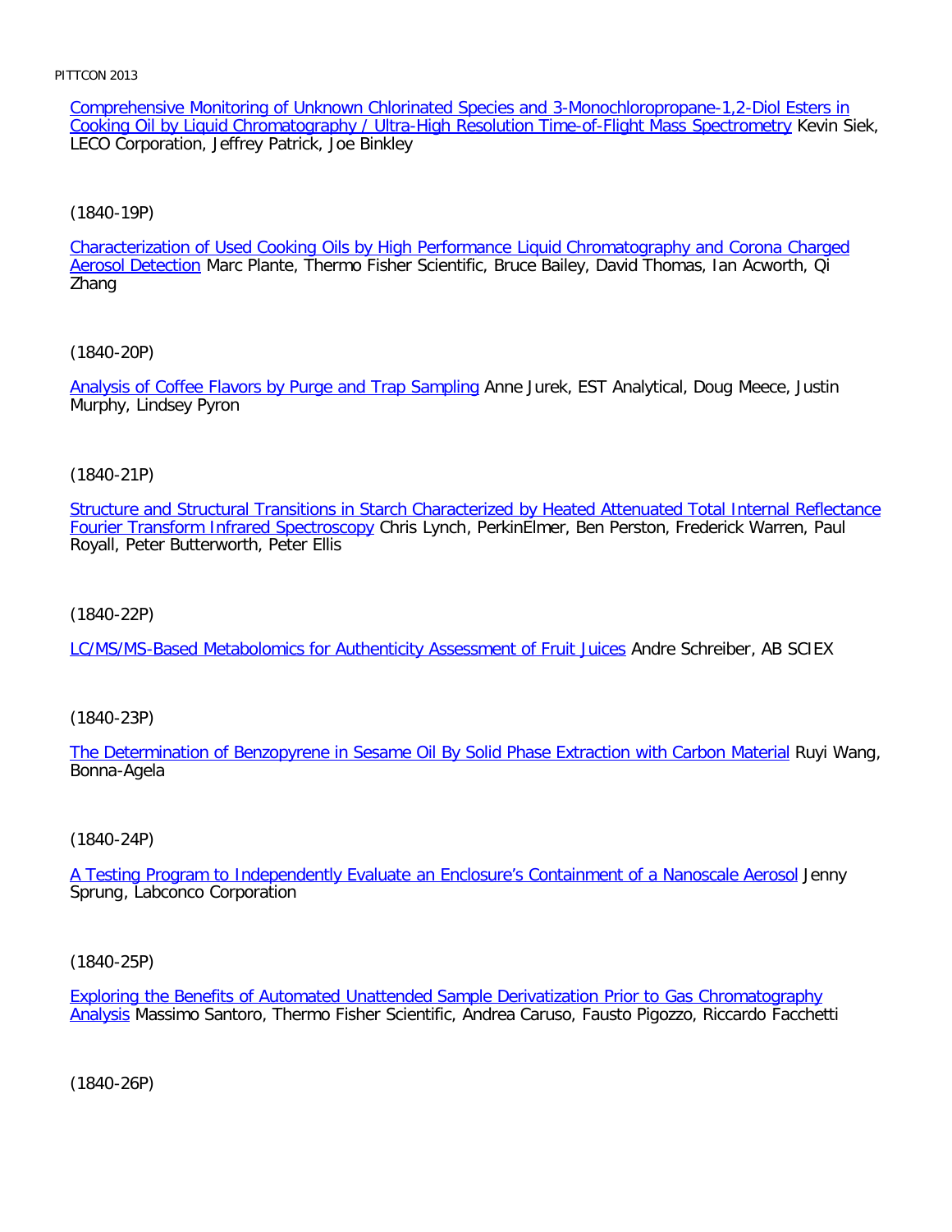Comprehensive Monitoring of Unknown Chlorinated Species and 3-Monochloropropane-1,2-Diol Esters in Cooking Oil by Liquid Chromatography / Ultra-High Resolution Time-of-Flight Mass Spectrometry Kevin Siek, LECO Corporation, Jeffrey Patrick, Joe Binkley

(1840-19P)

Characterization of Used Cooking Oils by High Performance Liquid Chromatography and Corona Charged Aerosol Detection Marc Plante, Thermo Fisher Scientific, Bruce Bailey, David Thomas, Ian Acworth, Qi Zhang

(1840-20P)

Analysis of Coffee Flavors by Purge and Trap Sampling Anne Jurek, EST Analytical, Doug Meece, Justin Murphy, Lindsey Pyron

(1840-21P)

Structure and Structural Transitions in Starch Characterized by Heated Attenuated Total Internal Reflectance Fourier Transform Infrared Spectroscopy Chris Lynch, PerkinElmer, Ben Perston, Frederick Warren, Paul Royall, Peter Butterworth, Peter Ellis

(1840-22P)

LC/MS/MS-Based Metabolomics for Authenticity Assessment of Fruit Juices Andre Schreiber, AB SCIEX

(1840-23P)

The Determination of Benzopyrene in Sesame Oil By Solid Phase Extraction with Carbon Material Ruyi Wang, Bonna-Agela

(1840-24P)

A Testing Program to Independently Evaluate an Enclosure's Containment of a Nanoscale Aerosol Jenny Sprung, Labconco Corporation

(1840-25P)

Exploring the Benefits of Automated Unattended Sample Derivatization Prior to Gas Chromatography Analysis Massimo Santoro, Thermo Fisher Scientific, Andrea Caruso, Fausto Pigozzo, Riccardo Facchetti

(1840-26P)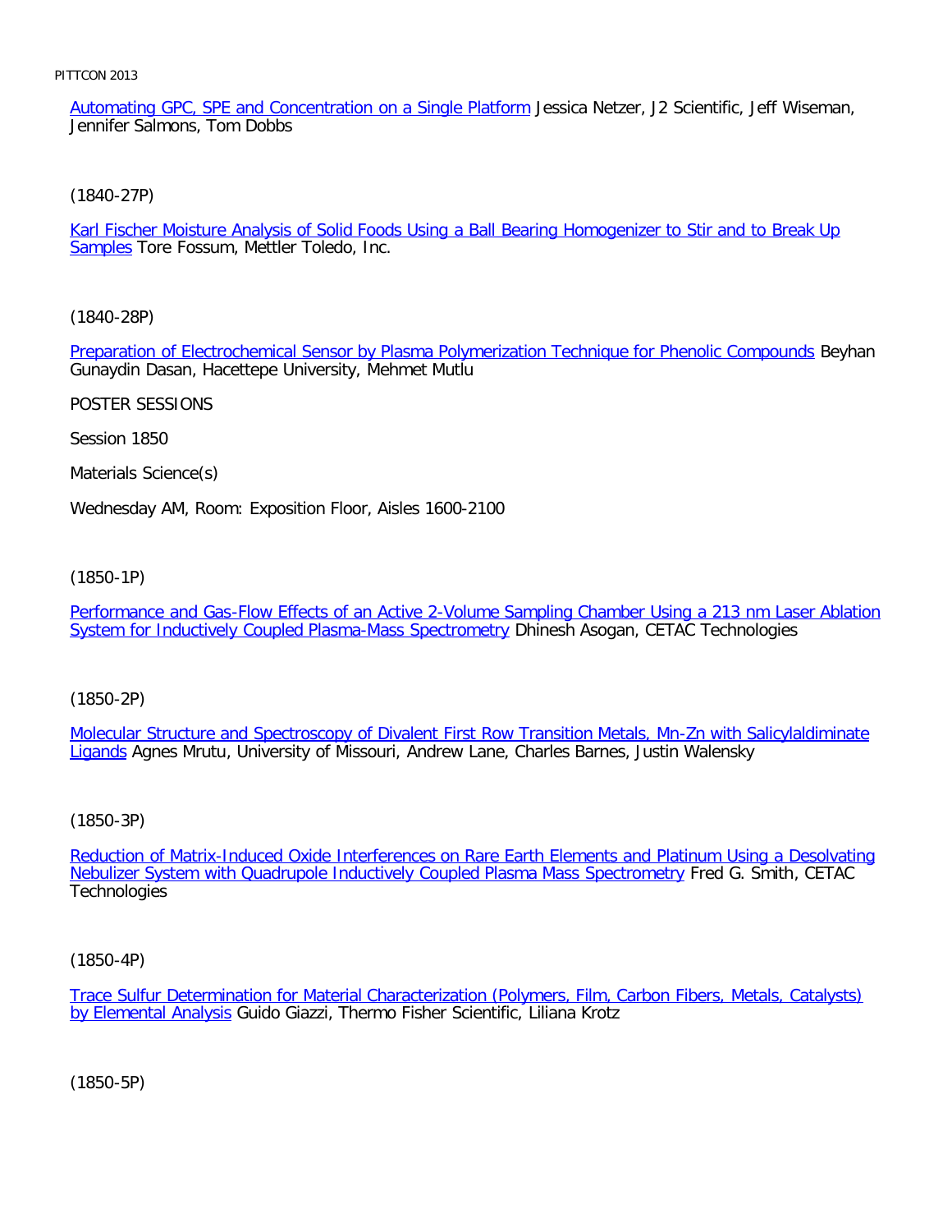Automating GPC, SPE and Concentration on a Single Platform Jessica Netzer, J2 Scientific, Jeff Wiseman, Jennifer Salmons, Tom Dobbs

(1840-27P)

Karl Fischer Moisture Analysis of Solid Foods Using a Ball Bearing Homogenizer to Stir and to Break Up Samples Tore Fossum, Mettler Toledo, Inc.

(1840-28P)

Preparation of Electrochemical Sensor by Plasma Polymerization Technique for Phenolic Compounds Beyhan Gunaydin Dasan, Hacettepe University, Mehmet Mutlu

POSTER SESSIONS

Session 1850

Materials Science(s)

Wednesday AM, Room: Exposition Floor, Aisles 1600-2100

(1850-1P)

Performance and Gas-Flow Effects of an Active 2-Volume Sampling Chamber Using a 213 nm Laser Ablation System for Inductively Coupled Plasma-Mass Spectrometry Dhinesh Asogan, CETAC Technologies

(1850-2P)

Molecular Structure and Spectroscopy of Divalent First Row Transition Metals, Mn-Zn with Salicylaldiminate Ligands Agnes Mrutu, University of Missouri, Andrew Lane, Charles Barnes, Justin Walensky

(1850-3P)

Reduction of Matrix-Induced Oxide Interferences on Rare Earth Elements and Platinum Using a Desolvating Nebulizer System with Quadrupole Inductively Coupled Plasma Mass Spectrometry Fred G. Smith, CETAC Technologies

(1850-4P)

Trace Sulfur Determination for Material Characterization (Polymers, Film, Carbon Fibers, Metals, Catalysts) by Elemental Analysis Guido Giazzi, Thermo Fisher Scientific, Liliana Krotz

(1850-5P)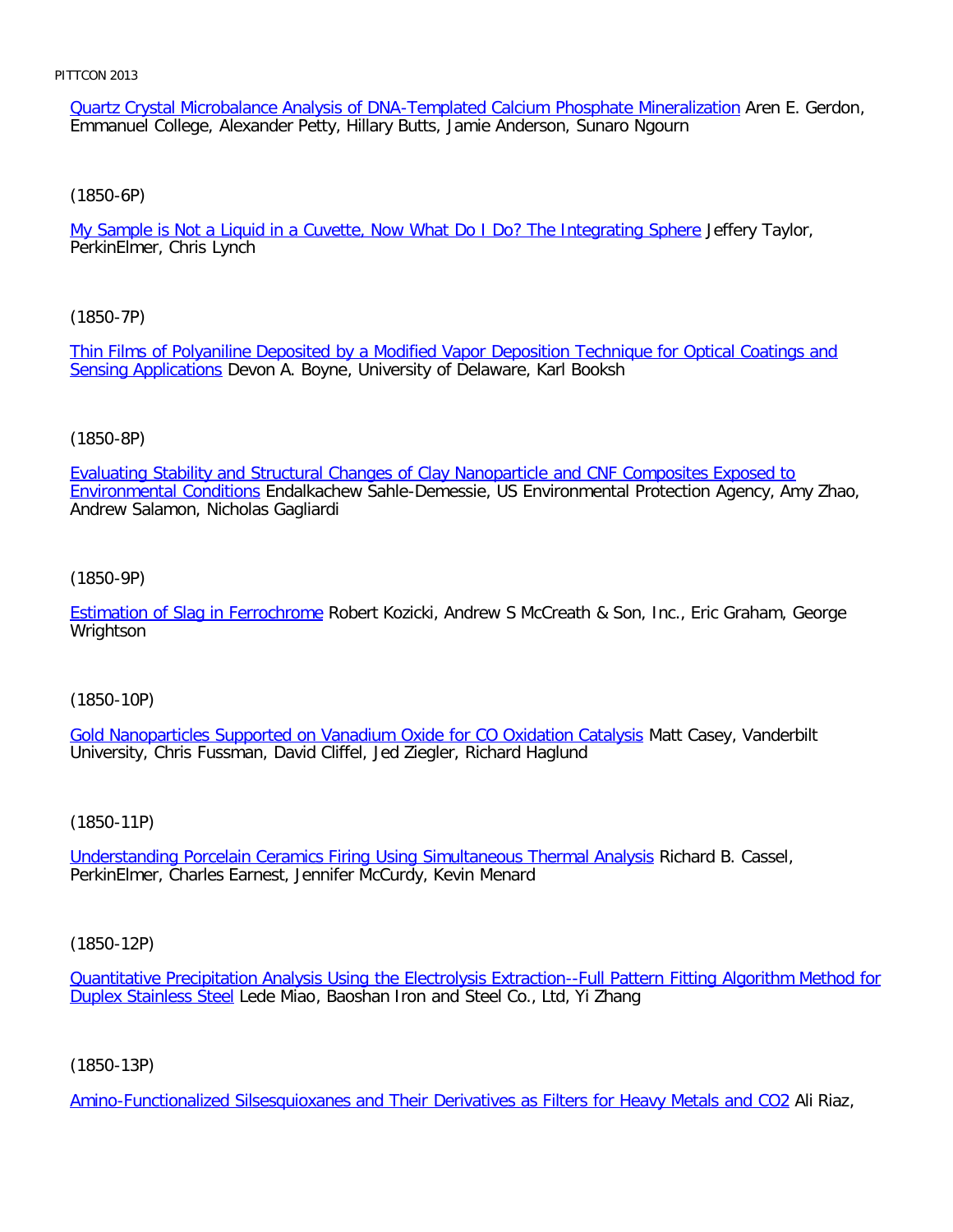Quartz Crystal Microbalance Analysis of DNA-Templated Calcium Phosphate Mineralization Aren E. Gerdon, Emmanuel College, Alexander Petty, Hillary Butts, Jamie Anderson, Sunaro Ngourn

(1850-6P)

My Sample is Not a Liquid in a Cuvette, Now What Do I Do? The Integrating Sphere Jeffery Taylor, PerkinElmer, Chris Lynch

(1850-7P)

Thin Films of Polyaniline Deposited by a Modified Vapor Deposition Technique for Optical Coatings and Sensing Applications Devon A. Boyne, University of Delaware, Karl Booksh

(1850-8P)

Evaluating Stability and Structural Changes of Clay Nanoparticle and CNF Composites Exposed to Environmental Conditions Endalkachew Sahle-Demessie, US Environmental Protection Agency, Amy Zhao, Andrew Salamon, Nicholas Gagliardi

(1850-9P)

Estimation of Slag in Ferrochrome Robert Kozicki, Andrew S McCreath & Son, Inc., Eric Graham, George Wrightson

(1850-10P)

Gold Nanoparticles Supported on Vanadium Oxide for CO Oxidation Catalysis Matt Casey, Vanderbilt University, Chris Fussman, David Cliffel, Jed Ziegler, Richard Haglund

(1850-11P)

Understanding Porcelain Ceramics Firing Using Simultaneous Thermal Analysis Richard B. Cassel, PerkinElmer, Charles Earnest, Jennifer McCurdy, Kevin Menard

(1850-12P)

Quantitative Precipitation Analysis Using the Electrolysis Extraction--Full Pattern Fitting Algorithm Method for Duplex Stainless Steel Lede Miao, Baoshan Iron and Steel Co., Ltd, Yi Zhang

(1850-13P)

Amino-Functionalized Silsesquioxanes and Their Derivatives as Filters for Heavy Metals and CO2 Ali Riaz,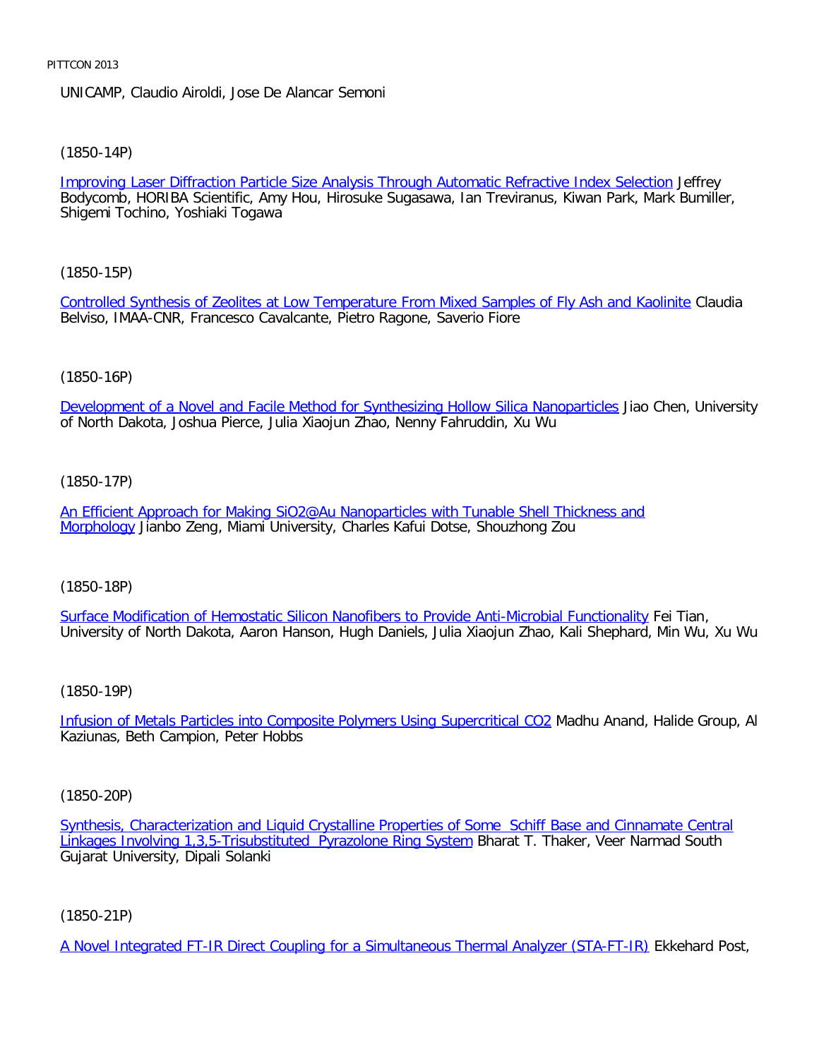UNICAMP, Claudio Airoldi, Jose De Alancar Semoni

(1850-14P)

Improving Laser Diffraction Particle Size Analysis Through Automatic Refractive Index Selection Jeffrey Bodycomb, HORIBA Scientific, Amy Hou, Hirosuke Sugasawa, Ian Treviranus, Kiwan Park, Mark Bumiller, Shigemi Tochino, Yoshiaki Togawa

(1850-15P)

Controlled Synthesis of Zeolites at Low Temperature From Mixed Samples of Fly Ash and Kaolinite Claudia Belviso, IMAA-CNR, Francesco Cavalcante, Pietro Ragone, Saverio Fiore

(1850-16P)

Development of a Novel and Facile Method for Synthesizing Hollow Silica Nanoparticles Jiao Chen, University of North Dakota, Joshua Pierce, Julia Xiaojun Zhao, Nenny Fahruddin, Xu Wu

(1850-17P)

An Efficient Approach for Making $SiO_2$@Au Nanoparticles with Tunable Shell Thickness and Morphology Jianbo Zeng, Miami University, Charles Kafui Dotse, Shouzhong Zou

(1850-18P)

Surface Modification of Hemostatic Silicon Nanofibers to Provide Anti-Microbial Functionality Fei Tian, University of North Dakota, Aaron Hanson, Hugh Daniels, Julia Xiaojun Zhao, Kali Shephard, Min Wu, Xu Wu

(1850-19P)

Infusion of Metals Particles into Composite Polymers Using Supercritical $CO_2$ Madhu Anand, Halide Group, Al Kaziunas, Beth Campion, Peter Hobbs

(1850-20P)

Synthesis, Characterization and Liquid Crystalline Properties of Some Schiff Base and Cinnamate Central Linkages Involving 1,3,5-Trisubstituted Pyrazolone Ring System Bharat T. Thaker, Veer Narmad South Gujarat University, Dipali Solanki

(1850-21P)

A Novel Integrated FT-IR Direct Coupling for a Simultaneous Thermal Analyzer (STA-FT-IR) Ekkehard Post,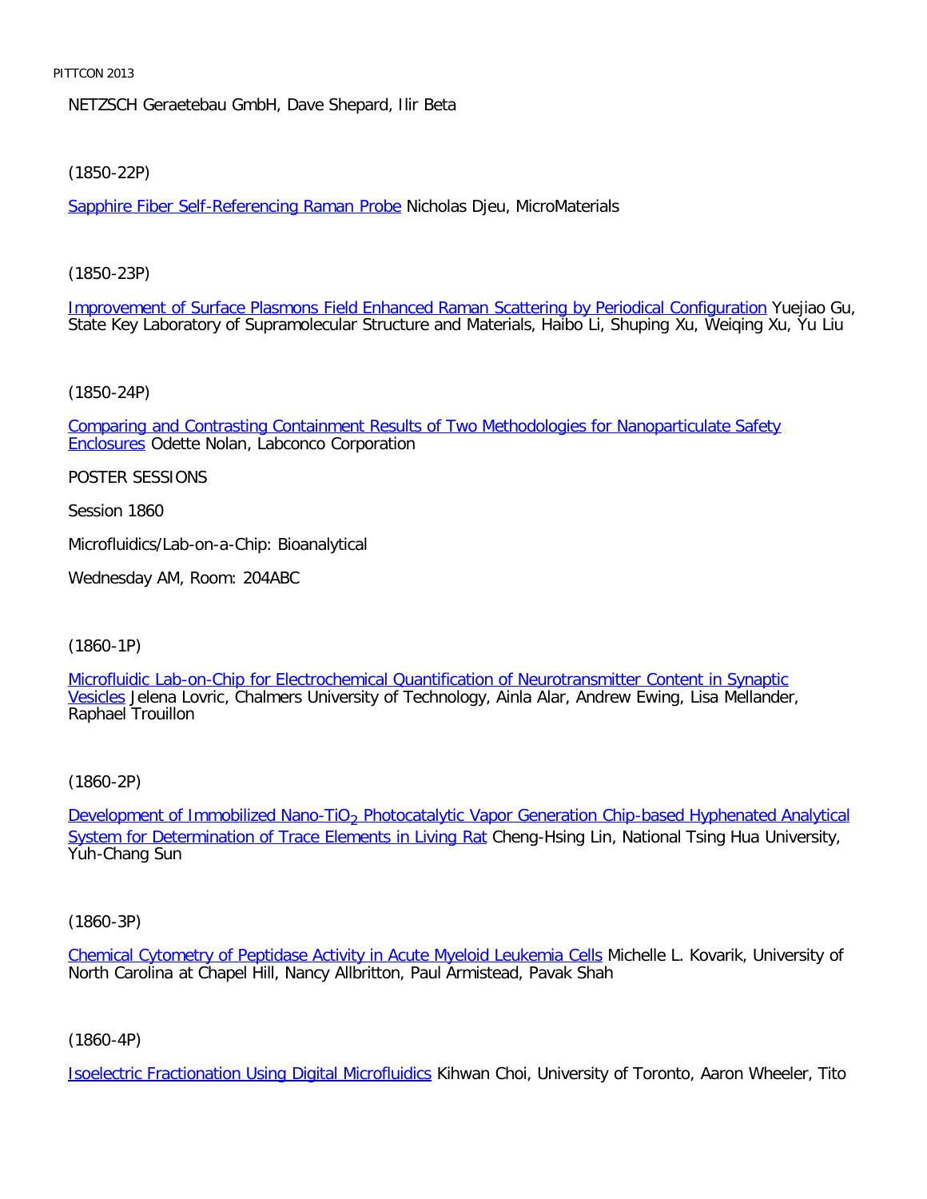NETZSCH Geraetebau GmbH, Dave Shepard, Ilir Beta

(1850-22P)

Sapphire Fiber Self-Referencing Raman Probe Nicholas Djeu, MicroMaterials

(1850-23P)

Improvement of Surface Plasmons Field Enhanced Raman Scattering by Periodical Configuration Yuejiao Gu, State Key Laboratory of Supramolecular Structure and Materials, Haibo Li, Shuping Xu, Weiqing Xu, Yu Liu

(1850-24P)

Comparing and Contrasting Containment Results of Two Methodologies for Nanoparticulate Safety Enclosures Odette Nolan, Labconco Corporation

POSTER SESSIONS

Session 1860

Microfluidics/Lab-on-a-Chip: Bioanalytical

Wednesday AM, Room: 204ABC

(1860-1P)

Microfluidic Lab-on-Chip for Electrochemical Quantification of Neurotransmitter Content in Synaptic Vesicles Jelena Lovric, Chalmers University of Technology, Ainla Alar, Andrew Ewing, Lisa Mellander, Raphael Trouillon

(1860-2P)

Development of Immobilized Nano-$TiO_2$ Photocatalytic Vapor Generation Chip-based Hyphenated Analytical System for Determination of Trace Elements in Living Rat Cheng-Hsing Lin, National Tsing Hua University, Yuh-Chang Sun

(1860-3P)

Chemical Cytometry of Peptidase Activity in Acute Myeloid Leukemia Cells Michelle L. Kovarik, University of North Carolina at Chapel Hill, Nancy Allbritton, Paul Armistead, Pavak Shah

(1860-4P)

Isoelectric Fractionation Using Digital Microfluidics Kihwan Choi, University of Toronto, Aaron Wheeler, Tito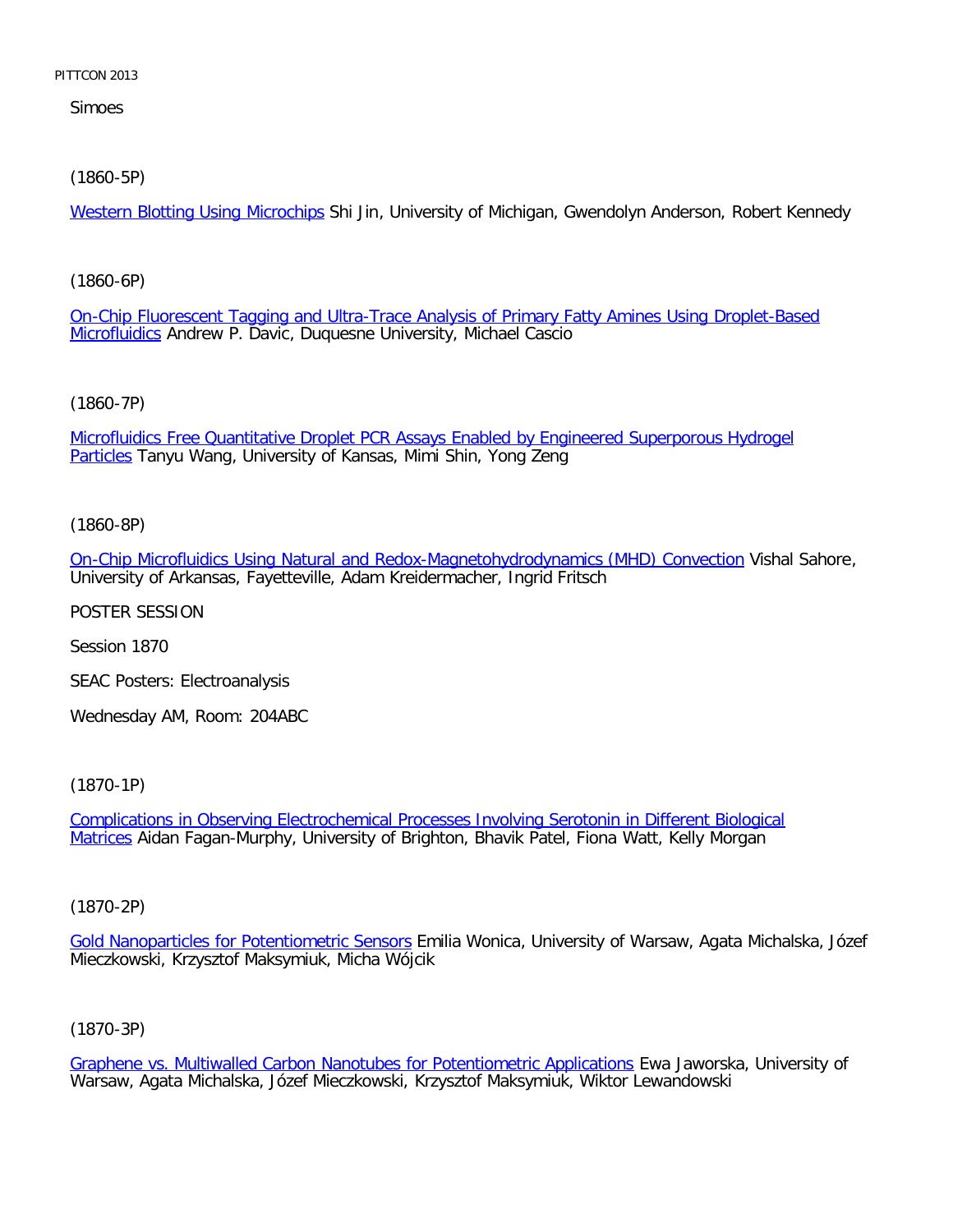Simoes

(1860-5P)

Western Blotting Using Microchips Shi Jin, University of Michigan, Gwendolyn Anderson, Robert Kennedy

(1860-6P)

On-Chip Fluorescent Tagging and Ultra-Trace Analysis of Primary Fatty Amines Using Droplet-Based Microfluidics Andrew P. Davic, Duquesne University, Michael Cascio

(1860-7P)

Microfluidics Free Quantitative Droplet PCR Assays Enabled by Engineered Superporous Hydrogel Particles Tanyu Wang, University of Kansas, Mimi Shin, Yong Zeng

(1860-8P)

On-Chip Microfluidics Using Natural and Redox-Magnetohydrodynamics (MHD) Convection Vishal Sahore, University of Arkansas, Fayetteville, Adam Kreidermacher, Ingrid Fritsch

POSTER SESSION

Session 1870

SEAC Posters: Electroanalysis

Wednesday AM, Room: 204ABC

(1870-1P)

Complications in Observing Electrochemical Processes Involving Serotonin in Different Biological Matrices Aidan Fagan-Murphy, University of Brighton, Bhavik Patel, Fiona Watt, Kelly Morgan

(1870-2P)

Gold Nanoparticles for Potentiometric Sensors Emilia Wonica, University of Warsaw, Agata Michalska, Józef Mieczkowski, Krzysztof Maksymiuk, Micha Wójcik

(1870-3P)

Graphene vs. Multiwalled Carbon Nanotubes for Potentiometric Applications Ewa Jaworska, University of Warsaw, Agata Michalska, Józef Mieczkowski, Krzysztof Maksymiuk, Wiktor Lewandowski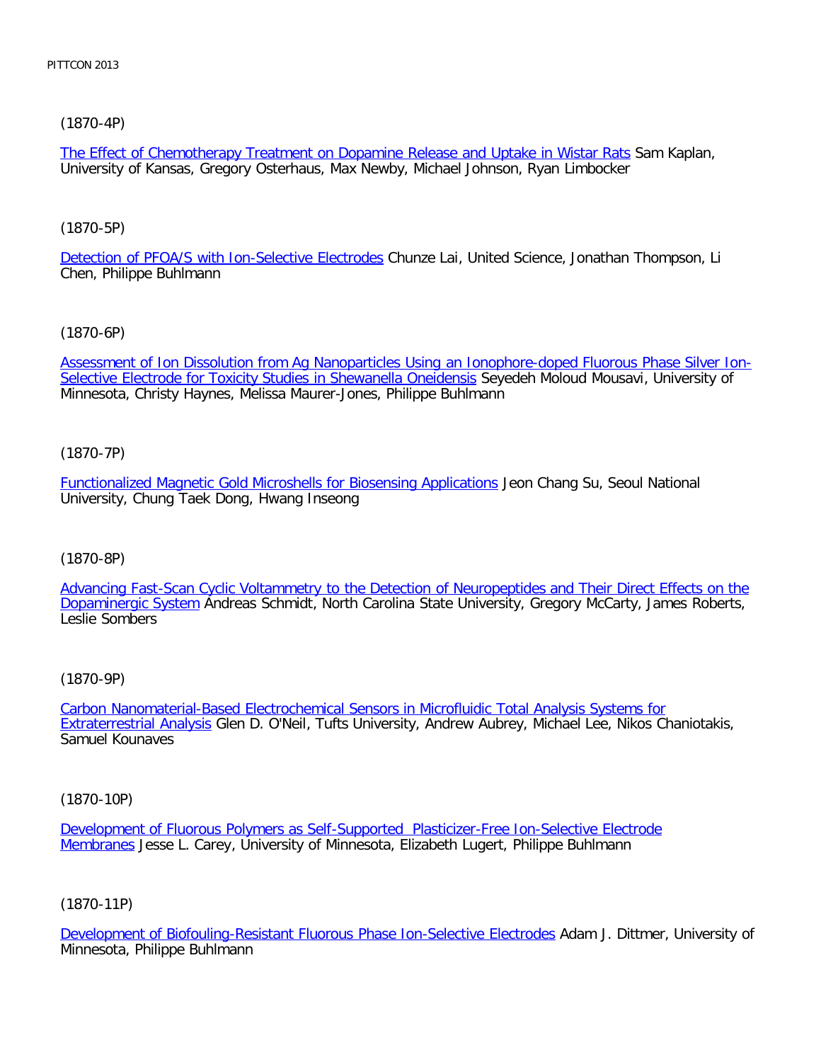(1870-4P)

The Effect of Chemotherapy Treatment on Dopamine Release and Uptake in Wistar Rats Sam Kaplan, University of Kansas, Gregory Osterhaus, Max Newby, Michael Johnson, Ryan Limbocker

(1870-5P)

Detection of PFOA/S with Ion-Selective Electrodes Chunze Lai, United Science, Jonathan Thompson, Li Chen, Philippe Buhlmann

(1870-6P)

Assessment of Ion Dissolution from Ag Nanoparticles Using an Ionophore-doped Fluorous Phase Silver Ion-Selective Electrode for Toxicity Studies in Shewanella Oneidensis Seyedeh Moloud Mousavi, University of Minnesota, Christy Haynes, Melissa Maurer-Jones, Philippe Buhlmann

(1870-7P)

Functionalized Magnetic Gold Microshells for Biosensing Applications Jeon Chang Su, Seoul National University, Chung Taek Dong, Hwang Inseong

(1870-8P)

Advancing Fast-Scan Cyclic Voltammetry to the Detection of Neuropeptides and Their Direct Effects on the Dopaminergic System Andreas Schmidt, North Carolina State University, Gregory McCarty, James Roberts, Leslie Sombers

(1870-9P)

Carbon Nanomaterial-Based Electrochemical Sensors in Microfluidic Total Analysis Systems for Extraterrestrial Analysis Glen D. O'Neil, Tufts University, Andrew Aubrey, Michael Lee, Nikos Chaniotakis, Samuel Kounaves

(1870-10P)

Development of Fluorous Polymers as Self-Supported Plasticizer-Free Ion-Selective Electrode Membranes Jesse L. Carey, University of Minnesota, Elizabeth Lugert, Philippe Buhlmann

(1870-11P)

Development of Biofouling-Resistant Fluorous Phase Ion-Selective Electrodes Adam J. Dittmer, University of Minnesota, Philippe Buhlmann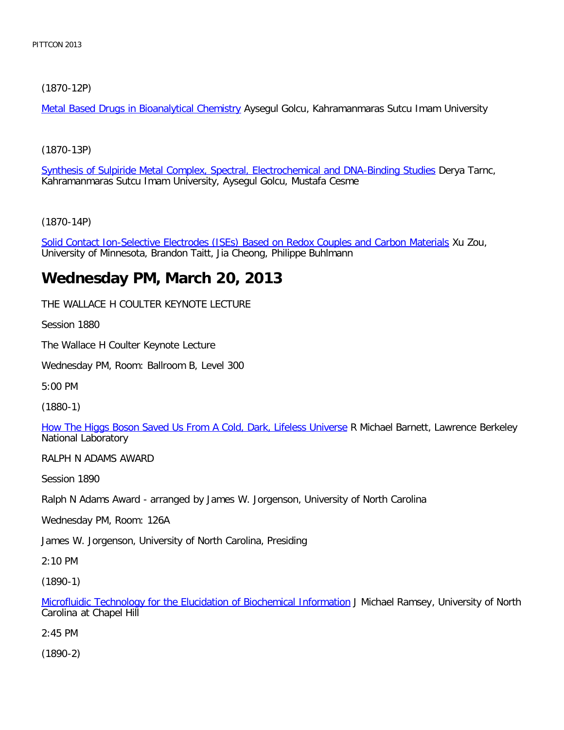(1870-12P)

Metal Based Drugs in Bioanalytical Chemistry Aysegul Golcu, Kahramanmaras Sutcu Imam University

(1870-13P)

Synthesis of Sulpiride Metal Complex, Spectral, Electrochemical and DNA-Binding Studies Derya Tarnc, Kahramanmaras Sutcu Imam University, Aysegul Golcu, Mustafa Cesme

(1870-14P)

Solid Contact Ion-Selective Electrodes (ISEs) Based on Redox Couples and Carbon Materials Xu Zou, University of Minnesota, Brandon Taitt, Jia Cheong, Philippe Buhlmann

# Wednesday PM, March 20, 2013

THE WALLACE H COULTER KEYNOTE LECTURE

Session 1880

The Wallace H Coulter Keynote Lecture

Wednesday PM, Room: Ballroom B, Level 300

5:00 PM

(1880-1)

How The Higgs Boson Saved Us From A Cold, Dark, Lifeless Universe R Michael Barnett, Lawrence Berkeley National Laboratory

RALPH N ADAMS AWARD

Session 1890

Ralph N Adams Award - arranged by James W. Jorgenson, University of North Carolina

Wednesday PM, Room: 126A

James W. Jorgenson, University of North Carolina, Presiding

2:10 PM

(1890-1)

Microfluidic Technology for the Elucidation of Biochemical Information J Michael Ramsey, University of North Carolina at Chapel Hill

2:45 PM

(1890-2)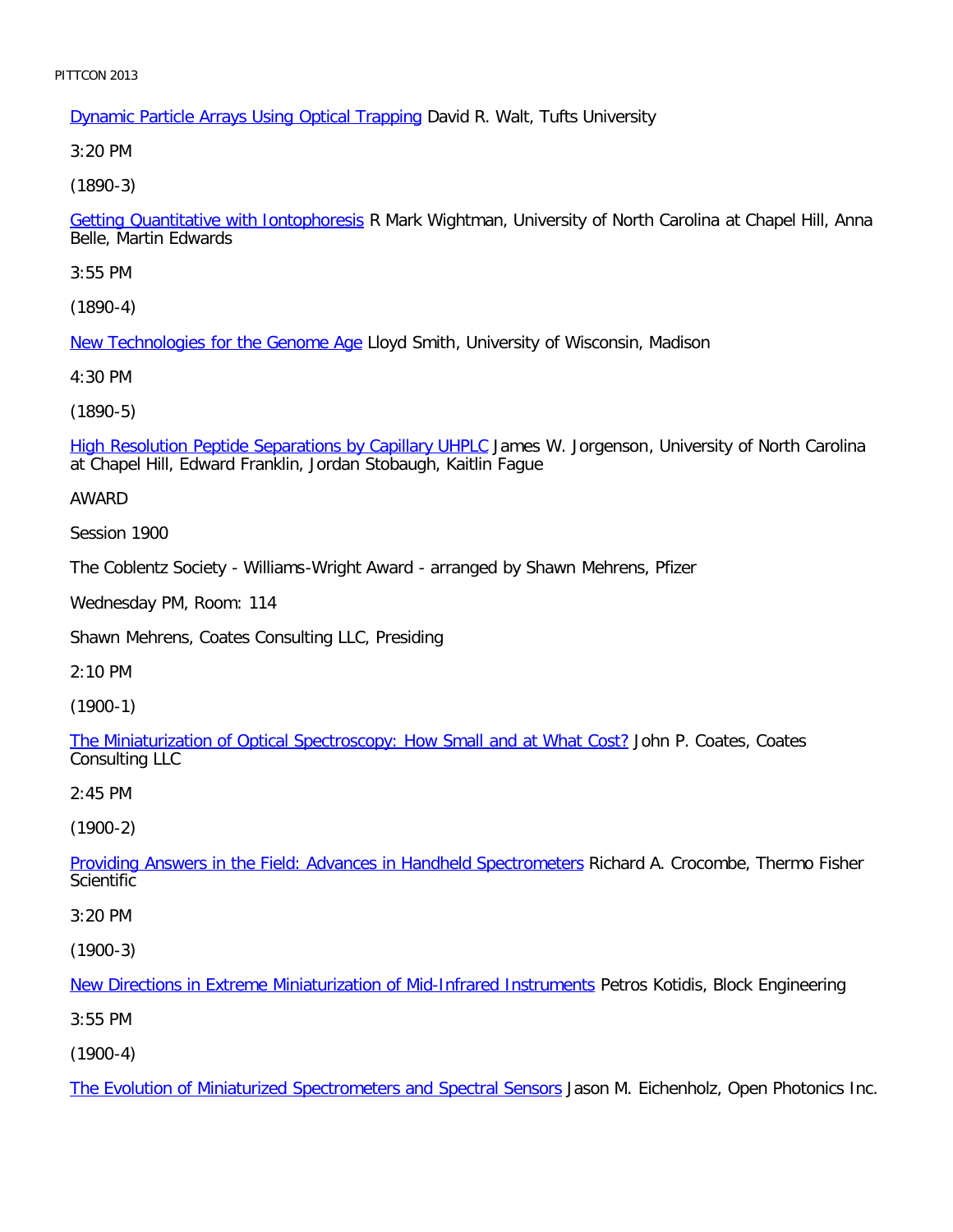Dynamic Particle Arrays Using Optical Trapping David R. Walt, Tufts University

3:20 PM

(1890-3)

Getting Quantitative with Iontophoresis R Mark Wightman, University of North Carolina at Chapel Hill, Anna Belle, Martin Edwards

3:55 PM

(1890-4)

New Technologies for the Genome Age Lloyd Smith, University of Wisconsin, Madison

4:30 PM

(1890-5)

High Resolution Peptide Separations by Capillary UHPLC James W. Jorgenson, University of North Carolina at Chapel Hill, Edward Franklin, Jordan Stobaugh, Kaitlin Fague

AWARD

Session 1900

The Coblentz Society - Williams-Wright Award - arranged by Shawn Mehrens, Pfizer

Wednesday PM, Room: 114

Shawn Mehrens, Coates Consulting LLC, Presiding

2:10 PM

(1900-1)

The Miniaturization of Optical Spectroscopy: How Small and at What Cost? John P. Coates, Coates Consulting LLC

2:45 PM

(1900-2)

Providing Answers in the Field: Advances in Handheld Spectrometers Richard A. Crocombe, Thermo Fisher Scientific

3:20 PM

(1900-3)

New Directions in Extreme Miniaturization of Mid-Infrared Instruments Petros Kotidis, Block Engineering

3:55 PM

(1900-4)

The Evolution of Miniaturized Spectrometers and Spectral Sensors Jason M. Eichenholz, Open Photonics Inc.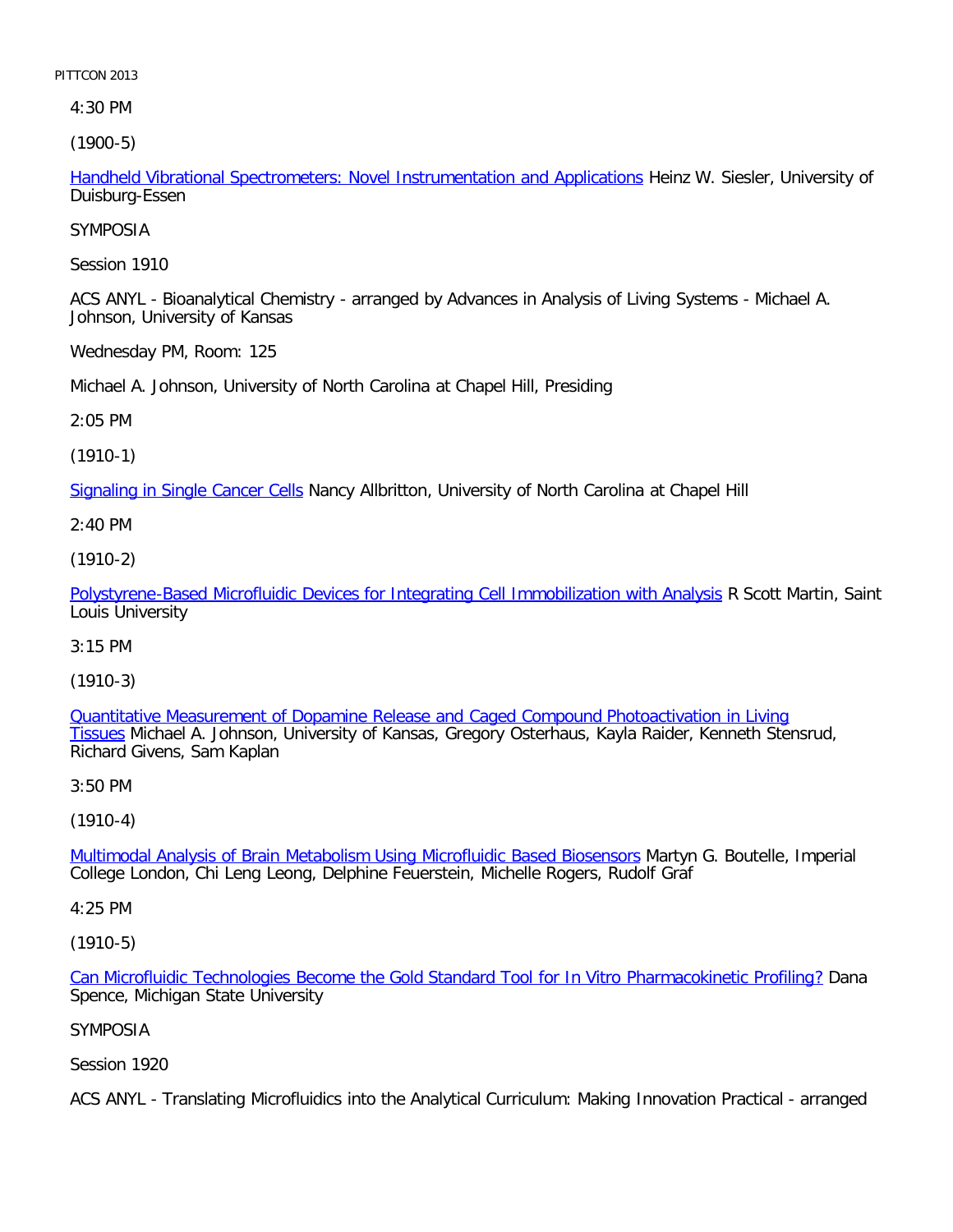4:30 PM

(1900-5)

Handheld Vibrational Spectrometers: Novel Instrumentation and Applications Heinz W. Siesler, University of Duisburg-Essen

SYMPOSIA

Session 1910

ACS ANYL - Bioanalytical Chemistry - arranged by Advances in Analysis of Living Systems - Michael A. Johnson, University of Kansas

Wednesday PM, Room: 125

Michael A. Johnson, University of North Carolina at Chapel Hill, Presiding

2:05 PM

(1910-1)

Signaling in Single Cancer Cells Nancy Allbritton, University of North Carolina at Chapel Hill

2:40 PM

(1910-2)

Polystyrene-Based Microfluidic Devices for Integrating Cell Immobilization with Analysis R Scott Martin, Saint Louis University

3:15 PM

(1910-3)

Quantitative Measurement of Dopamine Release and Caged Compound Photoactivation in Living Tissues Michael A. Johnson, University of Kansas, Gregory Osterhaus, Kayla Raider, Kenneth Stensrud, Richard Givens, Sam Kaplan

3:50 PM

(1910-4)

Multimodal Analysis of Brain Metabolism Using Microfluidic Based Biosensors Martyn G. Boutelle, Imperial College London, Chi Leng Leong, Delphine Feuerstein, Michelle Rogers, Rudolf Graf

4:25 PM

(1910-5)

Can Microfluidic Technologies Become the Gold Standard Tool for In Vitro Pharmacokinetic Profiling? Dana Spence, Michigan State University

SYMPOSIA

Session 1920

ACS ANYL - Translating Microfluidics into the Analytical Curriculum: Making Innovation Practical - arranged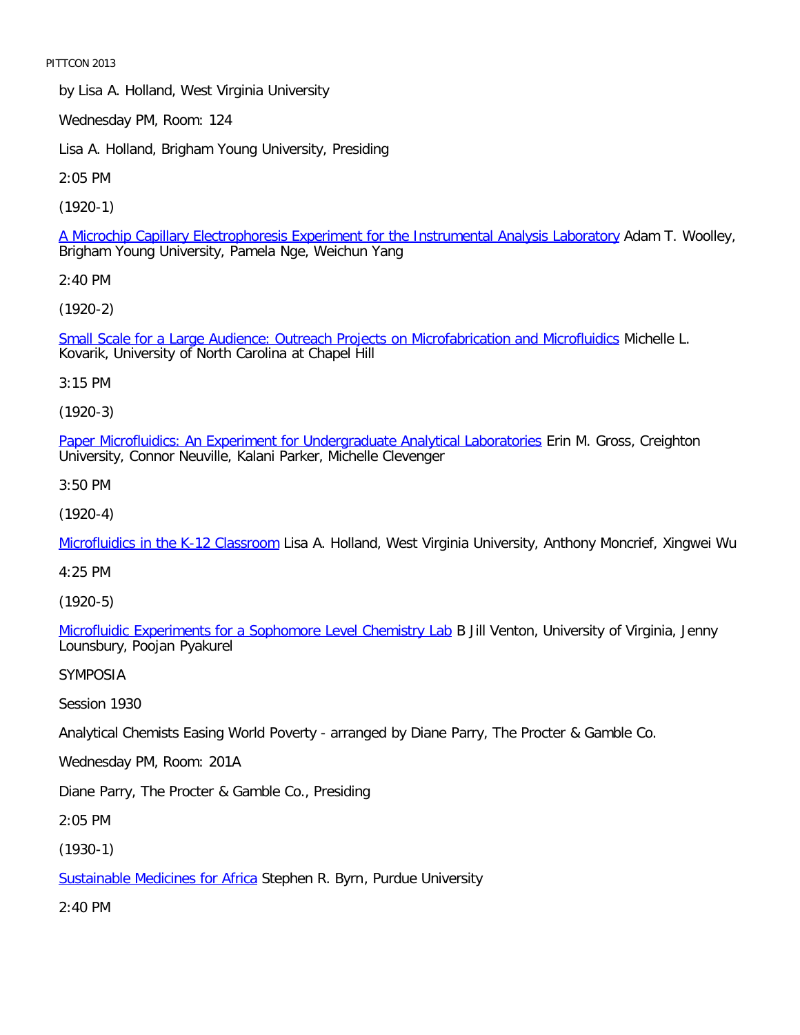by Lisa A. Holland, West Virginia University

Wednesday PM, Room: 124

Lisa A. Holland, Brigham Young University, Presiding

2:05 PM

(1920-1)

A Microchip Capillary Electrophoresis Experiment for the Instrumental Analysis Laboratory Adam T. Woolley, Brigham Young University, Pamela Nge, Weichun Yang

2:40 PM

(1920-2)

Small Scale for a Large Audience: Outreach Projects on Microfabrication and Microfluidics Michelle L. Kovarik, University of North Carolina at Chapel Hill

3:15 PM

(1920-3)

Paper Microfluidics: An Experiment for Undergraduate Analytical Laboratories Erin M. Gross, Creighton University, Connor Neuville, Kalani Parker, Michelle Clevenger

3:50 PM

(1920-4)

Microfluidics in the K-12 Classroom Lisa A. Holland, West Virginia University, Anthony Moncrief, Xingwei Wu

4:25 PM

(1920-5)

Microfluidic Experiments for a Sophomore Level Chemistry Lab B Jill Venton, University of Virginia, Jenny Lounsbury, Poojan Pyakurel

SYMPOSIA

Session 1930

Analytical Chemists Easing World Poverty - arranged by Diane Parry, The Procter & Gamble Co.

Wednesday PM, Room: 201A

Diane Parry, The Procter & Gamble Co., Presiding

2:05 PM

(1930-1)

Sustainable Medicines for Africa Stephen R. Byrn, Purdue University

2:40 PM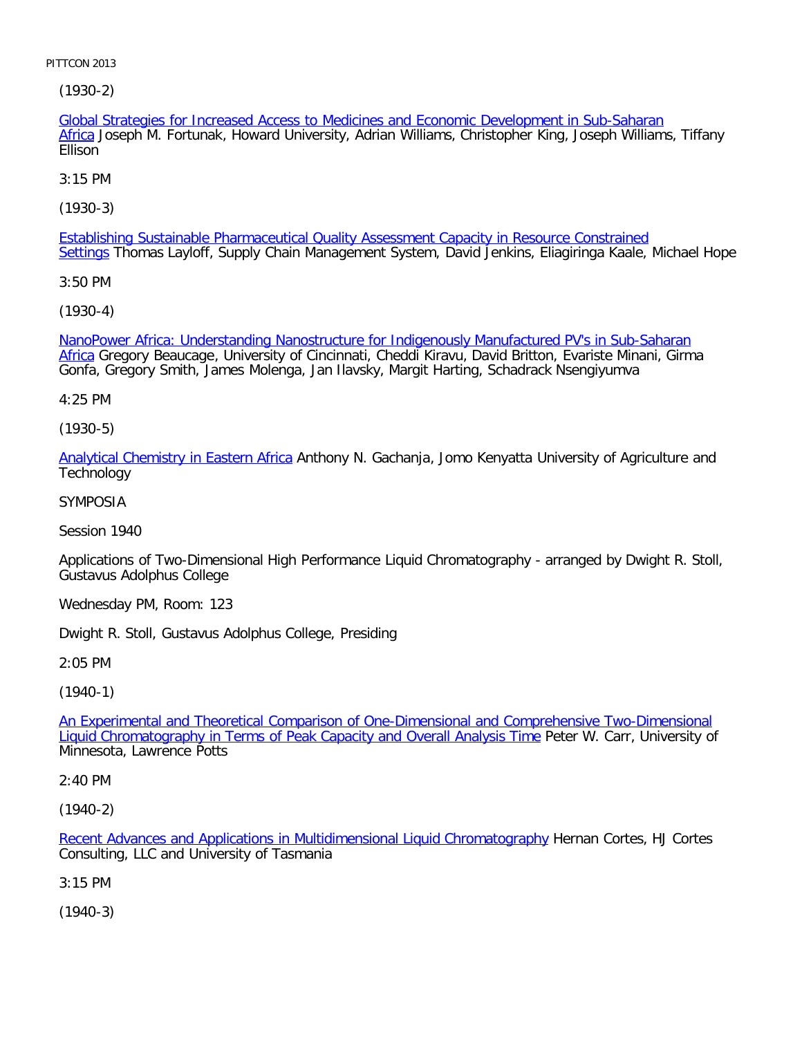(1930-2)

Global Strategies for Increased Access to Medicines and Economic Development in Sub-Saharan Africa Joseph M. Fortunak, Howard University, Adrian Williams, Christopher King, Joseph Williams, Tiffany Ellison

3:15 PM

(1930-3)

Establishing Sustainable Pharmaceutical Quality Assessment Capacity in Resource Constrained Settings Thomas Layloff, Supply Chain Management System, David Jenkins, Eliagiringa Kaale, Michael Hope

3:50 PM

(1930-4)

NanoPower Africa: Understanding Nanostructure for Indigenously Manufactured PV's in Sub-Saharan Africa Gregory Beaucage, University of Cincinnati, Cheddi Kiravu, David Britton, Evariste Minani, Girma Gonfa, Gregory Smith, James Molenga, Jan Ilavsky, Margit Harting, Schadrack Nsengiyumva

4:25 PM

(1930-5)

Analytical Chemistry in Eastern Africa Anthony N. Gachanja, Jomo Kenyatta University of Agriculture and Technology

SYMPOSIA

Session 1940

Applications of Two-Dimensional High Performance Liquid Chromatography - arranged by Dwight R. Stoll, Gustavus Adolphus College

Wednesday PM, Room: 123

Dwight R. Stoll, Gustavus Adolphus College, Presiding

2:05 PM

(1940-1)

An Experimental and Theoretical Comparison of One-Dimensional and Comprehensive Two-Dimensional Liquid Chromatography in Terms of Peak Capacity and Overall Analysis Time Peter W. Carr, University of Minnesota, Lawrence Potts

2:40 PM

(1940-2)

Recent Advances and Applications in Multidimensional Liquid Chromatography Hernan Cortes, HJ Cortes Consulting, LLC and University of Tasmania

3:15 PM

(1940-3)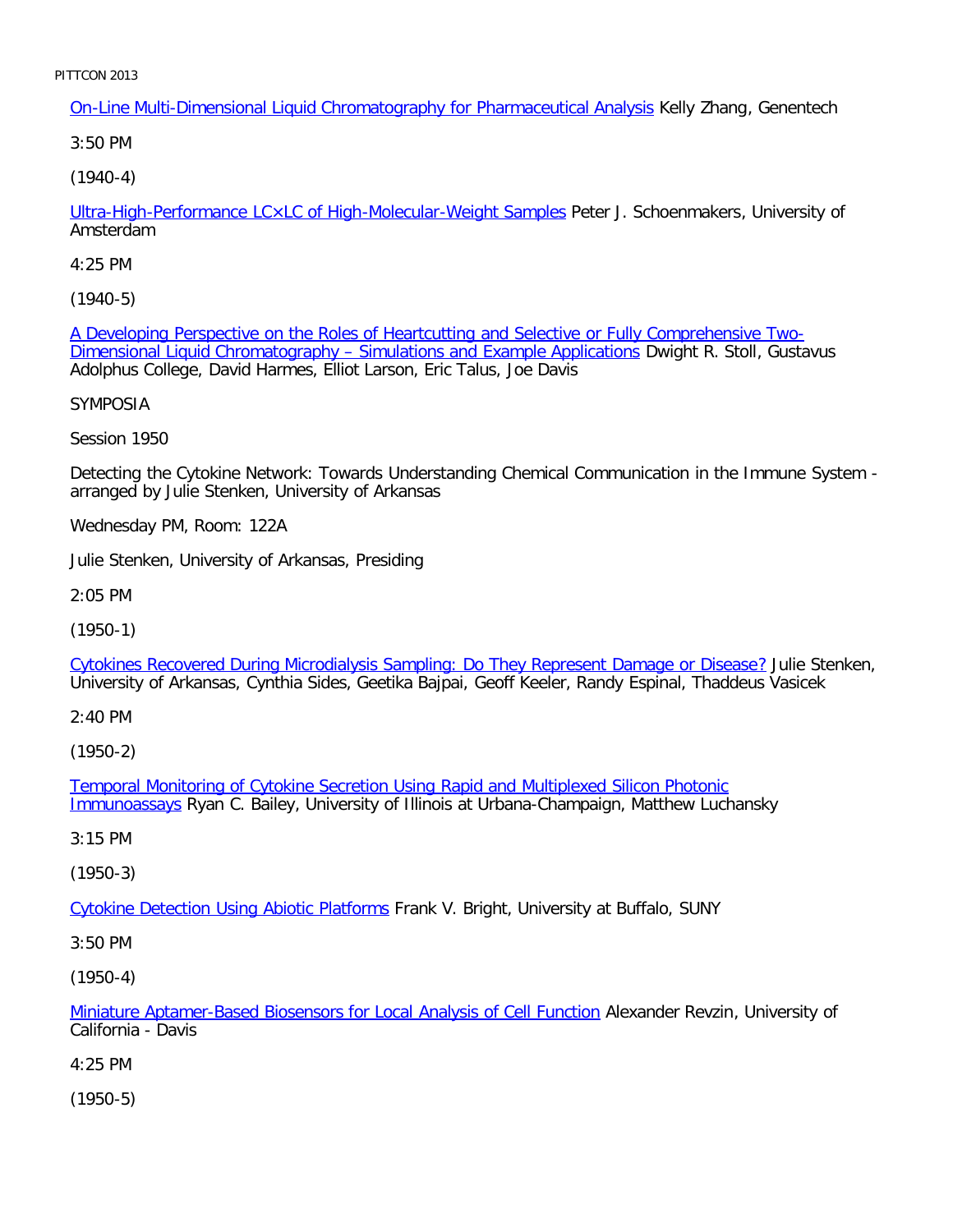[On-Line Multi-Dimensional Liquid Chromatography for Pharmaceutical Analysis] Kelly Zhang, Genentech

3:50 PM

(1940-4)

[Ultra-High-Performance LC×LC of High-Molecular-Weight Samples] Peter J. Schoenmakers, University of Amsterdam

4:25 PM

(1940-5)

[A Developing Perspective on the Roles of Heartcutting and Selective or Fully Comprehensive Two-Dimensional Liquid Chromatography – Simulations and Example Applications] Dwight R. Stoll, Gustavus Adolphus College, David Harmes, Elliot Larson, Eric Talus, Joe Davis

SYMPOSIA

Session 1950

Detecting the Cytokine Network: Towards Understanding Chemical Communication in the Immune System - arranged by Julie Stenken, University of Arkansas

Wednesday PM, Room: 122A

Julie Stenken, University of Arkansas, Presiding

2:05 PM

(1950-1)

[Cytokines Recovered During Microdialysis Sampling: Do They Represent Damage or Disease?] Julie Stenken, University of Arkansas, Cynthia Sides, Geetika Bajpai, Geoff Keeler, Randy Espinal, Thaddeus Vasicek

2:40 PM

(1950-2)

[Temporal Monitoring of Cytokine Secretion Using Rapid and Multiplexed Silicon Photonic Immunoassays] Ryan C. Bailey, University of Illinois at Urbana-Champaign, Matthew Luchansky

3:15 PM

(1950-3)

[Cytokine Detection Using Abiotic Platforms] Frank V. Bright, University at Buffalo, SUNY

3:50 PM

(1950-4)

[Miniature Aptamer-Based Biosensors for Local Analysis of Cell Function] Alexander Revzin, University of California - Davis

4:25 PM

(1950-5)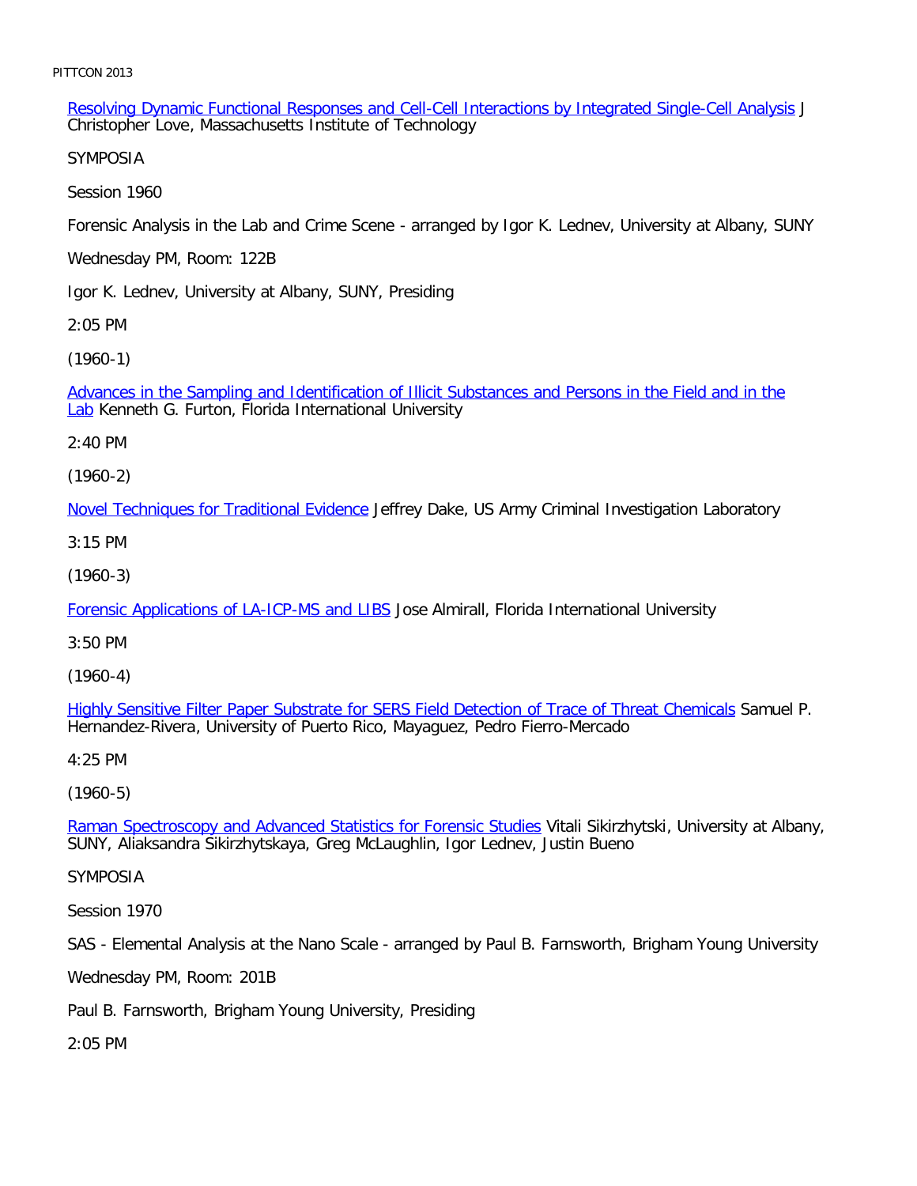Resolving Dynamic Functional Responses and Cell-Cell Interactions by Integrated Single-Cell Analysis J Christopher Love, Massachusetts Institute of Technology

SYMPOSIA

Session 1960

Forensic Analysis in the Lab and Crime Scene - arranged by Igor K. Lednev, University at Albany, SUNY

Wednesday PM, Room: 122B

Igor K. Lednev, University at Albany, SUNY, Presiding

2:05 PM

(1960-1)

Advances in the Sampling and Identification of Illicit Substances and Persons in the Field and in the Lab Kenneth G. Furton, Florida International University

2:40 PM

(1960-2)

Novel Techniques for Traditional Evidence Jeffrey Dake, US Army Criminal Investigation Laboratory

3:15 PM

(1960-3)

Forensic Applications of LA-ICP-MS and LIBS Jose Almirall, Florida International University

3:50 PM

(1960-4)

Highly Sensitive Filter Paper Substrate for SERS Field Detection of Trace of Threat Chemicals Samuel P. Hernandez-Rivera, University of Puerto Rico, Mayaguez, Pedro Fierro-Mercado

4:25 PM

(1960-5)

Raman Spectroscopy and Advanced Statistics for Forensic Studies Vitali Sikirzhytski, University at Albany, SUNY, Aliaksandra Sikirzhytskaya, Greg McLaughlin, Igor Lednev, Justin Bueno

SYMPOSIA

Session 1970

SAS - Elemental Analysis at the Nano Scale - arranged by Paul B. Farnsworth, Brigham Young University

Wednesday PM, Room: 201B

Paul B. Farnsworth, Brigham Young University, Presiding

2:05 PM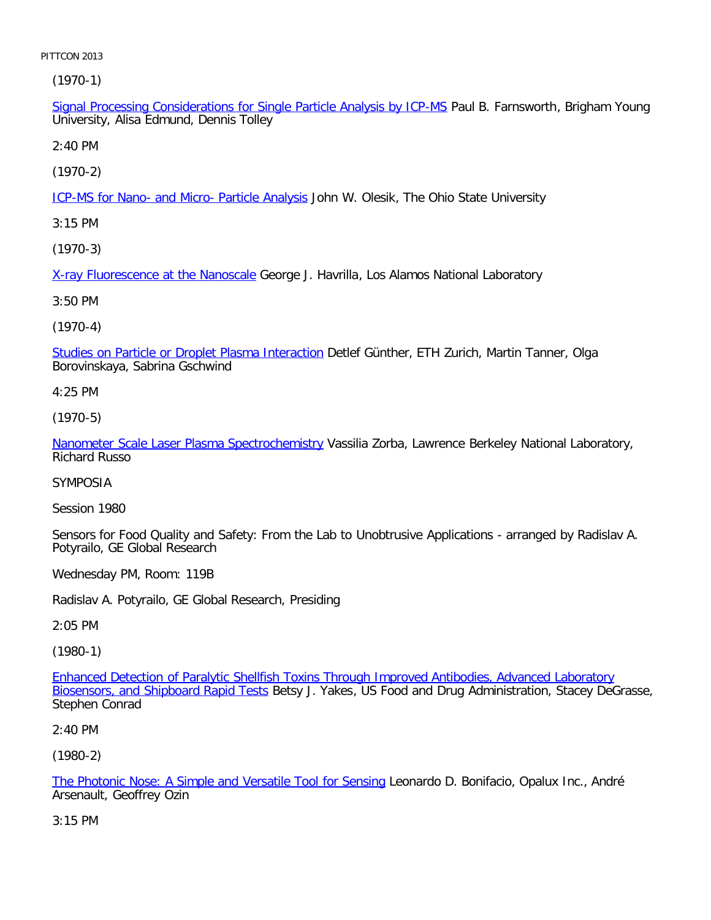(1970-1)

Signal Processing Considerations for Single Particle Analysis by ICP-MS Paul B. Farnsworth, Brigham Young University, Alisa Edmund, Dennis Tolley

2:40 PM

(1970-2)

ICP-MS for Nano- and Micro- Particle Analysis John W. Olesik, The Ohio State University

3:15 PM

(1970-3)

X-ray Fluorescence at the Nanoscale George J. Havrilla, Los Alamos National Laboratory

3:50 PM

(1970-4)

Studies on Particle or Droplet Plasma Interaction Detlef Günther, ETH Zurich, Martin Tanner, Olga Borovinskaya, Sabrina Gschwind

4:25 PM

(1970-5)

Nanometer Scale Laser Plasma Spectrochemistry Vassilia Zorba, Lawrence Berkeley National Laboratory, Richard Russo

SYMPOSIA

Session 1980

Sensors for Food Quality and Safety: From the Lab to Unobtrusive Applications - arranged by Radislav A. Potyrailo, GE Global Research

Wednesday PM, Room: 119B

Radislav A. Potyrailo, GE Global Research, Presiding

2:05 PM

(1980-1)

Enhanced Detection of Paralytic Shellfish Toxins Through Improved Antibodies, Advanced Laboratory Biosensors, and Shipboard Rapid Tests Betsy J. Yakes, US Food and Drug Administration, Stacey DeGrasse, Stephen Conrad

2:40 PM

(1980-2)

The Photonic Nose: A Simple and Versatile Tool for Sensing Leonardo D. Bonifacio, Opalux Inc., André Arsenault, Geoffrey Ozin

3:15 PM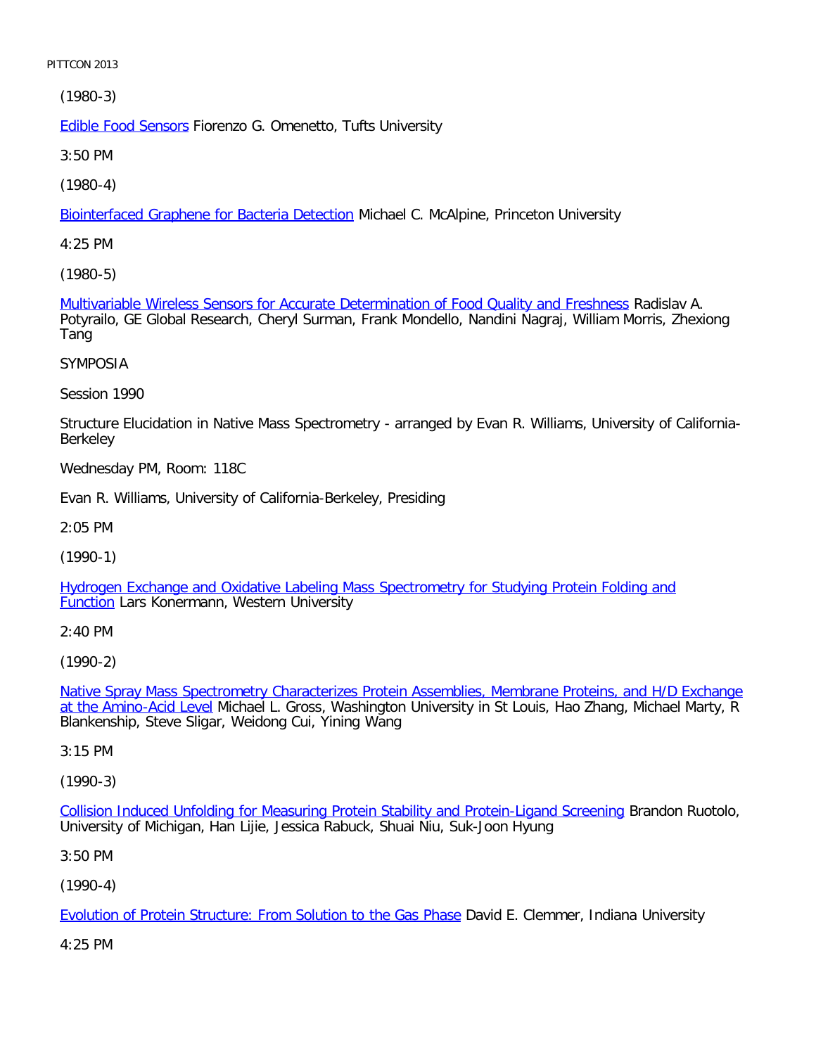(1980-3)

Edible Food Sensors Fiorenzo G. Omenetto, Tufts University

3:50 PM

(1980-4)

Biointerfaced Graphene for Bacteria Detection Michael C. McAlpine, Princeton University

4:25 PM

(1980-5)

Multivariable Wireless Sensors for Accurate Determination of Food Quality and Freshness Radislav A. Potyrailo, GE Global Research, Cheryl Surman, Frank Mondello, Nandini Nagraj, William Morris, Zhexiong Tang

SYMPOSIA

Session 1990

Structure Elucidation in Native Mass Spectrometry - arranged by Evan R. Williams, University of California-Berkeley

Wednesday PM, Room: 118C

Evan R. Williams, University of California-Berkeley, Presiding

2:05 PM

(1990-1)

Hydrogen Exchange and Oxidative Labeling Mass Spectrometry for Studying Protein Folding and Function Lars Konermann, Western University

2:40 PM

(1990-2)

Native Spray Mass Spectrometry Characterizes Protein Assemblies, Membrane Proteins, and H/D Exchange at the Amino-Acid Level Michael L. Gross, Washington University in St Louis, Hao Zhang, Michael Marty, R Blankenship, Steve Sligar, Weidong Cui, Yining Wang

3:15 PM

(1990-3)

Collision Induced Unfolding for Measuring Protein Stability and Protein-Ligand Screening Brandon Ruotolo, University of Michigan, Han Lijie, Jessica Rabuck, Shuai Niu, Suk-Joon Hyung

3:50 PM

(1990-4)

Evolution of Protein Structure: From Solution to the Gas Phase David E. Clemmer, Indiana University

4:25 PM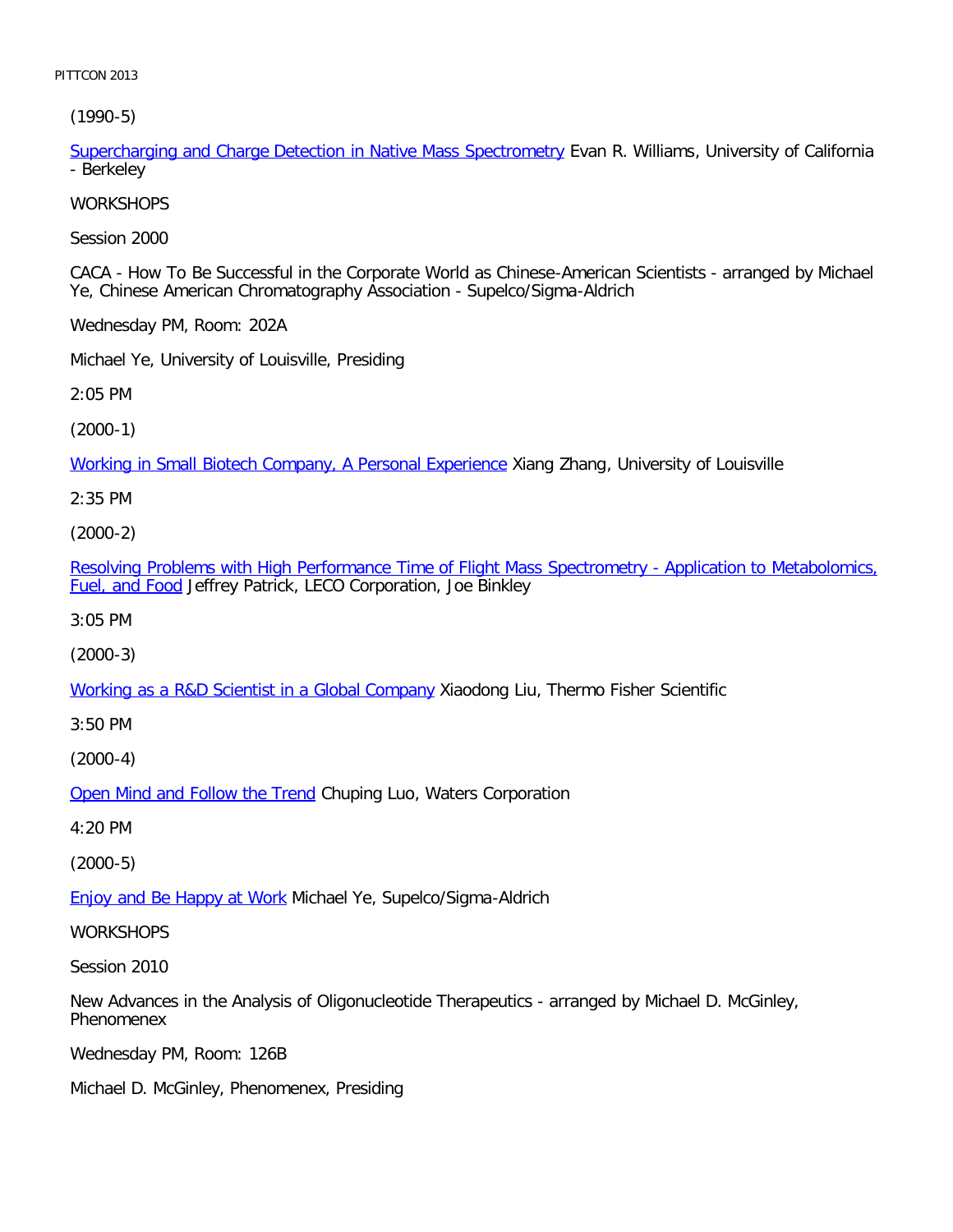(1990-5)

Supercharging and Charge Detection in Native Mass Spectrometry Evan R. Williams, University of California - Berkeley

WORKSHOPS

Session 2000

CACA - How To Be Successful in the Corporate World as Chinese-American Scientists - arranged by Michael Ye, Chinese American Chromatography Association - Supelco/Sigma-Aldrich

Wednesday PM, Room: 202A

Michael Ye, University of Louisville, Presiding

2:05 PM

(2000-1)

Working in Small Biotech Company, A Personal Experience Xiang Zhang, University of Louisville

2:35 PM

(2000-2)

Resolving Problems with High Performance Time of Flight Mass Spectrometry - Application to Metabolomics, Fuel, and Food Jeffrey Patrick, LECO Corporation, Joe Binkley

3:05 PM

(2000-3)

Working as a R&D Scientist in a Global Company Xiaodong Liu, Thermo Fisher Scientific

3:50 PM

(2000-4)

Open Mind and Follow the Trend Chuping Luo, Waters Corporation

4:20 PM

(2000-5)

Enjoy and Be Happy at Work Michael Ye, Supelco/Sigma-Aldrich

WORKSHOPS

Session 2010

New Advances in the Analysis of Oligonucleotide Therapeutics - arranged by Michael D. McGinley, Phenomenex

Wednesday PM, Room: 126B

Michael D. McGinley, Phenomenex, Presiding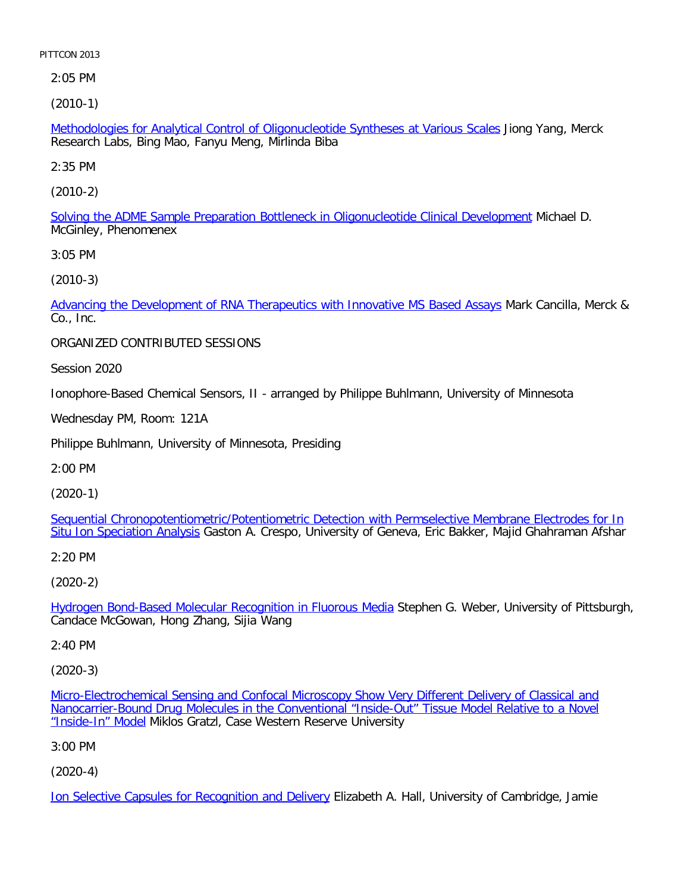2:05 PM

(2010-1)

Methodologies for Analytical Control of Oligonucleotide Syntheses at Various Scales Jiong Yang, Merck Research Labs, Bing Mao, Fanyu Meng, Mirlinda Biba

2:35 PM

(2010-2)

Solving the ADME Sample Preparation Bottleneck in Oligonucleotide Clinical Development Michael D. McGinley, Phenomenex

3:05 PM

(2010-3)

Advancing the Development of RNA Therapeutics with Innovative MS Based Assays Mark Cancilla, Merck & Co., Inc.

ORGANIZED CONTRIBUTED SESSIONS

Session 2020

Ionophore-Based Chemical Sensors, II - arranged by Philippe Buhlmann, University of Minnesota

Wednesday PM, Room: 121A

Philippe Buhlmann, University of Minnesota, Presiding

2:00 PM

(2020-1)

Sequential Chronopotentiometric/Potentiometric Detection with Permselective Membrane Electrodes for In Situ Ion Speciation Analysis Gaston A. Crespo, University of Geneva, Eric Bakker, Majid Ghahraman Afshar

2:20 PM

(2020-2)

Hydrogen Bond-Based Molecular Recognition in Fluorous Media Stephen G. Weber, University of Pittsburgh, Candace McGowan, Hong Zhang, Sijia Wang

2:40 PM

(2020-3)

Micro-Electrochemical Sensing and Confocal Microscopy Show Very Different Delivery of Classical and Nanocarrier-Bound Drug Molecules in the Conventional "Inside-Out" Tissue Model Relative to a Novel "Inside-In" Model Miklos Gratzl, Case Western Reserve University

3:00 PM

(2020-4)

Ion Selective Capsules for Recognition and Delivery Elizabeth A. Hall, University of Cambridge, Jamie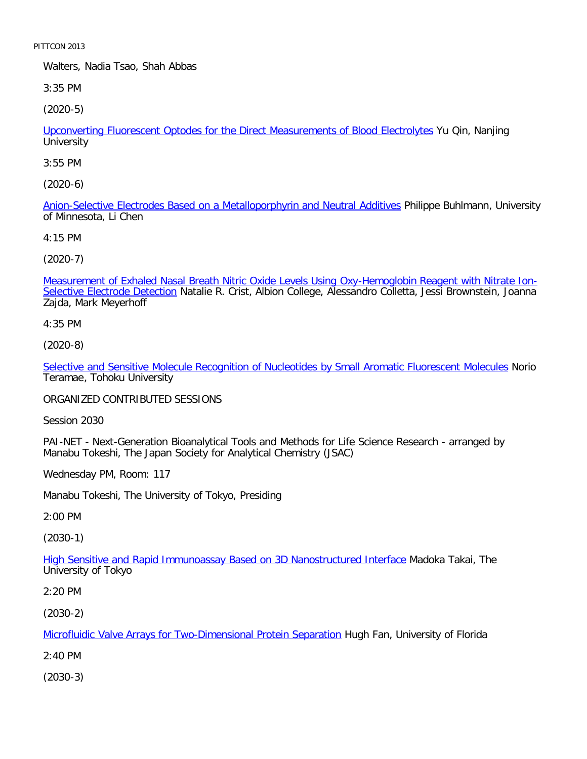Walters, Nadia Tsao, Shah Abbas

3:35 PM

(2020-5)

Upconverting Fluorescent Optodes for the Direct Measurements of Blood Electrolytes Yu Qin, Nanjing University

3:55 PM

(2020-6)

Anion-Selective Electrodes Based on a Metalloporphyrin and Neutral Additives Philippe Buhlmann, University of Minnesota, Li Chen

4:15 PM

(2020-7)

Measurement of Exhaled Nasal Breath Nitric Oxide Levels Using Oxy-Hemoglobin Reagent with Nitrate Ion-Selective Electrode Detection Natalie R. Crist, Albion College, Alessandro Colletta, Jessi Brownstein, Joanna Zajda, Mark Meyerhoff

4:35 PM

(2020-8)

Selective and Sensitive Molecule Recognition of Nucleotides by Small Aromatic Fluorescent Molecules Norio Teramae, Tohoku University

ORGANIZED CONTRIBUTED SESSIONS

Session 2030

PAI-NET - Next-Generation Bioanalytical Tools and Methods for Life Science Research - arranged by Manabu Tokeshi, The Japan Society for Analytical Chemistry (JSAC)

Wednesday PM, Room: 117

Manabu Tokeshi, The University of Tokyo, Presiding

2:00 PM

(2030-1)

High Sensitive and Rapid Immunoassay Based on 3D Nanostructured Interface Madoka Takai, The University of Tokyo

2:20 PM

(2030-2)

Microfluidic Valve Arrays for Two-Dimensional Protein Separation Hugh Fan, University of Florida

2:40 PM

(2030-3)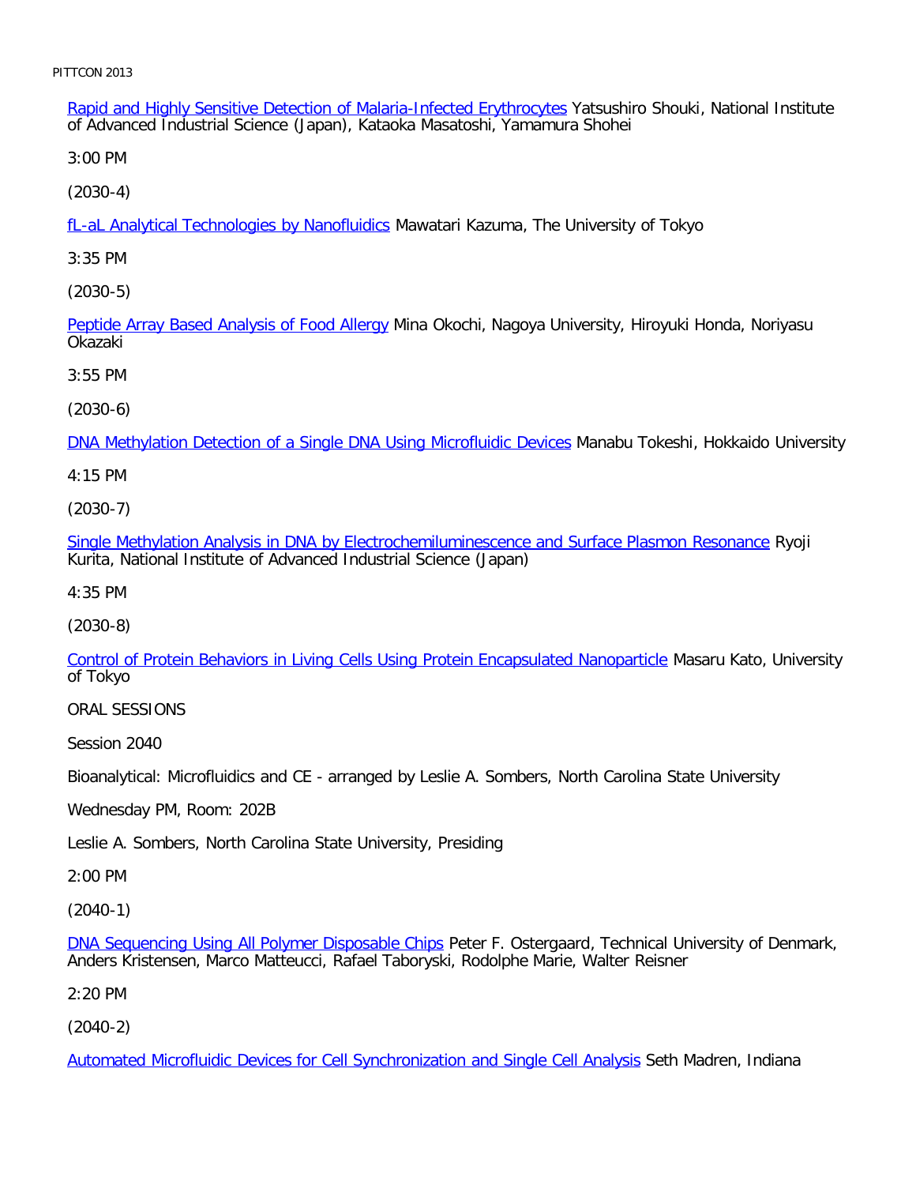Rapid and Highly Sensitive Detection of Malaria-Infected Erythrocytes Yatsushiro Shouki, National Institute of Advanced Industrial Science (Japan), Kataoka Masatoshi, Yamamura Shohei

3:00 PM

(2030-4)

fL-aL Analytical Technologies by Nanofluidics Mawatari Kazuma, The University of Tokyo

3:35 PM

(2030-5)

Peptide Array Based Analysis of Food Allergy Mina Okochi, Nagoya University, Hiroyuki Honda, Noriyasu Okazaki

3:55 PM

(2030-6)

DNA Methylation Detection of a Single DNA Using Microfluidic Devices Manabu Tokeshi, Hokkaido University

4:15 PM

(2030-7)

Single Methylation Analysis in DNA by Electrochemiluminescence and Surface Plasmon Resonance Ryoji Kurita, National Institute of Advanced Industrial Science (Japan)

4:35 PM

(2030-8)

Control of Protein Behaviors in Living Cells Using Protein Encapsulated Nanoparticle Masaru Kato, University of Tokyo

ORAL SESSIONS

Session 2040

Bioanalytical: Microfluidics and CE - arranged by Leslie A. Sombers, North Carolina State University

Wednesday PM, Room: 202B

Leslie A. Sombers, North Carolina State University, Presiding

2:00 PM

(2040-1)

DNA Sequencing Using All Polymer Disposable Chips Peter F. Ostergaard, Technical University of Denmark, Anders Kristensen, Marco Matteucci, Rafael Taboryski, Rodolphe Marie, Walter Reisner

2:20 PM

(2040-2)

Automated Microfluidic Devices for Cell Synchronization and Single Cell Analysis Seth Madren, Indiana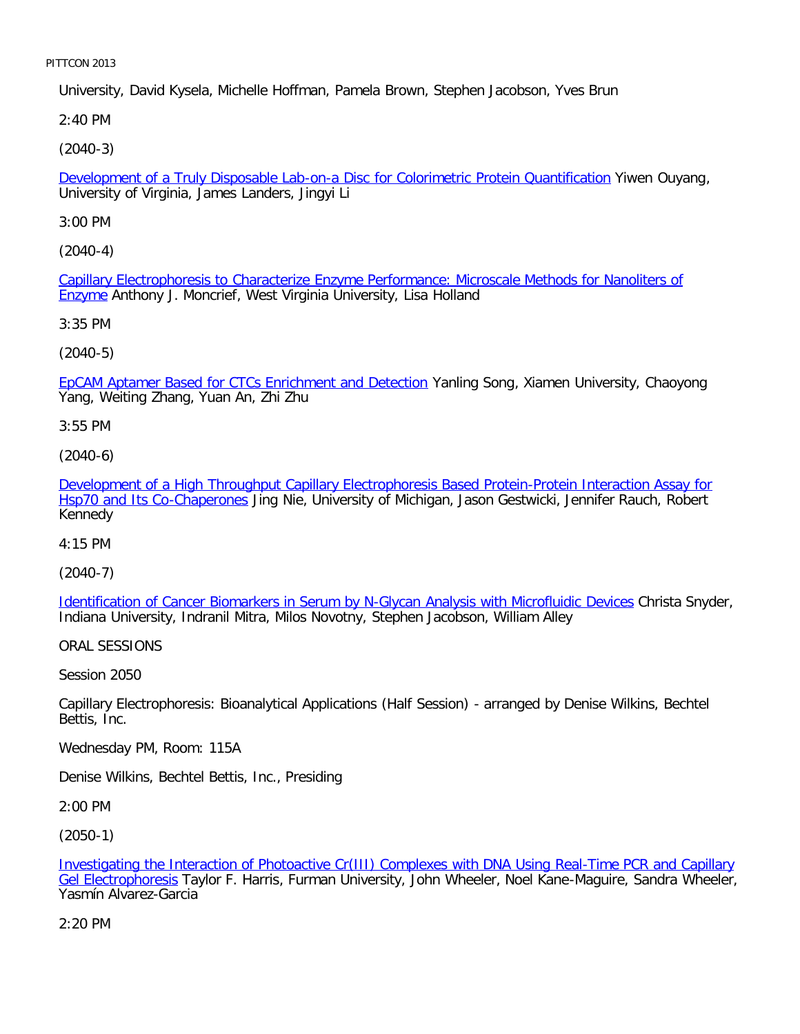University, David Kysela, Michelle Hoffman, Pamela Brown, Stephen Jacobson, Yves Brun

2:40 PM

(2040-3)

Development of a Truly Disposable Lab-on-a Disc for Colorimetric Protein Quantification Yiwen Ouyang, University of Virginia, James Landers, Jingyi Li

3:00 PM

(2040-4)

Capillary Electrophoresis to Characterize Enzyme Performance: Microscale Methods for Nanoliters of Enzyme Anthony J. Moncrief, West Virginia University, Lisa Holland

3:35 PM

(2040-5)

EpCAM Aptamer Based for CTCs Enrichment and Detection Yanling Song, Xiamen University, Chaoyong Yang, Weiting Zhang, Yuan An, Zhi Zhu

3:55 PM

(2040-6)

Development of a High Throughput Capillary Electrophoresis Based Protein-Protein Interaction Assay for Hsp70 and Its Co-Chaperones Jing Nie, University of Michigan, Jason Gestwicki, Jennifer Rauch, Robert Kennedy

4:15 PM

(2040-7)

Identification of Cancer Biomarkers in Serum by N-Glycan Analysis with Microfluidic Devices Christa Snyder, Indiana University, Indranil Mitra, Milos Novotny, Stephen Jacobson, William Alley

ORAL SESSIONS

Session 2050

Capillary Electrophoresis: Bioanalytical Applications (Half Session) - arranged by Denise Wilkins, Bechtel Bettis, Inc.

Wednesday PM, Room: 115A

Denise Wilkins, Bechtel Bettis, Inc., Presiding

2:00 PM

(2050-1)

Investigating the Interaction of Photoactive Cr(III) Complexes with DNA Using Real-Time PCR and Capillary Gel Electrophoresis Taylor F. Harris, Furman University, John Wheeler, Noel Kane-Maguire, Sandra Wheeler, Yasmín Alvarez-Garcia

2:20 PM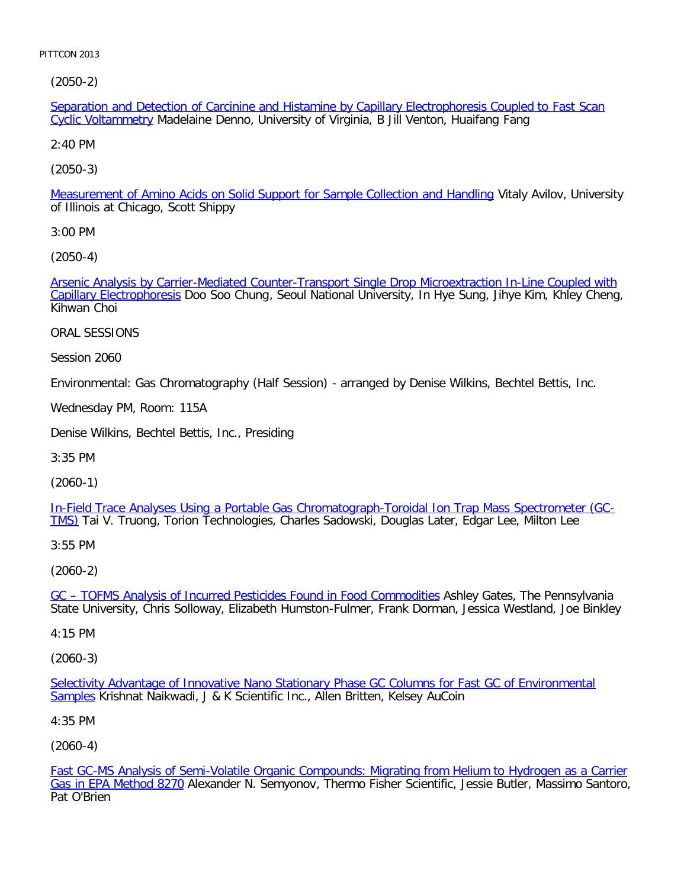(2050-2)

Separation and Detection of Carcinine and Histamine by Capillary Electrophoresis Coupled to Fast Scan Cyclic Voltammetry Madelaine Denno, University of Virginia, B Jill Venton, Huaifang Fang

2:40 PM

(2050-3)

Measurement of Amino Acids on Solid Support for Sample Collection and Handling Vitaly Avilov, University of Illinois at Chicago, Scott Shippy

3:00 PM

(2050-4)

Arsenic Analysis by Carrier-Mediated Counter-Transport Single Drop Microextraction In-Line Coupled with Capillary Electrophoresis Doo Soo Chung, Seoul National University, In Hye Sung, Jihye Kim, Khley Cheng, Kihwan Choi

ORAL SESSIONS

Session 2060

Environmental: Gas Chromatography (Half Session) - arranged by Denise Wilkins, Bechtel Bettis, Inc.

Wednesday PM, Room: 115A

Denise Wilkins, Bechtel Bettis, Inc., Presiding

3:35 PM

(2060-1)

In-Field Trace Analyses Using a Portable Gas Chromatograph-Toroidal Ion Trap Mass Spectrometer (GC-TMS) Tai V. Truong, Torion Technologies, Charles Sadowski, Douglas Later, Edgar Lee, Milton Lee

3:55 PM

(2060-2)

GC – TOFMS Analysis of Incurred Pesticides Found in Food Commodities Ashley Gates, The Pennsylvania State University, Chris Solloway, Elizabeth Humston-Fulmer, Frank Dorman, Jessica Westland, Joe Binkley

4:15 PM

(2060-3)

Selectivity Advantage of Innovative Nano Stationary Phase GC Columns for Fast GC of Environmental Samples Krishnat Naikwadi, J & K Scientific Inc., Allen Britten, Kelsey AuCoin

4:35 PM

(2060-4)

Fast GC-MS Analysis of Semi-Volatile Organic Compounds: Migrating from Helium to Hydrogen as a Carrier Gas in EPA Method 8270 Alexander N. Semyonov, Thermo Fisher Scientific, Jessie Butler, Massimo Santoro, Pat O'Brien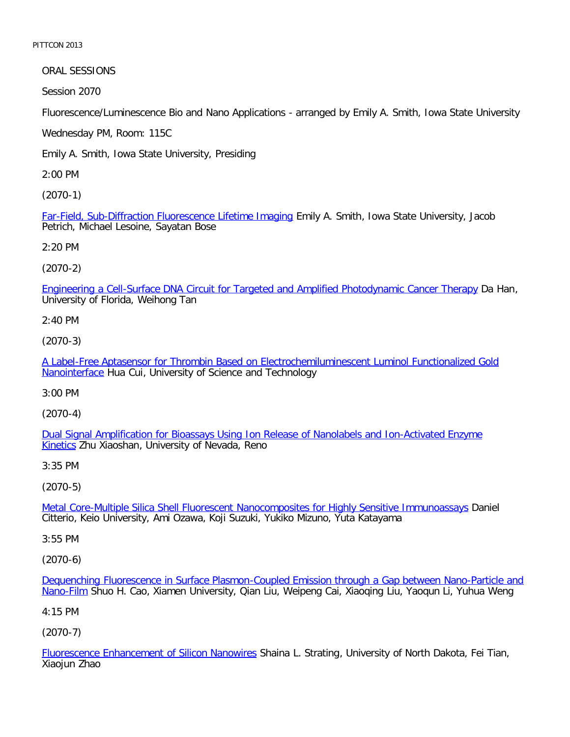ORAL SESSIONS

Session 2070

Fluorescence/Luminescence Bio and Nano Applications - arranged by Emily A. Smith, Iowa State University

Wednesday PM, Room: 115C

Emily A. Smith, Iowa State University, Presiding

2:00 PM

(2070-1)

Far-Field, Sub-Diffraction Fluorescence Lifetime Imaging Emily A. Smith, Iowa State University, Jacob Petrich, Michael Lesoine, Sayatan Bose

2:20 PM

(2070-2)

Engineering a Cell-Surface DNA Circuit for Targeted and Amplified Photodynamic Cancer Therapy Da Han, University of Florida, Weihong Tan

2:40 PM

(2070-3)

A Label-Free Aptasensor for Thrombin Based on Electrochemiluminescent Luminol Functionalized Gold Nanointerface Hua Cui, University of Science and Technology

3:00 PM

(2070-4)

Dual Signal Amplification for Bioassays Using Ion Release of Nanolabels and Ion-Activated Enzyme Kinetics Zhu Xiaoshan, University of Nevada, Reno

3:35 PM

(2070-5)

Metal Core-Multiple Silica Shell Fluorescent Nanocomposites for Highly Sensitive Immunoassays Daniel Citterio, Keio University, Ami Ozawa, Koji Suzuki, Yukiko Mizuno, Yuta Katayama

3:55 PM

(2070-6)

Dequenching Fluorescence in Surface Plasmon-Coupled Emission through a Gap between Nano-Particle and Nano-Film Shuo H. Cao, Xiamen University, Qian Liu, Weipeng Cai, Xiaoqing Liu, Yaoqun Li, Yuhua Weng

4:15 PM

(2070-7)

Fluorescence Enhancement of Silicon Nanowires Shaina L. Strating, University of North Dakota, Fei Tian, Xiaojun Zhao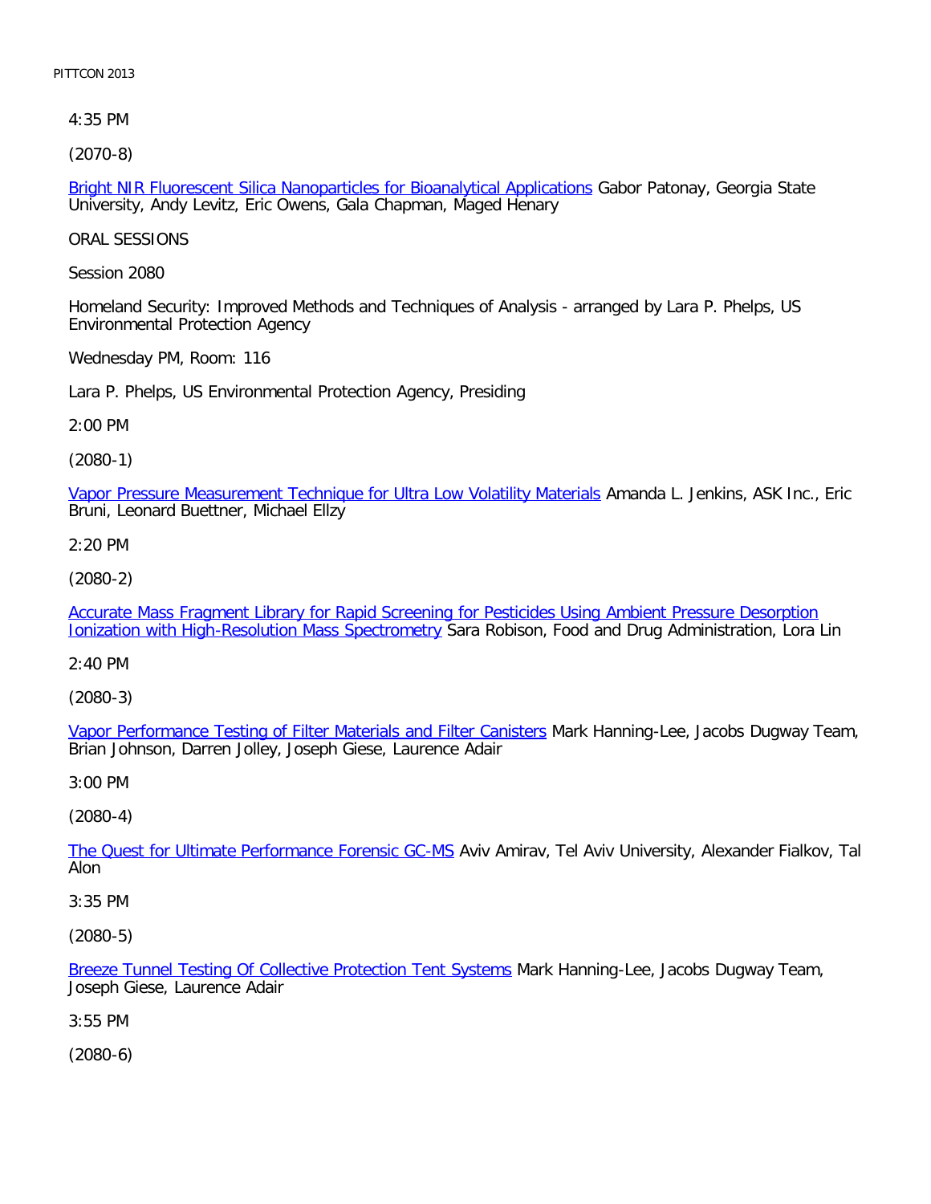4:35 PM

(2070-8)

Bright NIR Fluorescent Silica Nanoparticles for Bioanalytical Applications Gabor Patonay, Georgia State University, Andy Levitz, Eric Owens, Gala Chapman, Maged Henary

ORAL SESSIONS

Session 2080

Homeland Security: Improved Methods and Techniques of Analysis - arranged by Lara P. Phelps, US Environmental Protection Agency

Wednesday PM, Room: 116

Lara P. Phelps, US Environmental Protection Agency, Presiding

2:00 PM

(2080-1)

Vapor Pressure Measurement Technique for Ultra Low Volatility Materials Amanda L. Jenkins, ASK Inc., Eric Bruni, Leonard Buettner, Michael Ellzy

2:20 PM

(2080-2)

Accurate Mass Fragment Library for Rapid Screening for Pesticides Using Ambient Pressure Desorption Ionization with High-Resolution Mass Spectrometry Sara Robison, Food and Drug Administration, Lora Lin

2:40 PM

(2080-3)

Vapor Performance Testing of Filter Materials and Filter Canisters Mark Hanning-Lee, Jacobs Dugway Team, Brian Johnson, Darren Jolley, Joseph Giese, Laurence Adair

3:00 PM

(2080-4)

The Quest for Ultimate Performance Forensic GC-MS Aviv Amirav, Tel Aviv University, Alexander Fialkov, Tal Alon

3:35 PM

(2080-5)

Breeze Tunnel Testing Of Collective Protection Tent Systems Mark Hanning-Lee, Jacobs Dugway Team, Joseph Giese, Laurence Adair

3:55 PM

(2080-6)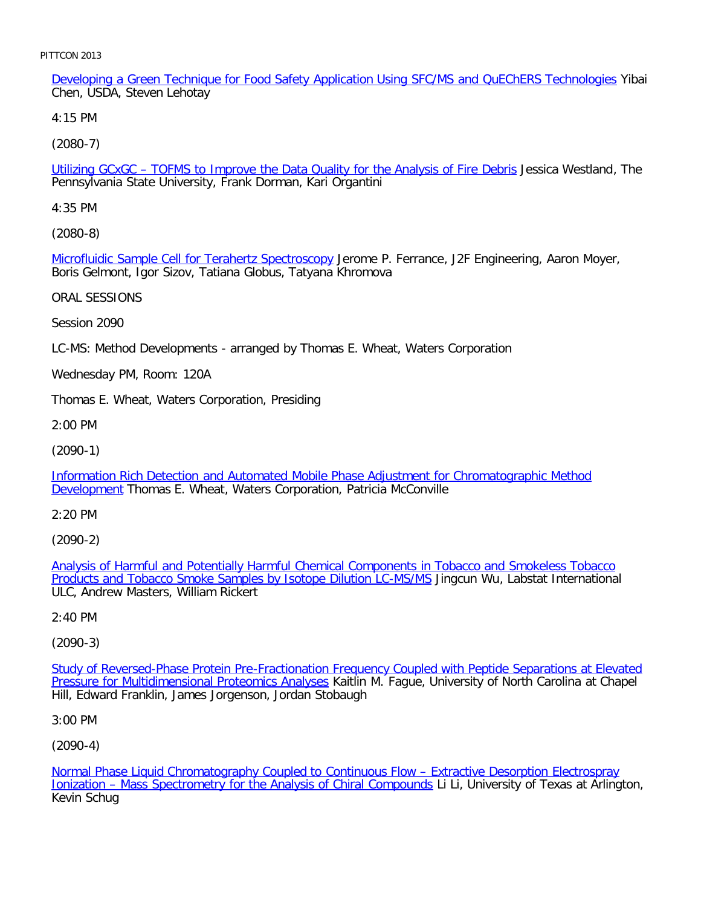Developing a Green Technique for Food Safety Application Using SFC/MS and QuEChERS Technologies Yibai Chen, USDA, Steven Lehotay

4:15 PM

(2080-7)

Utilizing GCxGC – TOFMS to Improve the Data Quality for the Analysis of Fire Debris Jessica Westland, The Pennsylvania State University, Frank Dorman, Kari Organtini

4:35 PM

(2080-8)

Microfluidic Sample Cell for Terahertz Spectroscopy Jerome P. Ferrance, J2F Engineering, Aaron Moyer, Boris Gelmont, Igor Sizov, Tatiana Globus, Tatyana Khromova

ORAL SESSIONS

Session 2090

LC-MS: Method Developments - arranged by Thomas E. Wheat, Waters Corporation

Wednesday PM, Room: 120A

Thomas E. Wheat, Waters Corporation, Presiding

2:00 PM

(2090-1)

Information Rich Detection and Automated Mobile Phase Adjustment for Chromatographic Method Development Thomas E. Wheat, Waters Corporation, Patricia McConville

2:20 PM

(2090-2)

Analysis of Harmful and Potentially Harmful Chemical Components in Tobacco and Smokeless Tobacco Products and Tobacco Smoke Samples by Isotope Dilution LC-MS/MS Jingcun Wu, Labstat International ULC, Andrew Masters, William Rickert

2:40 PM

(2090-3)

Study of Reversed-Phase Protein Pre-Fractionation Frequency Coupled with Peptide Separations at Elevated Pressure for Multidimensional Proteomics Analyses Kaitlin M. Fague, University of North Carolina at Chapel Hill, Edward Franklin, James Jorgenson, Jordan Stobaugh

3:00 PM

(2090-4)

Normal Phase Liquid Chromatography Coupled to Continuous Flow – Extractive Desorption Electrospray Ionization – Mass Spectrometry for the Analysis of Chiral Compounds Li Li, University of Texas at Arlington, Kevin Schug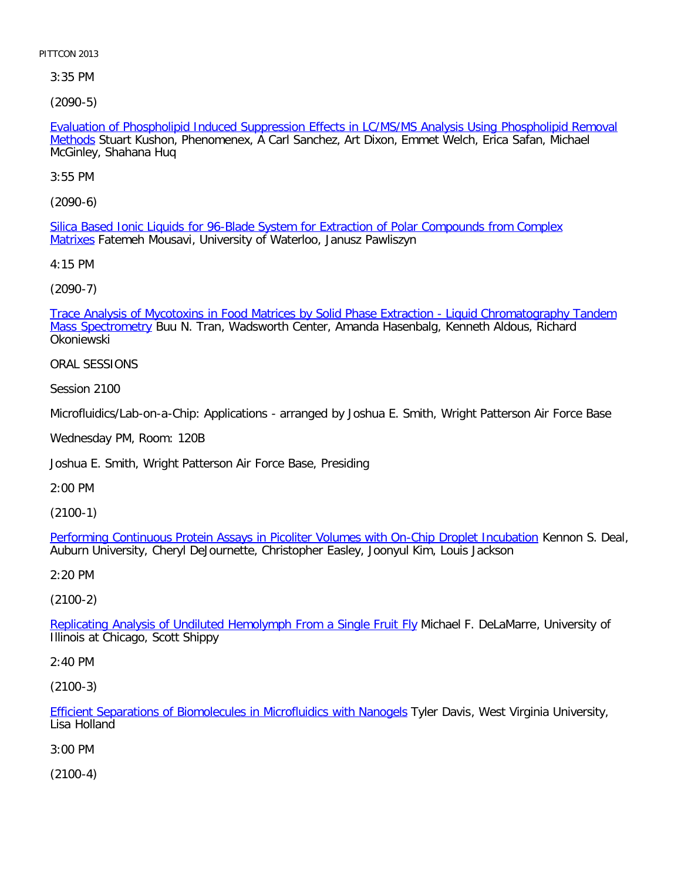3:35 PM

(2090-5)

Evaluation of Phospholipid Induced Suppression Effects in LC/MS/MS Analysis Using Phospholipid Removal Methods Stuart Kushon, Phenomenex, A Carl Sanchez, Art Dixon, Emmet Welch, Erica Safan, Michael McGinley, Shahana Huq

3:55 PM

(2090-6)

Silica Based Ionic Liquids for 96-Blade System for Extraction of Polar Compounds from Complex Matrixes Fatemeh Mousavi, University of Waterloo, Janusz Pawliszyn

4:15 PM

(2090-7)

Trace Analysis of Mycotoxins in Food Matrices by Solid Phase Extraction - Liquid Chromatography Tandem Mass Spectrometry Buu N. Tran, Wadsworth Center, Amanda Hasenbalg, Kenneth Aldous, Richard Okoniewski

ORAL SESSIONS

Session 2100

Microfluidics/Lab-on-a-Chip: Applications - arranged by Joshua E. Smith, Wright Patterson Air Force Base

Wednesday PM, Room: 120B

Joshua E. Smith, Wright Patterson Air Force Base, Presiding

2:00 PM

(2100-1)

Performing Continuous Protein Assays in Picoliter Volumes with On-Chip Droplet Incubation Kennon S. Deal, Auburn University, Cheryl DeJournette, Christopher Easley, Joonyul Kim, Louis Jackson

2:20 PM

(2100-2)

Replicating Analysis of Undiluted Hemolymph From a Single Fruit Fly Michael F. DeLaMarre, University of Illinois at Chicago, Scott Shippy

2:40 PM

(2100-3)

Efficient Separations of Biomolecules in Microfluidics with Nanogels Tyler Davis, West Virginia University, Lisa Holland

3:00 PM

(2100-4)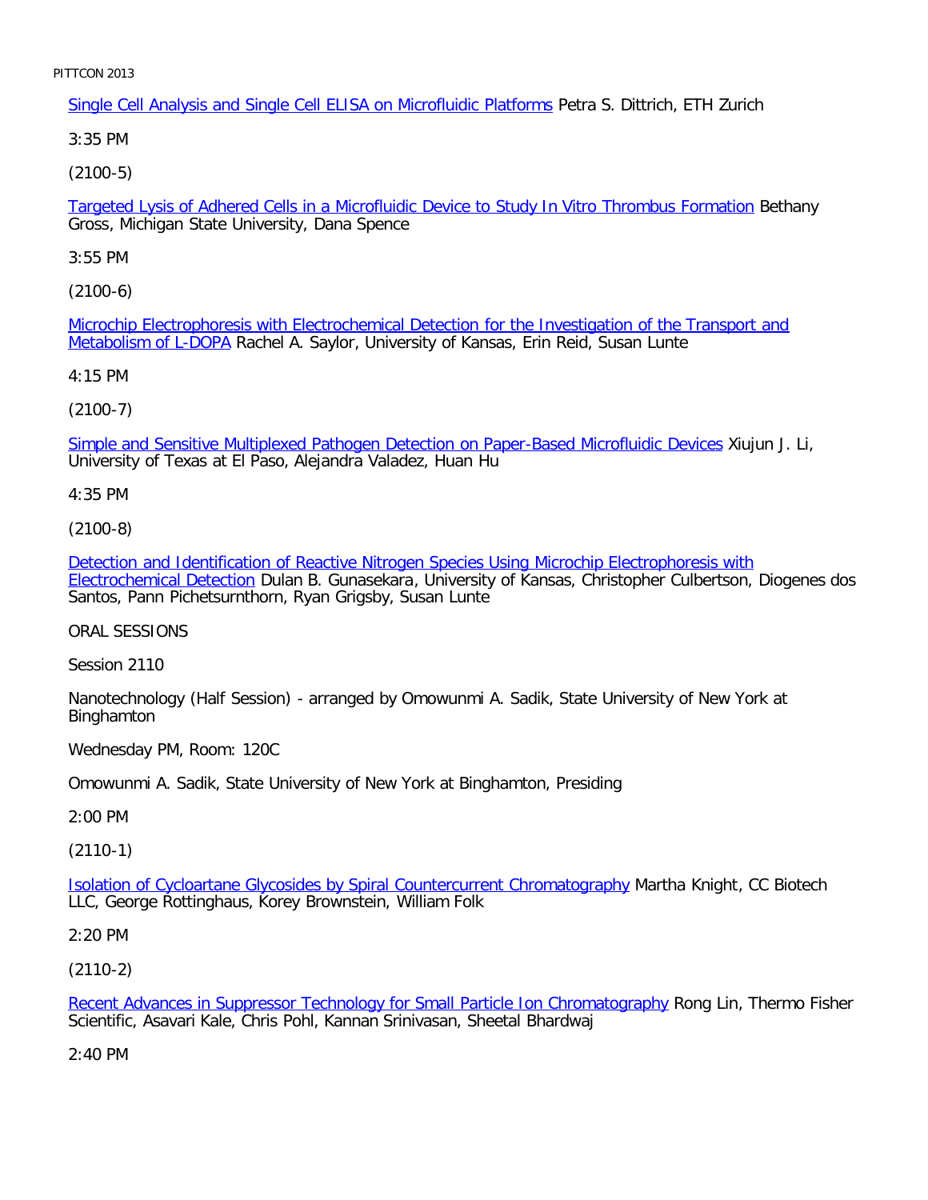Single Cell Analysis and Single Cell ELISA on Microfluidic Platforms Petra S. Dittrich, ETH Zurich

3:35 PM

(2100-5)

Targeted Lysis of Adhered Cells in a Microfluidic Device to Study In Vitro Thrombus Formation Bethany Gross, Michigan State University, Dana Spence

3:55 PM

(2100-6)

Microchip Electrophoresis with Electrochemical Detection for the Investigation of the Transport and Metabolism of L-DOPA Rachel A. Saylor, University of Kansas, Erin Reid, Susan Lunte

4:15 PM

(2100-7)

Simple and Sensitive Multiplexed Pathogen Detection on Paper-Based Microfluidic Devices Xiujun J. Li, University of Texas at El Paso, Alejandra Valadez, Huan Hu

4:35 PM

(2100-8)

Detection and Identification of Reactive Nitrogen Species Using Microchip Electrophoresis with Electrochemical Detection Dulan B. Gunasekara, University of Kansas, Christopher Culbertson, Diogenes dos Santos, Pann Pichetsurnthorn, Ryan Grigsby, Susan Lunte

ORAL SESSIONS

Session 2110

Nanotechnology (Half Session) - arranged by Omowunmi A. Sadik, State University of New York at Binghamton

Wednesday PM, Room: 120C

Omowunmi A. Sadik, State University of New York at Binghamton, Presiding

2:00 PM

(2110-1)

Isolation of Cycloartane Glycosides by Spiral Countercurrent Chromatography Martha Knight, CC Biotech LLC, George Rottinghaus, Korey Brownstein, William Folk

2:20 PM

(2110-2)

Recent Advances in Suppressor Technology for Small Particle Ion Chromatography Rong Lin, Thermo Fisher Scientific, Asavari Kale, Chris Pohl, Kannan Srinivasan, Sheetal Bhardwaj

2:40 PM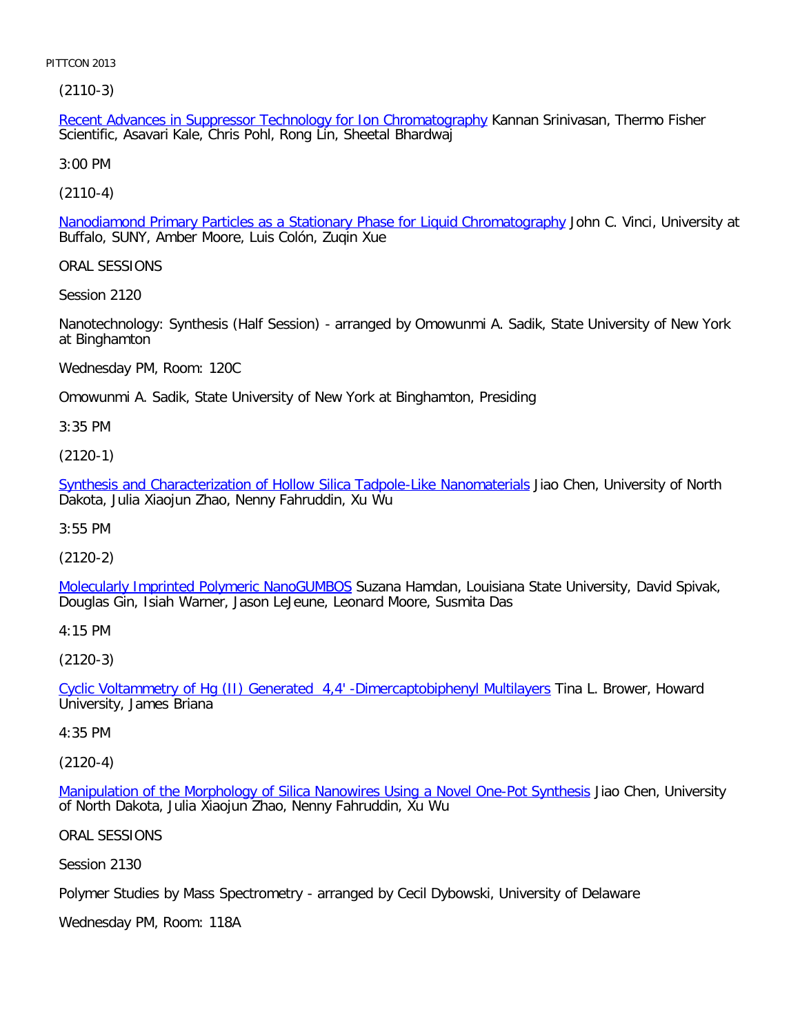(2110-3)

Recent Advances in Suppressor Technology for Ion Chromatography Kannan Srinivasan, Thermo Fisher Scientific, Asavari Kale, Chris Pohl, Rong Lin, Sheetal Bhardwaj

3:00 PM

(2110-4)

Nanodiamond Primary Particles as a Stationary Phase for Liquid Chromatography John C. Vinci, University at Buffalo, SUNY, Amber Moore, Luis Colón, Zuqin Xue

ORAL SESSIONS

Session 2120

Nanotechnology: Synthesis (Half Session) - arranged by Omowunmi A. Sadik, State University of New York at Binghamton

Wednesday PM, Room: 120C

Omowunmi A. Sadik, State University of New York at Binghamton, Presiding

3:35 PM

(2120-1)

Synthesis and Characterization of Hollow Silica Tadpole-Like Nanomaterials Jiao Chen, University of North Dakota, Julia Xiaojun Zhao, Nenny Fahruddin, Xu Wu

3:55 PM

(2120-2)

Molecularly Imprinted Polymeric NanoGUMBOS Suzana Hamdan, Louisiana State University, David Spivak, Douglas Gin, Isiah Warner, Jason LeJeune, Leonard Moore, Susmita Das

4:15 PM

(2120-3)

Cyclic Voltammetry of Hg (II) Generated 4,4' -Dimercaptobiphenyl Multilayers Tina L. Brower, Howard University, James Briana

4:35 PM

(2120-4)

Manipulation of the Morphology of Silica Nanowires Using a Novel One-Pot Synthesis Jiao Chen, University of North Dakota, Julia Xiaojun Zhao, Nenny Fahruddin, Xu Wu

ORAL SESSIONS

Session 2130

Polymer Studies by Mass Spectrometry - arranged by Cecil Dybowski, University of Delaware

Wednesday PM, Room: 118A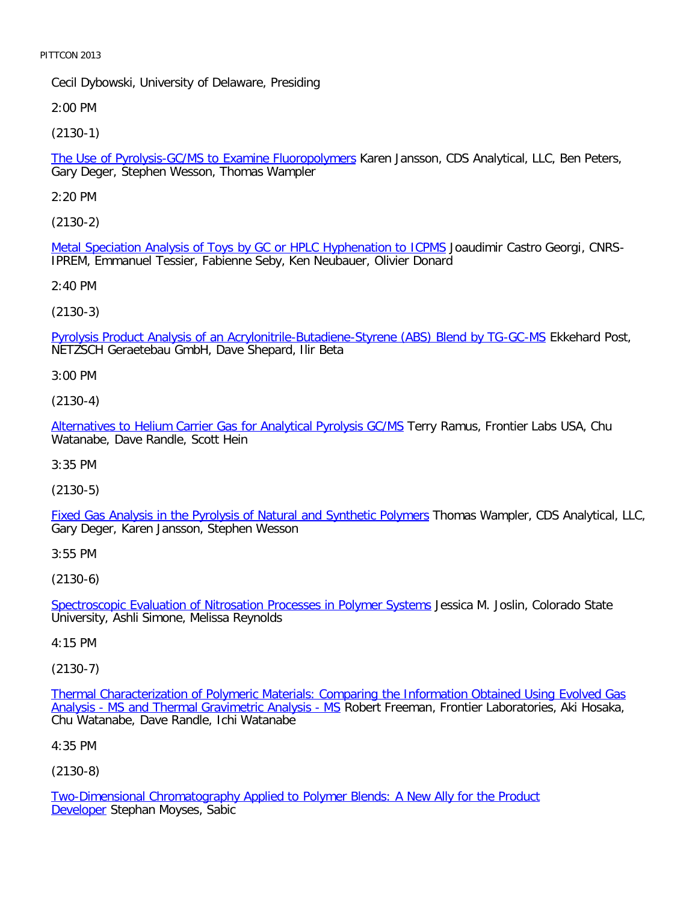Cecil Dybowski, University of Delaware, Presiding

2:00 PM

(2130-1)

The Use of Pyrolysis-GC/MS to Examine Fluoropolymers Karen Jansson, CDS Analytical, LLC, Ben Peters, Gary Deger, Stephen Wesson, Thomas Wampler

2:20 PM

(2130-2)

Metal Speciation Analysis of Toys by GC or HPLC Hyphenation to ICPMS Joaudimir Castro Georgi, CNRS-IPREM, Emmanuel Tessier, Fabienne Seby, Ken Neubauer, Olivier Donard

2:40 PM

(2130-3)

Pyrolysis Product Analysis of an Acrylonitrile-Butadiene-Styrene (ABS) Blend by TG-GC-MS Ekkehard Post, NETZSCH Geraetebau GmbH, Dave Shepard, Ilir Beta

3:00 PM

(2130-4)

Alternatives to Helium Carrier Gas for Analytical Pyrolysis GC/MS Terry Ramus, Frontier Labs USA, Chu Watanabe, Dave Randle, Scott Hein

3:35 PM

(2130-5)

Fixed Gas Analysis in the Pyrolysis of Natural and Synthetic Polymers Thomas Wampler, CDS Analytical, LLC, Gary Deger, Karen Jansson, Stephen Wesson

3:55 PM

(2130-6)

Spectroscopic Evaluation of Nitrosation Processes in Polymer Systems Jessica M. Joslin, Colorado State University, Ashli Simone, Melissa Reynolds

4:15 PM

(2130-7)

Thermal Characterization of Polymeric Materials: Comparing the Information Obtained Using Evolved Gas Analysis - MS and Thermal Gravimetric Analysis - MS Robert Freeman, Frontier Laboratories, Aki Hosaka, Chu Watanabe, Dave Randle, Ichi Watanabe

4:35 PM

(2130-8)

Two-Dimensional Chromatography Applied to Polymer Blends: A New Ally for the Product Developer Stephan Moyses, Sabic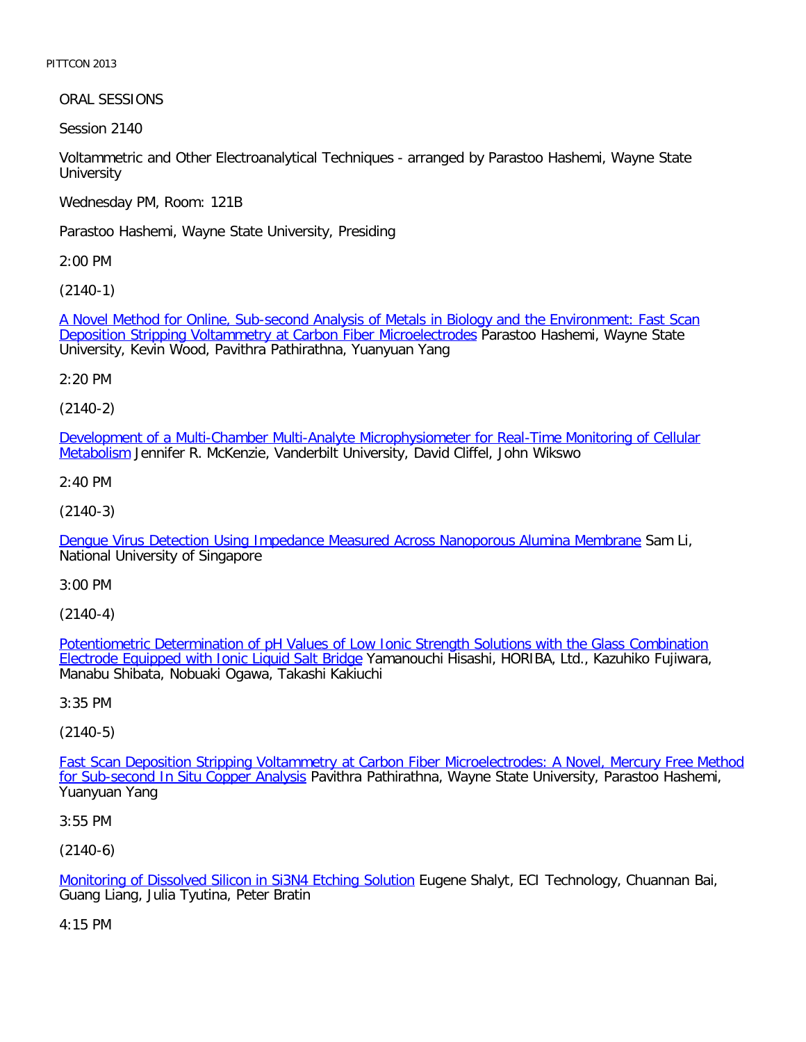ORAL SESSIONS

Session 2140

Voltammetric and Other Electroanalytical Techniques - arranged by Parastoo Hashemi, Wayne State University

Wednesday PM, Room: 121B

Parastoo Hashemi, Wayne State University, Presiding

2:00 PM

(2140-1)

A Novel Method for Online, Sub-second Analysis of Metals in Biology and the Environment: Fast Scan Deposition Stripping Voltammetry at Carbon Fiber Microelectrodes Parastoo Hashemi, Wayne State University, Kevin Wood, Pavithra Pathirathna, Yuanyuan Yang

2:20 PM

(2140-2)

Development of a Multi-Chamber Multi-Analyte Microphysiometer for Real-Time Monitoring of Cellular Metabolism Jennifer R. McKenzie, Vanderbilt University, David Cliffel, John Wikswo

2:40 PM

(2140-3)

Dengue Virus Detection Using Impedance Measured Across Nanoporous Alumina Membrane Sam Li, National University of Singapore

3:00 PM

(2140-4)

Potentiometric Determination of pH Values of Low Ionic Strength Solutions with the Glass Combination Electrode Equipped with Ionic Liquid Salt Bridge Yamanouchi Hisashi, HORIBA, Ltd., Kazuhiko Fujiwara, Manabu Shibata, Nobuaki Ogawa, Takashi Kakiuchi

3:35 PM

(2140-5)

Fast Scan Deposition Stripping Voltammetry at Carbon Fiber Microelectrodes: A Novel, Mercury Free Method for Sub-second In Situ Copper Analysis Pavithra Pathirathna, Wayne State University, Parastoo Hashemi, Yuanyuan Yang

3:55 PM

(2140-6)

Monitoring of Dissolved Silicon in $Si_3N_4$ Etching Solution Eugene Shalyt, ECI Technology, Chuannan Bai, Guang Liang, Julia Tyutina, Peter Bratin

4:15 PM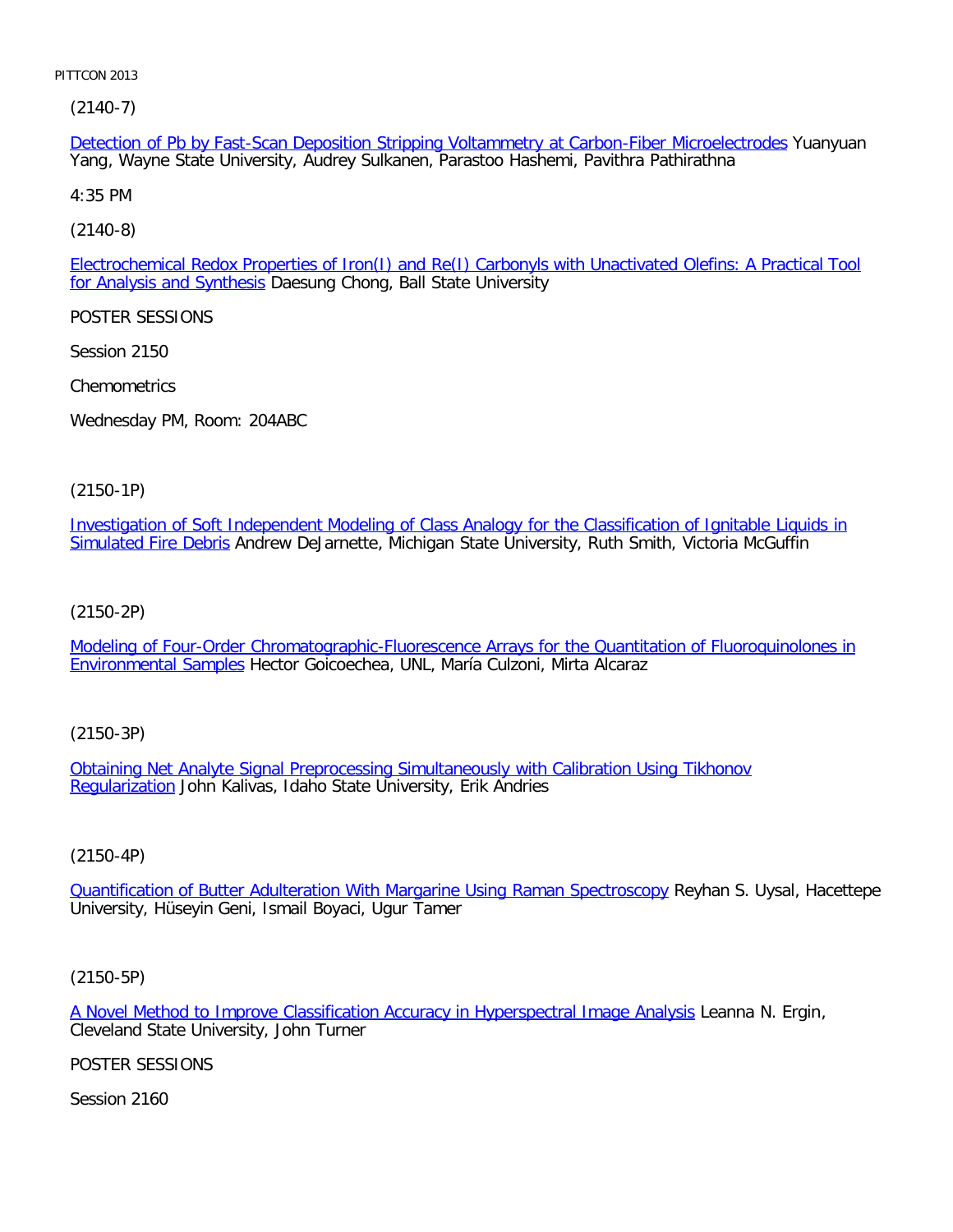(2140-7)

[Detection of Pb by Fast-Scan Deposition Stripping Voltammetry at Carbon-Fiber Microelectrodes]() Yuanyuan Yang, Wayne State University, Audrey Sulkanen, Parastoo Hashemi, Pavithra Pathirathna

4:35 PM

(2140-8)

[Electrochemical Redox Properties of Iron(I) and Re(I) Carbonyls with Unactivated Olefins: A Practical Tool for Analysis and Synthesis]() Daesung Chong, Ball State University

POSTER SESSIONS

Session 2150

Chemometrics

Wednesday PM, Room: 204ABC

(2150-1P)

[Investigation of Soft Independent Modeling of Class Analogy for the Classification of Ignitable Liquids in Simulated Fire Debris]() Andrew DeJarnette, Michigan State University, Ruth Smith, Victoria McGuffin

(2150-2P)

[Modeling of Four-Order Chromatographic-Fluorescence Arrays for the Quantitation of Fluoroquinolones in Environmental Samples]() Hector Goicoechea, UNL, María Culzoni, Mirta Alcaraz

(2150-3P)

[Obtaining Net Analyte Signal Preprocessing Simultaneously with Calibration Using Tikhonov Regularization]() John Kalivas, Idaho State University, Erik Andries

(2150-4P)

[Quantification of Butter Adulteration With Margarine Using Raman Spectroscopy]() Reyhan S. Uysal, Hacettepe University, Hüseyin Geni, Ismail Boyaci, Ugur Tamer

(2150-5P)

[A Novel Method to Improve Classification Accuracy in Hyperspectral Image Analysis]() Leanna N. Ergin, Cleveland State University, John Turner

POSTER SESSIONS

Session 2160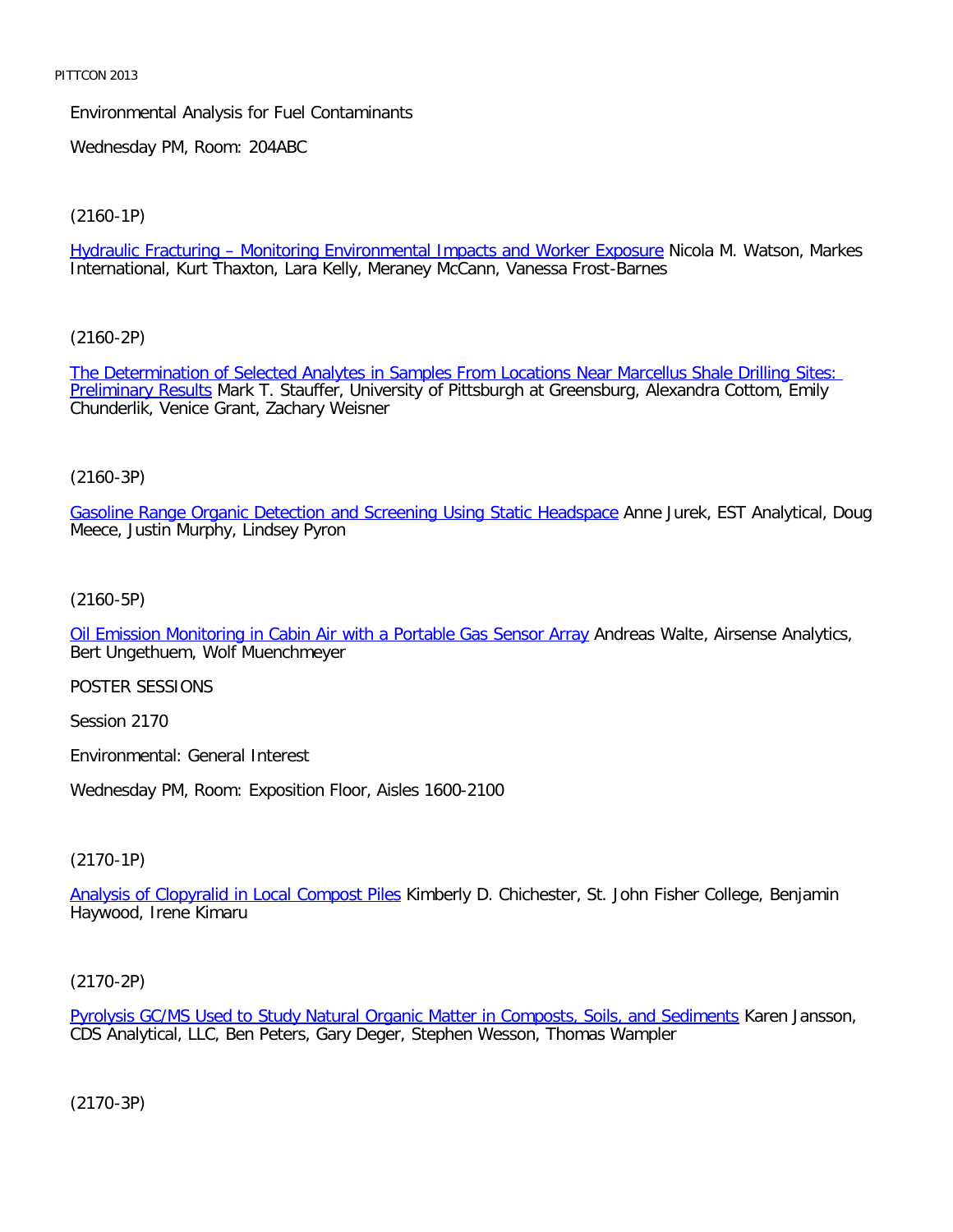Environmental Analysis for Fuel Contaminants

Wednesday PM, Room: 204ABC

(2160-1P)

Hydraulic Fracturing – Monitoring Environmental Impacts and Worker Exposure Nicola M. Watson, Markes International, Kurt Thaxton, Lara Kelly, Meraney McCann, Vanessa Frost-Barnes

(2160-2P)

The Determination of Selected Analytes in Samples From Locations Near Marcellus Shale Drilling Sites: Preliminary Results Mark T. Stauffer, University of Pittsburgh at Greensburg, Alexandra Cottom, Emily Chunderlik, Venice Grant, Zachary Weisner

(2160-3P)

Gasoline Range Organic Detection and Screening Using Static Headspace Anne Jurek, EST Analytical, Doug Meece, Justin Murphy, Lindsey Pyron

(2160-5P)

Oil Emission Monitoring in Cabin Air with a Portable Gas Sensor Array Andreas Walte, Airsense Analytics, Bert Ungethuem, Wolf Muenchmeyer

POSTER SESSIONS

Session 2170

Environmental: General Interest

Wednesday PM, Room: Exposition Floor, Aisles 1600-2100

(2170-1P)

Analysis of Clopyralid in Local Compost Piles Kimberly D. Chichester, St. John Fisher College, Benjamin Haywood, Irene Kimaru

(2170-2P)

Pyrolysis GC/MS Used to Study Natural Organic Matter in Composts, Soils, and Sediments Karen Jansson, CDS Analytical, LLC, Ben Peters, Gary Deger, Stephen Wesson, Thomas Wampler

(2170-3P)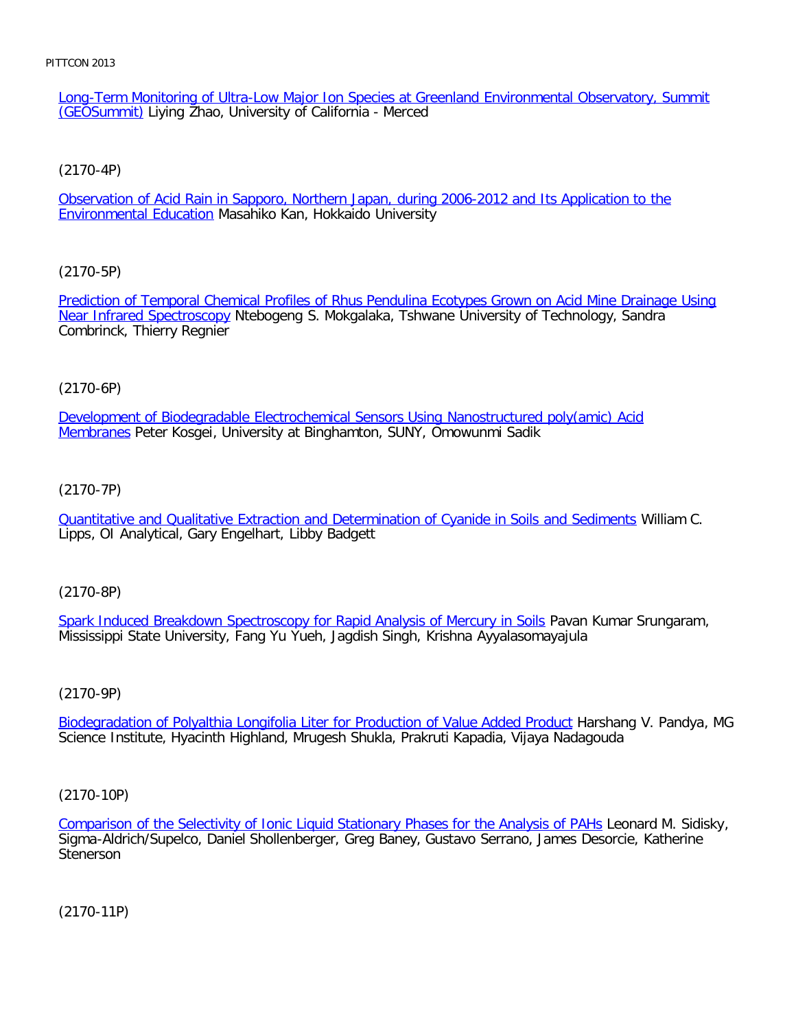[Long-Term Monitoring of Ultra-Low Major Ion Species at Greenland Environmental Observatory, Summit (GEOSummit)] Liying Zhao, University of California - Merced

(2170-4P)

[Observation of Acid Rain in Sapporo, Northern Japan, during 2006-2012 and Its Application to the Environmental Education] Masahiko Kan, Hokkaido University

(2170-5P)

[Prediction of Temporal Chemical Profiles of Rhus Pendulina Ecotypes Grown on Acid Mine Drainage Using Near Infrared Spectroscopy] Ntebogeng S. Mokgalaka, Tshwane University of Technology, Sandra Combrinck, Thierry Regnier

(2170-6P)

[Development of Biodegradable Electrochemical Sensors Using Nanostructured poly(amic) Acid Membranes] Peter Kosgei, University at Binghamton, SUNY, Omowunmi Sadik

(2170-7P)

[Quantitative and Qualitative Extraction and Determination of Cyanide in Soils and Sediments] William C. Lipps, OI Analytical, Gary Engelhart, Libby Badgett

(2170-8P)

[Spark Induced Breakdown Spectroscopy for Rapid Analysis of Mercury in Soils] Pavan Kumar Srungaram, Mississippi State University, Fang Yu Yueh, Jagdish Singh, Krishna Ayyalasomayajula

(2170-9P)

[Biodegradation of Polyalthia Longifolia Liter for Production of Value Added Product] Harshang V. Pandya, MG Science Institute, Hyacinth Highland, Mrugesh Shukla, Prakruti Kapadia, Vijaya Nadagouda

(2170-10P)

[Comparison of the Selectivity of Ionic Liquid Stationary Phases for the Analysis of PAHs] Leonard M. Sidisky, Sigma-Aldrich/Supelco, Daniel Shollenberger, Greg Baney, Gustavo Serrano, James Desorcie, Katherine Stenerson

(2170-11P)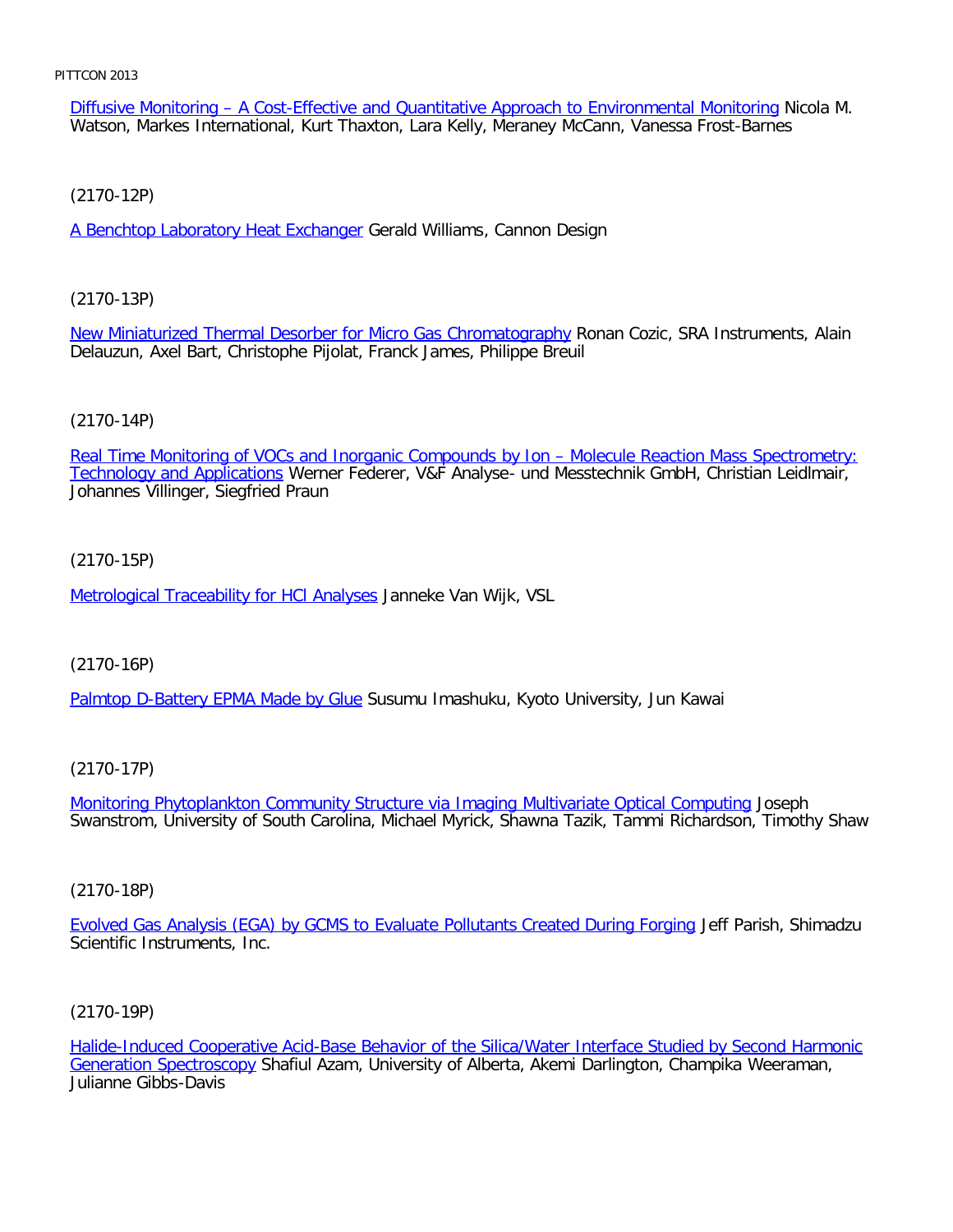Diffusive Monitoring – A Cost-Effective and Quantitative Approach to Environmental Monitoring Nicola M. Watson, Markes International, Kurt Thaxton, Lara Kelly, Meraney McCann, Vanessa Frost-Barnes

(2170-12P)

A Benchtop Laboratory Heat Exchanger Gerald Williams, Cannon Design

(2170-13P)

New Miniaturized Thermal Desorber for Micro Gas Chromatography Ronan Cozic, SRA Instruments, Alain Delauzun, Axel Bart, Christophe Pijolat, Franck James, Philippe Breuil

(2170-14P)

Real Time Monitoring of VOCs and Inorganic Compounds by Ion – Molecule Reaction Mass Spectrometry: Technology and Applications Werner Federer, V&F Analyse- und Messtechnik GmbH, Christian Leidlmair, Johannes Villinger, Siegfried Praun

(2170-15P)

Metrological Traceability for HCl Analyses Janneke Van Wijk, VSL

(2170-16P)

Palmtop D-Battery EPMA Made by Glue Susumu Imashuku, Kyoto University, Jun Kawai

(2170-17P)

Monitoring Phytoplankton Community Structure via Imaging Multivariate Optical Computing Joseph Swanstrom, University of South Carolina, Michael Myrick, Shawna Tazik, Tammi Richardson, Timothy Shaw

(2170-18P)

Evolved Gas Analysis (EGA) by GCMS to Evaluate Pollutants Created During Forging Jeff Parish, Shimadzu Scientific Instruments, Inc.

(2170-19P)

Halide-Induced Cooperative Acid-Base Behavior of the Silica/Water Interface Studied by Second Harmonic Generation Spectroscopy Shafiul Azam, University of Alberta, Akemi Darlington, Champika Weeraman, Julianne Gibbs-Davis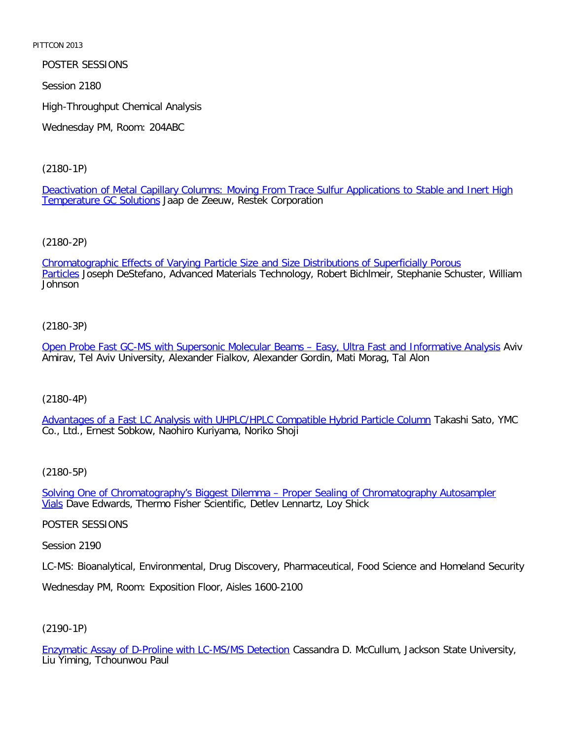POSTER SESSIONS

Session 2180

High-Throughput Chemical Analysis

Wednesday PM, Room: 204ABC

(2180-1P)

Deactivation of Metal Capillary Columns: Moving From Trace Sulfur Applications to Stable and Inert High Temperature GC Solutions Jaap de Zeeuw, Restek Corporation

(2180-2P)

Chromatographic Effects of Varying Particle Size and Size Distributions of Superficially Porous Particles Joseph DeStefano, Advanced Materials Technology, Robert Bichlmeir, Stephanie Schuster, William Johnson

(2180-3P)

Open Probe Fast GC-MS with Supersonic Molecular Beams – Easy, Ultra Fast and Informative Analysis Aviv Amirav, Tel Aviv University, Alexander Fialkov, Alexander Gordin, Mati Morag, Tal Alon

(2180-4P)

Advantages of a Fast LC Analysis with UHPLC/HPLC Compatible Hybrid Particle Column Takashi Sato, YMC Co., Ltd., Ernest Sobkow, Naohiro Kuriyama, Noriko Shoji

(2180-5P)

Solving One of Chromatography's Biggest Dilemma – Proper Sealing of Chromatography Autosampler Vials Dave Edwards, Thermo Fisher Scientific, Detlev Lennartz, Loy Shick

POSTER SESSIONS

Session 2190

LC-MS: Bioanalytical, Environmental, Drug Discovery, Pharmaceutical, Food Science and Homeland Security

Wednesday PM, Room: Exposition Floor, Aisles 1600-2100

(2190-1P)

Enzymatic Assay of D-Proline with LC-MS/MS Detection Cassandra D. McCullum, Jackson State University, Liu Yiming, Tchounwou Paul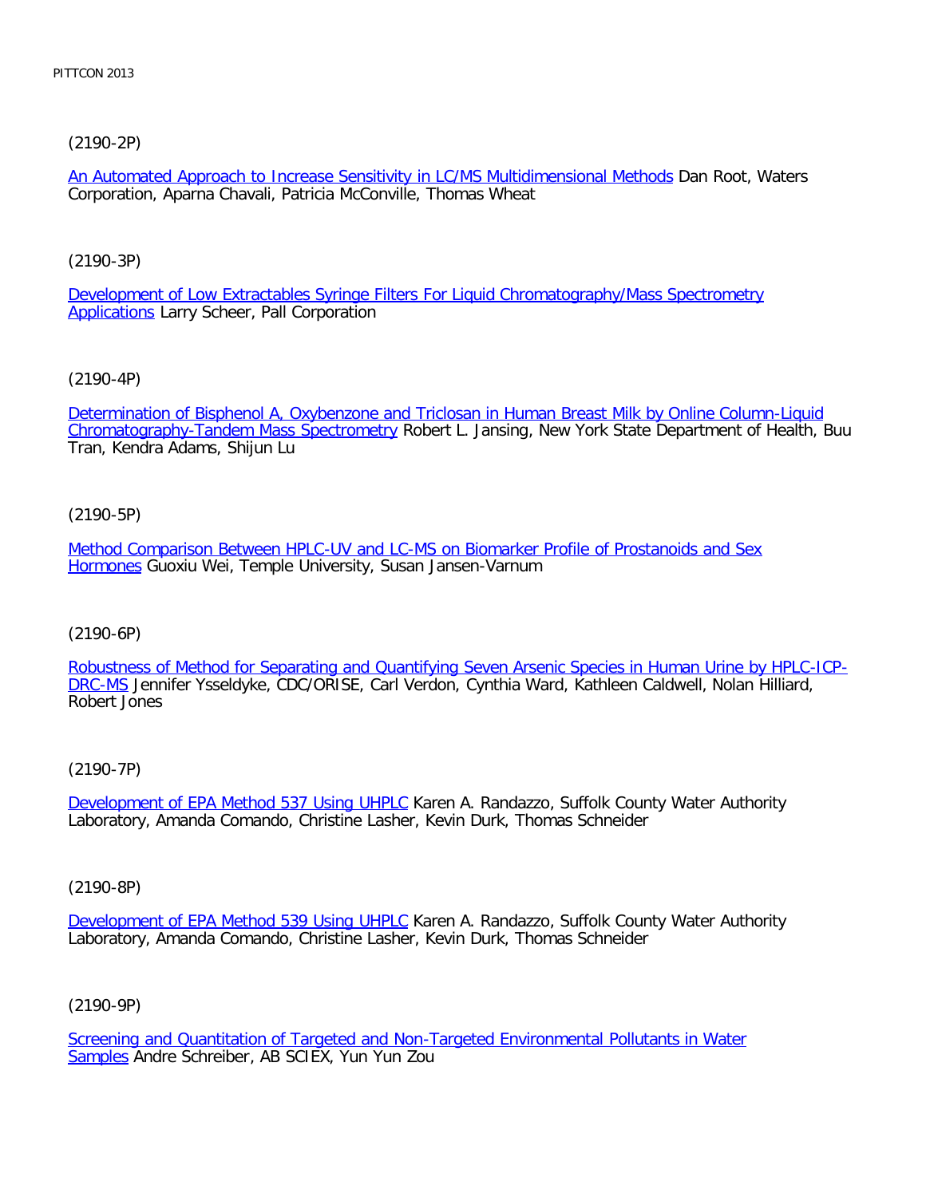(2190-2P)

An Automated Approach to Increase Sensitivity in LC/MS Multidimensional Methods Dan Root, Waters Corporation, Aparna Chavali, Patricia McConville, Thomas Wheat

(2190-3P)

Development of Low Extractables Syringe Filters For Liquid Chromatography/Mass Spectrometry Applications Larry Scheer, Pall Corporation

(2190-4P)

Determination of Bisphenol A, Oxybenzone and Triclosan in Human Breast Milk by Online Column-Liquid Chromatography-Tandem Mass Spectrometry Robert L. Jansing, New York State Department of Health, Buu Tran, Kendra Adams, Shijun Lu

(2190-5P)

Method Comparison Between HPLC-UV and LC-MS on Biomarker Profile of Prostanoids and Sex Hormones Guoxiu Wei, Temple University, Susan Jansen-Varnum

(2190-6P)

Robustness of Method for Separating and Quantifying Seven Arsenic Species in Human Urine by HPLC-ICP-DRC-MS Jennifer Ysseldyke, CDC/ORISE, Carl Verdon, Cynthia Ward, Kathleen Caldwell, Nolan Hilliard, Robert Jones

(2190-7P)

Development of EPA Method 537 Using UHPLC Karen A. Randazzo, Suffolk County Water Authority Laboratory, Amanda Comando, Christine Lasher, Kevin Durk, Thomas Schneider

(2190-8P)

Development of EPA Method 539 Using UHPLC Karen A. Randazzo, Suffolk County Water Authority Laboratory, Amanda Comando, Christine Lasher, Kevin Durk, Thomas Schneider

(2190-9P)

Screening and Quantitation of Targeted and Non-Targeted Environmental Pollutants in Water Samples Andre Schreiber, AB SCIEX, Yun Yun Zou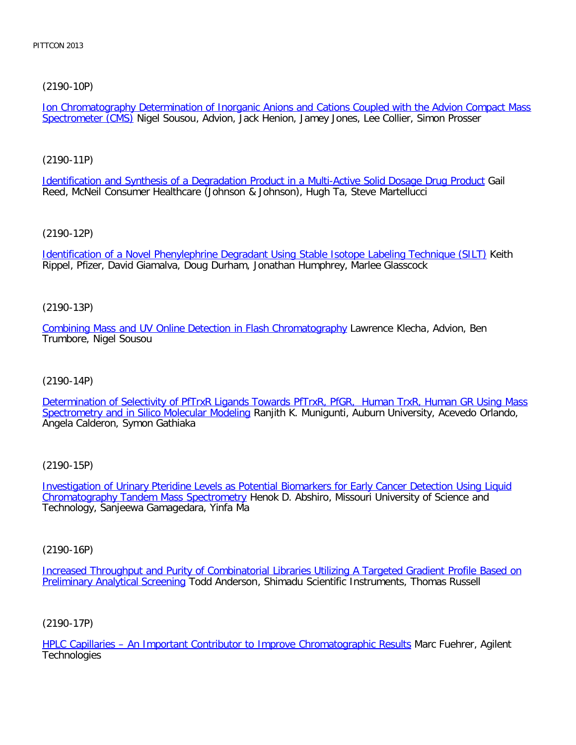(2190-10P)

Ion Chromatography Determination of Inorganic Anions and Cations Coupled with the Advion Compact Mass Spectrometer (CMS) Nigel Sousou, Advion, Jack Henion, Jamey Jones, Lee Collier, Simon Prosser

(2190-11P)

Identification and Synthesis of a Degradation Product in a Multi-Active Solid Dosage Drug Product Gail Reed, McNeil Consumer Healthcare (Johnson & Johnson), Hugh Ta, Steve Martellucci

(2190-12P)

Identification of a Novel Phenylephrine Degradant Using Stable Isotope Labeling Technique (SILT) Keith Rippel, Pfizer, David Giamalva, Doug Durham, Jonathan Humphrey, Marlee Glasscock

(2190-13P)

Combining Mass and UV Online Detection in Flash Chromatography Lawrence Klecha, Advion, Ben Trumbore, Nigel Sousou

(2190-14P)

Determination of Selectivity of PfTrxR Ligands Towards PfTrxR, PfGR, Human TrxR, Human GR Using Mass Spectrometry and in Silico Molecular Modeling Ranjith K. Munigunti, Auburn University, Acevedo Orlando, Angela Calderon, Symon Gathiaka

(2190-15P)

Investigation of Urinary Pteridine Levels as Potential Biomarkers for Early Cancer Detection Using Liquid Chromatography Tandem Mass Spectrometry Henok D. Abshiro, Missouri University of Science and Technology, Sanjeewa Gamagedara, Yinfa Ma

(2190-16P)

Increased Throughput and Purity of Combinatorial Libraries Utilizing A Targeted Gradient Profile Based on Preliminary Analytical Screening Todd Anderson, Shimadu Scientific Instruments, Thomas Russell

(2190-17P)

HPLC Capillaries – An Important Contributor to Improve Chromatographic Results Marc Fuehrer, Agilent Technologies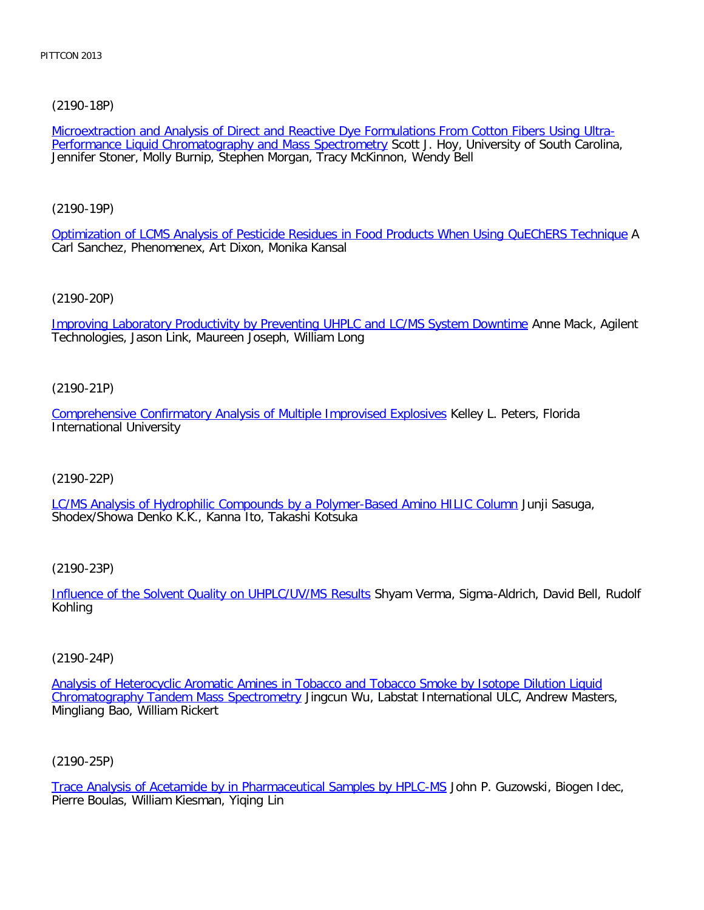(2190-18P)

Microextraction and Analysis of Direct and Reactive Dye Formulations From Cotton Fibers Using Ultra-Performance Liquid Chromatography and Mass Spectrometry Scott J. Hoy, University of South Carolina, Jennifer Stoner, Molly Burnip, Stephen Morgan, Tracy McKinnon, Wendy Bell

(2190-19P)

Optimization of LCMS Analysis of Pesticide Residues in Food Products When Using QuEChERS Technique A Carl Sanchez, Phenomenex, Art Dixon, Monika Kansal

(2190-20P)

Improving Laboratory Productivity by Preventing UHPLC and LC/MS System Downtime Anne Mack, Agilent Technologies, Jason Link, Maureen Joseph, William Long

(2190-21P)

Comprehensive Confirmatory Analysis of Multiple Improvised Explosives Kelley L. Peters, Florida International University

(2190-22P)

LC/MS Analysis of Hydrophilic Compounds by a Polymer-Based Amino HILIC Column Junji Sasuga, Shodex/Showa Denko K.K., Kanna Ito, Takashi Kotsuka

(2190-23P)

Influence of the Solvent Quality on UHPLC/UV/MS Results Shyam Verma, Sigma-Aldrich, David Bell, Rudolf Kohling

(2190-24P)

Analysis of Heterocyclic Aromatic Amines in Tobacco and Tobacco Smoke by Isotope Dilution Liquid Chromatography Tandem Mass Spectrometry Jingcun Wu, Labstat International ULC, Andrew Masters, Mingliang Bao, William Rickert

(2190-25P)

Trace Analysis of Acetamide by in Pharmaceutical Samples by HPLC-MS John P. Guzowski, Biogen Idec, Pierre Boulas, William Kiesman, Yiqing Lin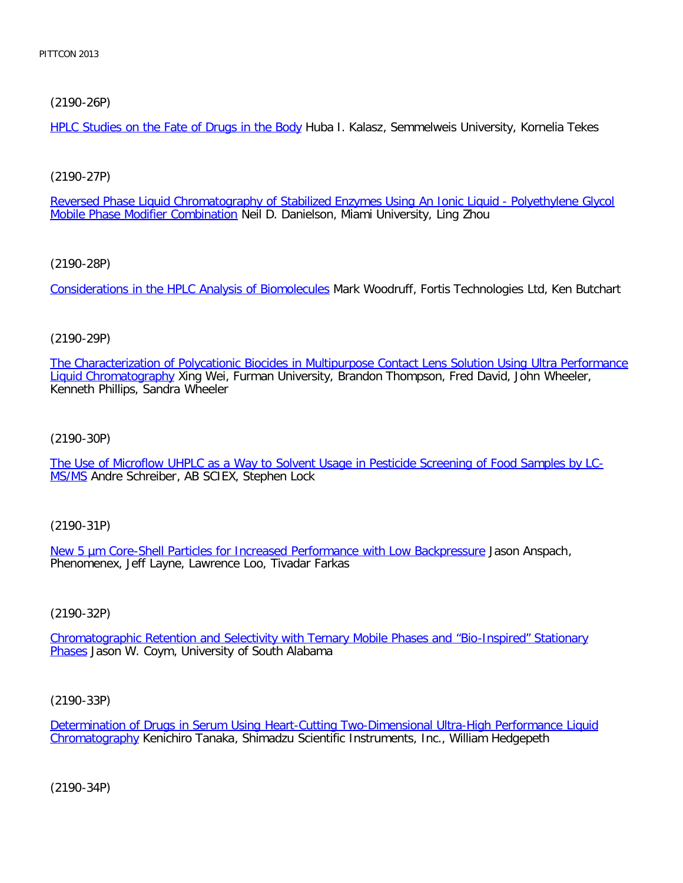(2190-26P)

HPLC Studies on the Fate of Drugs in the Body Huba I. Kalasz, Semmelweis University, Kornelia Tekes

(2190-27P)

Reversed Phase Liquid Chromatography of Stabilized Enzymes Using An Ionic Liquid - Polyethylene Glycol Mobile Phase Modifier Combination Neil D. Danielson, Miami University, Ling Zhou

(2190-28P)

Considerations in the HPLC Analysis of Biomolecules Mark Woodruff, Fortis Technologies Ltd, Ken Butchart

(2190-29P)

The Characterization of Polycationic Biocides in Multipurpose Contact Lens Solution Using Ultra Performance Liquid Chromatography Xing Wei, Furman University, Brandon Thompson, Fred David, John Wheeler, Kenneth Phillips, Sandra Wheeler

(2190-30P)

The Use of Microflow UHPLC as a Way to Solvent Usage in Pesticide Screening of Food Samples by LC-MS/MS Andre Schreiber, AB SCIEX, Stephen Lock

(2190-31P)

New 5 µm Core-Shell Particles for Increased Performance with Low Backpressure Jason Anspach, Phenomenex, Jeff Layne, Lawrence Loo, Tivadar Farkas

(2190-32P)

Chromatographic Retention and Selectivity with Ternary Mobile Phases and "Bio-Inspired" Stationary Phases Jason W. Coym, University of South Alabama

(2190-33P)

Determination of Drugs in Serum Using Heart-Cutting Two-Dimensional Ultra-High Performance Liquid Chromatography Kenichiro Tanaka, Shimadzu Scientific Instruments, Inc., William Hedgepeth

(2190-34P)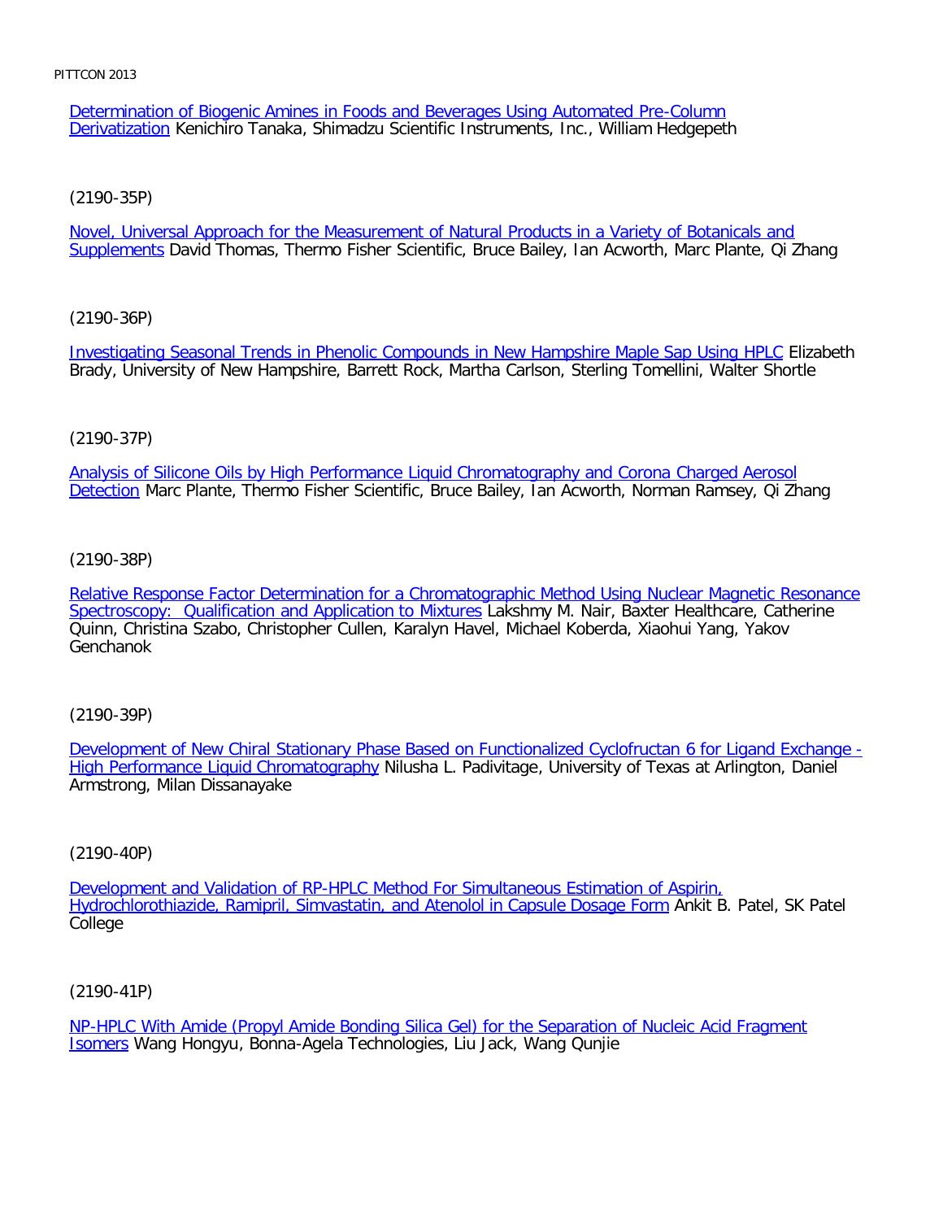Determination of Biogenic Amines in Foods and Beverages Using Automated Pre-Column Derivatization Kenichiro Tanaka, Shimadzu Scientific Instruments, Inc., William Hedgepeth

(2190-35P)

Novel, Universal Approach for the Measurement of Natural Products in a Variety of Botanicals and Supplements David Thomas, Thermo Fisher Scientific, Bruce Bailey, Ian Acworth, Marc Plante, Qi Zhang

(2190-36P)

Investigating Seasonal Trends in Phenolic Compounds in New Hampshire Maple Sap Using HPLC Elizabeth Brady, University of New Hampshire, Barrett Rock, Martha Carlson, Sterling Tomellini, Walter Shortle

(2190-37P)

Analysis of Silicone Oils by High Performance Liquid Chromatography and Corona Charged Aerosol Detection Marc Plante, Thermo Fisher Scientific, Bruce Bailey, Ian Acworth, Norman Ramsey, Qi Zhang

(2190-38P)

Relative Response Factor Determination for a Chromatographic Method Using Nuclear Magnetic Resonance Spectroscopy: Qualification and Application to Mixtures Lakshmy M. Nair, Baxter Healthcare, Catherine Quinn, Christina Szabo, Christopher Cullen, Karalyn Havel, Michael Koberda, Xiaohui Yang, Yakov Genchanok

(2190-39P)

Development of New Chiral Stationary Phase Based on Functionalized Cyclofructan 6 for Ligand Exchange - High Performance Liquid Chromatography Nilusha L. Padivitage, University of Texas at Arlington, Daniel Armstrong, Milan Dissanayake

(2190-40P)

Development and Validation of RP-HPLC Method For Simultaneous Estimation of Aspirin, Hydrochlorothiazide, Ramipril, Simvastatin, and Atenolol in Capsule Dosage Form Ankit B. Patel, SK Patel College

(2190-41P)

NP-HPLC With Amide (Propyl Amide Bonding Silica Gel) for the Separation of Nucleic Acid Fragment Isomers Wang Hongyu, Bonna-Agela Technologies, Liu Jack, Wang Qunjie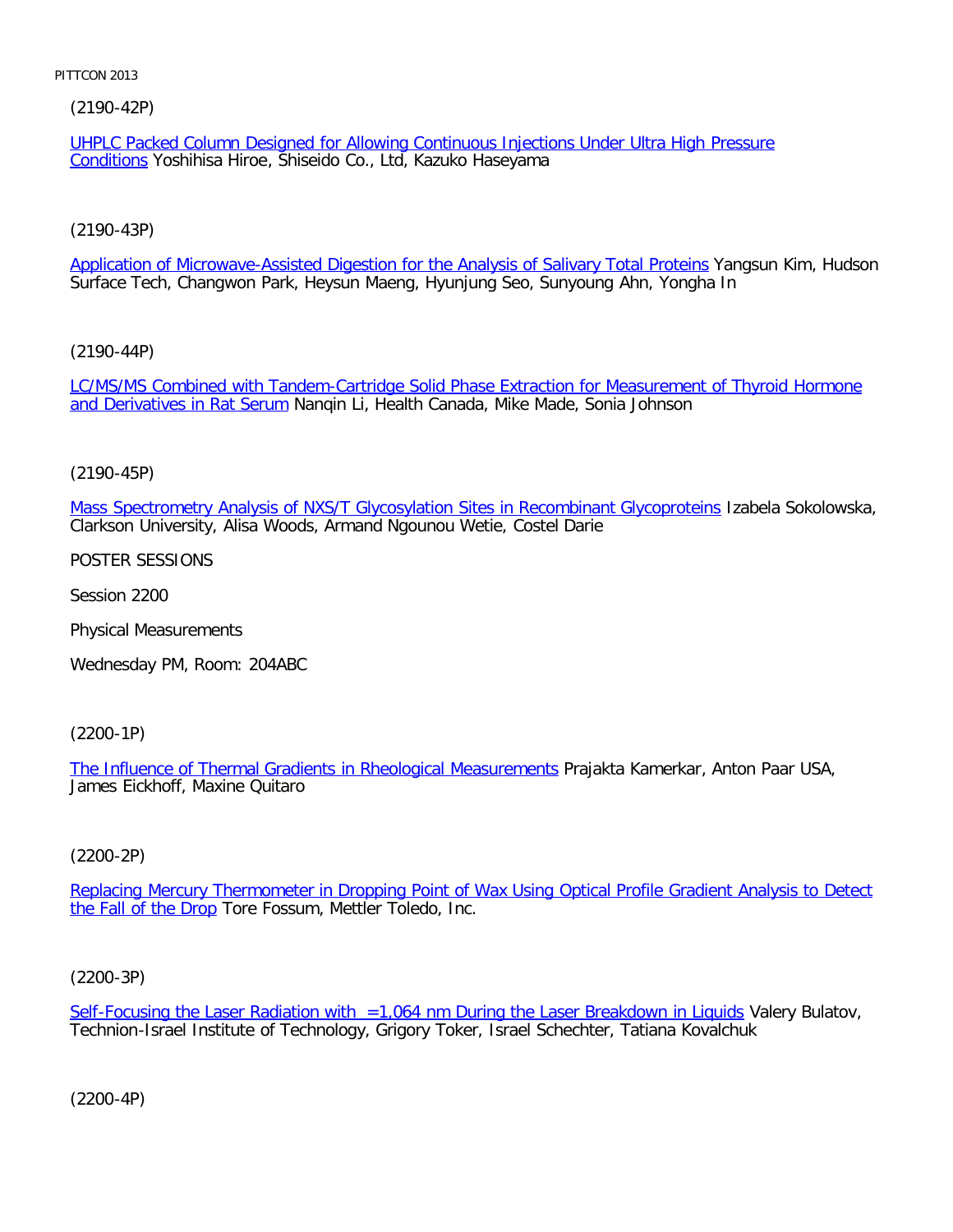(2190-42P)

UHPLC Packed Column Designed for Allowing Continuous Injections Under Ultra High Pressure Conditions Yoshihisa Hiroe, Shiseido Co., Ltd, Kazuko Haseyama

(2190-43P)

Application of Microwave-Assisted Digestion for the Analysis of Salivary Total Proteins Yangsun Kim, Hudson Surface Tech, Changwon Park, Heysun Maeng, Hyunjung Seo, Sunyoung Ahn, Yongha In

(2190-44P)

LC/MS/MS Combined with Tandem-Cartridge Solid Phase Extraction for Measurement of Thyroid Hormone and Derivatives in Rat Serum Nanqin Li, Health Canada, Mike Made, Sonia Johnson

(2190-45P)

Mass Spectrometry Analysis of NXS/T Glycosylation Sites in Recombinant Glycoproteins Izabela Sokolowska, Clarkson University, Alisa Woods, Armand Ngounou Wetie, Costel Darie

POSTER SESSIONS

Session 2200

Physical Measurements

Wednesday PM, Room: 204ABC

(2200-1P)

The Influence of Thermal Gradients in Rheological Measurements Prajakta Kamerkar, Anton Paar USA, James Eickhoff, Maxine Quitaro

(2200-2P)

Replacing Mercury Thermometer in Dropping Point of Wax Using Optical Profile Gradient Analysis to Detect the Fall of the Drop Tore Fossum, Mettler Toledo, Inc.

(2200-3P)

Self-Focusing the Laser Radiation with  =1,064 nm During the Laser Breakdown in Liquids Valery Bulatov, Technion-Israel Institute of Technology, Grigory Toker, Israel Schechter, Tatiana Kovalchuk

(2200-4P)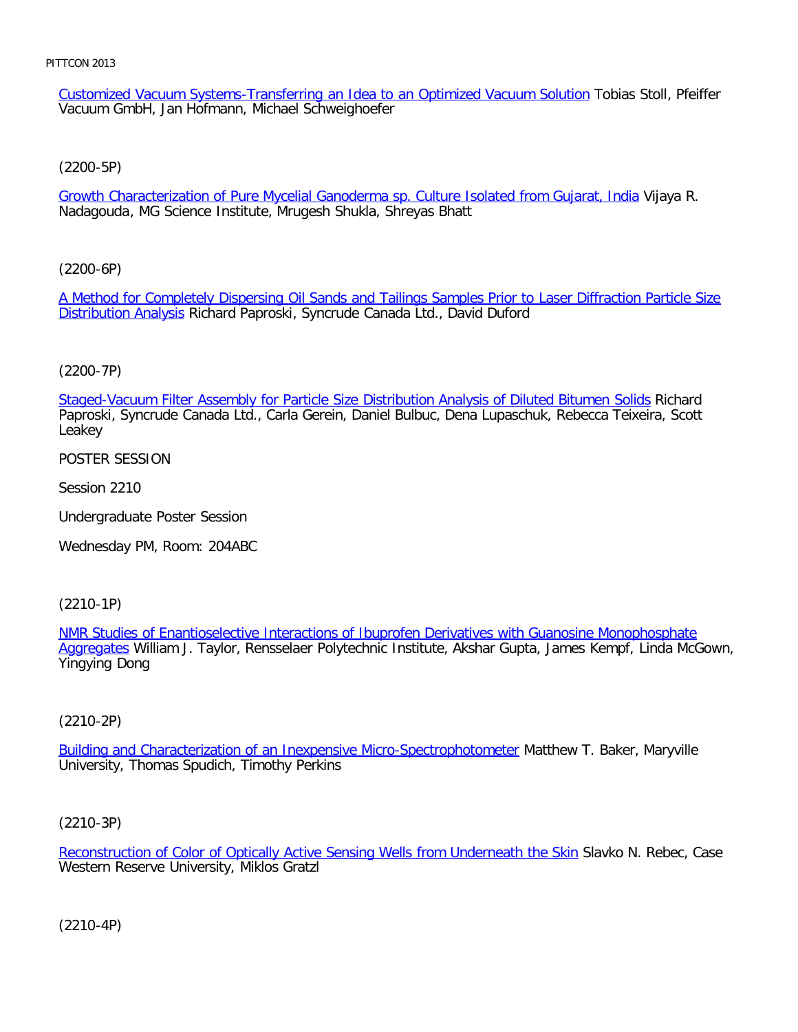[Customized Vacuum Systems-Transferring an Idea to an Optimized Vacuum Solution]() Tobias Stoll, Pfeiffer Vacuum GmbH, Jan Hofmann, Michael Schweighoefer

(2200-5P)

[Growth Characterization of Pure Mycelial Ganoderma sp. Culture Isolated from Gujarat, India]() Vijaya R. Nadagouda, MG Science Institute, Mrugesh Shukla, Shreyas Bhatt

(2200-6P)

[A Method for Completely Dispersing Oil Sands and Tailings Samples Prior to Laser Diffraction Particle Size Distribution Analysis]() Richard Paproski, Syncrude Canada Ltd., David Duford

(2200-7P)

[Staged-Vacuum Filter Assembly for Particle Size Distribution Analysis of Diluted Bitumen Solids]() Richard Paproski, Syncrude Canada Ltd., Carla Gerein, Daniel Bulbuc, Dena Lupaschuk, Rebecca Teixeira, Scott Leakey

POSTER SESSION

Session 2210

Undergraduate Poster Session

Wednesday PM, Room: 204ABC

(2210-1P)

[NMR Studies of Enantioselective Interactions of Ibuprofen Derivatives with Guanosine Monophosphate Aggregates]() William J. Taylor, Rensselaer Polytechnic Institute, Akshar Gupta, James Kempf, Linda McGown, Yingying Dong

(2210-2P)

[Building and Characterization of an Inexpensive Micro-Spectrophotometer]() Matthew T. Baker, Maryville University, Thomas Spudich, Timothy Perkins

(2210-3P)

[Reconstruction of Color of Optically Active Sensing Wells from Underneath the Skin]() Slavko N. Rebec, Case Western Reserve University, Miklos Gratzl

(2210-4P)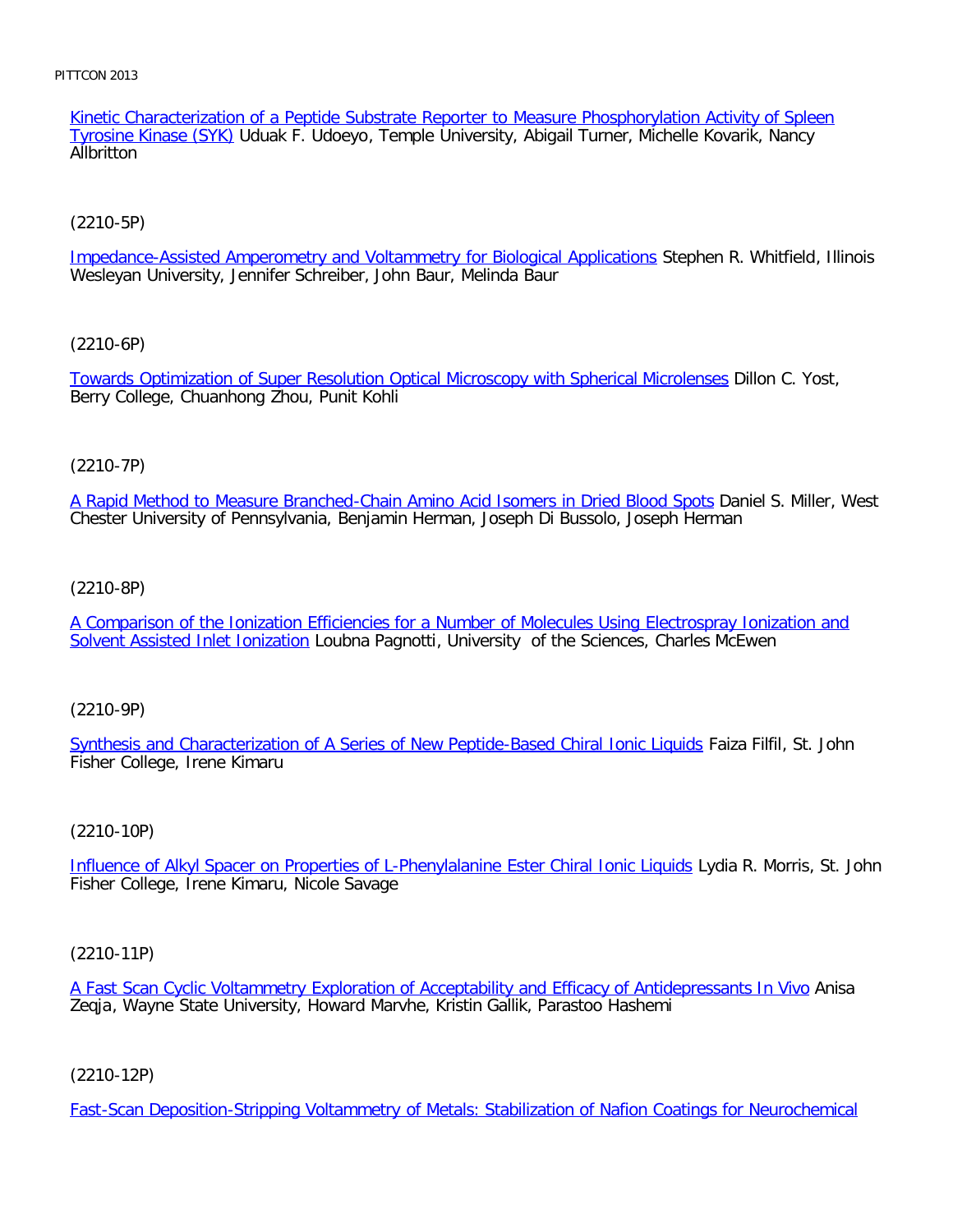Kinetic Characterization of a Peptide Substrate Reporter to Measure Phosphorylation Activity of Spleen Tyrosine Kinase (SYK) Uduak F. Udoeyo, Temple University, Abigail Turner, Michelle Kovarik, Nancy Allbritton

(2210-5P)

Impedance-Assisted Amperometry and Voltammetry for Biological Applications Stephen R. Whitfield, Illinois Wesleyan University, Jennifer Schreiber, John Baur, Melinda Baur

(2210-6P)

Towards Optimization of Super Resolution Optical Microscopy with Spherical Microlenses Dillon C. Yost, Berry College, Chuanhong Zhou, Punit Kohli

(2210-7P)

A Rapid Method to Measure Branched-Chain Amino Acid Isomers in Dried Blood Spots Daniel S. Miller, West Chester University of Pennsylvania, Benjamin Herman, Joseph Di Bussolo, Joseph Herman

(2210-8P)

A Comparison of the Ionization Efficiencies for a Number of Molecules Using Electrospray Ionization and Solvent Assisted Inlet Ionization Loubna Pagnotti, University of the Sciences, Charles McEwen

(2210-9P)

Synthesis and Characterization of A Series of New Peptide-Based Chiral Ionic Liquids Faiza Filfil, St. John Fisher College, Irene Kimaru

(2210-10P)

Influence of Alkyl Spacer on Properties of L-Phenylalanine Ester Chiral Ionic Liquids Lydia R. Morris, St. John Fisher College, Irene Kimaru, Nicole Savage

(2210-11P)

A Fast Scan Cyclic Voltammetry Exploration of Acceptability and Efficacy of Antidepressants In Vivo Anisa Zeqja, Wayne State University, Howard Marvhe, Kristin Gallik, Parastoo Hashemi

(2210-12P)

Fast-Scan Deposition-Stripping Voltammetry of Metals: Stabilization of Nafion Coatings for Neurochemical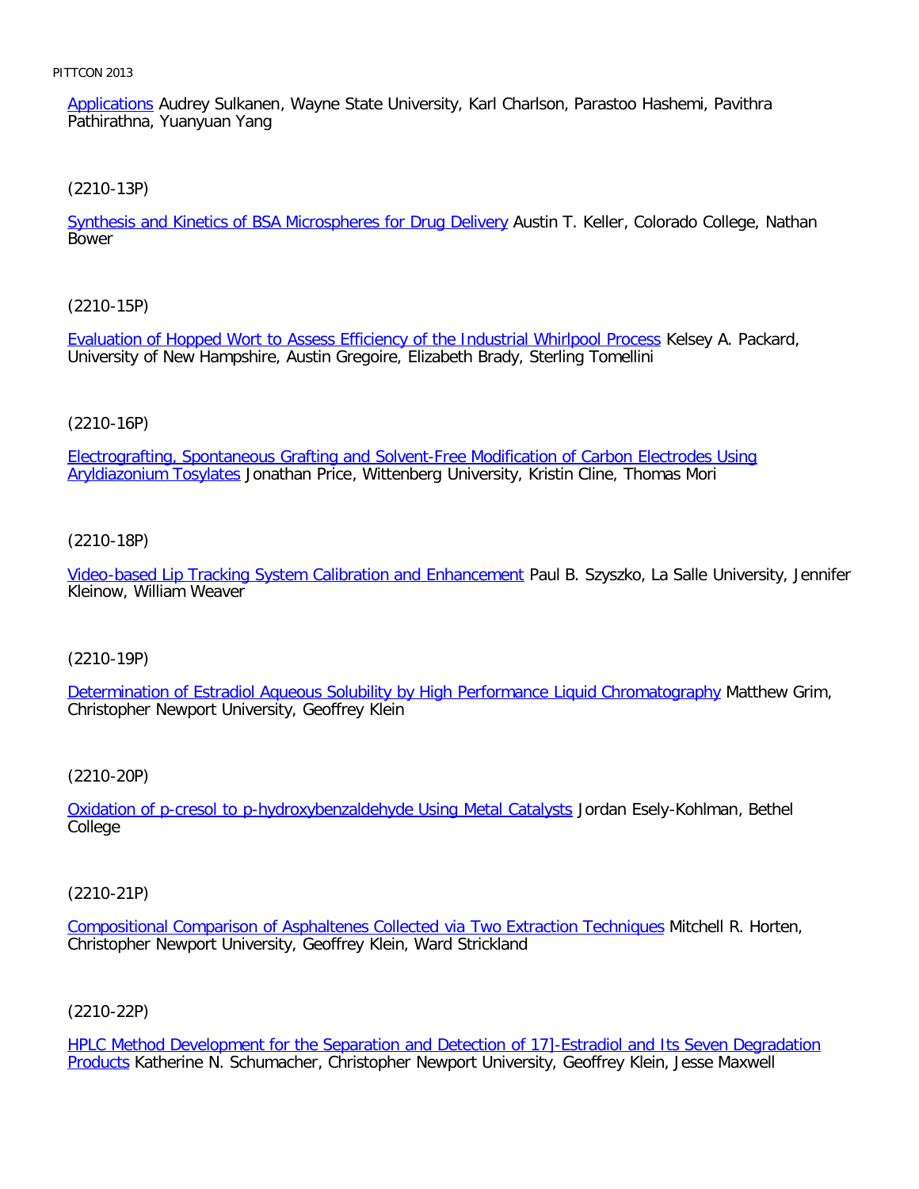Applications Audrey Sulkanen, Wayne State University, Karl Charlson, Parastoo Hashemi, Pavithra Pathirathna, Yuanyuan Yang

(2210-13P)

Synthesis and Kinetics of BSA Microspheres for Drug Delivery Austin T. Keller, Colorado College, Nathan Bower

(2210-15P)

Evaluation of Hopped Wort to Assess Efficiency of the Industrial Whirlpool Process Kelsey A. Packard, University of New Hampshire, Austin Gregoire, Elizabeth Brady, Sterling Tomellini

(2210-16P)

Electrografting, Spontaneous Grafting and Solvent-Free Modification of Carbon Electrodes Using Aryldiazonium Tosylates Jonathan Price, Wittenberg University, Kristin Cline, Thomas Mori

(2210-18P)

Video-based Lip Tracking System Calibration and Enhancement Paul B. Szyszko, La Salle University, Jennifer Kleinow, William Weaver

(2210-19P)

Determination of Estradiol Aqueous Solubility by High Performance Liquid Chromatography Matthew Grim, Christopher Newport University, Geoffrey Klein

(2210-20P)

Oxidation of p-cresol to p-hydroxybenzaldehyde Using Metal Catalysts Jordan Esely-Kohlman, Bethel College

(2210-21P)

Compositional Comparison of Asphaltenes Collected via Two Extraction Techniques Mitchell R. Horten, Christopher Newport University, Geoffrey Klein, Ward Strickland

(2210-22P)

HPLC Method Development for the Separation and Detection of 17]-Estradiol and Its Seven Degradation Products Katherine N. Schumacher, Christopher Newport University, Geoffrey Klein, Jesse Maxwell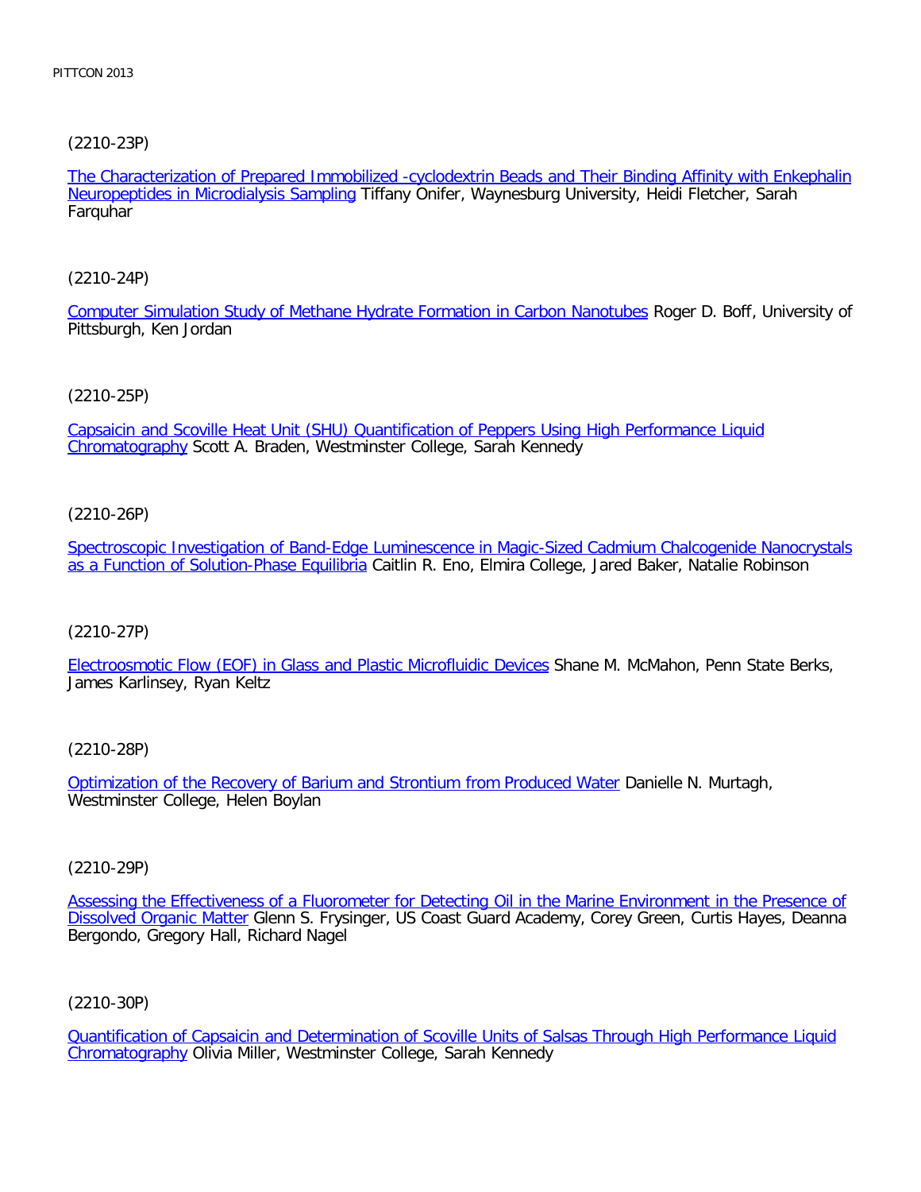(2210-23P)

The Characterization of Prepared Immobilized -cyclodextrin Beads and Their Binding Affinity with Enkephalin Neuropeptides in Microdialysis Sampling Tiffany Onifer, Waynesburg University, Heidi Fletcher, Sarah Farquhar

(2210-24P)

Computer Simulation Study of Methane Hydrate Formation in Carbon Nanotubes Roger D. Boff, University of Pittsburgh, Ken Jordan

(2210-25P)

Capsaicin and Scoville Heat Unit (SHU) Quantification of Peppers Using High Performance Liquid Chromatography Scott A. Braden, Westminster College, Sarah Kennedy

(2210-26P)

Spectroscopic Investigation of Band-Edge Luminescence in Magic-Sized Cadmium Chalcogenide Nanocrystals as a Function of Solution-Phase Equilibria Caitlin R. Eno, Elmira College, Jared Baker, Natalie Robinson

(2210-27P)

Electroosmotic Flow (EOF) in Glass and Plastic Microfluidic Devices Shane M. McMahon, Penn State Berks, James Karlinsey, Ryan Keltz

(2210-28P)

Optimization of the Recovery of Barium and Strontium from Produced Water Danielle N. Murtagh, Westminster College, Helen Boylan

(2210-29P)

Assessing the Effectiveness of a Fluorometer for Detecting Oil in the Marine Environment in the Presence of Dissolved Organic Matter Glenn S. Frysinger, US Coast Guard Academy, Corey Green, Curtis Hayes, Deanna Bergondo, Gregory Hall, Richard Nagel

(2210-30P)

Quantification of Capsaicin and Determination of Scoville Units of Salsas Through High Performance Liquid Chromatography Olivia Miller, Westminster College, Sarah Kennedy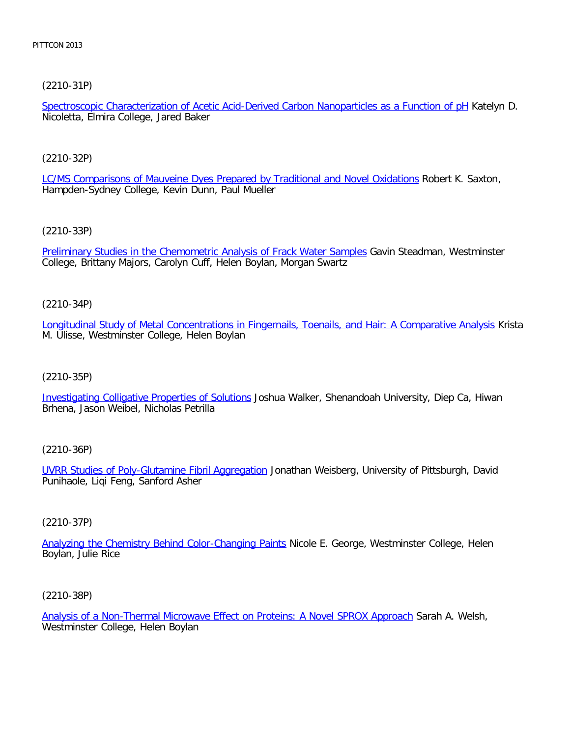(2210-31P)

Spectroscopic Characterization of Acetic Acid-Derived Carbon Nanoparticles as a Function of pH Katelyn D. Nicoletta, Elmira College, Jared Baker

(2210-32P)

LC/MS Comparisons of Mauveine Dyes Prepared by Traditional and Novel Oxidations Robert K. Saxton, Hampden-Sydney College, Kevin Dunn, Paul Mueller

(2210-33P)

Preliminary Studies in the Chemometric Analysis of Frack Water Samples Gavin Steadman, Westminster College, Brittany Majors, Carolyn Cuff, Helen Boylan, Morgan Swartz

(2210-34P)

Longitudinal Study of Metal Concentrations in Fingernails, Toenails, and Hair: A Comparative Analysis Krista M. Ulisse, Westminster College, Helen Boylan

(2210-35P)

Investigating Colligative Properties of Solutions Joshua Walker, Shenandoah University, Diep Ca, Hiwan Brhena, Jason Weibel, Nicholas Petrilla

(2210-36P)

UVRR Studies of Poly-Glutamine Fibril Aggregation Jonathan Weisberg, University of Pittsburgh, David Punihaole, Liqi Feng, Sanford Asher

(2210-37P)

Analyzing the Chemistry Behind Color-Changing Paints Nicole E. George, Westminster College, Helen Boylan, Julie Rice

(2210-38P)

Analysis of a Non-Thermal Microwave Effect on Proteins: A Novel SPROX Approach Sarah A. Welsh, Westminster College, Helen Boylan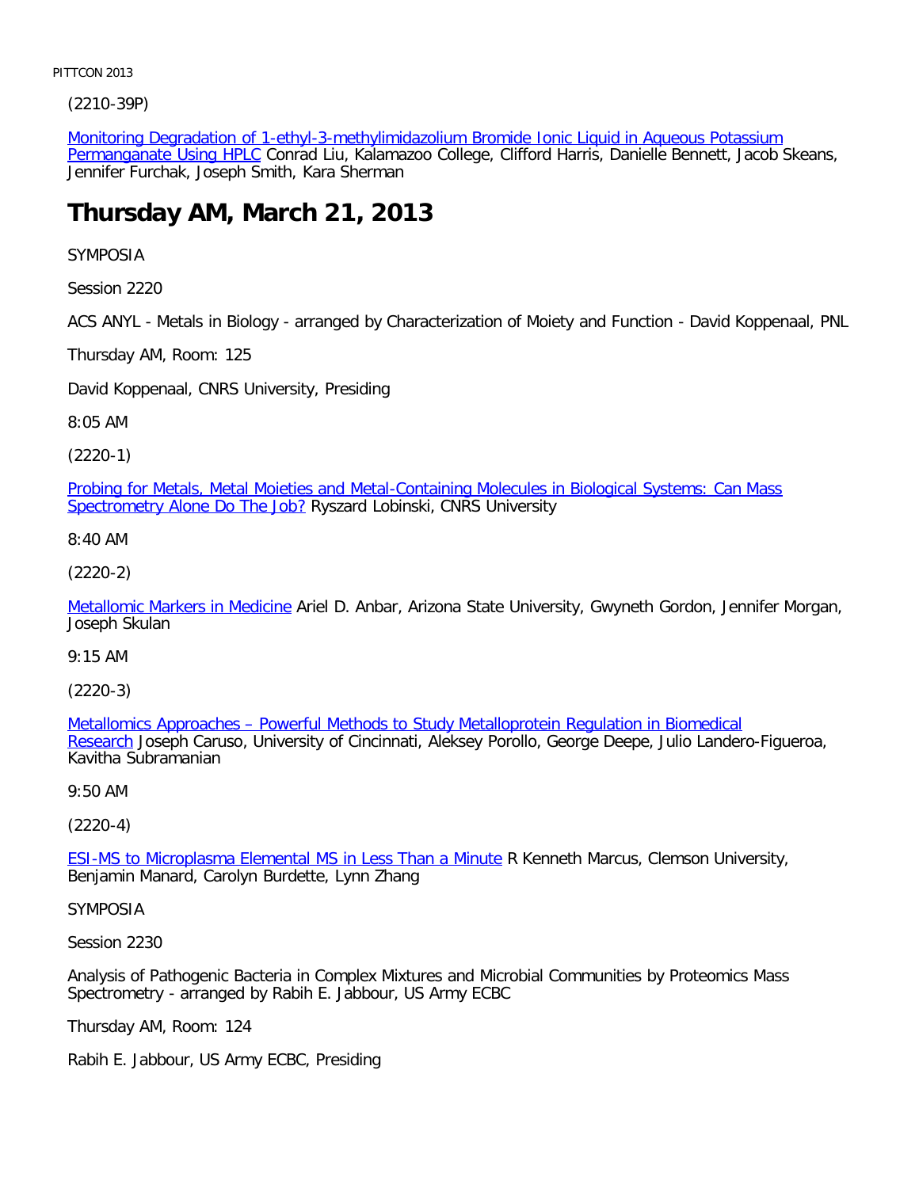(2210-39P)

Monitoring Degradation of 1-ethyl-3-methylimidazolium Bromide Ionic Liquid in Aqueous Potassium Permanganate Using HPLC Conrad Liu, Kalamazoo College, Clifford Harris, Danielle Bennett, Jacob Skeans, Jennifer Furchak, Joseph Smith, Kara Sherman

# Thursday AM, March 21, 2013

SYMPOSIA

Session 2220

ACS ANYL - Metals in Biology - arranged by Characterization of Moiety and Function - David Koppenaal, PNL

Thursday AM, Room: 125

David Koppenaal, CNRS University, Presiding

8:05 AM

(2220-1)

Probing for Metals, Metal Moieties and Metal-Containing Molecules in Biological Systems: Can Mass Spectrometry Alone Do The Job? Ryszard Lobinski, CNRS University

8:40 AM

(2220-2)

Metallomic Markers in Medicine Ariel D. Anbar, Arizona State University, Gwyneth Gordon, Jennifer Morgan, Joseph Skulan

9:15 AM

(2220-3)

Metallomics Approaches – Powerful Methods to Study Metalloprotein Regulation in Biomedical Research Joseph Caruso, University of Cincinnati, Aleksey Porollo, George Deepe, Julio Landero-Figueroa, Kavitha Subramanian

9:50 AM

(2220-4)

ESI-MS to Microplasma Elemental MS in Less Than a Minute R Kenneth Marcus, Clemson University, Benjamin Manard, Carolyn Burdette, Lynn Zhang

SYMPOSIA

Session 2230

Analysis of Pathogenic Bacteria in Complex Mixtures and Microbial Communities by Proteomics Mass Spectrometry - arranged by Rabih E. Jabbour, US Army ECBC

Thursday AM, Room: 124

Rabih E. Jabbour, US Army ECBC, Presiding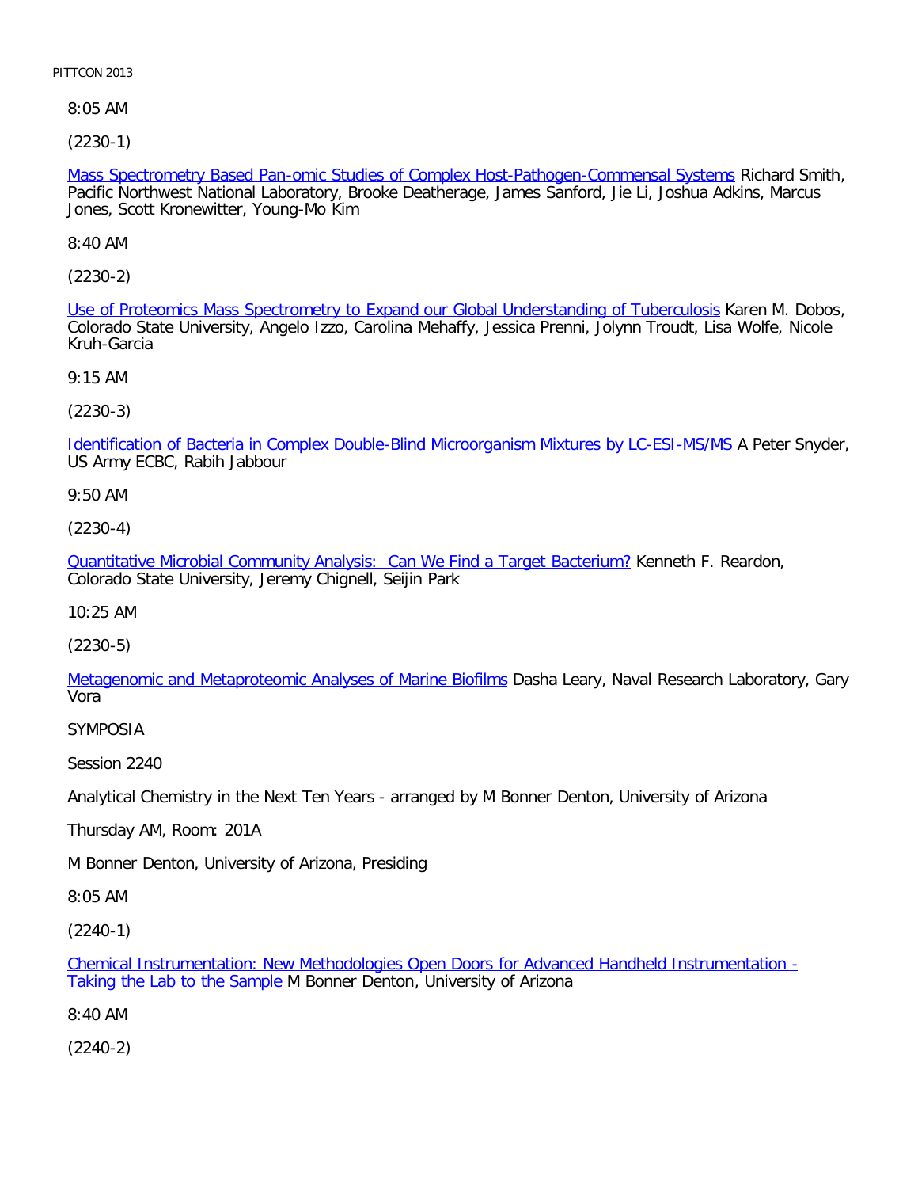8:05 AM

(2230-1)

Mass Spectrometry Based Pan-omic Studies of Complex Host-Pathogen-Commensal Systems Richard Smith, Pacific Northwest National Laboratory, Brooke Deatherage, James Sanford, Jie Li, Joshua Adkins, Marcus Jones, Scott Kronewitter, Young-Mo Kim

8:40 AM

(2230-2)

Use of Proteomics Mass Spectrometry to Expand our Global Understanding of Tuberculosis Karen M. Dobos, Colorado State University, Angelo Izzo, Carolina Mehaffy, Jessica Prenni, Jolynn Troudt, Lisa Wolfe, Nicole Kruh-Garcia

9:15 AM

(2230-3)

Identification of Bacteria in Complex Double-Blind Microorganism Mixtures by LC-ESI-MS/MS A Peter Snyder, US Army ECBC, Rabih Jabbour

9:50 AM

(2230-4)

Quantitative Microbial Community Analysis: Can We Find a Target Bacterium? Kenneth F. Reardon, Colorado State University, Jeremy Chignell, Seijin Park

10:25 AM

(2230-5)

Metagenomic and Metaproteomic Analyses of Marine Biofilms Dasha Leary, Naval Research Laboratory, Gary Vora

SYMPOSIA

Session 2240

Analytical Chemistry in the Next Ten Years - arranged by M Bonner Denton, University of Arizona

Thursday AM, Room: 201A

M Bonner Denton, University of Arizona, Presiding

8:05 AM

(2240-1)

Chemical Instrumentation: New Methodologies Open Doors for Advanced Handheld Instrumentation - Taking the Lab to the Sample M Bonner Denton, University of Arizona

8:40 AM

(2240-2)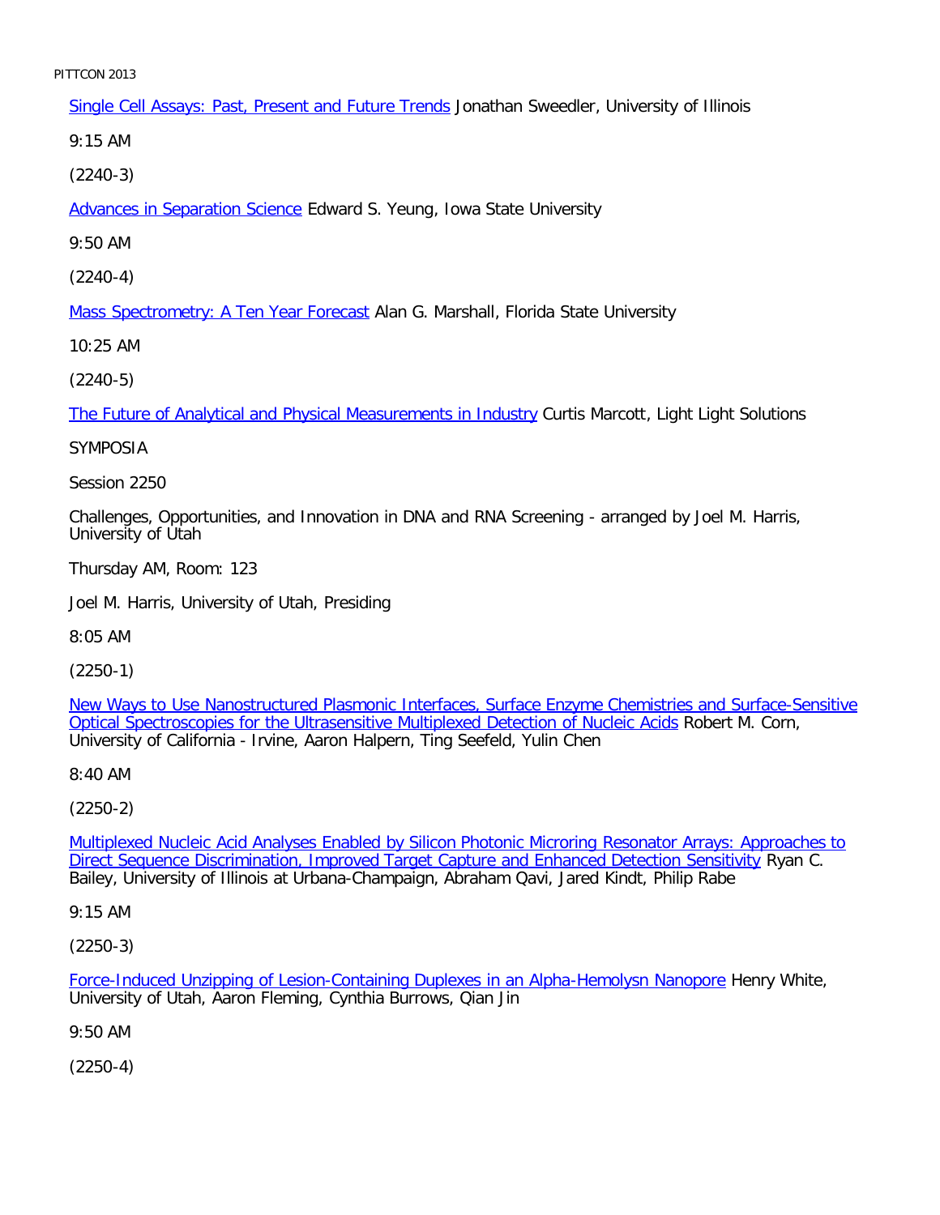Single Cell Assays: Past, Present and Future Trends Jonathan Sweedler, University of Illinois

9:15 AM

(2240-3)

Advances in Separation Science Edward S. Yeung, Iowa State University

9:50 AM

(2240-4)

Mass Spectrometry: A Ten Year Forecast Alan G. Marshall, Florida State University

10:25 AM

(2240-5)

The Future of Analytical and Physical Measurements in Industry Curtis Marcott, Light Light Solutions

SYMPOSIA

Session 2250

Challenges, Opportunities, and Innovation in DNA and RNA Screening - arranged by Joel M. Harris, University of Utah

Thursday AM, Room: 123

Joel M. Harris, University of Utah, Presiding

8:05 AM

(2250-1)

New Ways to Use Nanostructured Plasmonic Interfaces, Surface Enzyme Chemistries and Surface-Sensitive Optical Spectroscopies for the Ultrasensitive Multiplexed Detection of Nucleic Acids Robert M. Corn, University of California - Irvine, Aaron Halpern, Ting Seefeld, Yulin Chen

8:40 AM

(2250-2)

Multiplexed Nucleic Acid Analyses Enabled by Silicon Photonic Microring Resonator Arrays: Approaches to Direct Sequence Discrimination, Improved Target Capture and Enhanced Detection Sensitivity Ryan C. Bailey, University of Illinois at Urbana-Champaign, Abraham Qavi, Jared Kindt, Philip Rabe

9:15 AM

(2250-3)

Force-Induced Unzipping of Lesion-Containing Duplexes in an Alpha-Hemolysn Nanopore Henry White, University of Utah, Aaron Fleming, Cynthia Burrows, Qian Jin

9:50 AM

(2250-4)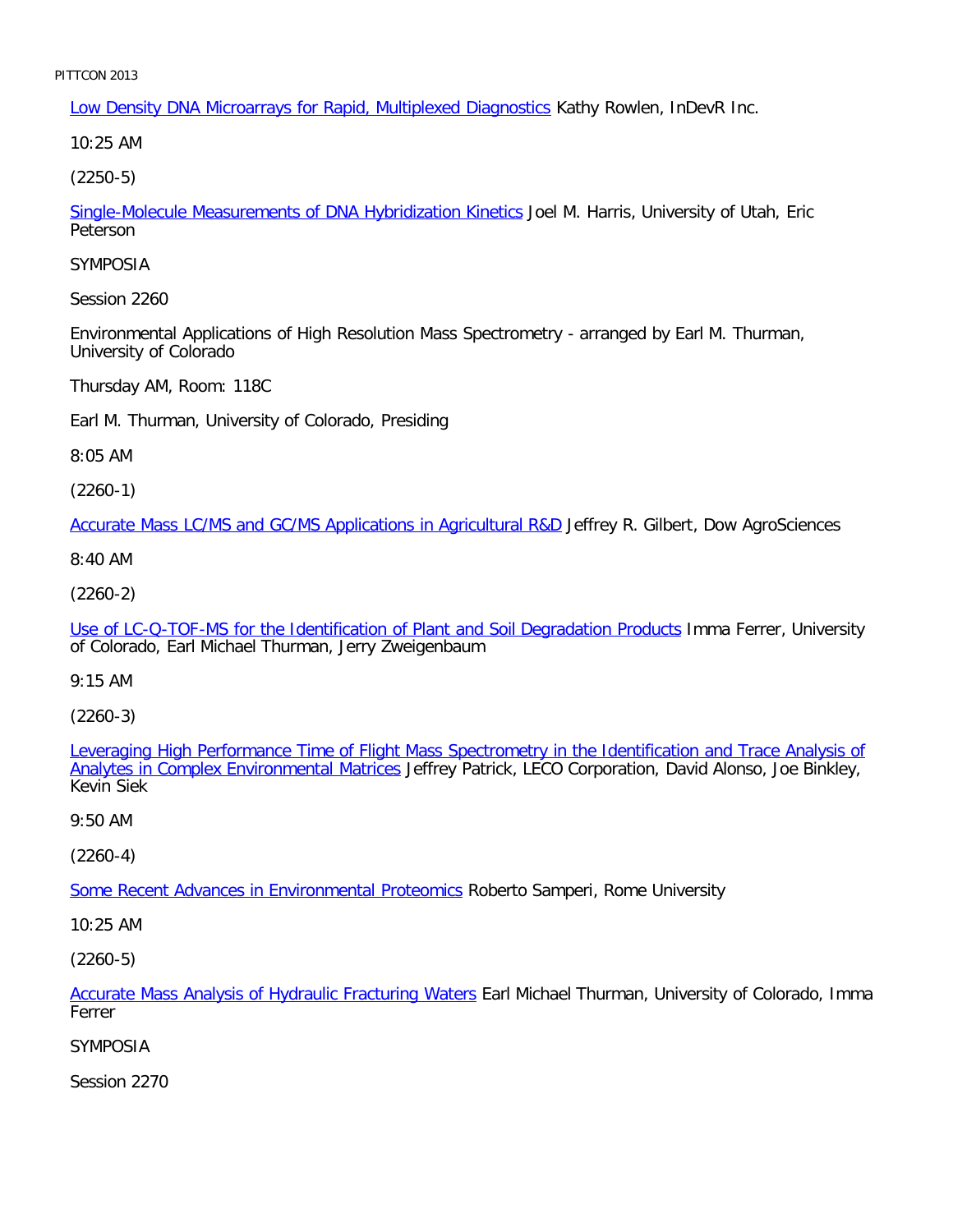Low Density DNA Microarrays for Rapid, Multiplexed Diagnostics Kathy Rowlen, InDevR Inc.

10:25 AM

(2250-5)

Single-Molecule Measurements of DNA Hybridization Kinetics Joel M. Harris, University of Utah, Eric Peterson

SYMPOSIA

Session 2260

Environmental Applications of High Resolution Mass Spectrometry - arranged by Earl M. Thurman, University of Colorado

Thursday AM, Room: 118C

Earl M. Thurman, University of Colorado, Presiding

8:05 AM

(2260-1)

Accurate Mass LC/MS and GC/MS Applications in Agricultural R&D Jeffrey R. Gilbert, Dow AgroSciences

8:40 AM

(2260-2)

Use of LC-Q-TOF-MS for the Identification of Plant and Soil Degradation Products Imma Ferrer, University of Colorado, Earl Michael Thurman, Jerry Zweigenbaum

9:15 AM

(2260-3)

Leveraging High Performance Time of Flight Mass Spectrometry in the Identification and Trace Analysis of Analytes in Complex Environmental Matrices Jeffrey Patrick, LECO Corporation, David Alonso, Joe Binkley, Kevin Siek

9:50 AM

(2260-4)

Some Recent Advances in Environmental Proteomics Roberto Samperi, Rome University

10:25 AM

(2260-5)

Accurate Mass Analysis of Hydraulic Fracturing Waters Earl Michael Thurman, University of Colorado, Imma Ferrer

SYMPOSIA

Session 2270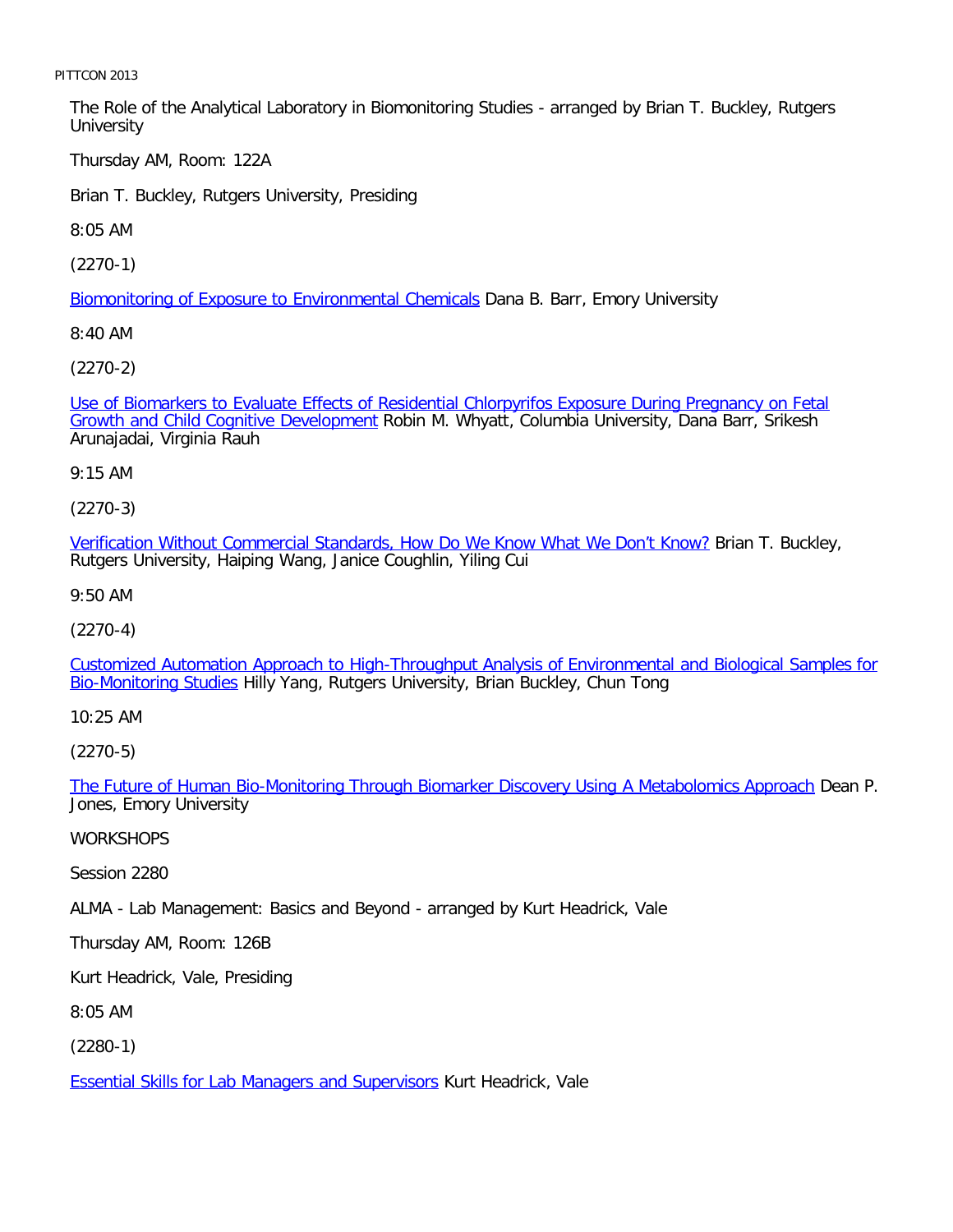The Role of the Analytical Laboratory in Biomonitoring Studies - arranged by Brian T. Buckley, Rutgers University

Thursday AM, Room: 122A

Brian T. Buckley, Rutgers University, Presiding

8:05 AM

(2270-1)

Biomonitoring of Exposure to Environmental Chemicals Dana B. Barr, Emory University

8:40 AM

(2270-2)

Use of Biomarkers to Evaluate Effects of Residential Chlorpyrifos Exposure During Pregnancy on Fetal Growth and Child Cognitive Development Robin M. Whyatt, Columbia University, Dana Barr, Srikesh Arunajadai, Virginia Rauh

9:15 AM

(2270-3)

Verification Without Commercial Standards, How Do We Know What We Don't Know? Brian T. Buckley, Rutgers University, Haiping Wang, Janice Coughlin, Yiling Cui

9:50 AM

(2270-4)

Customized Automation Approach to High-Throughput Analysis of Environmental and Biological Samples for Bio-Monitoring Studies Hilly Yang, Rutgers University, Brian Buckley, Chun Tong

10:25 AM

(2270-5)

The Future of Human Bio-Monitoring Through Biomarker Discovery Using A Metabolomics Approach Dean P. Jones, Emory University

WORKSHOPS

Session 2280

ALMA - Lab Management: Basics and Beyond - arranged by Kurt Headrick, Vale

Thursday AM, Room: 126B

Kurt Headrick, Vale, Presiding

8:05 AM

(2280-1)

Essential Skills for Lab Managers and Supervisors Kurt Headrick, Vale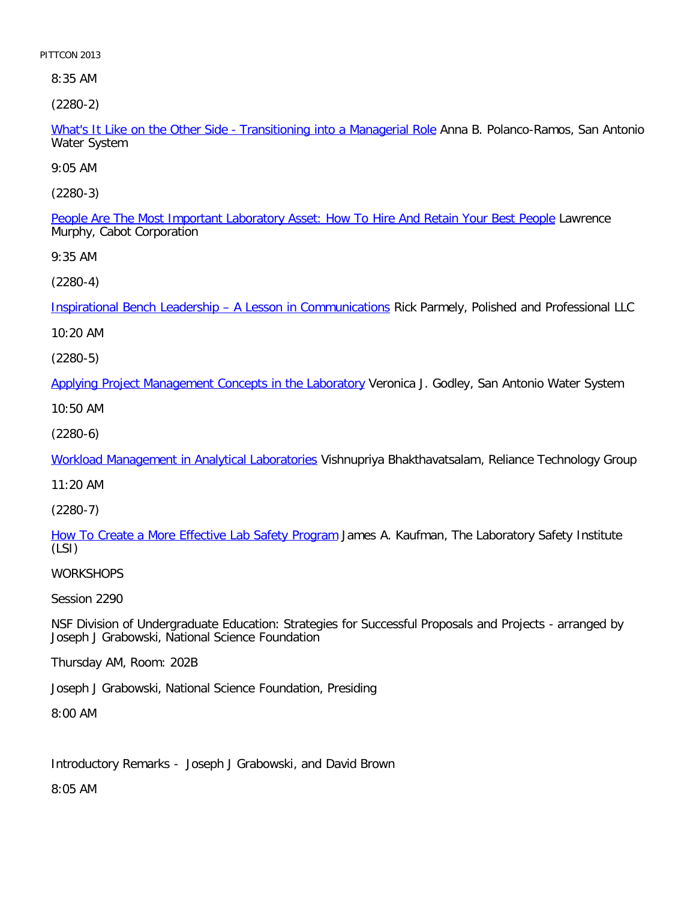8:35 AM

(2280-2)

What's It Like on the Other Side - Transitioning into a Managerial Role Anna B. Polanco-Ramos, San Antonio Water System

9:05 AM

(2280-3)

People Are The Most Important Laboratory Asset: How To Hire And Retain Your Best People Lawrence Murphy, Cabot Corporation

9:35 AM

(2280-4)

Inspirational Bench Leadership – A Lesson in Communications Rick Parmely, Polished and Professional LLC

10:20 AM

(2280-5)

Applying Project Management Concepts in the Laboratory Veronica J. Godley, San Antonio Water System

10:50 AM

(2280-6)

Workload Management in Analytical Laboratories Vishnupriya Bhakthavatsalam, Reliance Technology Group

11:20 AM

(2280-7)

How To Create a More Effective Lab Safety Program James A. Kaufman, The Laboratory Safety Institute (LSI)

WORKSHOPS

Session 2290

NSF Division of Undergraduate Education: Strategies for Successful Proposals and Projects - arranged by Joseph J Grabowski, National Science Foundation

Thursday AM, Room: 202B

Joseph J Grabowski, National Science Foundation, Presiding

8:00 AM

Introductory Remarks - Joseph J Grabowski, and David Brown

8:05 AM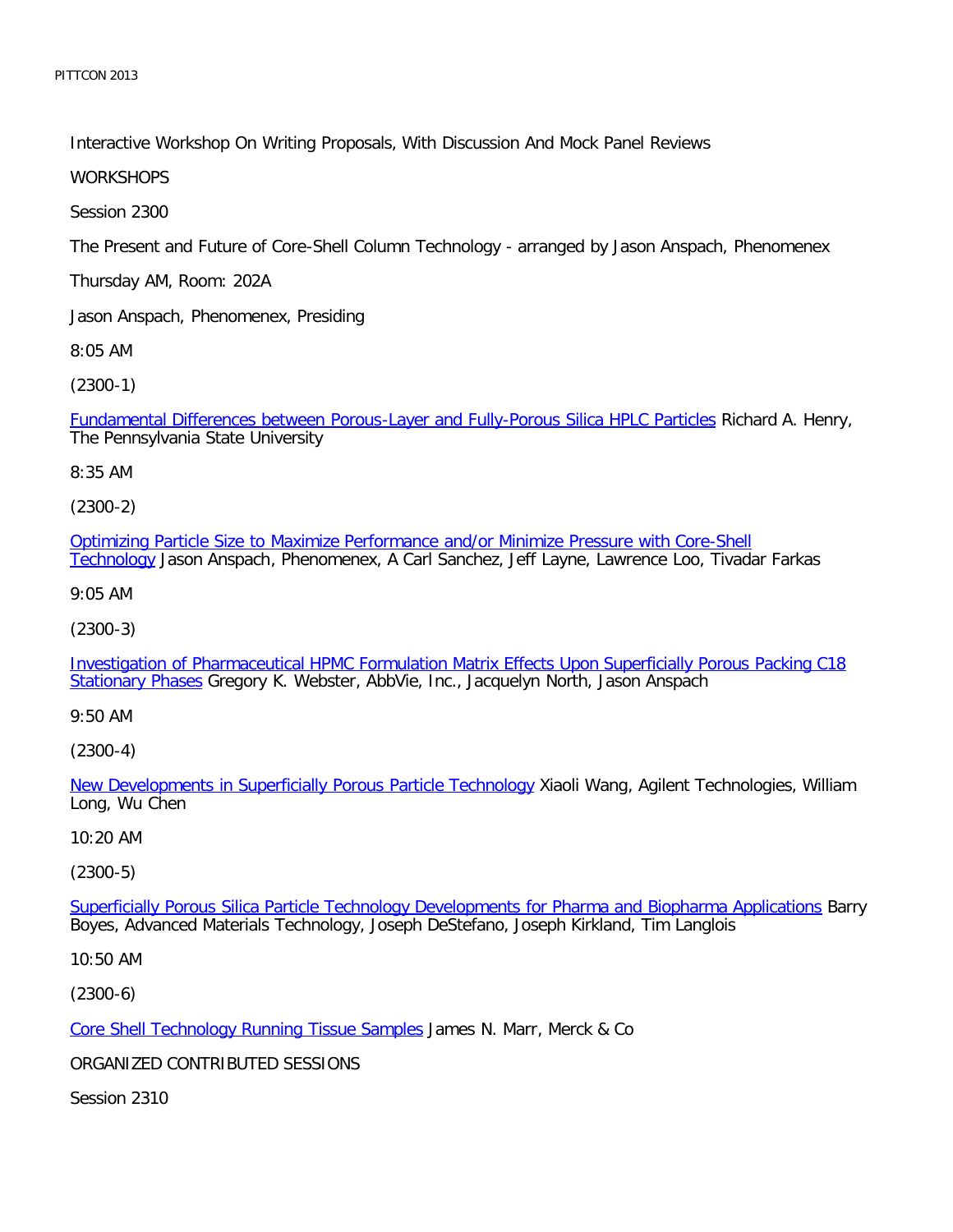Interactive Workshop On Writing Proposals, With Discussion And Mock Panel Reviews

WORKSHOPS

Session 2300

The Present and Future of Core-Shell Column Technology - arranged by Jason Anspach, Phenomenex

Thursday AM, Room: 202A

Jason Anspach, Phenomenex, Presiding

8:05 AM

(2300-1)

Fundamental Differences between Porous-Layer and Fully-Porous Silica HPLC Particles Richard A. Henry, The Pennsylvania State University

8:35 AM

(2300-2)

Optimizing Particle Size to Maximize Performance and/or Minimize Pressure with Core-Shell Technology Jason Anspach, Phenomenex, A Carl Sanchez, Jeff Layne, Lawrence Loo, Tivadar Farkas

9:05 AM

(2300-3)

Investigation of Pharmaceutical HPMC Formulation Matrix Effects Upon Superficially Porous Packing C18 Stationary Phases Gregory K. Webster, AbbVie, Inc., Jacquelyn North, Jason Anspach

9:50 AM

(2300-4)

New Developments in Superficially Porous Particle Technology Xiaoli Wang, Agilent Technologies, William Long, Wu Chen

10:20 AM

(2300-5)

Superficially Porous Silica Particle Technology Developments for Pharma and Biopharma Applications Barry Boyes, Advanced Materials Technology, Joseph DeStefano, Joseph Kirkland, Tim Langlois

10:50 AM

(2300-6)

Core Shell Technology Running Tissue Samples James N. Marr, Merck & Co

ORGANIZED CONTRIBUTED SESSIONS

Session 2310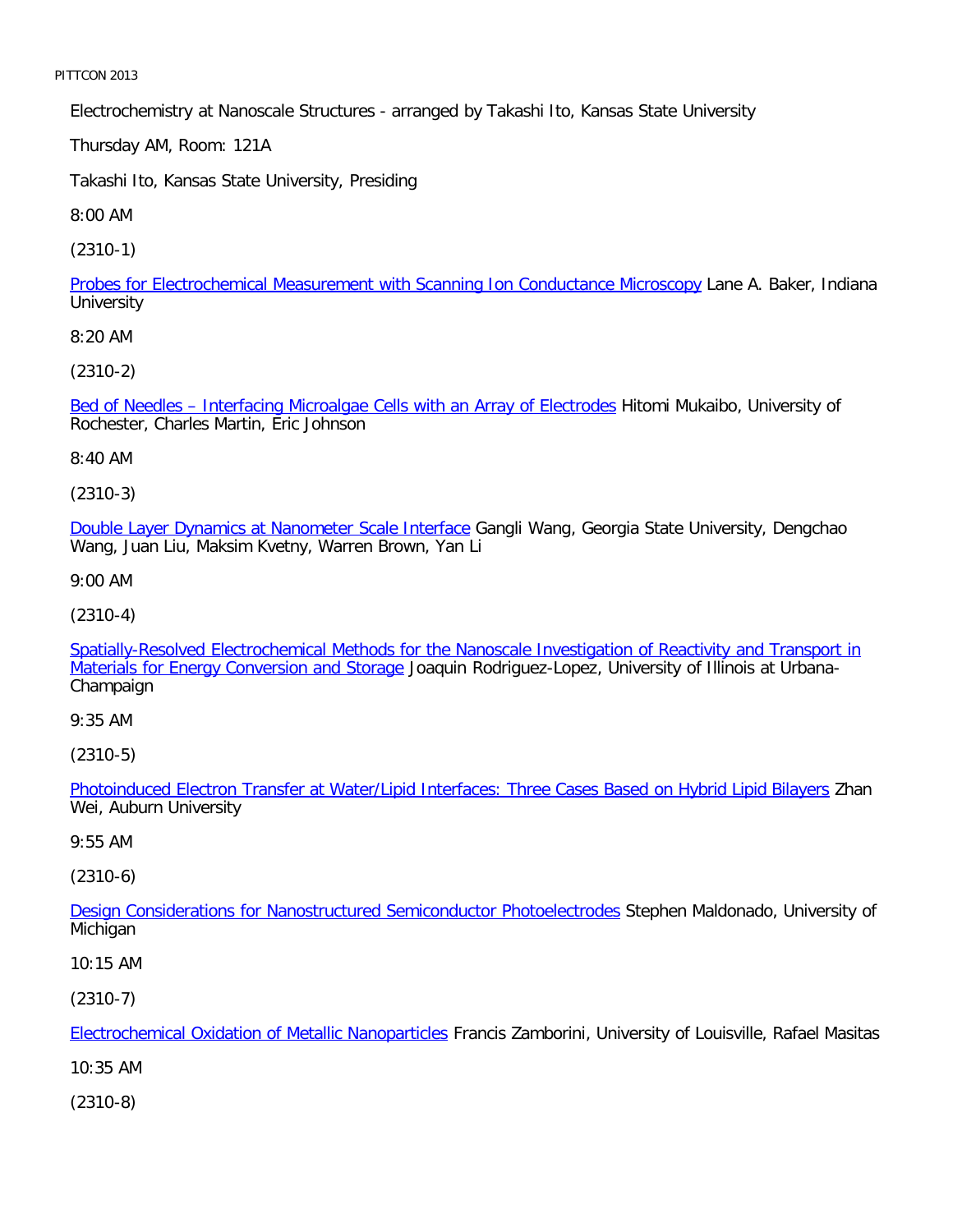Electrochemistry at Nanoscale Structures - arranged by Takashi Ito, Kansas State University

Thursday AM, Room: 121A

Takashi Ito, Kansas State University, Presiding

8:00 AM

(2310-1)

Probes for Electrochemical Measurement with Scanning Ion Conductance Microscopy Lane A. Baker, Indiana University

8:20 AM

(2310-2)

Bed of Needles – Interfacing Microalgae Cells with an Array of Electrodes Hitomi Mukaibo, University of Rochester, Charles Martin, Eric Johnson

8:40 AM

(2310-3)

Double Layer Dynamics at Nanometer Scale Interface Gangli Wang, Georgia State University, Dengchao Wang, Juan Liu, Maksim Kvetny, Warren Brown, Yan Li

9:00 AM

(2310-4)

Spatially-Resolved Electrochemical Methods for the Nanoscale Investigation of Reactivity and Transport in Materials for Energy Conversion and Storage Joaquin Rodriguez-Lopez, University of Illinois at Urbana-Champaign

9:35 AM

(2310-5)

Photoinduced Electron Transfer at Water/Lipid Interfaces: Three Cases Based on Hybrid Lipid Bilayers Zhan Wei, Auburn University

9:55 AM

(2310-6)

Design Considerations for Nanostructured Semiconductor Photoelectrodes Stephen Maldonado, University of Michigan

10:15 AM

(2310-7)

Electrochemical Oxidation of Metallic Nanoparticles Francis Zamborini, University of Louisville, Rafael Masitas

10:35 AM

(2310-8)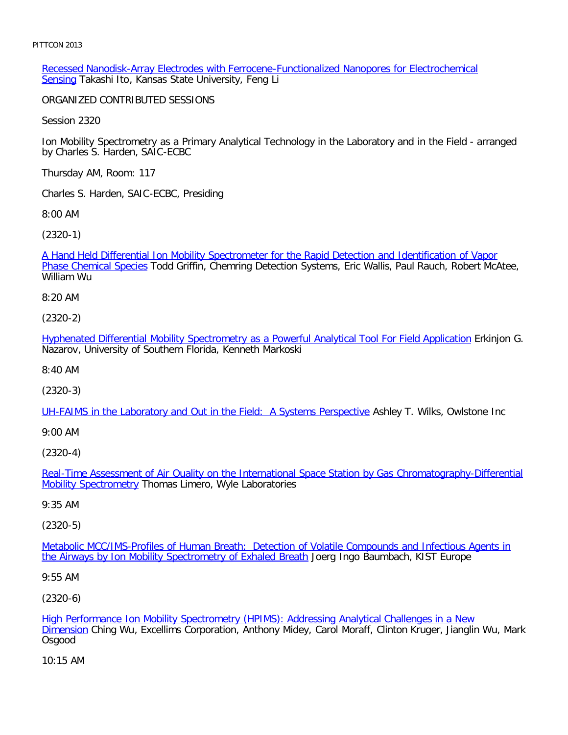Recessed Nanodisk-Array Electrodes with Ferrocene-Functionalized Nanopores for Electrochemical Sensing Takashi Ito, Kansas State University, Feng Li

ORGANIZED CONTRIBUTED SESSIONS

Session 2320

Ion Mobility Spectrometry as a Primary Analytical Technology in the Laboratory and in the Field - arranged by Charles S. Harden, SAIC-ECBC

Thursday AM, Room: 117

Charles S. Harden, SAIC-ECBC, Presiding

8:00 AM

(2320-1)

A Hand Held Differential Ion Mobility Spectrometer for the Rapid Detection and Identification of Vapor Phase Chemical Species Todd Griffin, Chemring Detection Systems, Eric Wallis, Paul Rauch, Robert McAtee, William Wu

8:20 AM

(2320-2)

Hyphenated Differential Mobility Spectrometry as a Powerful Analytical Tool For Field Application Erkinjon G. Nazarov, University of Southern Florida, Kenneth Markoski

8:40 AM

(2320-3)

UH-FAIMS in the Laboratory and Out in the Field:  A Systems Perspective Ashley T. Wilks, Owlstone Inc

9:00 AM

(2320-4)

Real-Time Assessment of Air Quality on the International Space Station by Gas Chromatography-Differential Mobility Spectrometry Thomas Limero, Wyle Laboratories

9:35 AM

(2320-5)

Metabolic MCC/IMS-Profiles of Human Breath:  Detection of Volatile Compounds and Infectious Agents in the Airways by Ion Mobility Spectrometry of Exhaled Breath Joerg Ingo Baumbach, KIST Europe

9:55 AM

(2320-6)

High Performance Ion Mobility Spectrometry (HPIMS): Addressing Analytical Challenges in a New Dimension Ching Wu, Excellims Corporation, Anthony Midey, Carol Moraff, Clinton Kruger, Jianglin Wu, Mark Osgood

10:15 AM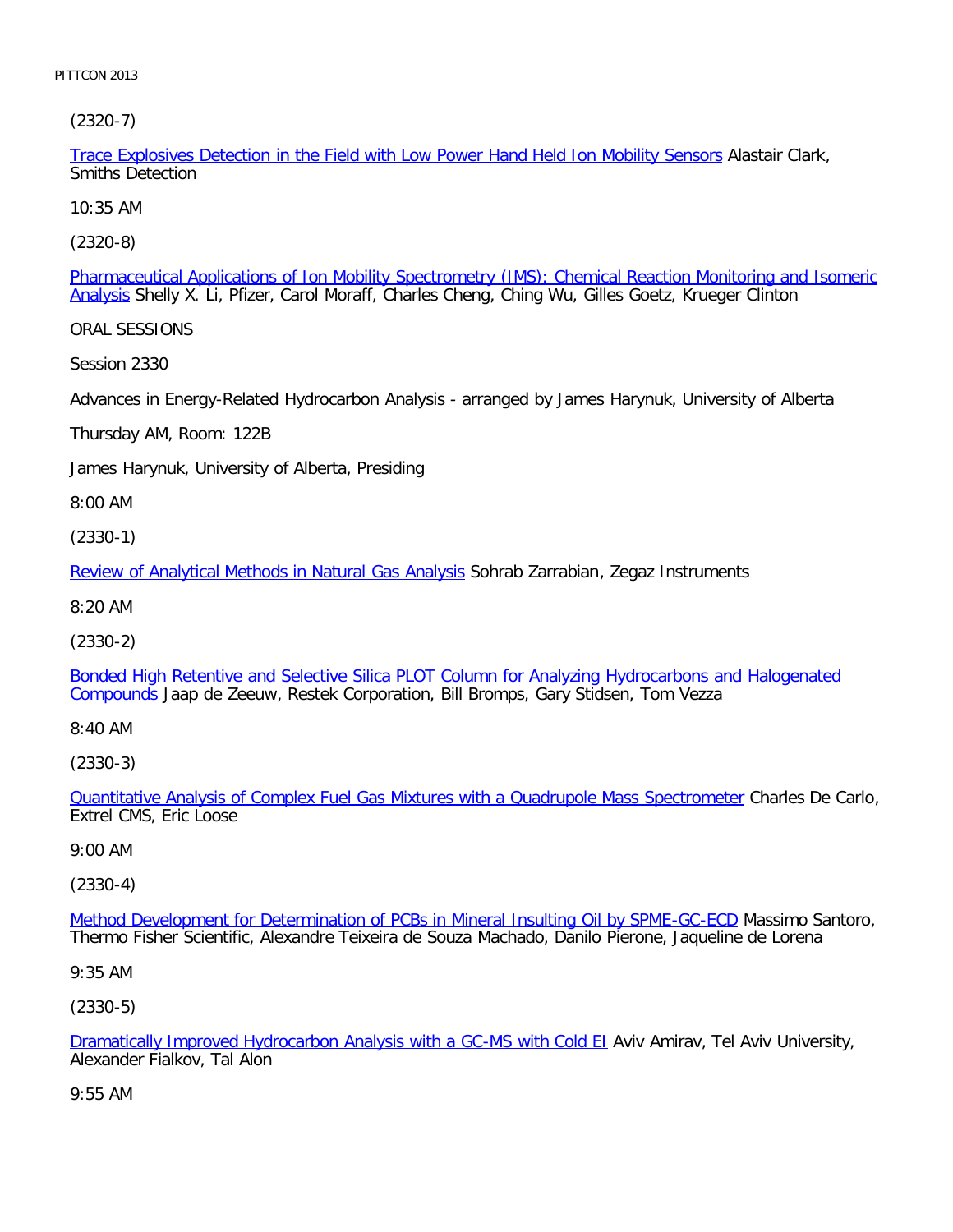(2320-7)

Trace Explosives Detection in the Field with Low Power Hand Held Ion Mobility Sensors Alastair Clark, Smiths Detection

10:35 AM

(2320-8)

Pharmaceutical Applications of Ion Mobility Spectrometry (IMS): Chemical Reaction Monitoring and Isomeric Analysis Shelly X. Li, Pfizer, Carol Moraff, Charles Cheng, Ching Wu, Gilles Goetz, Krueger Clinton

ORAL SESSIONS

Session 2330

Advances in Energy-Related Hydrocarbon Analysis - arranged by James Harynuk, University of Alberta

Thursday AM, Room: 122B

James Harynuk, University of Alberta, Presiding

8:00 AM

(2330-1)

Review of Analytical Methods in Natural Gas Analysis Sohrab Zarrabian, Zegaz Instruments

8:20 AM

(2330-2)

Bonded High Retentive and Selective Silica PLOT Column for Analyzing Hydrocarbons and Halogenated Compounds Jaap de Zeeuw, Restek Corporation, Bill Bromps, Gary Stidsen, Tom Vezza

8:40 AM

(2330-3)

Quantitative Analysis of Complex Fuel Gas Mixtures with a Quadrupole Mass Spectrometer Charles De Carlo, Extrel CMS, Eric Loose

9:00 AM

(2330-4)

Method Development for Determination of PCBs in Mineral Insulting Oil by SPME-GC-ECD Massimo Santoro, Thermo Fisher Scientific, Alexandre Teixeira de Souza Machado, Danilo Pierone, Jaqueline de Lorena

9:35 AM

(2330-5)

Dramatically Improved Hydrocarbon Analysis with a GC-MS with Cold EI Aviv Amirav, Tel Aviv University, Alexander Fialkov, Tal Alon

9:55 AM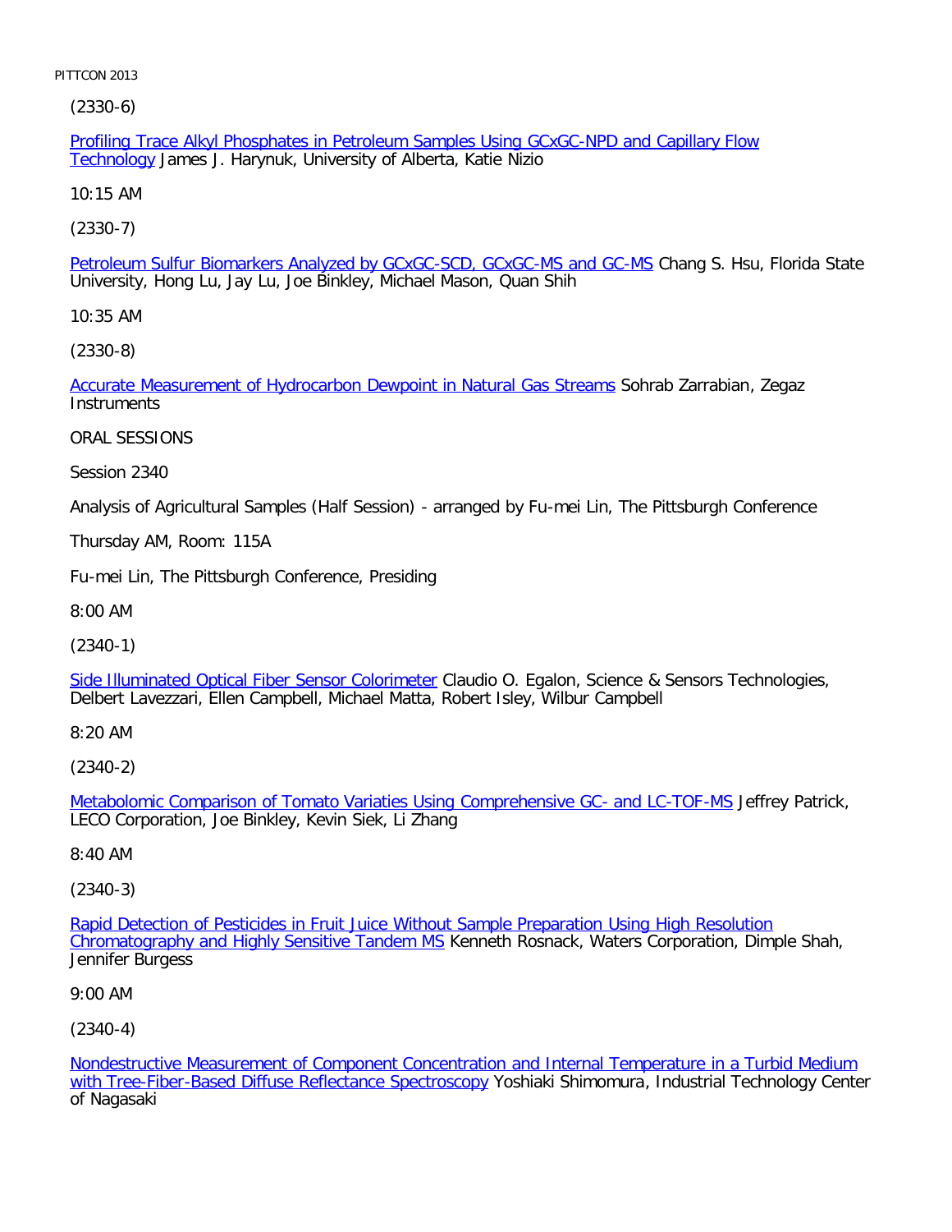(2330-6)

Profiling Trace Alkyl Phosphates in Petroleum Samples Using GCxGC-NPD and Capillary Flow Technology James J. Harynuk, University of Alberta, Katie Nizio

10:15 AM

(2330-7)

Petroleum Sulfur Biomarkers Analyzed by GCxGC-SCD, GCxGC-MS and GC-MS Chang S. Hsu, Florida State University, Hong Lu, Jay Lu, Joe Binkley, Michael Mason, Quan Shih

10:35 AM

(2330-8)

Accurate Measurement of Hydrocarbon Dewpoint in Natural Gas Streams Sohrab Zarrabian, Zegaz Instruments

ORAL SESSIONS

Session 2340

Analysis of Agricultural Samples (Half Session) - arranged by Fu-mei Lin, The Pittsburgh Conference

Thursday AM, Room: 115A

Fu-mei Lin, The Pittsburgh Conference, Presiding

8:00 AM

(2340-1)

Side Illuminated Optical Fiber Sensor Colorimeter Claudio O. Egalon, Science & Sensors Technologies, Delbert Lavezzari, Ellen Campbell, Michael Matta, Robert Isley, Wilbur Campbell

8:20 AM

(2340-2)

Metabolomic Comparison of Tomato Variaties Using Comprehensive GC- and LC-TOF-MS Jeffrey Patrick, LECO Corporation, Joe Binkley, Kevin Siek, Li Zhang

8:40 AM

(2340-3)

Rapid Detection of Pesticides in Fruit Juice Without Sample Preparation Using High Resolution Chromatography and Highly Sensitive Tandem MS Kenneth Rosnack, Waters Corporation, Dimple Shah, Jennifer Burgess

9:00 AM

(2340-4)

Nondestructive Measurement of Component Concentration and Internal Temperature in a Turbid Medium with Tree-Fiber-Based Diffuse Reflectance Spectroscopy Yoshiaki Shimomura, Industrial Technology Center of Nagasaki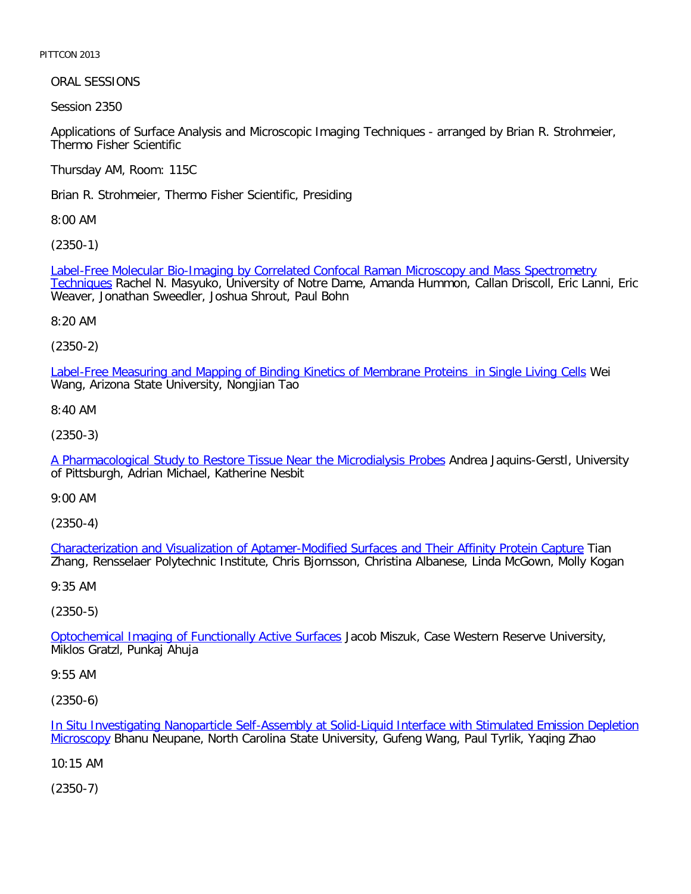ORAL SESSIONS

Session 2350

Applications of Surface Analysis and Microscopic Imaging Techniques - arranged by Brian R. Strohmeier, Thermo Fisher Scientific

Thursday AM, Room: 115C

Brian R. Strohmeier, Thermo Fisher Scientific, Presiding

8:00 AM

(2350-1)

Label-Free Molecular Bio-Imaging by Correlated Confocal Raman Microscopy and Mass Spectrometry Techniques Rachel N. Masyuko, University of Notre Dame, Amanda Hummon, Callan Driscoll, Eric Lanni, Eric Weaver, Jonathan Sweedler, Joshua Shrout, Paul Bohn

8:20 AM

(2350-2)

Label-Free Measuring and Mapping of Binding Kinetics of Membrane Proteins in Single Living Cells Wei Wang, Arizona State University, Nongjian Tao

8:40 AM

(2350-3)

A Pharmacological Study to Restore Tissue Near the Microdialysis Probes Andrea Jaquins-Gerstl, University of Pittsburgh, Adrian Michael, Katherine Nesbit

9:00 AM

(2350-4)

Characterization and Visualization of Aptamer-Modified Surfaces and Their Affinity Protein Capture Tian Zhang, Rensselaer Polytechnic Institute, Chris Bjornsson, Christina Albanese, Linda McGown, Molly Kogan

9:35 AM

(2350-5)

Optochemical Imaging of Functionally Active Surfaces Jacob Miszuk, Case Western Reserve University, Miklos Gratzl, Punkaj Ahuja

9:55 AM

(2350-6)

In Situ Investigating Nanoparticle Self-Assembly at Solid-Liquid Interface with Stimulated Emission Depletion Microscopy Bhanu Neupane, North Carolina State University, Gufeng Wang, Paul Tyrlik, Yaqing Zhao

10:15 AM

(2350-7)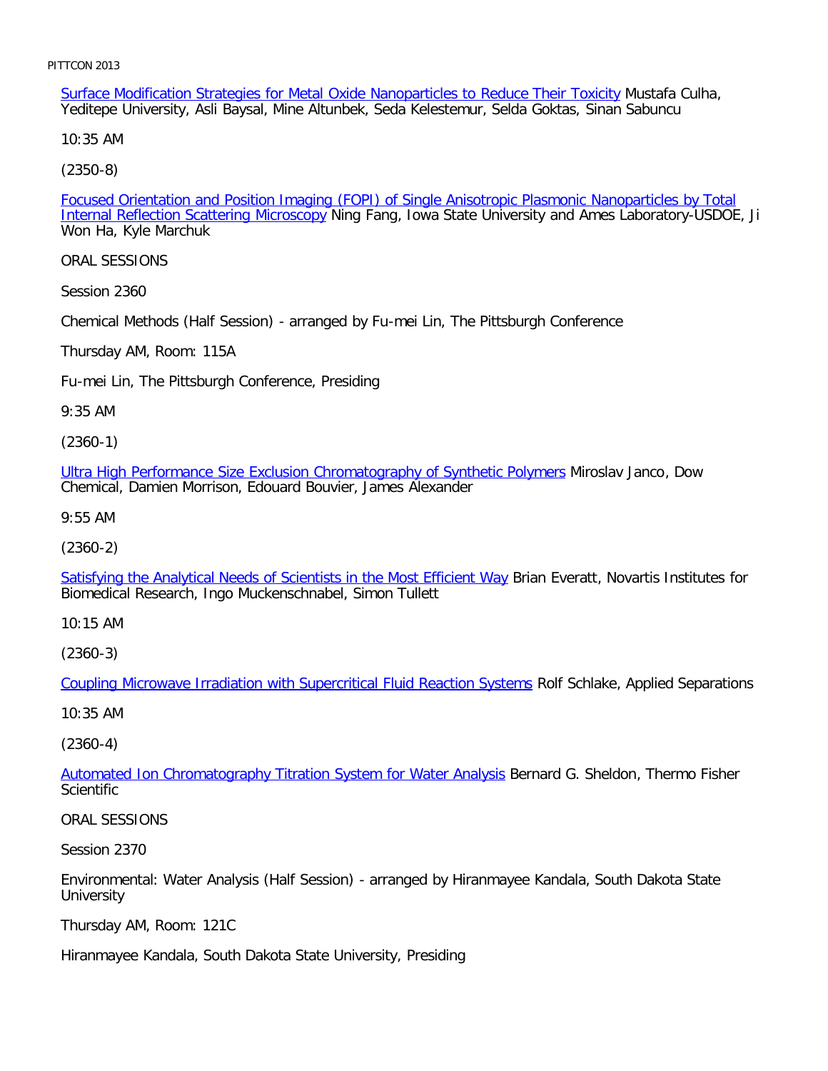Surface Modification Strategies for Metal Oxide Nanoparticles to Reduce Their Toxicity Mustafa Culha, Yeditepe University, Asli Baysal, Mine Altunbek, Seda Kelestemur, Selda Goktas, Sinan Sabuncu

10:35 AM

(2350-8)

Focused Orientation and Position Imaging (FOPI) of Single Anisotropic Plasmonic Nanoparticles by Total Internal Reflection Scattering Microscopy Ning Fang, Iowa State University and Ames Laboratory-USDOE, Ji Won Ha, Kyle Marchuk

ORAL SESSIONS

Session 2360

Chemical Methods (Half Session) - arranged by Fu-mei Lin, The Pittsburgh Conference

Thursday AM, Room: 115A

Fu-mei Lin, The Pittsburgh Conference, Presiding

9:35 AM

(2360-1)

Ultra High Performance Size Exclusion Chromatography of Synthetic Polymers Miroslav Janco, Dow Chemical, Damien Morrison, Edouard Bouvier, James Alexander

9:55 AM

(2360-2)

Satisfying the Analytical Needs of Scientists in the Most Efficient Way Brian Everatt, Novartis Institutes for Biomedical Research, Ingo Muckenschnabel, Simon Tullett

10:15 AM

(2360-3)

Coupling Microwave Irradiation with Supercritical Fluid Reaction Systems Rolf Schlake, Applied Separations

10:35 AM

(2360-4)

Automated Ion Chromatography Titration System for Water Analysis Bernard G. Sheldon, Thermo Fisher Scientific

ORAL SESSIONS

Session 2370

Environmental: Water Analysis (Half Session) - arranged by Hiranmayee Kandala, South Dakota State University

Thursday AM, Room: 121C

Hiranmayee Kandala, South Dakota State University, Presiding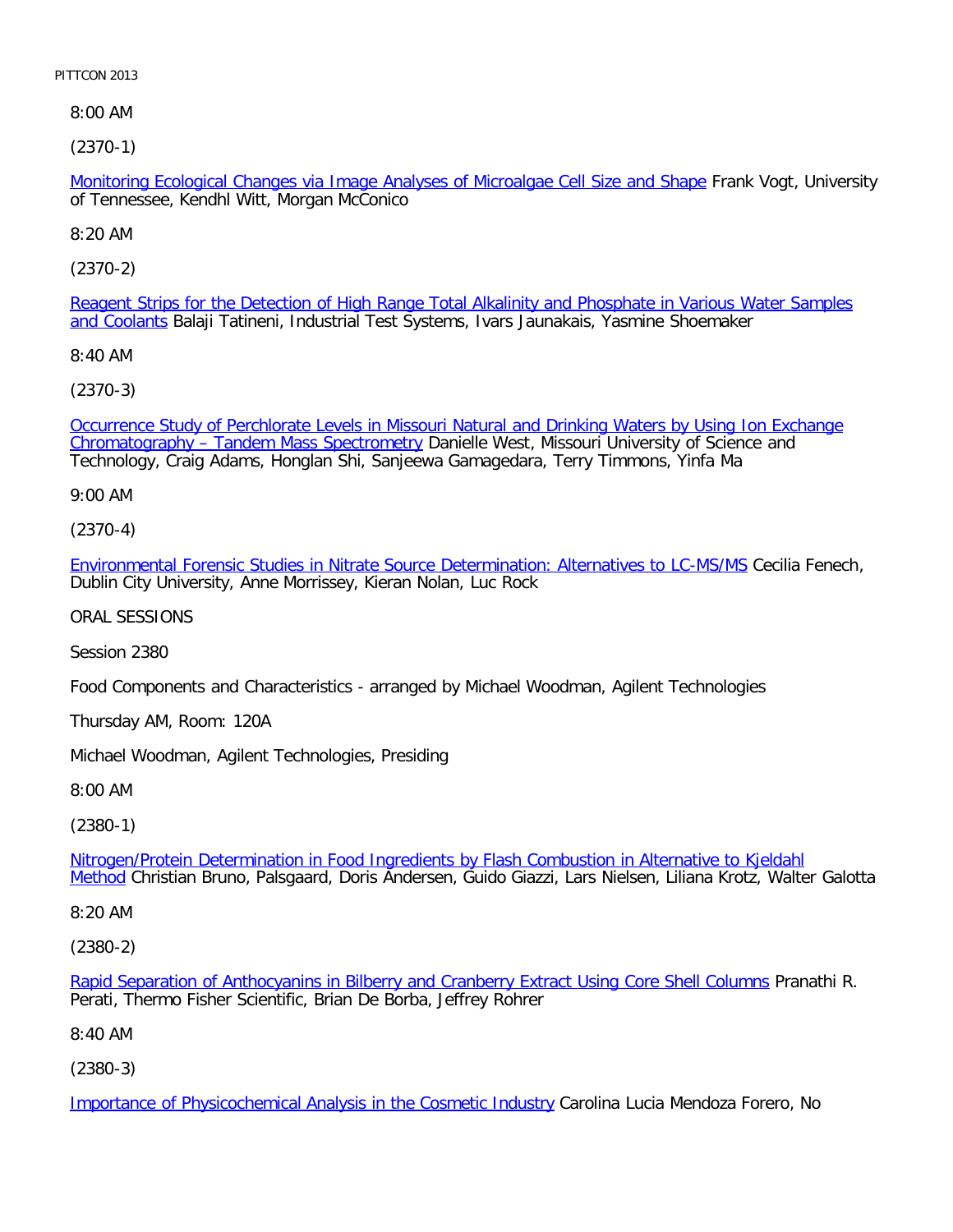8:00 AM

(2370-1)

Monitoring Ecological Changes via Image Analyses of Microalgae Cell Size and Shape Frank Vogt, University of Tennessee, Kendhl Witt, Morgan McConico

8:20 AM

(2370-2)

Reagent Strips for the Detection of High Range Total Alkalinity and Phosphate in Various Water Samples and Coolants Balaji Tatineni, Industrial Test Systems, Ivars Jaunakais, Yasmine Shoemaker

8:40 AM

(2370-3)

Occurrence Study of Perchlorate Levels in Missouri Natural and Drinking Waters by Using Ion Exchange Chromatography – Tandem Mass Spectrometry Danielle West, Missouri University of Science and Technology, Craig Adams, Honglan Shi, Sanjeewa Gamagedara, Terry Timmons, Yinfa Ma

9:00 AM

(2370-4)

Environmental Forensic Studies in Nitrate Source Determination: Alternatives to LC-MS/MS Cecilia Fenech, Dublin City University, Anne Morrissey, Kieran Nolan, Luc Rock

ORAL SESSIONS

Session 2380

Food Components and Characteristics - arranged by Michael Woodman, Agilent Technologies

Thursday AM, Room: 120A

Michael Woodman, Agilent Technologies, Presiding

8:00 AM

(2380-1)

Nitrogen/Protein Determination in Food Ingredients by Flash Combustion in Alternative to Kjeldahl Method Christian Bruno, Palsgaard, Doris Andersen, Guido Giazzi, Lars Nielsen, Liliana Krotz, Walter Galotta

8:20 AM

(2380-2)

Rapid Separation of Anthocyanins in Bilberry and Cranberry Extract Using Core Shell Columns Pranathi R. Perati, Thermo Fisher Scientific, Brian De Borba, Jeffrey Rohrer

8:40 AM

(2380-3)

Importance of Physicochemical Analysis in the Cosmetic Industry Carolina Lucia Mendoza Forero, No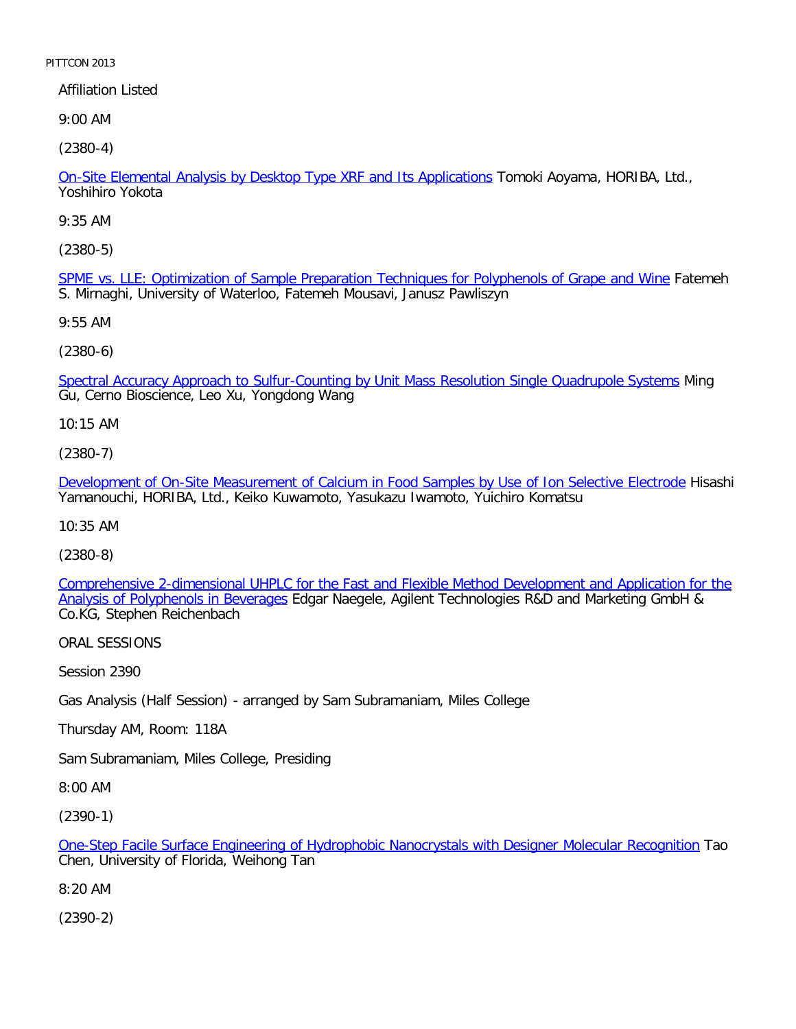Affiliation Listed

9:00 AM

(2380-4)

On-Site Elemental Analysis by Desktop Type XRF and Its Applications Tomoki Aoyama, HORIBA, Ltd., Yoshihiro Yokota

9:35 AM

(2380-5)

SPME vs. LLE: Optimization of Sample Preparation Techniques for Polyphenols of Grape and Wine Fatemeh S. Mirnaghi, University of Waterloo, Fatemeh Mousavi, Janusz Pawliszyn

9:55 AM

(2380-6)

Spectral Accuracy Approach to Sulfur-Counting by Unit Mass Resolution Single Quadrupole Systems Ming Gu, Cerno Bioscience, Leo Xu, Yongdong Wang

10:15 AM

(2380-7)

Development of On-Site Measurement of Calcium in Food Samples by Use of Ion Selective Electrode Hisashi Yamanouchi, HORIBA, Ltd., Keiko Kuwamoto, Yasukazu Iwamoto, Yuichiro Komatsu

10:35 AM

(2380-8)

Comprehensive 2-dimensional UHPLC for the Fast and Flexible Method Development and Application for the Analysis of Polyphenols in Beverages Edgar Naegele, Agilent Technologies R&D and Marketing GmbH & Co.KG, Stephen Reichenbach

ORAL SESSIONS

Session 2390

Gas Analysis (Half Session) - arranged by Sam Subramaniam, Miles College

Thursday AM, Room: 118A

Sam Subramaniam, Miles College, Presiding

8:00 AM

(2390-1)

One-Step Facile Surface Engineering of Hydrophobic Nanocrystals with Designer Molecular Recognition Tao Chen, University of Florida, Weihong Tan

8:20 AM

(2390-2)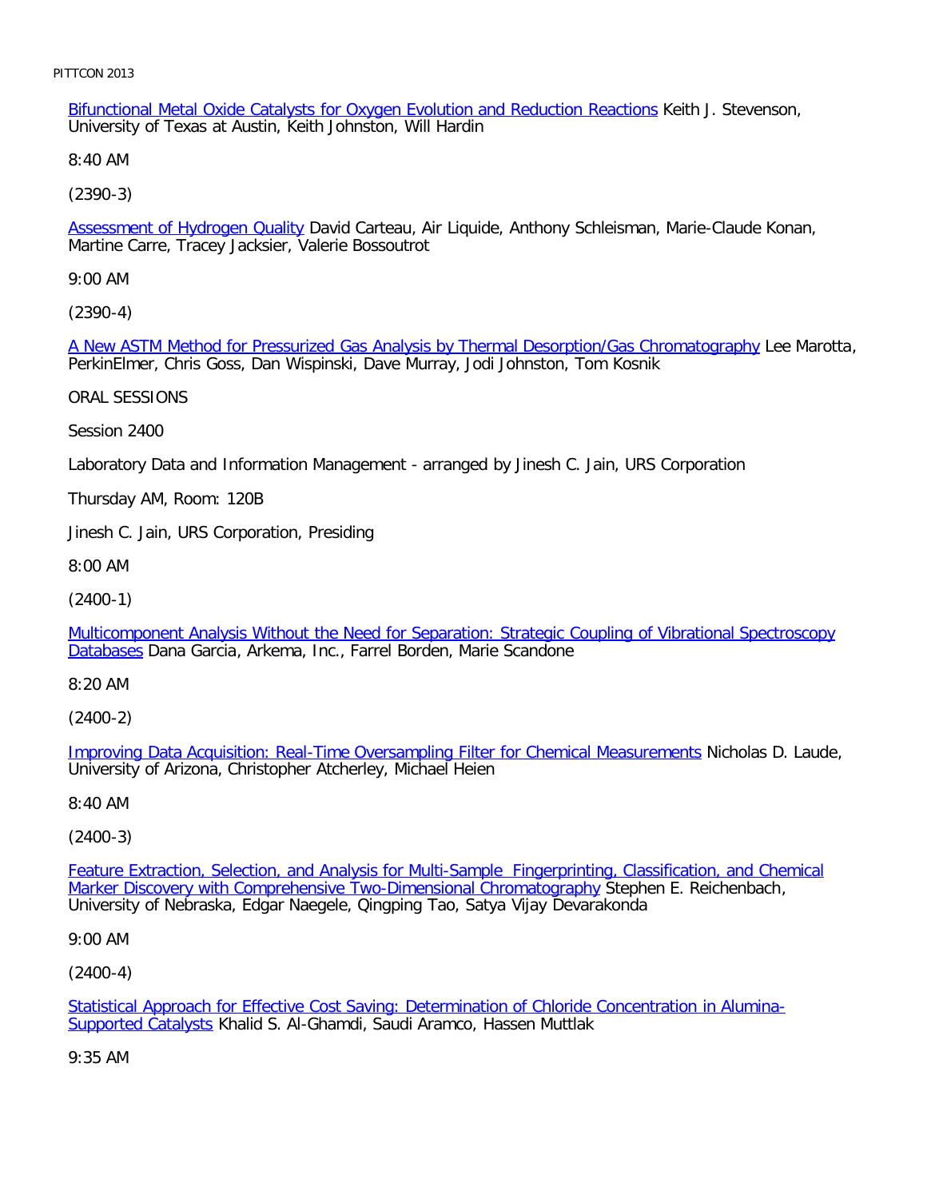Bifunctional Metal Oxide Catalysts for Oxygen Evolution and Reduction Reactions Keith J. Stevenson, University of Texas at Austin, Keith Johnston, Will Hardin

8:40 AM

(2390-3)

Assessment of Hydrogen Quality David Carteau, Air Liquide, Anthony Schleisman, Marie-Claude Konan, Martine Carre, Tracey Jacksier, Valerie Bossoutrot

9:00 AM

(2390-4)

A New ASTM Method for Pressurized Gas Analysis by Thermal Desorption/Gas Chromatography Lee Marotta, PerkinElmer, Chris Goss, Dan Wispinski, Dave Murray, Jodi Johnston, Tom Kosnik

ORAL SESSIONS

Session 2400

Laboratory Data and Information Management - arranged by Jinesh C. Jain, URS Corporation

Thursday AM, Room: 120B

Jinesh C. Jain, URS Corporation, Presiding

8:00 AM

(2400-1)

Multicomponent Analysis Without the Need for Separation: Strategic Coupling of Vibrational Spectroscopy Databases Dana Garcia, Arkema, Inc., Farrel Borden, Marie Scandone

8:20 AM

(2400-2)

Improving Data Acquisition: Real-Time Oversampling Filter for Chemical Measurements Nicholas D. Laude, University of Arizona, Christopher Atcherley, Michael Heien

8:40 AM

(2400-3)

Feature Extraction, Selection, and Analysis for Multi-Sample Fingerprinting, Classification, and Chemical Marker Discovery with Comprehensive Two-Dimensional Chromatography Stephen E. Reichenbach, University of Nebraska, Edgar Naegele, Qingping Tao, Satya Vijay Devarakonda

9:00 AM

(2400-4)

Statistical Approach for Effective Cost Saving: Determination of Chloride Concentration in Alumina-Supported Catalysts Khalid S. Al-Ghamdi, Saudi Aramco, Hassen Muttlak

9:35 AM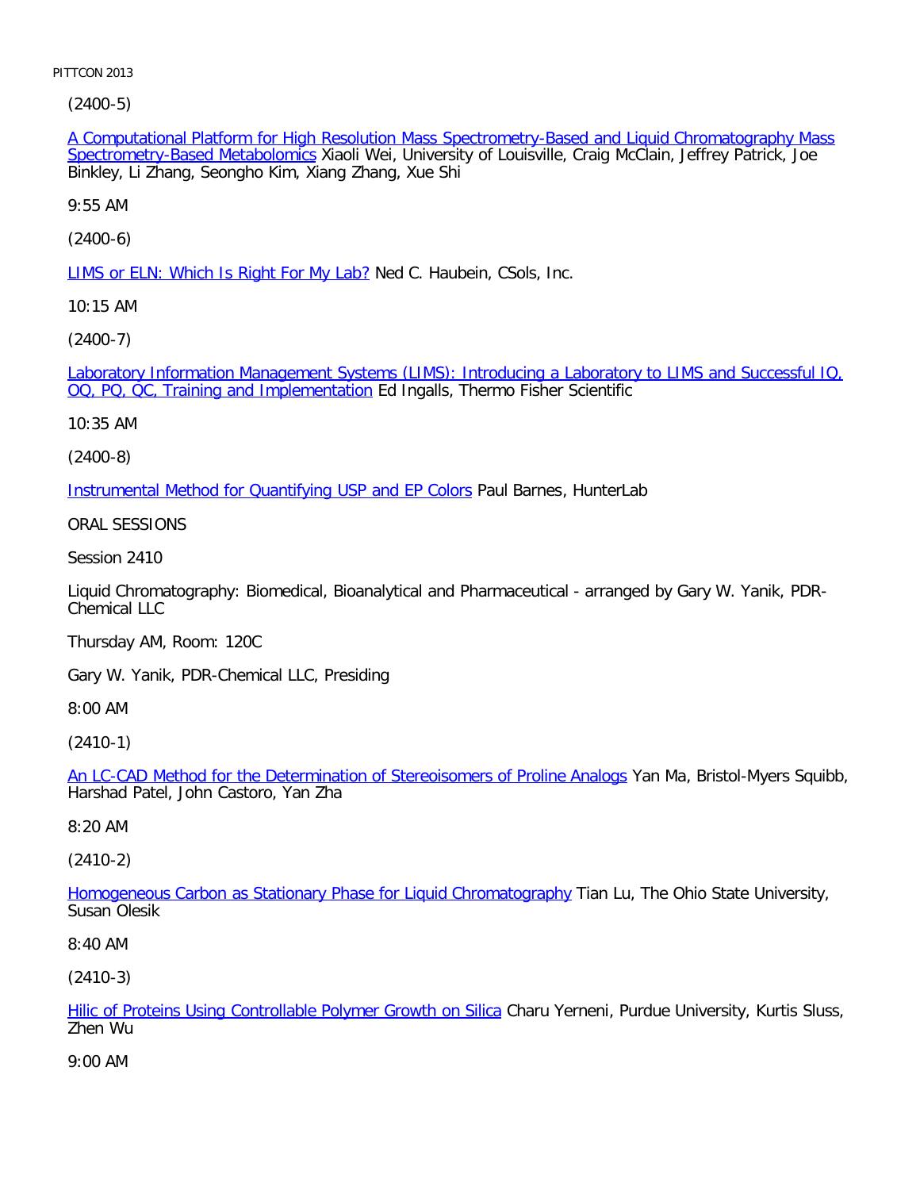(2400-5)

A Computational Platform for High Resolution Mass Spectrometry-Based and Liquid Chromatography Mass Spectrometry-Based Metabolomics Xiaoli Wei, University of Louisville, Craig McClain, Jeffrey Patrick, Joe Binkley, Li Zhang, Seongho Kim, Xiang Zhang, Xue Shi

9:55 AM

(2400-6)

LIMS or ELN: Which Is Right For My Lab? Ned C. Haubein, CSols, Inc.

10:15 AM

(2400-7)

Laboratory Information Management Systems (LIMS): Introducing a Laboratory to LIMS and Successful IQ, OQ, PQ, QC, Training and Implementation Ed Ingalls, Thermo Fisher Scientific

10:35 AM

(2400-8)

Instrumental Method for Quantifying USP and EP Colors Paul Barnes, HunterLab

ORAL SESSIONS

Session 2410

Liquid Chromatography: Biomedical, Bioanalytical and Pharmaceutical - arranged by Gary W. Yanik, PDR-Chemical LLC

Thursday AM, Room: 120C

Gary W. Yanik, PDR-Chemical LLC, Presiding

8:00 AM

(2410-1)

An LC-CAD Method for the Determination of Stereoisomers of Proline Analogs Yan Ma, Bristol-Myers Squibb, Harshad Patel, John Castoro, Yan Zha

8:20 AM

(2410-2)

Homogeneous Carbon as Stationary Phase for Liquid Chromatography Tian Lu, The Ohio State University, Susan Olesik

8:40 AM

(2410-3)

Hilic of Proteins Using Controllable Polymer Growth on Silica Charu Yerneni, Purdue University, Kurtis Sluss, Zhen Wu

9:00 AM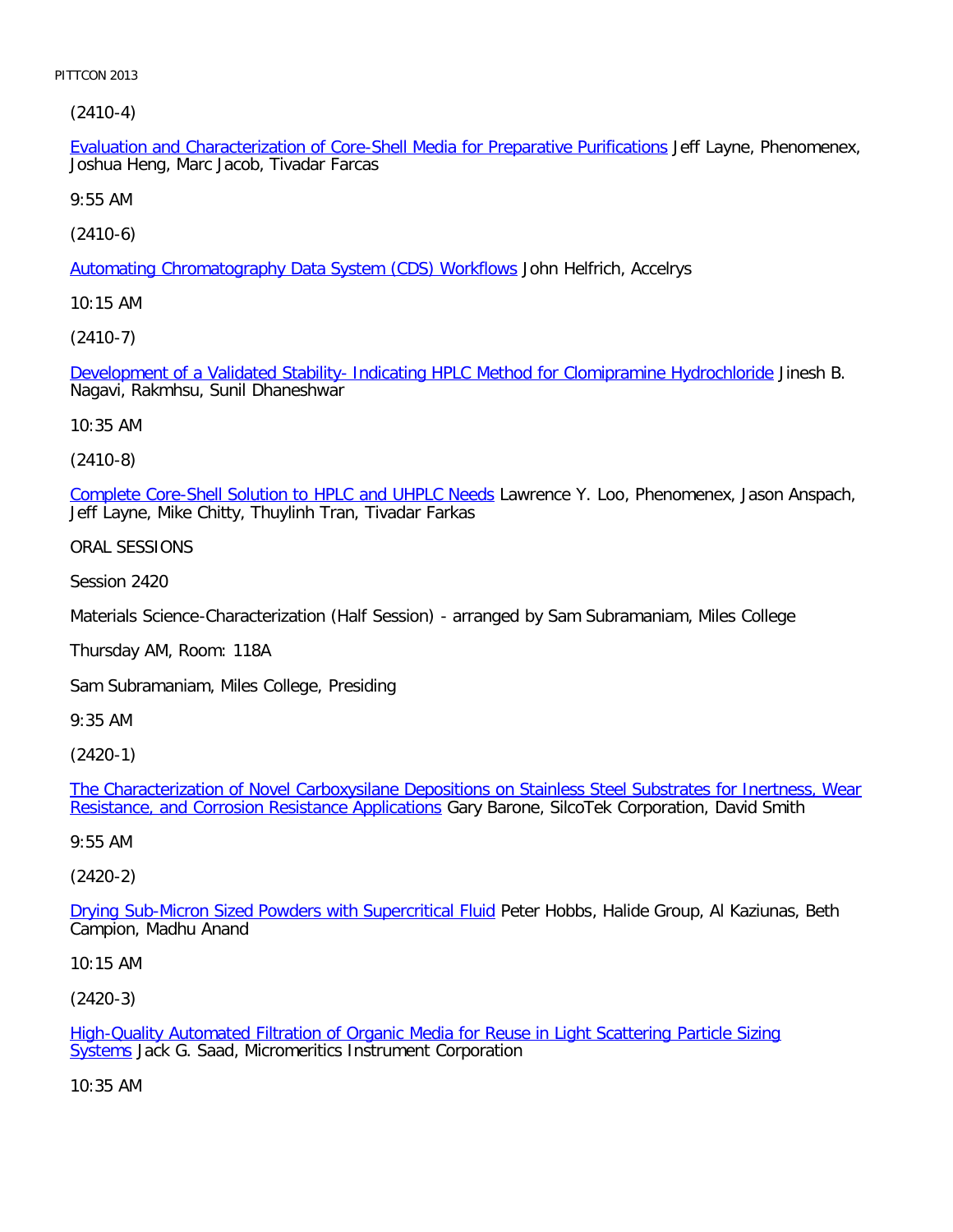(2410-4)

[Evaluation and Characterization of Core-Shell Media for Preparative Purifications] Jeff Layne, Phenomenex, Joshua Heng, Marc Jacob, Tivadar Farcas

9:55 AM

(2410-6)

[Automating Chromatography Data System (CDS) Workflows] John Helfrich, Accelrys

10:15 AM

(2410-7)

[Development of a Validated Stability- Indicating HPLC Method for Clomipramine Hydrochloride] Jinesh B. Nagavi, Rakmhsu, Sunil Dhaneshwar

10:35 AM

(2410-8)

[Complete Core-Shell Solution to HPLC and UHPLC Needs] Lawrence Y. Loo, Phenomenex, Jason Anspach, Jeff Layne, Mike Chitty, Thuylinh Tran, Tivadar Farkas

ORAL SESSIONS

Session 2420

Materials Science-Characterization (Half Session) - arranged by Sam Subramaniam, Miles College

Thursday AM, Room: 118A

Sam Subramaniam, Miles College, Presiding

9:35 AM

(2420-1)

[The Characterization of Novel Carboxysilane Depositions on Stainless Steel Substrates for Inertness, Wear Resistance, and Corrosion Resistance Applications] Gary Barone, SilcoTek Corporation, David Smith

9:55 AM

(2420-2)

[Drying Sub-Micron Sized Powders with Supercritical Fluid] Peter Hobbs, Halide Group, Al Kaziunas, Beth Campion, Madhu Anand

10:15 AM

(2420-3)

[High-Quality Automated Filtration of Organic Media for Reuse in Light Scattering Particle Sizing Systems] Jack G. Saad, Micromeritics Instrument Corporation

10:35 AM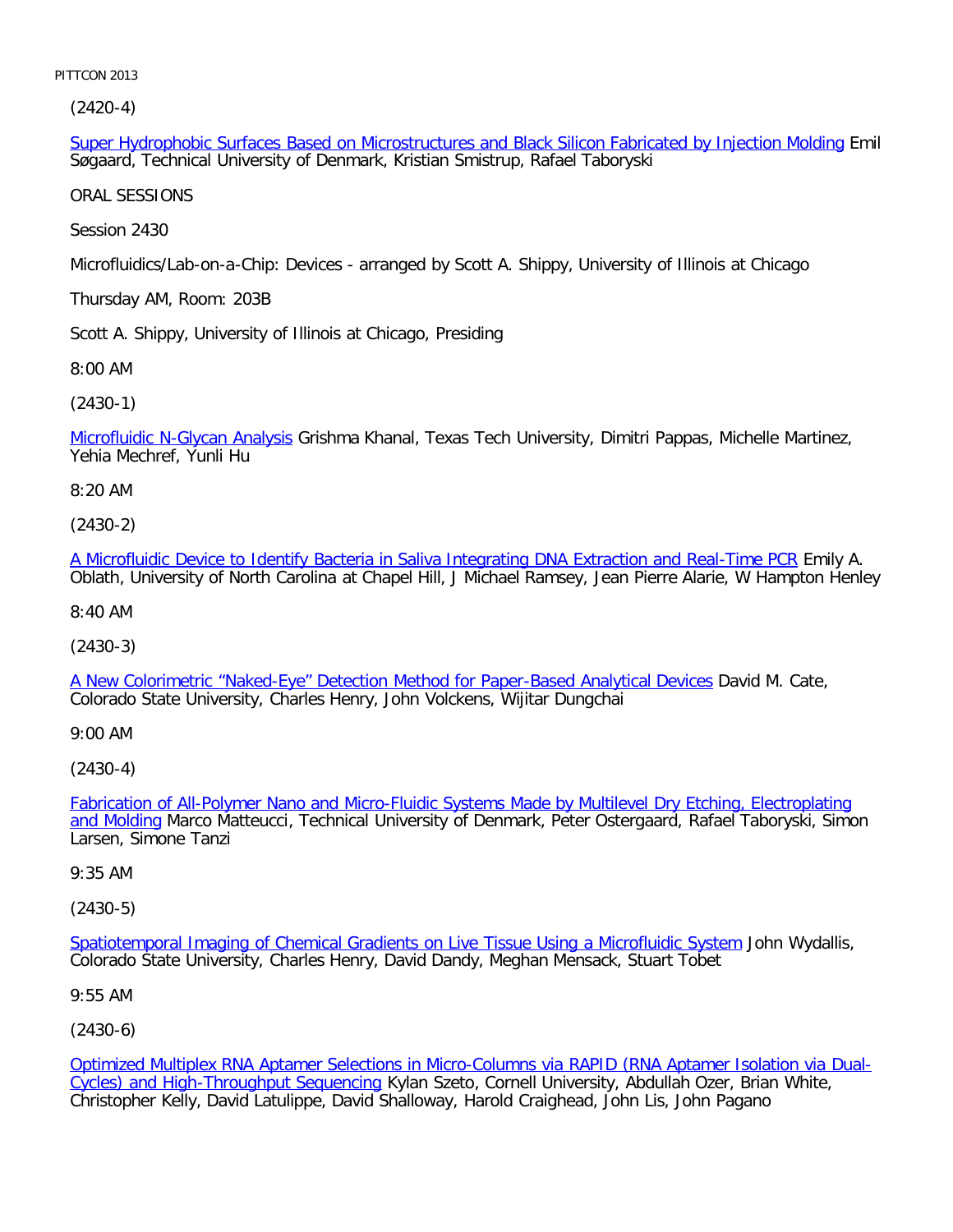(2420-4)

Super Hydrophobic Surfaces Based on Microstructures and Black Silicon Fabricated by Injection Molding Emil Søgaard, Technical University of Denmark, Kristian Smistrup, Rafael Taboryski

ORAL SESSIONS

Session 2430

Microfluidics/Lab-on-a-Chip: Devices - arranged by Scott A. Shippy, University of Illinois at Chicago

Thursday AM, Room: 203B

Scott A. Shippy, University of Illinois at Chicago, Presiding

8:00 AM

(2430-1)

Microfluidic N-Glycan Analysis Grishma Khanal, Texas Tech University, Dimitri Pappas, Michelle Martinez, Yehia Mechref, Yunli Hu

8:20 AM

(2430-2)

A Microfluidic Device to Identify Bacteria in Saliva Integrating DNA Extraction and Real-Time PCR Emily A. Oblath, University of North Carolina at Chapel Hill, J Michael Ramsey, Jean Pierre Alarie, W Hampton Henley

8:40 AM

(2430-3)

A New Colorimetric "Naked-Eye" Detection Method for Paper-Based Analytical Devices David M. Cate, Colorado State University, Charles Henry, John Volckens, Wijitar Dungchai

9:00 AM

(2430-4)

Fabrication of All-Polymer Nano and Micro-Fluidic Systems Made by Multilevel Dry Etching, Electroplating and Molding Marco Matteucci, Technical University of Denmark, Peter Ostergaard, Rafael Taboryski, Simon Larsen, Simone Tanzi

9:35 AM

(2430-5)

Spatiotemporal Imaging of Chemical Gradients on Live Tissue Using a Microfluidic System John Wydallis, Colorado State University, Charles Henry, David Dandy, Meghan Mensack, Stuart Tobet

9:55 AM

(2430-6)

Optimized Multiplex RNA Aptamer Selections in Micro-Columns via RAPID (RNA Aptamer Isolation via Dual-Cycles) and High-Throughput Sequencing Kylan Szeto, Cornell University, Abdullah Ozer, Brian White, Christopher Kelly, David Latulippe, David Shalloway, Harold Craighead, John Lis, John Pagano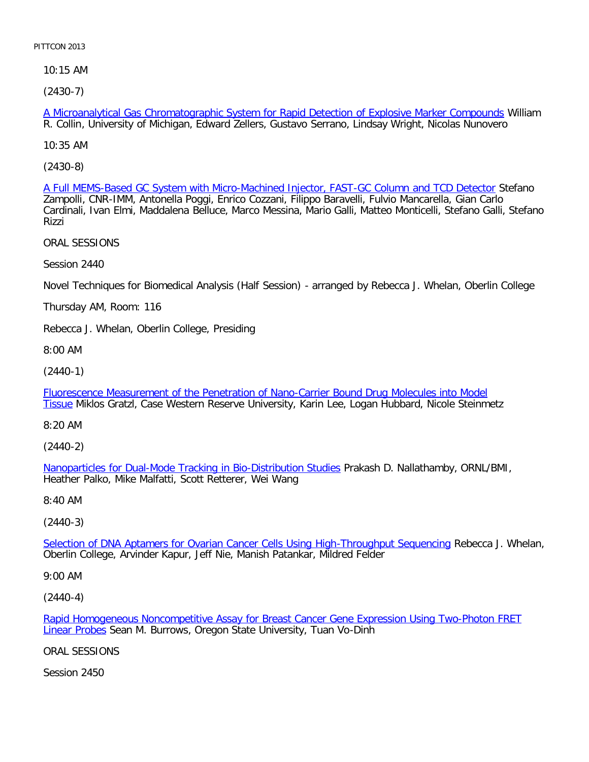10:15 AM

(2430-7)

A Microanalytical Gas Chromatographic System for Rapid Detection of Explosive Marker Compounds William R. Collin, University of Michigan, Edward Zellers, Gustavo Serrano, Lindsay Wright, Nicolas Nunovero

10:35 AM

(2430-8)

A Full MEMS-Based GC System with Micro-Machined Injector, FAST-GC Column and TCD Detector Stefano Zampolli, CNR-IMM, Antonella Poggi, Enrico Cozzani, Filippo Baravelli, Fulvio Mancarella, Gian Carlo Cardinali, Ivan Elmi, Maddalena Belluce, Marco Messina, Mario Galli, Matteo Monticelli, Stefano Galli, Stefano Rizzi

ORAL SESSIONS

Session 2440

Novel Techniques for Biomedical Analysis (Half Session) - arranged by Rebecca J. Whelan, Oberlin College

Thursday AM, Room: 116

Rebecca J. Whelan, Oberlin College, Presiding

8:00 AM

(2440-1)

Fluorescence Measurement of the Penetration of Nano-Carrier Bound Drug Molecules into Model Tissue Miklos Gratzl, Case Western Reserve University, Karin Lee, Logan Hubbard, Nicole Steinmetz

8:20 AM

(2440-2)

Nanoparticles for Dual-Mode Tracking in Bio-Distribution Studies Prakash D. Nallathamby, ORNL/BMI, Heather Palko, Mike Malfatti, Scott Retterer, Wei Wang

8:40 AM

(2440-3)

Selection of DNA Aptamers for Ovarian Cancer Cells Using High-Throughput Sequencing Rebecca J. Whelan, Oberlin College, Arvinder Kapur, Jeff Nie, Manish Patankar, Mildred Felder

9:00 AM

(2440-4)

Rapid Homogeneous Noncompetitive Assay for Breast Cancer Gene Expression Using Two-Photon FRET Linear Probes Sean M. Burrows, Oregon State University, Tuan Vo-Dinh

ORAL SESSIONS

Session 2450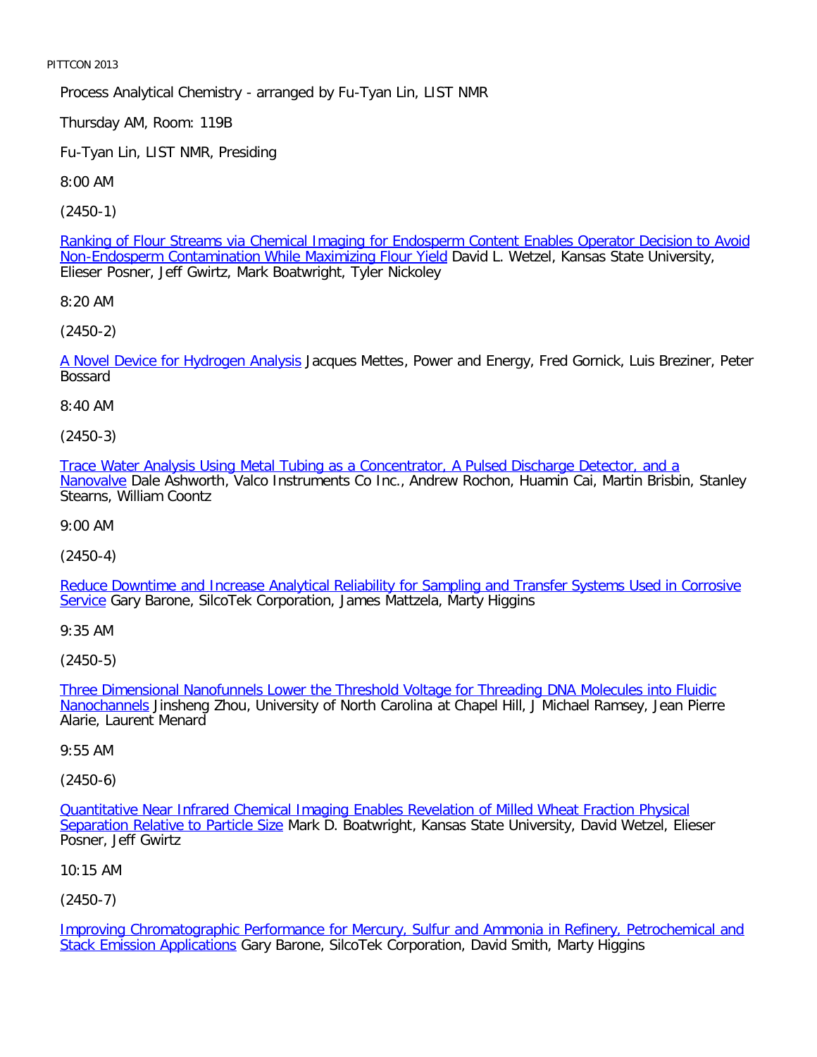Process Analytical Chemistry - arranged by Fu-Tyan Lin, LIST NMR

Thursday AM, Room: 119B

Fu-Tyan Lin, LIST NMR, Presiding

8:00 AM

(2450-1)

Ranking of Flour Streams via Chemical Imaging for Endosperm Content Enables Operator Decision to Avoid Non-Endosperm Contamination While Maximizing Flour Yield David L. Wetzel, Kansas State University, Elieser Posner, Jeff Gwirtz, Mark Boatwright, Tyler Nickoley

8:20 AM

(2450-2)

A Novel Device for Hydrogen Analysis Jacques Mettes, Power and Energy, Fred Gornick, Luis Breziner, Peter Bossard

8:40 AM

(2450-3)

Trace Water Analysis Using Metal Tubing as a Concentrator, A Pulsed Discharge Detector, and a Nanovalve Dale Ashworth, Valco Instruments Co Inc., Andrew Rochon, Huamin Cai, Martin Brisbin, Stanley Stearns, William Coontz

9:00 AM

(2450-4)

Reduce Downtime and Increase Analytical Reliability for Sampling and Transfer Systems Used in Corrosive Service Gary Barone, SilcoTek Corporation, James Mattzela, Marty Higgins

9:35 AM

(2450-5)

Three Dimensional Nanofunnels Lower the Threshold Voltage for Threading DNA Molecules into Fluidic Nanochannels Jinsheng Zhou, University of North Carolina at Chapel Hill, J Michael Ramsey, Jean Pierre Alarie, Laurent Menard

9:55 AM

(2450-6)

Quantitative Near Infrared Chemical Imaging Enables Revelation of Milled Wheat Fraction Physical Separation Relative to Particle Size Mark D. Boatwright, Kansas State University, David Wetzel, Elieser Posner, Jeff Gwirtz

10:15 AM

(2450-7)

Improving Chromatographic Performance for Mercury, Sulfur and Ammonia in Refinery, Petrochemical and Stack Emission Applications Gary Barone, SilcoTek Corporation, David Smith, Marty Higgins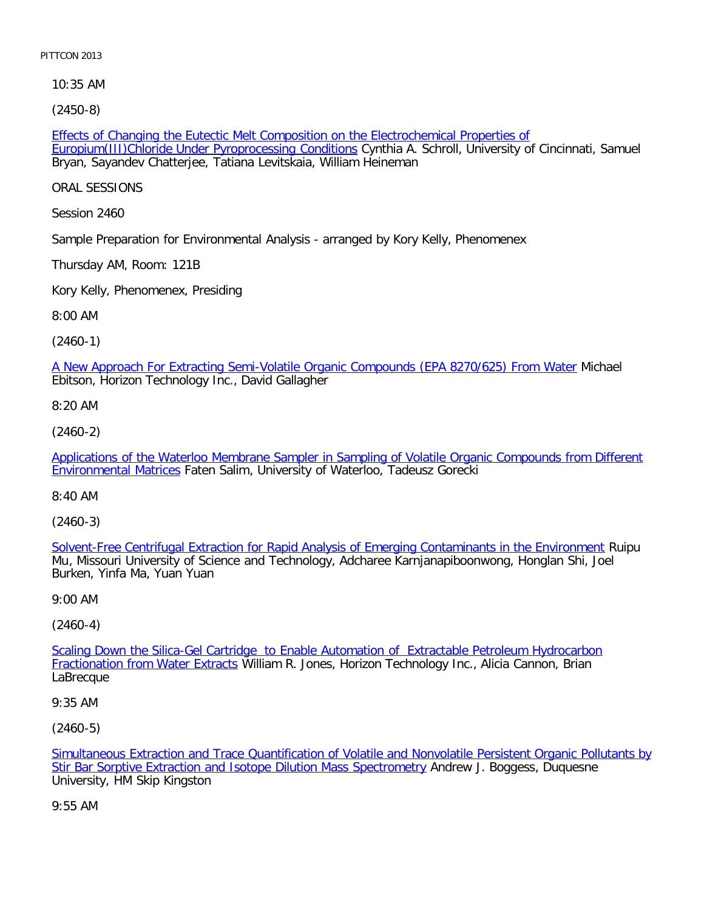10:35 AM

(2450-8)

Effects of Changing the Eutectic Melt Composition on the Electrochemical Properties of Europium(III)Chloride Under Pyroprocessing Conditions Cynthia A. Schroll, University of Cincinnati, Samuel Bryan, Sayandev Chatterjee, Tatiana Levitskaia, William Heineman

ORAL SESSIONS

Session 2460

Sample Preparation for Environmental Analysis - arranged by Kory Kelly, Phenomenex

Thursday AM, Room: 121B

Kory Kelly, Phenomenex, Presiding

8:00 AM

(2460-1)

A New Approach For Extracting Semi-Volatile Organic Compounds (EPA 8270/625) From Water Michael Ebitson, Horizon Technology Inc., David Gallagher

8:20 AM

(2460-2)

Applications of the Waterloo Membrane Sampler in Sampling of Volatile Organic Compounds from Different Environmental Matrices Faten Salim, University of Waterloo, Tadeusz Gorecki

8:40 AM

(2460-3)

Solvent-Free Centrifugal Extraction for Rapid Analysis of Emerging Contaminants in the Environment Ruipu Mu, Missouri University of Science and Technology, Adcharee Karnjanapiboonwong, Honglan Shi, Joel Burken, Yinfa Ma, Yuan Yuan

9:00 AM

(2460-4)

Scaling Down the Silica-Gel Cartridge to Enable Automation of Extractable Petroleum Hydrocarbon Fractionation from Water Extracts William R. Jones, Horizon Technology Inc., Alicia Cannon, Brian LaBrecque

9:35 AM

(2460-5)

Simultaneous Extraction and Trace Quantification of Volatile and Nonvolatile Persistent Organic Pollutants by Stir Bar Sorptive Extraction and Isotope Dilution Mass Spectrometry Andrew J. Boggess, Duquesne University, HM Skip Kingston

9:55 AM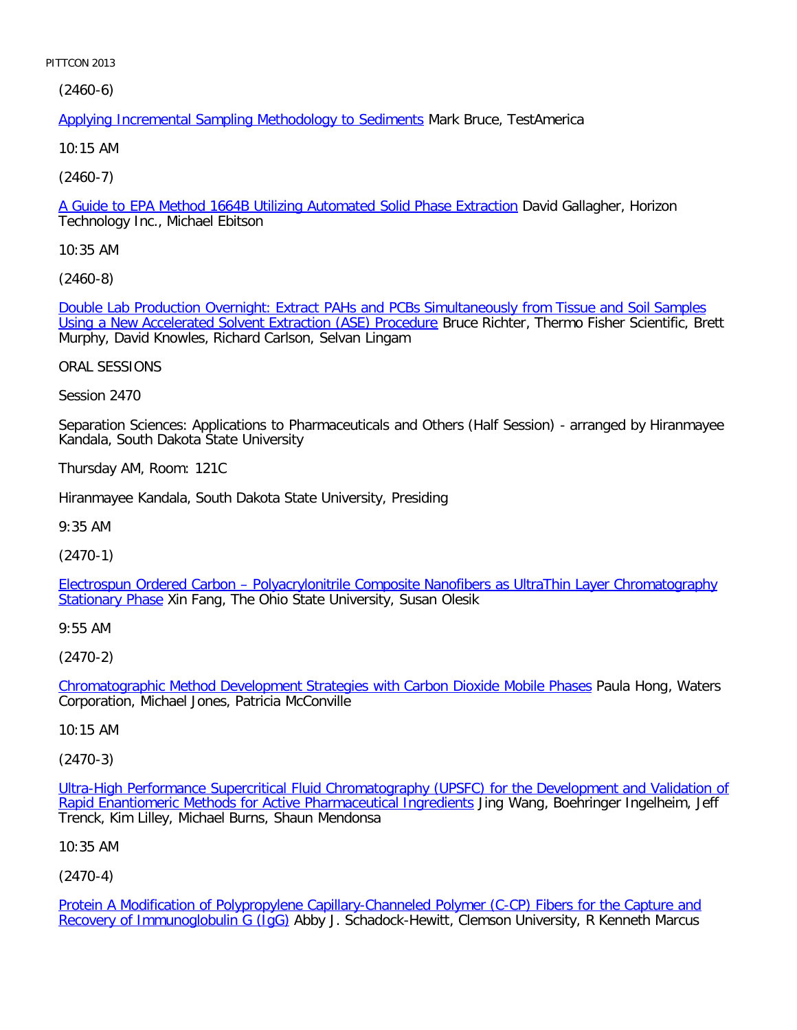(2460-6)

Applying Incremental Sampling Methodology to Sediments Mark Bruce, TestAmerica

10:15 AM

(2460-7)

A Guide to EPA Method 1664B Utilizing Automated Solid Phase Extraction David Gallagher, Horizon Technology Inc., Michael Ebitson

10:35 AM

(2460-8)

Double Lab Production Overnight: Extract PAHs and PCBs Simultaneously from Tissue and Soil Samples Using a New Accelerated Solvent Extraction (ASE) Procedure Bruce Richter, Thermo Fisher Scientific, Brett Murphy, David Knowles, Richard Carlson, Selvan Lingam

ORAL SESSIONS

Session 2470

Separation Sciences: Applications to Pharmaceuticals and Others (Half Session) - arranged by Hiranmayee Kandala, South Dakota State University

Thursday AM, Room: 121C

Hiranmayee Kandala, South Dakota State University, Presiding

9:35 AM

(2470-1)

Electrospun Ordered Carbon – Polyacrylonitrile Composite Nanofibers as UltraThin Layer Chromatography Stationary Phase Xin Fang, The Ohio State University, Susan Olesik

9:55 AM

(2470-2)

Chromatographic Method Development Strategies with Carbon Dioxide Mobile Phases Paula Hong, Waters Corporation, Michael Jones, Patricia McConville

10:15 AM

(2470-3)

Ultra-High Performance Supercritical Fluid Chromatography (UPSFC) for the Development and Validation of Rapid Enantiomeric Methods for Active Pharmaceutical Ingredients Jing Wang, Boehringer Ingelheim, Jeff Trenck, Kim Lilley, Michael Burns, Shaun Mendonsa

10:35 AM

(2470-4)

Protein A Modification of Polypropylene Capillary-Channeled Polymer (C-CP) Fibers for the Capture and Recovery of Immunoglobulin G (IgG) Abby J. Schadock-Hewitt, Clemson University, R Kenneth Marcus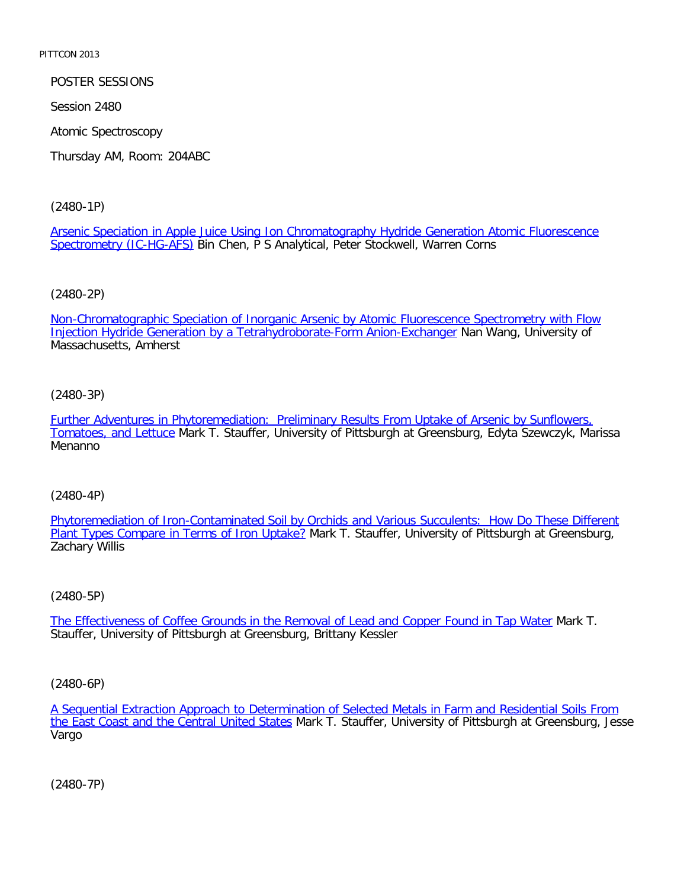POSTER SESSIONS

Session 2480

Atomic Spectroscopy

Thursday AM, Room: 204ABC

(2480-1P)

Arsenic Speciation in Apple Juice Using Ion Chromatography Hydride Generation Atomic Fluorescence Spectrometry (IC-HG-AFS) Bin Chen, P S Analytical, Peter Stockwell, Warren Corns

(2480-2P)

Non-Chromatographic Speciation of Inorganic Arsenic by Atomic Fluorescence Spectrometry with Flow Injection Hydride Generation by a Tetrahydroborate-Form Anion-Exchanger Nan Wang, University of Massachusetts, Amherst

(2480-3P)

Further Adventures in Phytoremediation: Preliminary Results From Uptake of Arsenic by Sunflowers, Tomatoes, and Lettuce Mark T. Stauffer, University of Pittsburgh at Greensburg, Edyta Szewczyk, Marissa Menanno

(2480-4P)

Phytoremediation of Iron-Contaminated Soil by Orchids and Various Succulents: How Do These Different Plant Types Compare in Terms of Iron Uptake? Mark T. Stauffer, University of Pittsburgh at Greensburg, Zachary Willis

(2480-5P)

The Effectiveness of Coffee Grounds in the Removal of Lead and Copper Found in Tap Water Mark T. Stauffer, University of Pittsburgh at Greensburg, Brittany Kessler

(2480-6P)

A Sequential Extraction Approach to Determination of Selected Metals in Farm and Residential Soils From the East Coast and the Central United States Mark T. Stauffer, University of Pittsburgh at Greensburg, Jesse Vargo

(2480-7P)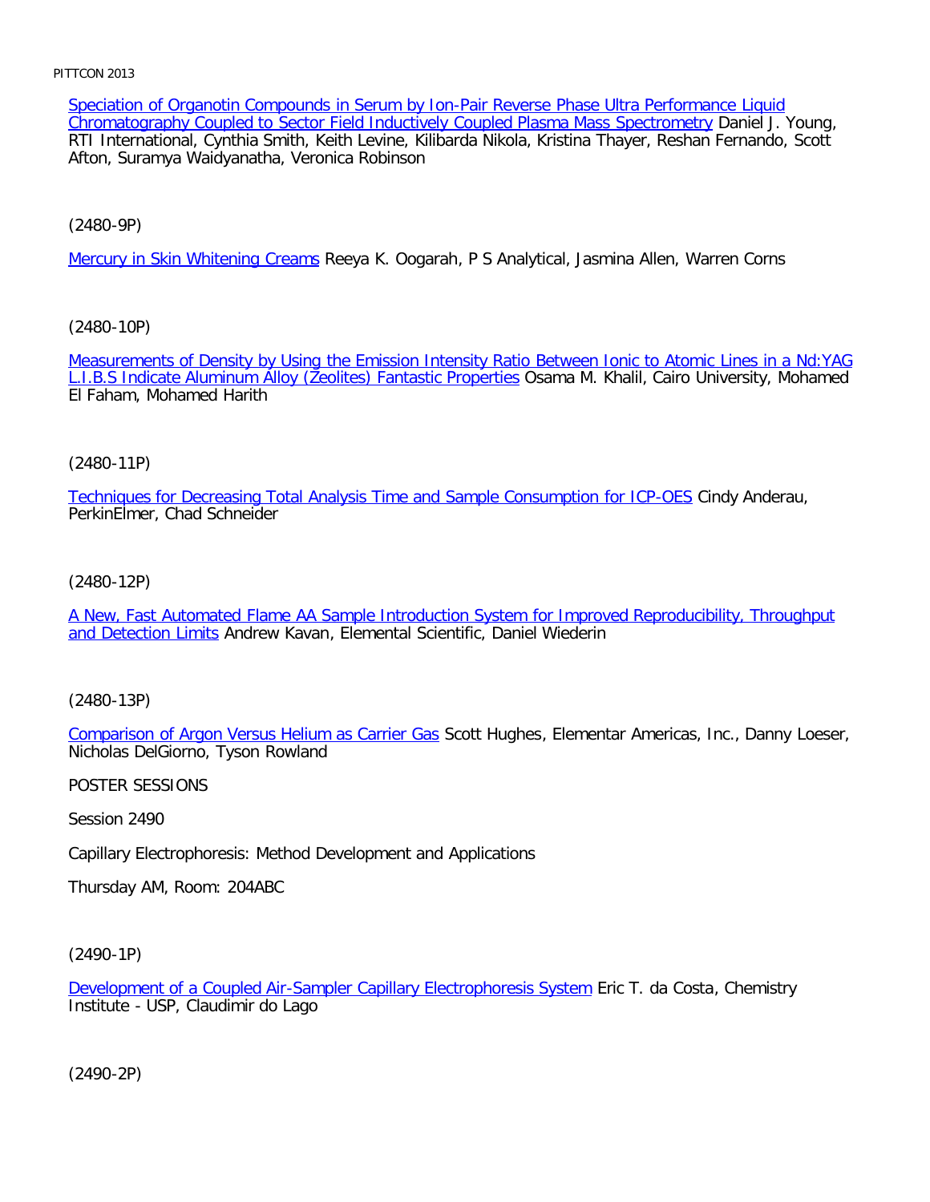Speciation of Organotin Compounds in Serum by Ion-Pair Reverse Phase Ultra Performance Liquid Chromatography Coupled to Sector Field Inductively Coupled Plasma Mass Spectrometry Daniel J. Young, RTI International, Cynthia Smith, Keith Levine, Kilibarda Nikola, Kristina Thayer, Reshan Fernando, Scott Afton, Suramya Waidyanatha, Veronica Robinson

(2480-9P)

Mercury in Skin Whitening Creams Reeya K. Oogarah, P S Analytical, Jasmina Allen, Warren Corns

(2480-10P)

Measurements of Density by Using the Emission Intensity Ratio Between Ionic to Atomic Lines in a Nd:YAG L.I.B.S Indicate Aluminum Alloy (Zeolites) Fantastic Properties Osama M. Khalil, Cairo University, Mohamed El Faham, Mohamed Harith

(2480-11P)

Techniques for Decreasing Total Analysis Time and Sample Consumption for ICP-OES Cindy Anderau, PerkinElmer, Chad Schneider

(2480-12P)

A New, Fast Automated Flame AA Sample Introduction System for Improved Reproducibility, Throughput and Detection Limits Andrew Kavan, Elemental Scientific, Daniel Wiederin

(2480-13P)

Comparison of Argon Versus Helium as Carrier Gas Scott Hughes, Elementar Americas, Inc., Danny Loeser, Nicholas DelGiorno, Tyson Rowland

POSTER SESSIONS

Session 2490

Capillary Electrophoresis: Method Development and Applications

Thursday AM, Room: 204ABC

(2490-1P)

Development of a Coupled Air-Sampler Capillary Electrophoresis System Eric T. da Costa, Chemistry Institute - USP, Claudimir do Lago

(2490-2P)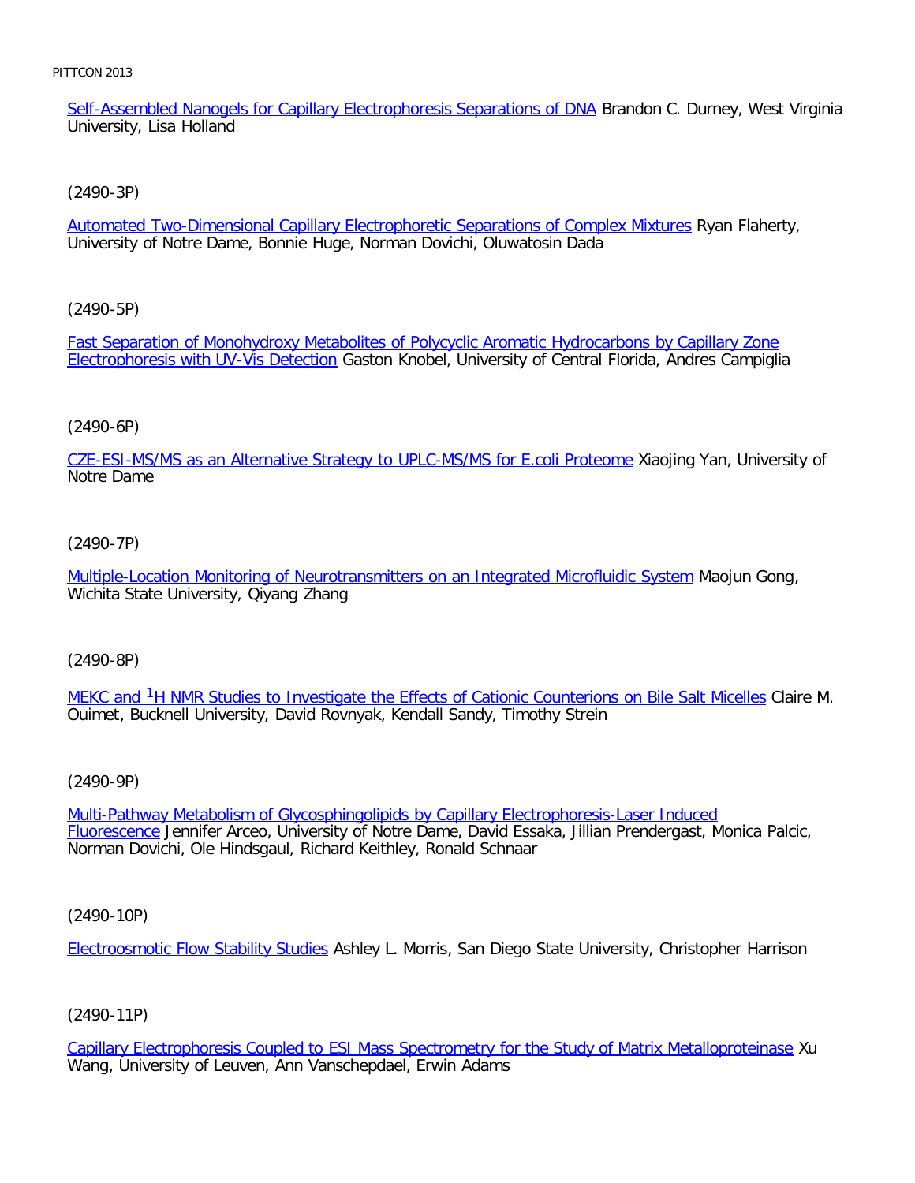Self-Assembled Nanogels for Capillary Electrophoresis Separations of DNA Brandon C. Durney, West Virginia University, Lisa Holland

(2490-3P)

Automated Two-Dimensional Capillary Electrophoretic Separations of Complex Mixtures Ryan Flaherty, University of Notre Dame, Bonnie Huge, Norman Dovichi, Oluwatosin Dada

(2490-5P)

Fast Separation of Monohydroxy Metabolites of Polycyclic Aromatic Hydrocarbons by Capillary Zone Electrophoresis with UV-Vis Detection Gaston Knobel, University of Central Florida, Andres Campiglia

(2490-6P)

CZE-ESI-MS/MS as an Alternative Strategy to UPLC-MS/MS for E.coli Proteome Xiaojing Yan, University of Notre Dame

(2490-7P)

Multiple-Location Monitoring of Neurotransmitters on an Integrated Microfluidic System Maojun Gong, Wichita State University, Qiyang Zhang

(2490-8P)

MEKC and $^{1}H$ NMR Studies to Investigate the Effects of Cationic Counterions on Bile Salt Micelles Claire M. Ouimet, Bucknell University, David Rovnyak, Kendall Sandy, Timothy Strein

(2490-9P)

Multi-Pathway Metabolism of Glycosphingolipids by Capillary Electrophoresis-Laser Induced Fluorescence Jennifer Arceo, University of Notre Dame, David Essaka, Jillian Prendergast, Monica Palcic, Norman Dovichi, Ole Hindsgaul, Richard Keithley, Ronald Schnaar

(2490-10P)

Electroosmotic Flow Stability Studies Ashley L. Morris, San Diego State University, Christopher Harrison

(2490-11P)

Capillary Electrophoresis Coupled to ESI Mass Spectrometry for the Study of Matrix Metalloproteinase Xu Wang, University of Leuven, Ann Vanschepdael, Erwin Adams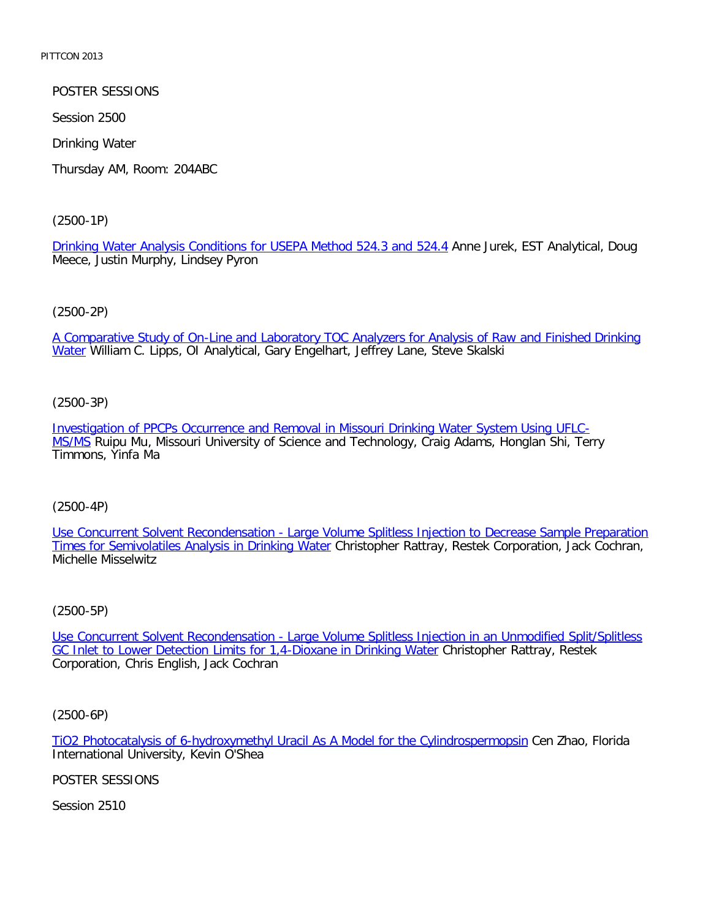POSTER SESSIONS

Session 2500

Drinking Water

Thursday AM, Room: 204ABC

(2500-1P)

Drinking Water Analysis Conditions for USEPA Method 524.3 and 524.4 Anne Jurek, EST Analytical, Doug Meece, Justin Murphy, Lindsey Pyron

(2500-2P)

A Comparative Study of On-Line and Laboratory TOC Analyzers for Analysis of Raw and Finished Drinking Water William C. Lipps, OI Analytical, Gary Engelhart, Jeffrey Lane, Steve Skalski

(2500-3P)

Investigation of PPCPs Occurrence and Removal in Missouri Drinking Water System Using UFLC-MS/MS Ruipu Mu, Missouri University of Science and Technology, Craig Adams, Honglan Shi, Terry Timmons, Yinfa Ma

(2500-4P)

Use Concurrent Solvent Recondensation - Large Volume Splitless Injection to Decrease Sample Preparation Times for Semivolatiles Analysis in Drinking Water Christopher Rattray, Restek Corporation, Jack Cochran, Michelle Misselwitz

(2500-5P)

Use Concurrent Solvent Recondensation - Large Volume Splitless Injection in an Unmodified Split/Splitless GC Inlet to Lower Detection Limits for 1,4-Dioxane in Drinking Water Christopher Rattray, Restek Corporation, Chris English, Jack Cochran

(2500-6P)

TiO2 Photocatalysis of 6-hydroxymethyl Uracil As A Model for the Cylindrospermopsin Cen Zhao, Florida International University, Kevin O'Shea

POSTER SESSIONS

Session 2510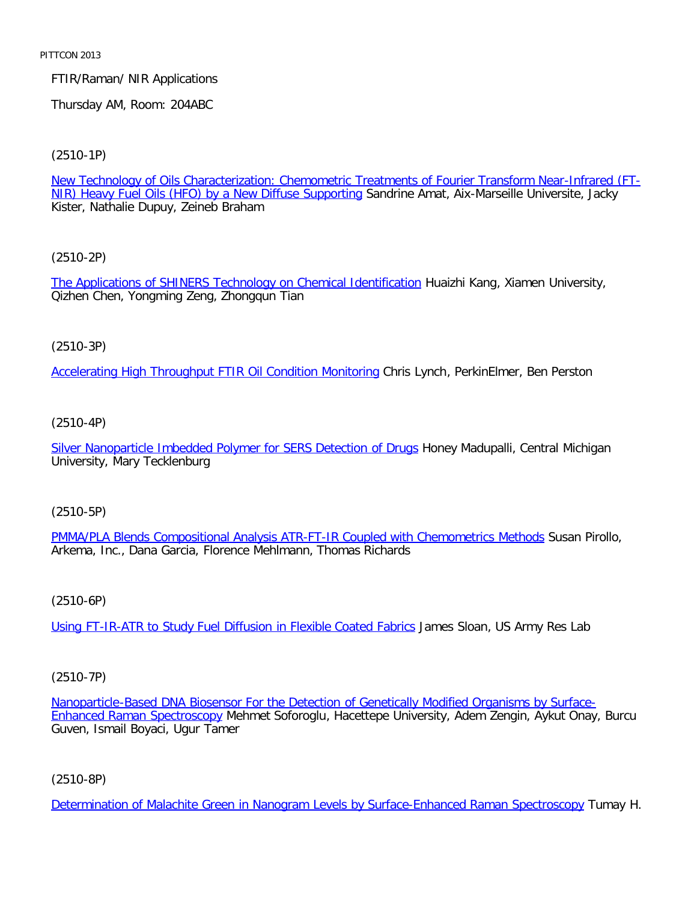FTIR/Raman/ NIR Applications

Thursday AM, Room: 204ABC

(2510-1P)

New Technology of Oils Characterization: Chemometric Treatments of Fourier Transform Near-Infrared (FT-NIR) Heavy Fuel Oils (HFO) by a New Diffuse Supporting Sandrine Amat, Aix-Marseille Universite, Jacky Kister, Nathalie Dupuy, Zeineb Braham

(2510-2P)

The Applications of SHINERS Technology on Chemical Identification Huaizhi Kang, Xiamen University, Qizhen Chen, Yongming Zeng, Zhongqun Tian

(2510-3P)

Accelerating High Throughput FTIR Oil Condition Monitoring Chris Lynch, PerkinElmer, Ben Perston

(2510-4P)

Silver Nanoparticle Imbedded Polymer for SERS Detection of Drugs Honey Madupalli, Central Michigan University, Mary Tecklenburg

(2510-5P)

PMMA/PLA Blends Compositional Analysis ATR-FT-IR Coupled with Chemometrics Methods Susan Pirollo, Arkema, Inc., Dana Garcia, Florence Mehlmann, Thomas Richards

(2510-6P)

Using FT-IR-ATR to Study Fuel Diffusion in Flexible Coated Fabrics James Sloan, US Army Res Lab

(2510-7P)

Nanoparticle-Based DNA Biosensor For the Detection of Genetically Modified Organisms by Surface-Enhanced Raman Spectroscopy Mehmet Soforoglu, Hacettepe University, Adem Zengin, Aykut Onay, Burcu Guven, Ismail Boyaci, Ugur Tamer

(2510-8P)

Determination of Malachite Green in Nanogram Levels by Surface-Enhanced Raman Spectroscopy Tumay H.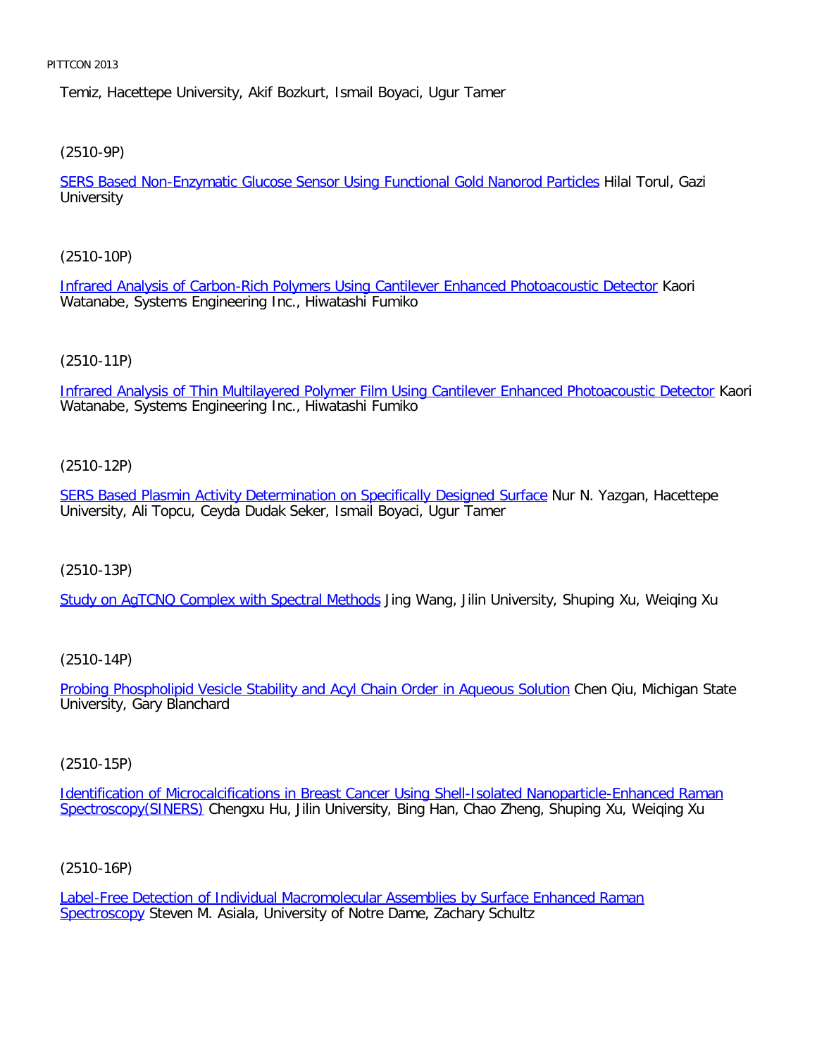Temiz, Hacettepe University, Akif Bozkurt, Ismail Boyaci, Ugur Tamer

(2510-9P)

SERS Based Non-Enzymatic Glucose Sensor Using Functional Gold Nanorod Particles Hilal Torul, Gazi University

(2510-10P)

Infrared Analysis of Carbon-Rich Polymers Using Cantilever Enhanced Photoacoustic Detector Kaori Watanabe, Systems Engineering Inc., Hiwatashi Fumiko

(2510-11P)

Infrared Analysis of Thin Multilayered Polymer Film Using Cantilever Enhanced Photoacoustic Detector Kaori Watanabe, Systems Engineering Inc., Hiwatashi Fumiko

(2510-12P)

SERS Based Plasmin Activity Determination on Specifically Designed Surface Nur N. Yazgan, Hacettepe University, Ali Topcu, Ceyda Dudak Seker, Ismail Boyaci, Ugur Tamer

(2510-13P)

Study on AgTCNQ Complex with Spectral Methods Jing Wang, Jilin University, Shuping Xu, Weiqing Xu

(2510-14P)

Probing Phospholipid Vesicle Stability and Acyl Chain Order in Aqueous Solution Chen Qiu, Michigan State University, Gary Blanchard

(2510-15P)

Identification of Microcalcifications in Breast Cancer Using Shell-Isolated Nanoparticle-Enhanced Raman Spectroscopy(SINERS) Chengxu Hu, Jilin University, Bing Han, Chao Zheng, Shuping Xu, Weiqing Xu

(2510-16P)

Label-Free Detection of Individual Macromolecular Assemblies by Surface Enhanced Raman Spectroscopy Steven M. Asiala, University of Notre Dame, Zachary Schultz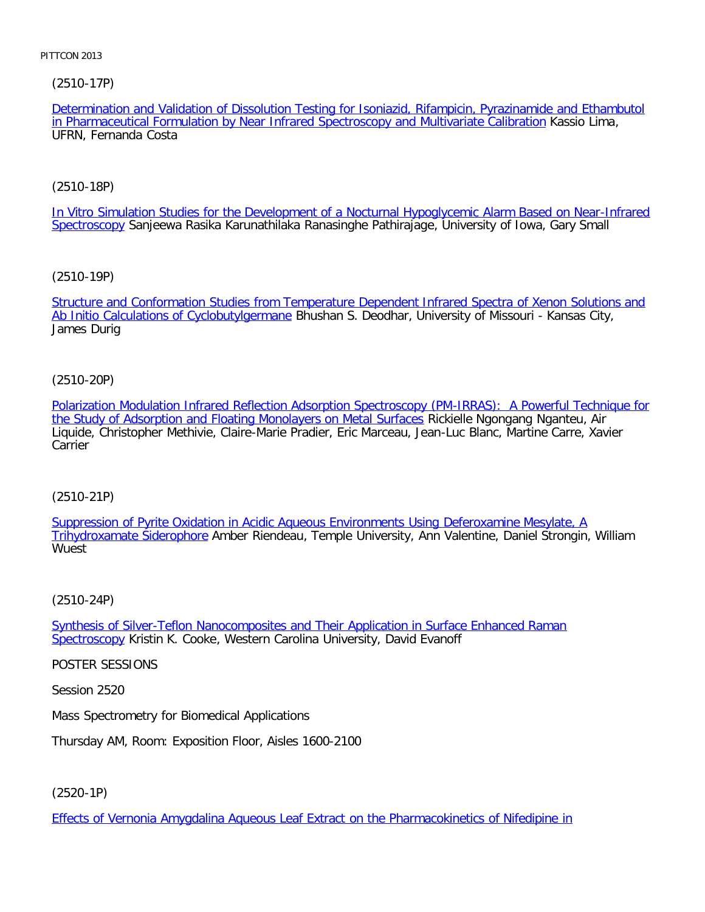(2510-17P)

Determination and Validation of Dissolution Testing for Isoniazid, Rifampicin, Pyrazinamide and Ethambutol in Pharmaceutical Formulation by Near Infrared Spectroscopy and Multivariate Calibration Kassio Lima, UFRN, Fernanda Costa

(2510-18P)

In Vitro Simulation Studies for the Development of a Nocturnal Hypoglycemic Alarm Based on Near-Infrared Spectroscopy Sanjeewa Rasika Karunathilaka Ranasinghe Pathirajage, University of Iowa, Gary Small

(2510-19P)

Structure and Conformation Studies from Temperature Dependent Infrared Spectra of Xenon Solutions and Ab Initio Calculations of Cyclobutylgermane Bhushan S. Deodhar, University of Missouri - Kansas City, James Durig

(2510-20P)

Polarization Modulation Infrared Reflection Adsorption Spectroscopy (PM-IRRAS): A Powerful Technique for the Study of Adsorption and Floating Monolayers on Metal Surfaces Rickielle Ngongang Nganteu, Air Liquide, Christopher Methivie, Claire-Marie Pradier, Eric Marceau, Jean-Luc Blanc, Martine Carre, Xavier Carrier

(2510-21P)

Suppression of Pyrite Oxidation in Acidic Aqueous Environments Using Deferoxamine Mesylate, A Trihydroxamate Siderophore Amber Riendeau, Temple University, Ann Valentine, Daniel Strongin, William Wuest

(2510-24P)

Synthesis of Silver-Teflon Nanocomposites and Their Application in Surface Enhanced Raman Spectroscopy Kristin K. Cooke, Western Carolina University, David Evanoff

POSTER SESSIONS

Session 2520

Mass Spectrometry for Biomedical Applications

Thursday AM, Room: Exposition Floor, Aisles 1600-2100

(2520-1P)

Effects of Vernonia Amygdalina Aqueous Leaf Extract on the Pharmacokinetics of Nifedipine in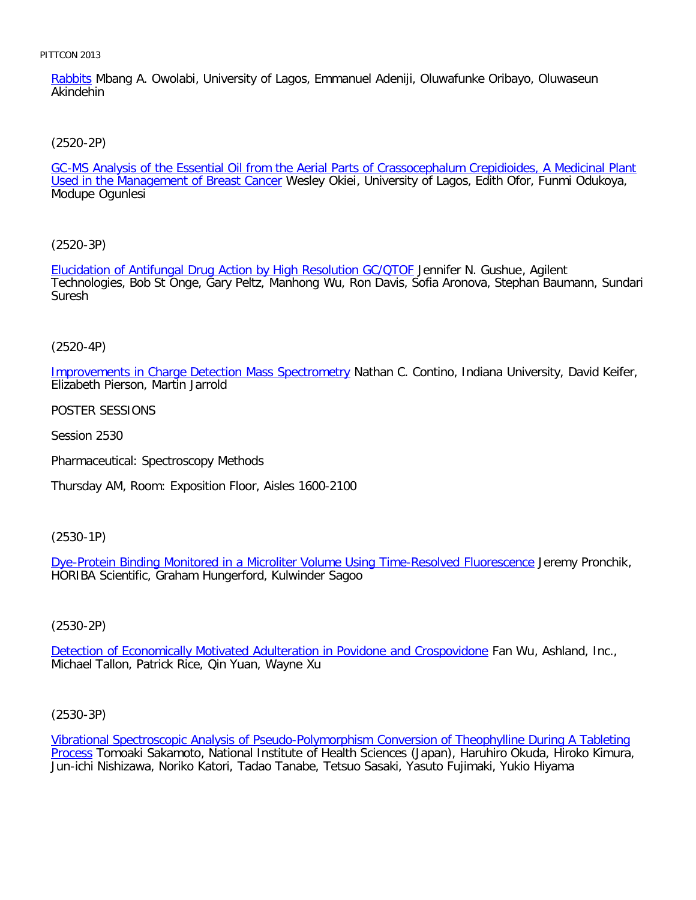Rabbits Mbang A. Owolabi, University of Lagos, Emmanuel Adeniji, Oluwafunke Oribayo, Oluwaseun Akindehin

(2520-2P)

GC-MS Analysis of the Essential Oil from the Aerial Parts of Crassocephalum Crepidioides, A Medicinal Plant Used in the Management of Breast Cancer Wesley Okiei, University of Lagos, Edith Ofor, Funmi Odukoya, Modupe Ogunlesi

(2520-3P)

Elucidation of Antifungal Drug Action by High Resolution GC/QTOF Jennifer N. Gushue, Agilent Technologies, Bob St Onge, Gary Peltz, Manhong Wu, Ron Davis, Sofia Aronova, Stephan Baumann, Sundari Suresh

(2520-4P)

Improvements in Charge Detection Mass Spectrometry Nathan C. Contino, Indiana University, David Keifer, Elizabeth Pierson, Martin Jarrold

POSTER SESSIONS

Session 2530

Pharmaceutical: Spectroscopy Methods

Thursday AM, Room: Exposition Floor, Aisles 1600-2100

(2530-1P)

Dye-Protein Binding Monitored in a Microliter Volume Using Time-Resolved Fluorescence Jeremy Pronchik, HORIBA Scientific, Graham Hungerford, Kulwinder Sagoo

(2530-2P)

Detection of Economically Motivated Adulteration in Povidone and Crospovidone Fan Wu, Ashland, Inc., Michael Tallon, Patrick Rice, Qin Yuan, Wayne Xu

(2530-3P)

Vibrational Spectroscopic Analysis of Pseudo-Polymorphism Conversion of Theophylline During A Tableting Process Tomoaki Sakamoto, National Institute of Health Sciences (Japan), Haruhiro Okuda, Hiroko Kimura, Jun-ichi Nishizawa, Noriko Katori, Tadao Tanabe, Tetsuo Sasaki, Yasuto Fujimaki, Yukio Hiyama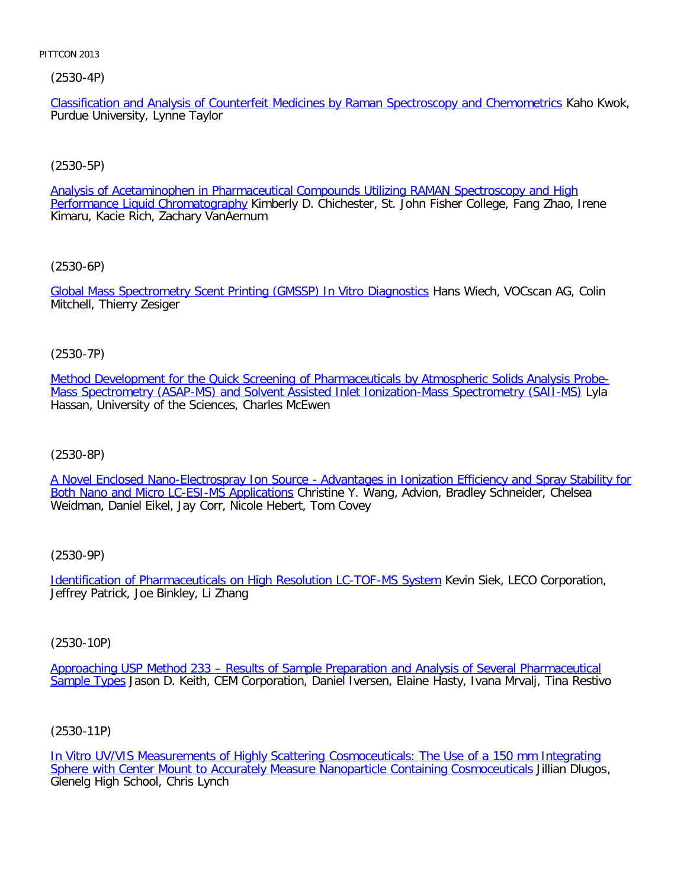(2530-4P)

Classification and Analysis of Counterfeit Medicines by Raman Spectroscopy and Chemometrics Kaho Kwok, Purdue University, Lynne Taylor

(2530-5P)

Analysis of Acetaminophen in Pharmaceutical Compounds Utilizing RAMAN Spectroscopy and High Performance Liquid Chromatography Kimberly D. Chichester, St. John Fisher College, Fang Zhao, Irene Kimaru, Kacie Rich, Zachary VanAernum

(2530-6P)

Global Mass Spectrometry Scent Printing (GMSSP) In Vitro Diagnostics Hans Wiech, VOCscan AG, Colin Mitchell, Thierry Zesiger

(2530-7P)

Method Development for the Quick Screening of Pharmaceuticals by Atmospheric Solids Analysis Probe-Mass Spectrometry (ASAP-MS) and Solvent Assisted Inlet Ionization-Mass Spectrometry (SAII-MS) Lyla Hassan, University of the Sciences, Charles McEwen

(2530-8P)

A Novel Enclosed Nano-Electrospray Ion Source - Advantages in Ionization Efficiency and Spray Stability for Both Nano and Micro LC-ESI-MS Applications Christine Y. Wang, Advion, Bradley Schneider, Chelsea Weidman, Daniel Eikel, Jay Corr, Nicole Hebert, Tom Covey

(2530-9P)

Identification of Pharmaceuticals on High Resolution LC-TOF-MS System Kevin Siek, LECO Corporation, Jeffrey Patrick, Joe Binkley, Li Zhang

(2530-10P)

Approaching USP Method 233 – Results of Sample Preparation and Analysis of Several Pharmaceutical Sample Types Jason D. Keith, CEM Corporation, Daniel Iversen, Elaine Hasty, Ivana Mrvalj, Tina Restivo

(2530-11P)

In Vitro UV/VIS Measurements of Highly Scattering Cosmoceuticals: The Use of a 150 mm Integrating Sphere with Center Mount to Accurately Measure Nanoparticle Containing Cosmoceuticals Jillian Dlugos, Glenelg High School, Chris Lynch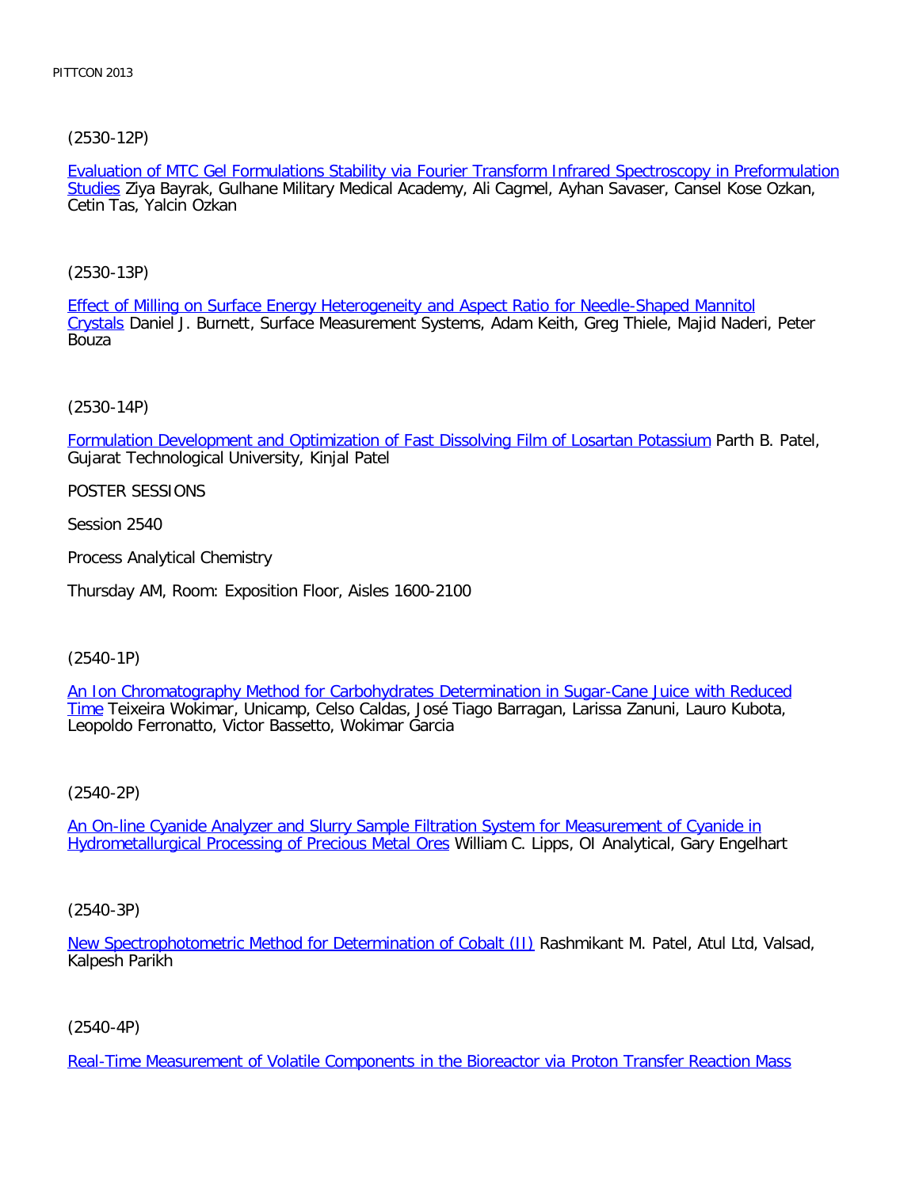(2530-12P)

[Evaluation of MTC Gel Formulations Stability via Fourier Transform Infrared Spectroscopy in Preformulation Studies] Ziya Bayrak, Gulhane Military Medical Academy, Ali Cagmel, Ayhan Savaser, Cansel Kose Ozkan, Cetin Tas, Yalcin Ozkan

(2530-13P)

[Effect of Milling on Surface Energy Heterogeneity and Aspect Ratio for Needle-Shaped Mannitol Crystals] Daniel J. Burnett, Surface Measurement Systems, Adam Keith, Greg Thiele, Majid Naderi, Peter Bouza

(2530-14P)

[Formulation Development and Optimization of Fast Dissolving Film of Losartan Potassium] Parth B. Patel, Gujarat Technological University, Kinjal Patel

POSTER SESSIONS

Session 2540

Process Analytical Chemistry

Thursday AM, Room: Exposition Floor, Aisles 1600-2100

(2540-1P)

[An Ion Chromatography Method for Carbohydrates Determination in Sugar-Cane Juice with Reduced Time] Teixeira Wokimar, Unicamp, Celso Caldas, José Tiago Barragan, Larissa Zanuni, Lauro Kubota, Leopoldo Ferronatto, Victor Bassetto, Wokimar Garcia

(2540-2P)

[An On-line Cyanide Analyzer and Slurry Sample Filtration System for Measurement of Cyanide in Hydrometallurgical Processing of Precious Metal Ores] William C. Lipps, OI Analytical, Gary Engelhart

(2540-3P)

[New Spectrophotometric Method for Determination of Cobalt (II)] Rashmikant M. Patel, Atul Ltd, Valsad, Kalpesh Parikh

(2540-4P)

[Real-Time Measurement of Volatile Components in the Bioreactor via Proton Transfer Reaction Mass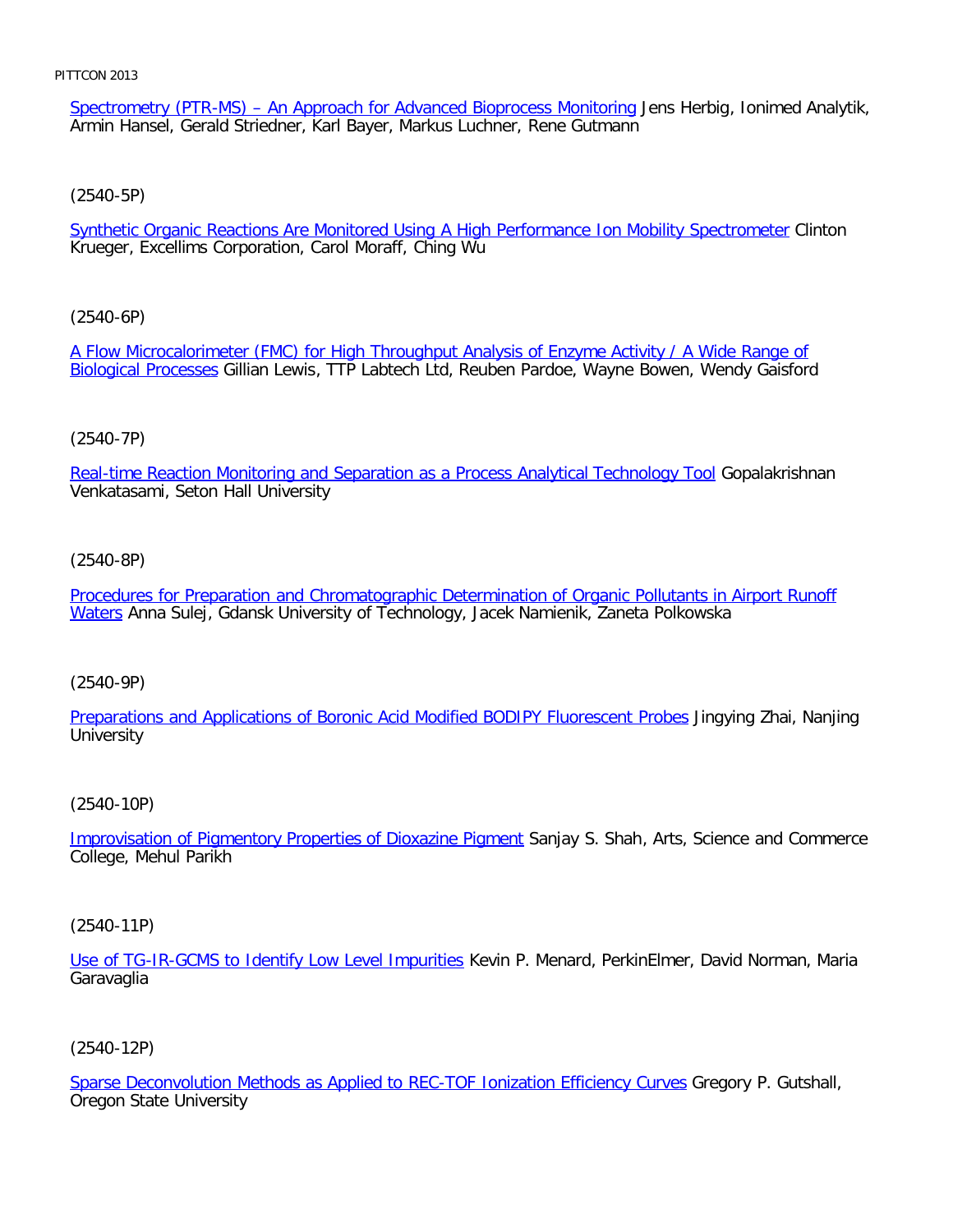Spectrometry (PTR-MS) – An Approach for Advanced Bioprocess Monitoring Jens Herbig, Ionimed Analytik, Armin Hansel, Gerald Striedner, Karl Bayer, Markus Luchner, Rene Gutmann

(2540-5P)

Synthetic Organic Reactions Are Monitored Using A High Performance Ion Mobility Spectrometer Clinton Krueger, Excellims Corporation, Carol Moraff, Ching Wu

(2540-6P)

A Flow Microcalorimeter (FMC) for High Throughput Analysis of Enzyme Activity / A Wide Range of Biological Processes Gillian Lewis, TTP Labtech Ltd, Reuben Pardoe, Wayne Bowen, Wendy Gaisford

(2540-7P)

Real-time Reaction Monitoring and Separation as a Process Analytical Technology Tool Gopalakrishnan Venkatasami, Seton Hall University

(2540-8P)

Procedures for Preparation and Chromatographic Determination of Organic Pollutants in Airport Runoff Waters Anna Sulej, Gdansk University of Technology, Jacek Namienik, Zaneta Polkowska

(2540-9P)

Preparations and Applications of Boronic Acid Modified BODIPY Fluorescent Probes Jingying Zhai, Nanjing University

(2540-10P)

Improvisation of Pigmentory Properties of Dioxazine Pigment Sanjay S. Shah, Arts, Science and Commerce College, Mehul Parikh

(2540-11P)

Use of TG-IR-GCMS to Identify Low Level Impurities Kevin P. Menard, PerkinElmer, David Norman, Maria Garavaglia

(2540-12P)

Sparse Deconvolution Methods as Applied to REC-TOF Ionization Efficiency Curves Gregory P. Gutshall, Oregon State University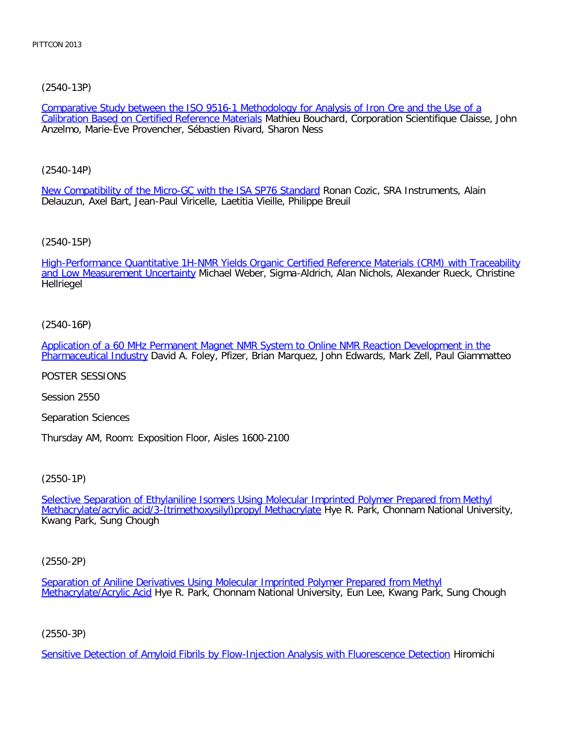(2540-13P)

Comparative Study between the ISO 9516-1 Methodology for Analysis of Iron Ore and the Use of a Calibration Based on Certified Reference Materials Mathieu Bouchard, Corporation Scientifique Claisse, John Anzelmo, Marie-Ève Provencher, Sébastien Rivard, Sharon Ness

(2540-14P)

New Compatibility of the Micro-GC with the ISA SP76 Standard Ronan Cozic, SRA Instruments, Alain Delauzun, Axel Bart, Jean-Paul Viricelle, Laetitia Vieille, Philippe Breuil

(2540-15P)

High-Performance Quantitative 1H-NMR Yields Organic Certified Reference Materials (CRM) with Traceability and Low Measurement Uncertainty Michael Weber, Sigma-Aldrich, Alan Nichols, Alexander Rueck, Christine Hellriegel

(2540-16P)

Application of a 60 MHz Permanent Magnet NMR System to Online NMR Reaction Development in the Pharmaceutical Industry David A. Foley, Pfizer, Brian Marquez, John Edwards, Mark Zell, Paul Giammatteo

POSTER SESSIONS

Session 2550

Separation Sciences

Thursday AM, Room: Exposition Floor, Aisles 1600-2100

(2550-1P)

Selective Separation of Ethylaniline Isomers Using Molecular Imprinted Polymer Prepared from Methyl Methacrylate/acrylic acid/3-(trimethoxysilyl)propyl Methacrylate Hye R. Park, Chonnam National University, Kwang Park, Sung Chough

(2550-2P)

Separation of Aniline Derivatives Using Molecular Imprinted Polymer Prepared from Methyl Methacrylate/Acrylic Acid Hye R. Park, Chonnam National University, Eun Lee, Kwang Park, Sung Chough

(2550-3P)

Sensitive Detection of Amyloid Fibrils by Flow-Injection Analysis with Fluorescence Detection Hiromichi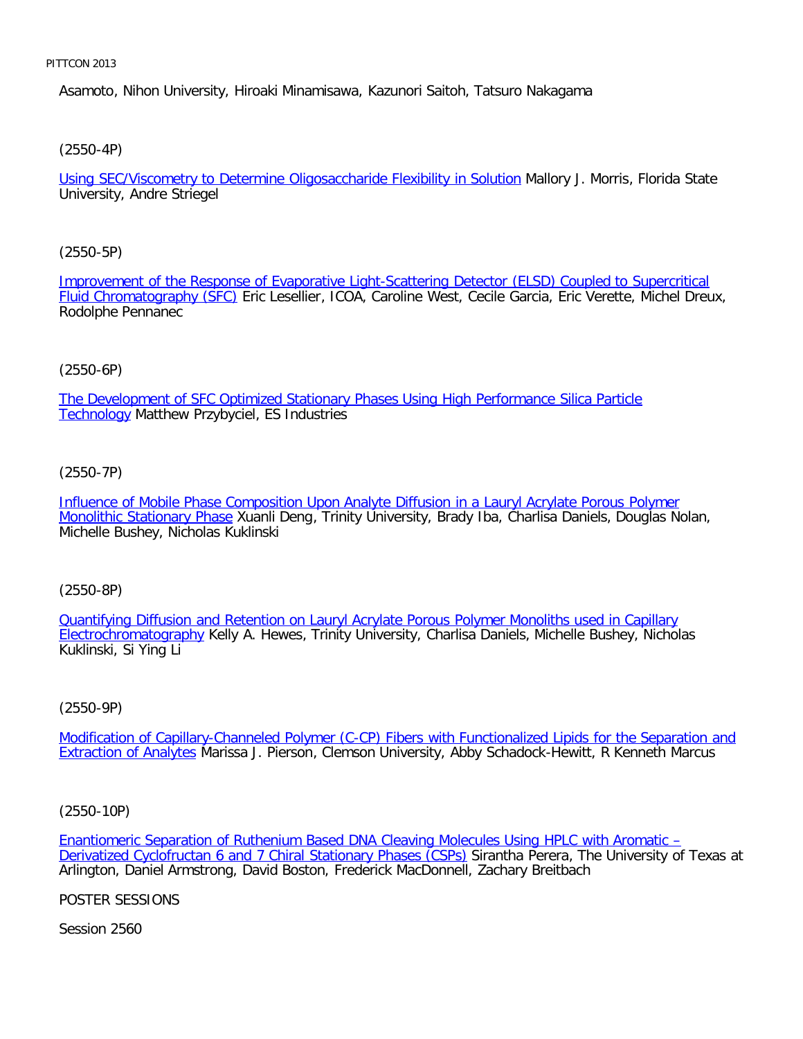Asamoto, Nihon University, Hiroaki Minamisawa, Kazunori Saitoh, Tatsuro Nakagama

(2550-4P)

Using SEC/Viscometry to Determine Oligosaccharide Flexibility in Solution Mallory J. Morris, Florida State University, Andre Striegel

(2550-5P)

Improvement of the Response of Evaporative Light-Scattering Detector (ELSD) Coupled to Supercritical Fluid Chromatography (SFC) Eric Lesellier, ICOA, Caroline West, Cecile Garcia, Eric Verette, Michel Dreux, Rodolphe Pennanec

(2550-6P)

The Development of SFC Optimized Stationary Phases Using High Performance Silica Particle Technology Matthew Przybyciel, ES Industries

(2550-7P)

Influence of Mobile Phase Composition Upon Analyte Diffusion in a Lauryl Acrylate Porous Polymer Monolithic Stationary Phase Xuanli Deng, Trinity University, Brady Iba, Charlisa Daniels, Douglas Nolan, Michelle Bushey, Nicholas Kuklinski

(2550-8P)

Quantifying Diffusion and Retention on Lauryl Acrylate Porous Polymer Monoliths used in Capillary Electrochromatography Kelly A. Hewes, Trinity University, Charlisa Daniels, Michelle Bushey, Nicholas Kuklinski, Si Ying Li

(2550-9P)

Modification of Capillary-Channeled Polymer (C-CP) Fibers with Functionalized Lipids for the Separation and Extraction of Analytes Marissa J. Pierson, Clemson University, Abby Schadock-Hewitt, R Kenneth Marcus

(2550-10P)

Enantiomeric Separation of Ruthenium Based DNA Cleaving Molecules Using HPLC with Aromatic – Derivatized Cyclofructan 6 and 7 Chiral Stationary Phases (CSPs) Sirantha Perera, The University of Texas at Arlington, Daniel Armstrong, David Boston, Frederick MacDonnell, Zachary Breitbach

POSTER SESSIONS

Session 2560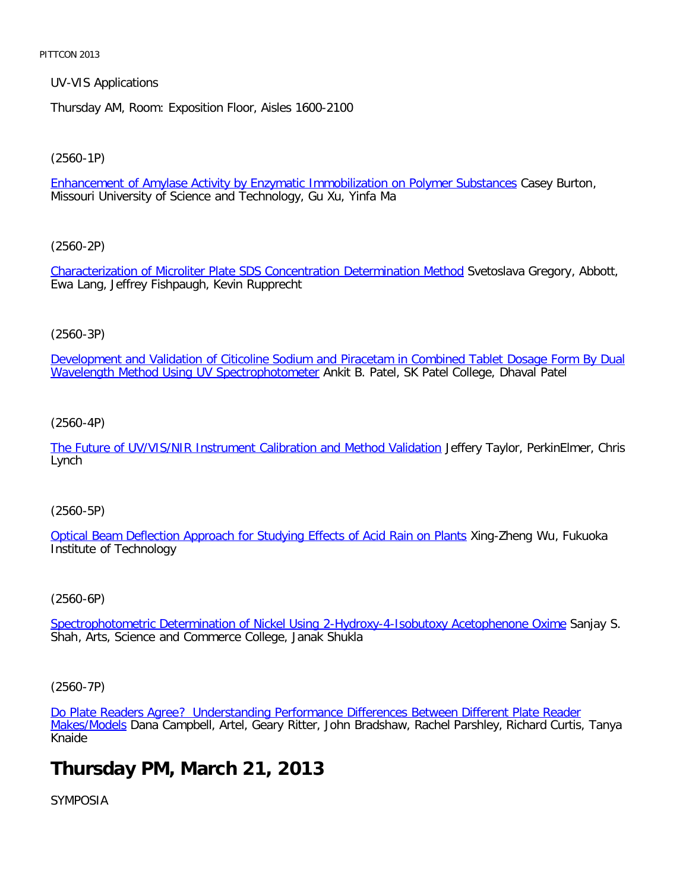UV-VIS Applications

Thursday AM, Room: Exposition Floor, Aisles 1600-2100

(2560-1P)

Enhancement of Amylase Activity by Enzymatic Immobilization on Polymer Substances Casey Burton, Missouri University of Science and Technology, Gu Xu, Yinfa Ma

(2560-2P)

Characterization of Microliter Plate SDS Concentration Determination Method Svetoslava Gregory, Abbott, Ewa Lang, Jeffrey Fishpaugh, Kevin Rupprecht

(2560-3P)

Development and Validation of Citicoline Sodium and Piracetam in Combined Tablet Dosage Form By Dual Wavelength Method Using UV Spectrophotometer Ankit B. Patel, SK Patel College, Dhaval Patel

(2560-4P)

The Future of UV/VIS/NIR Instrument Calibration and Method Validation Jeffery Taylor, PerkinElmer, Chris Lynch

(2560-5P)

Optical Beam Deflection Approach for Studying Effects of Acid Rain on Plants Xing-Zheng Wu, Fukuoka Institute of Technology

(2560-6P)

Spectrophotometric Determination of Nickel Using 2-Hydroxy-4-Isobutoxy Acetophenone Oxime Sanjay S. Shah, Arts, Science and Commerce College, Janak Shukla

(2560-7P)

Do Plate Readers Agree? Understanding Performance Differences Between Different Plate Reader Makes/Models Dana Campbell, Artel, Geary Ritter, John Bradshaw, Rachel Parshley, Richard Curtis, Tanya Knaide

# Thursday PM, March 21, 2013

SYMPOSIA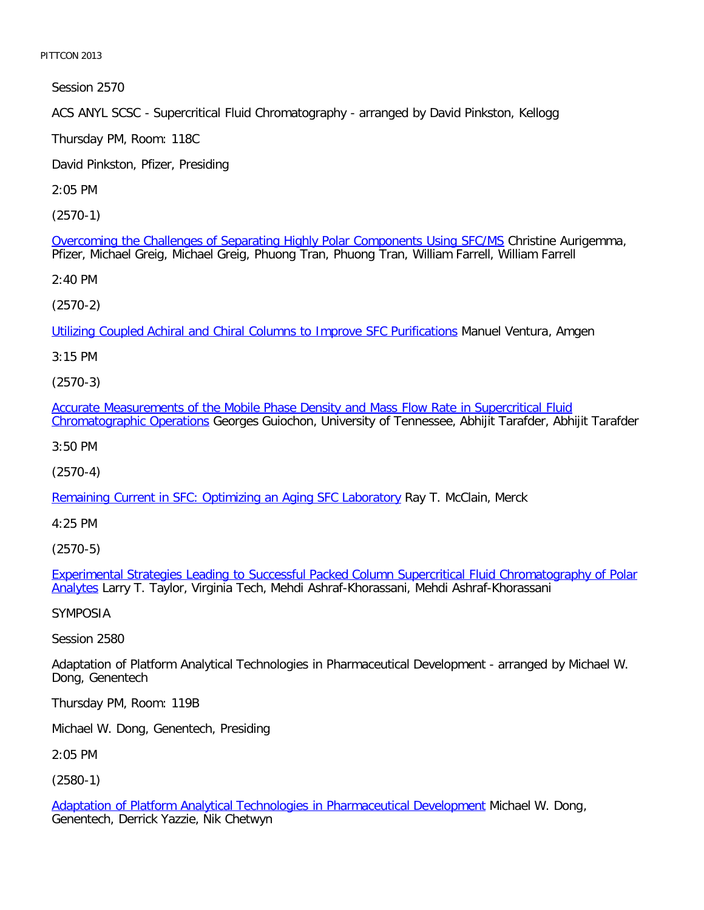Session 2570

ACS ANYL SCSC - Supercritical Fluid Chromatography - arranged by David Pinkston, Kellogg

Thursday PM, Room: 118C

David Pinkston, Pfizer, Presiding

2:05 PM

(2570-1)

Overcoming the Challenges of Separating Highly Polar Components Using SFC/MS Christine Aurigemma, Pfizer, Michael Greig, Michael Greig, Phuong Tran, Phuong Tran, William Farrell, William Farrell

2:40 PM

(2570-2)

Utilizing Coupled Achiral and Chiral Columns to Improve SFC Purifications Manuel Ventura, Amgen

3:15 PM

(2570-3)

Accurate Measurements of the Mobile Phase Density and Mass Flow Rate in Supercritical Fluid Chromatographic Operations Georges Guiochon, University of Tennessee, Abhijit Tarafder, Abhijit Tarafder

3:50 PM

(2570-4)

Remaining Current in SFC: Optimizing an Aging SFC Laboratory Ray T. McClain, Merck

4:25 PM

(2570-5)

Experimental Strategies Leading to Successful Packed Column Supercritical Fluid Chromatography of Polar Analytes Larry T. Taylor, Virginia Tech, Mehdi Ashraf-Khorassani, Mehdi Ashraf-Khorassani

SYMPOSIA

Session 2580

Adaptation of Platform Analytical Technologies in Pharmaceutical Development - arranged by Michael W. Dong, Genentech

Thursday PM, Room: 119B

Michael W. Dong, Genentech, Presiding

2:05 PM

(2580-1)

Adaptation of Platform Analytical Technologies in Pharmaceutical Development Michael W. Dong, Genentech, Derrick Yazzie, Nik Chetwyn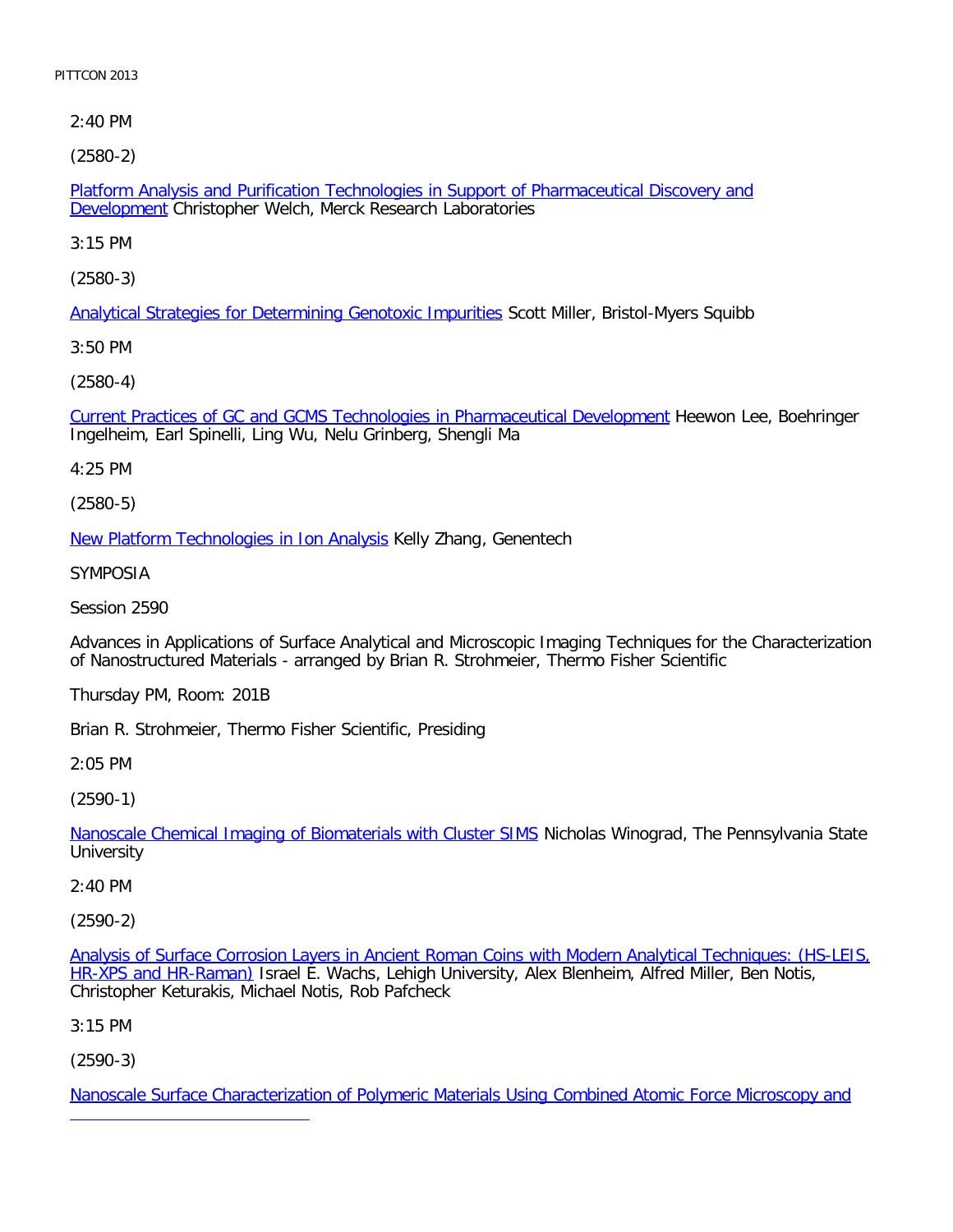2:40 PM

(2580-2)

Platform Analysis and Purification Technologies in Support of Pharmaceutical Discovery and Development Christopher Welch, Merck Research Laboratories

3:15 PM

(2580-3)

Analytical Strategies for Determining Genotoxic Impurities Scott Miller, Bristol-Myers Squibb

3:50 PM

(2580-4)

Current Practices of GC and GCMS Technologies in Pharmaceutical Development Heewon Lee, Boehringer Ingelheim, Earl Spinelli, Ling Wu, Nelu Grinberg, Shengli Ma

4:25 PM

(2580-5)

New Platform Technologies in Ion Analysis Kelly Zhang, Genentech

SYMPOSIA

Session 2590

Advances in Applications of Surface Analytical and Microscopic Imaging Techniques for the Characterization of Nanostructured Materials - arranged by Brian R. Strohmeier, Thermo Fisher Scientific

Thursday PM, Room: 201B

Brian R. Strohmeier, Thermo Fisher Scientific, Presiding

2:05 PM

(2590-1)

Nanoscale Chemical Imaging of Biomaterials with Cluster SIMS Nicholas Winograd, The Pennsylvania State University

2:40 PM

(2590-2)

Analysis of Surface Corrosion Layers in Ancient Roman Coins with Modern Analytical Techniques: (HS-LEIS, HR-XPS and HR-Raman) Israel E. Wachs, Lehigh University, Alex Blenheim, Alfred Miller, Ben Notis, Christopher Keturakis, Michael Notis, Rob Pafcheck

3:15 PM

(2590-3)

Nanoscale Surface Characterization of Polymeric Materials Using Combined Atomic Force Microscopy and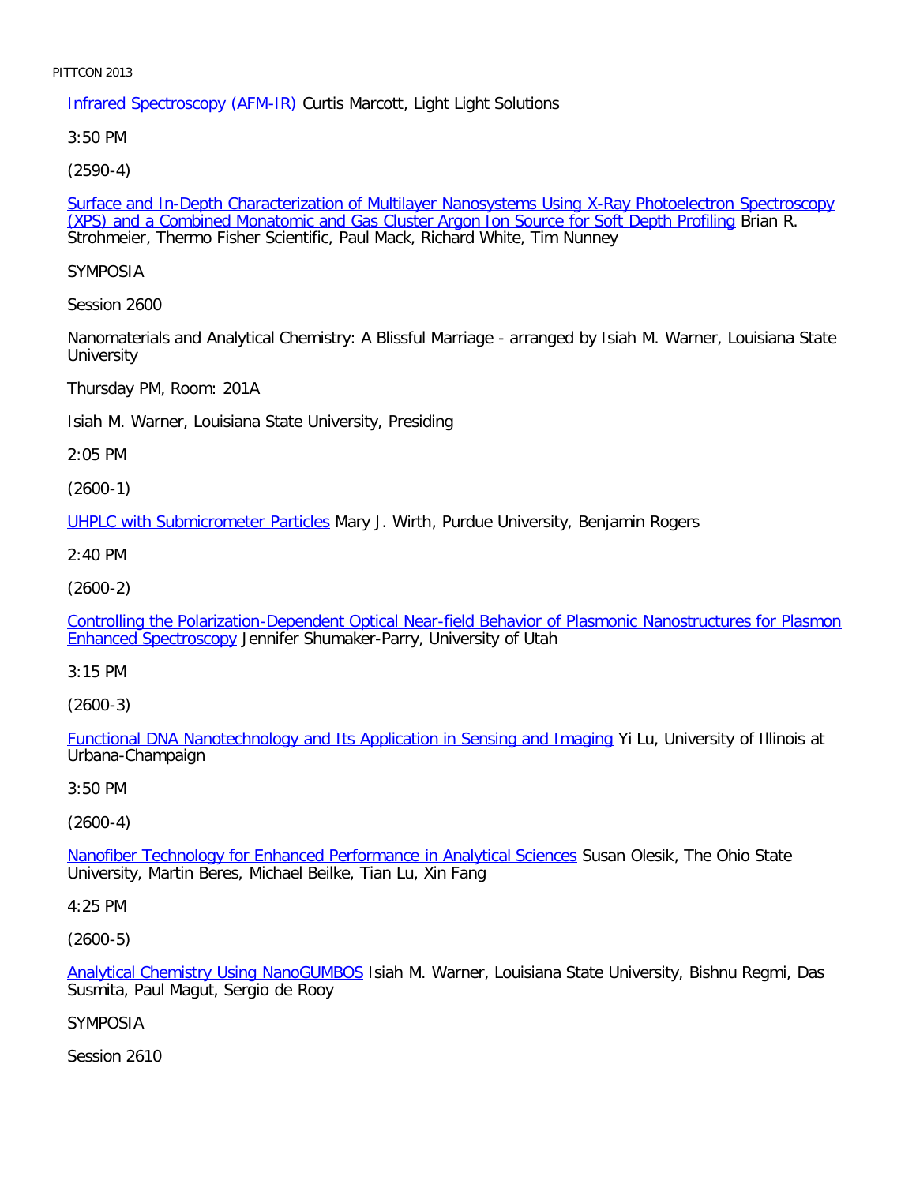Infrared Spectroscopy (AFM-IR) Curtis Marcott, Light Light Solutions

3:50 PM

(2590-4)

Surface and In-Depth Characterization of Multilayer Nanosystems Using X-Ray Photoelectron Spectroscopy (XPS) and a Combined Monatomic and Gas Cluster Argon Ion Source for Soft Depth Profiling Brian R. Strohmeier, Thermo Fisher Scientific, Paul Mack, Richard White, Tim Nunney

SYMPOSIA

Session 2600

Nanomaterials and Analytical Chemistry: A Blissful Marriage - arranged by Isiah M. Warner, Louisiana State University

Thursday PM, Room: 201A

Isiah M. Warner, Louisiana State University, Presiding

2:05 PM

(2600-1)

UHPLC with Submicrometer Particles Mary J. Wirth, Purdue University, Benjamin Rogers

2:40 PM

(2600-2)

Controlling the Polarization-Dependent Optical Near-field Behavior of Plasmonic Nanostructures for Plasmon Enhanced Spectroscopy Jennifer Shumaker-Parry, University of Utah

3:15 PM

(2600-3)

Functional DNA Nanotechnology and Its Application in Sensing and Imaging Yi Lu, University of Illinois at Urbana-Champaign

3:50 PM

(2600-4)

Nanofiber Technology for Enhanced Performance in Analytical Sciences Susan Olesik, The Ohio State University, Martin Beres, Michael Beilke, Tian Lu, Xin Fang

4:25 PM

(2600-5)

Analytical Chemistry Using NanoGUMBOS Isiah M. Warner, Louisiana State University, Bishnu Regmi, Das Susmita, Paul Magut, Sergio de Rooy

SYMPOSIA

Session 2610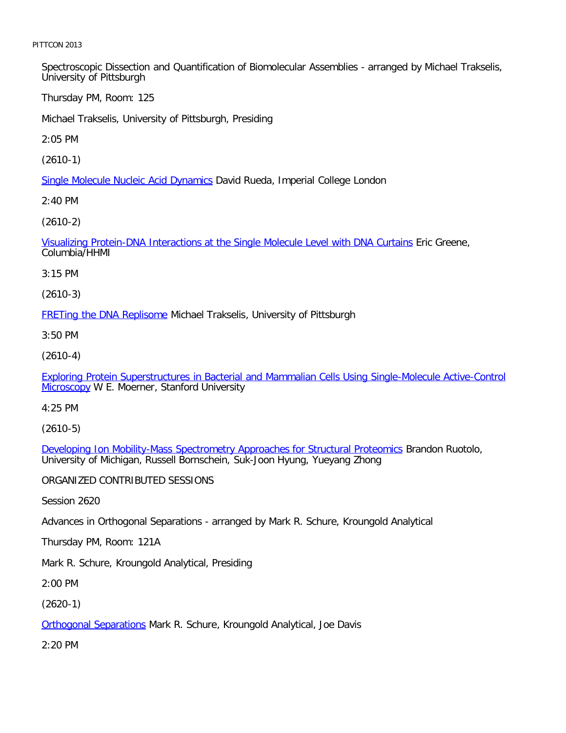Spectroscopic Dissection and Quantification of Biomolecular Assemblies - arranged by Michael Trakselis, University of Pittsburgh

Thursday PM, Room: 125

Michael Trakselis, University of Pittsburgh, Presiding

2:05 PM

(2610-1)

Single Molecule Nucleic Acid Dynamics David Rueda, Imperial College London

2:40 PM

(2610-2)

Visualizing Protein-DNA Interactions at the Single Molecule Level with DNA Curtains Eric Greene, Columbia/HHMI

3:15 PM

(2610-3)

FRETing the DNA Replisome Michael Trakselis, University of Pittsburgh

3:50 PM

(2610-4)

Exploring Protein Superstructures in Bacterial and Mammalian Cells Using Single-Molecule Active-Control Microscopy W E. Moerner, Stanford University

4:25 PM

(2610-5)

Developing Ion Mobility-Mass Spectrometry Approaches for Structural Proteomics Brandon Ruotolo, University of Michigan, Russell Bornschein, Suk-Joon Hyung, Yueyang Zhong

ORGANIZED CONTRIBUTED SESSIONS

Session 2620

Advances in Orthogonal Separations - arranged by Mark R. Schure, Kroungold Analytical

Thursday PM, Room: 121A

Mark R. Schure, Kroungold Analytical, Presiding

2:00 PM

(2620-1)

Orthogonal Separations Mark R. Schure, Kroungold Analytical, Joe Davis

2:20 PM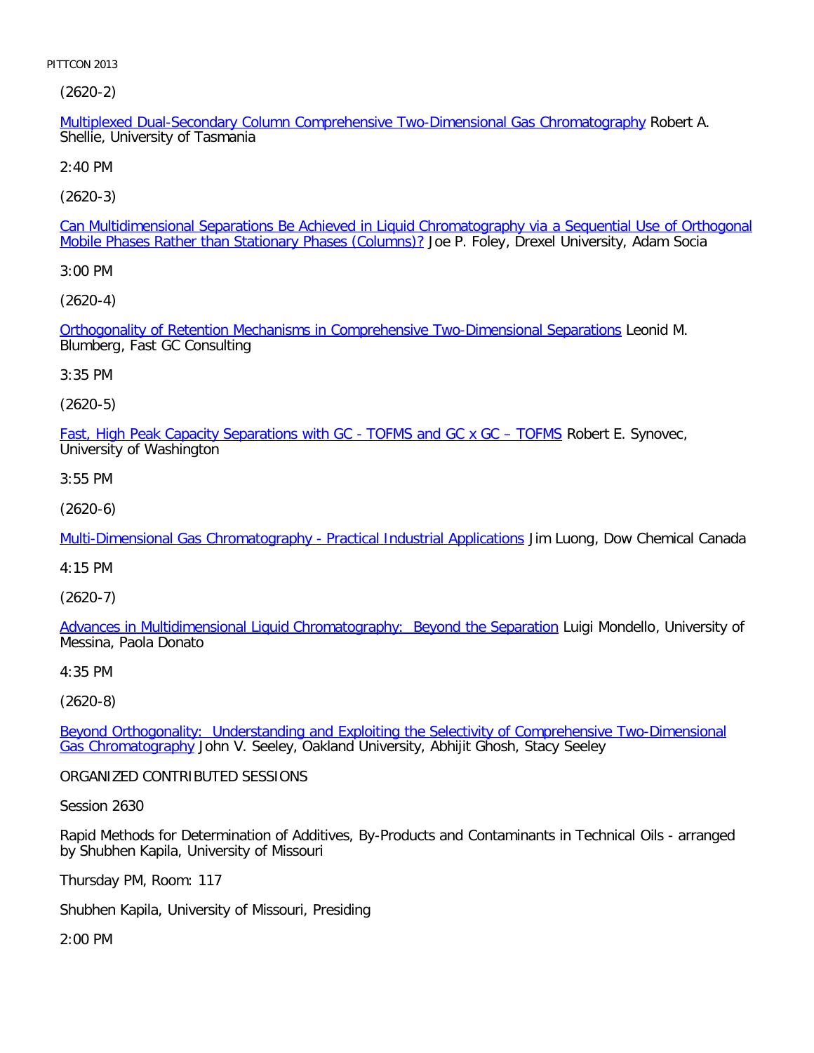(2620-2)

Multiplexed Dual-Secondary Column Comprehensive Two-Dimensional Gas Chromatography Robert A. Shellie, University of Tasmania

2:40 PM

(2620-3)

Can Multidimensional Separations Be Achieved in Liquid Chromatography via a Sequential Use of Orthogonal Mobile Phases Rather than Stationary Phases (Columns)? Joe P. Foley, Drexel University, Adam Socia

3:00 PM

(2620-4)

Orthogonality of Retention Mechanisms in Comprehensive Two-Dimensional Separations Leonid M. Blumberg, Fast GC Consulting

3:35 PM

(2620-5)

Fast, High Peak Capacity Separations with GC - TOFMS and GC x GC – TOFMS Robert E. Synovec, University of Washington

3:55 PM

(2620-6)

Multi-Dimensional Gas Chromatography - Practical Industrial Applications Jim Luong, Dow Chemical Canada

4:15 PM

(2620-7)

Advances in Multidimensional Liquid Chromatography: Beyond the Separation Luigi Mondello, University of Messina, Paola Donato

4:35 PM

(2620-8)

Beyond Orthogonality: Understanding and Exploiting the Selectivity of Comprehensive Two-Dimensional Gas Chromatography John V. Seeley, Oakland University, Abhijit Ghosh, Stacy Seeley

ORGANIZED CONTRIBUTED SESSIONS

Session 2630

Rapid Methods for Determination of Additives, By-Products and Contaminants in Technical Oils - arranged by Shubhen Kapila, University of Missouri

Thursday PM, Room: 117

Shubhen Kapila, University of Missouri, Presiding

2:00 PM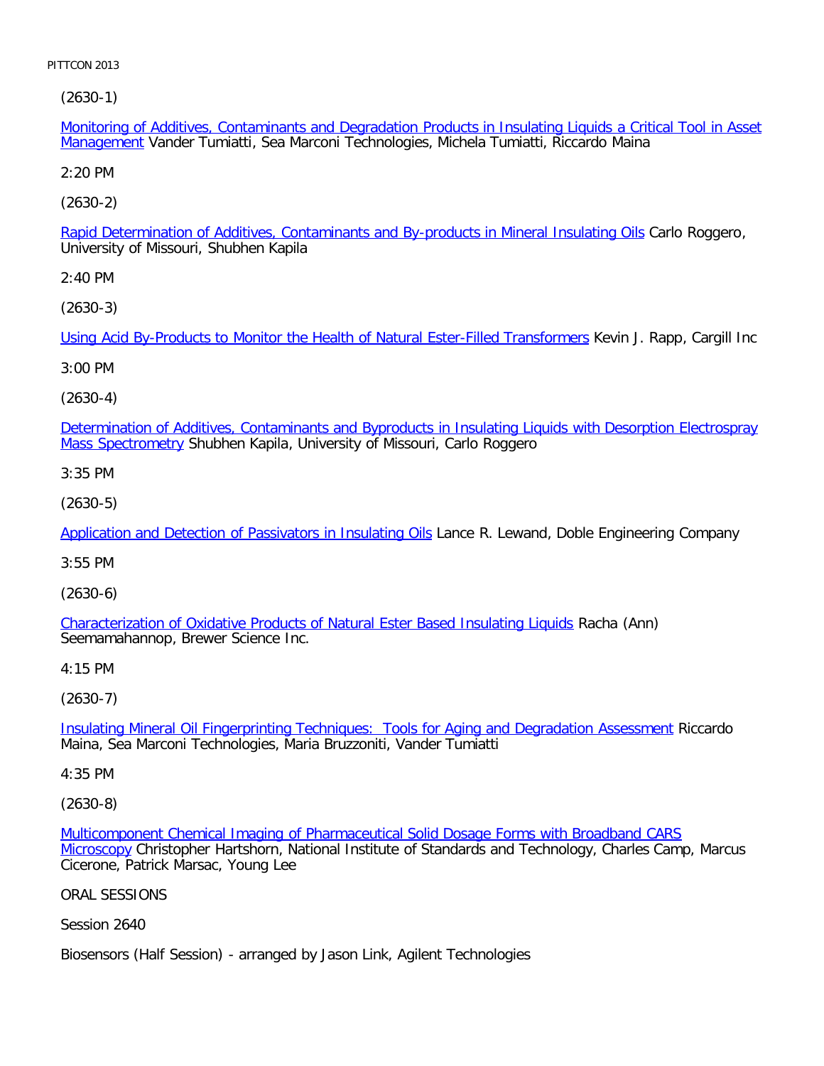(2630-1)

Monitoring of Additives, Contaminants and Degradation Products in Insulating Liquids a Critical Tool in Asset Management Vander Tumiatti, Sea Marconi Technologies, Michela Tumiatti, Riccardo Maina

2:20 PM

(2630-2)

Rapid Determination of Additives, Contaminants and By-products in Mineral Insulating Oils Carlo Roggero, University of Missouri, Shubhen Kapila

2:40 PM

(2630-3)

Using Acid By-Products to Monitor the Health of Natural Ester-Filled Transformers Kevin J. Rapp, Cargill Inc

3:00 PM

(2630-4)

Determination of Additives, Contaminants and Byproducts in Insulating Liquids with Desorption Electrospray Mass Spectrometry Shubhen Kapila, University of Missouri, Carlo Roggero

3:35 PM

(2630-5)

Application and Detection of Passivators in Insulating Oils Lance R. Lewand, Doble Engineering Company

3:55 PM

(2630-6)

Characterization of Oxidative Products of Natural Ester Based Insulating Liquids Racha (Ann) Seemamahannop, Brewer Science Inc.

4:15 PM

(2630-7)

Insulating Mineral Oil Fingerprinting Techniques:  Tools for Aging and Degradation Assessment Riccardo Maina, Sea Marconi Technologies, Maria Bruzzoniti, Vander Tumiatti

4:35 PM

(2630-8)

Multicomponent Chemical Imaging of Pharmaceutical Solid Dosage Forms with Broadband CARS Microscopy Christopher Hartshorn, National Institute of Standards and Technology, Charles Camp, Marcus Cicerone, Patrick Marsac, Young Lee

ORAL SESSIONS

Session 2640

Biosensors (Half Session) - arranged by Jason Link, Agilent Technologies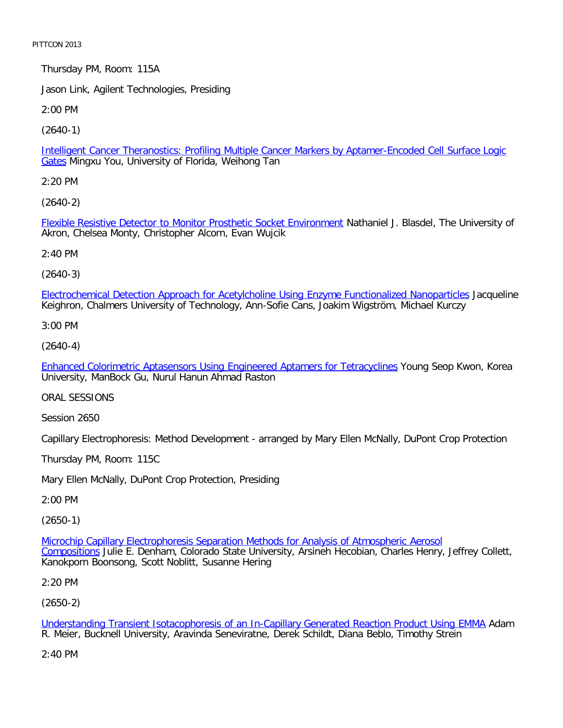Thursday PM, Room: 115A

Jason Link, Agilent Technologies, Presiding

2:00 PM

(2640-1)

Intelligent Cancer Theranostics: Profiling Multiple Cancer Markers by Aptamer-Encoded Cell Surface Logic Gates Mingxu You, University of Florida, Weihong Tan

2:20 PM

(2640-2)

Flexible Resistive Detector to Monitor Prosthetic Socket Environment Nathaniel J. Blasdel, The University of Akron, Chelsea Monty, Christopher Alcorn, Evan Wujcik

2:40 PM

(2640-3)

Electrochemical Detection Approach for Acetylcholine Using Enzyme Functionalized Nanoparticles Jacqueline Keighron, Chalmers University of Technology, Ann-Sofie Cans, Joakim Wigström, Michael Kurczy

3:00 PM

(2640-4)

Enhanced Colorimetric Aptasensors Using Engineered Aptamers for Tetracyclines Young Seop Kwon, Korea University, ManBock Gu, Nurul Hanun Ahmad Raston

ORAL SESSIONS

Session 2650

Capillary Electrophoresis: Method Development - arranged by Mary Ellen McNally, DuPont Crop Protection

Thursday PM, Room: 115C

Mary Ellen McNally, DuPont Crop Protection, Presiding

2:00 PM

(2650-1)

Microchip Capillary Electrophoresis Separation Methods for Analysis of Atmospheric Aerosol Compositions Julie E. Denham, Colorado State University, Arsineh Hecobian, Charles Henry, Jeffrey Collett, Kanokporn Boonsong, Scott Noblitt, Susanne Hering

2:20 PM

(2650-2)

Understanding Transient Isotacophoresis of an In-Capillary Generated Reaction Product Using EMMA Adam R. Meier, Bucknell University, Aravinda Seneviratne, Derek Schildt, Diana Beblo, Timothy Strein

2:40 PM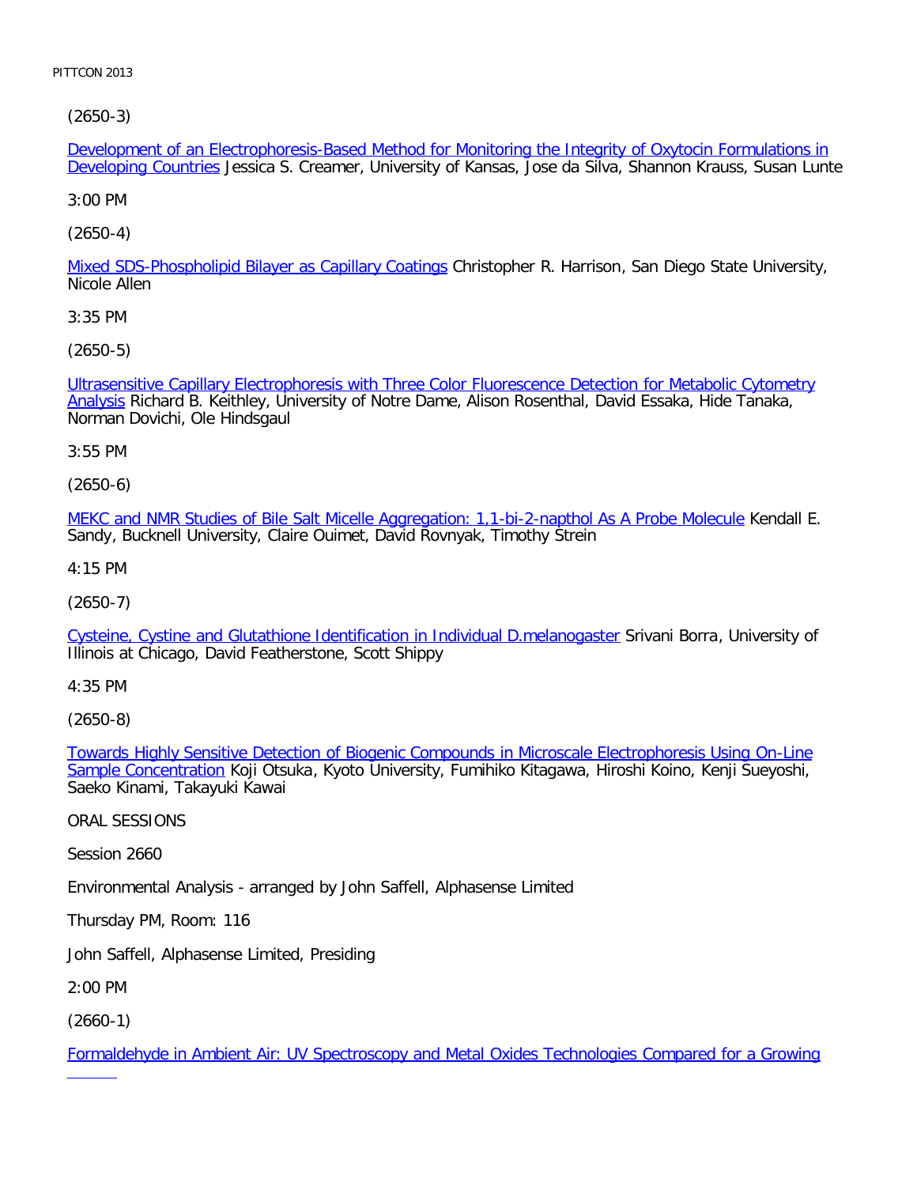(2650-3)

Development of an Electrophoresis-Based Method for Monitoring the Integrity of Oxytocin Formulations in Developing Countries Jessica S. Creamer, University of Kansas, Jose da Silva, Shannon Krauss, Susan Lunte

3:00 PM

(2650-4)

Mixed SDS-Phospholipid Bilayer as Capillary Coatings Christopher R. Harrison, San Diego State University, Nicole Allen

3:35 PM

(2650-5)

Ultrasensitive Capillary Electrophoresis with Three Color Fluorescence Detection for Metabolic Cytometry Analysis Richard B. Keithley, University of Notre Dame, Alison Rosenthal, David Essaka, Hide Tanaka, Norman Dovichi, Ole Hindsgaul

3:55 PM

(2650-6)

MEKC and NMR Studies of Bile Salt Micelle Aggregation: 1,1-bi-2-napthol As A Probe Molecule Kendall E. Sandy, Bucknell University, Claire Ouimet, David Rovnyak, Timothy Strein

4:15 PM

(2650-7)

Cysteine, Cystine and Glutathione Identification in Individual D.melanogaster Srivani Borra, University of Illinois at Chicago, David Featherstone, Scott Shippy

4:35 PM

(2650-8)

Towards Highly Sensitive Detection of Biogenic Compounds in Microscale Electrophoresis Using On-Line Sample Concentration Koji Otsuka, Kyoto University, Fumihiko Kitagawa, Hiroshi Koino, Kenji Sueyoshi, Saeko Kinami, Takayuki Kawai

ORAL SESSIONS

Session 2660

Environmental Analysis - arranged by John Saffell, Alphasense Limited

Thursday PM, Room: 116

John Saffell, Alphasense Limited, Presiding

2:00 PM

(2660-1)

Formaldehyde in Ambient Air: UV Spectroscopy and Metal Oxides Technologies Compared for a Growing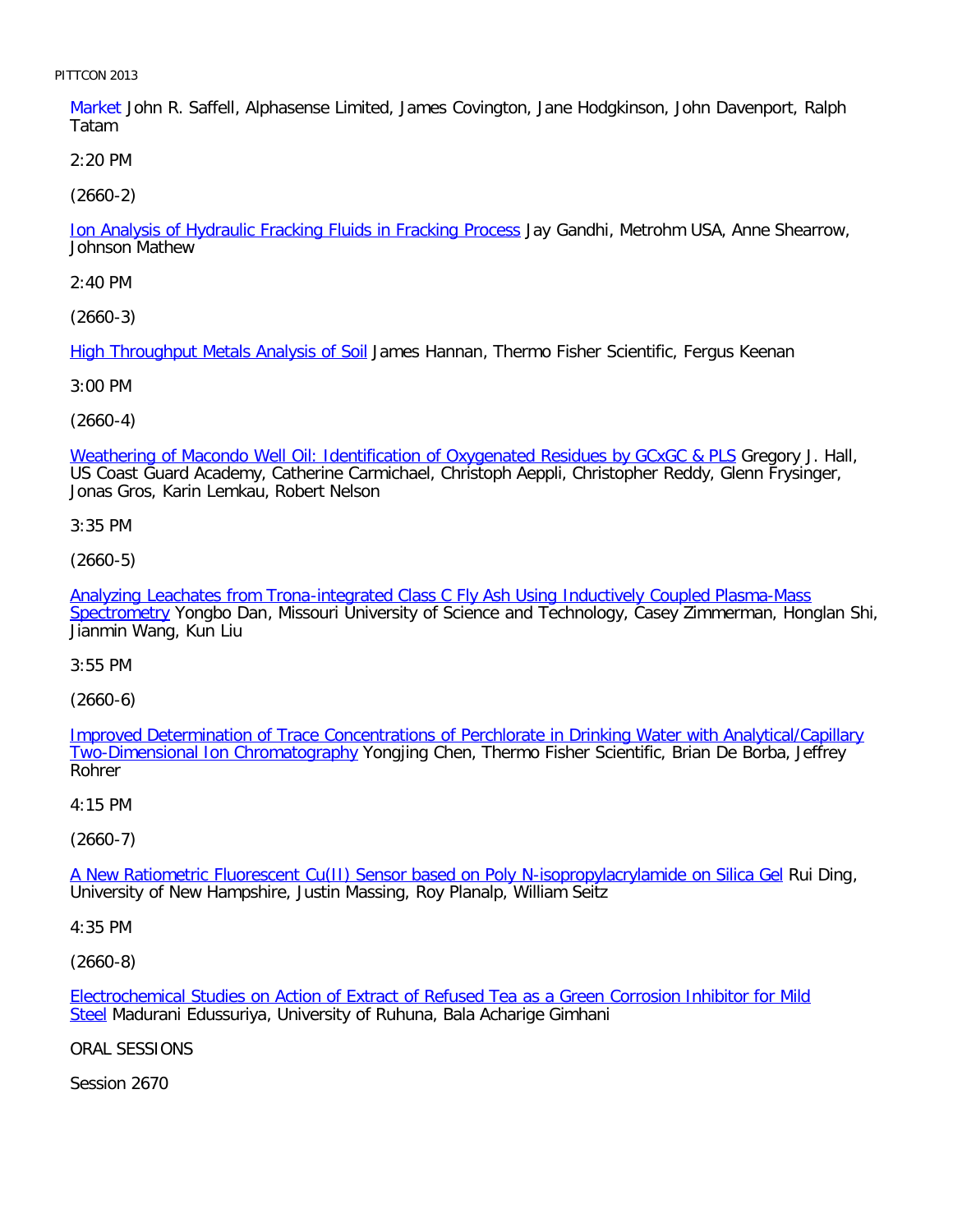Market John R. Saffell, Alphasense Limited, James Covington, Jane Hodgkinson, John Davenport, Ralph Tatam

2:20 PM

(2660-2)

Ion Analysis of Hydraulic Fracking Fluids in Fracking Process Jay Gandhi, Metrohm USA, Anne Shearrow, Johnson Mathew

2:40 PM

(2660-3)

High Throughput Metals Analysis of Soil James Hannan, Thermo Fisher Scientific, Fergus Keenan

3:00 PM

(2660-4)

Weathering of Macondo Well Oil: Identification of Oxygenated Residues by GCxGC & PLS Gregory J. Hall, US Coast Guard Academy, Catherine Carmichael, Christoph Aeppli, Christopher Reddy, Glenn Frysinger, Jonas Gros, Karin Lemkau, Robert Nelson

3:35 PM

(2660-5)

Analyzing Leachates from Trona-integrated Class C Fly Ash Using Inductively Coupled Plasma-Mass Spectrometry Yongbo Dan, Missouri University of Science and Technology, Casey Zimmerman, Honglan Shi, Jianmin Wang, Kun Liu

3:55 PM

(2660-6)

Improved Determination of Trace Concentrations of Perchlorate in Drinking Water with Analytical/Capillary Two-Dimensional Ion Chromatography Yongjing Chen, Thermo Fisher Scientific, Brian De Borba, Jeffrey Rohrer

4:15 PM

(2660-7)

A New Ratiometric Fluorescent Cu(II) Sensor based on Poly N-isopropylacrylamide on Silica Gel Rui Ding, University of New Hampshire, Justin Massing, Roy Planalp, William Seitz

4:35 PM

(2660-8)

Electrochemical Studies on Action of Extract of Refused Tea as a Green Corrosion Inhibitor for Mild Steel Madurani Edussuriya, University of Ruhuna, Bala Acharige Gimhani

ORAL SESSIONS

Session 2670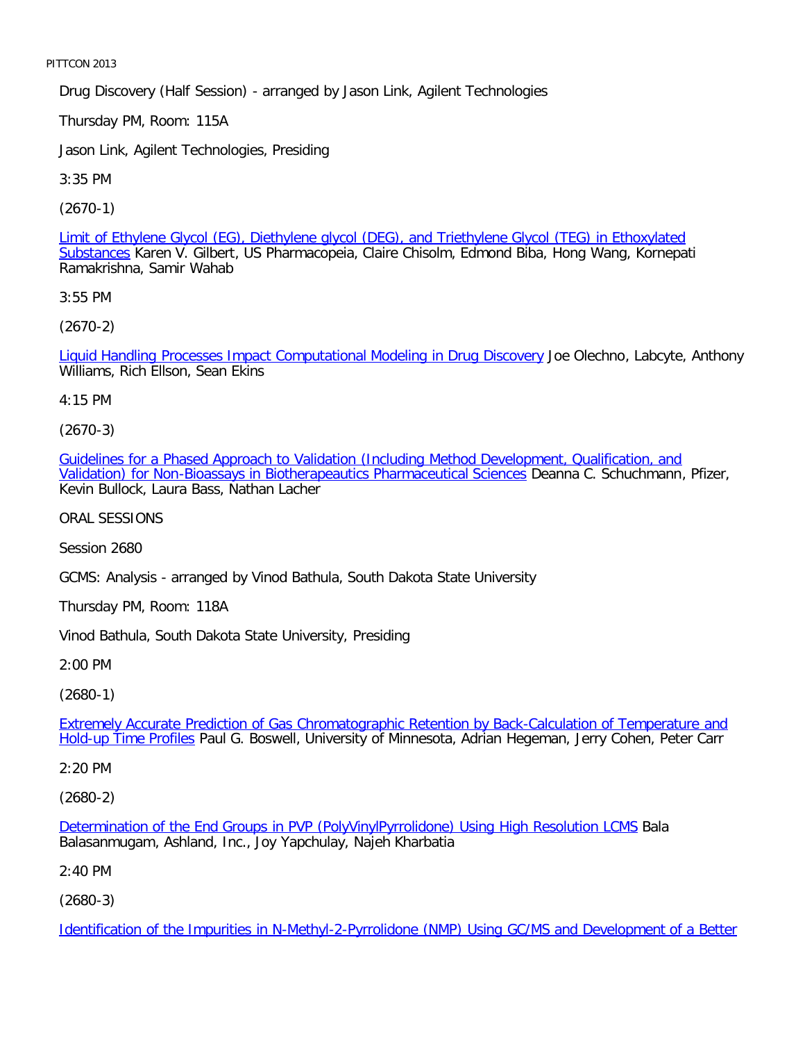Drug Discovery (Half Session) - arranged by Jason Link, Agilent Technologies

Thursday PM, Room: 115A

Jason Link, Agilent Technologies, Presiding

3:35 PM

(2670-1)

Limit of Ethylene Glycol (EG), Diethylene glycol (DEG), and Triethylene Glycol (TEG) in Ethoxylated Substances Karen V. Gilbert, US Pharmacopeia, Claire Chisolm, Edmond Biba, Hong Wang, Kornepati Ramakrishna, Samir Wahab

3:55 PM

(2670-2)

Liquid Handling Processes Impact Computational Modeling in Drug Discovery Joe Olechno, Labcyte, Anthony Williams, Rich Ellson, Sean Ekins

4:15 PM

(2670-3)

Guidelines for a Phased Approach to Validation (Including Method Development, Qualification, and Validation) for Non-Bioassays in Biotherapeautics Pharmaceutical Sciences Deanna C. Schuchmann, Pfizer, Kevin Bullock, Laura Bass, Nathan Lacher

ORAL SESSIONS

Session 2680

GCMS: Analysis - arranged by Vinod Bathula, South Dakota State University

Thursday PM, Room: 118A

Vinod Bathula, South Dakota State University, Presiding

2:00 PM

(2680-1)

Extremely Accurate Prediction of Gas Chromatographic Retention by Back-Calculation of Temperature and Hold-up Time Profiles Paul G. Boswell, University of Minnesota, Adrian Hegeman, Jerry Cohen, Peter Carr

2:20 PM

(2680-2)

Determination of the End Groups in PVP (PolyVinylPyrrolidone) Using High Resolution LCMS Bala Balasanmugam, Ashland, Inc., Joy Yapchulay, Najeh Kharbatia

2:40 PM

(2680-3)

Identification of the Impurities in N-Methyl-2-Pyrrolidone (NMP) Using GC/MS and Development of a Better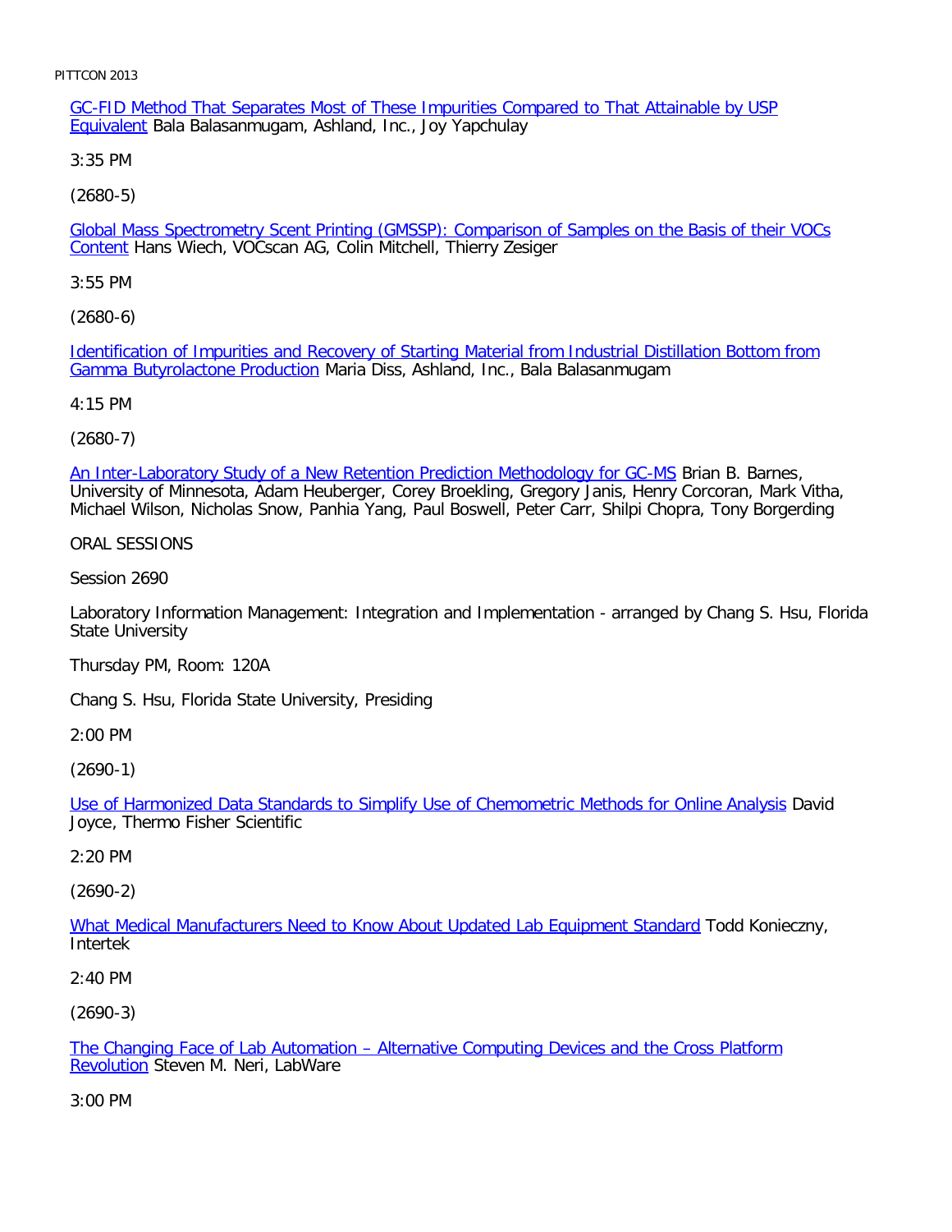[GC-FID Method That Separates Most of These Impurities Compared to That Attainable by USP Equivalent] Bala Balasanmugam, Ashland, Inc., Joy Yapchulay

3:35 PM

(2680-5)

[Global Mass Spectrometry Scent Printing (GMSSP): Comparison of Samples on the Basis of their VOCs Content] Hans Wiech, VOCscan AG, Colin Mitchell, Thierry Zesiger

3:55 PM

(2680-6)

[Identification of Impurities and Recovery of Starting Material from Industrial Distillation Bottom from Gamma Butyrolactone Production] Maria Diss, Ashland, Inc., Bala Balasanmugam

4:15 PM

(2680-7)

[An Inter-Laboratory Study of a New Retention Prediction Methodology for GC-MS] Brian B. Barnes, University of Minnesota, Adam Heuberger, Corey Broekling, Gregory Janis, Henry Corcoran, Mark Vitha, Michael Wilson, Nicholas Snow, Panhia Yang, Paul Boswell, Peter Carr, Shilpi Chopra, Tony Borgerding

ORAL SESSIONS

Session 2690

Laboratory Information Management: Integration and Implementation - arranged by Chang S. Hsu, Florida State University

Thursday PM, Room: 120A

Chang S. Hsu, Florida State University, Presiding

2:00 PM

(2690-1)

[Use of Harmonized Data Standards to Simplify Use of Chemometric Methods for Online Analysis] David Joyce, Thermo Fisher Scientific

2:20 PM

(2690-2)

[What Medical Manufacturers Need to Know About Updated Lab Equipment Standard] Todd Konieczny, Intertek

2:40 PM

(2690-3)

[The Changing Face of Lab Automation – Alternative Computing Devices and the Cross Platform Revolution] Steven M. Neri, LabWare

3:00 PM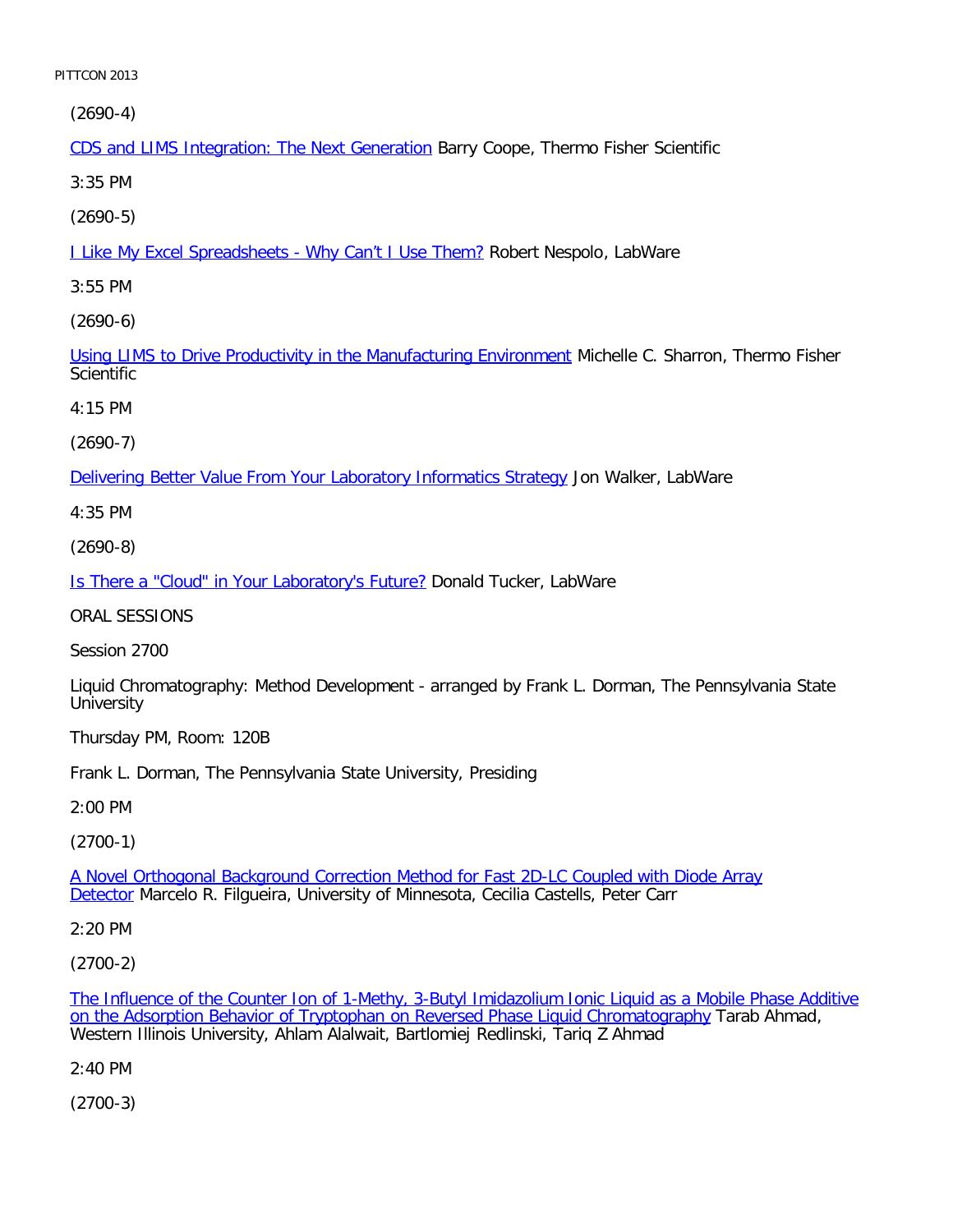(2690-4)

CDS and LIMS Integration: The Next Generation Barry Coope, Thermo Fisher Scientific

3:35 PM

(2690-5)

I Like My Excel Spreadsheets - Why Can't I Use Them? Robert Nespolo, LabWare

3:55 PM

(2690-6)

Using LIMS to Drive Productivity in the Manufacturing Environment Michelle C. Sharron, Thermo Fisher Scientific

4:15 PM

(2690-7)

Delivering Better Value From Your Laboratory Informatics Strategy Jon Walker, LabWare

4:35 PM

(2690-8)

Is There a "Cloud" in Your Laboratory's Future? Donald Tucker, LabWare

ORAL SESSIONS

Session 2700

Liquid Chromatography: Method Development - arranged by Frank L. Dorman, The Pennsylvania State University

Thursday PM, Room: 120B

Frank L. Dorman, The Pennsylvania State University, Presiding

2:00 PM

(2700-1)

A Novel Orthogonal Background Correction Method for Fast 2D-LC Coupled with Diode Array Detector Marcelo R. Filgueira, University of Minnesota, Cecilia Castells, Peter Carr

2:20 PM

(2700-2)

The Influence of the Counter Ion of 1-Methy, 3-Butyl Imidazolium Ionic Liquid as a Mobile Phase Additive on the Adsorption Behavior of Tryptophan on Reversed Phase Liquid Chromatography Tarab Ahmad, Western Illinois University, Ahlam Alalwait, Bartlomiej Redlinski, Tariq Z Ahmad

2:40 PM

(2700-3)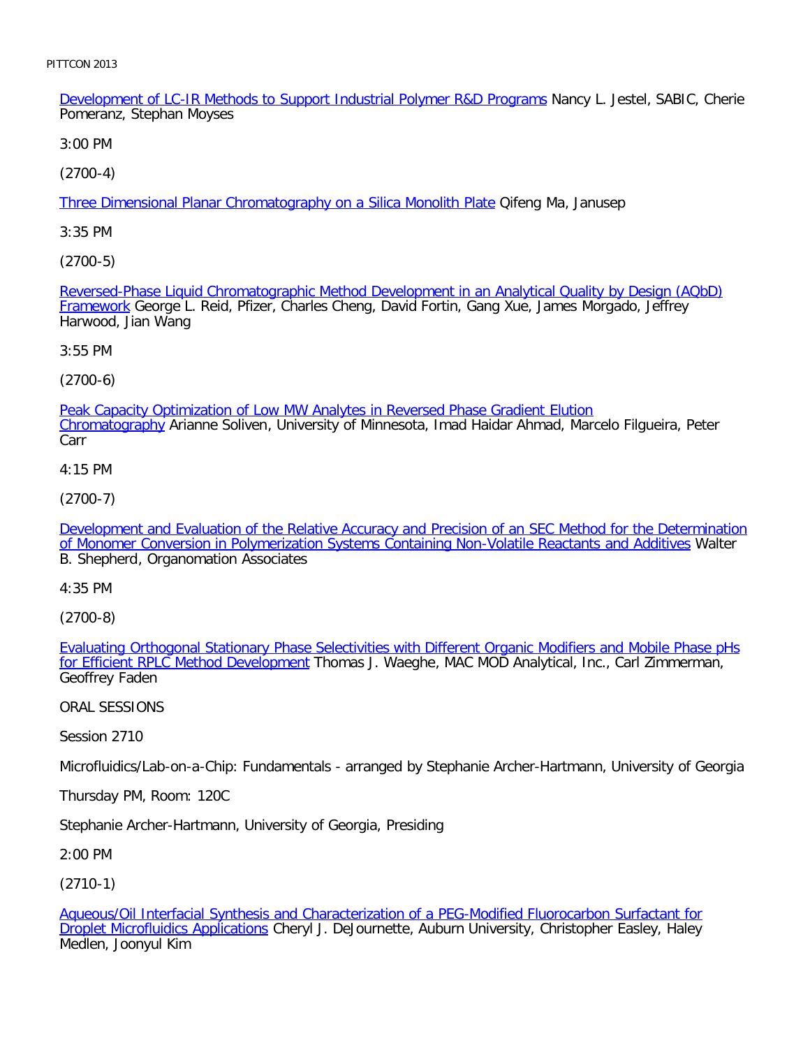Development of LC-IR Methods to Support Industrial Polymer R&D Programs Nancy L. Jestel, SABIC, Cherie Pomeranz, Stephan Moyses

3:00 PM

(2700-4)

Three Dimensional Planar Chromatography on a Silica Monolith Plate Qifeng Ma, Janusep

3:35 PM

(2700-5)

Reversed-Phase Liquid Chromatographic Method Development in an Analytical Quality by Design (AQbD) Framework George L. Reid, Pfizer, Charles Cheng, David Fortin, Gang Xue, James Morgado, Jeffrey Harwood, Jian Wang

3:55 PM

(2700-6)

Peak Capacity Optimization of Low MW Analytes in Reversed Phase Gradient Elution Chromatography Arianne Soliven, University of Minnesota, Imad Haidar Ahmad, Marcelo Filgueira, Peter Carr

4:15 PM

(2700-7)

Development and Evaluation of the Relative Accuracy and Precision of an SEC Method for the Determination of Monomer Conversion in Polymerization Systems Containing Non-Volatile Reactants and Additives Walter B. Shepherd, Organomation Associates

4:35 PM

(2700-8)

Evaluating Orthogonal Stationary Phase Selectivities with Different Organic Modifiers and Mobile Phase pHs for Efficient RPLC Method Development Thomas J. Waeghe, MAC MOD Analytical, Inc., Carl Zimmerman, Geoffrey Faden

ORAL SESSIONS

Session 2710

Microfluidics/Lab-on-a-Chip: Fundamentals - arranged by Stephanie Archer-Hartmann, University of Georgia

Thursday PM, Room: 120C

Stephanie Archer-Hartmann, University of Georgia, Presiding

2:00 PM

(2710-1)

Aqueous/Oil Interfacial Synthesis and Characterization of a PEG-Modified Fluorocarbon Surfactant for Droplet Microfluidics Applications Cheryl J. DeJournette, Auburn University, Christopher Easley, Haley Medlen, Joonyul Kim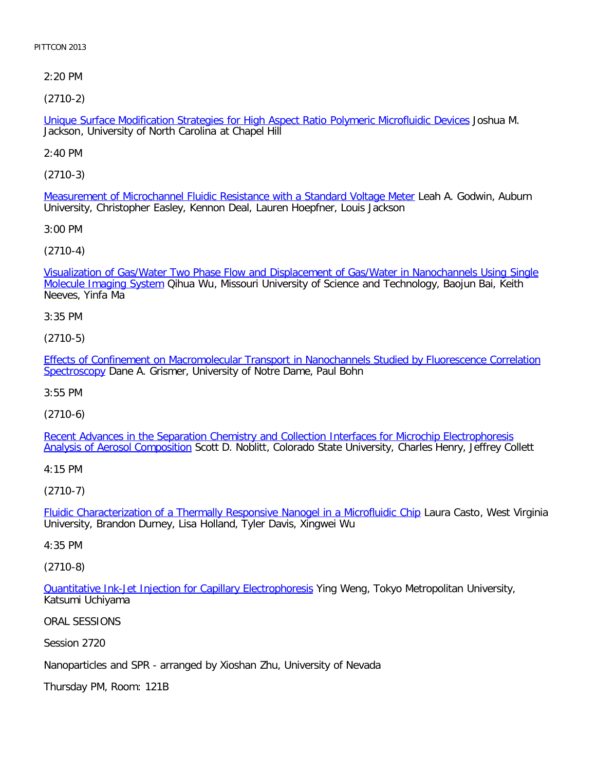2:20 PM

(2710-2)

Unique Surface Modification Strategies for High Aspect Ratio Polymeric Microfluidic Devices Joshua M. Jackson, University of North Carolina at Chapel Hill

2:40 PM

(2710-3)

Measurement of Microchannel Fluidic Resistance with a Standard Voltage Meter Leah A. Godwin, Auburn University, Christopher Easley, Kennon Deal, Lauren Hoepfner, Louis Jackson

3:00 PM

(2710-4)

Visualization of Gas/Water Two Phase Flow and Displacement of Gas/Water in Nanochannels Using Single Molecule Imaging System Qihua Wu, Missouri University of Science and Technology, Baojun Bai, Keith Neeves, Yinfa Ma

3:35 PM

(2710-5)

Effects of Confinement on Macromolecular Transport in Nanochannels Studied by Fluorescence Correlation Spectroscopy Dane A. Grismer, University of Notre Dame, Paul Bohn

3:55 PM

(2710-6)

Recent Advances in the Separation Chemistry and Collection Interfaces for Microchip Electrophoresis Analysis of Aerosol Composition Scott D. Noblitt, Colorado State University, Charles Henry, Jeffrey Collett

4:15 PM

(2710-7)

Fluidic Characterization of a Thermally Responsive Nanogel in a Microfluidic Chip Laura Casto, West Virginia University, Brandon Durney, Lisa Holland, Tyler Davis, Xingwei Wu

4:35 PM

(2710-8)

Quantitative Ink-Jet Injection for Capillary Electrophoresis Ying Weng, Tokyo Metropolitan University, Katsumi Uchiyama

ORAL SESSIONS

Session 2720

Nanoparticles and SPR - arranged by Xioshan Zhu, University of Nevada

Thursday PM, Room: 121B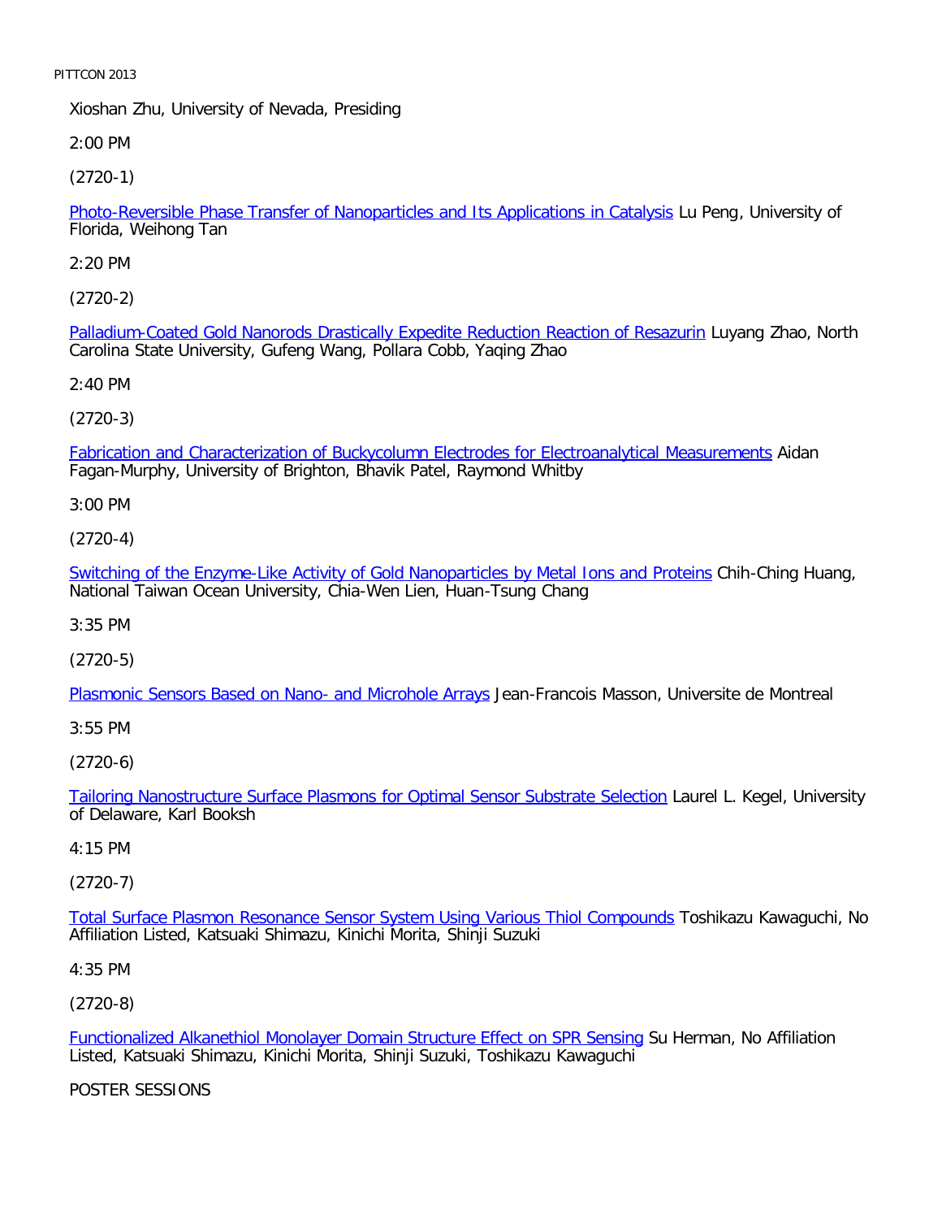Xioshan Zhu, University of Nevada, Presiding

2:00 PM

(2720-1)

Photo-Reversible Phase Transfer of Nanoparticles and Its Applications in Catalysis Lu Peng, University of Florida, Weihong Tan

2:20 PM

(2720-2)

Palladium-Coated Gold Nanorods Drastically Expedite Reduction Reaction of Resazurin Luyang Zhao, North Carolina State University, Gufeng Wang, Pollara Cobb, Yaqing Zhao

2:40 PM

(2720-3)

Fabrication and Characterization of Buckycolumn Electrodes for Electroanalytical Measurements Aidan Fagan-Murphy, University of Brighton, Bhavik Patel, Raymond Whitby

3:00 PM

(2720-4)

Switching of the Enzyme-Like Activity of Gold Nanoparticles by Metal Ions and Proteins Chih-Ching Huang, National Taiwan Ocean University, Chia-Wen Lien, Huan-Tsung Chang

3:35 PM

(2720-5)

Plasmonic Sensors Based on Nano- and Microhole Arrays Jean-Francois Masson, Universite de Montreal

3:55 PM

(2720-6)

Tailoring Nanostructure Surface Plasmons for Optimal Sensor Substrate Selection Laurel L. Kegel, University of Delaware, Karl Booksh

4:15 PM

(2720-7)

Total Surface Plasmon Resonance Sensor System Using Various Thiol Compounds Toshikazu Kawaguchi, No Affiliation Listed, Katsuaki Shimazu, Kinichi Morita, Shinji Suzuki

4:35 PM

(2720-8)

Functionalized Alkanethiol Monolayer Domain Structure Effect on SPR Sensing Su Herman, No Affiliation Listed, Katsuaki Shimazu, Kinichi Morita, Shinji Suzuki, Toshikazu Kawaguchi

POSTER SESSIONS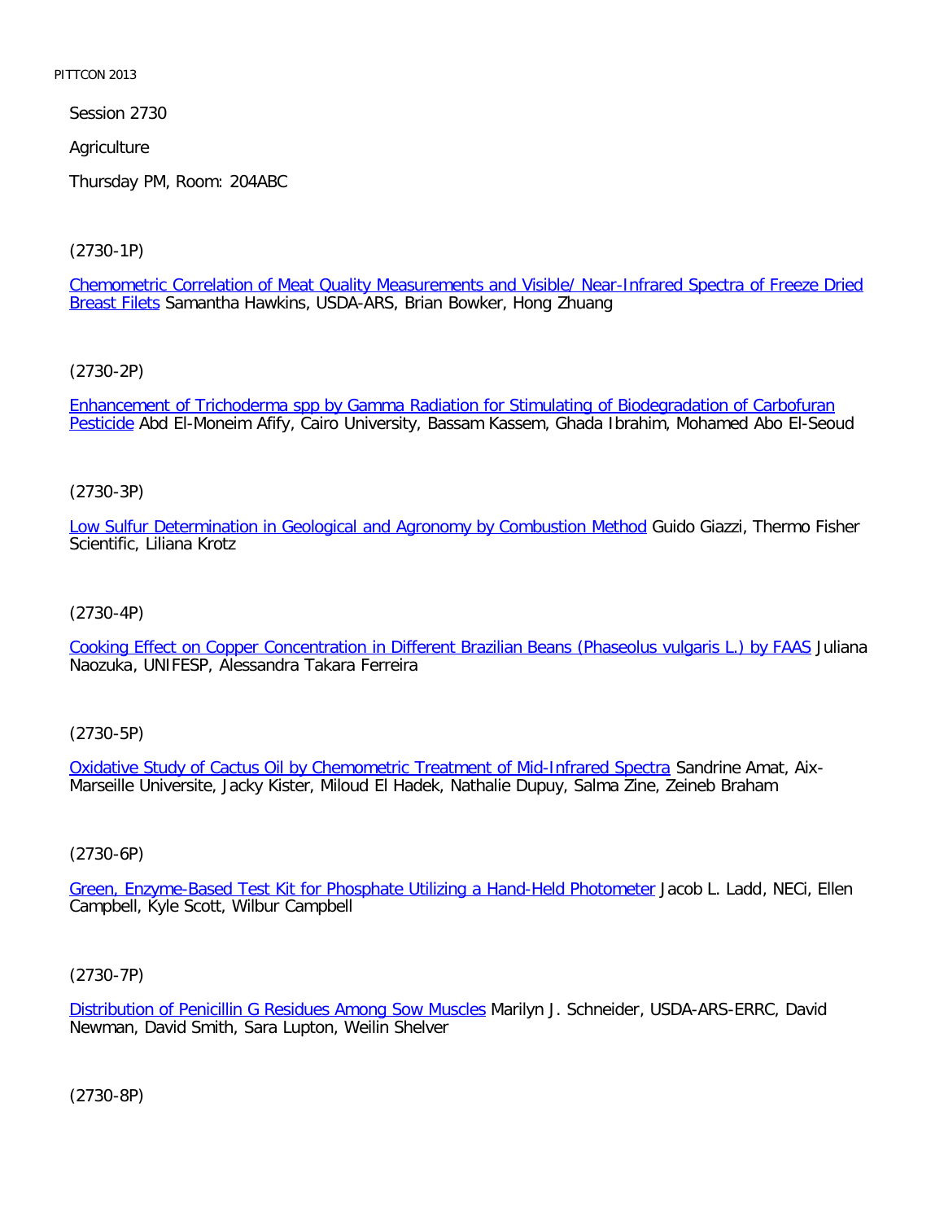Session 2730

Agriculture

Thursday PM, Room: 204ABC

(2730-1P)

Chemometric Correlation of Meat Quality Measurements and Visible/ Near-Infrared Spectra of Freeze Dried Breast Filets Samantha Hawkins, USDA-ARS, Brian Bowker, Hong Zhuang

(2730-2P)

Enhancement of Trichoderma spp by Gamma Radiation for Stimulating of Biodegradation of Carbofuran Pesticide Abd El-Moneim Afify, Cairo University, Bassam Kassem, Ghada Ibrahim, Mohamed Abo El-Seoud

(2730-3P)

Low Sulfur Determination in Geological and Agronomy by Combustion Method Guido Giazzi, Thermo Fisher Scientific, Liliana Krotz

(2730-4P)

Cooking Effect on Copper Concentration in Different Brazilian Beans (Phaseolus vulgaris L.) by FAAS Juliana Naozuka, UNIFESP, Alessandra Takara Ferreira

(2730-5P)

Oxidative Study of Cactus Oil by Chemometric Treatment of Mid-Infrared Spectra Sandrine Amat, Aix-Marseille Universite, Jacky Kister, Miloud El Hadek, Nathalie Dupuy, Salma Zine, Zeineb Braham

(2730-6P)

Green, Enzyme-Based Test Kit for Phosphate Utilizing a Hand-Held Photometer Jacob L. Ladd, NECi, Ellen Campbell, Kyle Scott, Wilbur Campbell

(2730-7P)

Distribution of Penicillin G Residues Among Sow Muscles Marilyn J. Schneider, USDA-ARS-ERRC, David Newman, David Smith, Sara Lupton, Weilin Shelver

(2730-8P)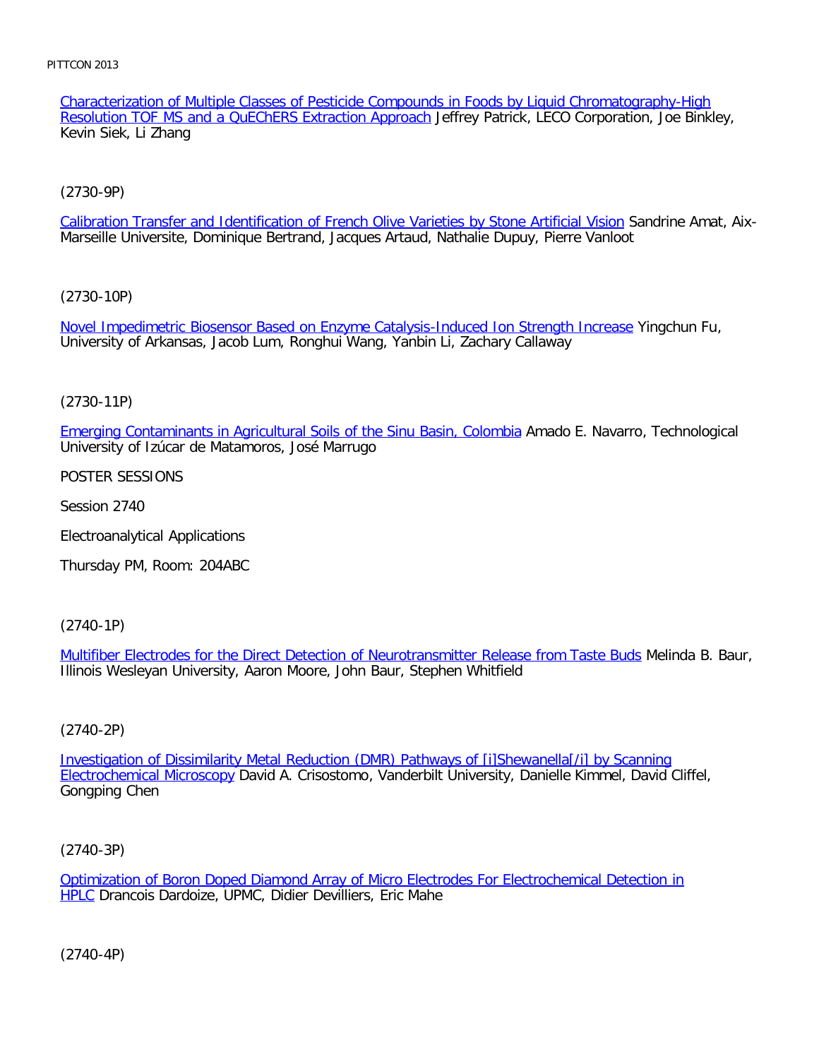Characterization of Multiple Classes of Pesticide Compounds in Foods by Liquid Chromatography-High Resolution TOF MS and a QuEChERS Extraction Approach Jeffrey Patrick, LECO Corporation, Joe Binkley, Kevin Siek, Li Zhang

(2730-9P)

Calibration Transfer and Identification of French Olive Varieties by Stone Artificial Vision Sandrine Amat, Aix-Marseille Universite, Dominique Bertrand, Jacques Artaud, Nathalie Dupuy, Pierre Vanloot

(2730-10P)

Novel Impedimetric Biosensor Based on Enzyme Catalysis-Induced Ion Strength Increase Yingchun Fu, University of Arkansas, Jacob Lum, Ronghui Wang, Yanbin Li, Zachary Callaway

(2730-11P)

Emerging Contaminants in Agricultural Soils of the Sinu Basin, Colombia Amado E. Navarro, Technological University of Izúcar de Matamoros, José Marrugo

POSTER SESSIONS

Session 2740

Electroanalytical Applications

Thursday PM, Room: 204ABC

(2740-1P)

Multifiber Electrodes for the Direct Detection of Neurotransmitter Release from Taste Buds Melinda B. Baur, Illinois Wesleyan University, Aaron Moore, John Baur, Stephen Whitfield

(2740-2P)

Investigation of Dissimilarity Metal Reduction (DMR) Pathways of [i]Shewanella[/i] by Scanning Electrochemical Microscopy David A. Crisostomo, Vanderbilt University, Danielle Kimmel, David Cliffel, Gongping Chen

(2740-3P)

Optimization of Boron Doped Diamond Array of Micro Electrodes For Electrochemical Detection in HPLC Drancois Dardoize, UPMC, Didier Devilliers, Eric Mahe

(2740-4P)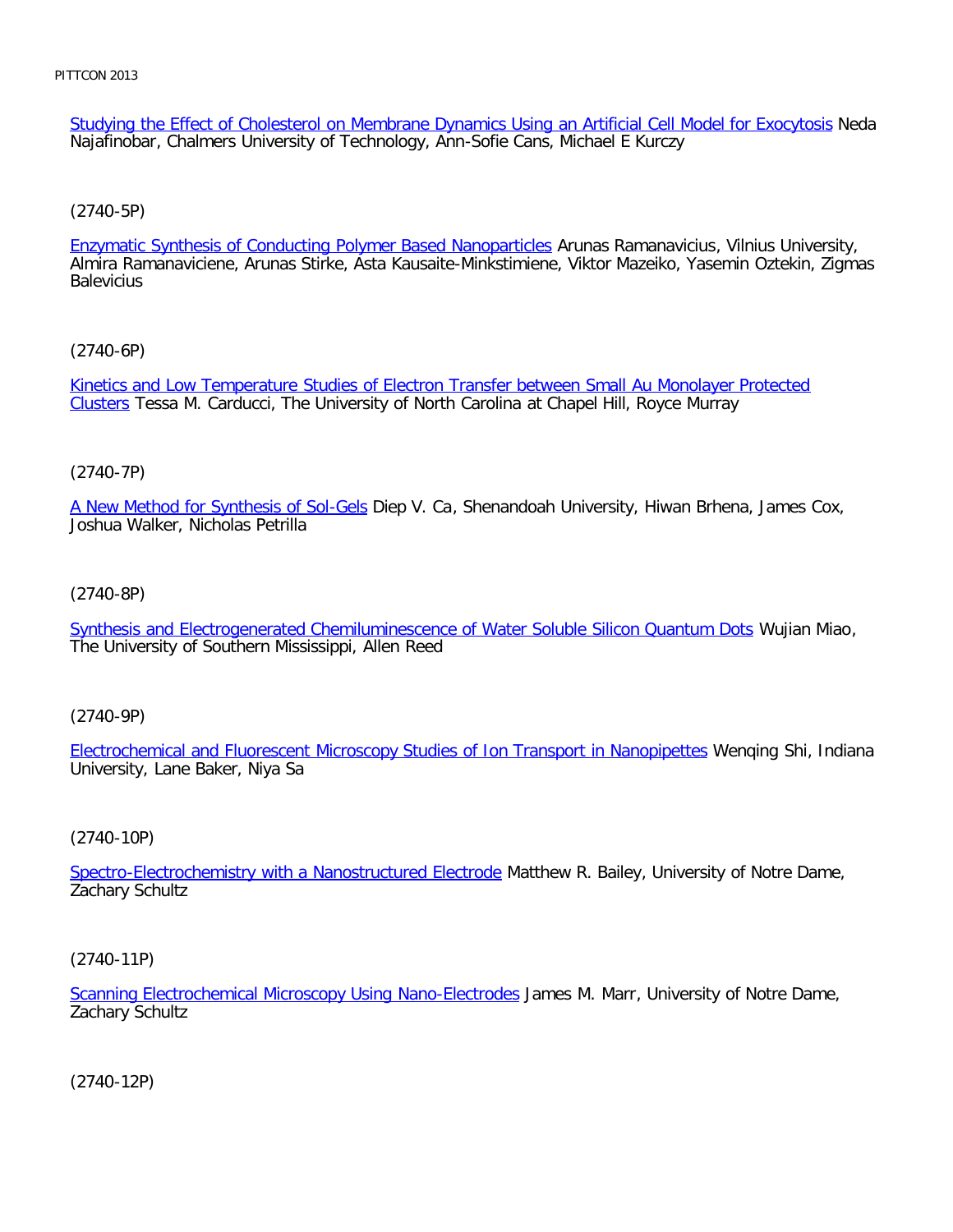Studying the Effect of Cholesterol on Membrane Dynamics Using an Artificial Cell Model for Exocytosis Neda Najafinobar, Chalmers University of Technology, Ann-Sofie Cans, Michael E Kurczy

(2740-5P)

Enzymatic Synthesis of Conducting Polymer Based Nanoparticles Arunas Ramanavicius, Vilnius University, Almira Ramanaviciene, Arunas Stirke, Asta Kausaite-Minkstimiene, Viktor Mazeiko, Yasemin Oztekin, Zigmas Balevicius

(2740-6P)

Kinetics and Low Temperature Studies of Electron Transfer between Small Au Monolayer Protected Clusters Tessa M. Carducci, The University of North Carolina at Chapel Hill, Royce Murray

(2740-7P)

A New Method for Synthesis of Sol-Gels Diep V. Ca, Shenandoah University, Hiwan Brhena, James Cox, Joshua Walker, Nicholas Petrilla

(2740-8P)

Synthesis and Electrogenerated Chemiluminescence of Water Soluble Silicon Quantum Dots Wujian Miao, The University of Southern Mississippi, Allen Reed

(2740-9P)

Electrochemical and Fluorescent Microscopy Studies of Ion Transport in Nanopipettes Wenqing Shi, Indiana University, Lane Baker, Niya Sa

(2740-10P)

Spectro-Electrochemistry with a Nanostructured Electrode Matthew R. Bailey, University of Notre Dame, Zachary Schultz

(2740-11P)

Scanning Electrochemical Microscopy Using Nano-Electrodes James M. Marr, University of Notre Dame, Zachary Schultz

(2740-12P)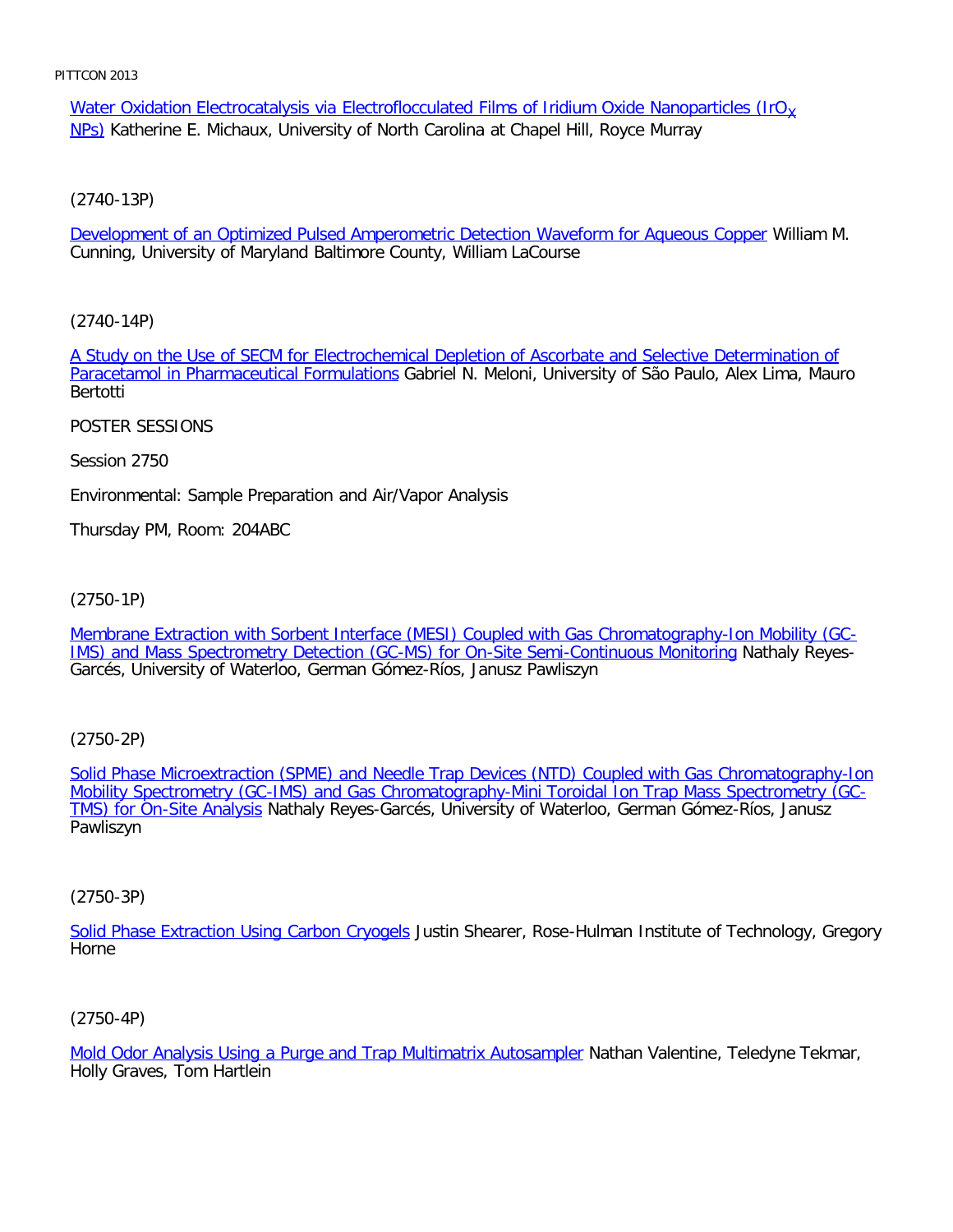Water Oxidation Electrocatalysis via Electroflocculated Films of Iridium Oxide Nanoparticles ($IrO_x$ NPs) Katherine E. Michaux, University of North Carolina at Chapel Hill, Royce Murray

(2740-13P)

Development of an Optimized Pulsed Amperometric Detection Waveform for Aqueous Copper William M. Cunning, University of Maryland Baltimore County, William LaCourse

(2740-14P)

A Study on the Use of SECM for Electrochemical Depletion of Ascorbate and Selective Determination of Paracetamol in Pharmaceutical Formulations Gabriel N. Meloni, University of São Paulo, Alex Lima, Mauro Bertotti

POSTER SESSIONS

Session 2750

Environmental: Sample Preparation and Air/Vapor Analysis

Thursday PM, Room: 204ABC

(2750-1P)

Membrane Extraction with Sorbent Interface (MESI) Coupled with Gas Chromatography-Ion Mobility (GC-IMS) and Mass Spectrometry Detection (GC-MS) for On-Site Semi-Continuous Monitoring Nathaly Reyes-Garcés, University of Waterloo, German Gómez-Ríos, Janusz Pawliszyn

(2750-2P)

Solid Phase Microextraction (SPME) and Needle Trap Devices (NTD) Coupled with Gas Chromatography-Ion Mobility Spectrometry (GC-IMS) and Gas Chromatography-Mini Toroidal Ion Trap Mass Spectrometry (GC-TMS) for On-Site Analysis Nathaly Reyes-Garcés, University of Waterloo, German Gómez-Ríos, Janusz Pawliszyn

(2750-3P)

Solid Phase Extraction Using Carbon Cryogels Justin Shearer, Rose-Hulman Institute of Technology, Gregory Horne

(2750-4P)

Mold Odor Analysis Using a Purge and Trap Multimatrix Autosampler Nathan Valentine, Teledyne Tekmar, Holly Graves, Tom Hartlein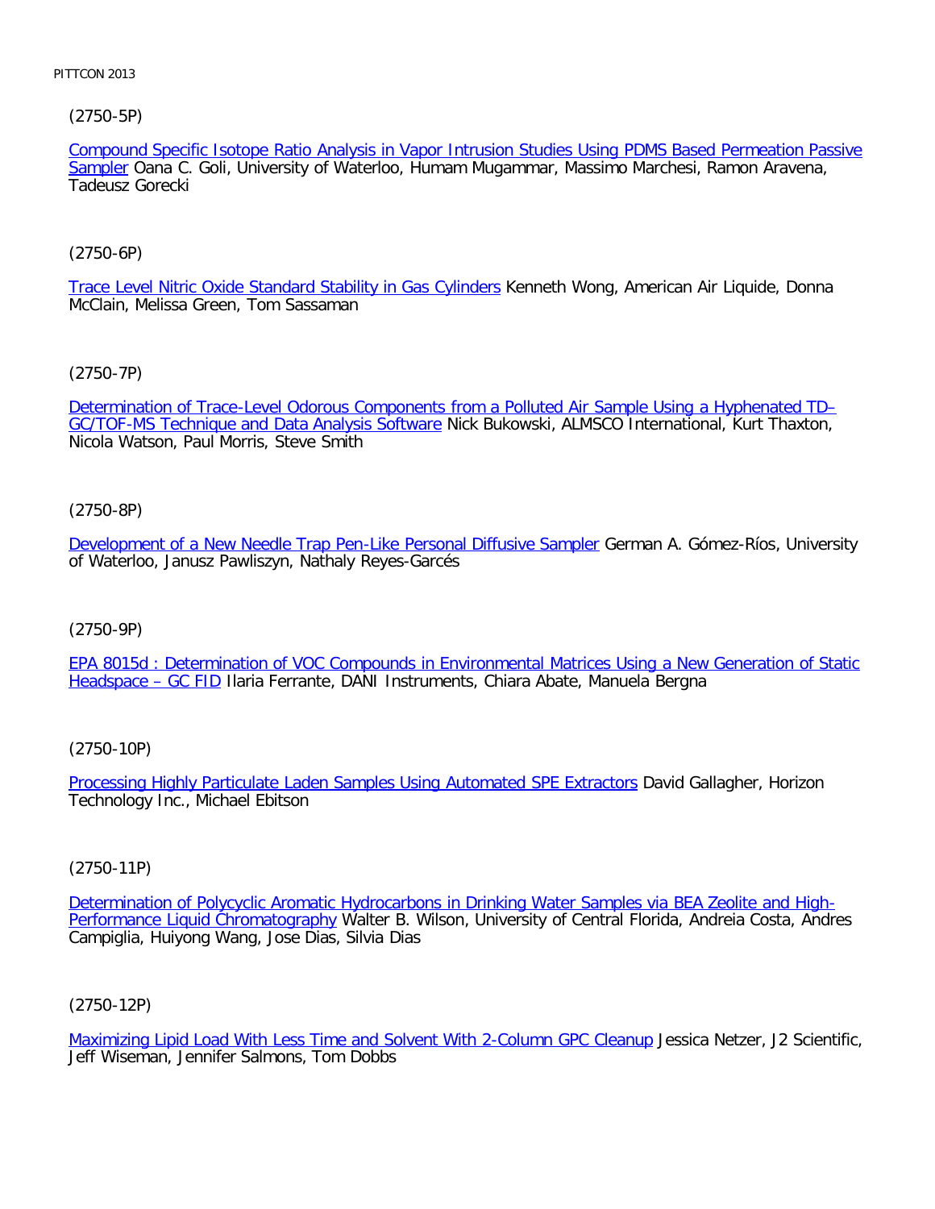(2750-5P)

Compound Specific Isotope Ratio Analysis in Vapor Intrusion Studies Using PDMS Based Permeation Passive Sampler Oana C. Goli, University of Waterloo, Humam Mugammar, Massimo Marchesi, Ramon Aravena, Tadeusz Gorecki

(2750-6P)

Trace Level Nitric Oxide Standard Stability in Gas Cylinders Kenneth Wong, American Air Liquide, Donna McClain, Melissa Green, Tom Sassaman

(2750-7P)

Determination of Trace-Level Odorous Components from a Polluted Air Sample Using a Hyphenated TD–GC/TOF-MS Technique and Data Analysis Software Nick Bukowski, ALMSCO International, Kurt Thaxton, Nicola Watson, Paul Morris, Steve Smith

(2750-8P)

Development of a New Needle Trap Pen-Like Personal Diffusive Sampler German A. Gómez-Ríos, University of Waterloo, Janusz Pawliszyn, Nathaly Reyes-Garcés

(2750-9P)

EPA 8015d : Determination of VOC Compounds in Environmental Matrices Using a New Generation of Static Headspace – GC FID Ilaria Ferrante, DANI Instruments, Chiara Abate, Manuela Bergna

(2750-10P)

Processing Highly Particulate Laden Samples Using Automated SPE Extractors David Gallagher, Horizon Technology Inc., Michael Ebitson

(2750-11P)

Determination of Polycyclic Aromatic Hydrocarbons in Drinking Water Samples via BEA Zeolite and High-Performance Liquid Chromatography Walter B. Wilson, University of Central Florida, Andreia Costa, Andres Campiglia, Huiyong Wang, Jose Dias, Silvia Dias

(2750-12P)

Maximizing Lipid Load With Less Time and Solvent With 2-Column GPC Cleanup Jessica Netzer, J2 Scientific, Jeff Wiseman, Jennifer Salmons, Tom Dobbs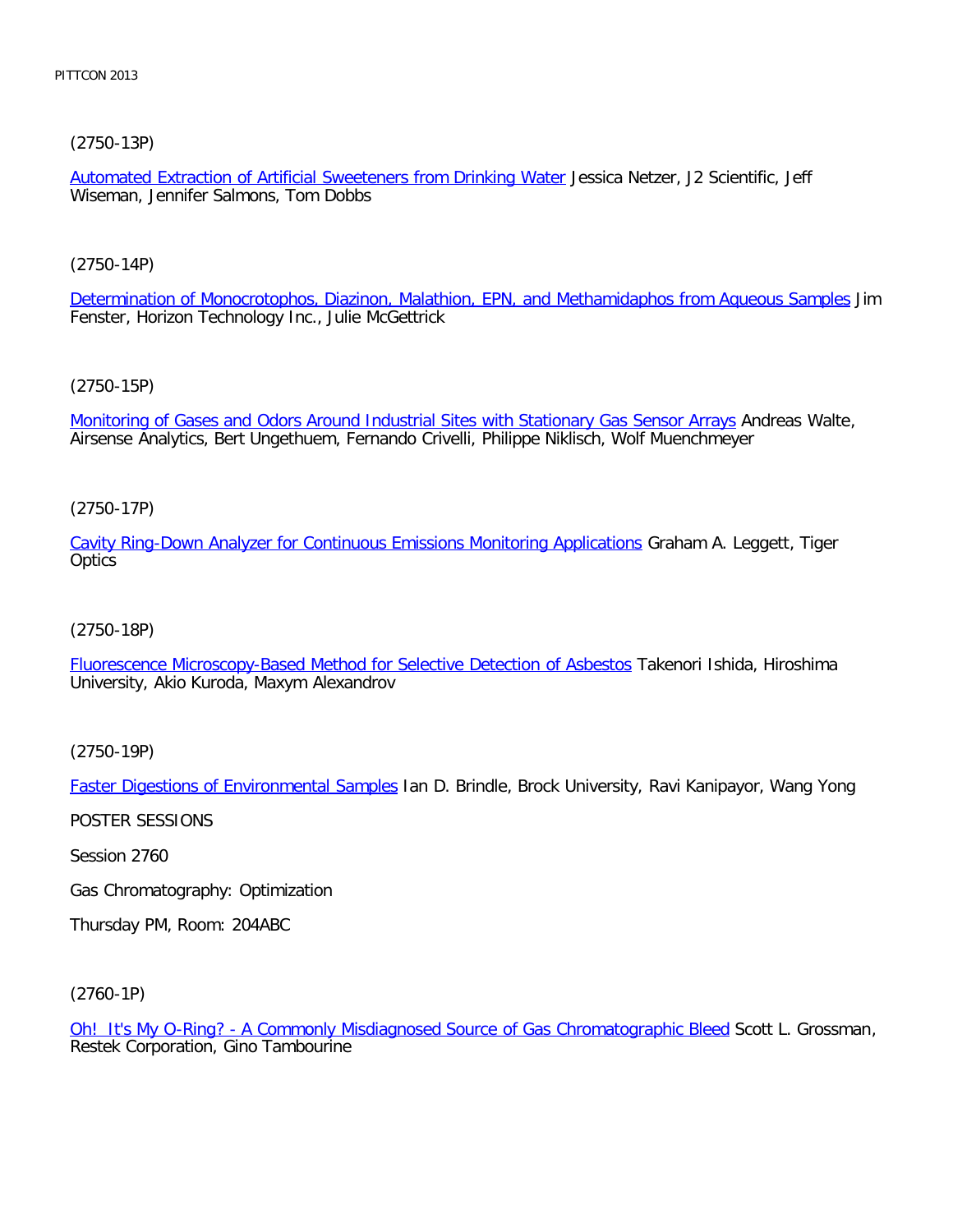(2750-13P)

Automated Extraction of Artificial Sweeteners from Drinking Water Jessica Netzer, J2 Scientific, Jeff Wiseman, Jennifer Salmons, Tom Dobbs

(2750-14P)

Determination of Monocrotophos, Diazinon, Malathion, EPN, and Methamidaphos from Aqueous Samples Jim Fenster, Horizon Technology Inc., Julie McGettrick

(2750-15P)

Monitoring of Gases and Odors Around Industrial Sites with Stationary Gas Sensor Arrays Andreas Walte, Airsense Analytics, Bert Ungethuem, Fernando Crivelli, Philippe Niklisch, Wolf Muenchmeyer

(2750-17P)

Cavity Ring-Down Analyzer for Continuous Emissions Monitoring Applications Graham A. Leggett, Tiger Optics

(2750-18P)

Fluorescence Microscopy-Based Method for Selective Detection of Asbestos Takenori Ishida, Hiroshima University, Akio Kuroda, Maxym Alexandrov

(2750-19P)

Faster Digestions of Environmental Samples Ian D. Brindle, Brock University, Ravi Kanipayor, Wang Yong

POSTER SESSIONS

Session 2760

Gas Chromatography: Optimization

Thursday PM, Room: 204ABC

(2760-1P)

Oh! It's My O-Ring? - A Commonly Misdiagnosed Source of Gas Chromatographic Bleed Scott L. Grossman, Restek Corporation, Gino Tambourine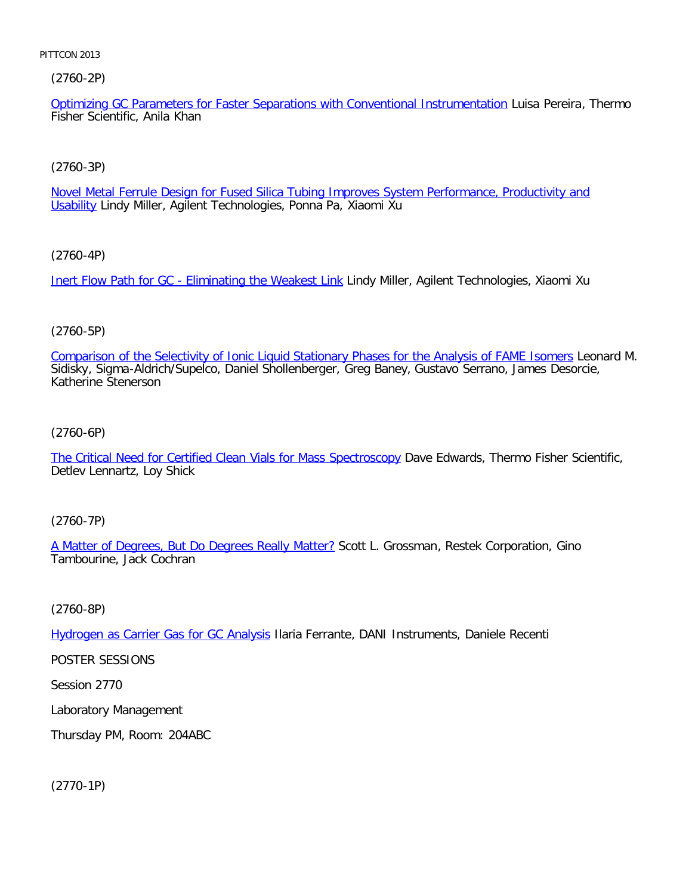(2760-2P)

Optimizing GC Parameters for Faster Separations with Conventional Instrumentation Luisa Pereira, Thermo Fisher Scientific, Anila Khan

(2760-3P)

Novel Metal Ferrule Design for Fused Silica Tubing Improves System Performance, Productivity and Usability Lindy Miller, Agilent Technologies, Ponna Pa, Xiaomi Xu

(2760-4P)

Inert Flow Path for GC - Eliminating the Weakest Link Lindy Miller, Agilent Technologies, Xiaomi Xu

(2760-5P)

Comparison of the Selectivity of Ionic Liquid Stationary Phases for the Analysis of FAME Isomers Leonard M. Sidisky, Sigma-Aldrich/Supelco, Daniel Shollenberger, Greg Baney, Gustavo Serrano, James Desorcie, Katherine Stenerson

(2760-6P)

The Critical Need for Certified Clean Vials for Mass Spectroscopy Dave Edwards, Thermo Fisher Scientific, Detlev Lennartz, Loy Shick

(2760-7P)

A Matter of Degrees, But Do Degrees Really Matter? Scott L. Grossman, Restek Corporation, Gino Tambourine, Jack Cochran

(2760-8P)

Hydrogen as Carrier Gas for GC Analysis Ilaria Ferrante, DANI Instruments, Daniele Recenti

POSTER SESSIONS

Session 2770

Laboratory Management

Thursday PM, Room: 204ABC

(2770-1P)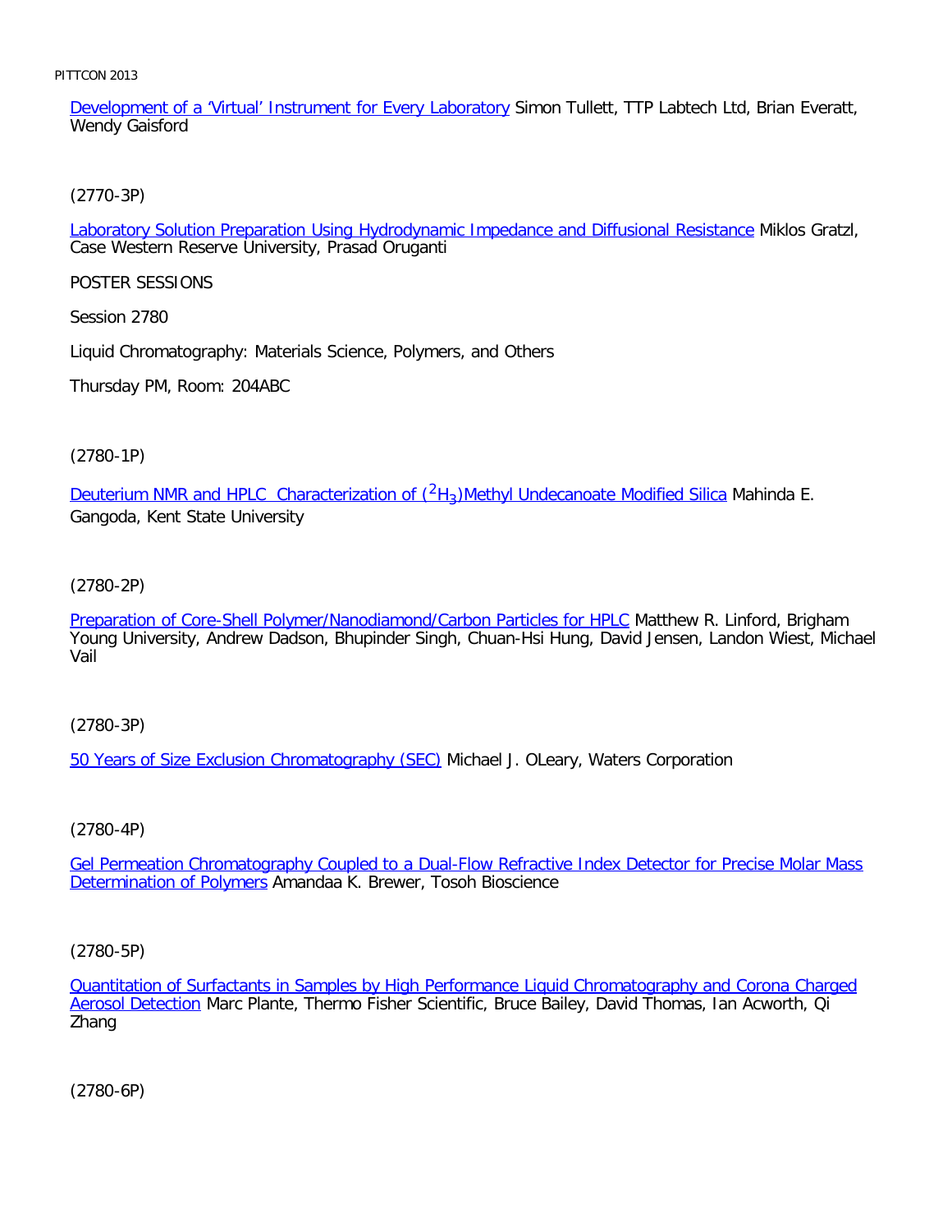Development of a 'Virtual' Instrument for Every Laboratory Simon Tullett, TTP Labtech Ltd, Brian Everatt, Wendy Gaisford

(2770-3P)

Laboratory Solution Preparation Using Hydrodynamic Impedance and Diffusional Resistance Miklos Gratzl, Case Western Reserve University, Prasad Oruganti

POSTER SESSIONS

Session 2780

Liquid Chromatography: Materials Science, Polymers, and Others

Thursday PM, Room: 204ABC

(2780-1P)

Deuterium NMR and HPLC Characterization of ($^2H_3$)Methyl Undecanoate Modified Silica Mahinda E. Gangoda, Kent State University

(2780-2P)

Preparation of Core-Shell Polymer/Nanodiamond/Carbon Particles for HPLC Matthew R. Linford, Brigham Young University, Andrew Dadson, Bhupinder Singh, Chuan-Hsi Hung, David Jensen, Landon Wiest, Michael Vail

(2780-3P)

50 Years of Size Exclusion Chromatography (SEC) Michael J. OLeary, Waters Corporation

(2780-4P)

Gel Permeation Chromatography Coupled to a Dual-Flow Refractive Index Detector for Precise Molar Mass Determination of Polymers Amandaa K. Brewer, Tosoh Bioscience

(2780-5P)

Quantitation of Surfactants in Samples by High Performance Liquid Chromatography and Corona Charged Aerosol Detection Marc Plante, Thermo Fisher Scientific, Bruce Bailey, David Thomas, Ian Acworth, Qi Zhang

(2780-6P)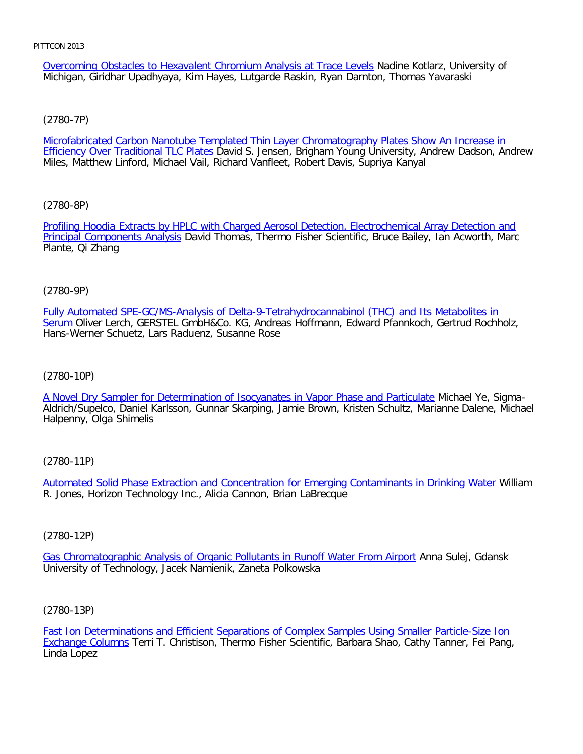Overcoming Obstacles to Hexavalent Chromium Analysis at Trace Levels Nadine Kotlarz, University of Michigan, Giridhar Upadhyaya, Kim Hayes, Lutgarde Raskin, Ryan Darnton, Thomas Yavaraski

(2780-7P)

Microfabricated Carbon Nanotube Templated Thin Layer Chromatography Plates Show An Increase in Efficiency Over Traditional TLC Plates David S. Jensen, Brigham Young University, Andrew Dadson, Andrew Miles, Matthew Linford, Michael Vail, Richard Vanfleet, Robert Davis, Supriya Kanyal

(2780-8P)

Profiling Hoodia Extracts by HPLC with Charged Aerosol Detection, Electrochemical Array Detection and Principal Components Analysis David Thomas, Thermo Fisher Scientific, Bruce Bailey, Ian Acworth, Marc Plante, Qi Zhang

(2780-9P)

Fully Automated SPE-GC/MS-Analysis of Delta-9-Tetrahydrocannabinol (THC) and Its Metabolites in Serum Oliver Lerch, GERSTEL GmbH&Co. KG, Andreas Hoffmann, Edward Pfannkoch, Gertrud Rochholz, Hans-Werner Schuetz, Lars Raduenz, Susanne Rose

(2780-10P)

A Novel Dry Sampler for Determination of Isocyanates in Vapor Phase and Particulate Michael Ye, Sigma-Aldrich/Supelco, Daniel Karlsson, Gunnar Skarping, Jamie Brown, Kristen Schultz, Marianne Dalene, Michael Halpenny, Olga Shimelis

(2780-11P)

Automated Solid Phase Extraction and Concentration for Emerging Contaminants in Drinking Water William R. Jones, Horizon Technology Inc., Alicia Cannon, Brian LaBrecque

(2780-12P)

Gas Chromatographic Analysis of Organic Pollutants in Runoff Water From Airport Anna Sulej, Gdansk University of Technology, Jacek Namienik, Zaneta Polkowska

(2780-13P)

Fast Ion Determinations and Efficient Separations of Complex Samples Using Smaller Particle-Size Ion Exchange Columns Terri T. Christison, Thermo Fisher Scientific, Barbara Shao, Cathy Tanner, Fei Pang, Linda Lopez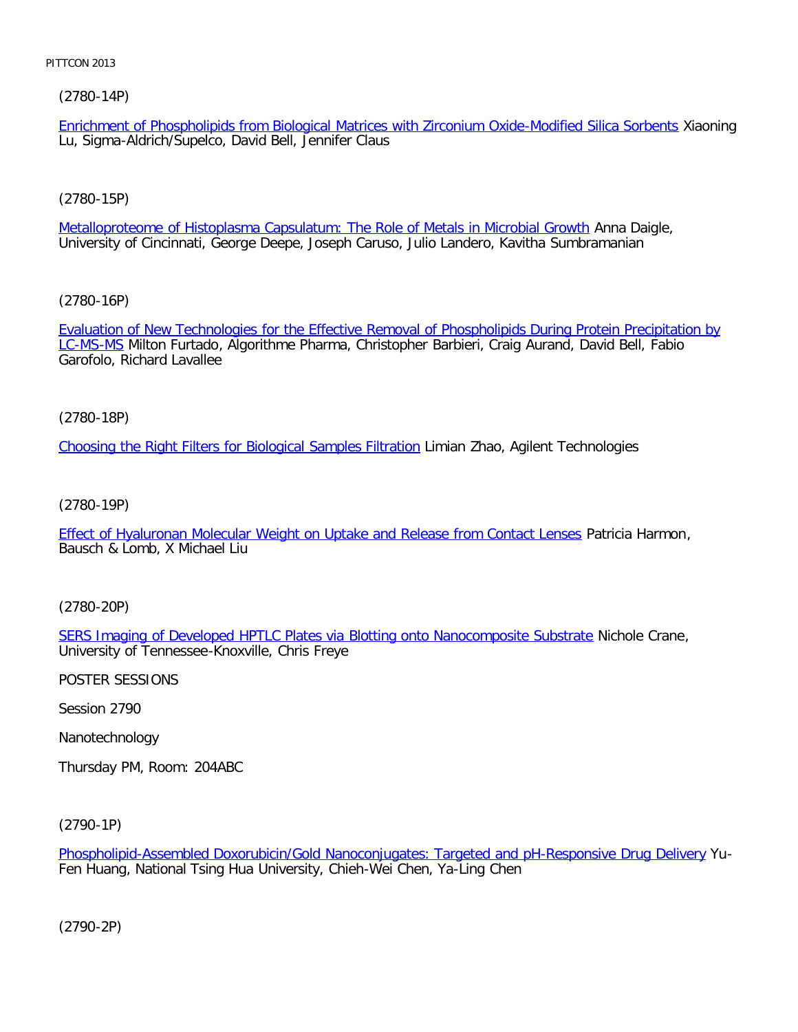(2780-14P)

Enrichment of Phospholipids from Biological Matrices with Zirconium Oxide-Modified Silica Sorbents Xiaoning Lu, Sigma-Aldrich/Supelco, David Bell, Jennifer Claus

(2780-15P)

Metalloproteome of Histoplasma Capsulatum: The Role of Metals in Microbial Growth Anna Daigle, University of Cincinnati, George Deepe, Joseph Caruso, Julio Landero, Kavitha Sumbramanian

(2780-16P)

Evaluation of New Technologies for the Effective Removal of Phospholipids During Protein Precipitation by LC-MS-MS Milton Furtado, Algorithme Pharma, Christopher Barbieri, Craig Aurand, David Bell, Fabio Garofolo, Richard Lavallee

(2780-18P)

Choosing the Right Filters for Biological Samples Filtration Limian Zhao, Agilent Technologies

(2780-19P)

Effect of Hyaluronan Molecular Weight on Uptake and Release from Contact Lenses Patricia Harmon, Bausch & Lomb, X Michael Liu

(2780-20P)

SERS Imaging of Developed HPTLC Plates via Blotting onto Nanocomposite Substrate Nichole Crane, University of Tennessee-Knoxville, Chris Freye

POSTER SESSIONS

Session 2790

Nanotechnology

Thursday PM, Room: 204ABC

(2790-1P)

Phospholipid-Assembled Doxorubicin/Gold Nanoconjugates: Targeted and pH-Responsive Drug Delivery Yu-Fen Huang, National Tsing Hua University, Chieh-Wei Chen, Ya-Ling Chen

(2790-2P)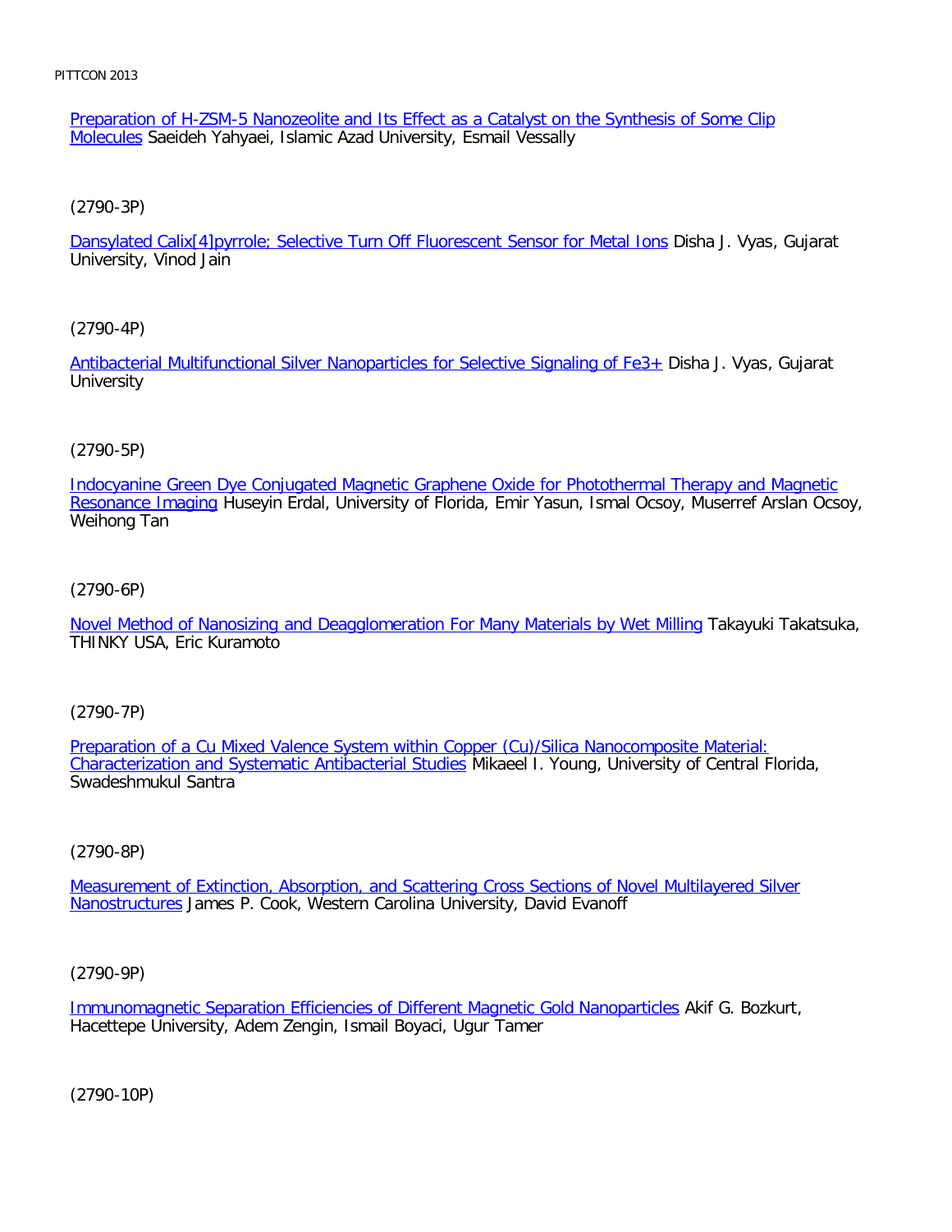Preparation of H-ZSM-5 Nanozeolite and Its Effect as a Catalyst on the Synthesis of Some Clip Molecules Saeideh Yahyaei, Islamic Azad University, Esmail Vessally

(2790-3P)

Dansylated Calix[4]pyrrole; Selective Turn Off Fluorescent Sensor for Metal Ions Disha J. Vyas, Gujarat University, Vinod Jain

(2790-4P)

Antibacterial Multifunctional Silver Nanoparticles for Selective Signaling of $Fe^{3+}$ Disha J. Vyas, Gujarat University

(2790-5P)

Indocyanine Green Dye Conjugated Magnetic Graphene Oxide for Photothermal Therapy and Magnetic Resonance Imaging Huseyin Erdal, University of Florida, Emir Yasun, Ismal Ocsoy, Muserref Arslan Ocsoy, Weihong Tan

(2790-6P)

Novel Method of Nanosizing and Deagglomeration For Many Materials by Wet Milling Takayuki Takatsuka, THINKY USA, Eric Kuramoto

(2790-7P)

Preparation of a Cu Mixed Valence System within Copper (Cu)/Silica Nanocomposite Material: Characterization and Systematic Antibacterial Studies Mikaeel I. Young, University of Central Florida, Swadeshmukul Santra

(2790-8P)

Measurement of Extinction, Absorption, and Scattering Cross Sections of Novel Multilayered Silver Nanostructures James P. Cook, Western Carolina University, David Evanoff

(2790-9P)

Immunomagnetic Separation Efficiencies of Different Magnetic Gold Nanoparticles Akif G. Bozkurt, Hacettepe University, Adem Zengin, Ismail Boyaci, Ugur Tamer

(2790-10P)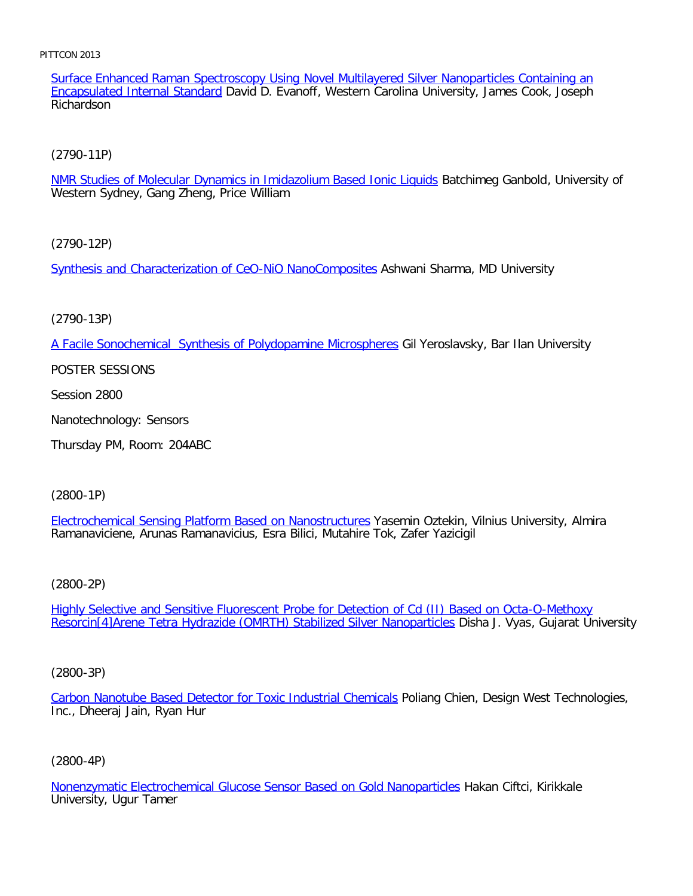Surface Enhanced Raman Spectroscopy Using Novel Multilayered Silver Nanoparticles Containing an Encapsulated Internal Standard David D. Evanoff, Western Carolina University, James Cook, Joseph Richardson

(2790-11P)

NMR Studies of Molecular Dynamics in Imidazolium Based Ionic Liquids Batchimeg Ganbold, University of Western Sydney, Gang Zheng, Price William

(2790-12P)

Synthesis and Characterization of CeO-NiO NanoComposites Ashwani Sharma, MD University

(2790-13P)

A Facile Sonochemical  Synthesis of Polydopamine Microspheres Gil Yeroslavsky, Bar Ilan University

POSTER SESSIONS

Session 2800

Nanotechnology: Sensors

Thursday PM, Room: 204ABC

(2800-1P)

Electrochemical Sensing Platform Based on Nanostructures Yasemin Oztekin, Vilnius University, Almira Ramanaviciene, Arunas Ramanavicius, Esra Bilici, Mutahire Tok, Zafer Yazicigil

(2800-2P)

Highly Selective and Sensitive Fluorescent Probe for Detection of Cd (II) Based on Octa-O-Methoxy Resorcin[4]Arene Tetra Hydrazide (OMRTH) Stabilized Silver Nanoparticles Disha J. Vyas, Gujarat University

(2800-3P)

Carbon Nanotube Based Detector for Toxic Industrial Chemicals Poliang Chien, Design West Technologies, Inc., Dheeraj Jain, Ryan Hur

(2800-4P)

Nonenzymatic Electrochemical Glucose Sensor Based on Gold Nanoparticles Hakan Ciftci, Kirikkale University, Ugur Tamer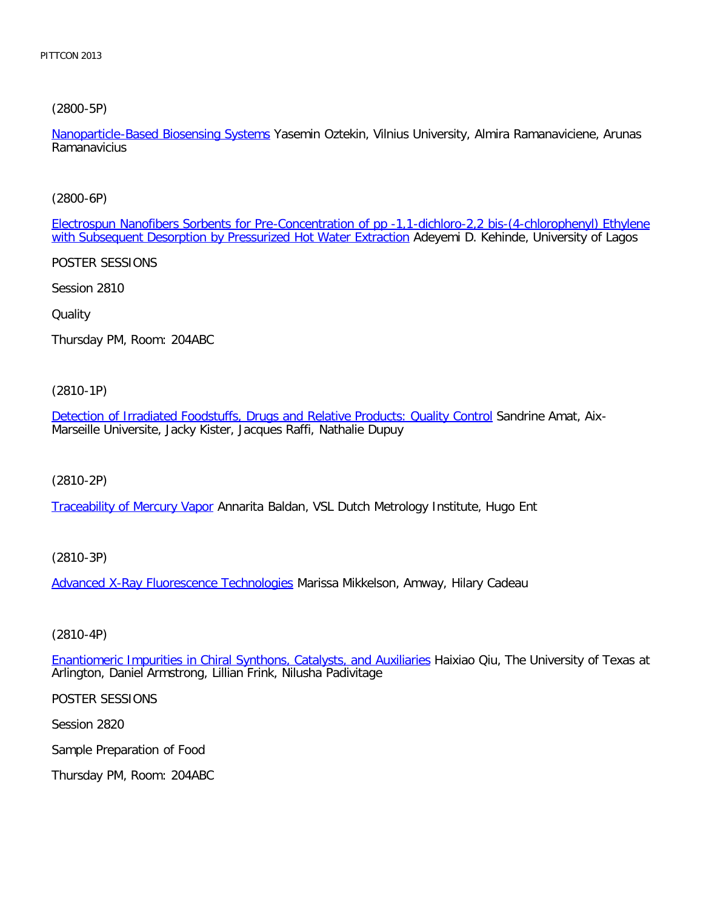(2800-5P)

Nanoparticle-Based Biosensing Systems Yasemin Oztekin, Vilnius University, Almira Ramanaviciene, Arunas Ramanavicius

(2800-6P)

Electrospun Nanofibers Sorbents for Pre-Concentration of pp -1,1-dichloro-2,2 bis-(4-chlorophenyl) Ethylene with Subsequent Desorption by Pressurized Hot Water Extraction Adeyemi D. Kehinde, University of Lagos

POSTER SESSIONS

Session 2810

Quality

Thursday PM, Room: 204ABC

(2810-1P)

Detection of Irradiated Foodstuffs, Drugs and Relative Products: Quality Control Sandrine Amat, Aix-Marseille Universite, Jacky Kister, Jacques Raffi, Nathalie Dupuy

(2810-2P)

Traceability of Mercury Vapor Annarita Baldan, VSL Dutch Metrology Institute, Hugo Ent

(2810-3P)

Advanced X-Ray Fluorescence Technologies Marissa Mikkelson, Amway, Hilary Cadeau

(2810-4P)

Enantiomeric Impurities in Chiral Synthons, Catalysts, and Auxiliaries Haixiao Qiu, The University of Texas at Arlington, Daniel Armstrong, Lillian Frink, Nilusha Padivitage

POSTER SESSIONS

Session 2820

Sample Preparation of Food

Thursday PM, Room: 204ABC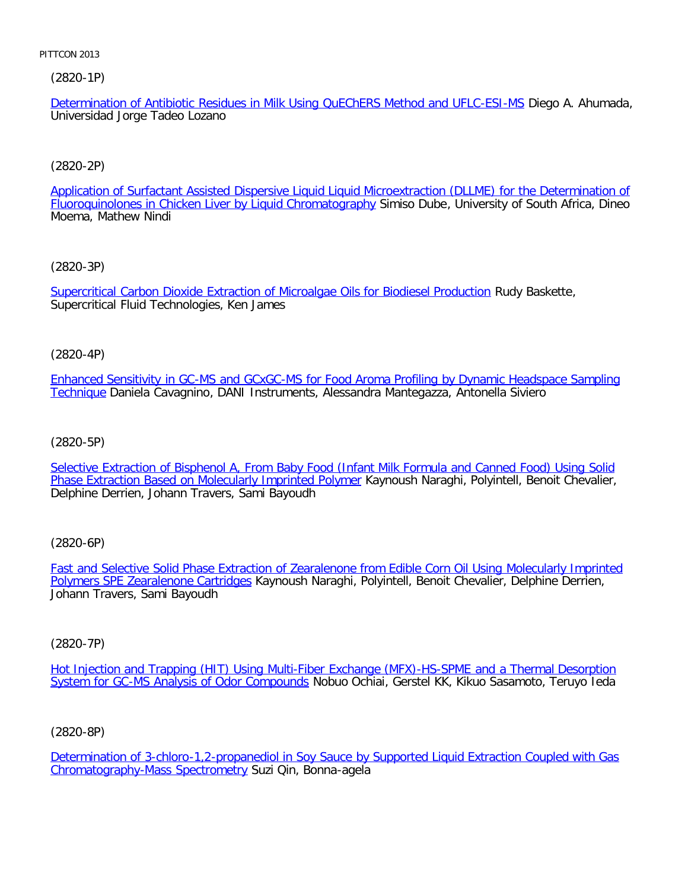(2820-1P)

Determination of Antibiotic Residues in Milk Using QuEChERS Method and UFLC-ESI-MS Diego A. Ahumada, Universidad Jorge Tadeo Lozano

(2820-2P)

Application of Surfactant Assisted Dispersive Liquid Liquid Microextraction (DLLME) for the Determination of Fluoroquinolones in Chicken Liver by Liquid Chromatography Simiso Dube, University of South Africa, Dineo Moema, Mathew Nindi

(2820-3P)

Supercritical Carbon Dioxide Extraction of Microalgae Oils for Biodiesel Production Rudy Baskette, Supercritical Fluid Technologies, Ken James

(2820-4P)

Enhanced Sensitivity in GC-MS and GCxGC-MS for Food Aroma Profiling by Dynamic Headspace Sampling Technique Daniela Cavagnino, DANI Instruments, Alessandra Mantegazza, Antonella Siviero

(2820-5P)

Selective Extraction of Bisphenol A, From Baby Food (Infant Milk Formula and Canned Food) Using Solid Phase Extraction Based on Molecularly Imprinted Polymer Kaynoush Naraghi, Polyintell, Benoit Chevalier, Delphine Derrien, Johann Travers, Sami Bayoudh

(2820-6P)

Fast and Selective Solid Phase Extraction of Zearalenone from Edible Corn Oil Using Molecularly Imprinted Polymers SPE Zearalenone Cartridges Kaynoush Naraghi, Polyintell, Benoit Chevalier, Delphine Derrien, Johann Travers, Sami Bayoudh

(2820-7P)

Hot Injection and Trapping (HIT) Using Multi-Fiber Exchange (MFX)-HS-SPME and a Thermal Desorption System for GC-MS Analysis of Odor Compounds Nobuo Ochiai, Gerstel KK, Kikuo Sasamoto, Teruyo Ieda

(2820-8P)

Determination of 3-chloro-1,2-propanediol in Soy Sauce by Supported Liquid Extraction Coupled with Gas Chromatography-Mass Spectrometry Suzi Qin, Bonna-agela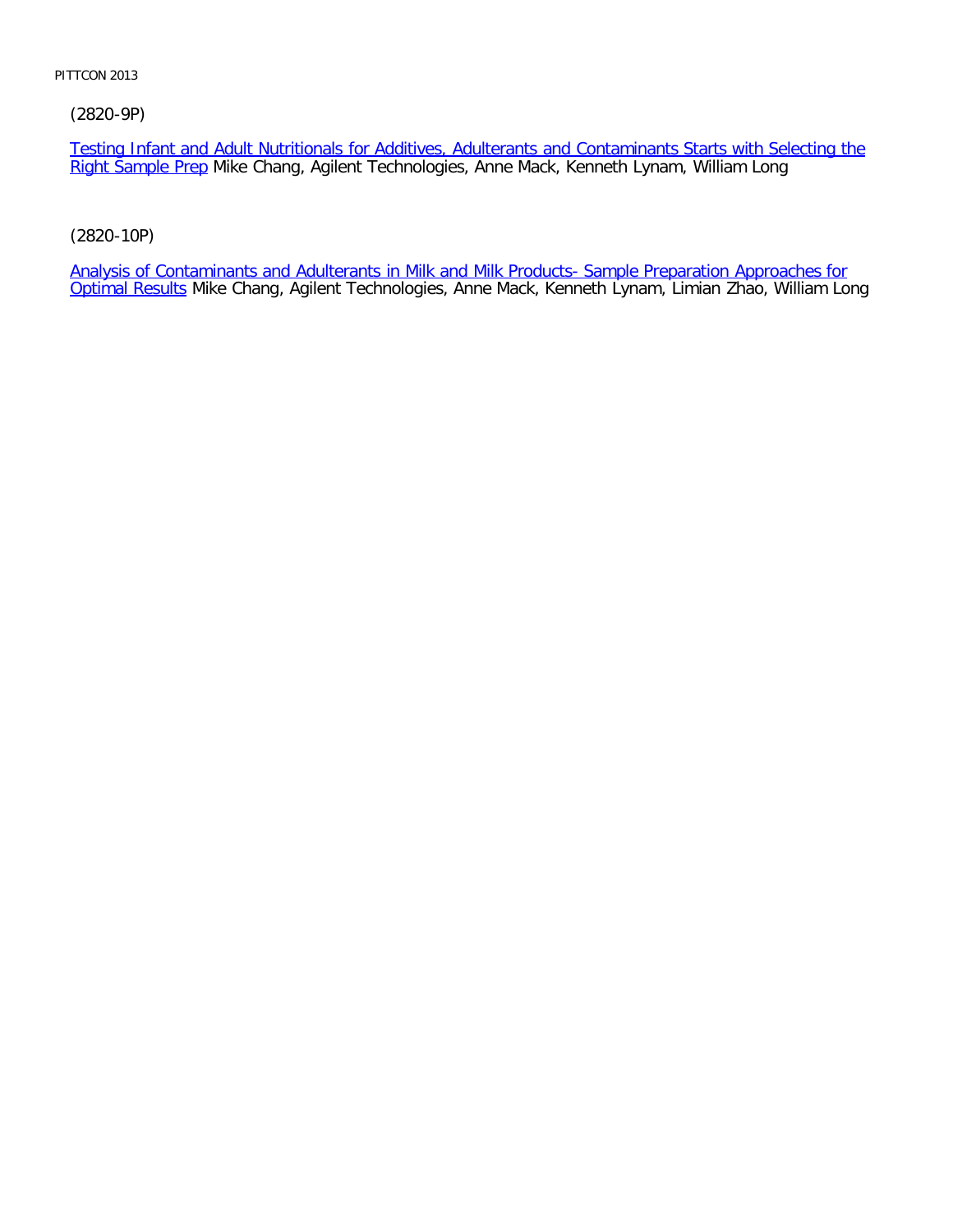(2820-9P)

Testing Infant and Adult Nutritionals for Additives, Adulterants and Contaminants Starts with Selecting the Right Sample Prep Mike Chang, Agilent Technologies, Anne Mack, Kenneth Lynam, William Long

(2820-10P)

Analysis of Contaminants and Adulterants in Milk and Milk Products- Sample Preparation Approaches for Optimal Results Mike Chang, Agilent Technologies, Anne Mack, Kenneth Lynam, Limian Zhao, William Long